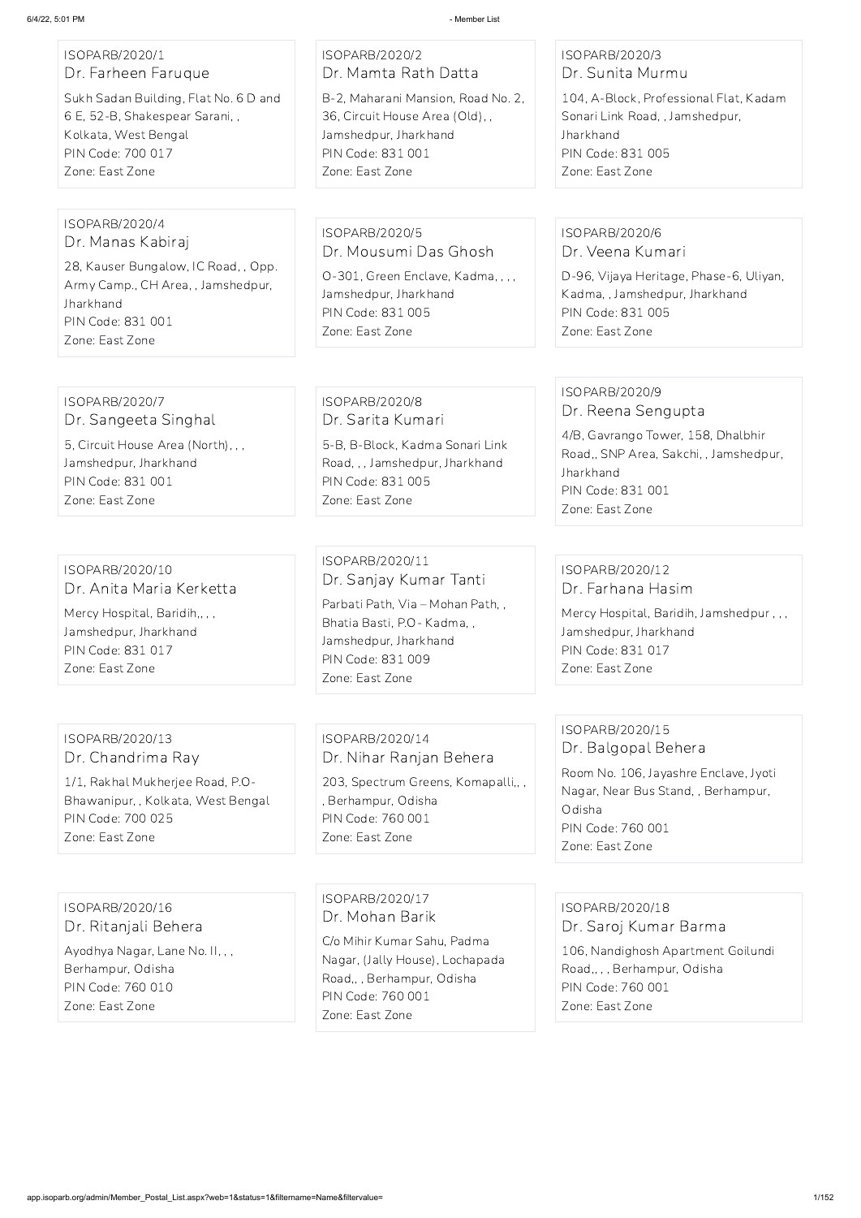ISOPARB/2020/1
Dr. Farheen Faruque
Sukh Sadan Building, Flat No. 6 D and 6 E, 52-B, Shakespear Sarani, , Kolkata, West Bengal
PIN Code: 700 017
Zone: East Zone

ISOPARB/2020/2
Dr. Mamta Rath Datta
B-2, Maharani Mansion, Road No. 2, 36, Circuit House Area (Old), , Jamshedpur, Jharkhand
PIN Code: 831 001
Zone: East Zone

ISOPARB/2020/3
Dr. Sunita Murmu
104, A-Block, Professional Flat, Kadam Sonari Link Road, , Jamshedpur, Jharkhand
PIN Code: 831 005
Zone: East Zone

ISOPARB/2020/4
Dr. Manas Kabiraj
28, Kauser Bungalow, IC Road, , Opp. Army Camp., CH Area, , Jamshedpur, Jharkhand
PIN Code: 831 001
Zone: East Zone

ISOPARB/2020/5
Dr. Mousumi Das Ghosh
O-301, Green Enclave, Kadma, , , , Jamshedpur, Jharkhand
PIN Code: 831 005
Zone: East Zone

ISOPARB/2020/6
Dr. Veena Kumari
D-96, Vijaya Heritage, Phase-6, Uliyan, Kadma, , Jamshedpur, Jharkhand
PIN Code: 831 005
Zone: East Zone

ISOPARB/2020/7
Dr. Sangeeta Singhal
5, Circuit House Area (North), , , Jamshedpur, Jharkhand
PIN Code: 831 001
Zone: East Zone

ISOPARB/2020/8
Dr. Sarita Kumari
5-B, B-Block, Kadma Sonari Link Road, , , Jamshedpur, Jharkhand
PIN Code: 831 005
Zone: East Zone

ISOPARB/2020/9
Dr. Reena Sengupta
4/B, Gavrango Tower, 158, Dhalbhir Road,, SNP Area, Sakchi, , Jamshedpur, Jharkhand
PIN Code: 831 001
Zone: East Zone

ISOPARB/2020/10
Dr. Anita Maria Kerketta
Mercy Hospital, Baridih,, , , Jamshedpur, Jharkhand
PIN Code: 831 017
Zone: East Zone

ISOPARB/2020/11
Dr. Sanjay Kumar Tanti
Parbati Path, Via – Mohan Path, , Bhatia Basti, P.O- Kadma, , Jamshedpur, Jharkhand
PIN Code: 831 009
Zone: East Zone

ISOPARB/2020/12
Dr. Farhana Hasim
Mercy Hospital, Baridih, Jamshedpur , , , Jamshedpur, Jharkhand
PIN Code: 831 017
Zone: East Zone

ISOPARB/2020/13
Dr. Chandrima Ray
1/1, Rakhal Mukherjee Road, P.O- Bhawanipur, , Kolkata, West Bengal
PIN Code: 700 025
Zone: East Zone

ISOPARB/2020/14
Dr. Nihar Ranjan Behera
203, Spectrum Greens, Komapalli,, , , Berhampur, Odisha
PIN Code: 760 001
Zone: East Zone

ISOPARB/2020/15
Dr. Balgopal Behera
Room No. 106, Jayashre Enclave, Jyoti Nagar, Near Bus Stand, , Berhampur, Odisha
PIN Code: 760 001
Zone: East Zone

ISOPARB/2020/16
Dr. Ritanjali Behera
Ayodhya Nagar, Lane No. II, , , Berhampur, Odisha
PIN Code: 760 010
Zone: East Zone

ISOPARB/2020/17
Dr. Mohan Barik
C/o Mihir Kumar Sahu, Padma Nagar, (Jally House), Lochapada Road,, , Berhampur, Odisha
PIN Code: 760 001
Zone: East Zone

ISOPARB/2020/18
Dr. Saroj Kumar Barma
106, Nandighosh Apartment Goilundi Road,, , , Berhampur, Odisha
PIN Code: 760 001
Zone: East Zone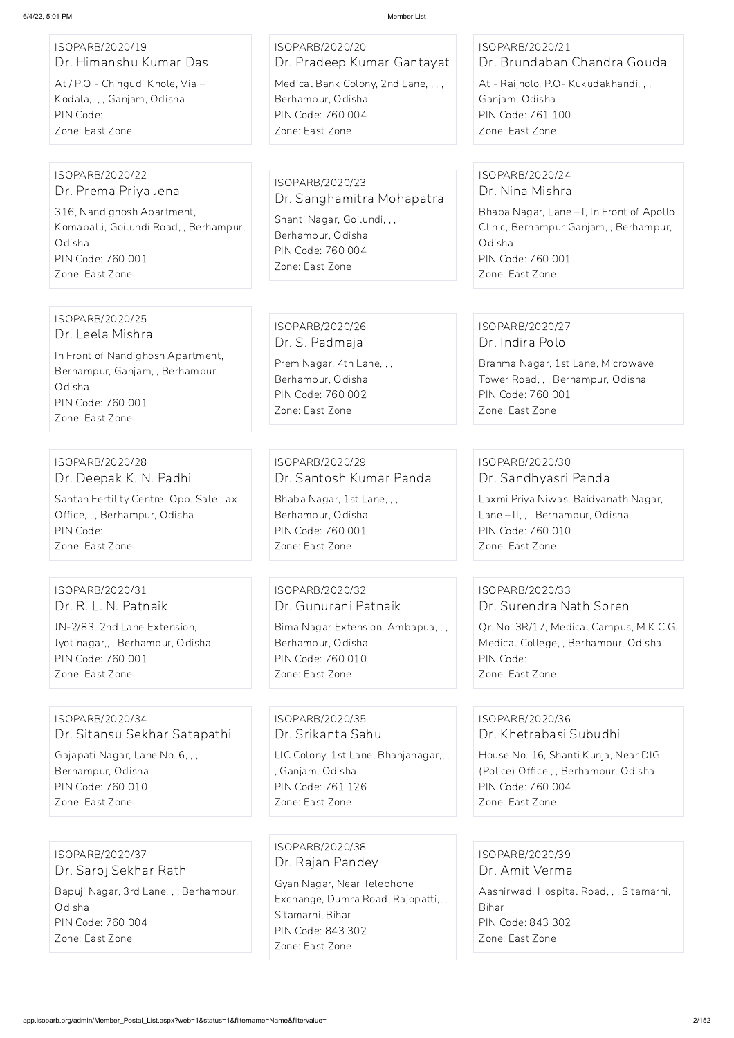ISOPARB/2020/19
Dr. Himanshu Kumar Das
At / P.O - Chingudi Khole, Via – Kodala,, , , Ganjam, Odisha
PIN Code:
Zone: East Zone

ISOPARB/2020/20
Dr. Pradeep Kumar Gantayat
Medical Bank Colony, 2nd Lane, , , , Berhampur, Odisha
PIN Code: 760 004
Zone: East Zone

ISOPARB/2020/21
Dr. Brundaban Chandra Gouda
At - Raijholo, P.O- Kukudakhandi, , , Ganjam, Odisha
PIN Code: 761 100
Zone: East Zone

ISOPARB/2020/22
Dr. Prema Priya Jena
316, Nandighosh Apartment, Komapalli, Goilundi Road, , Berhampur, Odisha
PIN Code: 760 001
Zone: East Zone

ISOPARB/2020/23
Dr. Sanghamitra Mohapatra
Shanti Nagar, Goilundi, , , Berhampur, Odisha
PIN Code: 760 004
Zone: East Zone

ISOPARB/2020/24
Dr. Nina Mishra
Bhaba Nagar, Lane – I, In Front of Apollo Clinic, Berhampur Ganjam, , Berhampur, Odisha
PIN Code: 760 001
Zone: East Zone

ISOPARB/2020/25
Dr. Leela Mishra
In Front of Nandighosh Apartment, Berhampur, Ganjam, , Berhampur, Odisha
PIN Code: 760 001
Zone: East Zone

ISOPARB/2020/26
Dr. S. Padmaja
Prem Nagar, 4th Lane, , , Berhampur, Odisha
PIN Code: 760 002
Zone: East Zone

ISOPARB/2020/27
Dr. Indira Polo
Brahma Nagar, 1st Lane, Microwave Tower Road, , , Berhampur, Odisha
PIN Code: 760 001
Zone: East Zone

ISOPARB/2020/28
Dr. Deepak K. N. Padhi
Santan Fertility Centre, Opp. Sale Tax Office, , , Berhampur, Odisha
PIN Code:
Zone: East Zone

ISOPARB/2020/29
Dr. Santosh Kumar Panda
Bhaba Nagar, 1st Lane, , , Berhampur, Odisha
PIN Code: 760 001
Zone: East Zone

ISOPARB/2020/30
Dr. Sandhyasri Panda
Laxmi Priya Niwas, Baidyanath Nagar, Lane – II, , , Berhampur, Odisha
PIN Code: 760 010
Zone: East Zone

ISOPARB/2020/31
Dr. R. L. N. Patnaik
JN-2/83, 2nd Lane Extension, Jyotinagar,, , Berhampur, Odisha
PIN Code: 760 001
Zone: East Zone

ISOPARB/2020/32
Dr. Gunurani Patnaik
Bima Nagar Extension, Ambapua, , , Berhampur, Odisha
PIN Code: 760 010
Zone: East Zone

ISOPARB/2020/33
Dr. Surendra Nath Soren
Qr. No. 3R/17, Medical Campus, M.K.C.G. Medical College, , Berhampur, Odisha
PIN Code:
Zone: East Zone

ISOPARB/2020/34
Dr. Sitansu Sekhar Satapathi
Gajapati Nagar, Lane No. 6, , , Berhampur, Odisha
PIN Code: 760 010
Zone: East Zone

ISOPARB/2020/35
Dr. Srikanta Sahu
LIC Colony, 1st Lane, Bhanjanagar,, , , Ganjam, Odisha
PIN Code: 761 126
Zone: East Zone

ISOPARB/2020/36
Dr. Khetrabasi Subudhi
House No. 16, Shanti Kunja, Near DIG (Police) Office,, , Berhampur, Odisha
PIN Code: 760 004
Zone: East Zone

ISOPARB/2020/37
Dr. Saroj Sekhar Rath
Bapuji Nagar, 3rd Lane, , , Berhampur, Odisha
PIN Code: 760 004
Zone: East Zone

ISOPARB/2020/38
Dr. Rajan Pandey
Gyan Nagar, Near Telephone Exchange, Dumra Road, Rajopatti,, , Sitamarhi, Bihar
PIN Code: 843 302
Zone: East Zone

ISOPARB/2020/39
Dr. Amit Verma
Aashirwad, Hospital Road, , , Sitamarhi, Bihar
PIN Code: 843 302
Zone: East Zone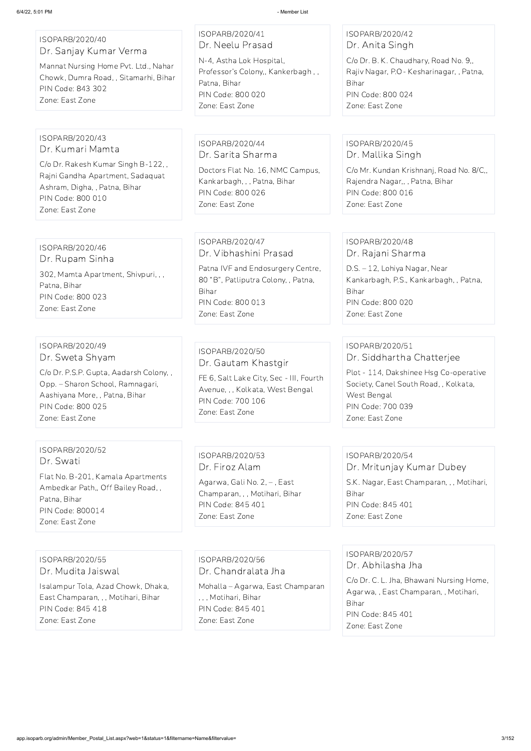ISOPARB/2020/40
Dr. Sanjay Kumar Verma
Mannat Nursing Home Pvt. Ltd., Nahar Chowk, Dumra Road, , Sitamarhi, Bihar
PIN Code: 843 302
Zone: East Zone

ISOPARB/2020/41
Dr. Neelu Prasad
N-4, Astha Lok Hospital, Professor's Colony,, Kankerbagh , , Patna, Bihar
PIN Code: 800 020
Zone: East Zone

ISOPARB/2020/42
Dr. Anita Singh
C/o Dr. B. K. Chaudhary, Road No. 9,, Rajiv Nagar, P.O - Kesharinagar, , Patna, Bihar
PIN Code: 800 024
Zone: East Zone

ISOPARB/2020/43
Dr. Kumari Mamta
C/o Dr. Rakesh Kumar Singh B-122, , Rajni Gandha Apartment, Sadaquat Ashram, Digha, , Patna, Bihar
PIN Code: 800 010
Zone: East Zone

ISOPARB/2020/44
Dr. Sarita Sharma
Doctors Flat No. 16, NMC Campus, Kankarbagh, , , Patna, Bihar
PIN Code: 800 026
Zone: East Zone

ISOPARB/2020/45
Dr. Mallika Singh
C/o Mr. Kundan Krishnanj, Road No. 8/C,, Rajendra Nagar,, , Patna, Bihar
PIN Code: 800 016
Zone: East Zone

ISOPARB/2020/46
Dr. Rupam Sinha
302, Mamta Apartment, Shivpuri, , , Patna, Bihar
PIN Code: 800 023
Zone: East Zone

ISOPARB/2020/47
Dr. Vibhashini Prasad
Patna IVF and Endosurgery Centre, 80 "B", Patliputra Colony, , Patna, Bihar
PIN Code: 800 013
Zone: East Zone

ISOPARB/2020/48
Dr. Rajani Sharma
D.S. – 12, Lohiya Nagar, Near Kankarbagh, P.S., Kankarbagh, , Patna, Bihar
PIN Code: 800 020
Zone: East Zone

ISOPARB/2020/49
Dr. Sweta Shyam
C/o Dr. P.S.P. Gupta, Aadarsh Colony, , Opp. – Sharon School, Ramnagari, Aashiyana More, , Patna, Bihar
PIN Code: 800 025
Zone: East Zone

ISOPARB/2020/50
Dr. Gautam Khastgir
FE 6, Salt Lake City, Sec - III, Fourth Avenue, , , Kolkata, West Bengal
PIN Code: 700 106
Zone: East Zone

ISOPARB/2020/51
Dr. Siddhartha Chatterjee
Plot - 114, Dakshinee Hsg Co-operative Society, Canel South Road, , Kolkata, West Bengal
PIN Code: 700 039
Zone: East Zone

ISOPARB/2020/52
Dr. Swati
Flat No. B-201, Kamala Apartments Ambedkar Path,, Off Bailey Road, , Patna, Bihar
PIN Code: 800014
Zone: East Zone

ISOPARB/2020/53
Dr. Firoz Alam
Agarwa, Gali No. 2, – , East Champaran, , , Motihari, Bihar
PIN Code: 845 401
Zone: East Zone

ISOPARB/2020/54
Dr. Mritunjay Kumar Dubey
S.K. Nagar, East Champaran, , , Motihari, Bihar
PIN Code: 845 401
Zone: East Zone

ISOPARB/2020/55
Dr. Mudita Jaiswal
Isalampur Tola, Azad Chowk, Dhaka, East Champaran, , , Motihari, Bihar
PIN Code: 845 418
Zone: East Zone

ISOPARB/2020/56
Dr. Chandralata Jha
Mohalla – Agarwa, East Champaran , , , Motihari, Bihar
PIN Code: 845 401
Zone: East Zone

ISOPARB/2020/57
Dr. Abhilasha Jha
C/o Dr. C. L. Jha, Bhawani Nursing Home, Agarwa, , East Champaran, , Motihari, Bihar
PIN Code: 845 401
Zone: East Zone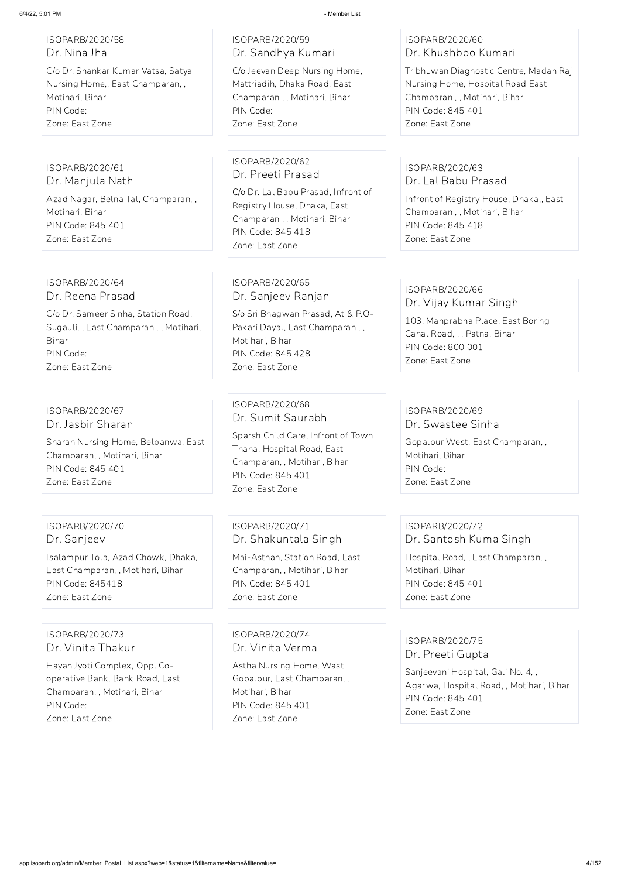ISOPARB/2020/58
Dr. Nina Jha
C/o Dr. Shankar Kumar Vatsa, Satya Nursing Home,, East Champaran, , Motihari, Bihar
PIN Code:
Zone: East Zone

ISOPARB/2020/59
Dr. Sandhya Kumari
C/o Jeevan Deep Nursing Home, Mattriadih, Dhaka Road, East Champaran , , Motihari, Bihar
PIN Code:
Zone: East Zone

ISOPARB/2020/60
Dr. Khushboo Kumari
Tribhuwan Diagnostic Centre, Madan Raj Nursing Home, Hospital Road East Champaran , , Motihari, Bihar
PIN Code: 845 401
Zone: East Zone

ISOPARB/2020/61
Dr. Manjula Nath
Azad Nagar, Belna Tal, Champaran, , Motihari, Bihar
PIN Code: 845 401
Zone: East Zone

ISOPARB/2020/62
Dr. Preeti Prasad
C/o Dr. Lal Babu Prasad, Infront of Registry House, Dhaka, East Champaran , , Motihari, Bihar
PIN Code: 845 418
Zone: East Zone

ISOPARB/2020/63
Dr. Lal Babu Prasad
Infront of Registry House, Dhaka,, East Champaran , , Motihari, Bihar
PIN Code: 845 418
Zone: East Zone

ISOPARB/2020/64
Dr. Reena Prasad
C/o Dr. Sameer Sinha, Station Road, Sugauli, , East Champaran , , Motihari, Bihar
PIN Code:
Zone: East Zone

ISOPARB/2020/65
Dr. Sanjeev Ranjan
S/o Sri Bhagwan Prasad, At & P.O- Pakari Dayal, East Champaran , , Motihari, Bihar
PIN Code: 845 428
Zone: East Zone

ISOPARB/2020/66
Dr. Vijay Kumar Singh
103, Manprabha Place, East Boring Canal Road, , , Patna, Bihar
PIN Code: 800 001
Zone: East Zone

ISOPARB/2020/67
Dr. Jasbir Sharan
Sharan Nursing Home, Belbanwa, East Champaran, , Motihari, Bihar
PIN Code: 845 401
Zone: East Zone

ISOPARB/2020/68
Dr. Sumit Saurabh
Sparsh Child Care, Infront of Town Thana, Hospital Road, East Champaran, , Motihari, Bihar
PIN Code: 845 401
Zone: East Zone

ISOPARB/2020/69
Dr. Swastee Sinha
Gopalpur West, East Champaran, , Motihari, Bihar
PIN Code:
Zone: East Zone

ISOPARB/2020/70
Dr. Sanjeev
Isalampur Tola, Azad Chowk, Dhaka, East Champaran, , Motihari, Bihar
PIN Code: 845418
Zone: East Zone

ISOPARB/2020/71
Dr. Shakuntala Singh
Mai-Asthan, Station Road, East Champaran, , Motihari, Bihar
PIN Code: 845 401
Zone: East Zone

ISOPARB/2020/72
Dr. Santosh Kuma Singh
Hospital Road, , East Champaran, , Motihari, Bihar
PIN Code: 845 401
Zone: East Zone

ISOPARB/2020/73
Dr. Vinita Thakur
Hayan Jyoti Complex, Opp. Co-operative Bank, Bank Road, East Champaran, , Motihari, Bihar
PIN Code:
Zone: East Zone

ISOPARB/2020/74
Dr. Vinita Verma
Astha Nursing Home, Wast Gopalpur, East Champaran, , Motihari, Bihar
PIN Code: 845 401
Zone: East Zone

ISOPARB/2020/75
Dr. Preeti Gupta
Sanjeevani Hospital, Gali No. 4, , Agarwa, Hospital Road, , Motihari, Bihar
PIN Code: 845 401
Zone: East Zone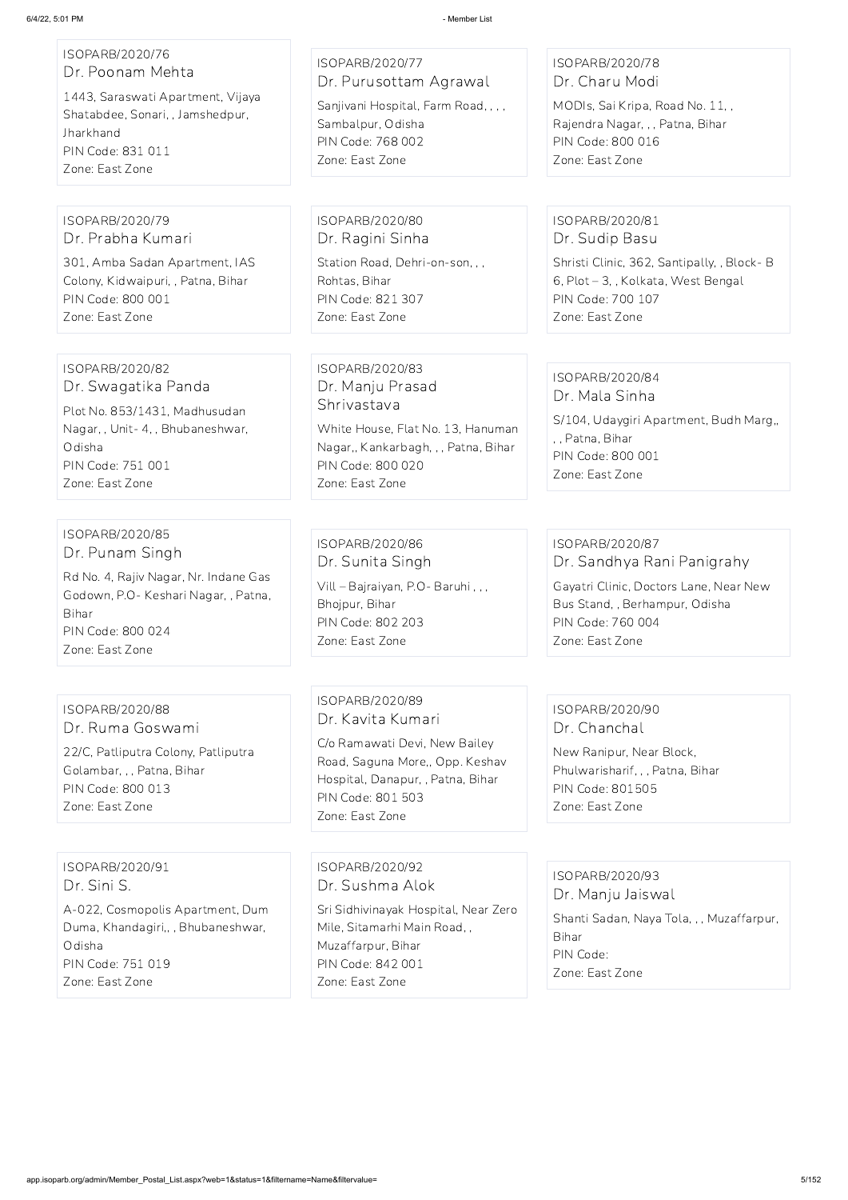ISOPARB/2020/76
Dr. Poonam Mehta
1443, Saraswati Apartment, Vijaya Shatabdee, Sonari, , Jamshedpur, Jharkhand
PIN Code: 831 011
Zone: East Zone

ISOPARB/2020/77
Dr. Purusottam Agrawal
Sanjivani Hospital, Farm Road, , , , Sambalpur, Odisha
PIN Code: 768 002
Zone: East Zone

ISOPARB/2020/78
Dr. Charu Modi
MODIs, Sai Kripa, Road No. 11, , Rajendra Nagar, , , Patna, Bihar
PIN Code: 800 016
Zone: East Zone

ISOPARB/2020/79
Dr. Prabha Kumari
301, Amba Sadan Apartment, IAS Colony, Kidwaipuri, , Patna, Bihar
PIN Code: 800 001
Zone: East Zone

ISOPARB/2020/80
Dr. Ragini Sinha
Station Road, Dehri-on-son, , , Rohtas, Bihar
PIN Code: 821 307
Zone: East Zone

ISOPARB/2020/81
Dr. Sudip Basu
Shristi Clinic, 362, Santipally, , Block- B 6, Plot – 3, , Kolkata, West Bengal
PIN Code: 700 107
Zone: East Zone

ISOPARB/2020/82
Dr. Swagatika Panda
Plot No. 853/1431, Madhusudan Nagar, , Unit- 4, , Bhubaneshwar, Odisha
PIN Code: 751 001
Zone: East Zone

ISOPARB/2020/83
Dr. Manju Prasad Shrivastava
White House, Flat No. 13, Hanuman Nagar,, Kankarbagh, , , Patna, Bihar
PIN Code: 800 020
Zone: East Zone

ISOPARB/2020/84
Dr. Mala Sinha
S/104, Udaygiri Apartment, Budh Marg,, , , Patna, Bihar
PIN Code: 800 001
Zone: East Zone

ISOPARB/2020/85
Dr. Punam Singh
Rd No. 4, Rajiv Nagar, Nr. Indane Gas Godown, P.O- Keshari Nagar, , Patna, Bihar
PIN Code: 800 024
Zone: East Zone

ISOPARB/2020/86
Dr. Sunita Singh
Vill – Bajraiyan, P.O- Baruhi , , , Bhojpur, Bihar
PIN Code: 802 203
Zone: East Zone

ISOPARB/2020/87
Dr. Sandhya Rani Panigrahy
Gayatri Clinic, Doctors Lane, Near New Bus Stand, , Berhampur, Odisha
PIN Code: 760 004
Zone: East Zone

ISOPARB/2020/88
Dr. Ruma Goswami
22/C, Patliputra Colony, Patliputra Golambar, , , Patna, Bihar
PIN Code: 800 013
Zone: East Zone

ISOPARB/2020/89
Dr. Kavita Kumari
C/o Ramawati Devi, New Bailey Road, Saguna More,, Opp. Keshav Hospital, Danapur, , Patna, Bihar
PIN Code: 801 503
Zone: East Zone

ISOPARB/2020/90
Dr. Chanchal
New Ranipur, Near Block, Phulwarisharif, , , Patna, Bihar
PIN Code: 801505
Zone: East Zone

ISOPARB/2020/91
Dr. Sini S.
A-022, Cosmopolis Apartment, Dum Duma, Khandagiri,, , Bhubaneshwar, Odisha
PIN Code: 751 019
Zone: East Zone

ISOPARB/2020/92
Dr. Sushma Alok
Sri Sidhivinayak Hospital, Near Zero Mile, Sitamarhi Main Road, , Muzaffarpur, Bihar
PIN Code: 842 001
Zone: East Zone

ISOPARB/2020/93
Dr. Manju Jaiswal
Shanti Sadan, Naya Tola, , , Muzaffarpur, Bihar
PIN Code:
Zone: East Zone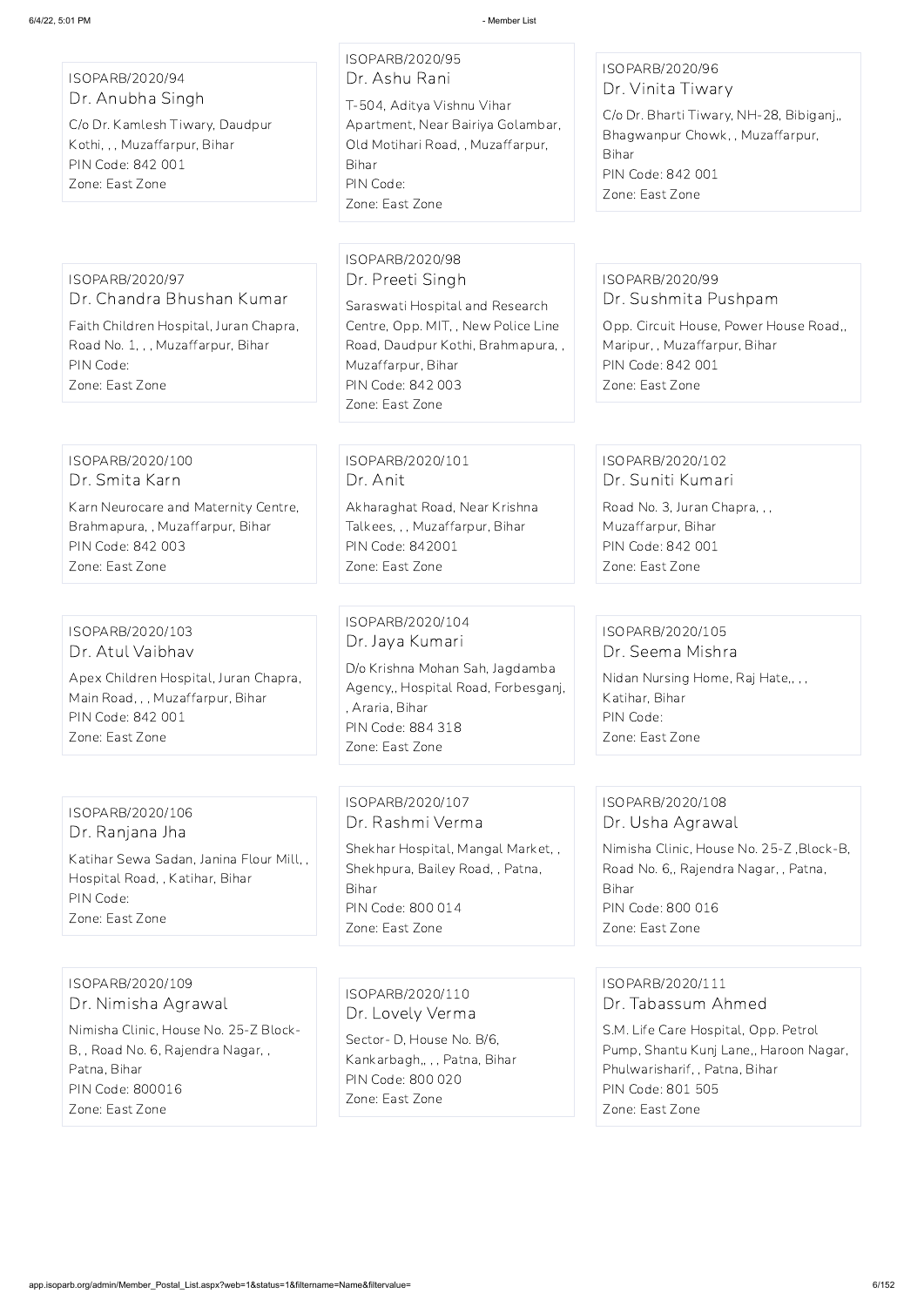ISOPARB/2020/94
Dr. Anubha Singh
C/o Dr. Kamlesh Tiwary, Daudpur Kothi, , , Muzaffarpur, Bihar
PIN Code: 842 001
Zone: East Zone

ISOPARB/2020/95
Dr. Ashu Rani
T-504, Aditya Vishnu Vihar Apartment, Near Bairiya Golambar, Old Motihari Road, , Muzaffarpur, Bihar
PIN Code:
Zone: East Zone

ISOPARB/2020/96
Dr. Vinita Tiwary
C/o Dr. Bharti Tiwary, NH-28, Bibiganj,, Bhagwanpur Chowk, , Muzaffarpur, Bihar
PIN Code: 842 001
Zone: East Zone

ISOPARB/2020/97
Dr. Chandra Bhushan Kumar
Faith Children Hospital, Juran Chapra, Road No. 1, , , Muzaffarpur, Bihar
PIN Code:
Zone: East Zone

ISOPARB/2020/98
Dr. Preeti Singh
Saraswati Hospital and Research Centre, Opp. MIT, , New Police Line Road, Daudpur Kothi, Brahmapura, , Muzaffarpur, Bihar
PIN Code: 842 003
Zone: East Zone

ISOPARB/2020/99
Dr. Sushmita Pushpam
Opp. Circuit House, Power House Road,, Maripur, , Muzaffarpur, Bihar
PIN Code: 842 001
Zone: East Zone

ISOPARB/2020/100
Dr. Smita Karn
Karn Neurocare and Maternity Centre, Brahmapura, , Muzaffarpur, Bihar
PIN Code: 842 003
Zone: East Zone

ISOPARB/2020/101
Dr. Anit
Akharaghat Road, Near Krishna Talkees, , , Muzaffarpur, Bihar
PIN Code: 842001
Zone: East Zone

ISOPARB/2020/102
Dr. Suniti Kumari
Road No. 3, Juran Chapra, , , Muzaffarpur, Bihar
PIN Code: 842 001
Zone: East Zone

ISOPARB/2020/103
Dr. Atul Vaibhav
Apex Children Hospital, Juran Chapra, Main Road, , , Muzaffarpur, Bihar
PIN Code: 842 001
Zone: East Zone

ISOPARB/2020/104
Dr. Jaya Kumari
D/o Krishna Mohan Sah, Jagdamba Agency,, Hospital Road, Forbesganj, , Araria, Bihar
PIN Code: 884 318
Zone: East Zone

ISOPARB/2020/105
Dr. Seema Mishra
Nidan Nursing Home, Raj Hate,, , , Katihar, Bihar
PIN Code:
Zone: East Zone

ISOPARB/2020/106
Dr. Ranjana Jha
Katihar Sewa Sadan, Janina Flour Mill, , Hospital Road, , Katihar, Bihar
PIN Code:
Zone: East Zone

ISOPARB/2020/107
Dr. Rashmi Verma
Shekhar Hospital, Mangal Market, , Shekhpura, Bailey Road, , Patna, Bihar
PIN Code: 800 014
Zone: East Zone

ISOPARB/2020/108
Dr. Usha Agrawal
Nimisha Clinic, House No. 25-Z ,Block-B, Road No. 6,, Rajendra Nagar, , Patna, Bihar
PIN Code: 800 016
Zone: East Zone

ISOPARB/2020/109
Dr. Nimisha Agrawal
Nimisha Clinic, House No. 25-Z Block-B, , Road No. 6, Rajendra Nagar, , Patna, Bihar
PIN Code: 800016
Zone: East Zone

ISOPARB/2020/110
Dr. Lovely Verma
Sector- D, House No. B/6, Kankarbagh,, , , Patna, Bihar
PIN Code: 800 020
Zone: East Zone

ISOPARB/2020/111
Dr. Tabassum Ahmed
S.M. Life Care Hospital, Opp. Petrol Pump, Shantu Kunj Lane,, Haroon Nagar, Phulwarisharif, , Patna, Bihar
PIN Code: 801 505
Zone: East Zone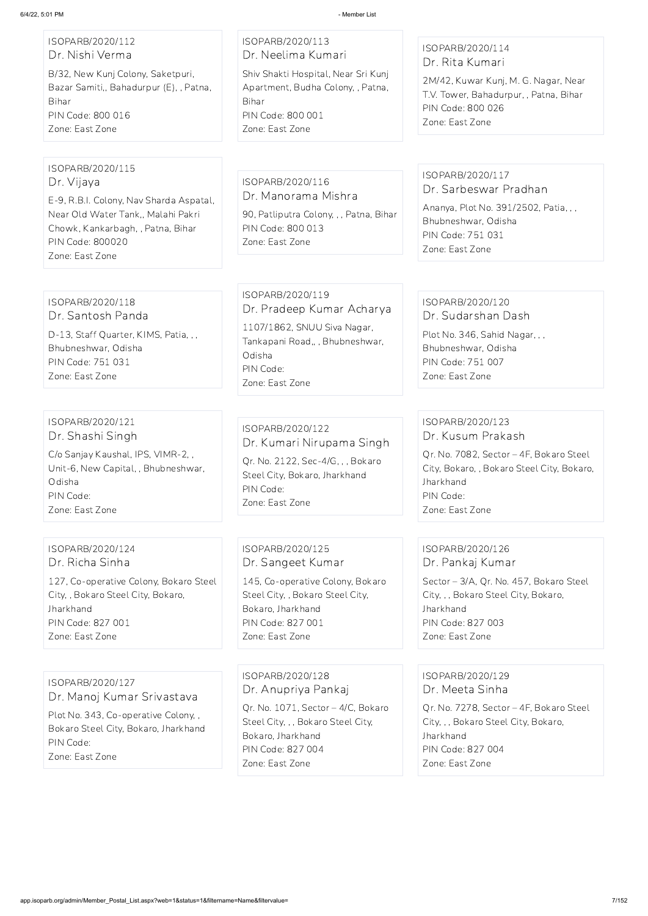ISOPARB/2020/112
Dr. Nishi Verma
B/32, New Kunj Colony, Saketpuri, Bazar Samiti,, Bahadurpur (E), , Patna, Bihar
PIN Code: 800 016
Zone: East Zone

ISOPARB/2020/113
Dr. Neelima Kumari
Shiv Shakti Hospital, Near Sri Kunj Apartment, Budha Colony, , Patna, Bihar
PIN Code: 800 001
Zone: East Zone

ISOPARB/2020/114
Dr. Rita Kumari
2M/42, Kuwar Kunj, M. G. Nagar, Near T.V. Tower, Bahadurpur, , Patna, Bihar
PIN Code: 800 026
Zone: East Zone

ISOPARB/2020/115
Dr. Vijaya
E-9, R.B.I. Colony, Nav Sharda Aspatal, Near Old Water Tank,, Malahi Pakri Chowk, Kankarbagh, , Patna, Bihar
PIN Code: 800020
Zone: East Zone

ISOPARB/2020/116
Dr. Manorama Mishra
90, Patliputra Colony, , , Patna, Bihar
PIN Code: 800 013
Zone: East Zone

ISOPARB/2020/117
Dr. Sarbeswar Pradhan
Ananya, Plot No. 391/2502, Patia, , , Bhubneshwar, Odisha
PIN Code: 751 031
Zone: East Zone

ISOPARB/2020/118
Dr. Santosh Panda
D-13, Staff Quarter, KIMS, Patia, , , Bhubneshwar, Odisha
PIN Code: 751 031
Zone: East Zone

ISOPARB/2020/119
Dr. Pradeep Kumar Acharya
1107/1862, SNUU Siva Nagar, Tankapani Road,, , Bhubneshwar, Odisha
PIN Code:
Zone: East Zone

ISOPARB/2020/120
Dr. Sudarshan Dash
Plot No. 346, Sahid Nagar, , , Bhubneshwar, Odisha
PIN Code: 751 007
Zone: East Zone

ISOPARB/2020/121
Dr. Shashi Singh
C/o Sanjay Kaushal, IPS, VIMR-2, , Unit-6, New Capital, , Bhubneshwar, Odisha
PIN Code:
Zone: East Zone

ISOPARB/2020/122
Dr. Kumari Nirupama Singh
Qr. No. 2122, Sec-4/G, , , Bokaro Steel City, Bokaro, Jharkhand
PIN Code:
Zone: East Zone

ISOPARB/2020/123
Dr. Kusum Prakash
Qr. No. 7082, Sector – 4F, Bokaro Steel City, Bokaro, , Bokaro Steel City, Bokaro, Jharkhand
PIN Code:
Zone: East Zone

ISOPARB/2020/124
Dr. Richa Sinha
127, Co-operative Colony, Bokaro Steel City, , Bokaro Steel City, Bokaro, Jharkhand
PIN Code: 827 001
Zone: East Zone

ISOPARB/2020/125
Dr. Sangeet Kumar
145, Co-operative Colony, Bokaro Steel City, , Bokaro Steel City, Bokaro, Jharkhand
PIN Code: 827 001
Zone: East Zone

ISOPARB/2020/126
Dr. Pankaj Kumar
Sector – 3/A, Qr. No. 457, Bokaro Steel City, , , Bokaro Steel City, Bokaro, Jharkhand
PIN Code: 827 003
Zone: East Zone

ISOPARB/2020/127
Dr. Manoj Kumar Srivastava
Plot No. 343, Co-operative Colony, , Bokaro Steel City, Bokaro, Jharkhand
PIN Code:
Zone: East Zone

ISOPARB/2020/128
Dr. Anupriya Pankaj
Qr. No. 1071, Sector – 4/C, Bokaro Steel City, , , Bokaro Steel City, Bokaro, Jharkhand
PIN Code: 827 004
Zone: East Zone

ISOPARB/2020/129
Dr. Meeta Sinha
Qr. No. 7278, Sector – 4F, Bokaro Steel City, , , Bokaro Steel City, Bokaro, Jharkhand
PIN Code: 827 004
Zone: East Zone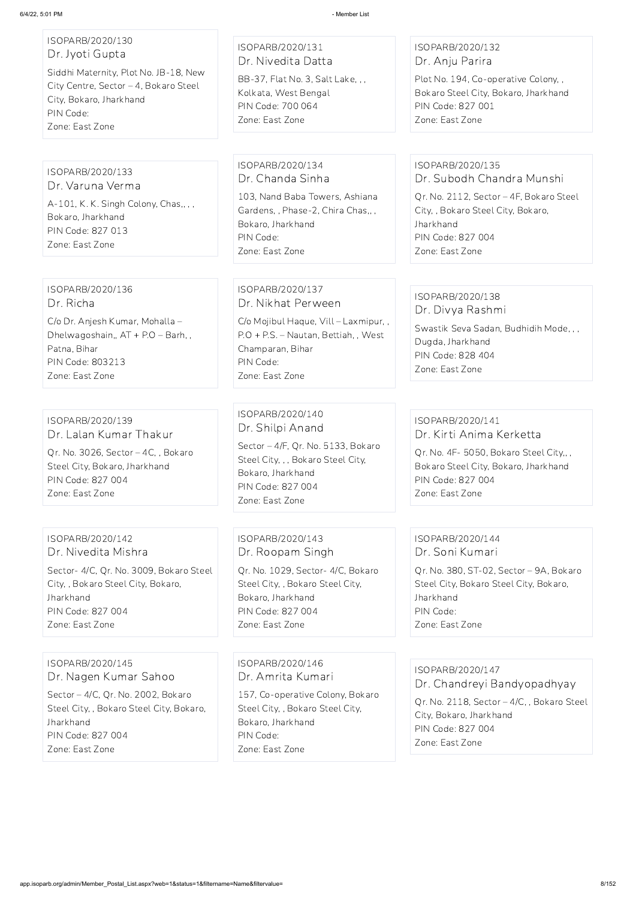ISOPARB/2020/130
Dr. Jyoti Gupta
Siddhi Maternity, Plot No. JB-18, New City Centre, Sector – 4, Bokaro Steel City, Bokaro, Jharkhand
PIN Code:
Zone: East Zone

ISOPARB/2020/131
Dr. Nivedita Datta
BB-37, Flat No. 3, Salt Lake, , , Kolkata, West Bengal
PIN Code: 700 064
Zone: East Zone

ISOPARB/2020/132
Dr. Anju Parira
Plot No. 194, Co-operative Colony, , Bokaro Steel City, Bokaro, Jharkhand
PIN Code: 827 001
Zone: East Zone

ISOPARB/2020/133
Dr. Varuna Verma
A-101, K. K. Singh Colony, Chas,, , , Bokaro, Jharkhand
PIN Code: 827 013
Zone: East Zone

ISOPARB/2020/134
Dr. Chanda Sinha
103, Nand Baba Towers, Ashiana Gardens, , Phase-2, Chira Chas,, , Bokaro, Jharkhand
PIN Code:
Zone: East Zone

ISOPARB/2020/135
Dr. Subodh Chandra Munshi
Qr. No. 2112, Sector – 4F, Bokaro Steel City, , Bokaro Steel City, Bokaro, Jharkhand
PIN Code: 827 004
Zone: East Zone

ISOPARB/2020/136
Dr. Richa
C/o Dr. Anjesh Kumar, Mohalla – Dhelwagoshain,, AT + P.O – Barh, , Patna, Bihar
PIN Code: 803213
Zone: East Zone

ISOPARB/2020/137
Dr. Nikhat Perween
C/o Mojibul Haque, Vill – Laxmipur, , P.O + P.S. – Nautan, Bettiah, , West Champaran, Bihar
PIN Code:
Zone: East Zone

ISOPARB/2020/138
Dr. Divya Rashmi
Swastik Seva Sadan, Budhidih Mode, , , Dugda, Jharkhand
PIN Code: 828 404
Zone: East Zone

ISOPARB/2020/139
Dr. Lalan Kumar Thakur
Qr. No. 3026, Sector – 4C, , Bokaro Steel City, Bokaro, Jharkhand
PIN Code: 827 004
Zone: East Zone

ISOPARB/2020/140
Dr. Shilpi Anand
Sector – 4/F, Qr. No. 5133, Bokaro Steel City, , , Bokaro Steel City, Bokaro, Jharkhand
PIN Code: 827 004
Zone: East Zone

ISOPARB/2020/141
Dr. Kirti Anima Kerketta
Qr. No. 4F- 5050, Bokaro Steel City,, , Bokaro Steel City, Bokaro, Jharkhand
PIN Code: 827 004
Zone: East Zone

ISOPARB/2020/142
Dr. Nivedita Mishra
Sector- 4/C, Qr. No. 3009, Bokaro Steel City, , Bokaro Steel City, Bokaro, Jharkhand
PIN Code: 827 004
Zone: East Zone

ISOPARB/2020/143
Dr. Roopam Singh
Qr. No. 1029, Sector- 4/C, Bokaro Steel City, , Bokaro Steel City, Bokaro, Jharkhand
PIN Code: 827 004
Zone: East Zone

ISOPARB/2020/144
Dr. Soni Kumari
Qr. No. 380, ST-02, Sector – 9A, Bokaro Steel City, Bokaro Steel City, Bokaro, Jharkhand
PIN Code:
Zone: East Zone

ISOPARB/2020/145
Dr. Nagen Kumar Sahoo
Sector – 4/C, Qr. No. 2002, Bokaro Steel City, , Bokaro Steel City, Bokaro, Jharkhand
PIN Code: 827 004
Zone: East Zone

ISOPARB/2020/146
Dr. Amrita Kumari
157, Co-operative Colony, Bokaro Steel City, , Bokaro Steel City, Bokaro, Jharkhand
PIN Code:
Zone: East Zone

ISOPARB/2020/147
Dr. Chandreyi Bandyopadhyay
Qr. No. 2118, Sector – 4/C, , Bokaro Steel City, Bokaro, Jharkhand
PIN Code: 827 004
Zone: East Zone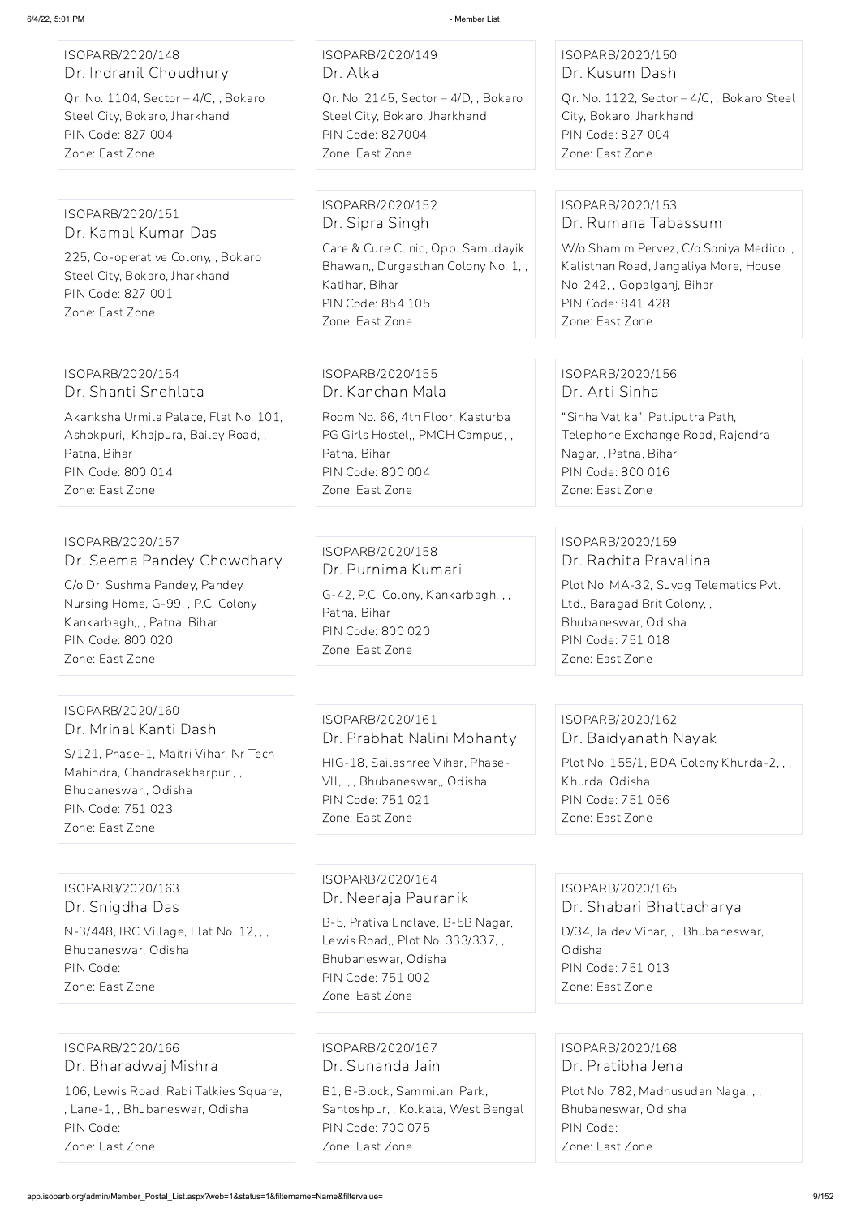ISOPARB/2020/148
Dr. Indranil Choudhury

Qr. No. 1104, Sector – 4/C, , Bokaro Steel City, Bokaro, Jharkhand
PIN Code: 827 004
Zone: East Zone

ISOPARB/2020/149
Dr. Alka

Qr. No. 2145, Sector – 4/D, , Bokaro Steel City, Bokaro, Jharkhand
PIN Code: 827004
Zone: East Zone

ISOPARB/2020/150
Dr. Kusum Dash

Qr. No. 1122, Sector – 4/C, , Bokaro Steel City, Bokaro, Jharkhand
PIN Code: 827 004
Zone: East Zone

ISOPARB/2020/151
Dr. Kamal Kumar Das

225, Co-operative Colony, , Bokaro Steel City, Bokaro, Jharkhand
PIN Code: 827 001
Zone: East Zone

ISOPARB/2020/152
Dr. Sipra Singh

Care & Cure Clinic, Opp. Samudayik Bhawan,, Durgasthan Colony No. 1, , Katihar, Bihar
PIN Code: 854 105
Zone: East Zone

ISOPARB/2020/153
Dr. Rumana Tabassum

W/o Shamim Pervez, C/o Soniya Medico, , Kalisthan Road, Jangaliya More, House No. 242, , Gopalganj, Bihar
PIN Code: 841 428
Zone: East Zone

ISOPARB/2020/154
Dr. Shanti Snehlata

Akanksha Urmila Palace, Flat No. 101, Ashokpuri,, Khajpura, Bailey Road, , Patna, Bihar
PIN Code: 800 014
Zone: East Zone

ISOPARB/2020/155
Dr. Kanchan Mala

Room No. 66, 4th Floor, Kasturba PG Girls Hostel,, PMCH Campus, , Patna, Bihar
PIN Code: 800 004
Zone: East Zone

ISOPARB/2020/156
Dr. Arti Sinha

"Sinha Vatika", Patliputra Path, Telephone Exchange Road, Rajendra Nagar, , Patna, Bihar
PIN Code: 800 016
Zone: East Zone

ISOPARB/2020/157
Dr. Seema Pandey Chowdhary

C/o Dr. Sushma Pandey, Pandey Nursing Home, G-99, , P.C. Colony Kankarbagh,, , Patna, Bihar
PIN Code: 800 020
Zone: East Zone

ISOPARB/2020/158
Dr. Purnima Kumari

G-42, P.C. Colony, Kankarbagh, , , Patna, Bihar
PIN Code: 800 020
Zone: East Zone

ISOPARB/2020/159
Dr. Rachita Pravalina

Plot No. MA-32, Suyog Telematics Pvt. Ltd., Baragad Brit Colony, , Bhubaneswar, Odisha
PIN Code: 751 018
Zone: East Zone

ISOPARB/2020/160
Dr. Mrinal Kanti Dash

S/121, Phase-1, Maitri Vihar, Nr Tech Mahindra, Chandrasekharpur , , Bhubaneswar,, Odisha
PIN Code: 751 023
Zone: East Zone

ISOPARB/2020/161
Dr. Prabhat Nalini Mohanty

HIG-18, Sailashree Vihar, Phase-VII,, , , Bhubaneswar,, Odisha
PIN Code: 751 021
Zone: East Zone

ISOPARB/2020/162
Dr. Baidyanath Nayak

Plot No. 155/1, BDA Colony Khurda-2, , , Khurda, Odisha
PIN Code: 751 056
Zone: East Zone

ISOPARB/2020/163
Dr. Snigdha Das

N-3/448, IRC Village, Flat No. 12, , , Bhubaneswar, Odisha
PIN Code:
Zone: East Zone

ISOPARB/2020/164
Dr. Neeraja Pauranik

B-5, Prativa Enclave, B-5B Nagar, Lewis Road,, Plot No. 333/337, , Bhubaneswar, Odisha
PIN Code: 751 002
Zone: East Zone

ISOPARB/2020/165
Dr. Shabari Bhattacharya

D/34, Jaidev Vihar, , , Bhubaneswar, Odisha
PIN Code: 751 013
Zone: East Zone

ISOPARB/2020/166
Dr. Bharadwaj Mishra

106, Lewis Road, Rabi Talkies Square, , Lane-1, , Bhubaneswar, Odisha
PIN Code:
Zone: East Zone

ISOPARB/2020/167
Dr. Sunanda Jain

B1, B-Block, Sammilani Park, Santoshpur, , Kolkata, West Bengal
PIN Code: 700 075
Zone: East Zone

ISOPARB/2020/168
Dr. Pratibha Jena

Plot No. 782, Madhusudan Naga, , , Bhubaneswar, Odisha
PIN Code:
Zone: East Zone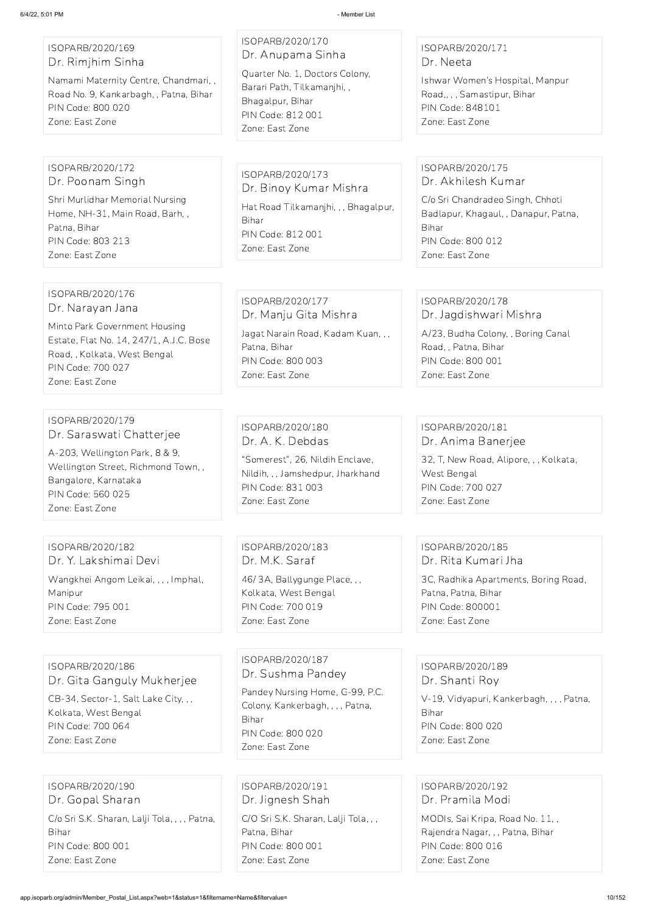ISOPARB/2020/169
Dr. Rimjhim Sinha
Namami Maternity Centre, Chandmari, , Road No. 9, Kankarbagh, , Patna, Bihar
PIN Code: 800 020
Zone: East Zone

ISOPARB/2020/170
Dr. Anupama Sinha
Quarter No. 1, Doctors Colony, Barari Path, Tilkamanjhi, , Bhagalpur, Bihar
PIN Code: 812 001
Zone: East Zone

ISOPARB/2020/171
Dr. Neeta
Ishwar Women's Hospital, Manpur Road,, , , Samastipur, Bihar
PIN Code: 848101
Zone: East Zone

ISOPARB/2020/172
Dr. Poonam Singh
Shri Murlidhar Memorial Nursing Home, NH-31, Main Road, Barh, , Patna, Bihar
PIN Code: 803 213
Zone: East Zone

ISOPARB/2020/173
Dr. Binoy Kumar Mishra
Hat Road Tilkamanjhi, , , Bhagalpur, Bihar
PIN Code: 812 001
Zone: East Zone

ISOPARB/2020/175
Dr. Akhilesh Kumar
C/o Sri Chandradeo Singh, Chhoti Badlapur, Khagaul, , Danapur, Patna, Bihar
PIN Code: 800 012
Zone: East Zone

ISOPARB/2020/176
Dr. Narayan Jana
Minto Park Government Housing Estate, Flat No. 14, 247/1, A.J.C. Bose Road, , Kolkata, West Bengal
PIN Code: 700 027
Zone: East Zone

ISOPARB/2020/177
Dr. Manju Gita Mishra
Jagat Narain Road, Kadam Kuan, , , Patna, Bihar
PIN Code: 800 003
Zone: East Zone

ISOPARB/2020/178
Dr. Jagdishwari Mishra
A/23, Budha Colony, , Boring Canal Road, , Patna, Bihar
PIN Code: 800 001
Zone: East Zone

ISOPARB/2020/179
Dr. Saraswati Chatterjee
A-203, Wellington Park, 8 & 9, Wellington Street, Richmond Town, , Bangalore, Karnataka
PIN Code: 560 025
Zone: East Zone

ISOPARB/2020/180
Dr. A. K. Debdas
"Somerest", 26, Nildih Enclave, Nildih, , , Jamshedpur, Jharkhand
PIN Code: 831 003
Zone: East Zone

ISOPARB/2020/181
Dr. Anima Banerjee
32, T, New Road, Alipore, , , Kolkata, West Bengal
PIN Code: 700 027
Zone: East Zone

ISOPARB/2020/182
Dr. Y. Lakshimai Devi
Wangkhei Angom Leikai, , , , Imphal, Manipur
PIN Code: 795 001
Zone: East Zone

ISOPARB/2020/183
Dr. M.K. Saraf
46/ 3A, Ballygunge Place, , , Kolkata, West Bengal
PIN Code: 700 019
Zone: East Zone

ISOPARB/2020/185
Dr. Rita Kumari Jha
3C, Radhika Apartments, Boring Road, Patna, Patna, Bihar
PIN Code: 800001
Zone: East Zone

ISOPARB/2020/186
Dr. Gita Ganguly Mukherjee
CB-34, Sector-1, Salt Lake City, , , Kolkata, West Bengal
PIN Code: 700 064
Zone: East Zone

ISOPARB/2020/187
Dr. Sushma Pandey
Pandey Nursing Home, G-99, P.C. Colony, Kankerbagh, , , , Patna, Bihar
PIN Code: 800 020
Zone: East Zone

ISOPARB/2020/189
Dr. Shanti Roy
V-19, Vidyapuri, Kankerbagh, , , , Patna, Bihar
PIN Code: 800 020
Zone: East Zone

ISOPARB/2020/190
Dr. Gopal Sharan
C/o Sri S.K. Sharan, Lalji Tola, , , , Patna, Bihar
PIN Code: 800 001
Zone: East Zone

ISOPARB/2020/191
Dr. Jignesh Shah
C/O Sri S.K. Sharan, Lalji Tola, , , Patna, Bihar
PIN Code: 800 001
Zone: East Zone

ISOPARB/2020/192
Dr. Pramila Modi
MODIs, Sai Kripa, Road No. 11, , Rajendra Nagar, , , Patna, Bihar
PIN Code: 800 016
Zone: East Zone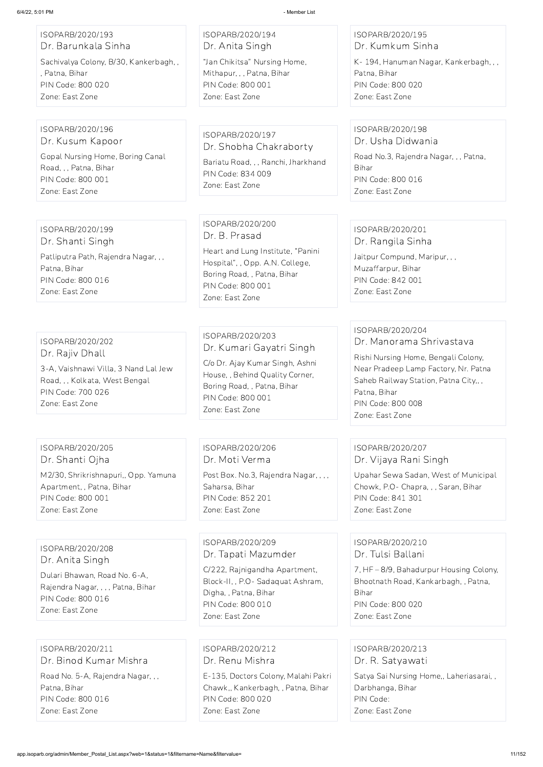ISOPARB/2020/193
Dr. Barunkala Sinha
Sachivalya Colony, B/30, Kankerbagh, , , Patna, Bihar
PIN Code: 800 020
Zone: East Zone

ISOPARB/2020/194
Dr. Anita Singh
"Jan Chikitsa" Nursing Home, Mithapur, , , Patna, Bihar
PIN Code: 800 001
Zone: East Zone

ISOPARB/2020/195
Dr. Kumkum Sinha
K- 194, Hanuman Nagar, Kankerbagh, , , Patna, Bihar
PIN Code: 800 020
Zone: East Zone

ISOPARB/2020/196
Dr. Kusum Kapoor
Gopal Nursing Home, Boring Canal Road, , , Patna, Bihar
PIN Code: 800 001
Zone: East Zone

ISOPARB/2020/197
Dr. Shobha Chakraborty
Bariatu Road, , , Ranchi, Jharkhand
PIN Code: 834 009
Zone: East Zone

ISOPARB/2020/198
Dr. Usha Didwania
Road No.3, Rajendra Nagar, , , Patna, Bihar
PIN Code: 800 016
Zone: East Zone

ISOPARB/2020/199
Dr. Shanti Singh
Patliputra Path, Rajendra Nagar, , , Patna, Bihar
PIN Code: 800 016
Zone: East Zone

ISOPARB/2020/200
Dr. B. Prasad
Heart and Lung Institute, "Panini Hospital", , Opp. A.N. College, Boring Road, , Patna, Bihar
PIN Code: 800 001
Zone: East Zone

ISOPARB/2020/201
Dr. Rangila Sinha
Jaitpur Compund, Maripur, , , Muzaffarpur, Bihar
PIN Code: 842 001
Zone: East Zone

ISOPARB/2020/202
Dr. Rajiv Dhall
3-A, Vaishnawi Villa, 3 Nand Lal Jew Road, , , Kolkata, West Bengal
PIN Code: 700 026
Zone: East Zone

ISOPARB/2020/203
Dr. Kumari Gayatri Singh
C/o Dr. Ajay Kumar Singh, Ashni House, , Behind Quality Corner, Boring Road, , Patna, Bihar
PIN Code: 800 001
Zone: East Zone

ISOPARB/2020/204
Dr. Manorama Shrivastava
Rishi Nursing Home, Bengali Colony, Near Pradeep Lamp Factory, Nr. Patna Saheb Railway Station, Patna City,, , Patna, Bihar
PIN Code: 800 008
Zone: East Zone

ISOPARB/2020/205
Dr. Shanti Ojha
M2/30, Shrikrishnapuri,, Opp. Yamuna Apartment, , Patna, Bihar
PIN Code: 800 001
Zone: East Zone

ISOPARB/2020/206
Dr. Moti Verma
Post Box. No.3, Rajendra Nagar, , , , Saharsa, Bihar
PIN Code: 852 201
Zone: East Zone

ISOPARB/2020/207
Dr. Vijaya Rani Singh
Upahar Sewa Sadan, West of Municipal Chowk, P.O- Chapra, , , Saran, Bihar
PIN Code: 841 301
Zone: East Zone

ISOPARB/2020/208
Dr. Anita Singh
Dulari Bhawan, Road No. 6-A, Rajendra Nagar, , , , Patna, Bihar
PIN Code: 800 016
Zone: East Zone

ISOPARB/2020/209
Dr. Tapati Mazumder
C/222, Rajnigandha Apartment, Block-II, , P.O- Sadaquat Ashram, Digha, , Patna, Bihar
PIN Code: 800 010
Zone: East Zone

ISOPARB/2020/210
Dr. Tulsi Ballani
7, HF – 8/9, Bahadurpur Housing Colony, Bhootnath Road, Kankarbagh, , Patna, Bihar
PIN Code: 800 020
Zone: East Zone

ISOPARB/2020/211
Dr. Binod Kumar Mishra
Road No. 5-A, Rajendra Nagar, , , Patna, Bihar
PIN Code: 800 016
Zone: East Zone

ISOPARB/2020/212
Dr. Renu Mishra
E-135, Doctors Colony, Malahi Pakri Chawk,, Kankerbagh, , Patna, Bihar
PIN Code: 800 020
Zone: East Zone

ISOPARB/2020/213
Dr. R. Satyawati
Satya Sai Nursing Home,, Laheriasarai, , Darbhanga, Bihar
PIN Code:
Zone: East Zone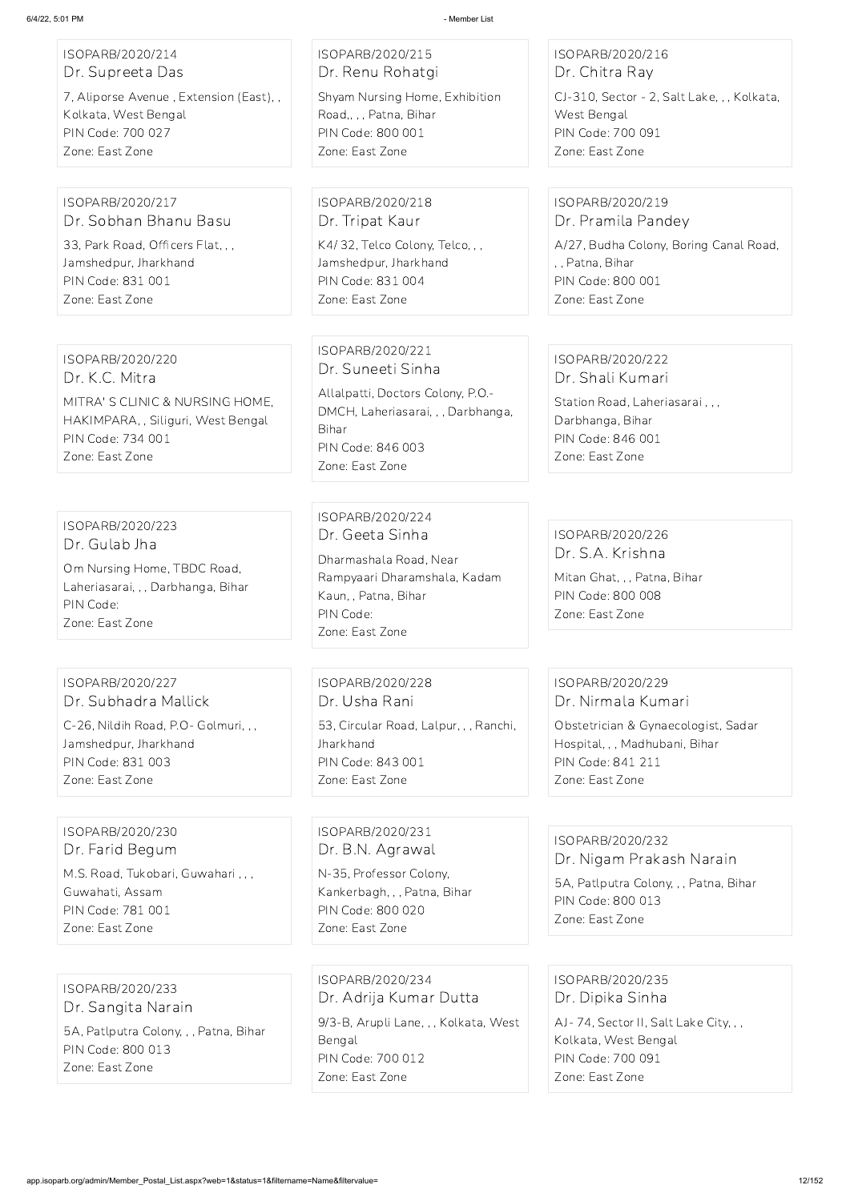ISOPARB/2020/214
Dr. Supreeta Das
7, Aliporse Avenue , Extension (East), ,
Kolkata, West Bengal
PIN Code: 700 027
Zone: East Zone

ISOPARB/2020/215
Dr. Renu Rohatgi
Shyam Nursing Home, Exhibition Road,, , , Patna, Bihar
PIN Code: 800 001
Zone: East Zone

ISOPARB/2020/216
Dr. Chitra Ray
CJ-310, Sector - 2, Salt Lake, , , Kolkata, West Bengal
PIN Code: 700 091
Zone: East Zone

ISOPARB/2020/217
Dr. Sobhan Bhanu Basu
33, Park Road, Officers Flat, , ,
Jamshedpur, Jharkhand
PIN Code: 831 001
Zone: East Zone

ISOPARB/2020/218
Dr. Tripat Kaur
K4/ 32, Telco Colony, Telco, , ,
Jamshedpur, Jharkhand
PIN Code: 831 004
Zone: East Zone

ISOPARB/2020/219
Dr. Pramila Pandey
A/27, Budha Colony, Boring Canal Road, , , Patna, Bihar
PIN Code: 800 001
Zone: East Zone

ISOPARB/2020/220
Dr. K.C. Mitra
MITRA' S CLINIC & NURSING HOME, HAKIMPARA, , Siliguri, West Bengal
PIN Code: 734 001
Zone: East Zone

ISOPARB/2020/221
Dr. Suneeti Sinha
Allalpatti, Doctors Colony, P.O.- DMCH, Laheriasarai, , , Darbhanga, Bihar
PIN Code: 846 003
Zone: East Zone

ISOPARB/2020/222
Dr. Shali Kumari
Station Road, Laheriasarai , , ,
Darbhanga, Bihar
PIN Code: 846 001
Zone: East Zone

ISOPARB/2020/223
Dr. Gulab Jha
Om Nursing Home, TBDC Road, Laheriasarai, , , Darbhanga, Bihar
PIN Code:
Zone: East Zone

ISOPARB/2020/224
Dr. Geeta Sinha
Dharmashala Road, Near Rampyaari Dharamshala, Kadam Kaun, , Patna, Bihar
PIN Code:
Zone: East Zone

ISOPARB/2020/226
Dr. S.A. Krishna
Mitan Ghat, , , Patna, Bihar
PIN Code: 800 008
Zone: East Zone

ISOPARB/2020/227
Dr. Subhadra Mallick
C-26, Nildih Road, P.O- Golmuri, , ,
Jamshedpur, Jharkhand
PIN Code: 831 003
Zone: East Zone

ISOPARB/2020/228
Dr. Usha Rani
53, Circular Road, Lalpur, , , Ranchi, Jharkhand
PIN Code: 843 001
Zone: East Zone

ISOPARB/2020/229
Dr. Nirmala Kumari
Obstetrician & Gynaecologist, Sadar Hospital, , , Madhubani, Bihar
PIN Code: 841 211
Zone: East Zone

ISOPARB/2020/230
Dr. Farid Begum
M.S. Road, Tukobari, Guwahari , , ,
Guwahati, Assam
PIN Code: 781 001
Zone: East Zone

ISOPARB/2020/231
Dr. B.N. Agrawal
N-35, Professor Colony, Kankerbagh, , , Patna, Bihar
PIN Code: 800 020
Zone: East Zone

ISOPARB/2020/232
Dr. Nigam Prakash Narain
5A, Patlputra Colony, , , Patna, Bihar
PIN Code: 800 013
Zone: East Zone

ISOPARB/2020/233
Dr. Sangita Narain
5A, Patlputra Colony, , , Patna, Bihar
PIN Code: 800 013
Zone: East Zone

ISOPARB/2020/234
Dr. Adrija Kumar Dutta
9/3-B, Arupli Lane, , , Kolkata, West Bengal
PIN Code: 700 012
Zone: East Zone

ISOPARB/2020/235
Dr. Dipika Sinha
AJ- 74, Sector II, Salt Lake City, , ,
Kolkata, West Bengal
PIN Code: 700 091
Zone: East Zone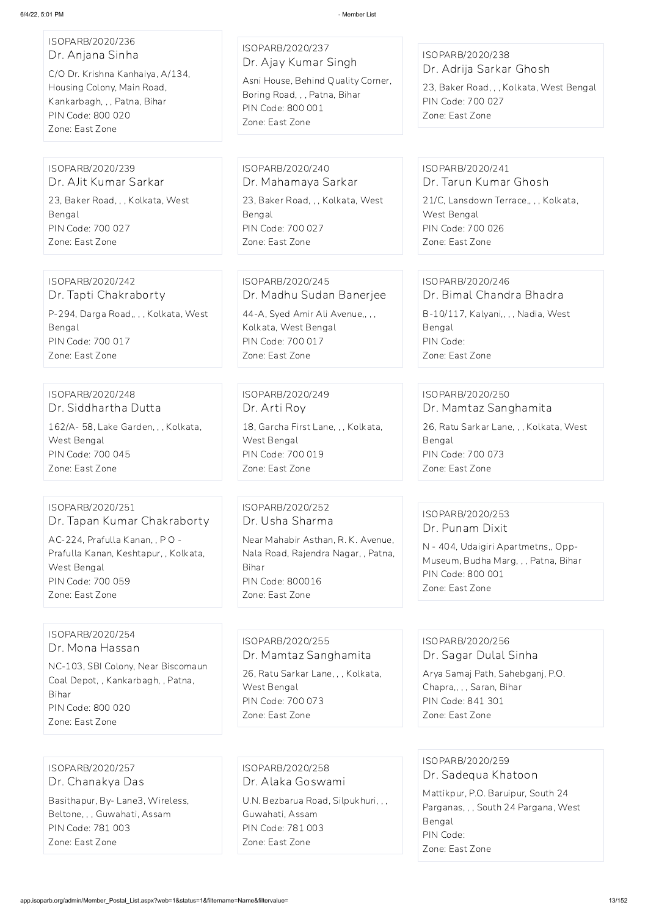ISOPARB/2020/236
Dr. Anjana Sinha
C/O Dr. Krishna Kanhaiya, A/134, Housing Colony, Main Road, Kankarbagh, , , Patna, Bihar
PIN Code: 800 020
Zone: East Zone

ISOPARB/2020/237
Dr. Ajay Kumar Singh
Asni House, Behind Quality Corner, Boring Road, , , Patna, Bihar
PIN Code: 800 001
Zone: East Zone

ISOPARB/2020/238
Dr. Adrija Sarkar Ghosh
23, Baker Road, , , Kolkata, West Bengal
PIN Code: 700 027
Zone: East Zone

ISOPARB/2020/239
Dr. AJit Kumar Sarkar
23, Baker Road, , , Kolkata, West Bengal
PIN Code: 700 027
Zone: East Zone

ISOPARB/2020/240
Dr. Mahamaya Sarkar
23, Baker Road, , , Kolkata, West Bengal
PIN Code: 700 027
Zone: East Zone

ISOPARB/2020/241
Dr. Tarun Kumar Ghosh
21/C, Lansdown Terrace,, , , Kolkata, West Bengal
PIN Code: 700 026
Zone: East Zone

ISOPARB/2020/242
Dr. Tapti Chakraborty
P-294, Darga Road,, , , Kolkata, West Bengal
PIN Code: 700 017
Zone: East Zone

ISOPARB/2020/245
Dr. Madhu Sudan Banerjee
44-A, Syed Amir Ali Avenue,, , , Kolkata, West Bengal
PIN Code: 700 017
Zone: East Zone

ISOPARB/2020/246
Dr. Bimal Chandra Bhadra
B-10/117, Kalyani,, , , Nadia, West Bengal
PIN Code:
Zone: East Zone

ISOPARB/2020/248
Dr. Siddhartha Dutta
162/A- 58, Lake Garden, , , Kolkata, West Bengal
PIN Code: 700 045
Zone: East Zone

ISOPARB/2020/249
Dr. Arti Roy
18, Garcha First Lane, , , Kolkata, West Bengal
PIN Code: 700 019
Zone: East Zone

ISOPARB/2020/250
Dr. Mamtaz Sanghamita
26, Ratu Sarkar Lane, , , Kolkata, West Bengal
PIN Code: 700 073
Zone: East Zone

ISOPARB/2020/251
Dr. Tapan Kumar Chakraborty
AC-224, Prafulla Kanan, , P O - Prafulla Kanan, Keshtapur, , Kolkata, West Bengal
PIN Code: 700 059
Zone: East Zone

ISOPARB/2020/252
Dr. Usha Sharma
Near Mahabir Asthan, R. K. Avenue, Nala Road, Rajendra Nagar, , Patna, Bihar
PIN Code: 800016
Zone: East Zone

ISOPARB/2020/253
Dr. Punam Dixit
N - 404, Udaigiri Apartmetns,, Opp- Museum, Budha Marg, , , Patna, Bihar
PIN Code: 800 001
Zone: East Zone

ISOPARB/2020/254
Dr. Mona Hassan
NC-103, SBI Colony, Near Biscomaun Coal Depot, , Kankarbagh, , Patna, Bihar
PIN Code: 800 020
Zone: East Zone

ISOPARB/2020/255
Dr. Mamtaz Sanghamita
26, Ratu Sarkar Lane, , , Kolkata, West Bengal
PIN Code: 700 073
Zone: East Zone

ISOPARB/2020/256
Dr. Sagar Dulal Sinha
Arya Samaj Path, Sahebganj, P.O. Chapra,, , , Saran, Bihar
PIN Code: 841 301
Zone: East Zone

ISOPARB/2020/257
Dr. Chanakya Das
Basithapur, By- Lane3, Wireless, Beltone, , , Guwahati, Assam
PIN Code: 781 003
Zone: East Zone

ISOPARB/2020/258
Dr. Alaka Goswami
U.N. Bezbarua Road, Silpukhuri, , , Guwahati, Assam
PIN Code: 781 003
Zone: East Zone

ISOPARB/2020/259
Dr. Sadequa Khatoon
Mattikpur, P.O. Baruipur, South 24 Parganas, , , South 24 Pargana, West Bengal
PIN Code:
Zone: East Zone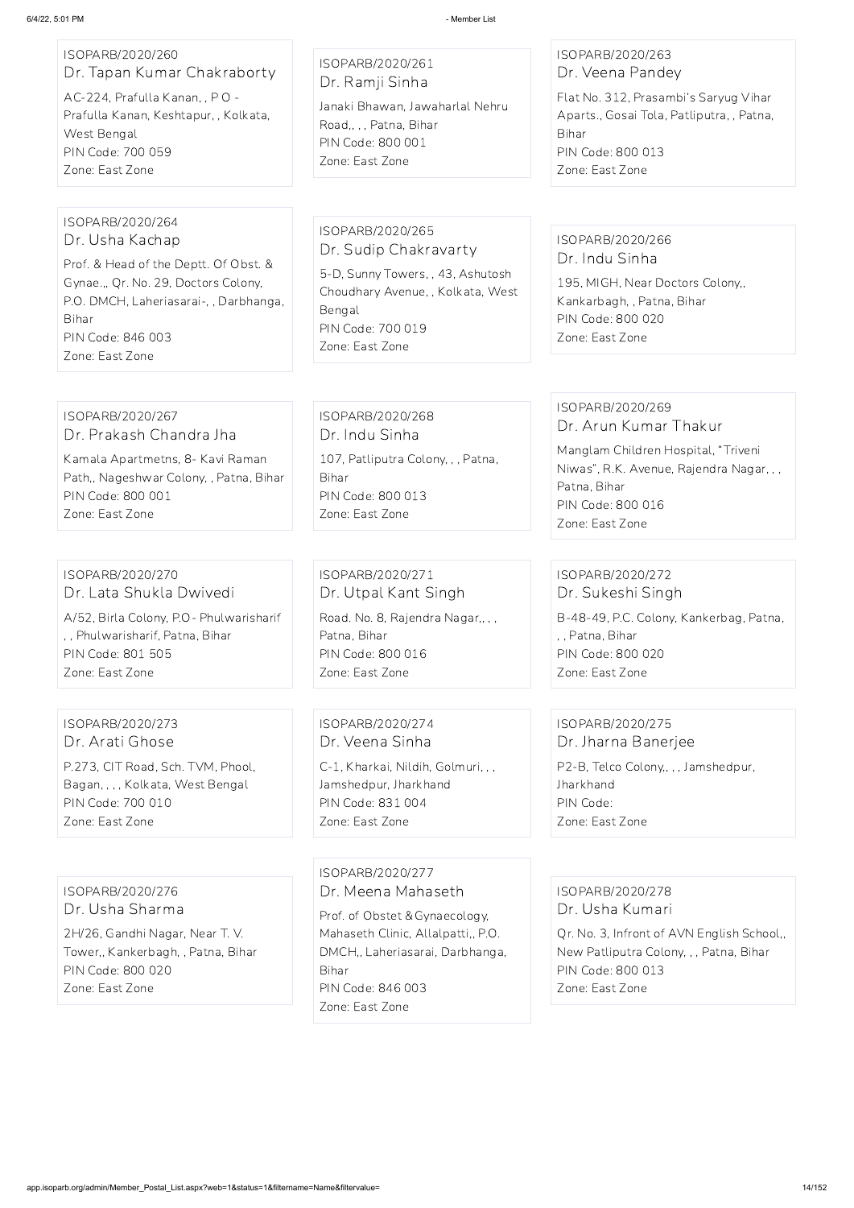ISOPARB/2020/260
Dr. Tapan Kumar Chakraborty
AC-224, Prafulla Kanan, , P O - Prafulla Kanan, Keshtapur, , Kolkata, West Bengal
PIN Code: 700 059
Zone: East Zone

ISOPARB/2020/261
Dr. Ramji Sinha
Janaki Bhawan, Jawaharlal Nehru Road,, , , Patna, Bihar
PIN Code: 800 001
Zone: East Zone

ISOPARB/2020/263
Dr. Veena Pandey
Flat No. 312, Prasambi's Saryug Vihar Aparts., Gosai Tola, Patliputra, , Patna, Bihar
PIN Code: 800 013
Zone: East Zone

ISOPARB/2020/264
Dr. Usha Kachap
Prof. & Head of the Deptt. Of Obst. & Gynae.,, Qr. No. 29, Doctors Colony, P.O. DMCH, Laheriasarai-, , Darbhanga, Bihar
PIN Code: 846 003
Zone: East Zone

ISOPARB/2020/265
Dr. Sudip Chakravarty
5-D, Sunny Towers, , 43, Ashutosh Choudhary Avenue, , Kolkata, West Bengal
PIN Code: 700 019
Zone: East Zone

ISOPARB/2020/266
Dr. Indu Sinha
195, MIGH, Near Doctors Colony,, Kankarbagh, , Patna, Bihar
PIN Code: 800 020
Zone: East Zone

ISOPARB/2020/267
Dr. Prakash Chandra Jha
Kamala Apartmetns, 8- Kavi Raman Path,, Nageshwar Colony, , Patna, Bihar
PIN Code: 800 001
Zone: East Zone

ISOPARB/2020/268
Dr. Indu Sinha
107, Patliputra Colony, , , Patna, Bihar
PIN Code: 800 013
Zone: East Zone

ISOPARB/2020/269
Dr. Arun Kumar Thakur
Manglam Children Hospital, "Triveni Niwas", R.K. Avenue, Rajendra Nagar, , , Patna, Bihar
PIN Code: 800 016
Zone: East Zone

ISOPARB/2020/270
Dr. Lata Shukla Dwivedi
A/52, Birla Colony, P.O- Phulwarisharif , , Phulwarisharif, Patna, Bihar
PIN Code: 801 505
Zone: East Zone

ISOPARB/2020/271
Dr. Utpal Kant Singh
Road. No. 8, Rajendra Nagar,, , , Patna, Bihar
PIN Code: 800 016
Zone: East Zone

ISOPARB/2020/272
Dr. Sukeshi Singh
B-48-49, P.C. Colony, Kankerbag, Patna, , , Patna, Bihar
PIN Code: 800 020
Zone: East Zone

ISOPARB/2020/273
Dr. Arati Ghose
P.273, CIT Road, Sch. TVM, Phool, Bagan, , , , Kolkata, West Bengal
PIN Code: 700 010
Zone: East Zone

ISOPARB/2020/274
Dr. Veena Sinha
C-1, Kharkai, Nildih, Golmuri, , , Jamshedpur, Jharkhand
PIN Code: 831 004
Zone: East Zone

ISOPARB/2020/275
Dr. Jharna Banerjee
P2-B, Telco Colony,, , , Jamshedpur, Jharkhand
PIN Code:
Zone: East Zone

ISOPARB/2020/276
Dr. Usha Sharma
2H/26, Gandhi Nagar, Near T. V. Tower,, Kankerbagh, , Patna, Bihar
PIN Code: 800 020
Zone: East Zone

ISOPARB/2020/277
Dr. Meena Mahaseth
Prof. of Obstet &Gynaecology, Mahaseth Clinic, Allalpatti,, P.O. DMCH,, Laheriasarai, Darbhanga, Bihar
PIN Code: 846 003
Zone: East Zone

ISOPARB/2020/278
Dr. Usha Kumari
Qr. No. 3, Infront of AVN English School,, New Patliputra Colony, , , Patna, Bihar
PIN Code: 800 013
Zone: East Zone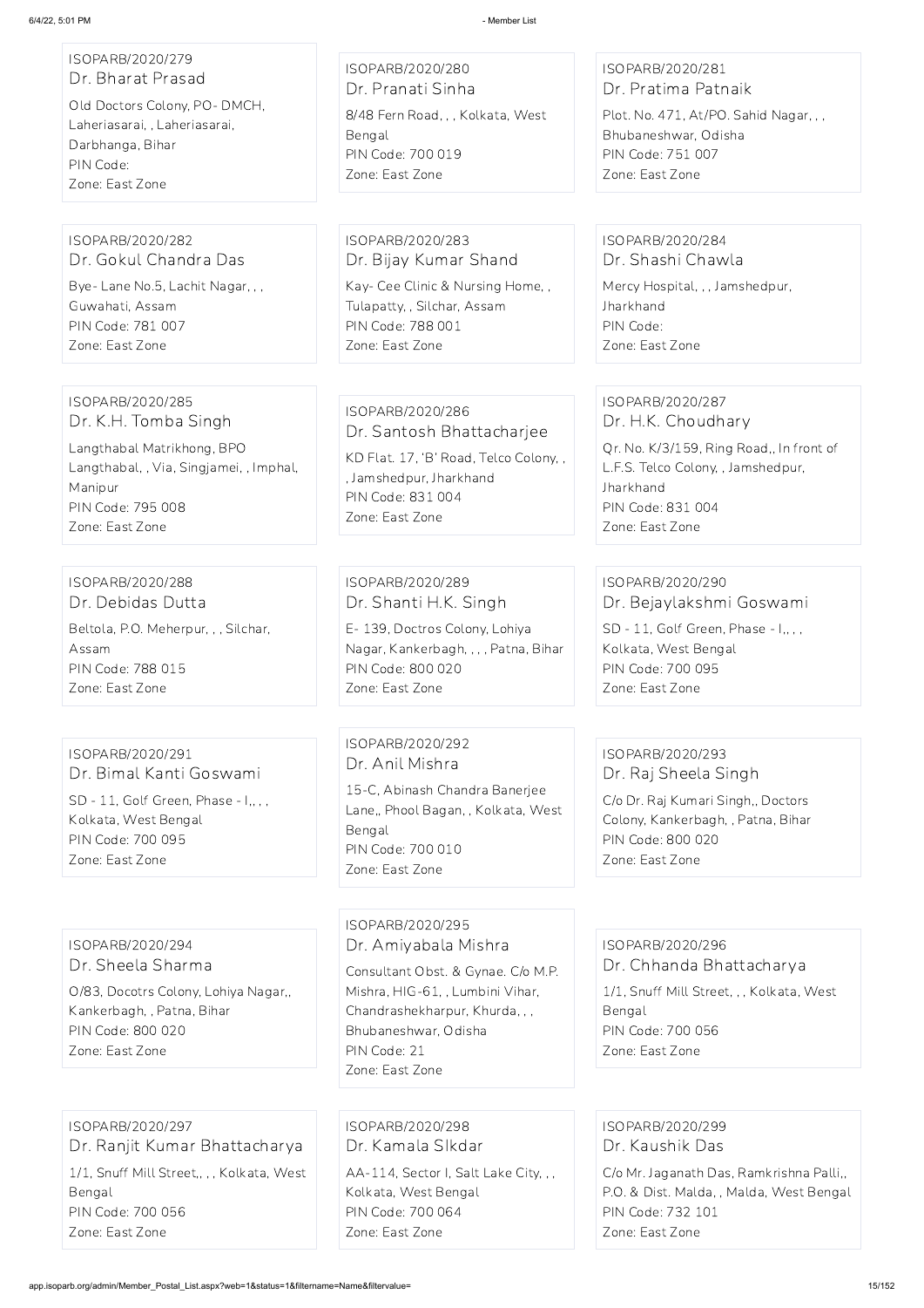ISOPARB/2020/279
Dr. Bharat Prasad
Old Doctors Colony, PO- DMCH, Laheriasarai, , Laheriasarai, Darbhanga, Bihar
PIN Code:
Zone: East Zone

ISOPARB/2020/280
Dr. Pranati Sinha
8/48 Fern Road, , , Kolkata, West Bengal
PIN Code: 700 019
Zone: East Zone

ISOPARB/2020/281
Dr. Pratima Patnaik
Plot. No. 471, At/PO. Sahid Nagar, , , Bhubaneshwar, Odisha
PIN Code: 751 007
Zone: East Zone

ISOPARB/2020/282
Dr. Gokul Chandra Das
Bye- Lane No.5, Lachit Nagar, , , Guwahati, Assam
PIN Code: 781 007
Zone: East Zone

ISOPARB/2020/283
Dr. Bijay Kumar Shand
Kay- Cee Clinic & Nursing Home, , Tulapatty, , Silchar, Assam
PIN Code: 788 001
Zone: East Zone

ISOPARB/2020/284
Dr. Shashi Chawla
Mercy Hospital, , , Jamshedpur, Jharkhand
PIN Code:
Zone: East Zone

ISOPARB/2020/285
Dr. K.H. Tomba Singh
Langthabal Matrikhong, BPO Langthabal, , Via, Singjamei, , Imphal, Manipur
PIN Code: 795 008
Zone: East Zone

ISOPARB/2020/286
Dr. Santosh Bhattacharjee
KD Flat. 17, 'B' Road, Telco Colony, , , Jamshedpur, Jharkhand
PIN Code: 831 004
Zone: East Zone

ISOPARB/2020/287
Dr. H.K. Choudhary
Qr. No. K/3/159, Ring Road,, In front of L.F.S. Telco Colony, , Jamshedpur, Jharkhand
PIN Code: 831 004
Zone: East Zone

ISOPARB/2020/288
Dr. Debidas Dutta
Beltola, P.O. Meherpur, , , Silchar, Assam
PIN Code: 788 015
Zone: East Zone

ISOPARB/2020/289
Dr. Shanti H.K. Singh
E- 139, Doctros Colony, Lohiya Nagar, Kankerbagh, , , , Patna, Bihar
PIN Code: 800 020
Zone: East Zone

ISOPARB/2020/290
Dr. Bejaylakshmi Goswami
SD - 11, Golf Green, Phase - I,, , , Kolkata, West Bengal
PIN Code: 700 095
Zone: East Zone

ISOPARB/2020/291
Dr. Bimal Kanti Goswami
SD - 11, Golf Green, Phase - I,, , , Kolkata, West Bengal
PIN Code: 700 095
Zone: East Zone

ISOPARB/2020/292
Dr. Anil Mishra
15-C, Abinash Chandra Banerjee Lane,, Phool Bagan, , Kolkata, West Bengal
PIN Code: 700 010
Zone: East Zone

ISOPARB/2020/293
Dr. Raj Sheela Singh
C/o Dr. Raj Kumari Singh,, Doctors Colony, Kankerbagh, , Patna, Bihar
PIN Code: 800 020
Zone: East Zone

ISOPARB/2020/294
Dr. Sheela Sharma
O/83, Docotrs Colony, Lohiya Nagar,, Kankerbagh, , Patna, Bihar
PIN Code: 800 020
Zone: East Zone

ISOPARB/2020/295
Dr. Amiyabala Mishra
Consultant Obst. & Gynae. C/o M.P. Mishra, HIG-61, , Lumbini Vihar, Chandrashekharpur, Khurda, , , Bhubaneshwar, Odisha
PIN Code: 21
Zone: East Zone

ISOPARB/2020/296
Dr. Chhanda Bhattacharya
1/1, Snuff Mill Street, , , Kolkata, West Bengal
PIN Code: 700 056
Zone: East Zone

ISOPARB/2020/297
Dr. Ranjit Kumar Bhattacharya
1/1, Snuff Mill Street,, , , Kolkata, West Bengal
PIN Code: 700 056
Zone: East Zone

ISOPARB/2020/298
Dr. Kamala SIkdar
AA-114, Sector I, Salt Lake City, , , Kolkata, West Bengal
PIN Code: 700 064
Zone: East Zone

ISOPARB/2020/299
Dr. Kaushik Das
C/o Mr. Jaganath Das, Ramkrishna Palli,, P.O. & Dist. Malda, , Malda, West Bengal
PIN Code: 732 101
Zone: East Zone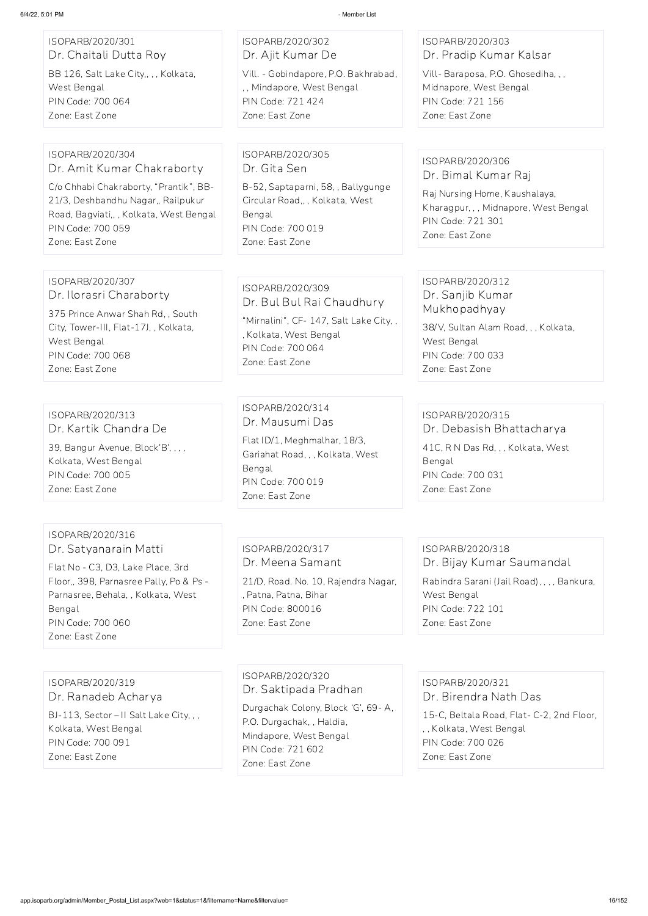ISOPARB/2020/301
Dr. Chaitali Dutta Roy
BB 126, Salt Lake City,, , , Kolkata, West Bengal
PIN Code: 700 064
Zone: East Zone

ISOPARB/2020/302
Dr. Ajit Kumar De
Vill. - Gobindapore, P.O. Bakhrabad, , , Mindapore, West Bengal
PIN Code: 721 424
Zone: East Zone

ISOPARB/2020/303
Dr. Pradip Kumar Kalsar
Vill- Baraposa, P.O. Ghosediha, , , Midnapore, West Bengal
PIN Code: 721 156
Zone: East Zone

ISOPARB/2020/304
Dr. Amit Kumar Chakraborty
C/o Chhabi Chakraborty, "Prantik", BB-21/3, Deshbandhu Nagar,, Railpukur Road, Bagviati,, , Kolkata, West Bengal
PIN Code: 700 059
Zone: East Zone

ISOPARB/2020/305
Dr. Gita Sen
B-52, Saptaparni, 58, , Ballygunge Circular Road,, , Kolkata, West Bengal
PIN Code: 700 019
Zone: East Zone

ISOPARB/2020/306
Dr. Bimal Kumar Raj
Raj Nursing Home, Kaushalaya, Kharagpur, , , Midnapore, West Bengal
PIN Code: 721 301
Zone: East Zone

ISOPARB/2020/307
Dr. Ilorasri Charaborty
375 Prince Anwar Shah Rd, , South City, Tower-III, Flat-17J, , Kolkata, West Bengal
PIN Code: 700 068
Zone: East Zone

ISOPARB/2020/309
Dr. Bul Bul Rai Chaudhury
"Mirnalini", CF- 147, Salt Lake City, , , Kolkata, West Bengal
PIN Code: 700 064
Zone: East Zone

ISOPARB/2020/312
Dr. Sanjib Kumar Mukhopadhyay
38/V, Sultan Alam Road, , , Kolkata, West Bengal
PIN Code: 700 033
Zone: East Zone

ISOPARB/2020/313
Dr. Kartik Chandra De
39, Bangur Avenue, Block'B', , , , Kolkata, West Bengal
PIN Code: 700 005
Zone: East Zone

ISOPARB/2020/314
Dr. Mausumi Das
Flat ID/1, Meghmalhar, 18/3, Gariahat Road, , , Kolkata, West Bengal
PIN Code: 700 019
Zone: East Zone

ISOPARB/2020/315
Dr. Debasish Bhattacharya
41C, R N Das Rd, , , Kolkata, West Bengal
PIN Code: 700 031
Zone: East Zone

ISOPARB/2020/316
Dr. Satyanarain Matti
Flat No - C3, D3, Lake Place, 3rd Floor,, 398, Parnasree Pally, Po & Ps - Parnasree, Behala, , Kolkata, West Bengal
PIN Code: 700 060
Zone: East Zone

ISOPARB/2020/317
Dr. Meena Samant
21/D, Road. No. 10, Rajendra Nagar, , Patna, Patna, Bihar
PIN Code: 800016
Zone: East Zone

ISOPARB/2020/318
Dr. Bijay Kumar Saumandal
Rabindra Sarani (Jail Road), , , , Bankura, West Bengal
PIN Code: 722 101
Zone: East Zone

ISOPARB/2020/319
Dr. Ranadeb Acharya
BJ-113, Sector – II Salt Lake City, , , Kolkata, West Bengal
PIN Code: 700 091
Zone: East Zone

ISOPARB/2020/320
Dr. Saktipada Pradhan
Durgachak Colony, Block 'G', 69- A, P.O. Durgachak, , Haldia, Mindapore, West Bengal
PIN Code: 721 602
Zone: East Zone

ISOPARB/2020/321
Dr. Birendra Nath Das
15-C, Beltala Road, Flat- C-2, 2nd Floor, , , Kolkata, West Bengal
PIN Code: 700 026
Zone: East Zone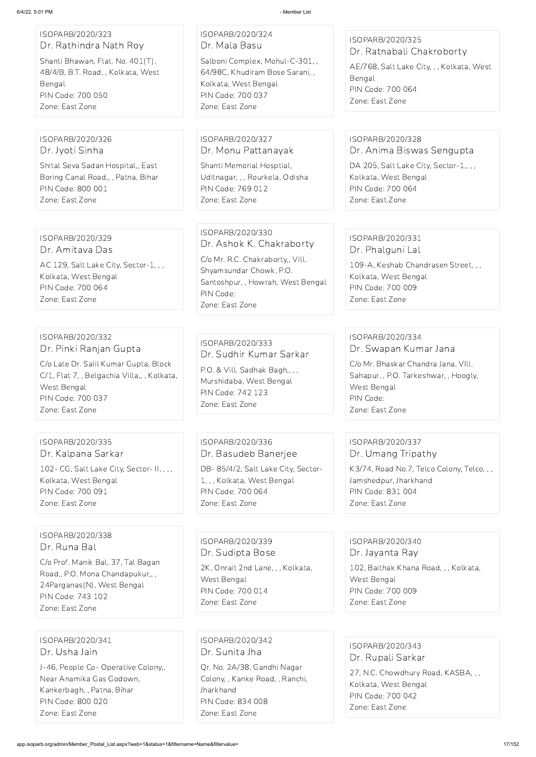ISOPARB/2020/323
Dr. Rathindra Nath Roy
Shanti Bhawan, Flat. No. 401(T), 48/4/B, B.T. Road, , Kolkata, West Bengal
PIN Code: 700 050
Zone: East Zone

ISOPARB/2020/324
Dr. Mala Basu
Salboni Complex, Mohul-C-301, , 64/98C, Khudiram Bose Sarani, , Kolkata, West Bengal
PIN Code: 700 037
Zone: East Zone

ISOPARB/2020/325
Dr. Ratnabali Chakroborty
AE/768, Salt Lake City, , , Kolkata, West Bengal
PIN Code: 700 064
Zone: East Zone

ISOPARB/2020/326
Dr. Jyoti Sinha
Shital Seva Sadan Hospital,, East Boring Canal Road,, , Patna, Bihar
PIN Code: 800 001
Zone: East Zone

ISOPARB/2020/327
Dr. Monu Pattanayak
Shanti Memorial Hosptial, Uditnagar, , , Rourkela, Odisha
PIN Code: 769 012
Zone: East Zone

ISOPARB/2020/328
Dr. Anima Biswas Sengupta
DA 205, Salt Lake City, Sector-1,, , , Kolkata, West Bengal
PIN Code: 700 064
Zone: East Zone

ISOPARB/2020/329
Dr. Amitava Das
AC 129, Salt Lake City, Sector-1, , , Kolkata, West Bengal
PIN Code: 700 064
Zone: East Zone

ISOPARB/2020/330
Dr. Ashok K. Chakraborty
C/o Mr. R.C. Chakraborty,, Vill. Shyamsundar Chowk, P.O. Santoshpur, , Howrah, West Bengal
PIN Code:
Zone: East Zone

ISOPARB/2020/331
Dr. Phalguni Lal
109-A, Keshab Chandrasen Street, , , Kolkata, West Bengal
PIN Code: 700 009
Zone: East Zone

ISOPARB/2020/332
Dr. Pinki Ranjan Gupta
C/o Late Dr. Salil Kumar Gupta, Block C/1, Flat 7, , Belgachia Villa,, , Kolkata, West Bengal
PIN Code: 700 037
Zone: East Zone

ISOPARB/2020/333
Dr. Sudhir Kumar Sarkar
P.O. & Vill. Sadhak Bagh,, , , Murshidaba, West Bengal
PIN Code: 742 123
Zone: East Zone

ISOPARB/2020/334
Dr. Swapan Kumar Jana
C/o Mr. Bhaskar Chandra Jana, VIll. Sahapur, , P.O. Tarkeshwar, , Hoogly, West Bengal
PIN Code:
Zone: East Zone

ISOPARB/2020/335
Dr. Kalpana Sarkar
102- CG, Salt Lake City, Sector- II, , , , Kolkata, West Bengal
PIN Code: 700 091
Zone: East Zone

ISOPARB/2020/336
Dr. Basudeb Banerjee
DB- 85/4/2, Salt Lake City, Sector-1, , , Kolkata, West Bengal
PIN Code: 700 064
Zone: East Zone

ISOPARB/2020/337
Dr. Umang Tripathy
K3/74, Road No.7, Telco Colony, Telco, , , Jamshedpur, Jharkhand
PIN Code: 831 004
Zone: East Zone

ISOPARB/2020/338
Dr. Runa Bal
C/o Prof. Manik Bal, 37, Tal Bagan Road,, P.O. Mona Chandapukur,, , 24Parganas(N), West Bengal
PIN Code: 743 102
Zone: East Zone

ISOPARB/2020/339
Dr. Sudipta Bose
2K, Onrait 2nd Lane, , , Kolkata, West Bengal
PIN Code: 700 014
Zone: East Zone

ISOPARB/2020/340
Dr. Jayanta Ray
102, Baithak Khana Road, , , Kolkata, West Bengal
PIN Code: 700 009
Zone: East Zone

ISOPARB/2020/341
Dr. Usha Jain
J-46, People Co- Operative Colony,, Near Anamika Gas Godown, Kankerbagh, , Patna, Bihar
PIN Code: 800 020
Zone: East Zone

ISOPARB/2020/342
Dr. Sunita Jha
Qr. No. 2A/38, Gandhi Nagar Colony, , Kanke Road, , Ranchi, Jharkhand
PIN Code: 834 008
Zone: East Zone

ISOPARB/2020/343
Dr. Rupali Sarkar
27, N.C. Chowdhury Road, KASBA, , , Kolkata, West Bengal
PIN Code: 700 042
Zone: East Zone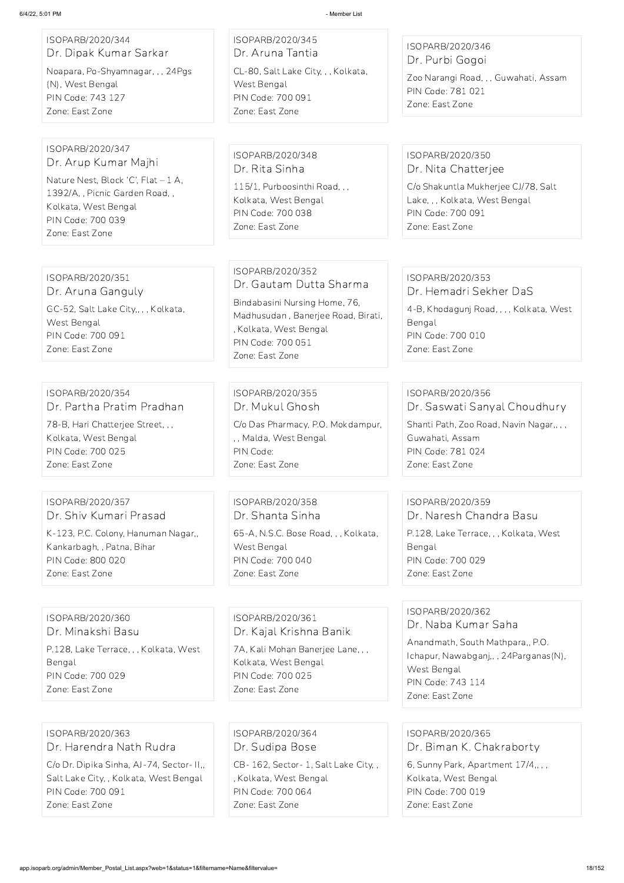ISOPARB/2020/344
Dr. Dipak Kumar Sarkar
Noapara, Po-Shyamnagar, , , 24Pgs (N), West Bengal
PIN Code: 743 127
Zone: East Zone

ISOPARB/2020/345
Dr. Aruna Tantia
CL-80, Salt Lake City, , , Kolkata, West Bengal
PIN Code: 700 091
Zone: East Zone

ISOPARB/2020/346
Dr. Purbi Gogoi
Zoo Narangi Road, , , Guwahati, Assam
PIN Code: 781 021
Zone: East Zone

ISOPARB/2020/347
Dr. Arup Kumar Majhi
Nature Nest, Block 'C', Flat – 1 A, 1392/A, , Picnic Garden Road, , Kolkata, West Bengal
PIN Code: 700 039
Zone: East Zone

ISOPARB/2020/348
Dr. Rita Sinha
115/1, Purboosinthi Road, , , Kolkata, West Bengal
PIN Code: 700 038
Zone: East Zone

ISOPARB/2020/350
Dr. Nita Chatterjee
C/o Shakuntla Mukherjee CJ/78, Salt Lake, , , Kolkata, West Bengal
PIN Code: 700 091
Zone: East Zone

ISOPARB/2020/351
Dr. Aruna Ganguly
GC-52, Salt Lake City,, , , Kolkata, West Bengal
PIN Code: 700 091
Zone: East Zone

ISOPARB/2020/352
Dr. Gautam Dutta Sharma
Bindabasini Nursing Home, 76, Madhusudan , Banerjee Road, Birati, , Kolkata, West Bengal
PIN Code: 700 051
Zone: East Zone

ISOPARB/2020/353
Dr. Hemadri Sekher DaS
4-B, Khodagunj Road, , , , Kolkata, West Bengal
PIN Code: 700 010
Zone: East Zone

ISOPARB/2020/354
Dr. Partha Pratim Pradhan
78-B, Hari Chatterjee Street, , , Kolkata, West Bengal
PIN Code: 700 025
Zone: East Zone

ISOPARB/2020/355
Dr. Mukul Ghosh
C/o Das Pharmacy, P.O. Mokdampur, , , Malda, West Bengal
PIN Code:
Zone: East Zone

ISOPARB/2020/356
Dr. Saswati Sanyal Choudhury
Shanti Path, Zoo Road, Navin Nagar,, , , Guwahati, Assam
PIN Code: 781 024
Zone: East Zone

ISOPARB/2020/357
Dr. Shiv Kumari Prasad
K-123, P.C. Colony, Hanuman Nagar,, Kankarbagh, , Patna, Bihar
PIN Code: 800 020
Zone: East Zone

ISOPARB/2020/358
Dr. Shanta Sinha
65-A, N.S.C. Bose Road, , , Kolkata, West Bengal
PIN Code: 700 040
Zone: East Zone

ISOPARB/2020/359
Dr. Naresh Chandra Basu
P.128, Lake Terrace, , , Kolkata, West Bengal
PIN Code: 700 029
Zone: East Zone

ISOPARB/2020/360
Dr. Minakshi Basu
P.128, Lake Terrace, , , Kolkata, West Bengal
PIN Code: 700 029
Zone: East Zone

ISOPARB/2020/361
Dr. Kajal Krishna Banik
7A, Kali Mohan Banerjee Lane, , , Kolkata, West Bengal
PIN Code: 700 025
Zone: East Zone

ISOPARB/2020/362
Dr. Naba Kumar Saha
Anandmath, South Mathpara,, P.O. Ichapur, Nawabganj,, , 24Parganas(N), West Bengal
PIN Code: 743 114
Zone: East Zone

ISOPARB/2020/363
Dr. Harendra Nath Rudra
C/o Dr. Dipika Sinha, AJ-74, Sector- II,, Salt Lake City, , Kolkata, West Bengal
PIN Code: 700 091
Zone: East Zone

ISOPARB/2020/364
Dr. Sudipa Bose
CB- 162, Sector- 1, Salt Lake City, , , Kolkata, West Bengal
PIN Code: 700 064
Zone: East Zone

ISOPARB/2020/365
Dr. Biman K. Chakraborty
6, Sunny Park, Apartment 17/4,, , , Kolkata, West Bengal
PIN Code: 700 019
Zone: East Zone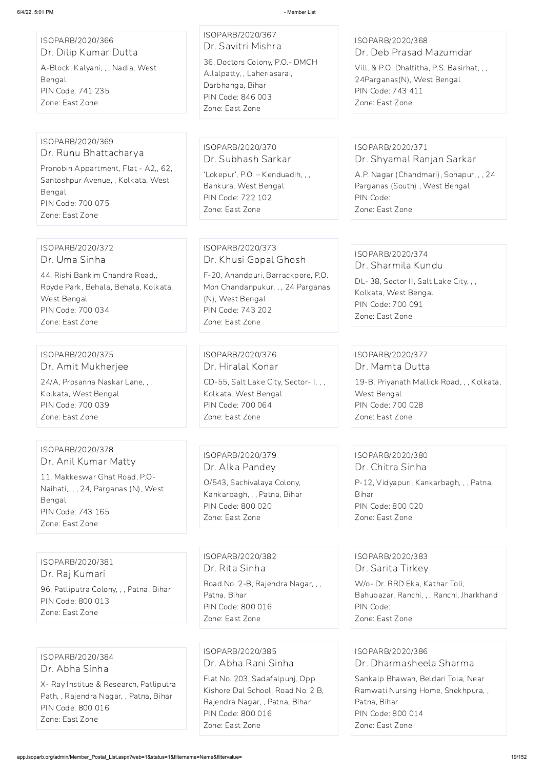ISOPARB/2020/366
Dr. Dilip Kumar Dutta
A-Block, Kalyani, , , Nadia, West Bengal
PIN Code: 741 235
Zone: East Zone

ISOPARB/2020/367
Dr. Savitri Mishra
36, Doctors Colony, P.O.- DMCH Allalpatty, , Laheriasarai, Darbhanga, Bihar
PIN Code: 846 003
Zone: East Zone

ISOPARB/2020/368
Dr. Deb Prasad Mazumdar
Vill. & P.O. Dhaltitha, P.S. Basirhat, , , 24Parganas(N), West Bengal
PIN Code: 743 411
Zone: East Zone

ISOPARB/2020/369
Dr. Runu Bhattacharya
Pronobin Appartment, Flat - A2,, 62, Santoshpur Avenue, , Kolkata, West Bengal
PIN Code: 700 075
Zone: East Zone

ISOPARB/2020/370
Dr. Subhash Sarkar
'Lokepur', P.O. – Kenduadih, , , Bankura, West Bengal
PIN Code: 722 102
Zone: East Zone

ISOPARB/2020/371
Dr. Shyamal Ranjan Sarkar
A.P. Nagar (Chandmari), Sonapur, , , 24 Parganas (South) , West Bengal
PIN Code:
Zone: East Zone

ISOPARB/2020/372
Dr. Uma Sinha
44, Rishi Bankim Chandra Road,, Royde Park, Behala, Behala, Kolkata, West Bengal
PIN Code: 700 034
Zone: East Zone

ISOPARB/2020/373
Dr. Khusi Gopal Ghosh
F-20, Anandpuri, Barrackpore, P.O. Mon Chandanpukur, , , 24 Parganas (N), West Bengal
PIN Code: 743 202
Zone: East Zone

ISOPARB/2020/374
Dr. Sharmila Kundu
DL- 38, Sector II, Salt Lake City, , , Kolkata, West Bengal
PIN Code: 700 091
Zone: East Zone

ISOPARB/2020/375
Dr. Amit Mukherjee
24/A, Prosanna Naskar Lane, , , Kolkata, West Bengal
PIN Code: 700 039
Zone: East Zone

ISOPARB/2020/376
Dr. Hiralal Konar
CD-55, Salt Lake City, Sector- I, , , Kolkata, West Bengal
PIN Code: 700 064
Zone: East Zone

ISOPARB/2020/377
Dr. Mamta Dutta
19-B, Priyanath Mallick Road, , , Kolkata, West Bengal
PIN Code: 700 028
Zone: East Zone

ISOPARB/2020/378
Dr. Anil Kumar Matty
11, Makkeswar Ghat Road, P.O- Naihati,, , , 24, Parganas (N), West Bengal
PIN Code: 743 165
Zone: East Zone

ISOPARB/2020/379
Dr. Alka Pandey
O/543, Sachivalaya Colony, Kankarbagh, , , Patna, Bihar
PIN Code: 800 020
Zone: East Zone

ISOPARB/2020/380
Dr. Chitra Sinha
P-12, Vidyapuri, Kankarbagh, , , Patna, Bihar
PIN Code: 800 020
Zone: East Zone

ISOPARB/2020/381
Dr. Raj Kumari
96, Patliputra Colony, , , Patna, Bihar
PIN Code: 800 013
Zone: East Zone

ISOPARB/2020/382
Dr. Rita Sinha
Road No. 2-B, Rajendra Nagar, , , Patna, Bihar
PIN Code: 800 016
Zone: East Zone

ISOPARB/2020/383
Dr. Sarita Tirkey
W/o- Dr. RRD Eka, Kathar Toli, Bahubazar, Ranchi, , , Ranchi, Jharkhand
PIN Code:
Zone: East Zone

ISOPARB/2020/384
Dr. Abha Sinha
X- Ray Institue & Research, Patliputra Path, , Rajendra Nagar, , Patna, Bihar
PIN Code: 800 016
Zone: East Zone

ISOPARB/2020/385
Dr. Abha Rani Sinha
Flat No. 203, Sadafalpunj, Opp. Kishore Dal School, Road No. 2 B, Rajendra Nagar, , Patna, Bihar
PIN Code: 800 016
Zone: East Zone

ISOPARB/2020/386
Dr. Dharmasheela Sharma
Sankalp Bhawan, Beldari Tola, Near Ramwati Nursing Home, Shekhpura, , Patna, Bihar
PIN Code: 800 014
Zone: East Zone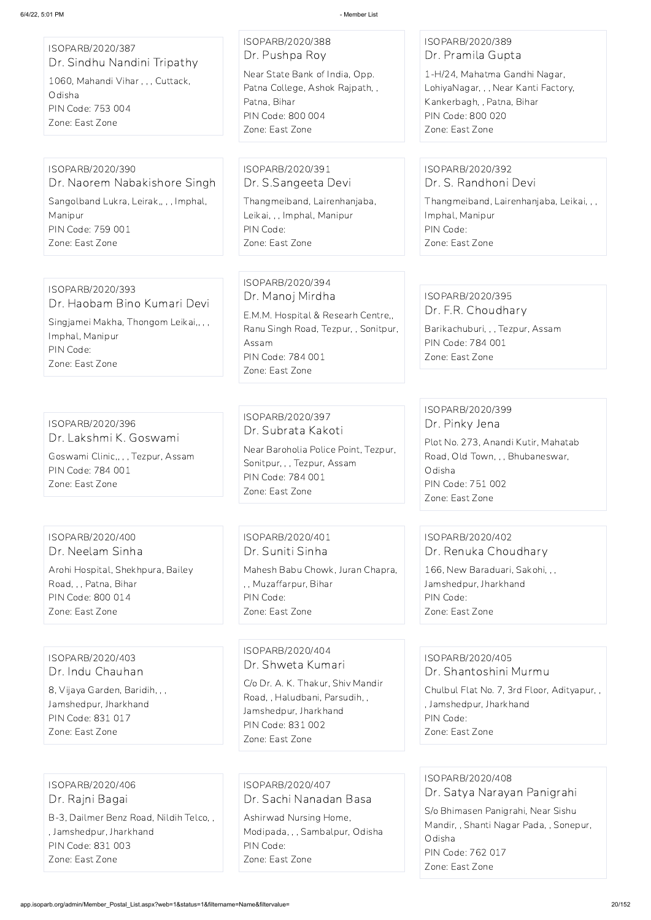ISOPARB/2020/387
Dr. Sindhu Nandini Tripathy
1060, Mahandi Vihar , , , Cuttack, Odisha
PIN Code: 753 004
Zone: East Zone

ISOPARB/2020/388
Dr. Pushpa Roy
Near State Bank of India, Opp. Patna College, Ashok Rajpath, , Patna, Bihar
PIN Code: 800 004
Zone: East Zone

ISOPARB/2020/389
Dr. Pramila Gupta
1-H/24, Mahatma Gandhi Nagar, LohiyaNagar, , , Near Kanti Factory, Kankerbagh, , Patna, Bihar
PIN Code: 800 020
Zone: East Zone

ISOPARB/2020/390
Dr. Naorem Nabakishore Singh
Sangolband Lukra, Leirak,, , , Imphal, Manipur
PIN Code: 759 001
Zone: East Zone

ISOPARB/2020/391
Dr. S.Sangeeta Devi
Thangmeiband, Lairenhanjaba, Leikai, , , Imphal, Manipur
PIN Code:
Zone: East Zone

ISOPARB/2020/392
Dr. S. Randhoni Devi
Thangmeiband, Lairenhanjaba, Leikai, , , Imphal, Manipur
PIN Code:
Zone: East Zone

ISOPARB/2020/393
Dr. Haobam Bino Kumari Devi
Singjamei Makha, Thongom Leikai,, , , Imphal, Manipur
PIN Code:
Zone: East Zone

ISOPARB/2020/394
Dr. Manoj Mirdha
E.M.M. Hospital & Research Centre,, Ranu Singh Road, Tezpur, , Sonitpur, Assam
PIN Code: 784 001
Zone: East Zone

ISOPARB/2020/395
Dr. F.R. Choudhary
Barikachuburi, , , Tezpur, Assam
PIN Code: 784 001
Zone: East Zone

ISOPARB/2020/396
Dr. Lakshmi K. Goswami
Goswami Clinic,, , , Tezpur, Assam
PIN Code: 784 001
Zone: East Zone

ISOPARB/2020/397
Dr. Subrata Kakoti
Near Baroholia Police Point, Tezpur, Sonitpur, , , Tezpur, Assam
PIN Code: 784 001
Zone: East Zone

ISOPARB/2020/399
Dr. Pinky Jena
Plot No. 273, Anandi Kutir, Mahatab Road, Old Town, , , Bhubaneswar, Odisha
PIN Code: 751 002
Zone: East Zone

ISOPARB/2020/400
Dr. Neelam Sinha
Arohi Hospital, Shekhpura, Bailey Road, , , Patna, Bihar
PIN Code: 800 014
Zone: East Zone

ISOPARB/2020/401
Dr. Suniti Sinha
Mahesh Babu Chowk, Juran Chapra, , , Muzaffarpur, Bihar
PIN Code:
Zone: East Zone

ISOPARB/2020/402
Dr. Renuka Choudhary
166, New Baraduari, Sakohi, , , Jamshedpur, Jharkhand
PIN Code:
Zone: East Zone

ISOPARB/2020/403
Dr. Indu Chauhan
8, Vijaya Garden, Baridih, , , Jamshedpur, Jharkhand
PIN Code: 831 017
Zone: East Zone

ISOPARB/2020/404
Dr. Shweta Kumari
C/o Dr. A. K. Thakur, Shiv Mandir Road, , Haludbani, Parsudih, , Jamshedpur, Jharkhand
PIN Code: 831 002
Zone: East Zone

ISOPARB/2020/405
Dr. Shantoshini Murmu
Chulbul Flat No. 7, 3rd Floor, Adityapur, , , Jamshedpur, Jharkhand
PIN Code:
Zone: East Zone

ISOPARB/2020/406
Dr. Rajni Bagai
B-3, Dailmer Benz Road, Nildih Telco, , , Jamshedpur, Jharkhand
PIN Code: 831 003
Zone: East Zone

ISOPARB/2020/407
Dr. Sachi Nanadan Basa
Ashirwad Nursing Home, Modipada, , , Sambalpur, Odisha
PIN Code:
Zone: East Zone

ISOPARB/2020/408
Dr. Satya Narayan Panigrahi
S/o Bhimasen Panigrahi, Near Sishu Mandir, , Shanti Nagar Pada, , Sonepur, Odisha
PIN Code: 762 017
Zone: East Zone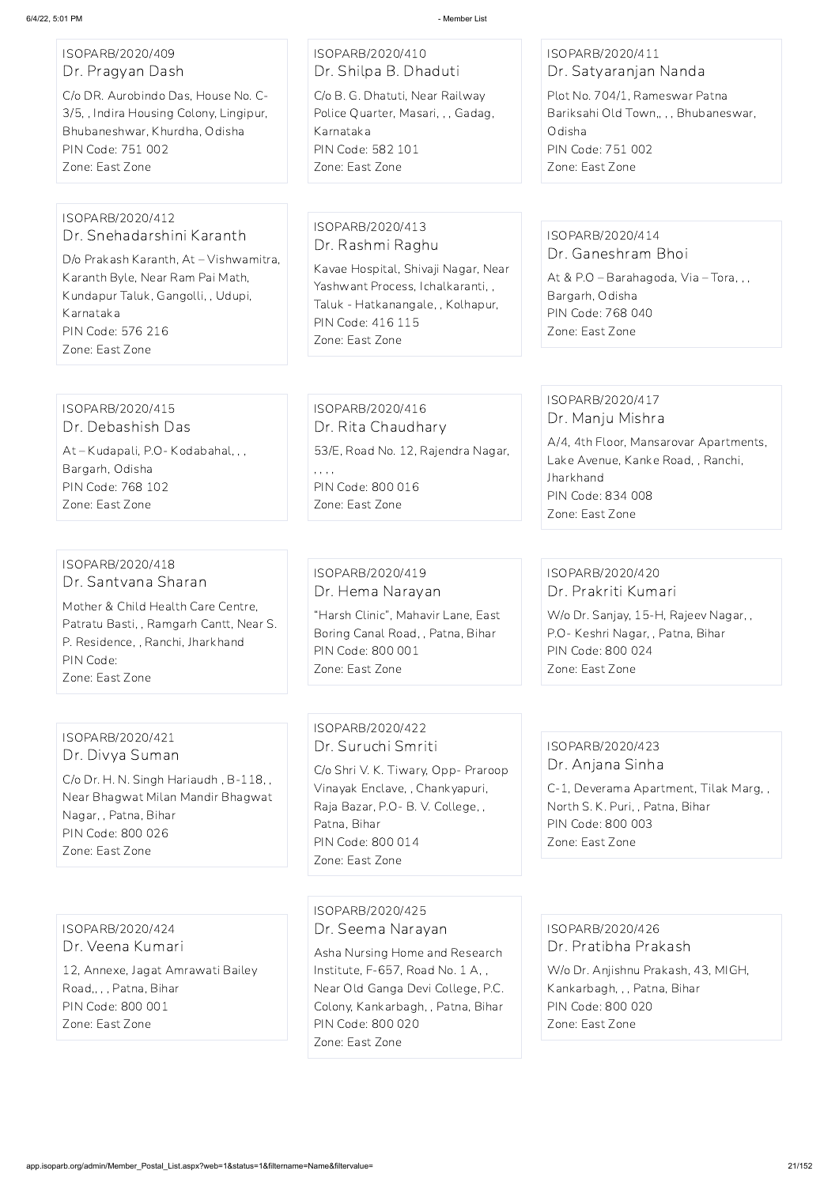ISOPARB/2020/409
Dr. Pragyan Dash
C/o DR. Aurobindo Das, House No. C-3/5, , Indira Housing Colony, Lingipur, Bhubaneshwar, Khurdha, Odisha
PIN Code: 751 002
Zone: East Zone

ISOPARB/2020/410
Dr. Shilpa B. Dhaduti
C/o B. G. Dhatuti, Near Railway Police Quarter, Masari, , , Gadag, Karnataka
PIN Code: 582 101
Zone: East Zone

ISOPARB/2020/411
Dr. Satyaranjan Nanda
Plot No. 704/1, Rameswar Patna Bariksahi Old Town,, , , Bhubaneswar, Odisha
PIN Code: 751 002
Zone: East Zone

ISOPARB/2020/412
Dr. Snehadarshini Karanth
D/o Prakash Karanth, At – Vishwamitra, Karanth Byle, Near Ram Pai Math, Kundapur Taluk, Gangolli, , Udupi, Karnataka
PIN Code: 576 216
Zone: East Zone

ISOPARB/2020/413
Dr. Rashmi Raghu
Kavae Hospital, Shivaji Nagar, Near Yashwant Process, Ichalkaranti, , Taluk - Hatkanangale, , Kolhapur,
PIN Code: 416 115
Zone: East Zone

ISOPARB/2020/414
Dr. Ganeshram Bhoi
At & P.O – Barahagoda, Via – Tora, , , Bargarh, Odisha
PIN Code: 768 040
Zone: East Zone

ISOPARB/2020/415
Dr. Debashish Das
At – Kudapali, P.O- Kodabahal, , , Bargarh, Odisha
PIN Code: 768 102
Zone: East Zone

ISOPARB/2020/416
Dr. Rita Chaudhary
53/E, Road No. 12, Rajendra Nagar, , , , ,
PIN Code: 800 016
Zone: East Zone

ISOPARB/2020/417
Dr. Manju Mishra
A/4, 4th Floor, Mansarovar Apartments, Lake Avenue, Kanke Road, , Ranchi, Jharkhand
PIN Code: 834 008
Zone: East Zone

ISOPARB/2020/418
Dr. Santvana Sharan
Mother & Child Health Care Centre, Patratu Basti, , Ramgarh Cantt, Near S. P. Residence, , Ranchi, Jharkhand
PIN Code:
Zone: East Zone

ISOPARB/2020/419
Dr. Hema Narayan
"Harsh Clinic", Mahavir Lane, East Boring Canal Road, , Patna, Bihar
PIN Code: 800 001
Zone: East Zone

ISOPARB/2020/420
Dr. Prakriti Kumari
W/o Dr. Sanjay, 15-H, Rajeev Nagar, , P.O- Keshri Nagar, , Patna, Bihar
PIN Code: 800 024
Zone: East Zone

ISOPARB/2020/421
Dr. Divya Suman
C/o Dr. H. N. Singh Hariaudh , B-118, , Near Bhagwat Milan Mandir Bhagwat Nagar, , Patna, Bihar
PIN Code: 800 026
Zone: East Zone

ISOPARB/2020/422
Dr. Suruchi Smriti
C/o Shri V. K. Tiwary, Opp- Praroop Vinayak Enclave, , Chankyapuri, Raja Bazar, P.O- B. V. College, , Patna, Bihar
PIN Code: 800 014
Zone: East Zone

ISOPARB/2020/423
Dr. Anjana Sinha
C-1, Deverama Apartment, Tilak Marg, , North S. K. Puri, , Patna, Bihar
PIN Code: 800 003
Zone: East Zone

ISOPARB/2020/424
Dr. Veena Kumari
12, Annexe, Jagat Amrawati Bailey Road,, , , Patna, Bihar
PIN Code: 800 001
Zone: East Zone

ISOPARB/2020/425
Dr. Seema Narayan
Asha Nursing Home and Research Institute, F-657, Road No. 1 A, , Near Old Ganga Devi College, P.C. Colony, Kankarbagh, , Patna, Bihar
PIN Code: 800 020
Zone: East Zone

ISOPARB/2020/426
Dr. Pratibha Prakash
W/o Dr. Anjishnu Prakash, 43, MIGH, Kankarbagh, , , Patna, Bihar
PIN Code: 800 020
Zone: East Zone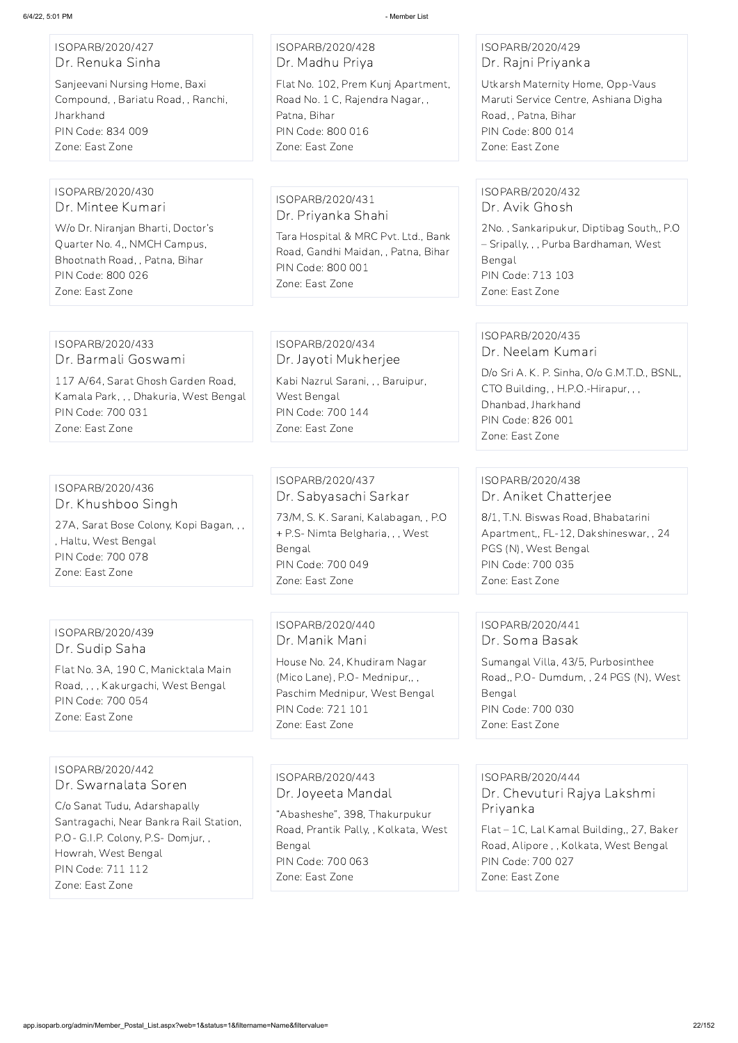ISOPARB/2020/427
Dr. Renuka Sinha

Sanjeevani Nursing Home, Baxi Compound, , Bariatu Road, , Ranchi, Jharkhand
PIN Code: 834 009
Zone: East Zone

ISOPARB/2020/428
Dr. Madhu Priya

Flat No. 102, Prem Kunj Apartment, Road No. 1 C, Rajendra Nagar, , Patna, Bihar
PIN Code: 800 016
Zone: East Zone

ISOPARB/2020/429
Dr. Rajni Priyanka

Utkarsh Maternity Home, Opp-Vaus Maruti Service Centre, Ashiana Digha Road, , Patna, Bihar
PIN Code: 800 014
Zone: East Zone

ISOPARB/2020/430
Dr. Mintee Kumari

W/o Dr. Niranjan Bharti, Doctor's Quarter No. 4,, NMCH Campus, Bhootnath Road, , Patna, Bihar
PIN Code: 800 026
Zone: East Zone

ISOPARB/2020/431
Dr. Priyanka Shahi

Tara Hospital & MRC Pvt. Ltd., Bank Road, Gandhi Maidan, , Patna, Bihar
PIN Code: 800 001
Zone: East Zone

ISOPARB/2020/432
Dr. Avik Ghosh

2No. , Sankaripukur, Diptibag South,, P.O – Sripally, , , Purba Bardhaman, West Bengal
PIN Code: 713 103
Zone: East Zone

ISOPARB/2020/433
Dr. Barmali Goswami

117 A/64, Sarat Ghosh Garden Road, Kamala Park, , , Dhakuria, West Bengal
PIN Code: 700 031
Zone: East Zone

ISOPARB/2020/434
Dr. Jayoti Mukherjee

Kabi Nazrul Sarani, , , Baruipur, West Bengal
PIN Code: 700 144
Zone: East Zone

ISOPARB/2020/435
Dr. Neelam Kumari

D/o Sri A. K. P. Sinha, O/o G.M.T.D., BSNL, CTO Building, , H.P.O.-Hirapur, , , Dhanbad, Jharkhand
PIN Code: 826 001
Zone: East Zone

ISOPARB/2020/436
Dr. Khushboo Singh

27A, Sarat Bose Colony, Kopi Bagan, , , , Haltu, West Bengal
PIN Code: 700 078
Zone: East Zone

ISOPARB/2020/437
Dr. Sabyasachi Sarkar

73/M, S. K. Sarani, Kalabagan, , P.O + P.S- Nimta Belgharia, , , West Bengal
PIN Code: 700 049
Zone: East Zone

ISOPARB/2020/438
Dr. Aniket Chatterjee

8/1, T.N. Biswas Road, Bhabatarini Apartment,, FL-12, Dakshineswar, , 24 PGS (N), West Bengal
PIN Code: 700 035
Zone: East Zone

ISOPARB/2020/439
Dr. Sudip Saha

Flat No. 3A, 190 C, Manicktala Main Road, , , , Kakurgachi, West Bengal
PIN Code: 700 054
Zone: East Zone

ISOPARB/2020/440
Dr. Manik Mani

House No. 24, Khudiram Nagar (Mico Lane), P.O- Mednipur,, , Paschim Mednipur, West Bengal
PIN Code: 721 101
Zone: East Zone

ISOPARB/2020/441
Dr. Soma Basak

Sumangal Villa, 43/5, Purbosinthee Road,, P.O- Dumdum, , 24 PGS (N), West Bengal
PIN Code: 700 030
Zone: East Zone

ISOPARB/2020/442
Dr. Swarnalata Soren

C/o Sanat Tudu, Adarshapally Santragachi, Near Bankra Rail Station, P.O- G.I.P. Colony, P.S- Domjur, , Howrah, West Bengal
PIN Code: 711 112
Zone: East Zone

ISOPARB/2020/443
Dr. Joyeeta Mandal

"Abasheshe", 398, Thakurpukur Road, Prantik Pally, , Kolkata, West Bengal
PIN Code: 700 063
Zone: East Zone

ISOPARB/2020/444
Dr. Chevuturi Rajya Lakshmi Priyanka

Flat – 1C, Lal Kamal Building,, 27, Baker Road, Alipore , , Kolkata, West Bengal
PIN Code: 700 027
Zone: East Zone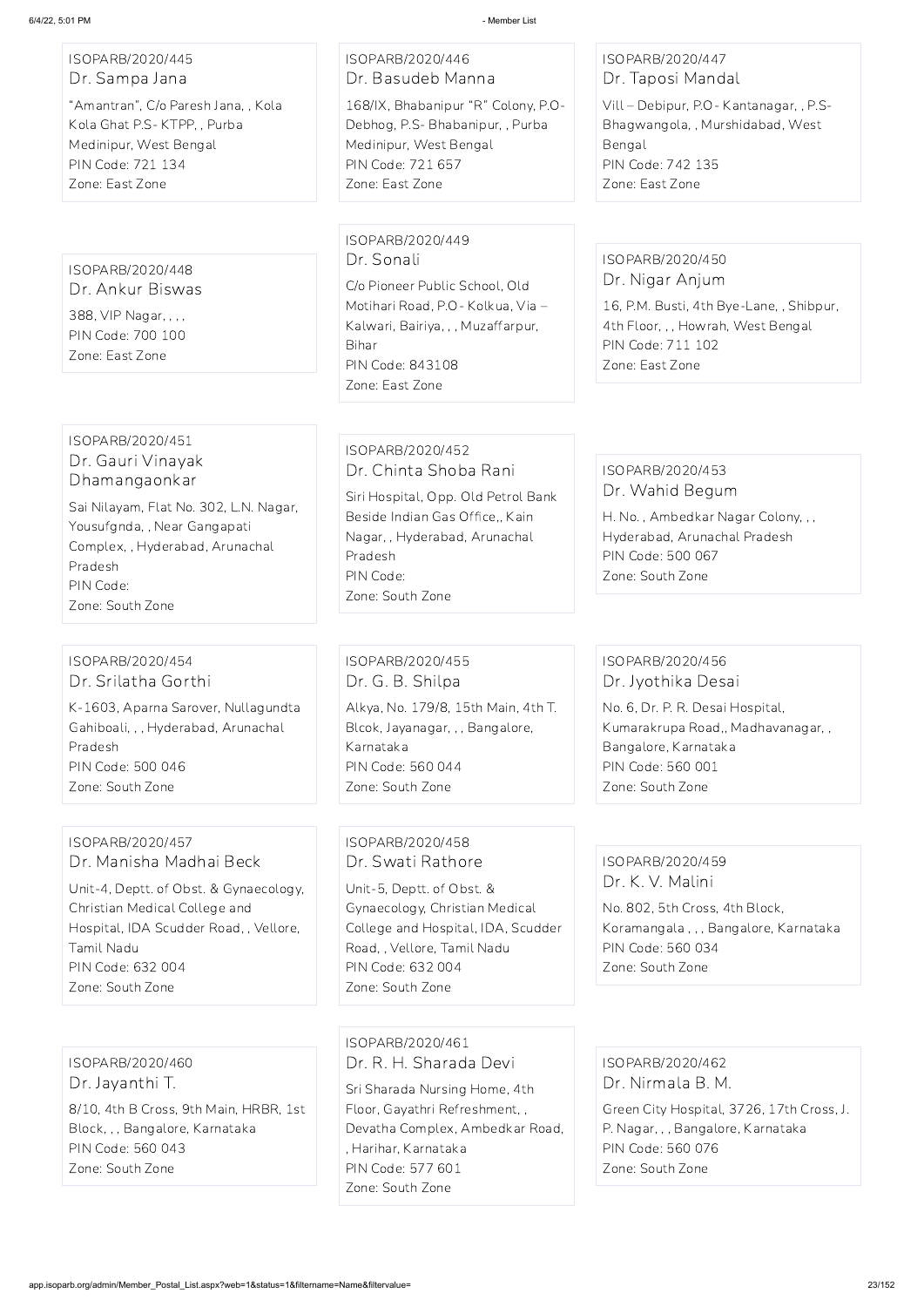ISOPARB/2020/445
Dr. Sampa Jana
"Amantran", C/o Paresh Jana, , Kola Kola Ghat P.S- KTPP, , Purba Medinipur, West Bengal
PIN Code: 721 134
Zone: East Zone

ISOPARB/2020/446
Dr. Basudeb Manna
168/IX, Bhabanipur "R" Colony, P.O- Debhog, P.S- Bhabanipur, , Purba Medinipur, West Bengal
PIN Code: 721 657
Zone: East Zone

ISOPARB/2020/447
Dr. Taposi Mandal
Vill – Debipur, P.O- Kantanagar, , P.S- Bhagwangola, , Murshidabad, West Bengal
PIN Code: 742 135
Zone: East Zone

ISOPARB/2020/448
Dr. Ankur Biswas
388, VIP Nagar, , , ,
PIN Code: 700 100
Zone: East Zone

ISOPARB/2020/449
Dr. Sonali
C/o Pioneer Public School, Old Motihari Road, P.O- Kolkua, Via – Kalwari, Bairiya, , , Muzaffarpur, Bihar
PIN Code: 843108
Zone: East Zone

ISOPARB/2020/450
Dr. Nigar Anjum
16, P.M. Busti, 4th Bye-Lane, , Shibpur, 4th Floor, , , Howrah, West Bengal
PIN Code: 711 102
Zone: East Zone

ISOPARB/2020/451
Dr. Gauri Vinayak Dhamangaonkar
Sai Nilayam, Flat No. 302, L.N. Nagar, Yousufgnda, , Near Gangapati Complex, , Hyderabad, Arunachal Pradesh
PIN Code:
Zone: South Zone

ISOPARB/2020/452
Dr. Chinta Shoba Rani
Siri Hospital, Opp. Old Petrol Bank Beside Indian Gas Office,, Kain Nagar, , Hyderabad, Arunachal Pradesh
PIN Code:
Zone: South Zone

ISOPARB/2020/453
Dr. Wahid Begum
H. No. , Ambedkar Nagar Colony, , , Hyderabad, Arunachal Pradesh
PIN Code: 500 067
Zone: South Zone

ISOPARB/2020/454
Dr. Srilatha Gorthi
K-1603, Aparna Sarover, Nullagundta Gahiboali, , , Hyderabad, Arunachal Pradesh
PIN Code: 500 046
Zone: South Zone

ISOPARB/2020/455
Dr. G. B. Shilpa
Alkya, No. 179/8, 15th Main, 4th T. Blcok, Jayanagar, , , Bangalore, Karnataka
PIN Code: 560 044
Zone: South Zone

ISOPARB/2020/456
Dr. Jyothika Desai
No. 6, Dr. P. R. Desai Hospital, Kumarakrupa Road,, Madhavanagar, , Bangalore, Karnataka
PIN Code: 560 001
Zone: South Zone

ISOPARB/2020/457
Dr. Manisha Madhai Beck
Unit-4, Deptt. of Obst. & Gynaecology, Christian Medical College and Hospital, IDA Scudder Road, , Vellore, Tamil Nadu
PIN Code: 632 004
Zone: South Zone

ISOPARB/2020/458
Dr. Swati Rathore
Unit-5, Deptt. of Obst. & Gynaecology, Christian Medical College and Hospital, IDA, Scudder Road, , Vellore, Tamil Nadu
PIN Code: 632 004
Zone: South Zone

ISOPARB/2020/459
Dr. K. V. Malini
No. 802, 5th Cross, 4th Block, Koramangala , , , Bangalore, Karnataka
PIN Code: 560 034
Zone: South Zone

ISOPARB/2020/460
Dr. Jayanthi T.
8/10, 4th B Cross, 9th Main, HRBR, 1st Block, , , Bangalore, Karnataka
PIN Code: 560 043
Zone: South Zone

ISOPARB/2020/461
Dr. R. H. Sharada Devi
Sri Sharada Nursing Home, 4th Floor, Gayathri Refreshment, , Devatha Complex, Ambedkar Road, , Harihar, Karnataka
PIN Code: 577 601
Zone: South Zone

ISOPARB/2020/462
Dr. Nirmala B. M.
Green City Hospital, 3726, 17th Cross, J. P. Nagar, , , Bangalore, Karnataka
PIN Code: 560 076
Zone: South Zone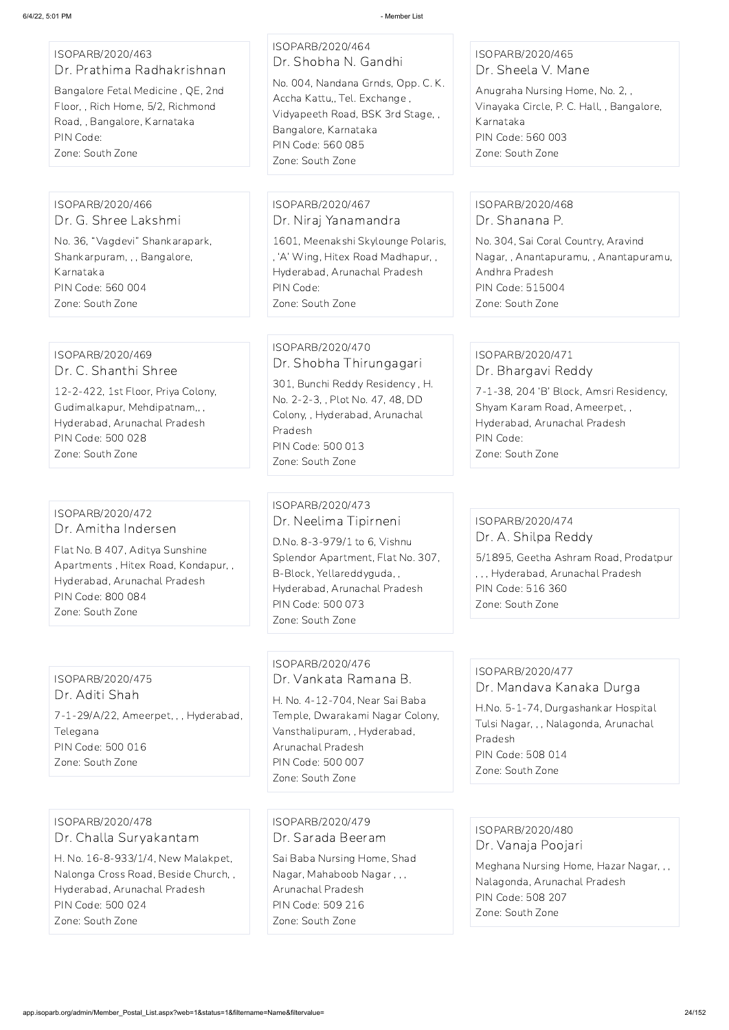ISOPARB/2020/463
Dr. Prathima Radhakrishnan
Bangalore Fetal Medicine , QE, 2nd Floor, , Rich Home, 5/2, Richmond Road, , Bangalore, Karnataka
PIN Code:
Zone: South Zone

ISOPARB/2020/464
Dr. Shobha N. Gandhi
No. 004, Nandana Grnds, Opp. C. K. Accha Kattu,, Tel. Exchange , Vidyapeeth Road, BSK 3rd Stage, , Bangalore, Karnataka
PIN Code: 560 085
Zone: South Zone

ISOPARB/2020/465
Dr. Sheela V. Mane
Anugraha Nursing Home, No. 2, , Vinayaka Circle, P. C. Hall, , Bangalore, Karnataka
PIN Code: 560 003
Zone: South Zone

ISOPARB/2020/466
Dr. G. Shree Lakshmi
No. 36, "Vagdevi" Shankarapark, Shankarpuram, , , Bangalore, Karnataka
PIN Code: 560 004
Zone: South Zone

ISOPARB/2020/467
Dr. Niraj Yanamandra
1601, Meenakshi Skylounge Polaris, , 'A' Wing, Hitex Road Madhapur, , Hyderabad, Arunachal Pradesh
PIN Code:
Zone: South Zone

ISOPARB/2020/468
Dr. Shanana P.
No. 304, Sai Coral Country, Aravind Nagar, , Anantapuramu, , Anantapuramu, Andhra Pradesh
PIN Code: 515004
Zone: South Zone

ISOPARB/2020/469
Dr. C. Shanthi Shree
12-2-422, 1st Floor, Priya Colony, Gudimalkapur, Mehdipatnam,, , Hyderabad, Arunachal Pradesh
PIN Code: 500 028
Zone: South Zone

ISOPARB/2020/470
Dr. Shobha Thirungagari
301, Bunchi Reddy Residency , H. No. 2-2-3, , Plot No. 47, 48, DD Colony, , Hyderabad, Arunachal Pradesh
PIN Code: 500 013
Zone: South Zone

ISOPARB/2020/471
Dr. Bhargavi Reddy
7-1-38, 204 'B' Block, Amsri Residency, Shyam Karam Road, Ameerpet, , Hyderabad, Arunachal Pradesh
PIN Code:
Zone: South Zone

ISOPARB/2020/472
Dr. Amitha Indersen
Flat No. B 407, Aditya Sunshine Apartments , Hitex Road, Kondapur, , Hyderabad, Arunachal Pradesh
PIN Code: 800 084
Zone: South Zone

ISOPARB/2020/473
Dr. Neelima Tipirneni
D.No. 8-3-979/1 to 6, Vishnu Splendor Apartment, Flat No. 307, B-Block, Yellareddyguda, , Hyderabad, Arunachal Pradesh
PIN Code: 500 073
Zone: South Zone

ISOPARB/2020/474
Dr. A. Shilpa Reddy
5/1895, Geetha Ashram Road, Prodatpur , , , Hyderabad, Arunachal Pradesh
PIN Code: 516 360
Zone: South Zone

ISOPARB/2020/475
Dr. Aditi Shah
7-1-29/A/22, Ameerpet, , , Hyderabad, Telegana
PIN Code: 500 016
Zone: South Zone

ISOPARB/2020/476
Dr. Vankata Ramana B.
H. No. 4-12-704, Near Sai Baba Temple, Dwarakami Nagar Colony, Vansthalipuram, , Hyderabad, Arunachal Pradesh
PIN Code: 500 007
Zone: South Zone

ISOPARB/2020/477
Dr. Mandava Kanaka Durga
H.No. 5-1-74, Durgashankar Hospital Tulsi Nagar, , , Nalagonda, Arunachal Pradesh
PIN Code: 508 014
Zone: South Zone

ISOPARB/2020/478
Dr. Challa Suryakantam
H. No. 16-8-933/1/4, New Malakpet, Nalonga Cross Road, Beside Church, , Hyderabad, Arunachal Pradesh
PIN Code: 500 024
Zone: South Zone

ISOPARB/2020/479
Dr. Sarada Beeram
Sai Baba Nursing Home, Shad Nagar, Mahaboob Nagar , , , Arunachal Pradesh
PIN Code: 509 216
Zone: South Zone

ISOPARB/2020/480
Dr. Vanaja Poojari
Meghana Nursing Home, Hazar Nagar, , , Nalagonda, Arunachal Pradesh
PIN Code: 508 207
Zone: South Zone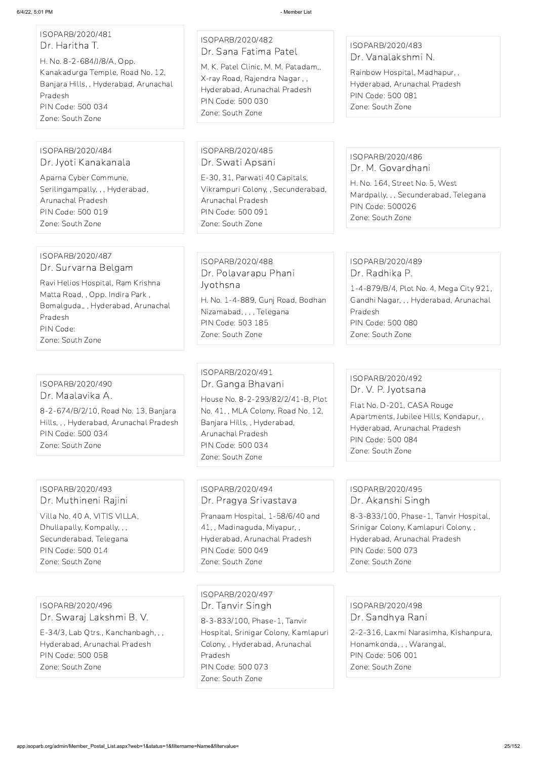ISOPARB/2020/481
Dr. Haritha T.
H. No. 8-2-684/J/8/A, Opp. Kanakadurga Temple, Road No. 12, Banjara Hills, , Hyderabad, Arunachal Pradesh
PIN Code: 500 034
Zone: South Zone

ISOPARB/2020/482
Dr. Sana Fatima Patel
M. K. Patel Clinic, M. M. Patadam,, X-ray Road, Rajendra Nagar , , Hyderabad, Arunachal Pradesh
PIN Code: 500 030
Zone: South Zone

ISOPARB/2020/483
Dr. Vanalakshmi N.
Rainbow Hospital, Madhapur, , Hyderabad, Arunachal Pradesh
PIN Code: 500 081
Zone: South Zone

ISOPARB/2020/484
Dr. Jyoti Kanakanala
Aparna Cyber Commune, Serilingampally, , , Hyderabad, Arunachal Pradesh
PIN Code: 500 019
Zone: South Zone

ISOPARB/2020/485
Dr. Swati Apsani
E-30, 31, Parwati 40 Capitals, Vikrampuri Colony, , Secunderabad, Arunachal Pradesh
PIN Code: 500 091
Zone: South Zone

ISOPARB/2020/486
Dr. M. Govardhani
H. No. 164, Street No. 5, West Mardpally, , , Secunderabad, Telegana
PIN Code: 500026
Zone: South Zone

ISOPARB/2020/487
Dr. Survarna Belgam
Ravi Helios Hospital, Ram Krishna Matta Road, , Opp. Indira Park , Bomalguda,, , Hyderabad, Arunachal Pradesh
PIN Code:
Zone: South Zone

ISOPARB/2020/488
Dr. Polavarapu Phani Jyothsna
H. No. 1-4-889, Gunj Road, Bodhan Nizamabad, , , , Telegana
PIN Code: 503 185
Zone: South Zone

ISOPARB/2020/489
Dr. Radhika P.
1-4-879/B/4, Plot No. 4, Mega City 921, Gandhi Nagar, , , Hyderabad, Arunachal Pradesh
PIN Code: 500 080
Zone: South Zone

ISOPARB/2020/490
Dr. Maalavika A.
8-2-674/B/2/10, Road No. 13, Banjara Hills, , , Hyderabad, Arunachal Pradesh
PIN Code: 500 034
Zone: South Zone

ISOPARB/2020/491
Dr. Ganga Bhavani
House No. 8-2-293/82/2/41-B, Plot No. 41, , MLA Colony, Road No. 12, Banjara Hills, , Hyderabad, Arunachal Pradesh
PIN Code: 500 034
Zone: South Zone

ISOPARB/2020/492
Dr. V. P. Jyotsana
Flat No. D-201, CASA Rouge Apartments, Jubilee Hills, Kondapur, , Hyderabad, Arunachal Pradesh
PIN Code: 500 084
Zone: South Zone

ISOPARB/2020/493
Dr. Muthineni Rajini
Villa No. 40 A, VITIS VILLA, Dhullapally, Kompally, , , Secunderabad, Telegana
PIN Code: 500 014
Zone: South Zone

ISOPARB/2020/494
Dr. Pragya Srivastava
Pranaam Hospital, 1-58/6/40 and 41, , Madinaguda, Miyapur, , Hyderabad, Arunachal Pradesh
PIN Code: 500 049
Zone: South Zone

ISOPARB/2020/495
Dr. Akanshi Singh
8-3-833/100, Phase-1, Tanvir Hospital, Srinigar Colony, Kamlapuri Colony, , Hyderabad, Arunachal Pradesh
PIN Code: 500 073
Zone: South Zone

ISOPARB/2020/496
Dr. Swaraj Lakshmi B. V.
E-34/3, Lab Qtrs., Kanchanbagh, , , Hyderabad, Arunachal Pradesh
PIN Code: 500 058
Zone: South Zone

ISOPARB/2020/497
Dr. Tanvir Singh
8-3-833/100, Phase-1, Tanvir Hospital, Srinigar Colony, Kamlapuri Colony, , Hyderabad, Arunachal Pradesh
PIN Code: 500 073
Zone: South Zone

ISOPARB/2020/498
Dr. Sandhya Rani
2-2-316, Laxmi Narasimha, Kishanpura, Honamkonda, , , Warangal,
PIN Code: 506 001
Zone: South Zone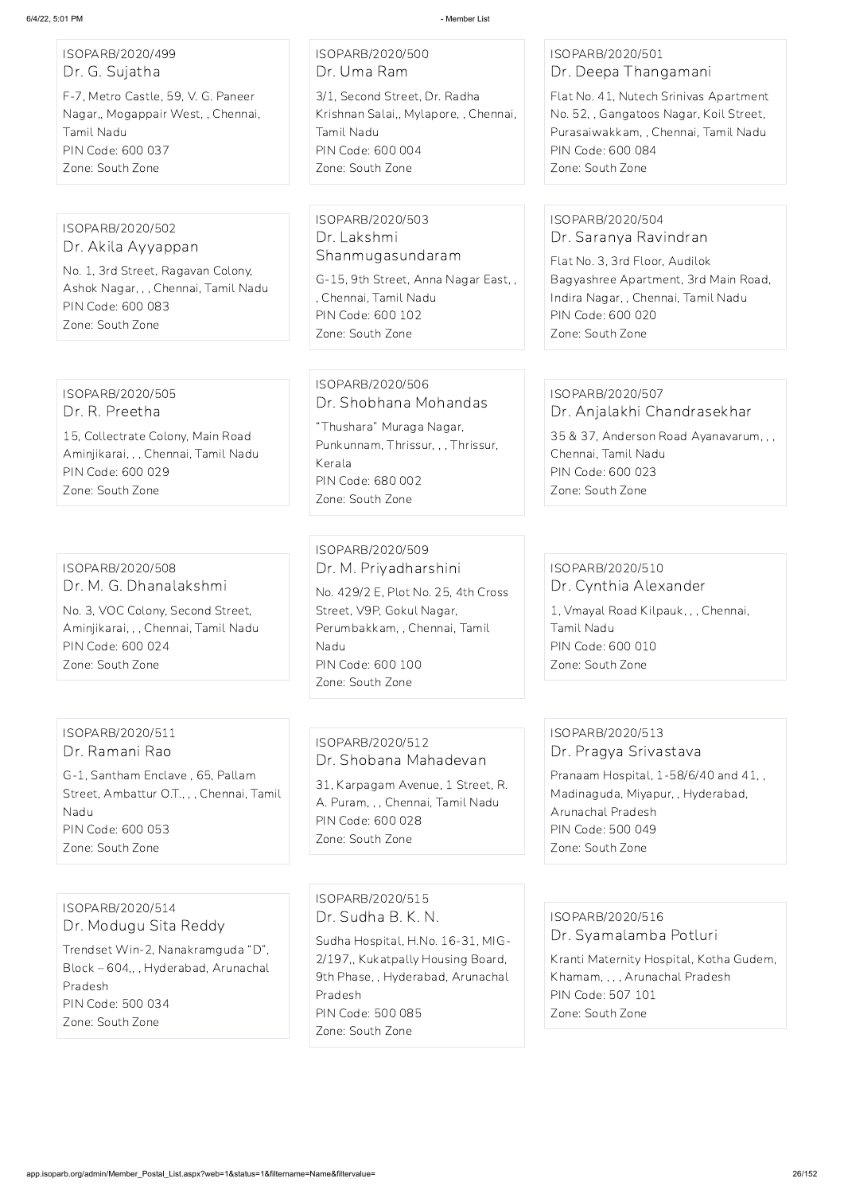ISOPARB/2020/499
Dr. G. Sujatha
F-7, Metro Castle, 59, V. G. Paneer Nagar,, Mogappair West, , Chennai, Tamil Nadu
PIN Code: 600 037
Zone: South Zone

ISOPARB/2020/500
Dr. Uma Ram
3/1, Second Street, Dr. Radha Krishnan Salai,, Mylapore, , Chennai, Tamil Nadu
PIN Code: 600 004
Zone: South Zone

ISOPARB/2020/501
Dr. Deepa Thangamani
Flat No. 41, Nutech Srinivas Apartment No. 52, , Gangatoos Nagar, Koil Street, Purasaiwakkam, , Chennai, Tamil Nadu
PIN Code: 600 084
Zone: South Zone

ISOPARB/2020/502
Dr. Akila Ayyappan
No. 1, 3rd Street, Ragavan Colony, Ashok Nagar, , , Chennai, Tamil Nadu
PIN Code: 600 083
Zone: South Zone

ISOPARB/2020/503
Dr. Lakshmi Shanmugasundaram
G-15, 9th Street, Anna Nagar East, , , Chennai, Tamil Nadu
PIN Code: 600 102
Zone: South Zone

ISOPARB/2020/504
Dr. Saranya Ravindran
Flat No. 3, 3rd Floor, Audilok Bagyashree Apartment, 3rd Main Road, Indira Nagar, , Chennai, Tamil Nadu
PIN Code: 600 020
Zone: South Zone

ISOPARB/2020/505
Dr. R. Preetha
15, Collectrate Colony, Main Road Aminjikarai, , , Chennai, Tamil Nadu
PIN Code: 600 029
Zone: South Zone

ISOPARB/2020/506
Dr. Shobhana Mohandas
"Thushara" Muraga Nagar, Punkunnam, Thrissur, , , Thrissur, Kerala
PIN Code: 680 002
Zone: South Zone

ISOPARB/2020/507
Dr. Anjalakhi Chandrasekhar
35 & 37, Anderson Road Ayanavarum, , , Chennai, Tamil Nadu
PIN Code: 600 023
Zone: South Zone

ISOPARB/2020/508
Dr. M. G. Dhanalakshmi
No. 3, VOC Colony, Second Street, Aminjikarai, , , Chennai, Tamil Nadu
PIN Code: 600 024
Zone: South Zone

ISOPARB/2020/509
Dr. M. Priyadharshini
No. 429/2 E, Plot No. 25, 4th Cross Street, V9P, Gokul Nagar, Perumbakkam, , Chennai, Tamil Nadu
PIN Code: 600 100
Zone: South Zone

ISOPARB/2020/510
Dr. Cynthia Alexander
1, Vmayal Road Kilpauk, , , Chennai, Tamil Nadu
PIN Code: 600 010
Zone: South Zone

ISOPARB/2020/511
Dr. Ramani Rao
G-1, Santham Enclave , 65, Pallam Street, Ambattur O.T., , , Chennai, Tamil Nadu
PIN Code: 600 053
Zone: South Zone

ISOPARB/2020/512
Dr. Shobana Mahadevan
31, Karpagam Avenue, 1 Street, R. A. Puram, , , Chennai, Tamil Nadu
PIN Code: 600 028
Zone: South Zone

ISOPARB/2020/513
Dr. Pragya Srivastava
Pranaam Hospital, 1-58/6/40 and 41, , Madinaguda, Miyapur, , Hyderabad, Arunachal Pradesh
PIN Code: 500 049
Zone: South Zone

ISOPARB/2020/514
Dr. Modugu Sita Reddy
Trendset Win-2, Nanakramguda "D", Block – 604, , Hyderabad, Arunachal Pradesh
PIN Code: 500 034
Zone: South Zone

ISOPARB/2020/515
Dr. Sudha B. K. N.
Sudha Hospital, H.No. 16-31, MIG-2/197,, Kukatpally Housing Board, 9th Phase, , Hyderabad, Arunachal Pradesh
PIN Code: 500 085
Zone: South Zone

ISOPARB/2020/516
Dr. Syamalamba Potluri
Kranti Maternity Hospital, Kotha Gudem, Khamam, , , , Arunachal Pradesh
PIN Code: 507 101
Zone: South Zone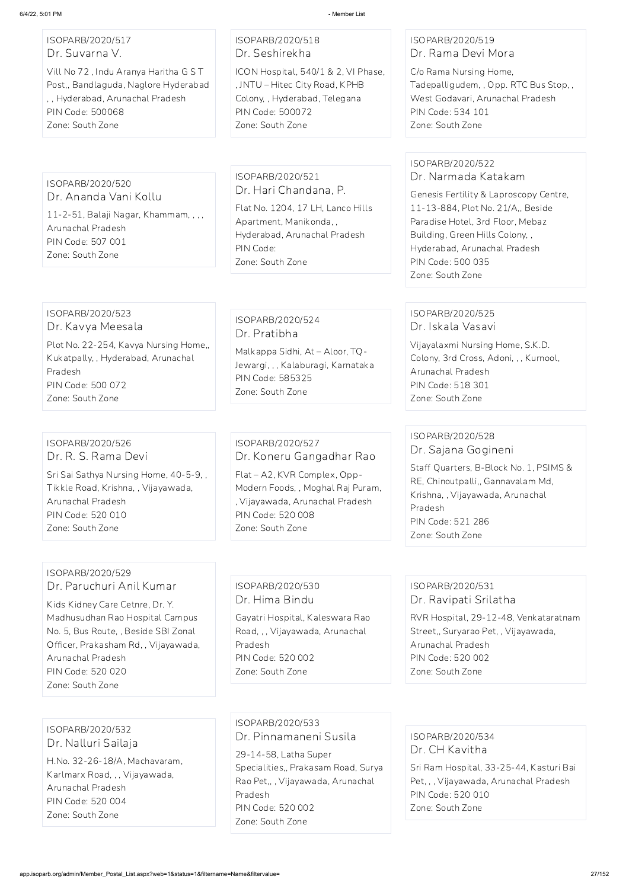ISOPARB/2020/517
Dr. Suvarna V.
Vill No 72 , Indu Aranya Haritha G S T Post,, Bandlaguda, Naglore Hyderabad , , Hyderabad, Arunachal Pradesh
PIN Code: 500068
Zone: South Zone

ISOPARB/2020/518
Dr. Seshirekha
ICON Hospital, 540/1 & 2, VI Phase, , JNTU – Hitec City Road, KPHB Colony, , Hyderabad, Telegana
PIN Code: 500072
Zone: South Zone

ISOPARB/2020/519
Dr. Rama Devi Mora
C/o Rama Nursing Home, Tadepalligudem, , Opp. RTC Bus Stop, , West Godavari, Arunachal Pradesh
PIN Code: 534 101
Zone: South Zone

ISOPARB/2020/520
Dr. Ananda Vani Kollu
11-2-51, Balaji Nagar, Khammam, , , , Arunachal Pradesh
PIN Code: 507 001
Zone: South Zone

ISOPARB/2020/521
Dr. Hari Chandana, P.
Flat No. 1204, 17 LH, Lanco Hills Apartment, Manikonda, , Hyderabad, Arunachal Pradesh
PIN Code:
Zone: South Zone

ISOPARB/2020/522
Dr. Narmada Katakam
Genesis Fertility & Laproscopy Centre, 11-13-884, Plot No. 21/A,, Beside Paradise Hotel, 3rd Floor, Mebaz Building, Green Hills Colony, , Hyderabad, Arunachal Pradesh
PIN Code: 500 035
Zone: South Zone

ISOPARB/2020/523
Dr. Kavya Meesala
Plot No. 22-254, Kavya Nursing Home,, Kukatpally, , Hyderabad, Arunachal Pradesh
PIN Code: 500 072
Zone: South Zone

ISOPARB/2020/524
Dr. Pratibha
Malkappa Sidhi, At – Aloor, TQ-Jewargi, , , Kalaburagi, Karnataka
PIN Code: 585325
Zone: South Zone

ISOPARB/2020/525
Dr. Iskala Vasavi
Vijayalaxmi Nursing Home, S.K.D. Colony, 3rd Cross, Adoni, , , Kurnool, Arunachal Pradesh
PIN Code: 518 301
Zone: South Zone

ISOPARB/2020/526
Dr. R. S. Rama Devi
Sri Sai Sathya Nursing Home, 40-5-9, , Tikkle Road, Krishna, , Vijayawada, Arunachal Pradesh
PIN Code: 520 010
Zone: South Zone

ISOPARB/2020/527
Dr. Koneru Gangadhar Rao
Flat – A2, KVR Complex, Opp-Modern Foods, , Moghal Raj Puram, , Vijayawada, Arunachal Pradesh
PIN Code: 520 008
Zone: South Zone

ISOPARB/2020/528
Dr. Sajana Gogineni
Staff Quarters, B-Block No. 1, PSIMS & RE, Chinoutpalli,, Gannavalam Md, Krishna, , Vijayawada, Arunachal Pradesh
PIN Code: 521 286
Zone: South Zone

ISOPARB/2020/529
Dr. Paruchuri Anil Kumar
Kids Kidney Care Cetnre, Dr. Y. Madhusudhan Rao Hospital Campus No. 5, Bus Route, , Beside SBI Zonal Officer, Prakasham Rd, , Vijayawada, Arunachal Pradesh
PIN Code: 520 020
Zone: South Zone

ISOPARB/2020/530
Dr. Hima Bindu
Gayatri Hospital, Kaleswara Rao Road, , , Vijayawada, Arunachal Pradesh
PIN Code: 520 002
Zone: South Zone

ISOPARB/2020/531
Dr. Ravipati Srilatha
RVR Hospital, 29-12-48, Venkataratnam Street,, Suryarao Pet, , Vijayawada, Arunachal Pradesh
PIN Code: 520 002
Zone: South Zone

ISOPARB/2020/532
Dr. Nalluri Sailaja
H.No. 32-26-18/A, Machavaram, Karlmarx Road, , , Vijayawada, Arunachal Pradesh
PIN Code: 520 004
Zone: South Zone

ISOPARB/2020/533
Dr. Pinnamaneni Susila
29-14-58, Latha Super Specialities,, Prakasam Road, Surya Rao Pet,, , Vijayawada, Arunachal Pradesh
PIN Code: 520 002
Zone: South Zone

ISOPARB/2020/534
Dr. CH Kavitha
Sri Ram Hospital, 33-25-44, Kasturi Bai Pet, , , Vijayawada, Arunachal Pradesh
PIN Code: 520 010
Zone: South Zone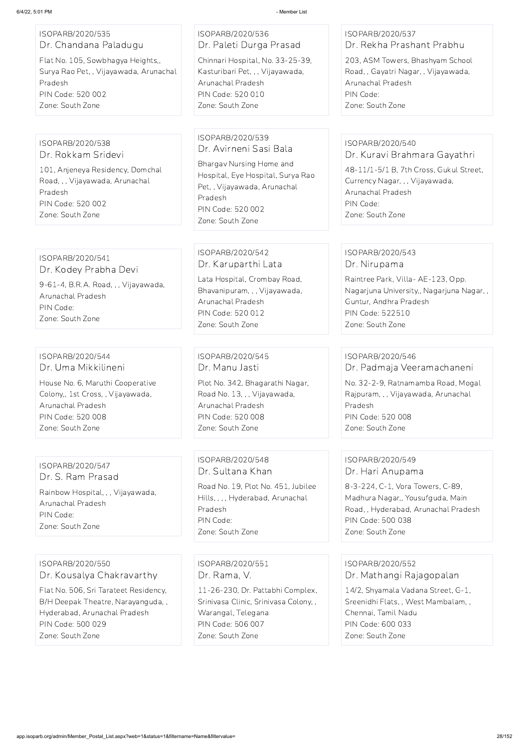ISOPARB/2020/535
Dr. Chandana Paladugu
Flat No. 105, Sowbhagya Heights,, Surya Rao Pet, , Vijayawada, Arunachal Pradesh
PIN Code: 520 002
Zone: South Zone

ISOPARB/2020/536
Dr. Paleti Durga Prasad
Chinnari Hospital, No. 33-25-39, Kasturibari Pet, , , Vijayawada, Arunachal Pradesh
PIN Code: 520 010
Zone: South Zone

ISOPARB/2020/537
Dr. Rekha Prashant Prabhu
203, ASM Towers, Bhashyam School Road, , Gayatri Nagar, , Vijayawada, Arunachal Pradesh
PIN Code:
Zone: South Zone

ISOPARB/2020/538
Dr. Rokkam Sridevi
101, Anjeneya Residency, Domchal Road, , , Vijayawada, Arunachal Pradesh
PIN Code: 520 002
Zone: South Zone

ISOPARB/2020/539
Dr. Avirneni Sasi Bala
Bhargav Nursing Home and Hospital, Eye Hospital, Surya Rao Pet, , Vijayawada, Arunachal Pradesh
PIN Code: 520 002
Zone: South Zone

ISOPARB/2020/540
Dr. Kuravi Brahmara Gayathri
48-11/1-5/1 B, 7th Cross, Gukul Street, Currency Nagar, , , Vijayawada, Arunachal Pradesh
PIN Code:
Zone: South Zone

ISOPARB/2020/541
Dr. Kodey Prabha Devi
9-61-4, B.R.A. Road, , , Vijayawada, Arunachal Pradesh
PIN Code:
Zone: South Zone

ISOPARB/2020/542
Dr. Karuparthi Lata
Lata Hospital, Crombay Road, Bhavanipuram, , , Vijayawada, Arunachal Pradesh
PIN Code: 520 012
Zone: South Zone

ISOPARB/2020/543
Dr. Nirupama
Raintree Park, Villa- AE-123, Opp. Nagarjuna University,, Nagarjuna Nagar, , Guntur, Andhra Pradesh
PIN Code: 522510
Zone: South Zone

ISOPARB/2020/544
Dr. Uma Mikkilineni
House No. 6, Maruthi Cooperative Colony,, 1st Cross, , Vijayawada, Arunachal Pradesh
PIN Code: 520 008
Zone: South Zone

ISOPARB/2020/545
Dr. Manu Jasti
Plot No. 342, Bhagarathi Nagar, Road No. 13, , , Vijayawada, Arunachal Pradesh
PIN Code: 520 008
Zone: South Zone

ISOPARB/2020/546
Dr. Padmaja Veeramachaneni
No. 32-2-9, Ratnamamba Road, Mogal Rajpuram, , , Vijayawada, Arunachal Pradesh
PIN Code: 520 008
Zone: South Zone

ISOPARB/2020/547
Dr. S. Ram Prasad
Rainbow Hospital, , , Vijayawada, Arunachal Pradesh
PIN Code:
Zone: South Zone

ISOPARB/2020/548
Dr. Sultana Khan
Road No. 19, Plot No. 451, Jubilee Hills, , , , Hyderabad, Arunachal Pradesh
PIN Code:
Zone: South Zone

ISOPARB/2020/549
Dr. Hari Anupama
8-3-224, C-1, Vora Towers, C-89, Madhura Nagar,, Yousufguda, Main Road, , Hyderabad, Arunachal Pradesh
PIN Code: 500 038
Zone: South Zone

ISOPARB/2020/550
Dr. Kousalya Chakravarthy
Flat No. 506, Sri Tarateet Residency, B/H Deepak Theatre, Narayanguda, , Hyderabad, Arunachal Pradesh
PIN Code: 500 029
Zone: South Zone

ISOPARB/2020/551
Dr. Rama, V.
11-26-230, Dr. Pattabhi Complex, Srinivasa Clinic, Srinivasa Colony, , Warangal, Telegana
PIN Code: 506 007
Zone: South Zone

ISOPARB/2020/552
Dr. Mathangi Rajagopalan
14/2, Shyamala Vadana Street, G-1, Sreenidhi Flats, , West Mambalam, , Chennai, Tamil Nadu
PIN Code: 600 033
Zone: South Zone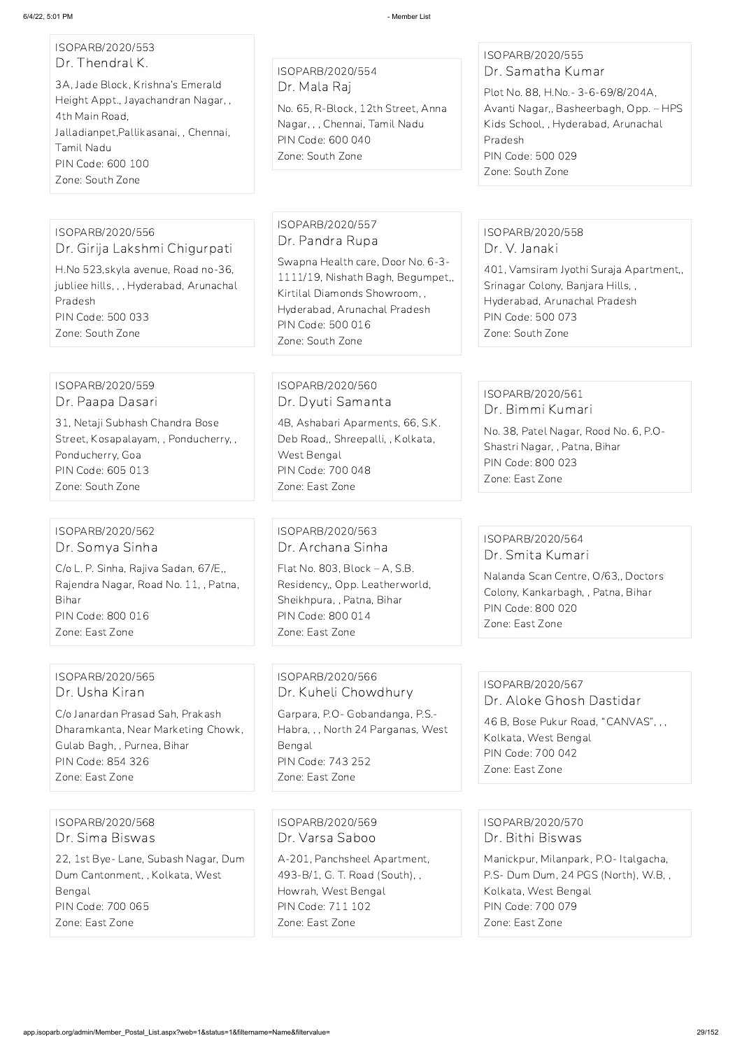ISOPARB/2020/553
Dr. Thendral K.

3A, Jade Block, Krishna's Emerald Height Appt., Jayachandran Nagar, , 4th Main Road, Jalladianpet,Pallikasanai, , Chennai, Tamil Nadu
PIN Code: 600 100
Zone: South Zone

ISOPARB/2020/554
Dr. Mala Raj

No. 65, R-Block, 12th Street, Anna Nagar, , , Chennai, Tamil Nadu
PIN Code: 600 040
Zone: South Zone

ISOPARB/2020/555
Dr. Samatha Kumar

Plot No. 88, H.No.- 3-6-69/8/204A, Avanti Nagar,, Basheerbagh, Opp. – HPS Kids School, , Hyderabad, Arunachal Pradesh
PIN Code: 500 029
Zone: South Zone

ISOPARB/2020/556
Dr. Girija Lakshmi Chigurpati

H.No 523,skyla avenue, Road no-36, jubliee hills, , , Hyderabad, Arunachal Pradesh
PIN Code: 500 033
Zone: South Zone

ISOPARB/2020/557
Dr. Pandra Rupa

Swapna Health care, Door No. 6-3-1111/19, Nishath Bagh, Begumpet,, Kirtilal Diamonds Showroom, , Hyderabad, Arunachal Pradesh
PIN Code: 500 016
Zone: South Zone

ISOPARB/2020/558
Dr. V. Janaki

401, Vamsiram Jyothi Suraja Apartment,, Srinagar Colony, Banjara Hills, , Hyderabad, Arunachal Pradesh
PIN Code: 500 073
Zone: South Zone

ISOPARB/2020/559
Dr. Paapa Dasari

31, Netaji Subhash Chandra Bose Street, Kosapalayam, , Ponducherry, , Ponducherry, Goa
PIN Code: 605 013
Zone: South Zone

ISOPARB/2020/560
Dr. Dyuti Samanta

4B, Ashabari Aparments, 66, S.K. Deb Road,, Shreepalli, , Kolkata, West Bengal
PIN Code: 700 048
Zone: East Zone

ISOPARB/2020/561
Dr. Bimmi Kumari

No. 38, Patel Nagar, Rood No. 6, P.O- Shastri Nagar, , Patna, Bihar
PIN Code: 800 023
Zone: East Zone

ISOPARB/2020/562
Dr. Somya Sinha

C/o L. P. Sinha, Rajiva Sadan, 67/E,, Rajendra Nagar, Road No. 11, , Patna, Bihar
PIN Code: 800 016
Zone: East Zone

ISOPARB/2020/563
Dr. Archana Sinha

Flat No. 803, Block – A, S.B. Residency,, Opp. Leatherworld, Sheikhpura, , Patna, Bihar
PIN Code: 800 014
Zone: East Zone

ISOPARB/2020/564
Dr. Smita Kumari

Nalanda Scan Centre, O/63,, Doctors Colony, Kankarbagh, , Patna, Bihar
PIN Code: 800 020
Zone: East Zone

ISOPARB/2020/565
Dr. Usha Kiran

C/o Janardan Prasad Sah, Prakash Dharamkanta, Near Marketing Chowk, Gulab Bagh, , Purnea, Bihar
PIN Code: 854 326
Zone: East Zone

ISOPARB/2020/566
Dr. Kuheli Chowdhury

Garpara, P.O- Gobandanga, P.S.- Habra, , , North 24 Parganas, West Bengal
PIN Code: 743 252
Zone: East Zone

ISOPARB/2020/567
Dr. Aloke Ghosh Dastidar

46 B, Bose Pukur Road, "CANVAS", , , Kolkata, West Bengal
PIN Code: 700 042
Zone: East Zone

ISOPARB/2020/568
Dr. Sima Biswas

22, 1st Bye- Lane, Subash Nagar, Dum Dum Cantonment, , Kolkata, West Bengal
PIN Code: 700 065
Zone: East Zone

ISOPARB/2020/569
Dr. Varsa Saboo

A-201, Panchsheel Apartment, 493-B/1, G. T. Road (South), , Howrah, West Bengal
PIN Code: 711 102
Zone: East Zone

ISOPARB/2020/570
Dr. Bithi Biswas

Manickpur, Milanpark, P.O- Italgacha, P.S- Dum Dum, 24 PGS (North), W.B, , Kolkata, West Bengal
PIN Code: 700 079
Zone: East Zone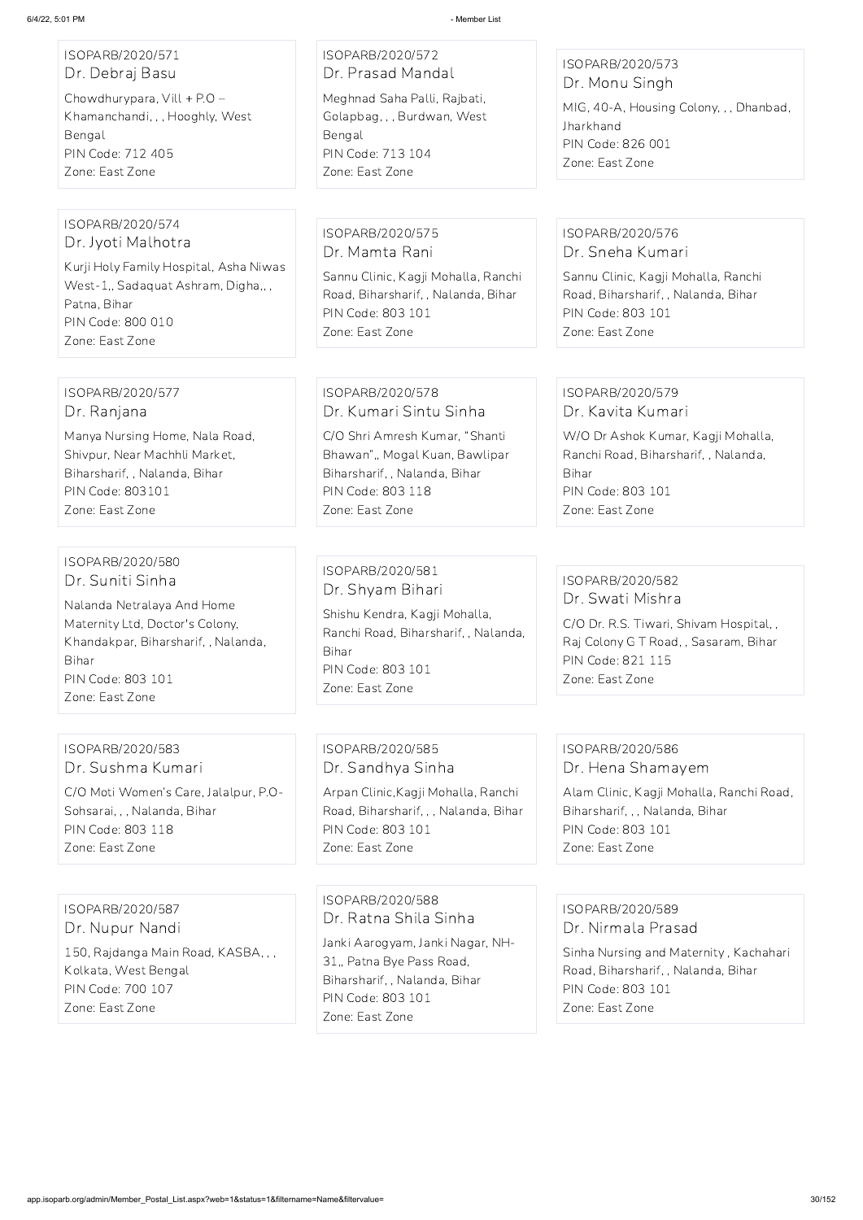ISOPARB/2020/571
Dr. Debraj Basu
Chowdhurypara, Vill + P.O – Khamanchandi, , , Hooghly, West Bengal
PIN Code: 712 405
Zone: East Zone

ISOPARB/2020/572
Dr. Prasad Mandal
Meghnad Saha Palli, Rajbati, Golapbag, , , Burdwan, West Bengal
PIN Code: 713 104
Zone: East Zone

ISOPARB/2020/573
Dr. Monu Singh
MIG, 40-A, Housing Colony, , , Dhanbad, Jharkhand
PIN Code: 826 001
Zone: East Zone

ISOPARB/2020/574
Dr. Jyoti Malhotra
Kurji Holy Family Hospital, Asha Niwas West-1,, Sadaquat Ashram, Digha,, , Patna, Bihar
PIN Code: 800 010
Zone: East Zone

ISOPARB/2020/575
Dr. Mamta Rani
Sannu Clinic, Kagji Mohalla, Ranchi Road, Biharsharif, , Nalanda, Bihar
PIN Code: 803 101
Zone: East Zone

ISOPARB/2020/576
Dr. Sneha Kumari
Sannu Clinic, Kagji Mohalla, Ranchi Road, Biharsharif, , Nalanda, Bihar
PIN Code: 803 101
Zone: East Zone

ISOPARB/2020/577
Dr. Ranjana
Manya Nursing Home, Nala Road, Shivpur, Near Machhli Market, Biharsharif, , Nalanda, Bihar
PIN Code: 803101
Zone: East Zone

ISOPARB/2020/578
Dr. Kumari Sintu Sinha
C/O Shri Amresh Kumar, "Shanti Bhawan",, Mogal Kuan, Bawlipar Biharsharif, , Nalanda, Bihar
PIN Code: 803 118
Zone: East Zone

ISOPARB/2020/579
Dr. Kavita Kumari
W/O Dr Ashok Kumar, Kagji Mohalla, Ranchi Road, Biharsharif, , Nalanda, Bihar
PIN Code: 803 101
Zone: East Zone

ISOPARB/2020/580
Dr. Suniti Sinha
Nalanda Netralaya And Home Maternity Ltd, Doctor's Colony, Khandakpar, Biharsharif, , Nalanda, Bihar
PIN Code: 803 101
Zone: East Zone

ISOPARB/2020/581
Dr. Shyam Bihari
Shishu Kendra, Kagji Mohalla, Ranchi Road, Biharsharif, , Nalanda, Bihar
PIN Code: 803 101
Zone: East Zone

ISOPARB/2020/582
Dr. Swati Mishra
C/O Dr. R.S. Tiwari, Shivam Hospital, , Raj Colony G T Road, , Sasaram, Bihar
PIN Code: 821 115
Zone: East Zone

ISOPARB/2020/583
Dr. Sushma Kumari
C/O Moti Women's Care, Jalalpur, P.O- Sohsarai, , , Nalanda, Bihar
PIN Code: 803 118
Zone: East Zone

ISOPARB/2020/585
Dr. Sandhya Sinha
Arpan Clinic,Kagji Mohalla, Ranchi Road, Biharsharif, , , Nalanda, Bihar
PIN Code: 803 101
Zone: East Zone

ISOPARB/2020/586
Dr. Hena Shamayem
Alam Clinic, Kagji Mohalla, Ranchi Road, Biharsharif, , , Nalanda, Bihar
PIN Code: 803 101
Zone: East Zone

ISOPARB/2020/587
Dr. Nupur Nandi
150, Rajdanga Main Road, KASBA, , , Kolkata, West Bengal
PIN Code: 700 107
Zone: East Zone

ISOPARB/2020/588
Dr. Ratna Shila Sinha
Janki Aarogyam, Janki Nagar, NH-31,, Patna Bye Pass Road, Biharsharif, , Nalanda, Bihar
PIN Code: 803 101
Zone: East Zone

ISOPARB/2020/589
Dr. Nirmala Prasad
Sinha Nursing and Maternity , Kachahari Road, Biharsharif, , Nalanda, Bihar
PIN Code: 803 101
Zone: East Zone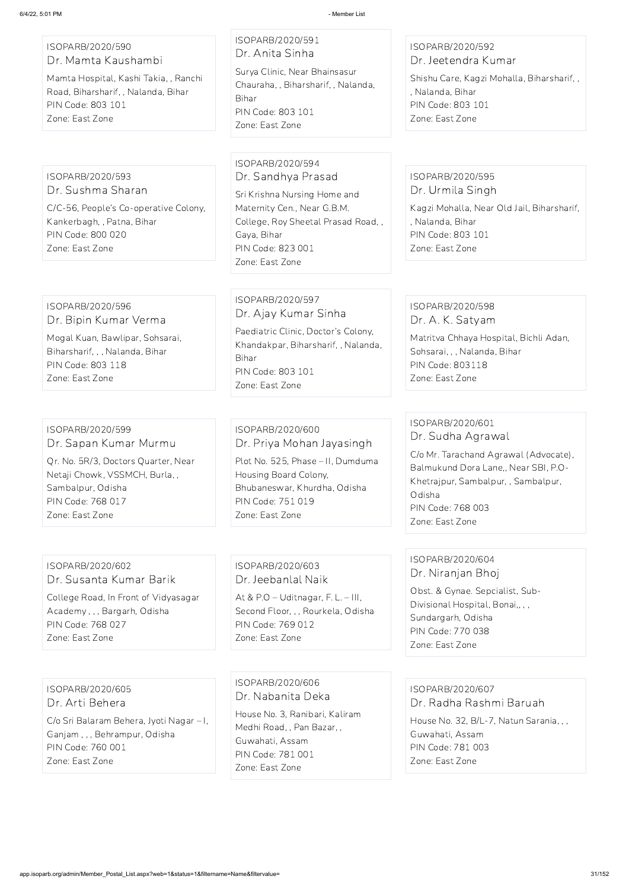ISOPARB/2020/590
Dr. Mamta Kaushambi
Mamta Hospital, Kashi Takia, , Ranchi Road, Biharsharif, , Nalanda, Bihar
PIN Code: 803 101
Zone: East Zone

ISOPARB/2020/591
Dr. Anita Sinha
Surya Clinic, Near Bhainsasur Chauraha, , Biharsharif, , Nalanda, Bihar
PIN Code: 803 101
Zone: East Zone

ISOPARB/2020/592
Dr. Jeetendra Kumar
Shishu Care, Kagzi Mohalla, Biharsharif, , , Nalanda, Bihar
PIN Code: 803 101
Zone: East Zone

ISOPARB/2020/593
Dr. Sushma Sharan
C/C-56, People's Co-operative Colony, Kankerbagh, , Patna, Bihar
PIN Code: 800 020
Zone: East Zone

ISOPARB/2020/594
Dr. Sandhya Prasad
Sri Krishna Nursing Home and Maternity Cen., Near G.B.M. College, Roy Sheetal Prasad Road, , Gaya, Bihar
PIN Code: 823 001
Zone: East Zone

ISOPARB/2020/595
Dr. Urmila Singh
Kagzi Mohalla, Near Old Jail, Biharsharif, , Nalanda, Bihar
PIN Code: 803 101
Zone: East Zone

ISOPARB/2020/596
Dr. Bipin Kumar Verma
Mogal Kuan, Bawlipar, Sohsarai, Biharsharif, , , Nalanda, Bihar
PIN Code: 803 118
Zone: East Zone

ISOPARB/2020/597
Dr. Ajay Kumar Sinha
Paediatric Clinic, Doctor's Colony, Khandakpar, Biharsharif, , Nalanda, Bihar
PIN Code: 803 101
Zone: East Zone

ISOPARB/2020/598
Dr. A. K. Satyam
Matritva Chhaya Hospital, Bichli Adan, Sohsarai, , , Nalanda, Bihar
PIN Code: 803118
Zone: East Zone

ISOPARB/2020/599
Dr. Sapan Kumar Murmu
Qr. No. 5R/3, Doctors Quarter, Near Netaji Chowk, VSSMCH, Burla, , Sambalpur, Odisha
PIN Code: 768 017
Zone: East Zone

ISOPARB/2020/600
Dr. Priya Mohan Jayasingh
Plot No. 525, Phase – II, Dumduma Housing Board Colony, Bhubaneswar, Khurdha, Odisha
PIN Code: 751 019
Zone: East Zone

ISOPARB/2020/601
Dr. Sudha Agrawal
C/o Mr. Tarachand Agrawal (Advocate), Balmukund Dora Lane,, Near SBI, P.O-Khetrajpur, Sambalpur, , Sambalpur, Odisha
PIN Code: 768 003
Zone: East Zone

ISOPARB/2020/602
Dr. Susanta Kumar Barik
College Road, In Front of Vidyasagar Academy , , , Bargarh, Odisha
PIN Code: 768 027
Zone: East Zone

ISOPARB/2020/603
Dr. Jeebanlal Naik
At & P.O – Uditnagar, F. L. – III, Second Floor, , , Rourkela, Odisha
PIN Code: 769 012
Zone: East Zone

ISOPARB/2020/604
Dr. Niranjan Bhoj
Obst. & Gynae. Sepcialist, Sub-Divisional Hospital, Bonai,, , , Sundargarh, Odisha
PIN Code: 770 038
Zone: East Zone

ISOPARB/2020/605
Dr. Arti Behera
C/o Sri Balaram Behera, Jyoti Nagar – I, Ganjam , , , Behrampur, Odisha
PIN Code: 760 001
Zone: East Zone

ISOPARB/2020/606
Dr. Nabanita Deka
House No. 3, Ranibari, Kaliram Medhi Road, , Pan Bazar, , Guwahati, Assam
PIN Code: 781 001
Zone: East Zone

ISOPARB/2020/607
Dr. Radha Rashmi Baruah
House No. 32, B/L-7, Natun Sarania, , , Guwahati, Assam
PIN Code: 781 003
Zone: East Zone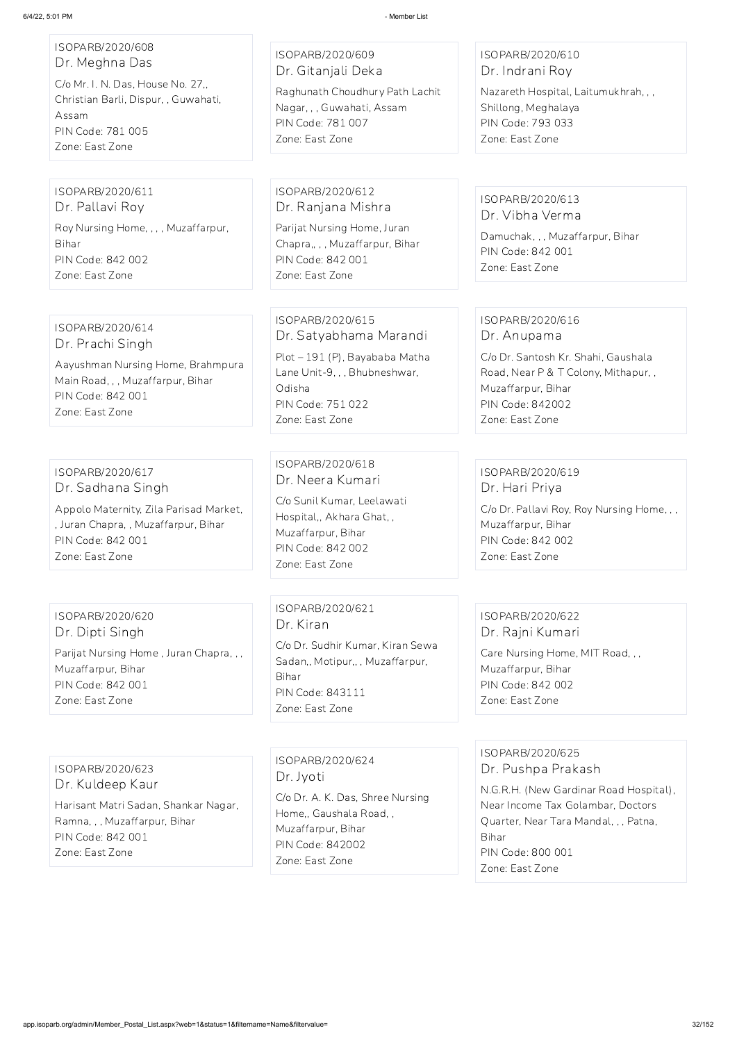ISOPARB/2020/608
Dr. Meghna Das
C/o Mr. I. N. Das, House No. 27,,
Christian Barli, Dispur, , Guwahati,
Assam
PIN Code: 781 005
Zone: East Zone

ISOPARB/2020/609
Dr. Gitanjali Deka
Raghunath Choudhury Path Lachit
Nagar, , , Guwahati, Assam
PIN Code: 781 007
Zone: East Zone

ISOPARB/2020/610
Dr. Indrani Roy
Nazareth Hospital, Laitumukhrah, , ,
Shillong, Meghalaya
PIN Code: 793 033
Zone: East Zone

ISOPARB/2020/611
Dr. Pallavi Roy
Roy Nursing Home, , , , Muzaffarpur,
Bihar
PIN Code: 842 002
Zone: East Zone

ISOPARB/2020/612
Dr. Ranjana Mishra
Parijat Nursing Home, Juran
Chapra,, , , Muzaffarpur, Bihar
PIN Code: 842 001
Zone: East Zone

ISOPARB/2020/613
Dr. Vibha Verma
Damuchak, , , Muzaffarpur, Bihar
PIN Code: 842 001
Zone: East Zone

ISOPARB/2020/614
Dr. Prachi Singh
Aayushman Nursing Home, Brahmpura
Main Road, , , Muzaffarpur, Bihar
PIN Code: 842 001
Zone: East Zone

ISOPARB/2020/615
Dr. Satyabhama Marandi
Plot – 191 (P), Bayababa Matha
Lane Unit-9, , , Bhubneshwar,
Odisha
PIN Code: 751 022
Zone: East Zone

ISOPARB/2020/616
Dr. Anupama
C/o Dr. Santosh Kr. Shahi, Gaushala
Road, Near P & T Colony, Mithapur, ,
Muzaffarpur, Bihar
PIN Code: 842002
Zone: East Zone

ISOPARB/2020/617
Dr. Sadhana Singh
Appolo Maternity, Zila Parisad Market,
, Juran Chapra, , Muzaffarpur, Bihar
PIN Code: 842 001
Zone: East Zone

ISOPARB/2020/618
Dr. Neera Kumari
C/o Sunil Kumar, Leelawati
Hospital,, Akhara Ghat, ,
Muzaffarpur, Bihar
PIN Code: 842 002
Zone: East Zone

ISOPARB/2020/619
Dr. Hari Priya
C/o Dr. Pallavi Roy, Roy Nursing Home, , ,
Muzaffarpur, Bihar
PIN Code: 842 002
Zone: East Zone

ISOPARB/2020/620
Dr. Dipti Singh
Parijat Nursing Home , Juran Chapra, , ,
Muzaffarpur, Bihar
PIN Code: 842 001
Zone: East Zone

ISOPARB/2020/621
Dr. Kiran
C/o Dr. Sudhir Kumar, Kiran Sewa
Sadan,, Motipur,, , Muzaffarpur,
Bihar
PIN Code: 843111
Zone: East Zone

ISOPARB/2020/622
Dr. Rajni Kumari
Care Nursing Home, MIT Road, , ,
Muzaffarpur, Bihar
PIN Code: 842 002
Zone: East Zone

ISOPARB/2020/623
Dr. Kuldeep Kaur
Harisant Matri Sadan, Shankar Nagar,
Ramna, , , Muzaffarpur, Bihar
PIN Code: 842 001
Zone: East Zone

ISOPARB/2020/624
Dr. Jyoti
C/o Dr. A. K. Das, Shree Nursing
Home,, Gaushala Road, ,
Muzaffarpur, Bihar
PIN Code: 842002
Zone: East Zone

ISOPARB/2020/625
Dr. Pushpa Prakash
N.G.R.H. (New Gardinar Road Hospital),
Near Income Tax Golambar, Doctors
Quarter, Near Tara Mandal, , , Patna,
Bihar
PIN Code: 800 001
Zone: East Zone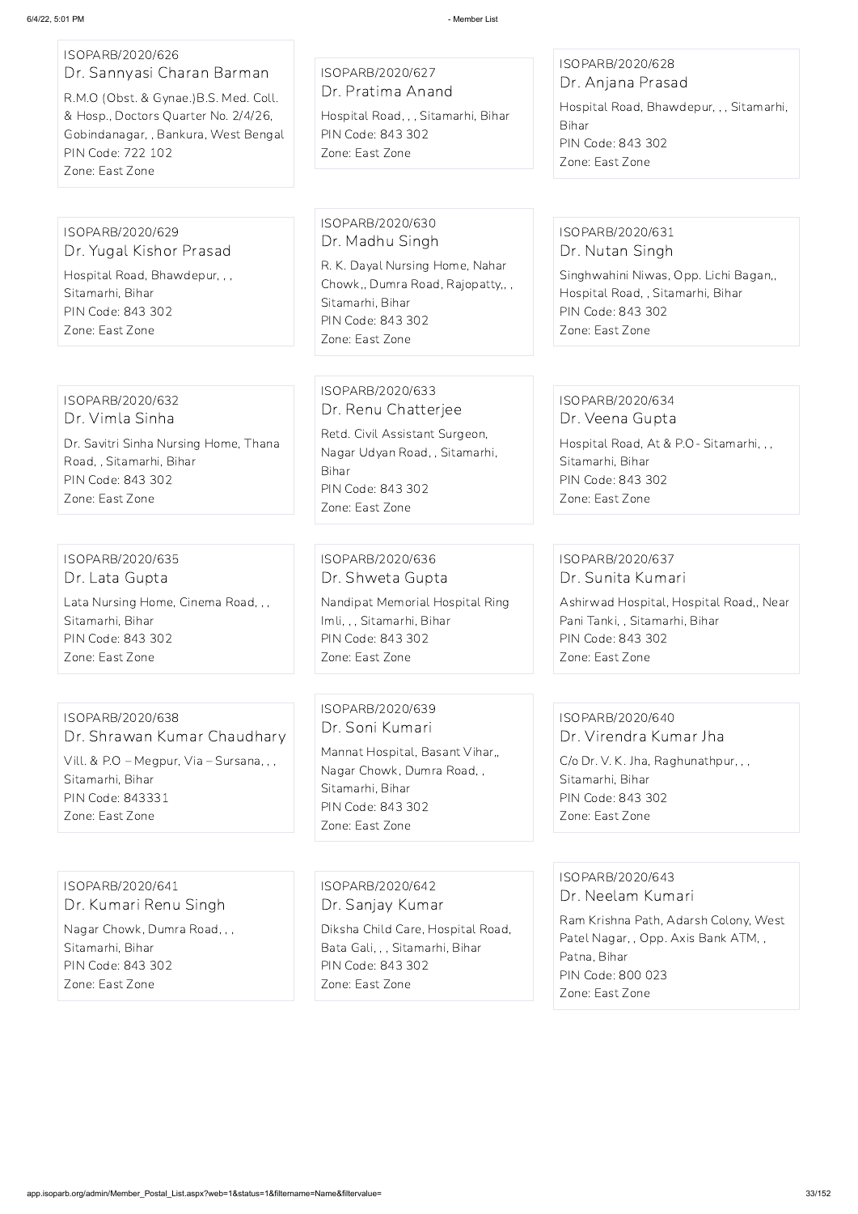ISOPARB/2020/626
Dr. Sannyasi Charan Barman
R.M.O (Obst. & Gynae.)B.S. Med. Coll. & Hosp., Doctors Quarter No. 2/4/26, Gobindanagar, , Bankura, West Bengal
PIN Code: 722 102
Zone: East Zone

ISOPARB/2020/627
Dr. Pratima Anand
Hospital Road, , , Sitamarhi, Bihar
PIN Code: 843 302
Zone: East Zone

ISOPARB/2020/628
Dr. Anjana Prasad
Hospital Road, Bhawdepur, , , Sitamarhi, Bihar
PIN Code: 843 302
Zone: East Zone

ISOPARB/2020/629
Dr. Yugal Kishor Prasad
Hospital Road, Bhawdepur, , , Sitamarhi, Bihar
PIN Code: 843 302
Zone: East Zone

ISOPARB/2020/630
Dr. Madhu Singh
R. K. Dayal Nursing Home, Nahar Chowk,, Dumra Road, Rajopatty,, , Sitamarhi, Bihar
PIN Code: 843 302
Zone: East Zone

ISOPARB/2020/631
Dr. Nutan Singh
Singhwahini Niwas, Opp. Lichi Bagan,, Hospital Road, , Sitamarhi, Bihar
PIN Code: 843 302
Zone: East Zone

ISOPARB/2020/632
Dr. Vimla Sinha
Dr. Savitri Sinha Nursing Home, Thana Road, , Sitamarhi, Bihar
PIN Code: 843 302
Zone: East Zone

ISOPARB/2020/633
Dr. Renu Chatterjee
Retd. Civil Assistant Surgeon, Nagar Udyan Road, , Sitamarhi, Bihar
PIN Code: 843 302
Zone: East Zone

ISOPARB/2020/634
Dr. Veena Gupta
Hospital Road, At & P.O - Sitamarhi, , , Sitamarhi, Bihar
PIN Code: 843 302
Zone: East Zone

ISOPARB/2020/635
Dr. Lata Gupta
Lata Nursing Home, Cinema Road, , , Sitamarhi, Bihar
PIN Code: 843 302
Zone: East Zone

ISOPARB/2020/636
Dr. Shweta Gupta
Nandipat Memorial Hospital Ring Imli, , , Sitamarhi, Bihar
PIN Code: 843 302
Zone: East Zone

ISOPARB/2020/637
Dr. Sunita Kumari
Ashirwad Hospital, Hospital Road,, Near Pani Tanki, , Sitamarhi, Bihar
PIN Code: 843 302
Zone: East Zone

ISOPARB/2020/638
Dr. Shrawan Kumar Chaudhary
Vill. & P.O – Megpur, Via – Sursana, , , Sitamarhi, Bihar
PIN Code: 843331
Zone: East Zone

ISOPARB/2020/639
Dr. Soni Kumari
Mannat Hospital, Basant Vihar,, Nagar Chowk, Dumra Road, , Sitamarhi, Bihar
PIN Code: 843 302
Zone: East Zone

ISOPARB/2020/640
Dr. Virendra Kumar Jha
C/o Dr. V. K. Jha, Raghunathpur, , , Sitamarhi, Bihar
PIN Code: 843 302
Zone: East Zone

ISOPARB/2020/641
Dr. Kumari Renu Singh
Nagar Chowk, Dumra Road, , , Sitamarhi, Bihar
PIN Code: 843 302
Zone: East Zone

ISOPARB/2020/642
Dr. Sanjay Kumar
Diksha Child Care, Hospital Road, Bata Gali, , , Sitamarhi, Bihar
PIN Code: 843 302
Zone: East Zone

ISOPARB/2020/643
Dr. Neelam Kumari
Ram Krishna Path, Adarsh Colony, West Patel Nagar, , Opp. Axis Bank ATM, , Patna, Bihar
PIN Code: 800 023
Zone: East Zone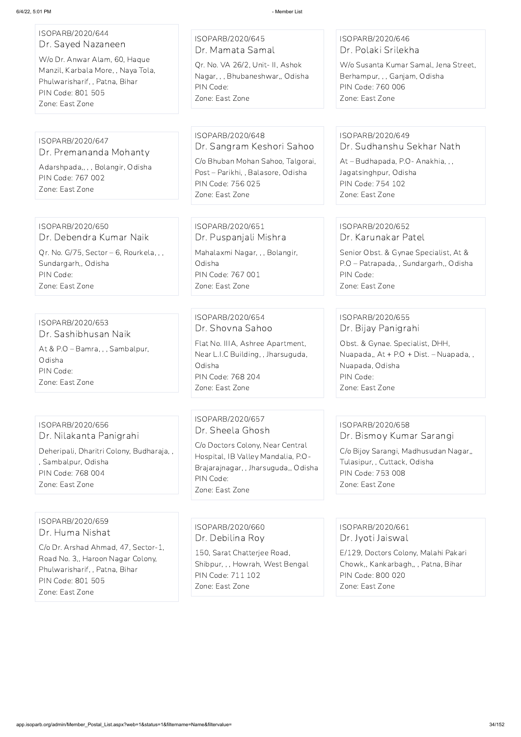ISOPARB/2020/644
Dr. Sayed Nazaneen
W/o Dr. Anwar Alam, 60, Haque Manzil, Karbala More, , Naya Tola, Phulwarisharif, , Patna, Bihar
PIN Code: 801 505
Zone: East Zone

ISOPARB/2020/645
Dr. Mamata Samal
Qr. No. VA 26/2, Unit- II, Ashok Nagar, , , Bhubaneshwar,, Odisha
PIN Code:
Zone: East Zone

ISOPARB/2020/646
Dr. Polaki Srilekha
W/o Susanta Kumar Samal, Jena Street, Berhampur, , , Ganjam, Odisha
PIN Code: 760 006
Zone: East Zone

ISOPARB/2020/647
Dr. Premananda Mohanty
Adarshpada,, , , Bolangir, Odisha
PIN Code: 767 002
Zone: East Zone

ISOPARB/2020/648
Dr. Sangram Keshori Sahoo
C/o Bhuban Mohan Sahoo, Talgorai, Post – Parikhi, , Balasore, Odisha
PIN Code: 756 025
Zone: East Zone

ISOPARB/2020/649
Dr. Sudhanshu Sekhar Nath
At – Budhapada, P.O- Anakhia, , , Jagatsinghpur, Odisha
PIN Code: 754 102
Zone: East Zone

ISOPARB/2020/650
Dr. Debendra Kumar Naik
Qr. No. G/75, Sector – 6, Rourkela, , , Sundargarh,, Odisha
PIN Code:
Zone: East Zone

ISOPARB/2020/651
Dr. Puspanjali Mishra
Mahalaxmi Nagar, , , Bolangir, Odisha
PIN Code: 767 001
Zone: East Zone

ISOPARB/2020/652
Dr. Karunakar Patel
Senior Obst. & Gynae Specialist, At & P.O – Patrapada, , Sundargarh,, Odisha
PIN Code:
Zone: East Zone

ISOPARB/2020/653
Dr. Sashibhusan Naik
At & P.O – Bamra, , , Sambalpur, Odisha
PIN Code:
Zone: East Zone

ISOPARB/2020/654
Dr. Shovna Sahoo
Flat No. IIIA, Ashree Apartment, Near L.I.C Building, , Jharsuguda, Odisha
PIN Code: 768 204
Zone: East Zone

ISOPARB/2020/655
Dr. Bijay Panigrahi
Obst. & Gynae. Specialist, DHH, Nuapada,, At + P.O + Dist. – Nuapada, , Nuapada, Odisha
PIN Code:
Zone: East Zone

ISOPARB/2020/656
Dr. Nilakanta Panigrahi
Deheripali, Dharitri Colony, Budharaja, , , Sambalpur, Odisha
PIN Code: 768 004
Zone: East Zone

ISOPARB/2020/657
Dr. Sheela Ghosh
C/o Doctors Colony, Near Central Hospital, IB Valley Mandalia, P.O- Brajarajnagar, , Jharsuguda,, Odisha
PIN Code:
Zone: East Zone

ISOPARB/2020/658
Dr. Bismoy Kumar Sarangi
C/o Bijoy Sarangi, Madhusudan Nagar,, Tulasipur, , Cuttack, Odisha
PIN Code: 753 008
Zone: East Zone

ISOPARB/2020/659
Dr. Huma Nishat
C/o Dr. Arshad Ahmad, 47, Sector-1, Road No. 3,, Haroon Nagar Colony, Phulwarisharif, , Patna, Bihar
PIN Code: 801 505
Zone: East Zone

ISOPARB/2020/660
Dr. Debilina Roy
150, Sarat Chatterjee Road, Shibpur, , , Howrah, West Bengal
PIN Code: 711 102
Zone: East Zone

ISOPARB/2020/661
Dr. Jyoti Jaiswal
E/129, Doctors Colony, Malahi Pakari Chowk,, Kankarbagh,, , Patna, Bihar
PIN Code: 800 020
Zone: East Zone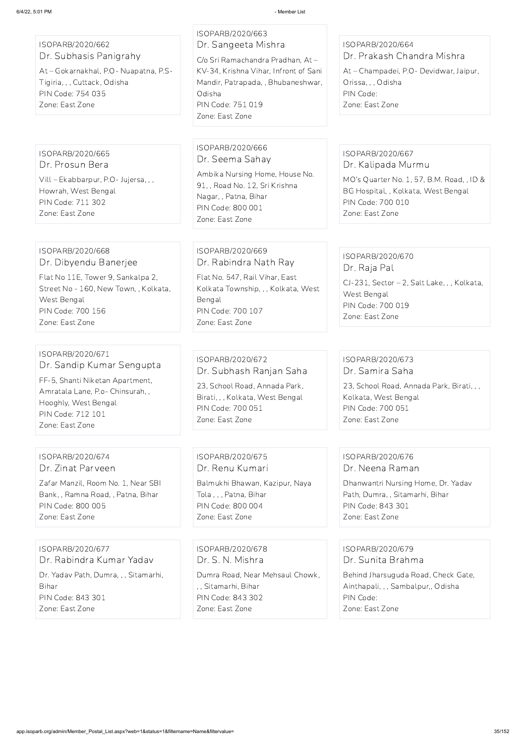ISOPARB/2020/662
Dr. Subhasis Panigrahy
At – Gokarnakhal, P.O- Nuapatna, P.S- Tigiria, , , Cuttack, Odisha
PIN Code: 754 035
Zone: East Zone

ISOPARB/2020/663
Dr. Sangeeta Mishra
C/o Sri Ramachandra Pradhan, At – KV-34, Krishna Vihar, Infront of Sani Mandir, Patrapada, , Bhubaneshwar, Odisha
PIN Code: 751 019
Zone: East Zone

ISOPARB/2020/664
Dr. Prakash Chandra Mishra
At – Champadei, P.O- Devidwar, Jaipur, Orissa, , , Odisha
PIN Code:
Zone: East Zone

ISOPARB/2020/665
Dr. Prosun Bera
Vill – Ekabbarpur, P.O- Jujersa, , , Howrah, West Bengal
PIN Code: 711 302
Zone: East Zone

ISOPARB/2020/666
Dr. Seema Sahay
Ambika Nursing Home, House No. 91, , Road No. 12, Sri Krishna Nagar, , Patna, Bihar
PIN Code: 800 001
Zone: East Zone

ISOPARB/2020/667
Dr. Kalipada Murmu
MO's Quarter No. 1, 57, B.M. Road, , ID & BG Hospital, , Kolkata, West Bengal
PIN Code: 700 010
Zone: East Zone

ISOPARB/2020/668
Dr. Dibyendu Banerjee
Flat No 11E, Tower 9, Sankalpa 2, Street No - 160, New Town, , Kolkata, West Bengal
PIN Code: 700 156
Zone: East Zone

ISOPARB/2020/669
Dr. Rabindra Nath Ray
Flat No. 547, Rail Vihar, East Kolkata Township, , , Kolkata, West Bengal
PIN Code: 700 107
Zone: East Zone

ISOPARB/2020/670
Dr. Raja Pal
CJ-231, Sector – 2, Salt Lake, , , Kolkata, West Bengal
PIN Code: 700 019
Zone: East Zone

ISOPARB/2020/671
Dr. Sandip Kumar Sengupta
FF-5, Shanti Niketan Apartment, Amratala Lane, P.o- Chinsurah, , Hooghly, West Bengal
PIN Code: 712 101
Zone: East Zone

ISOPARB/2020/672
Dr. Subhash Ranjan Saha
23, School Road, Annada Park, Birati, , , Kolkata, West Bengal
PIN Code: 700 051
Zone: East Zone

ISOPARB/2020/673
Dr. Samira Saha
23, School Road, Annada Park, Birati, , , Kolkata, West Bengal
PIN Code: 700 051
Zone: East Zone

ISOPARB/2020/674
Dr. Zinat Parveen
Zafar Manzil, Room No. 1, Near SBI Bank, , Ramna Road, , Patna, Bihar
PIN Code: 800 005
Zone: East Zone

ISOPARB/2020/675
Dr. Renu Kumari
Balmukhi Bhawan, Kazipur, Naya Tola , , , Patna, Bihar
PIN Code: 800 004
Zone: East Zone

ISOPARB/2020/676
Dr. Neena Raman
Dhanwantri Nursing Home, Dr. Yadav Path, Dumra, , Sitamarhi, Bihar
PIN Code: 843 301
Zone: East Zone

ISOPARB/2020/677
Dr. Rabindra Kumar Yadav
Dr. Yadav Path, Dumra, , , Sitamarhi, Bihar
PIN Code: 843 301
Zone: East Zone

ISOPARB/2020/678
Dr. S. N. Mishra
Dumra Road, Near Mehsaul Chowk, , , Sitamarhi, Bihar
PIN Code: 843 302
Zone: East Zone

ISOPARB/2020/679
Dr. Sunita Brahma
Behind Jharsuguda Road, Check Gate, Ainthapali, , , Sambalpur,, Odisha
PIN Code:
Zone: East Zone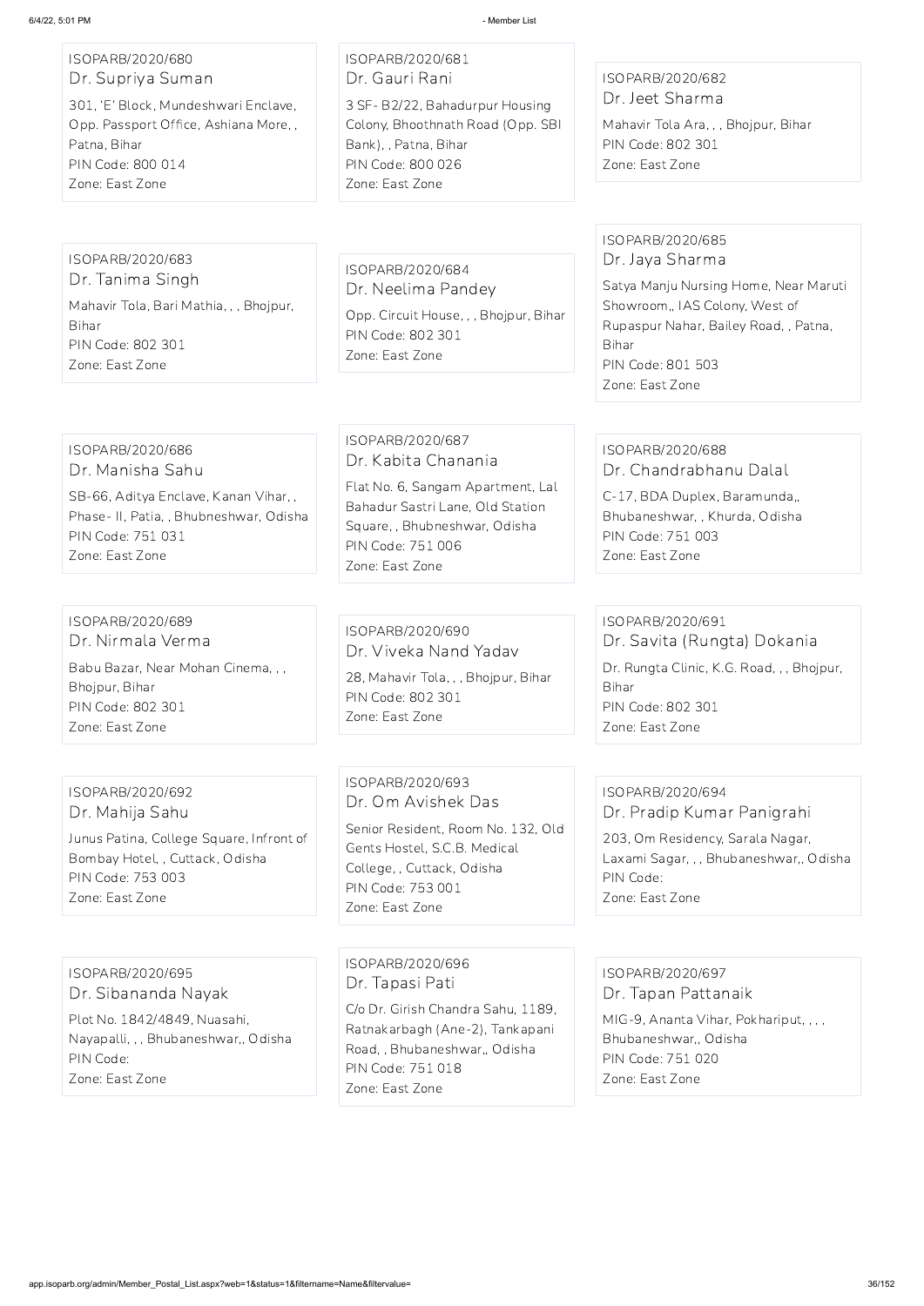ISOPARB/2020/680
Dr. Supriya Suman
301, 'E' Block, Mundeshwari Enclave, Opp. Passport Office, Ashiana More, , Patna, Bihar
PIN Code: 800 014
Zone: East Zone

ISOPARB/2020/681
Dr. Gauri Rani
3 SF- B2/22, Bahadurpur Housing Colony, Bhoothnath Road (Opp. SBI Bank), , Patna, Bihar
PIN Code: 800 026
Zone: East Zone

ISOPARB/2020/682
Dr. Jeet Sharma
Mahavir Tola Ara, , , Bhojpur, Bihar
PIN Code: 802 301
Zone: East Zone

ISOPARB/2020/683
Dr. Tanima Singh
Mahavir Tola, Bari Mathia, , , Bhojpur, Bihar
PIN Code: 802 301
Zone: East Zone

ISOPARB/2020/684
Dr. Neelima Pandey
Opp. Circuit House, , , Bhojpur, Bihar
PIN Code: 802 301
Zone: East Zone

ISOPARB/2020/685
Dr. Jaya Sharma
Satya Manju Nursing Home, Near Maruti Showroom,, IAS Colony, West of Rupaspur Nahar, Bailey Road, , Patna, Bihar
PIN Code: 801 503
Zone: East Zone

ISOPARB/2020/686
Dr. Manisha Sahu
SB-66, Aditya Enclave, Kanan Vihar, , Phase- II, Patia, , Bhubneshwar, Odisha
PIN Code: 751 031
Zone: East Zone

ISOPARB/2020/687
Dr. Kabita Chanania
Flat No. 6, Sangam Apartment, Lal Bahadur Sastri Lane, Old Station Square, , Bhubneshwar, Odisha
PIN Code: 751 006
Zone: East Zone

ISOPARB/2020/688
Dr. Chandrabhanu Dalal
C-17, BDA Duplex, Baramunda,, Bhubaneshwar, , Khurda, Odisha
PIN Code: 751 003
Zone: East Zone

ISOPARB/2020/689
Dr. Nirmala Verma
Babu Bazar, Near Mohan Cinema, , , Bhojpur, Bihar
PIN Code: 802 301
Zone: East Zone

ISOPARB/2020/690
Dr. Viveka Nand Yadav
28, Mahavir Tola, , , Bhojpur, Bihar
PIN Code: 802 301
Zone: East Zone

ISOPARB/2020/691
Dr. Savita (Rungta) Dokania
Dr. Rungta Clinic, K.G. Road, , , Bhojpur, Bihar
PIN Code: 802 301
Zone: East Zone

ISOPARB/2020/692
Dr. Mahija Sahu
Junus Patina, College Square, Infront of Bombay Hotel, , Cuttack, Odisha
PIN Code: 753 003
Zone: East Zone

ISOPARB/2020/693
Dr. Om Avishek Das
Senior Resident, Room No. 132, Old Gents Hostel, S.C.B. Medical College, , Cuttack, Odisha
PIN Code: 753 001
Zone: East Zone

ISOPARB/2020/694
Dr. Pradip Kumar Panigrahi
203, Om Residency, Sarala Nagar, Laxami Sagar, , , Bhubaneshwar,, Odisha
PIN Code:
Zone: East Zone

ISOPARB/2020/695
Dr. Sibananda Nayak
Plot No. 1842/4849, Nuasahi, Nayapalli, , , Bhubaneshwar,, Odisha
PIN Code:
Zone: East Zone

ISOPARB/2020/696
Dr. Tapasi Pati
C/o Dr. Girish Chandra Sahu, 1189, Ratnakarbagh (Ane-2), Tankapani Road, , Bhubaneshwar,, Odisha
PIN Code: 751 018
Zone: East Zone

ISOPARB/2020/697
Dr. Tapan Pattanaik
MIG-9, Ananta Vihar, Pokhariput, , , , Bhubaneshwar,, Odisha
PIN Code: 751 020
Zone: East Zone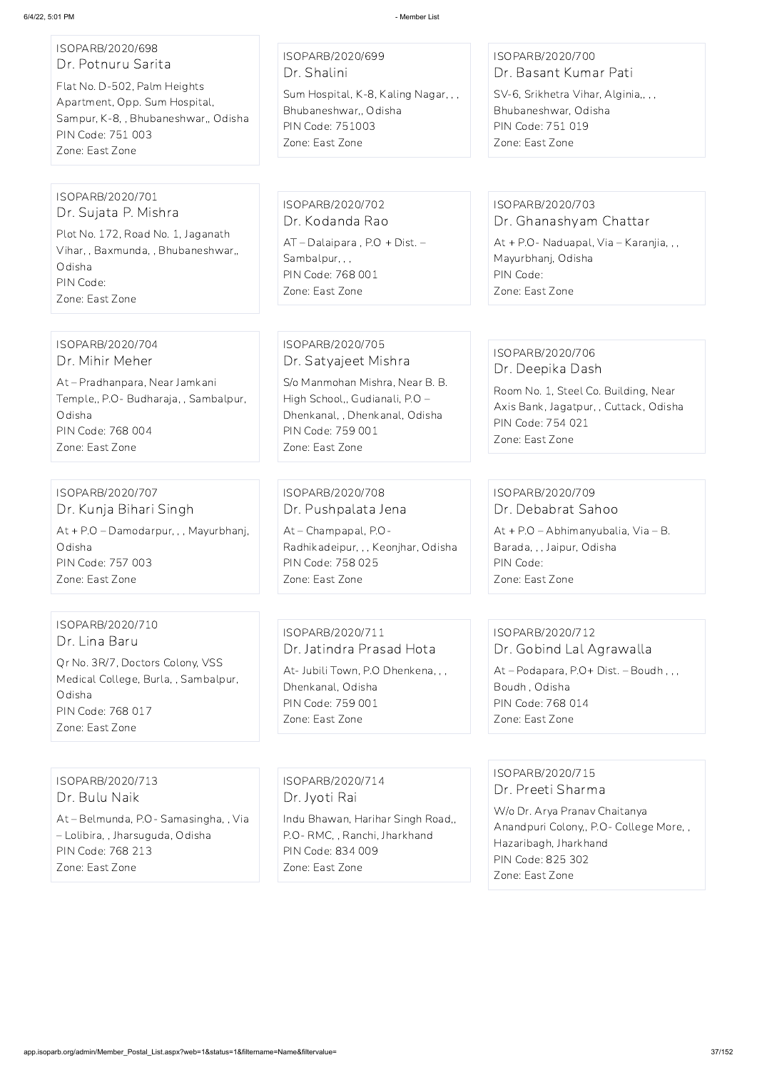ISOPARB/2020/698
Dr. Potnuru Sarita
Flat No. D-502, Palm Heights Apartment, Opp. Sum Hospital, Sampur, K-8, , Bhubaneshwar,, Odisha
PIN Code: 751 003
Zone: East Zone

ISOPARB/2020/699
Dr. Shalini
Sum Hospital, K-8, Kaling Nagar, , , Bhubaneshwar,, Odisha
PIN Code: 751003
Zone: East Zone

ISOPARB/2020/700
Dr. Basant Kumar Pati
SV-6, Srikhetra Vihar, Alginia,, , , Bhubaneshwar, Odisha
PIN Code: 751 019
Zone: East Zone

ISOPARB/2020/701
Dr. Sujata P. Mishra
Plot No. 172, Road No. 1, Jaganath Vihar, , Baxmunda, , Bhubaneshwar,, Odisha
PIN Code:
Zone: East Zone

ISOPARB/2020/702
Dr. Kodanda Rao
AT – Dalaipara , P.O + Dist. – Sambalpur, , ,
PIN Code: 768 001
Zone: East Zone

ISOPARB/2020/703
Dr. Ghanashyam Chattar
At + P.O- Naduapal, Via – Karanjia, , , Mayurbhanj, Odisha
PIN Code:
Zone: East Zone

ISOPARB/2020/704
Dr. Mihir Meher
At – Pradhanpara, Near Jamkani Temple,, P.O- Budharaja, , Sambalpur, Odisha
PIN Code: 768 004
Zone: East Zone

ISOPARB/2020/705
Dr. Satyajeet Mishra
S/o Manmohan Mishra, Near B. B. High School,, Gudianali, P.O – Dhenkanal, , Dhenkanal, Odisha
PIN Code: 759 001
Zone: East Zone

ISOPARB/2020/706
Dr. Deepika Dash
Room No. 1, Steel Co. Building, Near Axis Bank, Jagatpur, , Cuttack, Odisha
PIN Code: 754 021
Zone: East Zone

ISOPARB/2020/707
Dr. Kunja Bihari Singh
At + P.O – Damodarpur, , , Mayurbhanj, Odisha
PIN Code: 757 003
Zone: East Zone

ISOPARB/2020/708
Dr. Pushpalata Jena
At – Champapal, P.O- Radhikadeipur, , , Keonjhar, Odisha
PIN Code: 758 025
Zone: East Zone

ISOPARB/2020/709
Dr. Debabrat Sahoo
At + P.O – Abhimanyubalia, Via – B. Barada, , , Jaipur, Odisha
PIN Code:
Zone: East Zone

ISOPARB/2020/710
Dr. Lina Baru
Qr No. 3R/7, Doctors Colony, VSS Medical College, Burla, , Sambalpur, Odisha
PIN Code: 768 017
Zone: East Zone

ISOPARB/2020/711
Dr. Jatindra Prasad Hota
At- Jubili Town, P.O Dhenkena, , , Dhenkanal, Odisha
PIN Code: 759 001
Zone: East Zone

ISOPARB/2020/712
Dr. Gobind Lal Agrawalla
At – Podapara, P.O+ Dist. – Boudh , , , Boudh , Odisha
PIN Code: 768 014
Zone: East Zone

ISOPARB/2020/713
Dr. Bulu Naik
At – Belmunda, P.O- Samasingha, , Via – Lolibira, , Jharsuguda, Odisha
PIN Code: 768 213
Zone: East Zone

ISOPARB/2020/714
Dr. Jyoti Rai
Indu Bhawan, Harihar Singh Road,, P.O- RMC, , Ranchi, Jharkhand
PIN Code: 834 009
Zone: East Zone

ISOPARB/2020/715
Dr. Preeti Sharma
W/o Dr. Arya Pranav Chaitanya Anandpuri Colony,, P.O- College More, , Hazaribagh, Jharkhand
PIN Code: 825 302
Zone: East Zone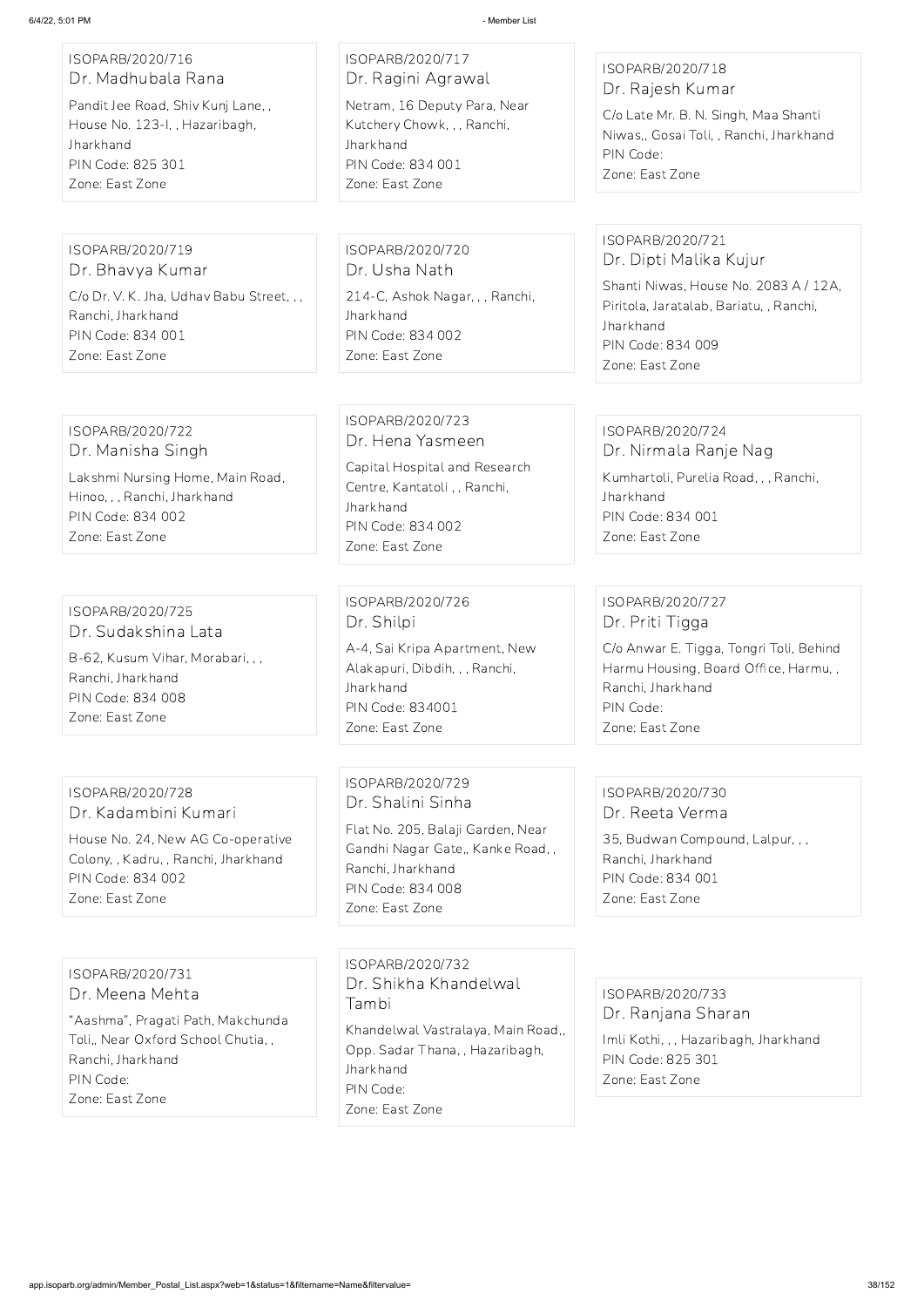ISOPARB/2020/716
Dr. Madhubala Rana
Pandit Jee Road, Shiv Kunj Lane, ,
House No. 123-I, , Hazaribagh,
Jharkhand
PIN Code: 825 301
Zone: East Zone

ISOPARB/2020/717
Dr. Ragini Agrawal
Netram, 16 Deputy Para, Near
Kutchery Chowk, , , Ranchi,
Jharkhand
PIN Code: 834 001
Zone: East Zone

ISOPARB/2020/718
Dr. Rajesh Kumar
C/o Late Mr. B. N. Singh, Maa Shanti
Niwas,, Gosai Toli, , Ranchi, Jharkhand
PIN Code:
Zone: East Zone

ISOPARB/2020/719
Dr. Bhavya Kumar
C/o Dr. V. K. Jha, Udhav Babu Street, , ,
Ranchi, Jharkhand
PIN Code: 834 001
Zone: East Zone

ISOPARB/2020/720
Dr. Usha Nath
214-C, Ashok Nagar, , , Ranchi,
Jharkhand
PIN Code: 834 002
Zone: East Zone

ISOPARB/2020/721
Dr. Dipti Malika Kujur
Shanti Niwas, House No. 2083 A / 12A,
Piritola, Jaratalab, Bariatu, , Ranchi,
Jharkhand
PIN Code: 834 009
Zone: East Zone

ISOPARB/2020/722
Dr. Manisha Singh
Lakshmi Nursing Home, Main Road,
Hinoo, , , Ranchi, Jharkhand
PIN Code: 834 002
Zone: East Zone

ISOPARB/2020/723
Dr. Hena Yasmeen
Capital Hospital and Research
Centre, Kantatoli , , Ranchi,
Jharkhand
PIN Code: 834 002
Zone: East Zone

ISOPARB/2020/724
Dr. Nirmala Ranje Nag
Kumhartoli, Purelia Road, , , Ranchi,
Jharkhand
PIN Code: 834 001
Zone: East Zone

ISOPARB/2020/725
Dr. Sudakshina Lata
B-62, Kusum Vihar, Morabari, , ,
Ranchi, Jharkhand
PIN Code: 834 008
Zone: East Zone

ISOPARB/2020/726
Dr. Shilpi
A-4, Sai Kripa Apartment, New
Alakapuri, Dibdih, , , Ranchi,
Jharkhand
PIN Code: 834001
Zone: East Zone

ISOPARB/2020/727
Dr. Priti Tigga
C/o Anwar E. Tigga, Tongri Toli, Behind
Harmu Housing, Board Office, Harmu, ,
Ranchi, Jharkhand
PIN Code:
Zone: East Zone

ISOPARB/2020/728
Dr. Kadambini Kumari
House No. 24, New AG Co-operative
Colony, , Kadru, , Ranchi, Jharkhand
PIN Code: 834 002
Zone: East Zone

ISOPARB/2020/729
Dr. Shalini Sinha
Flat No. 205, Balaji Garden, Near
Gandhi Nagar Gate,, Kanke Road, ,
Ranchi, Jharkhand
PIN Code: 834 008
Zone: East Zone

ISOPARB/2020/730
Dr. Reeta Verma
35, Budwan Compound, Lalpur, , ,
Ranchi, Jharkhand
PIN Code: 834 001
Zone: East Zone

ISOPARB/2020/731
Dr. Meena Mehta
"Aashma", Pragati Path, Makchunda
Toli,, Near Oxford School Chutia, ,
Ranchi, Jharkhand
PIN Code:
Zone: East Zone

ISOPARB/2020/732
Dr. Shikha Khandelwal
Tambi
Khandelwal Vastralaya, Main Road,,
Opp. Sadar Thana, , Hazaribagh,
Jharkhand
PIN Code:
Zone: East Zone

ISOPARB/2020/733
Dr. Ranjana Sharan
Imli Kothi, , , Hazaribagh, Jharkhand
PIN Code: 825 301
Zone: East Zone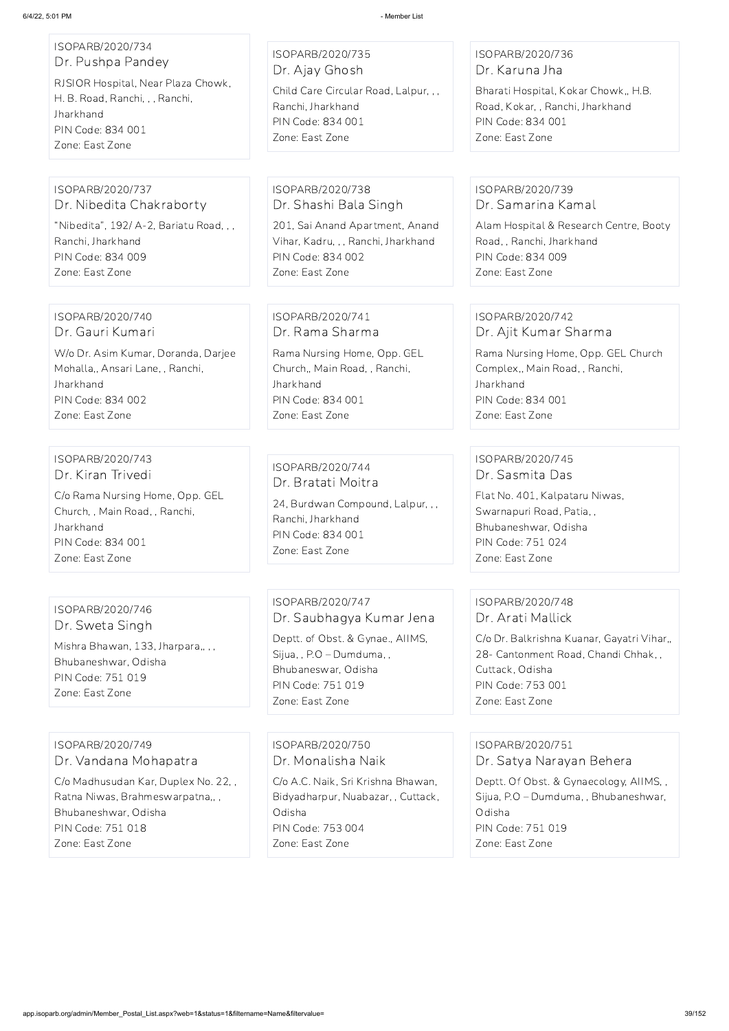ISOPARB/2020/734
Dr. Pushpa Pandey
RJSIOR Hospital, Near Plaza Chowk, H. B. Road, Ranchi, , , Ranchi, Jharkhand
PIN Code: 834 001
Zone: East Zone

ISOPARB/2020/735
Dr. Ajay Ghosh
Child Care Circular Road, Lalpur, , , Ranchi, Jharkhand
PIN Code: 834 001
Zone: East Zone

ISOPARB/2020/736
Dr. Karuna Jha
Bharati Hospital, Kokar Chowk,, H.B. Road, Kokar, , Ranchi, Jharkhand
PIN Code: 834 001
Zone: East Zone

ISOPARB/2020/737
Dr. Nibedita Chakraborty
"Nibedita", 192/ A-2, Bariatu Road, , , Ranchi, Jharkhand
PIN Code: 834 009
Zone: East Zone

ISOPARB/2020/738
Dr. Shashi Bala Singh
201, Sai Anand Apartment, Anand Vihar, Kadru, , , Ranchi, Jharkhand
PIN Code: 834 002
Zone: East Zone

ISOPARB/2020/739
Dr. Samarina Kamal
Alam Hospital & Research Centre, Booty Road, , Ranchi, Jharkhand
PIN Code: 834 009
Zone: East Zone

ISOPARB/2020/740
Dr. Gauri Kumari
W/o Dr. Asim Kumar, Doranda, Darjee Mohalla,, Ansari Lane, , Ranchi, Jharkhand
PIN Code: 834 002
Zone: East Zone

ISOPARB/2020/741
Dr. Rama Sharma
Rama Nursing Home, Opp. GEL Church,, Main Road, , Ranchi, Jharkhand
PIN Code: 834 001
Zone: East Zone

ISOPARB/2020/742
Dr. Ajit Kumar Sharma
Rama Nursing Home, Opp. GEL Church Complex,, Main Road, , Ranchi, Jharkhand
PIN Code: 834 001
Zone: East Zone

ISOPARB/2020/743
Dr. Kiran Trivedi
C/o Rama Nursing Home, Opp. GEL Church, , Main Road, , Ranchi, Jharkhand
PIN Code: 834 001
Zone: East Zone

ISOPARB/2020/744
Dr. Bratati Moitra
24, Burdwan Compound, Lalpur, , , Ranchi, Jharkhand
PIN Code: 834 001
Zone: East Zone

ISOPARB/2020/745
Dr. Sasmita Das
Flat No. 401, Kalpataru Niwas, Swarnapuri Road, Patia, , Bhubaneshwar, Odisha
PIN Code: 751 024
Zone: East Zone

ISOPARB/2020/746
Dr. Sweta Singh
Mishra Bhawan, 133, Jharpara,, , , Bhubaneshwar, Odisha
PIN Code: 751 019
Zone: East Zone

ISOPARB/2020/747
Dr. Saubhagya Kumar Jena
Deptt. of Obst. & Gynae., AIIMS, Sijua, , P.O – Dumduma, , Bhubaneswar, Odisha
PIN Code: 751 019
Zone: East Zone

ISOPARB/2020/748
Dr. Arati Mallick
C/o Dr. Balkrishna Kuanar, Gayatri Vihar,, 28- Cantonment Road, Chandi Chhak, , Cuttack, Odisha
PIN Code: 753 001
Zone: East Zone

ISOPARB/2020/749
Dr. Vandana Mohapatra
C/o Madhusudan Kar, Duplex No. 22, , Ratna Niwas, Brahmeswarpatna,, , Bhubaneshwar, Odisha
PIN Code: 751 018
Zone: East Zone

ISOPARB/2020/750
Dr. Monalisha Naik
C/o A.C. Naik, Sri Krishna Bhawan, Bidyadharpur, Nuabazar, , Cuttack, Odisha
PIN Code: 753 004
Zone: East Zone

ISOPARB/2020/751
Dr. Satya Narayan Behera
Deptt. Of Obst. & Gynaecology, AIIMS, , Sijua, P.O – Dumduma, , Bhubaneswar, Odisha
PIN Code: 751 019
Zone: East Zone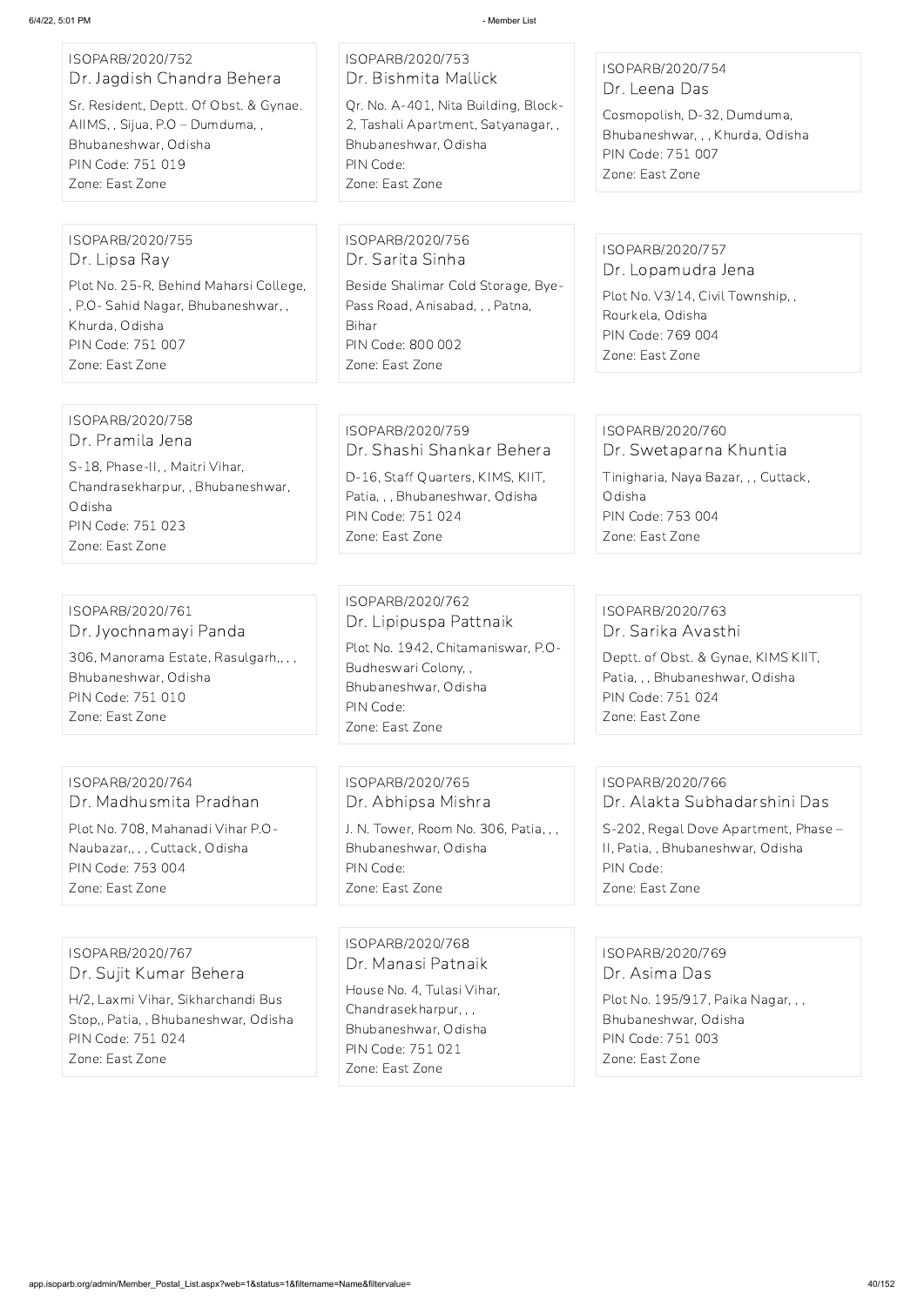ISOPARB/2020/752
Dr. Jagdish Chandra Behera
Sr. Resident, Deptt. Of Obst. & Gynae. AIIMS, , Sijua, P.O – Dumduma, , Bhubaneshwar, Odisha
PIN Code: 751 019
Zone: East Zone

ISOPARB/2020/753
Dr. Bishmita Mallick
Qr. No. A-401, Nita Building, Block-2, Tashali Apartment, Satyanagar, , Bhubaneshwar, Odisha
PIN Code:
Zone: East Zone

ISOPARB/2020/754
Dr. Leena Das
Cosmopolish, D-32, Dumduma, Bhubaneshwar, , , Khurda, Odisha
PIN Code: 751 007
Zone: East Zone

ISOPARB/2020/755
Dr. Lipsa Ray
Plot No. 25-R, Behind Maharsi College, , P.O- Sahid Nagar, Bhubaneshwar, , Khurda, Odisha
PIN Code: 751 007
Zone: East Zone

ISOPARB/2020/756
Dr. Sarita Sinha
Beside Shalimar Cold Storage, Bye-Pass Road, Anisabad, , , Patna, Bihar
PIN Code: 800 002
Zone: East Zone

ISOPARB/2020/757
Dr. Lopamudra Jena
Plot No. V3/14, Civil Township, , Rourkela, Odisha
PIN Code: 769 004
Zone: East Zone

ISOPARB/2020/758
Dr. Pramila Jena
S-18, Phase-II, , Maitri Vihar, Chandrasekharpur, , Bhubaneshwar, Odisha
PIN Code: 751 023
Zone: East Zone

ISOPARB/2020/759
Dr. Shashi Shankar Behera
D-16, Staff Quarters, KIMS, KIIT, Patia, , , Bhubaneshwar, Odisha
PIN Code: 751 024
Zone: East Zone

ISOPARB/2020/760
Dr. Swetaparna Khuntia
Tinigharia, Naya Bazar, , , Cuttack, Odisha
PIN Code: 753 004
Zone: East Zone

ISOPARB/2020/761
Dr. Jyochnamayi Panda
306, Manorama Estate, Rasulgarh,, , , Bhubaneshwar, Odisha
PIN Code: 751 010
Zone: East Zone

ISOPARB/2020/762
Dr. Lipipuspa Pattnaik
Plot No. 1942, Chitamaniswar, P.O-Budheswari Colony, , Bhubaneshwar, Odisha
PIN Code:
Zone: East Zone

ISOPARB/2020/763
Dr. Sarika Avasthi
Deptt. of Obst. & Gynae, KIMS KIIT, Patia, , , Bhubaneshwar, Odisha
PIN Code: 751 024
Zone: East Zone

ISOPARB/2020/764
Dr. Madhusmita Pradhan
Plot No. 708, Mahanadi Vihar P.O-Naubazar,, , , Cuttack, Odisha
PIN Code: 753 004
Zone: East Zone

ISOPARB/2020/765
Dr. Abhipsa Mishra
J. N. Tower, Room No. 306, Patia, , , Bhubaneshwar, Odisha
PIN Code:
Zone: East Zone

ISOPARB/2020/766
Dr. Alakta Subhadarshini Das
S-202, Regal Dove Apartment, Phase – II, Patia, , Bhubaneshwar, Odisha
PIN Code:
Zone: East Zone

ISOPARB/2020/767
Dr. Sujit Kumar Behera
H/2, Laxmi Vihar, Sikharchandi Bus Stop,, Patia, , Bhubaneshwar, Odisha
PIN Code: 751 024
Zone: East Zone

ISOPARB/2020/768
Dr. Manasi Patnaik
House No. 4, Tulasi Vihar, Chandrasekharpur, , , Bhubaneshwar, Odisha
PIN Code: 751 021
Zone: East Zone

ISOPARB/2020/769
Dr. Asima Das
Plot No. 195/917, Paika Nagar, , , Bhubaneshwar, Odisha
PIN Code: 751 003
Zone: East Zone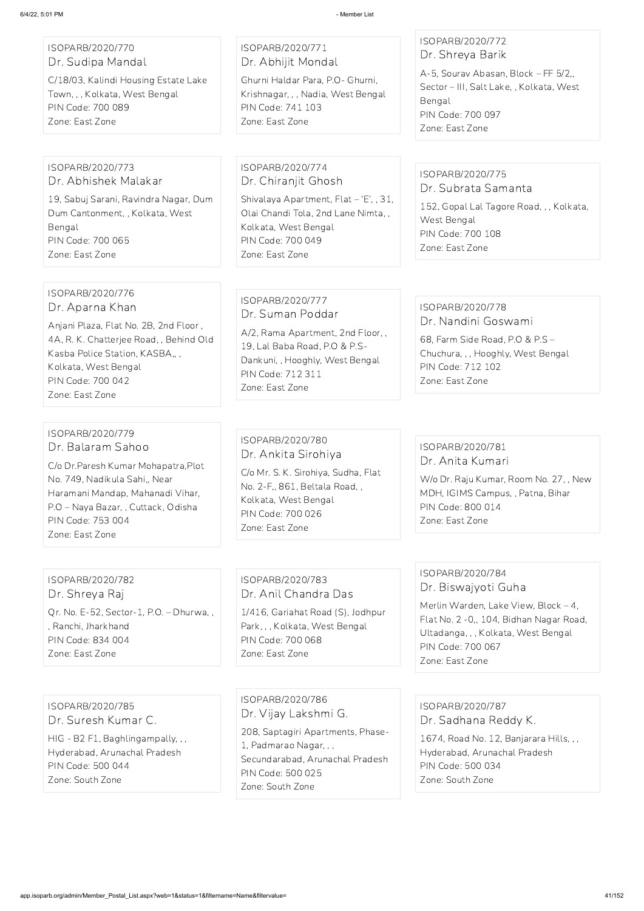ISOPARB/2020/770
Dr. Sudipa Mandal
C/18/03, Kalindi Housing Estate Lake Town, , , Kolkata, West Bengal
PIN Code: 700 089
Zone: East Zone

ISOPARB/2020/771
Dr. Abhijit Mondal
Ghurni Haldar Para, P.O- Ghurni, Krishnagar, , , Nadia, West Bengal
PIN Code: 741 103
Zone: East Zone

ISOPARB/2020/772
Dr. Shreya Barik
A-5, Sourav Abasan, Block – FF 5/2,, Sector – III, Salt Lake, , Kolkata, West Bengal
PIN Code: 700 097
Zone: East Zone

ISOPARB/2020/773
Dr. Abhishek Malakar
19, Sabuj Sarani, Ravindra Nagar, Dum Dum Cantonment, , Kolkata, West Bengal
PIN Code: 700 065
Zone: East Zone

ISOPARB/2020/774
Dr. Chiranjit Ghosh
Shivalaya Apartment, Flat – 'E', , 31, Olai Chandi Tola, 2nd Lane Nimta, , Kolkata, West Bengal
PIN Code: 700 049
Zone: East Zone

ISOPARB/2020/775
Dr. Subrata Samanta
152, Gopal Lal Tagore Road, , , Kolkata, West Bengal
PIN Code: 700 108
Zone: East Zone

ISOPARB/2020/776
Dr. Aparna Khan
Anjani Plaza, Flat No. 2B, 2nd Floor , 4A, R. K. Chatterjee Road, , Behind Old Kasba Police Station, KASBA,, , Kolkata, West Bengal
PIN Code: 700 042
Zone: East Zone

ISOPARB/2020/777
Dr. Suman Poddar
A/2, Rama Apartment, 2nd Floor, , 19, Lal Baba Road, P.O & P.S- Dankuni, , Hooghly, West Bengal
PIN Code: 712 311
Zone: East Zone

ISOPARB/2020/778
Dr. Nandini Goswami
68, Farm Side Road, P.O & P.S – Chuchura, , , Hooghly, West Bengal
PIN Code: 712 102
Zone: East Zone

ISOPARB/2020/779
Dr. Balaram Sahoo
C/o Dr.Paresh Kumar Mohapatra,Plot No. 749, Nadikula Sahi,, Near Haramani Mandap, Mahanadi Vihar, P.O – Naya Bazar, , Cuttack, Odisha
PIN Code: 753 004
Zone: East Zone

ISOPARB/2020/780
Dr. Ankita Sirohiya
C/o Mr. S. K. Sirohiya, Sudha, Flat No. 2-F,, 861, Beltala Road, , Kolkata, West Bengal
PIN Code: 700 026
Zone: East Zone

ISOPARB/2020/781
Dr. Anita Kumari
W/o Dr. Raju Kumar, Room No. 27, , New MDH, IGIMS Campus, , Patna, Bihar
PIN Code: 800 014
Zone: East Zone

ISOPARB/2020/782
Dr. Shreya Raj
Qr. No. E-52, Sector-1, P.O. – Dhurwa, , , Ranchi, Jharkhand
PIN Code: 834 004
Zone: East Zone

ISOPARB/2020/783
Dr. Anil Chandra Das
1/416, Gariahat Road (S), Jodhpur Park, , , Kolkata, West Bengal
PIN Code: 700 068
Zone: East Zone

ISOPARB/2020/784
Dr. Biswajyoti Guha
Merlin Warden, Lake View, Block – 4, Flat No. 2 -0,, 104, Bidhan Nagar Road, Ultadanga, , , Kolkata, West Bengal
PIN Code: 700 067
Zone: East Zone

ISOPARB/2020/785
Dr. Suresh Kumar C.
HIG - B2 F1, Baghlingampally, , , Hyderabad, Arunachal Pradesh
PIN Code: 500 044
Zone: South Zone

ISOPARB/2020/786
Dr. Vijay Lakshmi G.
208, Saptagiri Apartments, Phase-1, Padmarao Nagar, , , Secundarabad, Arunachal Pradesh
PIN Code: 500 025
Zone: South Zone

ISOPARB/2020/787
Dr. Sadhana Reddy K.
1674, Road No. 12, Banjarara Hills, , , Hyderabad, Arunachal Pradesh
PIN Code: 500 034
Zone: South Zone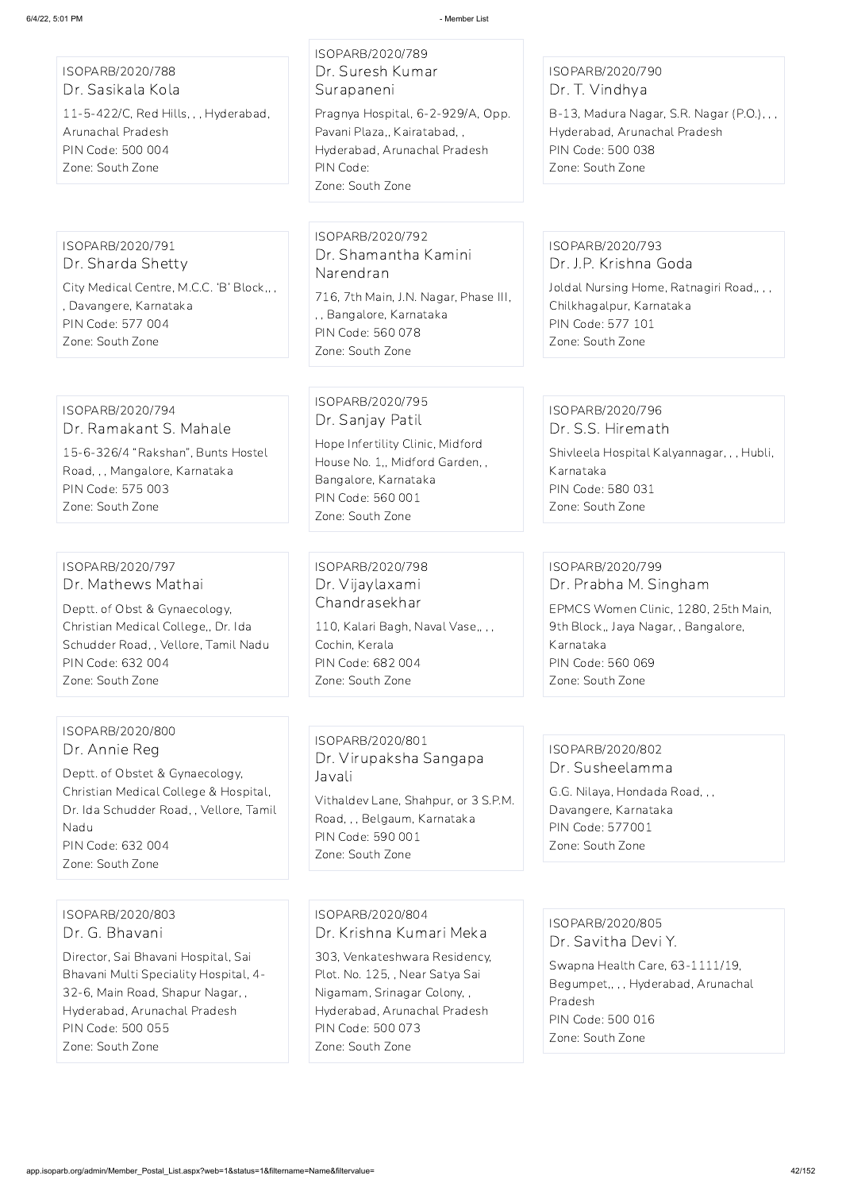ISOPARB/2020/788
Dr. Sasikala Kola
11-5-422/C, Red Hills, , , Hyderabad, Arunachal Pradesh
PIN Code: 500 004
Zone: South Zone

ISOPARB/2020/789
Dr. Suresh Kumar Surapaneni
Pragnya Hospital, 6-2-929/A, Opp. Pavani Plaza,, Kairatabad, , Hyderabad, Arunachal Pradesh
PIN Code:
Zone: South Zone

ISOPARB/2020/790
Dr. T. Vindhya
B-13, Madura Nagar, S.R. Nagar (P.O.), , , Hyderabad, Arunachal Pradesh
PIN Code: 500 038
Zone: South Zone

ISOPARB/2020/791
Dr. Sharda Shetty
City Medical Centre, M.C.C. 'B' Block,, , , Davangere, Karnataka
PIN Code: 577 004
Zone: South Zone

ISOPARB/2020/792
Dr. Shamantha Kamini Narendran
716, 7th Main, J.N. Nagar, Phase III, , , Bangalore, Karnataka
PIN Code: 560 078
Zone: South Zone

ISOPARB/2020/793
Dr. J.P. Krishna Goda
Joldal Nursing Home, Ratnagiri Road,, , , Chilkhagalpur, Karnataka
PIN Code: 577 101
Zone: South Zone

ISOPARB/2020/794
Dr. Ramakant S. Mahale
15-6-326/4 "Rakshan", Bunts Hostel Road, , , Mangalore, Karnataka
PIN Code: 575 003
Zone: South Zone

ISOPARB/2020/795
Dr. Sanjay Patil
Hope Infertility Clinic, Midford House No. 1,, Midford Garden, , Bangalore, Karnataka
PIN Code: 560 001
Zone: South Zone

ISOPARB/2020/796
Dr. S.S. Hiremath
Shivleela Hospital Kalyannagar, , , Hubli, Karnataka
PIN Code: 580 031
Zone: South Zone

ISOPARB/2020/797
Dr. Mathews Mathai
Deptt. of Obst & Gynaecology, Christian Medical College,, Dr. Ida Schudder Road, , Vellore, Tamil Nadu
PIN Code: 632 004
Zone: South Zone

ISOPARB/2020/798
Dr. Vijaylaxami Chandrasekhar
110, Kalari Bagh, Naval Vase,, , , Cochin, Kerala
PIN Code: 682 004
Zone: South Zone

ISOPARB/2020/799
Dr. Prabha M. Singham
EPMCS Women Clinic, 1280, 25th Main, 9th Block,, Jaya Nagar, , Bangalore, Karnataka
PIN Code: 560 069
Zone: South Zone

ISOPARB/2020/800
Dr. Annie Reg
Deptt. of Obstet & Gynaecology, Christian Medical College & Hospital, Dr. Ida Schudder Road, , Vellore, Tamil Nadu
PIN Code: 632 004
Zone: South Zone

ISOPARB/2020/801
Dr. Virupaksha Sangapa Javali
Vithaldev Lane, Shahpur, or 3 S.P.M. Road, , , Belgaum, Karnataka
PIN Code: 590 001
Zone: South Zone

ISOPARB/2020/802
Dr. Susheelamma
G.G. Nilaya, Hondada Road, , , Davangere, Karnataka
PIN Code: 577001
Zone: South Zone

ISOPARB/2020/803
Dr. G. Bhavani
Director, Sai Bhavani Hospital, Sai Bhavani Multi Speciality Hospital, 4-32-6, Main Road, Shapur Nagar, , Hyderabad, Arunachal Pradesh
PIN Code: 500 055
Zone: South Zone

ISOPARB/2020/804
Dr. Krishna Kumari Meka
303, Venkateshwara Residency, Plot. No. 125, , Near Satya Sai Nigamam, Srinagar Colony, , Hyderabad, Arunachal Pradesh
PIN Code: 500 073
Zone: South Zone

ISOPARB/2020/805
Dr. Savitha Devi Y.
Swapna Health Care, 63-1111/19, Begumpet,, , , Hyderabad, Arunachal Pradesh
PIN Code: 500 016
Zone: South Zone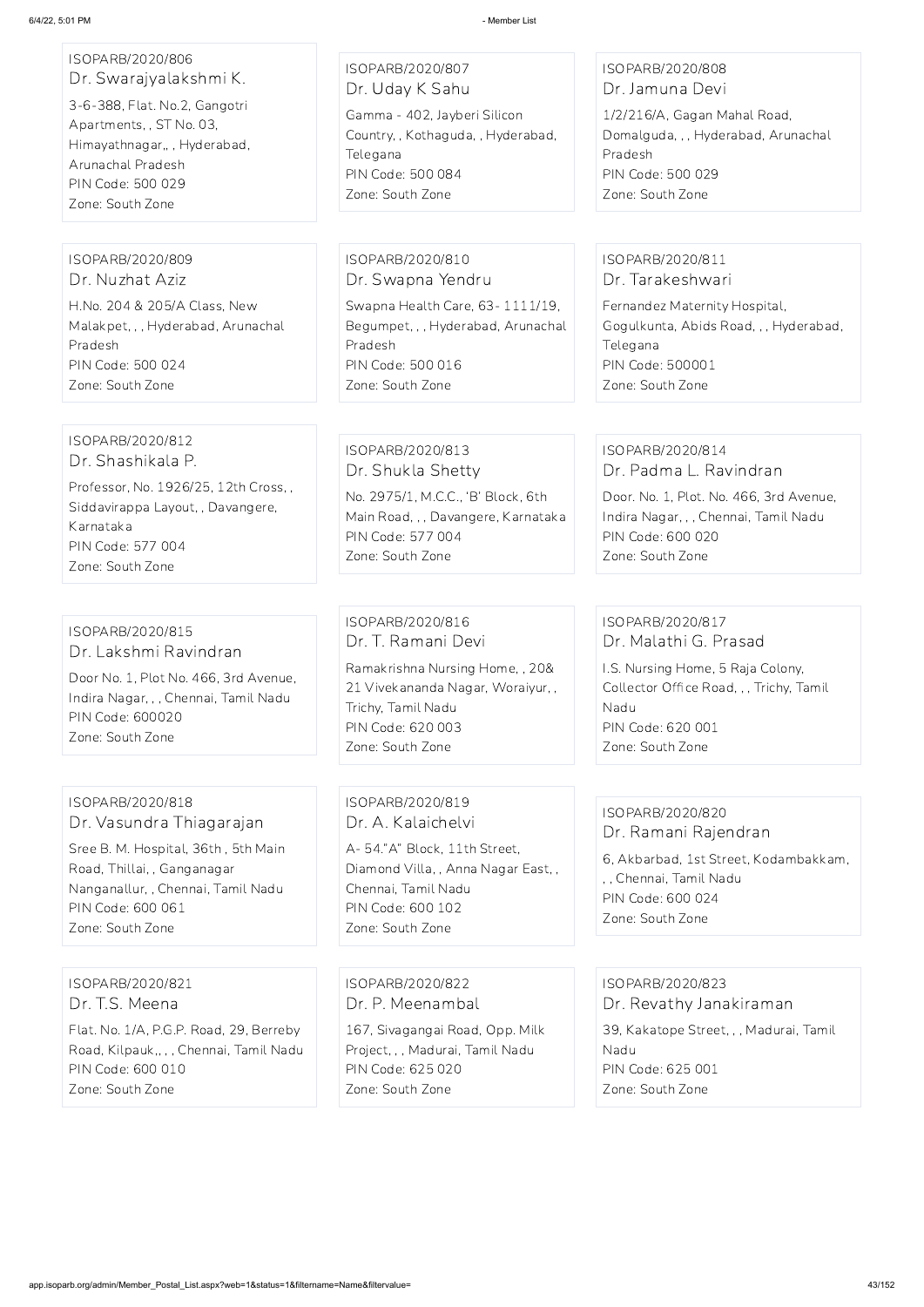ISOPARB/2020/806
Dr. Swarajyalakshmi K.
3-6-388, Flat. No.2, Gangotri Apartments, , ST No. 03, Himayathnagar,, , Hyderabad, Arunachal Pradesh
PIN Code: 500 029
Zone: South Zone

ISOPARB/2020/807
Dr. Uday K Sahu
Gamma - 402, Jayberi Silicon Country, , Kothaguda, , Hyderabad, Telegana
PIN Code: 500 084
Zone: South Zone

ISOPARB/2020/808
Dr. Jamuna Devi
1/2/216/A, Gagan Mahal Road, Domalguda, , , Hyderabad, Arunachal Pradesh
PIN Code: 500 029
Zone: South Zone

ISOPARB/2020/809
Dr. Nuzhat Aziz
H.No. 204 & 205/A Class, New Malakpet, , , Hyderabad, Arunachal Pradesh
PIN Code: 500 024
Zone: South Zone

ISOPARB/2020/810
Dr. Swapna Yendru
Swapna Health Care, 63- 1111/19, Begumpet, , , Hyderabad, Arunachal Pradesh
PIN Code: 500 016
Zone: South Zone

ISOPARB/2020/811
Dr. Tarakeshwari
Fernandez Maternity Hospital, Gogulkunta, Abids Road, , , Hyderabad, Telegana
PIN Code: 500001
Zone: South Zone

ISOPARB/2020/812
Dr. Shashikala P.
Professor, No. 1926/25, 12th Cross, , Siddavirappa Layout, , Davangere, Karnataka
PIN Code: 577 004
Zone: South Zone

ISOPARB/2020/813
Dr. Shukla Shetty
No. 2975/1, M.C.C., 'B' Block, 6th Main Road, , , Davangere, Karnataka
PIN Code: 577 004
Zone: South Zone

ISOPARB/2020/814
Dr. Padma L. Ravindran
Door. No. 1, Plot. No. 466, 3rd Avenue, Indira Nagar, , , Chennai, Tamil Nadu
PIN Code: 600 020
Zone: South Zone

ISOPARB/2020/815
Dr. Lakshmi Ravindran
Door No. 1, Plot No. 466, 3rd Avenue, Indira Nagar, , , Chennai, Tamil Nadu
PIN Code: 600020
Zone: South Zone

ISOPARB/2020/816
Dr. T. Ramani Devi
Ramakrishna Nursing Home, , 20& 21 Vivekananda Nagar, Woraiyur, , Trichy, Tamil Nadu
PIN Code: 620 003
Zone: South Zone

ISOPARB/2020/817
Dr. Malathi G. Prasad
I.S. Nursing Home, 5 Raja Colony, Collector Office Road, , , Trichy, Tamil Nadu
PIN Code: 620 001
Zone: South Zone

ISOPARB/2020/818
Dr. Vasundra Thiagarajan
Sree B. M. Hospital, 36th , 5th Main Road, Thillai, , Ganganagar Nanganallur, , Chennai, Tamil Nadu
PIN Code: 600 061
Zone: South Zone

ISOPARB/2020/819
Dr. A. Kalaichelvi
A- 54."A" Block, 11th Street, Diamond Villa, , Anna Nagar East, , Chennai, Tamil Nadu
PIN Code: 600 102
Zone: South Zone

ISOPARB/2020/820
Dr. Ramani Rajendran
6, Akbarbad, 1st Street, Kodambakkam, , , Chennai, Tamil Nadu
PIN Code: 600 024
Zone: South Zone

ISOPARB/2020/821
Dr. T.S. Meena
Flat. No. 1/A, P.G.P. Road, 29, Berreby Road, Kilpauk,, , , Chennai, Tamil Nadu
PIN Code: 600 010
Zone: South Zone

ISOPARB/2020/822
Dr. P. Meenambal
167, Sivagangai Road, Opp. Milk Project, , , Madurai, Tamil Nadu
PIN Code: 625 020
Zone: South Zone

ISOPARB/2020/823
Dr. Revathy Janakiraman
39, Kakatope Street, , , Madurai, Tamil Nadu
PIN Code: 625 001
Zone: South Zone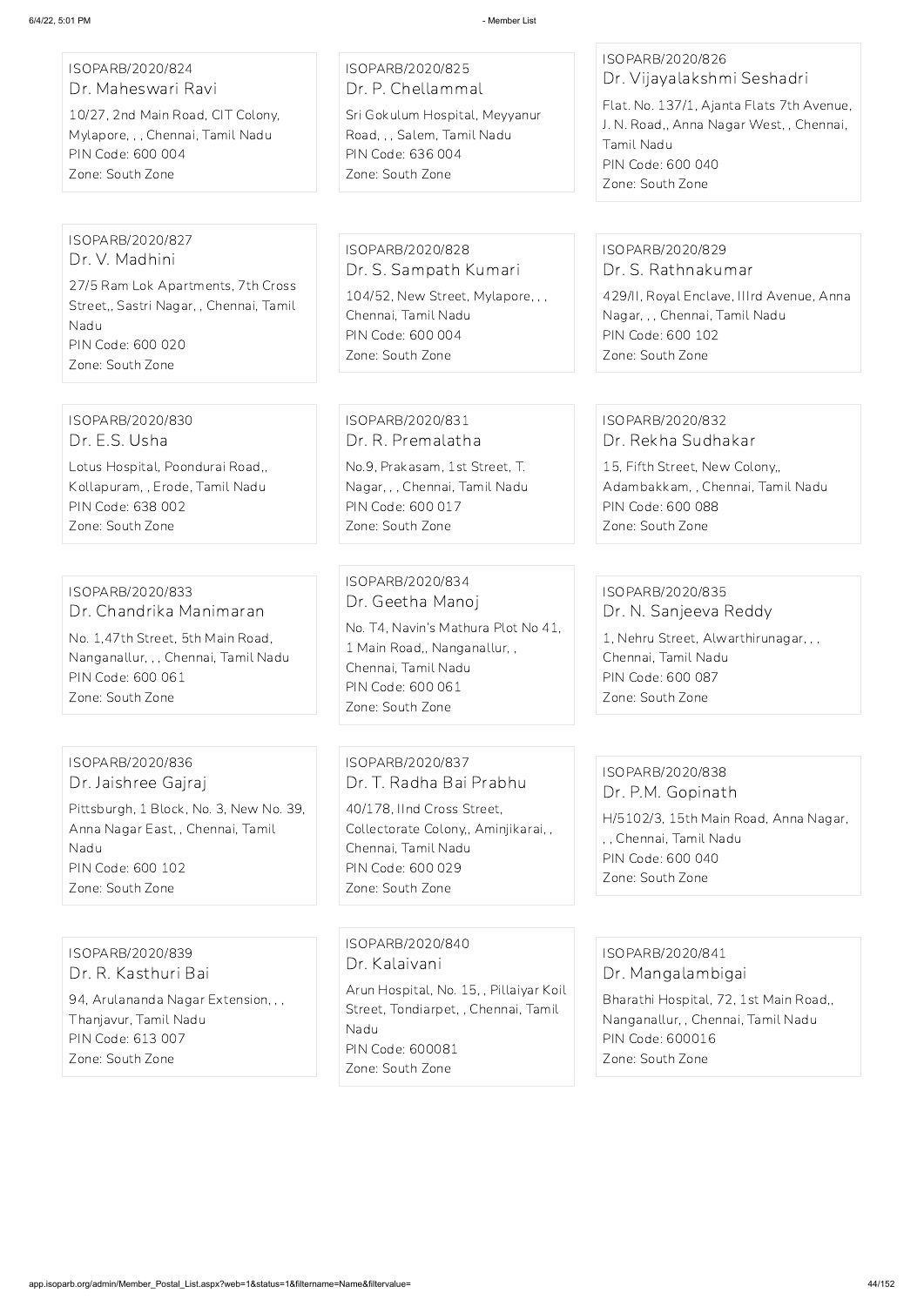ISOPARB/2020/824
Dr. Maheswari Ravi
10/27, 2nd Main Road, CIT Colony, Mylapore, , , Chennai, Tamil Nadu
PIN Code: 600 004
Zone: South Zone

ISOPARB/2020/825
Dr. P. Chellammal
Sri Gokulum Hospital, Meyyanur Road, , , Salem, Tamil Nadu
PIN Code: 636 004
Zone: South Zone

ISOPARB/2020/826
Dr. Vijayalakshmi Seshadri
Flat. No. 137/1, Ajanta Flats 7th Avenue, J. N. Road,, Anna Nagar West, , Chennai, Tamil Nadu
PIN Code: 600 040
Zone: South Zone

ISOPARB/2020/827
Dr. V. Madhini
27/5 Ram Lok Apartments, 7th Cross Street,, Sastri Nagar, , Chennai, Tamil Nadu
PIN Code: 600 020
Zone: South Zone

ISOPARB/2020/828
Dr. S. Sampath Kumari
104/52, New Street, Mylapore, , , Chennai, Tamil Nadu
PIN Code: 600 004
Zone: South Zone

ISOPARB/2020/829
Dr. S. Rathnakumar
429/II, Royal Enclave, IIIrd Avenue, Anna Nagar, , , Chennai, Tamil Nadu
PIN Code: 600 102
Zone: South Zone

ISOPARB/2020/830
Dr. E.S. Usha
Lotus Hospital, Poondurai Road,, Kollapuram, , Erode, Tamil Nadu
PIN Code: 638 002
Zone: South Zone

ISOPARB/2020/831
Dr. R. Premalatha
No.9, Prakasam, 1st Street, T. Nagar, , , Chennai, Tamil Nadu
PIN Code: 600 017
Zone: South Zone

ISOPARB/2020/832
Dr. Rekha Sudhakar
15, Fifth Street, New Colony,, Adambakkam, , Chennai, Tamil Nadu
PIN Code: 600 088
Zone: South Zone

ISOPARB/2020/833
Dr. Chandrika Manimaran
No. 1,47th Street, 5th Main Road, Nanganallur, , , Chennai, Tamil Nadu
PIN Code: 600 061
Zone: South Zone

ISOPARB/2020/834
Dr. Geetha Manoj
No. T4, Navin's Mathura Plot No 41, 1 Main Road,, Nanganallur, , Chennai, Tamil Nadu
PIN Code: 600 061
Zone: South Zone

ISOPARB/2020/835
Dr. N. Sanjeeva Reddy
1, Nehru Street, Alwarthirunagar, , , Chennai, Tamil Nadu
PIN Code: 600 087
Zone: South Zone

ISOPARB/2020/836
Dr. Jaishree Gajraj
Pittsburgh, 1 Block, No. 3, New No. 39, Anna Nagar East, , Chennai, Tamil Nadu
PIN Code: 600 102
Zone: South Zone

ISOPARB/2020/837
Dr. T. Radha Bai Prabhu
40/178, IInd Cross Street, Collectorate Colony,, Aminjikarai, , Chennai, Tamil Nadu
PIN Code: 600 029
Zone: South Zone

ISOPARB/2020/838
Dr. P.M. Gopinath
H/5102/3, 15th Main Road, Anna Nagar, , , Chennai, Tamil Nadu
PIN Code: 600 040
Zone: South Zone

ISOPARB/2020/839
Dr. R. Kasthuri Bai
94, Arulananda Nagar Extension, , , Thanjavur, Tamil Nadu
PIN Code: 613 007
Zone: South Zone

ISOPARB/2020/840
Dr. Kalaivani
Arun Hospital, No. 15, , Pillaiyar Koil Street, Tondiarpet, , Chennai, Tamil Nadu
PIN Code: 600081
Zone: South Zone

ISOPARB/2020/841
Dr. Mangalambigai
Bharathi Hospital, 72, 1st Main Road,, Nanganallur, , Chennai, Tamil Nadu
PIN Code: 600016
Zone: South Zone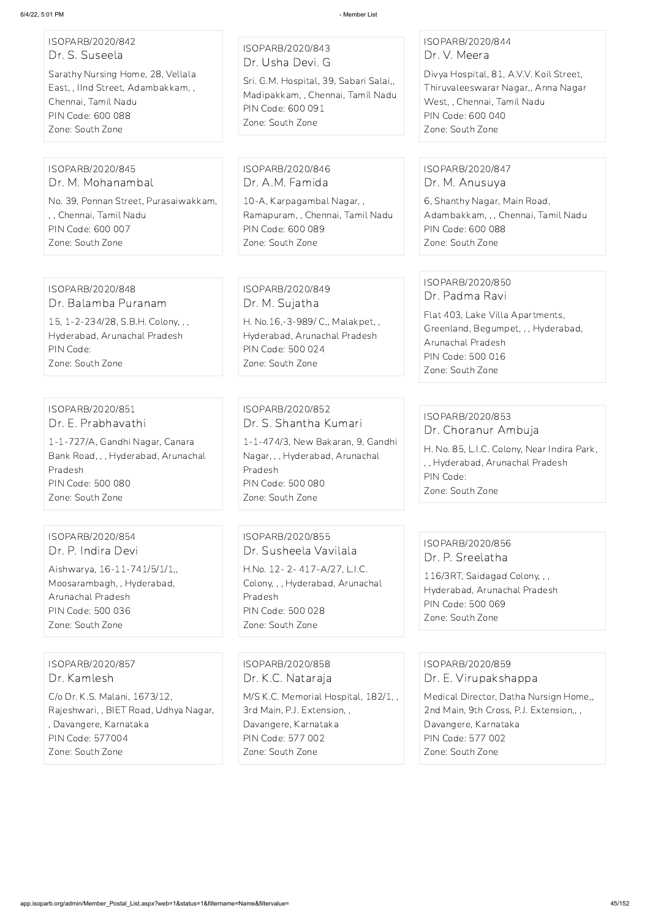ISOPARB/2020/842
Dr. S. Suseela
Sarathy Nursing Home, 28, Vellala East, , IInd Street, Adambakkam, , Chennai, Tamil Nadu
PIN Code: 600 088
Zone: South Zone

ISOPARB/2020/843
Dr. Usha Devi. G
Sri. G.M. Hospital, 39, Sabari Salai,, Madipakkam, , Chennai, Tamil Nadu
PIN Code: 600 091
Zone: South Zone

ISOPARB/2020/844
Dr. V. Meera
Divya Hospital, 81, A.V.V. Koil Street, Thiruvaleeswarar Nagar,, Anna Nagar West, , Chennai, Tamil Nadu
PIN Code: 600 040
Zone: South Zone

ISOPARB/2020/845
Dr. M. Mohanambal
No. 39, Ponnan Street, Purasaiwakkam, , , Chennai, Tamil Nadu
PIN Code: 600 007
Zone: South Zone

ISOPARB/2020/846
Dr. A.M. Famida
10-A, Karpagambal Nagar, , Ramapuram, , Chennai, Tamil Nadu
PIN Code: 600 089
Zone: South Zone

ISOPARB/2020/847
Dr. M. Anusuya
6, Shanthy Nagar, Main Road, Adambakkam, , , Chennai, Tamil Nadu
PIN Code: 600 088
Zone: South Zone

ISOPARB/2020/848
Dr. Balamba Puranam
15, 1-2-234/28, S.B.H. Colony, , , Hyderabad, Arunachal Pradesh
PIN Code:
Zone: South Zone

ISOPARB/2020/849
Dr. M. Sujatha
H. No.16,-3-989/ C,, Malakpet, , Hyderabad, Arunachal Pradesh
PIN Code: 500 024
Zone: South Zone

ISOPARB/2020/850
Dr. Padma Ravi
Flat 403, Lake Villa Apartments, Greenland, Begumpet, , , Hyderabad, Arunachal Pradesh
PIN Code: 500 016
Zone: South Zone

ISOPARB/2020/851
Dr. E. Prabhavathi
1-1-727/A, Gandhi Nagar, Canara Bank Road, , , Hyderabad, Arunachal Pradesh
PIN Code: 500 080
Zone: South Zone

ISOPARB/2020/852
Dr. S. Shantha Kumari
1-1-474/3, New Bakaran, 9, Gandhi Nagar, , , Hyderabad, Arunachal Pradesh
PIN Code: 500 080
Zone: South Zone

ISOPARB/2020/853
Dr. Choranur Ambuja
H. No. 85, L.I.C. Colony, Near Indira Park, , , Hyderabad, Arunachal Pradesh
PIN Code:
Zone: South Zone

ISOPARB/2020/854
Dr. P. Indira Devi
Aishwarya, 16-11-741/5/1/1,, Moosarambagh, , Hyderabad, Arunachal Pradesh
PIN Code: 500 036
Zone: South Zone

ISOPARB/2020/855
Dr. Susheela Vavilala
H.No. 12- 2- 417-A/27, L.I.C. Colony, , , Hyderabad, Arunachal Pradesh
PIN Code: 500 028
Zone: South Zone

ISOPARB/2020/856
Dr. P. Sreelatha
116/3RT, Saidagad Colony, , , Hyderabad, Arunachal Pradesh
PIN Code: 500 069
Zone: South Zone

ISOPARB/2020/857
Dr. Kamlesh
C/o Dr. K.S. Malani, 1673/12, Rajeshwari, , BIET Road, Udhya Nagar, , Davangere, Karnataka
PIN Code: 577004
Zone: South Zone

ISOPARB/2020/858
Dr. K.C. Nataraja
M/S K.C. Memorial Hospital, 182/1, , 3rd Main, P.J. Extension, , Davangere, Karnataka
PIN Code: 577 002
Zone: South Zone

ISOPARB/2020/859
Dr. E. Virupakshappa
Medical Director, Datha Nursign Home,, 2nd Main, 9th Cross, P.J. Extension,, , Davangere, Karnataka
PIN Code: 577 002
Zone: South Zone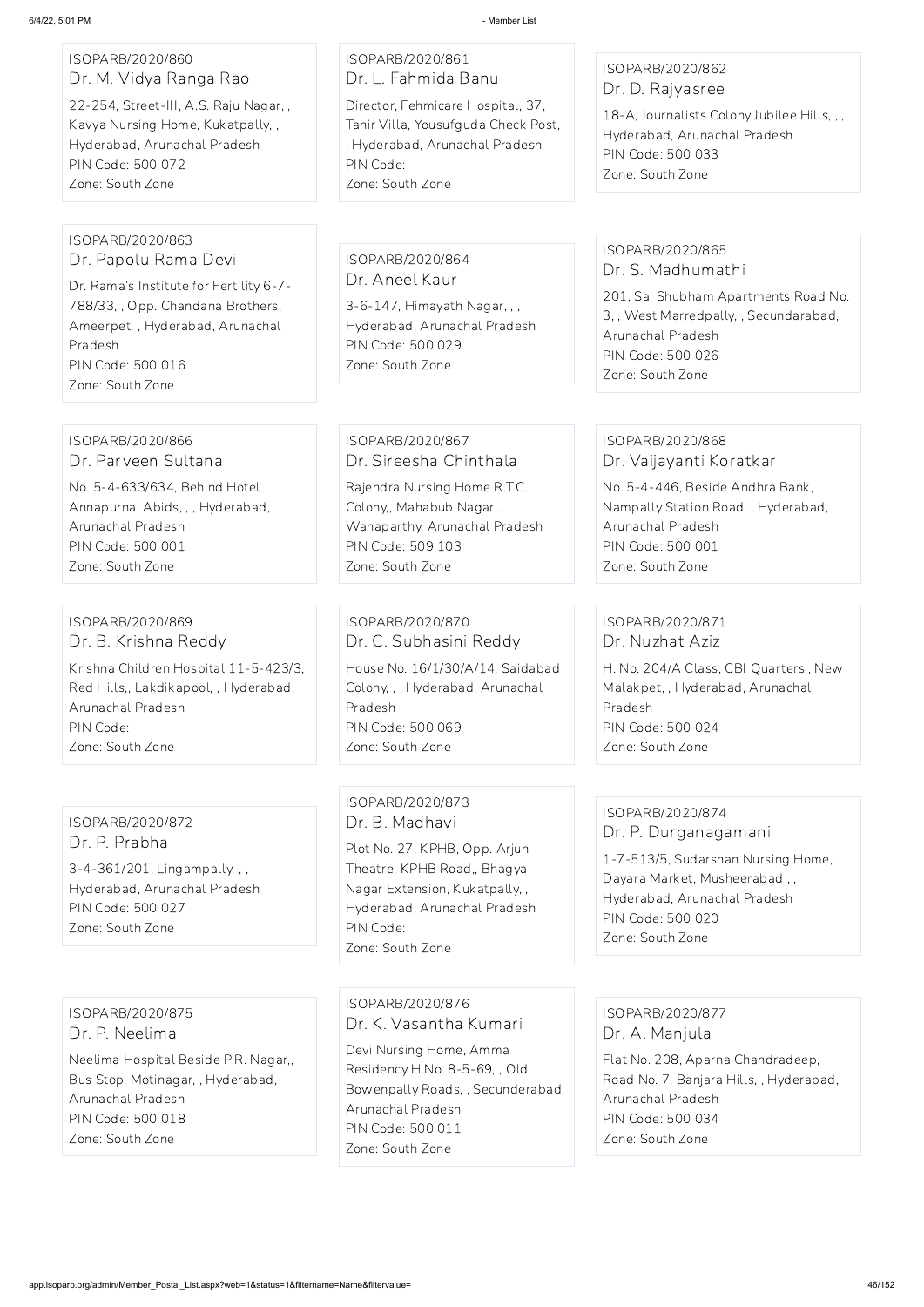ISOPARB/2020/860
Dr. M. Vidya Ranga Rao
22-254, Street-III, A.S. Raju Nagar, , Kavya Nursing Home, Kukatpally, , Hyderabad, Arunachal Pradesh
PIN Code: 500 072
Zone: South Zone

ISOPARB/2020/861
Dr. L. Fahmida Banu
Director, Fehmicare Hospital, 37, Tahir Villa, Yousufguda Check Post, , Hyderabad, Arunachal Pradesh
PIN Code:
Zone: South Zone

ISOPARB/2020/862
Dr. D. Rajyasree
18-A, Journalists Colony Jubilee Hills, , , Hyderabad, Arunachal Pradesh
PIN Code: 500 033
Zone: South Zone

ISOPARB/2020/863
Dr. Papolu Rama Devi
Dr. Rama's Institute for Fertility 6-7-788/33, , Opp. Chandana Brothers, Ameerpet, , Hyderabad, Arunachal Pradesh
PIN Code: 500 016
Zone: South Zone

ISOPARB/2020/864
Dr. Aneel Kaur
3-6-147, Himayath Nagar, , , Hyderabad, Arunachal Pradesh
PIN Code: 500 029
Zone: South Zone

ISOPARB/2020/865
Dr. S. Madhumathi
201, Sai Shubham Apartments Road No. 3, , West Marredpally, , Secundarabad, Arunachal Pradesh
PIN Code: 500 026
Zone: South Zone

ISOPARB/2020/866
Dr. Parveen Sultana
No. 5-4-633/634, Behind Hotel Annapurna, Abids, , , Hyderabad, Arunachal Pradesh
PIN Code: 500 001
Zone: South Zone

ISOPARB/2020/867
Dr. Sireesha Chinthala
Rajendra Nursing Home R.T.C. Colony,, Mahabub Nagar, , Wanaparthy, Arunachal Pradesh
PIN Code: 509 103
Zone: South Zone

ISOPARB/2020/868
Dr. Vaijayanti Koratkar
No. 5-4-446, Beside Andhra Bank, Nampally Station Road, , Hyderabad, Arunachal Pradesh
PIN Code: 500 001
Zone: South Zone

ISOPARB/2020/869
Dr. B. Krishna Reddy
Krishna Children Hospital 11-5-423/3, Red Hills,, Lakdikapool, , Hyderabad, Arunachal Pradesh
PIN Code:
Zone: South Zone

ISOPARB/2020/870
Dr. C. Subhasini Reddy
House No. 16/1/30/A/14, Saidabad Colony, , , Hyderabad, Arunachal Pradesh
PIN Code: 500 069
Zone: South Zone

ISOPARB/2020/871
Dr. Nuzhat Aziz
H. No. 204/A Class, CBI Quarters,, New Malakpet, , Hyderabad, Arunachal Pradesh
PIN Code: 500 024
Zone: South Zone

ISOPARB/2020/872
Dr. P. Prabha
3-4-361/201, Lingampally, , , Hyderabad, Arunachal Pradesh
PIN Code: 500 027
Zone: South Zone

ISOPARB/2020/873
Dr. B. Madhavi
Plot No. 27, KPHB, Opp. Arjun Theatre, KPHB Road,, Bhagya Nagar Extension, Kukatpally, , Hyderabad, Arunachal Pradesh
PIN Code:
Zone: South Zone

ISOPARB/2020/874
Dr. P. Durganagamani
1-7-513/5, Sudarshan Nursing Home, Dayara Market, Musheerabad , , Hyderabad, Arunachal Pradesh
PIN Code: 500 020
Zone: South Zone

ISOPARB/2020/875
Dr. P. Neelima
Neelima Hospital Beside P.R. Nagar,, Bus Stop, Motinagar, , Hyderabad, Arunachal Pradesh
PIN Code: 500 018
Zone: South Zone

ISOPARB/2020/876
Dr. K. Vasantha Kumari
Devi Nursing Home, Amma Residency H.No. 8-5-69, , Old Bowenpally Roads, , Secunderabad, Arunachal Pradesh
PIN Code: 500 011
Zone: South Zone

ISOPARB/2020/877
Dr. A. Manjula
Flat No. 208, Aparna Chandradeep, Road No. 7, Banjara Hills, , Hyderabad, Arunachal Pradesh
PIN Code: 500 034
Zone: South Zone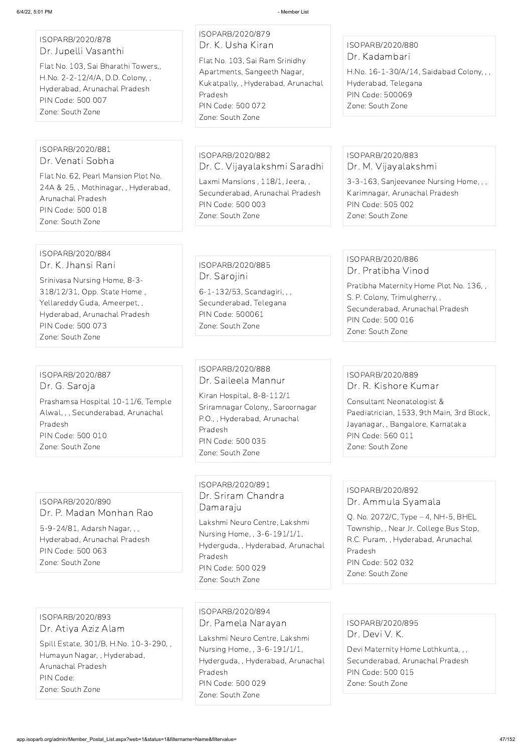ISOPARB/2020/878
Dr. Jupelli Vasanthi
Flat No. 103, Sai Bharathi Towers,, H.No. 2-2-12/4/A, D.D. Colony, , Hyderabad, Arunachal Pradesh
PIN Code: 500 007
Zone: South Zone

ISOPARB/2020/879
Dr. K. Usha Kiran
Flat No. 103, Sai Ram Srinidhy Apartments, Sangeeth Nagar, Kukatpally, , Hyderabad, Arunachal Pradesh
PIN Code: 500 072
Zone: South Zone

ISOPARB/2020/880
Dr. Kadambari
H.No. 16-1-30/A/14, Saidabad Colony, , , Hyderabad, Telegana
PIN Code: 500069
Zone: South Zone

ISOPARB/2020/881
Dr. Venati Sobha
Flat No. 62, Pearl Mansion Plot No. 24A & 25, , Mothinagar, , Hyderabad, Arunachal Pradesh
PIN Code: 500 018
Zone: South Zone

ISOPARB/2020/882
Dr. C. Vijayalakshmi Saradhi
Laxmi Mansions , 118/1, Jeera, , Secunderabad, Arunachal Pradesh
PIN Code: 500 003
Zone: South Zone

ISOPARB/2020/883
Dr. M. Vijayalakshmi
3-3-163, Sanjeevanee Nursing Home, , , Karimnagar, Arunachal Pradesh
PIN Code: 505 002
Zone: South Zone

ISOPARB/2020/884
Dr. K. Jhansi Rani
Srinivasa Nursing Home, 8-3-318/12/31, Opp. State Home , Yellareddy Guda, Ameerpet, , Hyderabad, Arunachal Pradesh
PIN Code: 500 073
Zone: South Zone

ISOPARB/2020/885
Dr. Sarojini
6-1-132/53, Scandagiri, , , Secunderabad, Telegana
PIN Code: 500061
Zone: South Zone

ISOPARB/2020/886
Dr. Pratibha Vinod
Pratibha Maternity Home Plot No. 136, , S. P. Colony, Trimulgherry, , Secunderabad, Arunachal Pradesh
PIN Code: 500 016
Zone: South Zone

ISOPARB/2020/887
Dr. G. Saroja
Prashamsa Hospital 10-11/6, Temple Alwal, , , Secunderabad, Arunachal Pradesh
PIN Code: 500 010
Zone: South Zone

ISOPARB/2020/888
Dr. Saileela Mannur
Kiran Hospital, 8-8-112/1 Sriramnagar Colony,, Saroornagar P.O., , Hyderabad, Arunachal Pradesh
PIN Code: 500 035
Zone: South Zone

ISOPARB/2020/889
Dr. R. Kishore Kumar
Consultant Neonatologist & Paediatrician, 1533, 9th Main, 3rd Block, Jayanagar, , Bangalore, Karnataka
PIN Code: 560 011
Zone: South Zone

ISOPARB/2020/890
Dr. P. Madan Monhan Rao
5-9-24/81, Adarsh Nagar, , , Hyderabad, Arunachal Pradesh
PIN Code: 500 063
Zone: South Zone

ISOPARB/2020/891
Dr. Sriram Chandra Damaraju
Lakshmi Neuro Centre, Lakshmi Nursing Home, , 3-6-191/1/1, Hyderguda, , Hyderabad, Arunachal Pradesh
PIN Code: 500 029
Zone: South Zone

ISOPARB/2020/892
Dr. Ammula Syamala
Q. No. 2072/C, Type – 4, NH-5, BHEL Township, , Near Jr. College Bus Stop, R.C. Puram, , Hyderabad, Arunachal Pradesh
PIN Code: 502 032
Zone: South Zone

ISOPARB/2020/893
Dr. Atiya Aziz Alam
Spill Estate, 301/B, H.No. 10-3-290, , Humayun Nagar, , Hyderabad, Arunachal Pradesh
PIN Code:
Zone: South Zone

ISOPARB/2020/894
Dr. Pamela Narayan
Lakshmi Neuro Centre, Lakshmi Nursing Home, , 3-6-191/1/1, Hyderguda, , Hyderabad, Arunachal Pradesh
PIN Code: 500 029
Zone: South Zone

ISOPARB/2020/895
Dr. Devi V. K.
Devi Maternity Home Lothkunta, , , Secunderabad, Arunachal Pradesh
PIN Code: 500 015
Zone: South Zone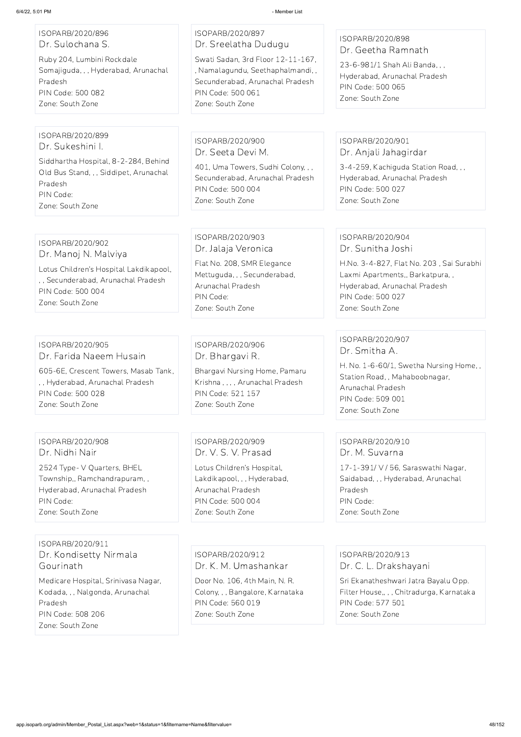ISOPARB/2020/896
Dr. Sulochana S.
Ruby 204, Lumbini Rockdale Somajiguda, , , Hyderabad, Arunachal Pradesh
PIN Code: 500 082
Zone: South Zone

ISOPARB/2020/897
Dr. Sreelatha Dudugu
Swati Sadan, 3rd Floor 12-11-167, , Namalagundu, Seethaphalmandi, , Secunderabad, Arunachal Pradesh
PIN Code: 500 061
Zone: South Zone

ISOPARB/2020/898
Dr. Geetha Ramnath
23-6-981/1 Shah Ali Banda, , , Hyderabad, Arunachal Pradesh
PIN Code: 500 065
Zone: South Zone

ISOPARB/2020/899
Dr. Sukeshini I.
Siddhartha Hospital, 8-2-284, Behind Old Bus Stand, , , Siddipet, Arunachal Pradesh
PIN Code:
Zone: South Zone

ISOPARB/2020/900
Dr. Seeta Devi M.
401, Uma Towers, Sudhi Colony, , , Secunderabad, Arunachal Pradesh
PIN Code: 500 004
Zone: South Zone

ISOPARB/2020/901
Dr. Anjali Jahagirdar
3-4-259, Kachiguda Station Road, , , Hyderabad, Arunachal Pradesh
PIN Code: 500 027
Zone: South Zone

ISOPARB/2020/902
Dr. Manoj N. Malviya
Lotus Children's Hospital Lakdikapool, , , Secunderabad, Arunachal Pradesh
PIN Code: 500 004
Zone: South Zone

ISOPARB/2020/903
Dr. Jalaja Veronica
Flat No. 208, SMR Elegance Mettuguda, , , Secunderabad, Arunachal Pradesh
PIN Code:
Zone: South Zone

ISOPARB/2020/904
Dr. Sunitha Joshi
H.No. 3-4-827, Flat No. 203 , Sai Surabhi Laxmi Apartments,, Barkatpura, , Hyderabad, Arunachal Pradesh
PIN Code: 500 027
Zone: South Zone

ISOPARB/2020/905
Dr. Farida Naeem Husain
605-6E, Crescent Towers, Masab Tank, , , Hyderabad, Arunachal Pradesh
PIN Code: 500 028
Zone: South Zone

ISOPARB/2020/906
Dr. Bhargavi R.
Bhargavi Nursing Home, Pamaru Krishna , , , , Arunachal Pradesh
PIN Code: 521 157
Zone: South Zone

ISOPARB/2020/907
Dr. Smitha A.
H. No. 1-6-60/1, Swetha Nursing Home, , Station Road, , Mahaboobnagar, Arunachal Pradesh
PIN Code: 509 001
Zone: South Zone

ISOPARB/2020/908
Dr. Nidhi Nair
2524 Type- V Quarters, BHEL Township,, Ramchandrapuram, , Hyderabad, Arunachal Pradesh
PIN Code:
Zone: South Zone

ISOPARB/2020/909
Dr. V. S. V. Prasad
Lotus Children's Hospital, Lakdikapool, , , Hyderabad, Arunachal Pradesh
PIN Code: 500 004
Zone: South Zone

ISOPARB/2020/910
Dr. M. Suvarna
17-1-391/ V / 56, Saraswathi Nagar, Saidabad, , , Hyderabad, Arunachal Pradesh
PIN Code:
Zone: South Zone

ISOPARB/2020/911
Dr. Kondisetty Nirmala Gourinath
Medicare Hospital, Srinivasa Nagar, Kodada, , , Nalgonda, Arunachal Pradesh
PIN Code: 508 206
Zone: South Zone

ISOPARB/2020/912
Dr. K. M. Umashankar
Door No. 106, 4th Main, N. R. Colony, , , Bangalore, Karnataka
PIN Code: 560 019
Zone: South Zone

ISOPARB/2020/913
Dr. C. L. Drakshayani
Sri Ekanatheshwari Jatra Bayalu Opp. Filter House,, , , Chitradurga, Karnataka
PIN Code: 577 501
Zone: South Zone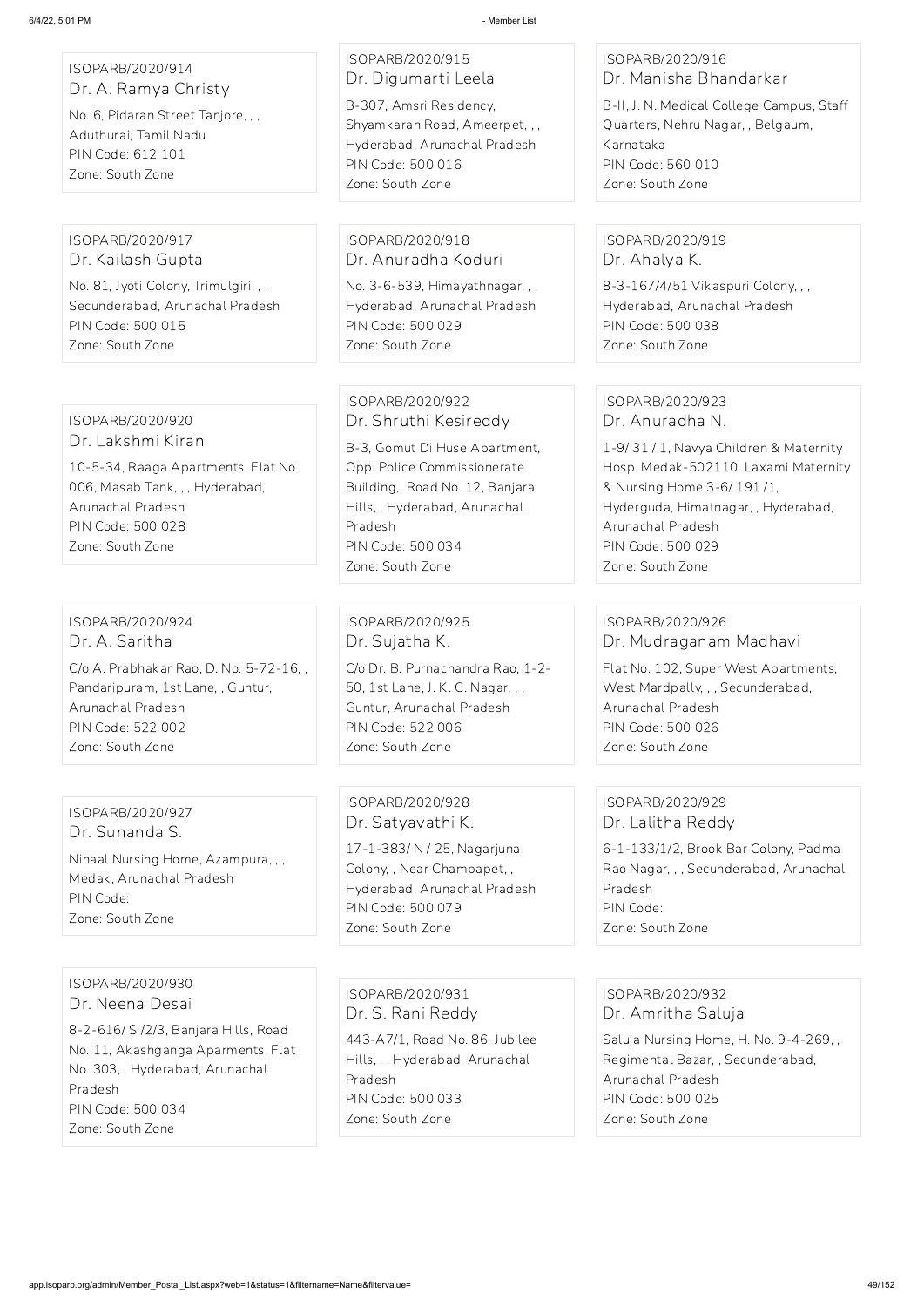ISOPARB/2020/914
Dr. A. Ramya Christy
No. 6, Pidaran Street Tanjore, , ,
Aduthurai, Tamil Nadu
PIN Code: 612 101
Zone: South Zone

ISOPARB/2020/915
Dr. Digumarti Leela
B-307, Amsri Residency,
Shyamkaran Road, Ameerpet, , ,
Hyderabad, Arunachal Pradesh
PIN Code: 500 016
Zone: South Zone

ISOPARB/2020/916
Dr. Manisha Bhandarkar
B-II, J. N. Medical College Campus, Staff Quarters, Nehru Nagar, , Belgaum, Karnataka
PIN Code: 560 010
Zone: South Zone

ISOPARB/2020/917
Dr. Kailash Gupta
No. 81, Jyoti Colony, Trimulgiri, , ,
Secunderabad, Arunachal Pradesh
PIN Code: 500 015
Zone: South Zone

ISOPARB/2020/918
Dr. Anuradha Koduri
No. 3-6-539, Himayathnagar, , ,
Hyderabad, Arunachal Pradesh
PIN Code: 500 029
Zone: South Zone

ISOPARB/2020/919
Dr. Ahalya K.
8-3-167/4/51 Vikaspuri Colony, , ,
Hyderabad, Arunachal Pradesh
PIN Code: 500 038
Zone: South Zone

ISOPARB/2020/920
Dr. Lakshmi Kiran
10-5-34, Raaga Apartments, Flat No. 006, Masab Tank, , , Hyderabad, Arunachal Pradesh
PIN Code: 500 028
Zone: South Zone

ISOPARB/2020/922
Dr. Shruthi Kesireddy
B-3, Gomut Di Huse Apartment, Opp. Police Commissionerate Building,, Road No. 12, Banjara Hills, , Hyderabad, Arunachal Pradesh
PIN Code: 500 034
Zone: South Zone

ISOPARB/2020/923
Dr. Anuradha N.
1-9/ 31 / 1, Navya Children & Maternity Hosp. Medak-502110, Laxami Maternity & Nursing Home 3-6/ 191 /1, Hyderguda, Himatnagar, , Hyderabad, Arunachal Pradesh
PIN Code: 500 029
Zone: South Zone

ISOPARB/2020/924
Dr. A. Saritha
C/o A. Prabhakar Rao, D. No. 5-72-16, , Pandaripuram, 1st Lane, , Guntur, Arunachal Pradesh
PIN Code: 522 002
Zone: South Zone

ISOPARB/2020/925
Dr. Sujatha K.
C/o Dr. B. Purnachandra Rao, 1-2-50, 1st Lane, J. K. C. Nagar, , ,
Guntur, Arunachal Pradesh
PIN Code: 522 006
Zone: South Zone

ISOPARB/2020/926
Dr. Mudraganam Madhavi
Flat No. 102, Super West Apartments, West Mardpally, , , Secunderabad, Arunachal Pradesh
PIN Code: 500 026
Zone: South Zone

ISOPARB/2020/927
Dr. Sunanda S.
Nihaal Nursing Home, Azampura, , ,
Medak, Arunachal Pradesh
PIN Code:
Zone: South Zone

ISOPARB/2020/928
Dr. Satyavathi K.
17-1-383/ N / 25, Nagarjuna Colony, , Near Champapet, ,
Hyderabad, Arunachal Pradesh
PIN Code: 500 079
Zone: South Zone

ISOPARB/2020/929
Dr. Lalitha Reddy
6-1-133/1/2, Brook Bar Colony, Padma Rao Nagar, , , Secunderabad, Arunachal Pradesh
PIN Code:
Zone: South Zone

ISOPARB/2020/930
Dr. Neena Desai
8-2-616/ S /2/3, Banjara Hills, Road No. 11, Akashganga Aparments, Flat No. 303, , Hyderabad, Arunachal Pradesh
PIN Code: 500 034
Zone: South Zone

ISOPARB/2020/931
Dr. S. Rani Reddy
443-A7/1, Road No. 86, Jubilee Hills, , , Hyderabad, Arunachal Pradesh
PIN Code: 500 033
Zone: South Zone

ISOPARB/2020/932
Dr. Amritha Saluja
Saluja Nursing Home, H. No. 9-4-269, , Regimental Bazar, , Secunderabad, Arunachal Pradesh
PIN Code: 500 025
Zone: South Zone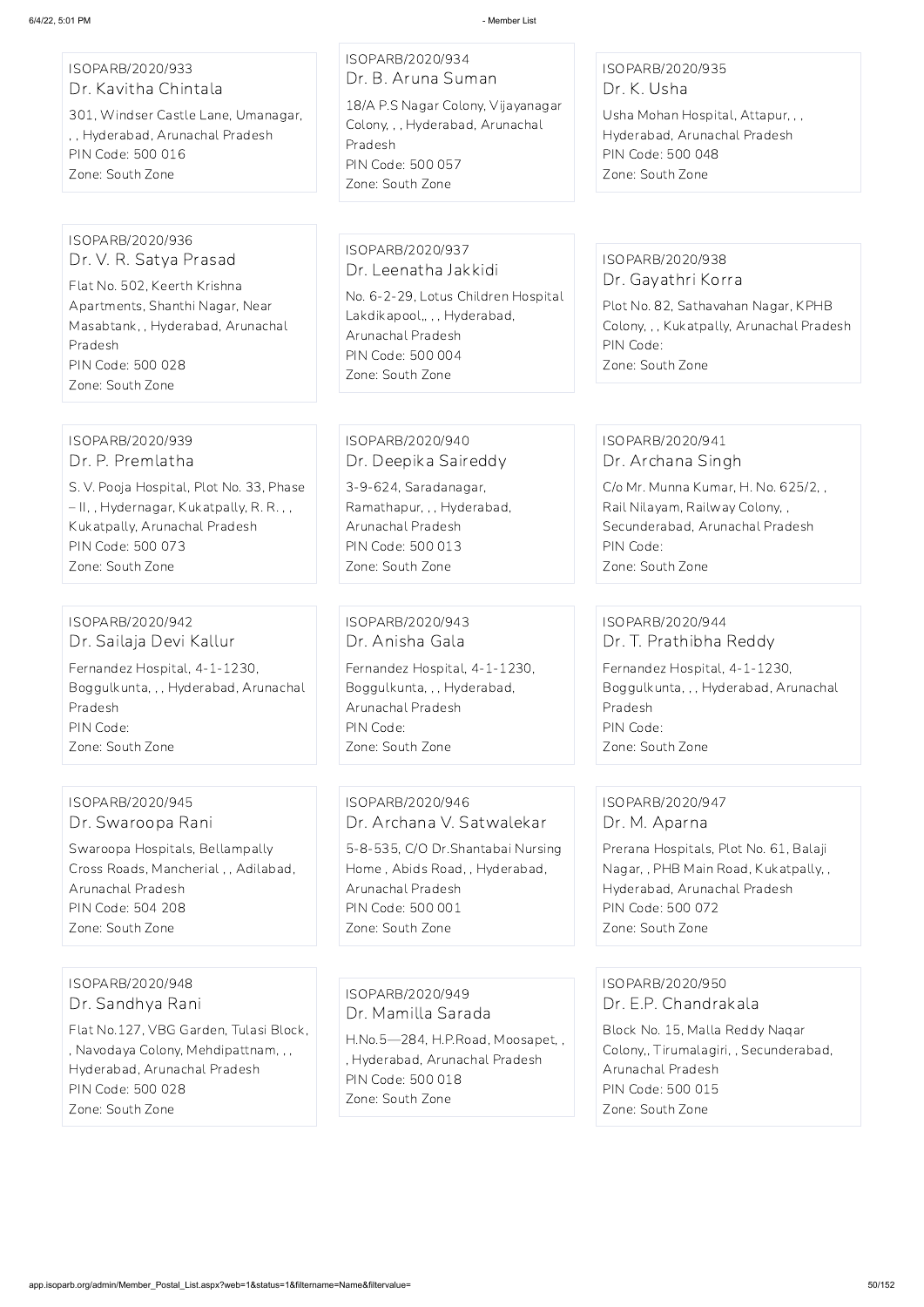ISOPARB/2020/933
Dr. Kavitha Chintala
301, Windser Castle Lane, Umanagar, , , Hyderabad, Arunachal Pradesh
PIN Code: 500 016
Zone: South Zone

ISOPARB/2020/934
Dr. B. Aruna Suman
18/A P.S Nagar Colony, Vijayanagar Colony, , , Hyderabad, Arunachal Pradesh
PIN Code: 500 057
Zone: South Zone

ISOPARB/2020/935
Dr. K. Usha
Usha Mohan Hospital, Attapur, , , Hyderabad, Arunachal Pradesh
PIN Code: 500 048
Zone: South Zone

ISOPARB/2020/936
Dr. V. R. Satya Prasad
Flat No. 502, Keerth Krishna Apartments, Shanthi Nagar, Near Masabtank, , Hyderabad, Arunachal Pradesh
PIN Code: 500 028
Zone: South Zone

ISOPARB/2020/937
Dr. Leenatha Jakkidi
No. 6-2-29, Lotus Children Hospital Lakdikapool,, , , Hyderabad, Arunachal Pradesh
PIN Code: 500 004
Zone: South Zone

ISOPARB/2020/938
Dr. Gayathri Korra
Plot No. 82, Sathavahan Nagar, KPHB Colony, , , Kukatpally, Arunachal Pradesh
PIN Code:
Zone: South Zone

ISOPARB/2020/939
Dr. P. Premlatha
S. V. Pooja Hospital, Plot No. 33, Phase – II, , Hydernagar, Kukatpally, R. R. , , Kukatpally, Arunachal Pradesh
PIN Code: 500 073
Zone: South Zone

ISOPARB/2020/940
Dr. Deepika Saireddy
3-9-624, Saradanagar, Ramathapur, , , Hyderabad, Arunachal Pradesh
PIN Code: 500 013
Zone: South Zone

ISOPARB/2020/941
Dr. Archana Singh
C/o Mr. Munna Kumar, H. No. 625/2, , Rail Nilayam, Railway Colony, , Secunderabad, Arunachal Pradesh
PIN Code:
Zone: South Zone

ISOPARB/2020/942
Dr. Sailaja Devi Kallur
Fernandez Hospital, 4-1-1230, Boggulkunta, , , Hyderabad, Arunachal Pradesh
PIN Code:
Zone: South Zone

ISOPARB/2020/943
Dr. Anisha Gala
Fernandez Hospital, 4-1-1230, Boggulkunta, , , Hyderabad, Arunachal Pradesh
PIN Code:
Zone: South Zone

ISOPARB/2020/944
Dr. T. Prathibha Reddy
Fernandez Hospital, 4-1-1230, Boggulkunta, , , Hyderabad, Arunachal Pradesh
PIN Code:
Zone: South Zone

ISOPARB/2020/945
Dr. Swaroopa Rani
Swaroopa Hospitals, Bellampally Cross Roads, Mancherial , , Adilabad, Arunachal Pradesh
PIN Code: 504 208
Zone: South Zone

ISOPARB/2020/946
Dr. Archana V. Satwalekar
5-8-535, C/O Dr.Shantabai Nursing Home , Abids Road, , Hyderabad, Arunachal Pradesh
PIN Code: 500 001
Zone: South Zone

ISOPARB/2020/947
Dr. M. Aparna
Prerana Hospitals, Plot No. 61, Balaji Nagar, , PHB Main Road, Kukatpally, , Hyderabad, Arunachal Pradesh
PIN Code: 500 072
Zone: South Zone

ISOPARB/2020/948
Dr. Sandhya Rani
Flat No.127, VBG Garden, Tulasi Block, , Navodaya Colony, Mehdipattnam, , , Hyderabad, Arunachal Pradesh
PIN Code: 500 028
Zone: South Zone

ISOPARB/2020/949
Dr. Mamilla Sarada
H.No.5—284, H.P.Road, Moosapet, , , Hyderabad, Arunachal Pradesh
PIN Code: 500 018
Zone: South Zone

ISOPARB/2020/950
Dr. E.P. Chandrakala
Block No. 15, Malla Reddy Nagar Colony,, Tirumalagiri, , Secunderabad, Arunachal Pradesh
PIN Code: 500 015
Zone: South Zone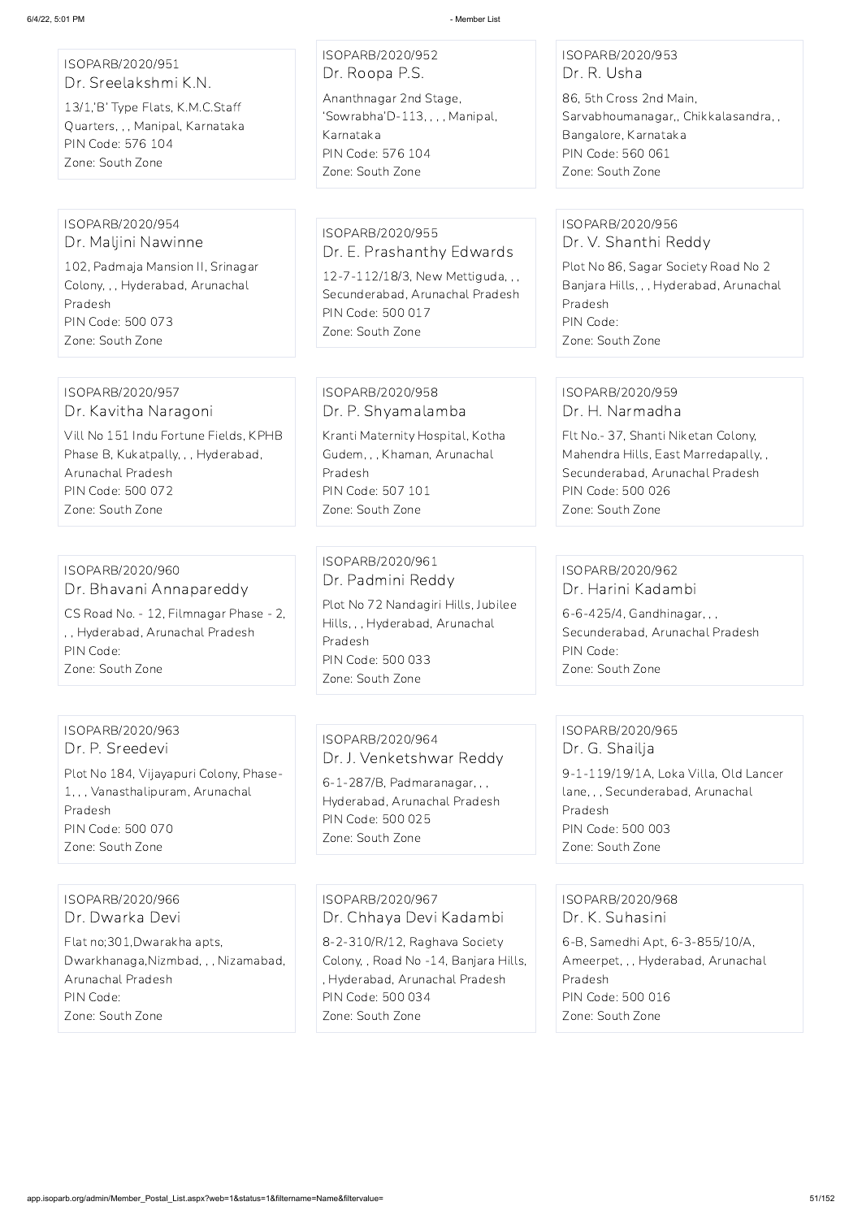ISOPARB/2020/951
Dr. Sreelakshmi K.N.
13/1,'B' Type Flats, K.M.C.Staff Quarters, , , Manipal, Karnataka
PIN Code: 576 104
Zone: South Zone

ISOPARB/2020/952
Dr. Roopa P.S.
Ananthnagar 2nd Stage, 'Sowrabha'D-113, , , , Manipal, Karnataka
PIN Code: 576 104
Zone: South Zone

ISOPARB/2020/953
Dr. R. Usha
86, 5th Cross 2nd Main, Sarvabhoumanagar,, Chikkalasandra, , Bangalore, Karnataka
PIN Code: 560 061
Zone: South Zone

ISOPARB/2020/954
Dr. Maljini Nawinne
102, Padmaja Mansion II, Srinagar Colony, , , Hyderabad, Arunachal Pradesh
PIN Code: 500 073
Zone: South Zone

ISOPARB/2020/955
Dr. E. Prashanthy Edwards
12-7-112/18/3, New Mettiguda, , , Secunderabad, Arunachal Pradesh
PIN Code: 500 017
Zone: South Zone

ISOPARB/2020/956
Dr. V. Shanthi Reddy
Plot No 86, Sagar Society Road No 2 Banjara Hills, , , Hyderabad, Arunachal Pradesh
PIN Code:
Zone: South Zone

ISOPARB/2020/957
Dr. Kavitha Naragoni
Vill No 151 Indu Fortune Fields, KPHB Phase B, Kukatpally, , , Hyderabad, Arunachal Pradesh
PIN Code: 500 072
Zone: South Zone

ISOPARB/2020/958
Dr. P. Shyamalamba
Kranti Maternity Hospital, Kotha Gudem, , , Khaman, Arunachal Pradesh
PIN Code: 507 101
Zone: South Zone

ISOPARB/2020/959
Dr. H. Narmadha
Flt No.- 37, Shanti Niketan Colony, Mahendra Hills, East Marredapally, , Secunderabad, Arunachal Pradesh
PIN Code: 500 026
Zone: South Zone

ISOPARB/2020/960
Dr. Bhavani Annapareddy
CS Road No. - 12, Filmnagar Phase - 2, , , Hyderabad, Arunachal Pradesh
PIN Code:
Zone: South Zone

ISOPARB/2020/961
Dr. Padmini Reddy
Plot No 72 Nandagiri Hills, Jubilee Hills, , , Hyderabad, Arunachal Pradesh
PIN Code: 500 033
Zone: South Zone

ISOPARB/2020/962
Dr. Harini Kadambi
6-6-425/4, Gandhinagar, , , Secunderabad, Arunachal Pradesh
PIN Code:
Zone: South Zone

ISOPARB/2020/963
Dr. P. Sreedevi
Plot No 184, Vijayapuri Colony, Phase-1, , , Vanasthalipuram, Arunachal Pradesh
PIN Code: 500 070
Zone: South Zone

ISOPARB/2020/964
Dr. J. Venketshwar Reddy
6-1-287/B, Padmaranagar, , , Hyderabad, Arunachal Pradesh
PIN Code: 500 025
Zone: South Zone

ISOPARB/2020/965
Dr. G. Shailja
9-1-119/19/1A, Loka Villa, Old Lancer lane, , , Secunderabad, Arunachal Pradesh
PIN Code: 500 003
Zone: South Zone

ISOPARB/2020/966
Dr. Dwarka Devi
Flat no;301,Dwarakha apts, Dwarkhanaga,Nizmbad, , , Nizamabad, Arunachal Pradesh
PIN Code:
Zone: South Zone

ISOPARB/2020/967
Dr. Chhaya Devi Kadambi
8-2-310/R/12, Raghava Society Colony, , Road No -14, Banjara Hills, , Hyderabad, Arunachal Pradesh
PIN Code: 500 034
Zone: South Zone

ISOPARB/2020/968
Dr. K. Suhasini
6-B, Samedhi Apt, 6-3-855/10/A, Ameerpet, , , Hyderabad, Arunachal Pradesh
PIN Code: 500 016
Zone: South Zone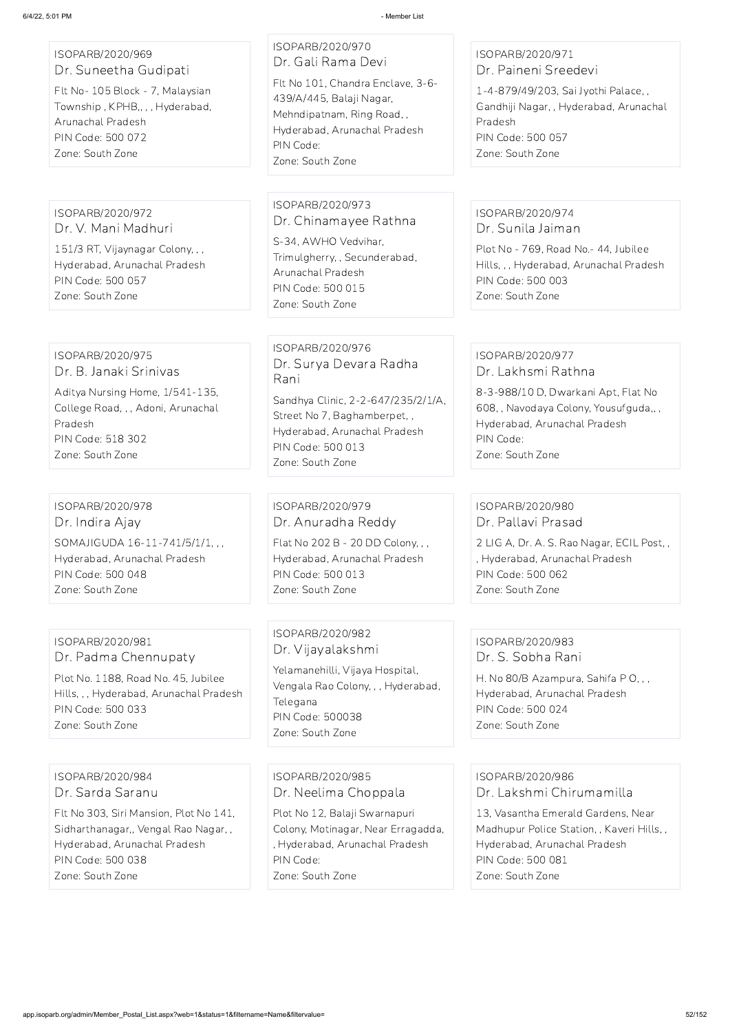ISOPARB/2020/969
Dr. Suneetha Gudipati
Flt No- 105 Block - 7, Malaysian Township , KPHB,, , , Hyderabad, Arunachal Pradesh
PIN Code: 500 072
Zone: South Zone

ISOPARB/2020/970
Dr. Gali Rama Devi
Flt No 101, Chandra Enclave, 3-6-439/A/445, Balaji Nagar, Mehndipatnam, Ring Road, , Hyderabad, Arunachal Pradesh
PIN Code:
Zone: South Zone

ISOPARB/2020/971
Dr. Paineni Sreedevi
1-4-879/49/203, Sai Jyothi Palace, , Gandhiji Nagar, , Hyderabad, Arunachal Pradesh
PIN Code: 500 057
Zone: South Zone

ISOPARB/2020/972
Dr. V. Mani Madhuri
151/3 RT, Vijaynagar Colony, , , Hyderabad, Arunachal Pradesh
PIN Code: 500 057
Zone: South Zone

ISOPARB/2020/973
Dr. Chinamayee Rathna
S-34, AWHO Vedvihar, Trimulgherry, , Secunderabad, Arunachal Pradesh
PIN Code: 500 015
Zone: South Zone

ISOPARB/2020/974
Dr. Sunila Jaiman
Plot No - 769, Road No.- 44, Jubilee Hills, , , Hyderabad, Arunachal Pradesh
PIN Code: 500 003
Zone: South Zone

ISOPARB/2020/975
Dr. B. Janaki Srinivas
Aditya Nursing Home, 1/541-135, College Road, , , Adoni, Arunachal Pradesh
PIN Code: 518 302
Zone: South Zone

ISOPARB/2020/976
Dr. Surya Devara Radha Rani
Sandhya Clinic, 2-2-647/235/2/1/A, Street No 7, Baghamberpet, , Hyderabad, Arunachal Pradesh
PIN Code: 500 013
Zone: South Zone

ISOPARB/2020/977
Dr. Lakhsmi Rathna
8-3-988/10 D, Dwarkani Apt, Flat No 608, , Navodaya Colony, Yousufguda,, , Hyderabad, Arunachal Pradesh
PIN Code:
Zone: South Zone

ISOPARB/2020/978
Dr. Indira Ajay
SOMAJIGUDA 16-11-741/5/1/1, , , Hyderabad, Arunachal Pradesh
PIN Code: 500 048
Zone: South Zone

ISOPARB/2020/979
Dr. Anuradha Reddy
Flat No 202 B - 20 DD Colony, , , Hyderabad, Arunachal Pradesh
PIN Code: 500 013
Zone: South Zone

ISOPARB/2020/980
Dr. Pallavi Prasad
2 LIG A, Dr. A. S. Rao Nagar, ECIL Post, , , Hyderabad, Arunachal Pradesh
PIN Code: 500 062
Zone: South Zone

ISOPARB/2020/981
Dr. Padma Chennupaty
Plot No. 1188, Road No. 45, Jubilee Hills, , , Hyderabad, Arunachal Pradesh
PIN Code: 500 033
Zone: South Zone

ISOPARB/2020/982
Dr. Vijayalakshmi
Yelamanehilli, Vijaya Hospital, Vengala Rao Colony, , , Hyderabad, Telegana
PIN Code: 500038
Zone: South Zone

ISOPARB/2020/983
Dr. S. Sobha Rani
H. No 80/B Azampura, Sahifa P O, , , Hyderabad, Arunachal Pradesh
PIN Code: 500 024
Zone: South Zone

ISOPARB/2020/984
Dr. Sarda Saranu
Flt No 303, Siri Mansion, Plot No 141, Sidharthanagar,, Vengal Rao Nagar, , Hyderabad, Arunachal Pradesh
PIN Code: 500 038
Zone: South Zone

ISOPARB/2020/985
Dr. Neelima Choppala
Plot No 12, Balaji Swarnapuri Colony, Motinagar, Near Erragadda, , Hyderabad, Arunachal Pradesh
PIN Code:
Zone: South Zone

ISOPARB/2020/986
Dr. Lakshmi Chirumamilla
13, Vasantha Emerald Gardens, Near Madhupur Police Station, , Kaveri Hills, , Hyderabad, Arunachal Pradesh
PIN Code: 500 081
Zone: South Zone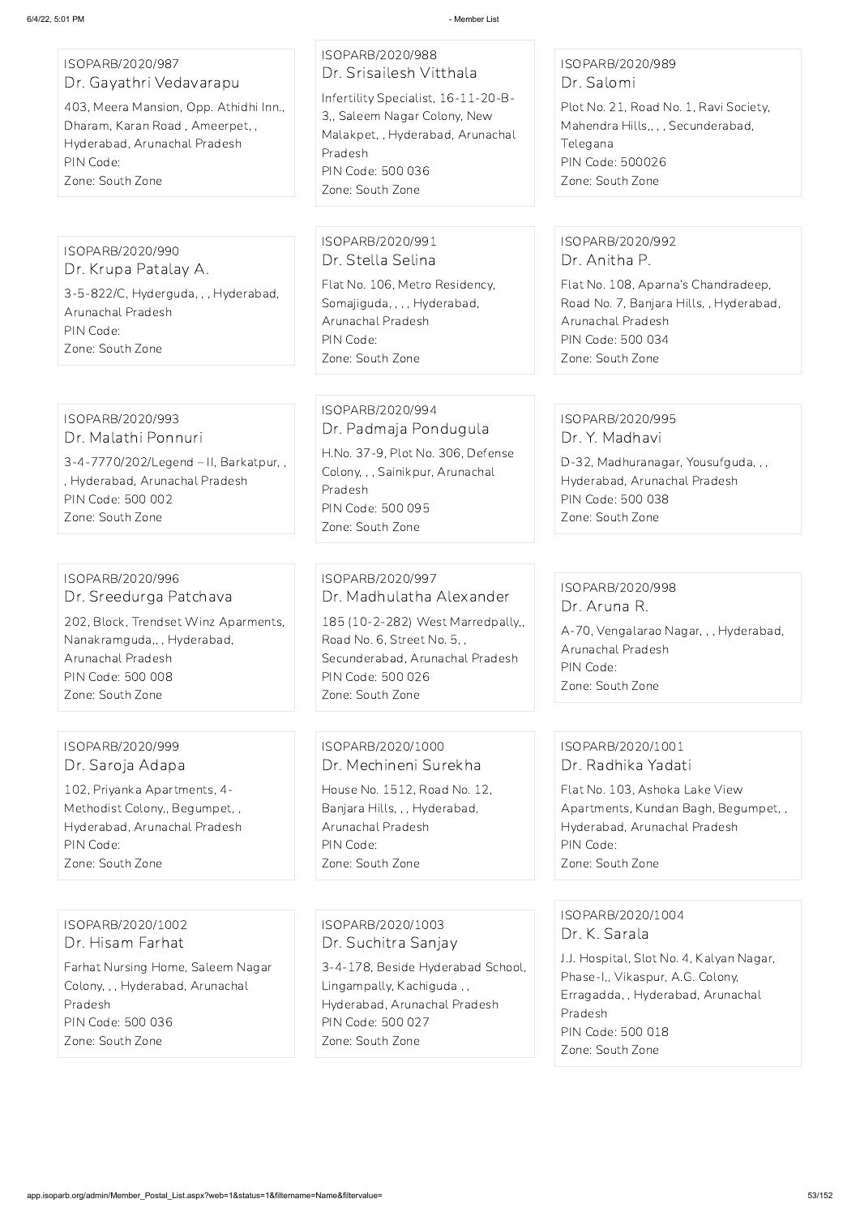ISOPARB/2020/987
### Dr. Gayathri Vedavarapu
403, Meera Mansion, Opp. Athidhi Inn., Dharam, Karan Road , Ameerpet, , Hyderabad, Arunachal Pradesh
PIN Code:
Zone: South Zone

ISOPARB/2020/988
### Dr. Srisailesh Vitthala
Infertility Specialist, 16-11-20-B-3,, Saleem Nagar Colony, New Malakpet, , Hyderabad, Arunachal Pradesh
PIN Code: 500 036
Zone: South Zone

ISOPARB/2020/989
### Dr. Salomi
Plot No. 21, Road No. 1, Ravi Society, Mahendra Hills,, , , Secunderabad, Telegana
PIN Code: 500026
Zone: South Zone

ISOPARB/2020/990
### Dr. Krupa Patalay A.
3-5-822/C, Hyderguda, , , Hyderabad, Arunachal Pradesh
PIN Code:
Zone: South Zone

ISOPARB/2020/991
### Dr. Stella Selina
Flat No. 106, Metro Residency, Somajiguda, , , , Hyderabad, Arunachal Pradesh
PIN Code:
Zone: South Zone

ISOPARB/2020/992
### Dr. Anitha P.
Flat No. 108, Aparna's Chandradeep, Road No. 7, Banjara Hills, , Hyderabad, Arunachal Pradesh
PIN Code: 500 034
Zone: South Zone

ISOPARB/2020/993
### Dr. Malathi Ponnuri
3-4-7770/202/Legend – II, Barkatpur, , , Hyderabad, Arunachal Pradesh
PIN Code: 500 002
Zone: South Zone

ISOPARB/2020/994
### Dr. Padmaja Pondugula
H.No. 37-9, Plot No. 306, Defense Colony, , , Sainikpur, Arunachal Pradesh
PIN Code: 500 095
Zone: South Zone

ISOPARB/2020/995
### Dr. Y. Madhavi
D-32, Madhuranagar, Yousufguda, , , Hyderabad, Arunachal Pradesh
PIN Code: 500 038
Zone: South Zone

ISOPARB/2020/996
### Dr. Sreedurga Patchava
202, Block, Trendset Winz Aparments, Nanakramguda,, , Hyderabad, Arunachal Pradesh
PIN Code: 500 008
Zone: South Zone

ISOPARB/2020/997
### Dr. Madhulatha Alexander
185 (10-2-282) West Marredpally,, Road No. 6, Street No. 5, , Secunderabad, Arunachal Pradesh
PIN Code: 500 026
Zone: South Zone

ISOPARB/2020/998
### Dr. Aruna R.
A-70, Vengalarao Nagar, , , Hyderabad, Arunachal Pradesh
PIN Code:
Zone: South Zone

ISOPARB/2020/999
### Dr. Saroja Adapa
102, Priyanka Apartments, 4-Methodist Colony,, Begumpet, , Hyderabad, Arunachal Pradesh
PIN Code:
Zone: South Zone

ISOPARB/2020/1000
### Dr. Mechineni Surekha
House No. 1512, Road No. 12, Banjara Hills, , , Hyderabad, Arunachal Pradesh
PIN Code:
Zone: South Zone

ISOPARB/2020/1001
### Dr. Radhika Yadati
Flat No. 103, Ashoka Lake View Apartments, Kundan Bagh, Begumpet, , Hyderabad, Arunachal Pradesh
PIN Code:
Zone: South Zone

ISOPARB/2020/1002
### Dr. Hisam Farhat
Farhat Nursing Home, Saleem Nagar Colony, , , Hyderabad, Arunachal Pradesh
PIN Code: 500 036
Zone: South Zone

ISOPARB/2020/1003
### Dr. Suchitra Sanjay
3-4-178, Beside Hyderabad School, Lingampally, Kachiguda , , Hyderabad, Arunachal Pradesh
PIN Code: 500 027
Zone: South Zone

ISOPARB/2020/1004
### Dr. K. Sarala
J.J. Hospital, Slot No. 4, Kalyan Nagar, Phase-I,, Vikaspur, A.G. Colony, Erragadda, , Hyderabad, Arunachal Pradesh
PIN Code: 500 018
Zone: South Zone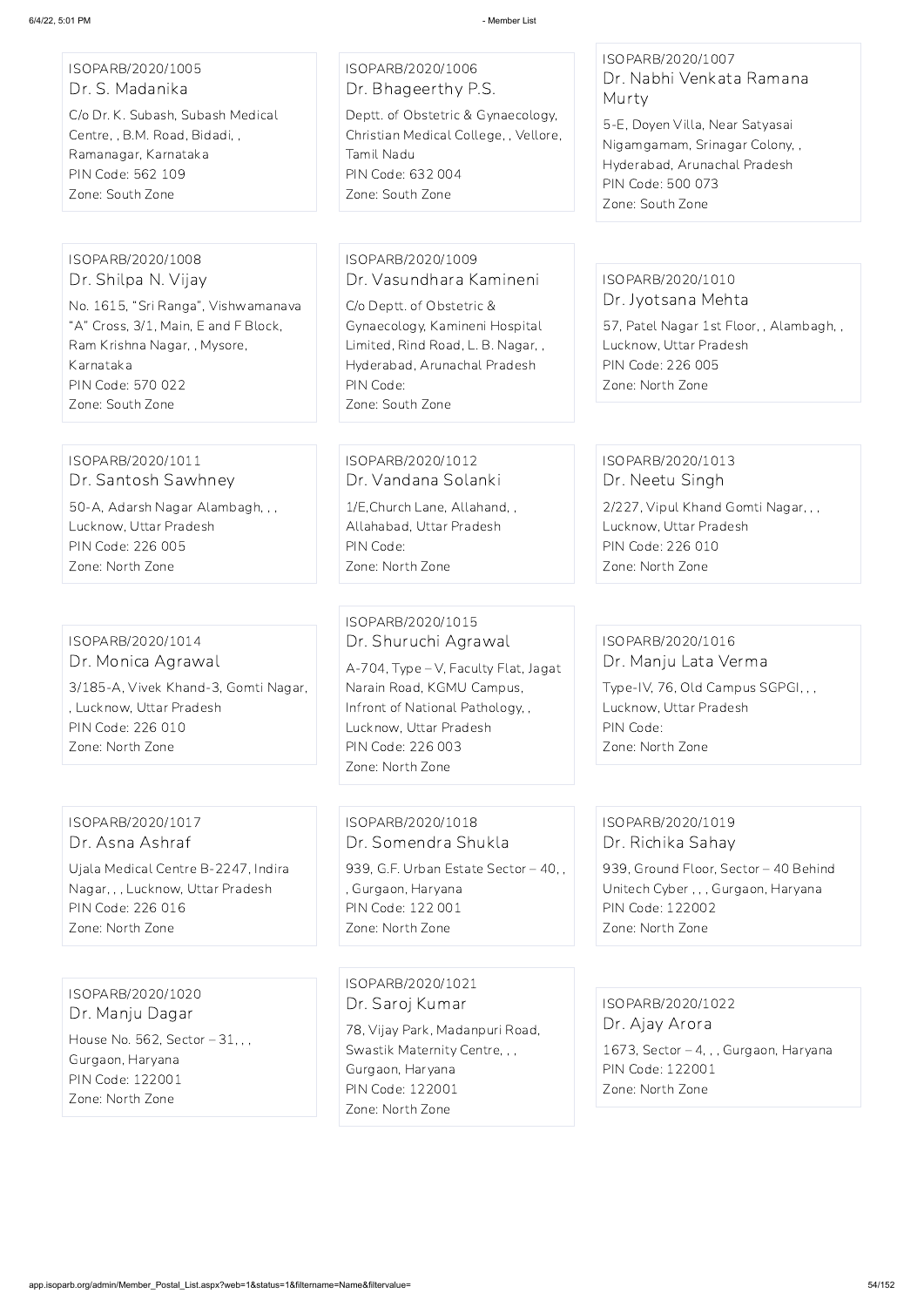ISOPARB/2020/1005
Dr. S. Madanika
C/o Dr. K. Subash, Subash Medical Centre, , B.M. Road, Bidadi, , Ramanagar, Karnataka
PIN Code: 562 109
Zone: South Zone

ISOPARB/2020/1006
Dr. Bhageerthy P.S.
Deptt. of Obstetric & Gynaecology, Christian Medical College, , Vellore, Tamil Nadu
PIN Code: 632 004
Zone: South Zone

ISOPARB/2020/1007
Dr. Nabhi Venkata Ramana Murty
5-E, Doyen Villa, Near Satyasai Nigamgamam, Srinagar Colony, , Hyderabad, Arunachal Pradesh
PIN Code: 500 073
Zone: South Zone

ISOPARB/2020/1008
Dr. Shilpa N. Vijay
No. 1615, "Sri Ranga", Vishwamanava "A" Cross, 3/1, Main, E and F Block, Ram Krishna Nagar, , Mysore, Karnataka
PIN Code: 570 022
Zone: South Zone

ISOPARB/2020/1009
Dr. Vasundhara Kamineni
C/o Deptt. of Obstetric & Gynaecology, Kamineni Hospital Limited, Rind Road, L. B. Nagar, , Hyderabad, Arunachal Pradesh
PIN Code:
Zone: South Zone

ISOPARB/2020/1010
Dr. Jyotsana Mehta
57, Patel Nagar 1st Floor, , Alambagh, , Lucknow, Uttar Pradesh
PIN Code: 226 005
Zone: North Zone

ISOPARB/2020/1011
Dr. Santosh Sawhney
50-A, Adarsh Nagar Alambagh, , , Lucknow, Uttar Pradesh
PIN Code: 226 005
Zone: North Zone

ISOPARB/2020/1012
Dr. Vandana Solanki
1/E,Church Lane, Allahand, , Allahabad, Uttar Pradesh
PIN Code:
Zone: North Zone

ISOPARB/2020/1013
Dr. Neetu Singh
2/227, Vipul Khand Gomti Nagar, , , Lucknow, Uttar Pradesh
PIN Code: 226 010
Zone: North Zone

ISOPARB/2020/1014
Dr. Monica Agrawal
3/185-A, Vivek Khand-3, Gomti Nagar, , Lucknow, Uttar Pradesh
PIN Code: 226 010
Zone: North Zone

ISOPARB/2020/1015
Dr. Shuruchi Agrawal
A-704, Type – V, Faculty Flat, Jagat Narain Road, KGMU Campus, Infront of National Pathology, , Lucknow, Uttar Pradesh
PIN Code: 226 003
Zone: North Zone

ISOPARB/2020/1016
Dr. Manju Lata Verma
Type-IV, 76, Old Campus SGPGI, , , Lucknow, Uttar Pradesh
PIN Code:
Zone: North Zone

ISOPARB/2020/1017
Dr. Asna Ashraf
Ujala Medical Centre B-2247, Indira Nagar, , , Lucknow, Uttar Pradesh
PIN Code: 226 016
Zone: North Zone

ISOPARB/2020/1018
Dr. Somendra Shukla
939, G.F. Urban Estate Sector – 40, , , Gurgaon, Haryana
PIN Code: 122 001
Zone: North Zone

ISOPARB/2020/1019
Dr. Richika Sahay
939, Ground Floor, Sector – 40 Behind Unitech Cyber , , , Gurgaon, Haryana
PIN Code: 122002
Zone: North Zone

ISOPARB/2020/1020
Dr. Manju Dagar
House No. 562, Sector – 31, , , Gurgaon, Haryana
PIN Code: 122001
Zone: North Zone

ISOPARB/2020/1021
Dr. Saroj Kumar
78, Vijay Park, Madanpuri Road, Swastik Maternity Centre, , , Gurgaon, Haryana
PIN Code: 122001
Zone: North Zone

ISOPARB/2020/1022
Dr. Ajay Arora
1673, Sector – 4, , , Gurgaon, Haryana
PIN Code: 122001
Zone: North Zone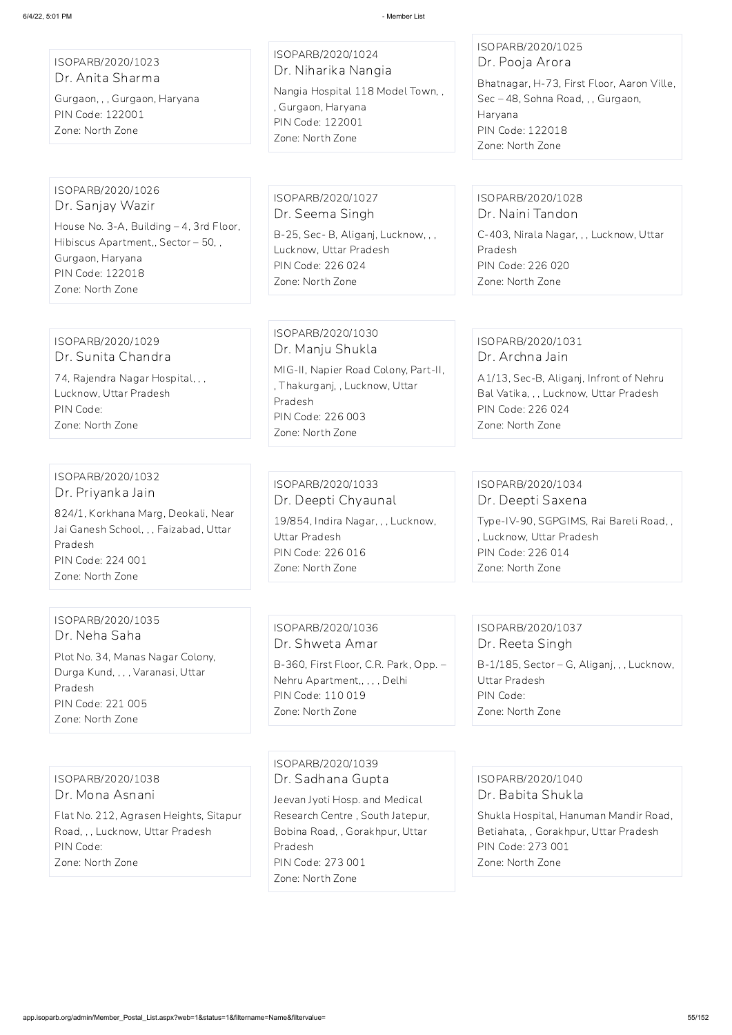ISOPARB/2020/1023
Dr. Anita Sharma
Gurgaon, , , Gurgaon, Haryana
PIN Code: 122001
Zone: North Zone

ISOPARB/2020/1024
Dr. Niharika Nangia
Nangia Hospital 118 Model Town, , , Gurgaon, Haryana
PIN Code: 122001
Zone: North Zone

ISOPARB/2020/1025
Dr. Pooja Arora
Bhatnagar, H-73, First Floor, Aaron Ville, Sec – 48, Sohna Road, , , Gurgaon, Haryana
PIN Code: 122018
Zone: North Zone

ISOPARB/2020/1026
Dr. Sanjay Wazir
House No. 3-A, Building – 4, 3rd Floor, Hibiscus Apartment,, Sector – 50, , Gurgaon, Haryana
PIN Code: 122018
Zone: North Zone

ISOPARB/2020/1027
Dr. Seema Singh
B-25, Sec- B, Aliganj, Lucknow, , , Lucknow, Uttar Pradesh
PIN Code: 226 024
Zone: North Zone

ISOPARB/2020/1028
Dr. Naini Tandon
C-403, Nirala Nagar, , , Lucknow, Uttar Pradesh
PIN Code: 226 020
Zone: North Zone

ISOPARB/2020/1029
Dr. Sunita Chandra
74, Rajendra Nagar Hospital, , , Lucknow, Uttar Pradesh
PIN Code:
Zone: North Zone

ISOPARB/2020/1030
Dr. Manju Shukla
MIG-II, Napier Road Colony, Part-II, , Thakurganj, , Lucknow, Uttar Pradesh
PIN Code: 226 003
Zone: North Zone

ISOPARB/2020/1031
Dr. Archna Jain
A1/13, Sec-B, Aliganj, Infront of Nehru Bal Vatika, , , Lucknow, Uttar Pradesh
PIN Code: 226 024
Zone: North Zone

ISOPARB/2020/1032
Dr. Priyanka Jain
824/1, Korkhana Marg, Deokali, Near Jai Ganesh School, , , Faizabad, Uttar Pradesh
PIN Code: 224 001
Zone: North Zone

ISOPARB/2020/1033
Dr. Deepti Chyaunal
19/854, Indira Nagar, , , Lucknow, Uttar Pradesh
PIN Code: 226 016
Zone: North Zone

ISOPARB/2020/1034
Dr. Deepti Saxena
Type-IV-90, SGPGIMS, Rai Bareli Road, , , Lucknow, Uttar Pradesh
PIN Code: 226 014
Zone: North Zone

ISOPARB/2020/1035
Dr. Neha Saha
Plot No. 34, Manas Nagar Colony, Durga Kund, , , , Varanasi, Uttar Pradesh
PIN Code: 221 005
Zone: North Zone

ISOPARB/2020/1036
Dr. Shweta Amar
B-360, First Floor, C.R. Park, Opp. – Nehru Apartment,, , , , Delhi
PIN Code: 110 019
Zone: North Zone

ISOPARB/2020/1037
Dr. Reeta Singh
B-1/185, Sector – G, Aliganj, , , Lucknow, Uttar Pradesh
PIN Code:
Zone: North Zone

ISOPARB/2020/1038
Dr. Mona Asnani
Flat No. 212, Agrasen Heights, Sitapur Road, , , Lucknow, Uttar Pradesh
PIN Code:
Zone: North Zone

ISOPARB/2020/1039
Dr. Sadhana Gupta
Jeevan Jyoti Hosp. and Medical Research Centre , South Jatepur, Bobina Road, , Gorakhpur, Uttar Pradesh
PIN Code: 273 001
Zone: North Zone

ISOPARB/2020/1040
Dr. Babita Shukla
Shukla Hospital, Hanuman Mandir Road, Betiahata, , Gorakhpur, Uttar Pradesh
PIN Code: 273 001
Zone: North Zone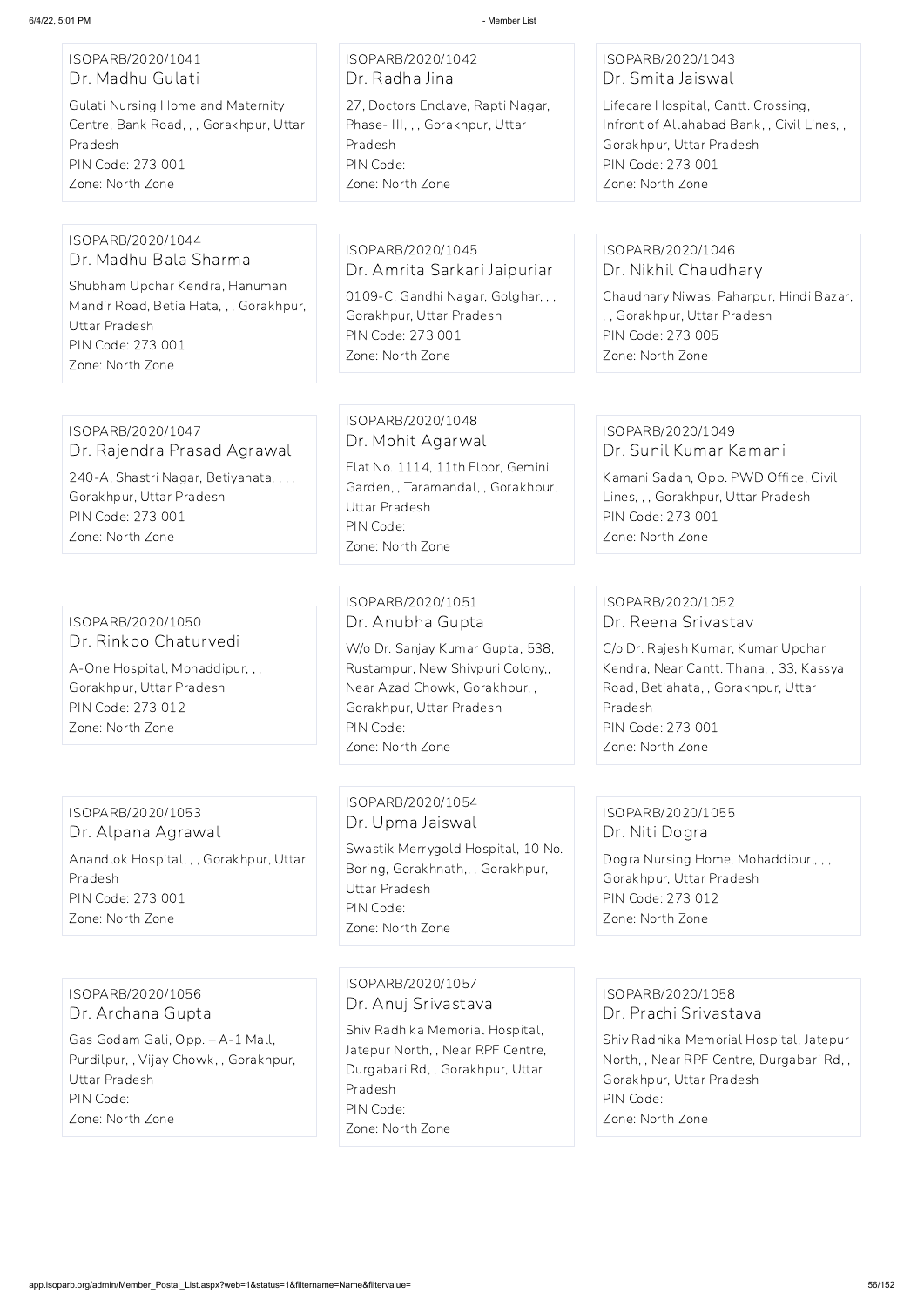ISOPARB/2020/1041
Dr. Madhu Gulati
Gulati Nursing Home and Maternity Centre, Bank Road, , , Gorakhpur, Uttar Pradesh
PIN Code: 273 001
Zone: North Zone

ISOPARB/2020/1042
Dr. Radha Jina
27, Doctors Enclave, Rapti Nagar, Phase- III, , , Gorakhpur, Uttar Pradesh
PIN Code:
Zone: North Zone

ISOPARB/2020/1043
Dr. Smita Jaiswal
Lifecare Hospital, Cantt. Crossing, Infront of Allahabad Bank, , Civil Lines, , Gorakhpur, Uttar Pradesh
PIN Code: 273 001
Zone: North Zone

ISOPARB/2020/1044
Dr. Madhu Bala Sharma
Shubham Upchar Kendra, Hanuman Mandir Road, Betia Hata, , , Gorakhpur, Uttar Pradesh
PIN Code: 273 001
Zone: North Zone

ISOPARB/2020/1045
Dr. Amrita Sarkari Jaipuriar
0109-C, Gandhi Nagar, Golghar, , , Gorakhpur, Uttar Pradesh
PIN Code: 273 001
Zone: North Zone

ISOPARB/2020/1046
Dr. Nikhil Chaudhary
Chaudhary Niwas, Paharpur, Hindi Bazar, , , Gorakhpur, Uttar Pradesh
PIN Code: 273 005
Zone: North Zone

ISOPARB/2020/1047
Dr. Rajendra Prasad Agrawal
240-A, Shastri Nagar, Betiyahata, , , , Gorakhpur, Uttar Pradesh
PIN Code: 273 001
Zone: North Zone

ISOPARB/2020/1048
Dr. Mohit Agarwal
Flat No. 1114, 11th Floor, Gemini Garden, , Taramandal, , Gorakhpur, Uttar Pradesh
PIN Code:
Zone: North Zone

ISOPARB/2020/1049
Dr. Sunil Kumar Kamani
Kamani Sadan, Opp. PWD Office, Civil Lines, , , Gorakhpur, Uttar Pradesh
PIN Code: 273 001
Zone: North Zone

ISOPARB/2020/1050
Dr. Rinkoo Chaturvedi
A-One Hospital, Mohaddipur, , , Gorakhpur, Uttar Pradesh
PIN Code: 273 012
Zone: North Zone

ISOPARB/2020/1051
Dr. Anubha Gupta
W/o Dr. Sanjay Kumar Gupta, 538, Rustampur, New Shivpuri Colony,, Near Azad Chowk, Gorakhpur, , Gorakhpur, Uttar Pradesh
PIN Code:
Zone: North Zone

ISOPARB/2020/1052
Dr. Reena Srivastav
C/o Dr. Rajesh Kumar, Kumar Upchar Kendra, Near Cantt. Thana, , 33, Kassya Road, Betiahata, , Gorakhpur, Uttar Pradesh
PIN Code: 273 001
Zone: North Zone

ISOPARB/2020/1053
Dr. Alpana Agrawal
Anandlok Hospital, , , Gorakhpur, Uttar Pradesh
PIN Code: 273 001
Zone: North Zone

ISOPARB/2020/1054
Dr. Upma Jaiswal
Swastik Merrygold Hospital, 10 No. Boring, Gorakhnath,, , Gorakhpur, Uttar Pradesh
PIN Code:
Zone: North Zone

ISOPARB/2020/1055
Dr. Niti Dogra
Dogra Nursing Home, Mohaddipur,, , , Gorakhpur, Uttar Pradesh
PIN Code: 273 012
Zone: North Zone

ISOPARB/2020/1056
Dr. Archana Gupta
Gas Godam Gali, Opp. – A-1 Mall, Purdilpur, , Vijay Chowk, , Gorakhpur, Uttar Pradesh
PIN Code:
Zone: North Zone

ISOPARB/2020/1057
Dr. Anuj Srivastava
Shiv Radhika Memorial Hospital, Jatepur North, , Near RPF Centre, Durgabari Rd, , Gorakhpur, Uttar Pradesh
PIN Code:
Zone: North Zone

ISOPARB/2020/1058
Dr. Prachi Srivastava
Shiv Radhika Memorial Hospital, Jatepur North, , Near RPF Centre, Durgabari Rd, , Gorakhpur, Uttar Pradesh
PIN Code:
Zone: North Zone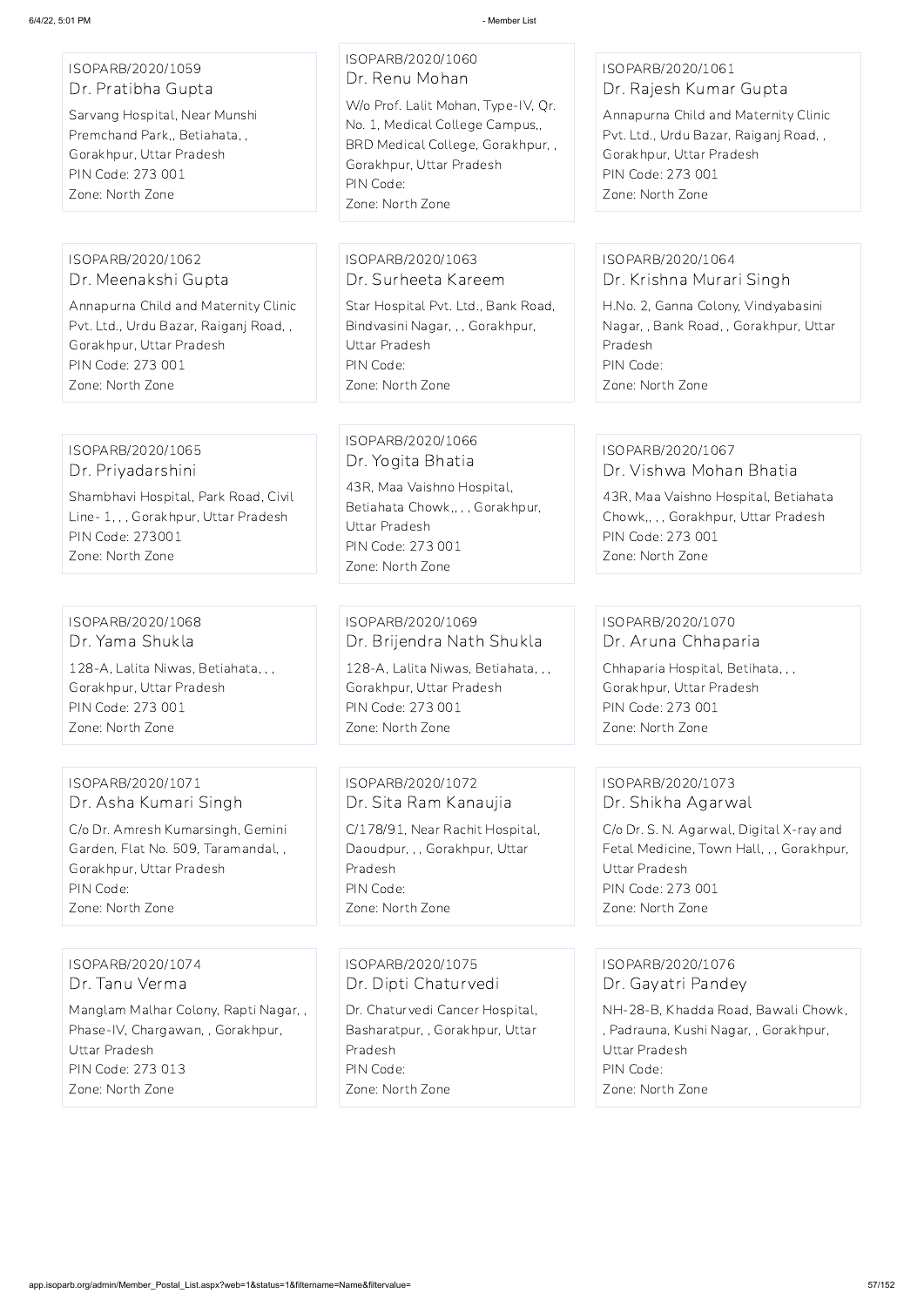ISOPARB/2020/1059
Dr. Pratibha Gupta
Sarvang Hospital, Near Munshi Premchand Park,, Betiahata, , Gorakhpur, Uttar Pradesh
PIN Code: 273 001
Zone: North Zone

ISOPARB/2020/1060
Dr. Renu Mohan
W/o Prof. Lalit Mohan, Type-IV, Qr. No. 1, Medical College Campus,, BRD Medical College, Gorakhpur, , Gorakhpur, Uttar Pradesh
PIN Code:
Zone: North Zone

ISOPARB/2020/1061
Dr. Rajesh Kumar Gupta
Annapurna Child and Maternity Clinic Pvt. Ltd., Urdu Bazar, Raiganj Road, , Gorakhpur, Uttar Pradesh
PIN Code: 273 001
Zone: North Zone

ISOPARB/2020/1062
Dr. Meenakshi Gupta
Annapurna Child and Maternity Clinic Pvt. Ltd., Urdu Bazar, Raiganj Road, , Gorakhpur, Uttar Pradesh
PIN Code: 273 001
Zone: North Zone

ISOPARB/2020/1063
Dr. Surheeta Kareem
Star Hospital Pvt. Ltd., Bank Road, Bindvasini Nagar, , , Gorakhpur, Uttar Pradesh
PIN Code:
Zone: North Zone

ISOPARB/2020/1064
Dr. Krishna Murari Singh
H.No. 2, Ganna Colony, Vindyabasini Nagar, , Bank Road, , Gorakhpur, Uttar Pradesh
PIN Code:
Zone: North Zone

ISOPARB/2020/1065
Dr. Priyadarshini
Shambhavi Hospital, Park Road, Civil Line- 1, , , Gorakhpur, Uttar Pradesh
PIN Code: 273001
Zone: North Zone

ISOPARB/2020/1066
Dr. Yogita Bhatia
43R, Maa Vaishno Hospital, Betiahata Chowk,, , , Gorakhpur, Uttar Pradesh
PIN Code: 273 001
Zone: North Zone

ISOPARB/2020/1067
Dr. Vishwa Mohan Bhatia
43R, Maa Vaishno Hospital, Betiahata Chowk,, , , Gorakhpur, Uttar Pradesh
PIN Code: 273 001
Zone: North Zone

ISOPARB/2020/1068
Dr. Yama Shukla
128-A, Lalita Niwas, Betiahata, , , Gorakhpur, Uttar Pradesh
PIN Code: 273 001
Zone: North Zone

ISOPARB/2020/1069
Dr. Brijendra Nath Shukla
128-A, Lalita Niwas, Betiahata, , , Gorakhpur, Uttar Pradesh
PIN Code: 273 001
Zone: North Zone

ISOPARB/2020/1070
Dr. Aruna Chhaparia
Chhaparia Hospital, Betihata, , , Gorakhpur, Uttar Pradesh
PIN Code: 273 001
Zone: North Zone

ISOPARB/2020/1071
Dr. Asha Kumari Singh
C/o Dr. Amresh Kumarsingh, Gemini Garden, Flat No. 509, Taramandal, , Gorakhpur, Uttar Pradesh
PIN Code:
Zone: North Zone

ISOPARB/2020/1072
Dr. Sita Ram Kanaujia
C/178/91, Near Rachit Hospital, Daoudpur, , , Gorakhpur, Uttar Pradesh
PIN Code:
Zone: North Zone

ISOPARB/2020/1073
Dr. Shikha Agarwal
C/o Dr. S. N. Agarwal, Digital X-ray and Fetal Medicine, Town Hall, , , Gorakhpur, Uttar Pradesh
PIN Code: 273 001
Zone: North Zone

ISOPARB/2020/1074
Dr. Tanu Verma
Manglam Malhar Colony, Rapti Nagar, , Phase-IV, Chargawan, , Gorakhpur, Uttar Pradesh
PIN Code: 273 013
Zone: North Zone

ISOPARB/2020/1075
Dr. Dipti Chaturvedi
Dr. Chaturvedi Cancer Hospital, Basharatpur, , Gorakhpur, Uttar Pradesh
PIN Code:
Zone: North Zone

ISOPARB/2020/1076
Dr. Gayatri Pandey
NH-28-B, Khadda Road, Bawali Chowk, , Padrauna, Kushi Nagar, , Gorakhpur, Uttar Pradesh
PIN Code:
Zone: North Zone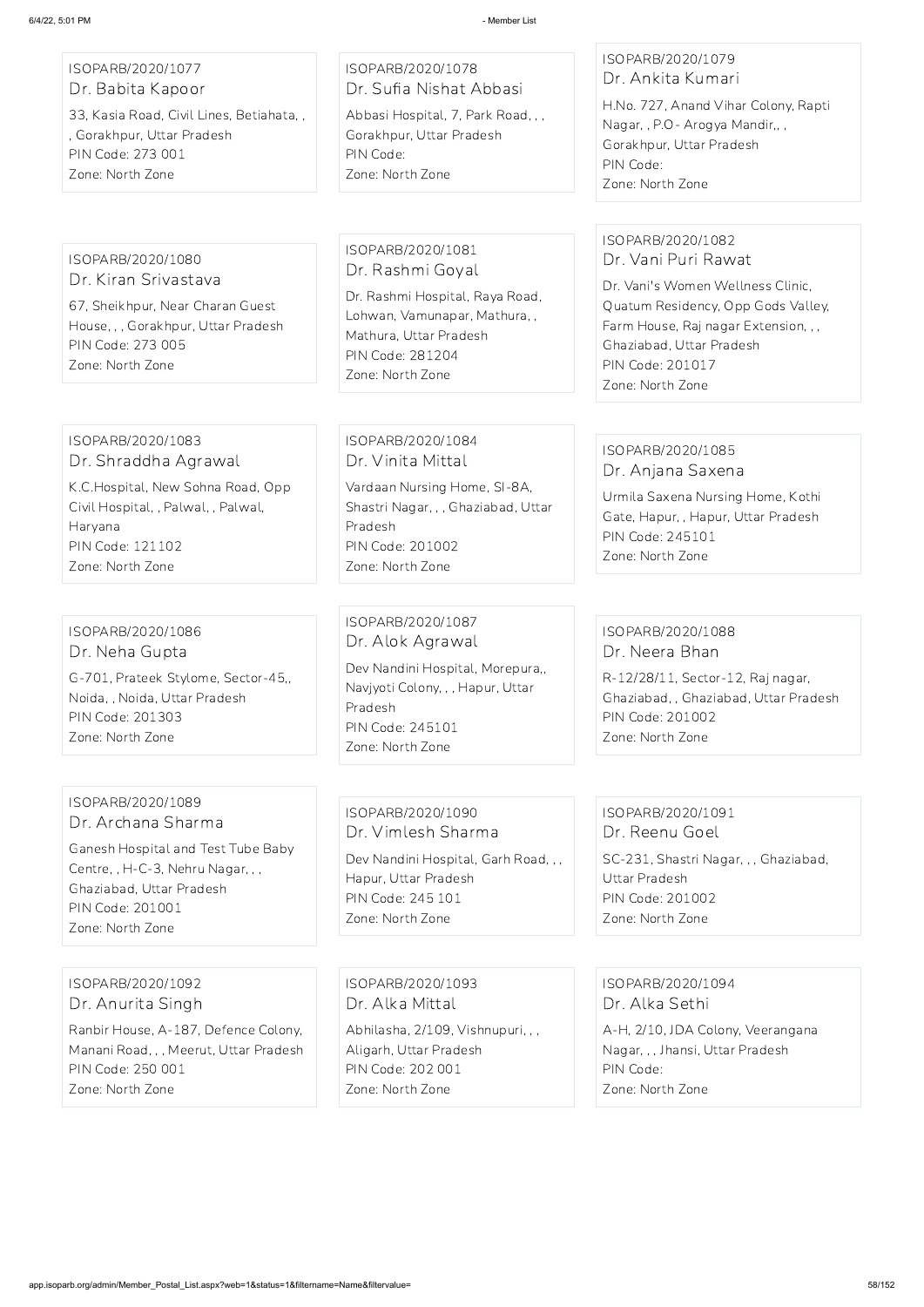ISOPARB/2020/1077
Dr. Babita Kapoor
33, Kasia Road, Civil Lines, Betiahata, , , Gorakhpur, Uttar Pradesh
PIN Code: 273 001
Zone: North Zone

ISOPARB/2020/1078
Dr. Sufia Nishat Abbasi
Abbasi Hospital, 7, Park Road, , , Gorakhpur, Uttar Pradesh
PIN Code:
Zone: North Zone

ISOPARB/2020/1079
Dr. Ankita Kumari
H.No. 727, Anand Vihar Colony, Rapti Nagar, , P.O- Arogya Mandir,, , Gorakhpur, Uttar Pradesh
PIN Code:
Zone: North Zone

ISOPARB/2020/1080
Dr. Kiran Srivastava
67, Sheikhpur, Near Charan Guest House, , , Gorakhpur, Uttar Pradesh
PIN Code: 273 005
Zone: North Zone

ISOPARB/2020/1081
Dr. Rashmi Goyal
Dr. Rashmi Hospital, Raya Road, Lohwan, Vamunapar, Mathura, , Mathura, Uttar Pradesh
PIN Code: 281204
Zone: North Zone

ISOPARB/2020/1082
Dr. Vani Puri Rawat
Dr. Vani's Women Wellness Clinic, Quatum Residency, Opp Gods Valley, Farm House, Raj nagar Extension, , , Ghaziabad, Uttar Pradesh
PIN Code: 201017
Zone: North Zone

ISOPARB/2020/1083
Dr. Shraddha Agrawal
K.C.Hospital, New Sohna Road, Opp Civil Hospital, , Palwal, , Palwal, Haryana
PIN Code: 121102
Zone: North Zone

ISOPARB/2020/1084
Dr. Vinita Mittal
Vardaan Nursing Home, SI-8A, Shastri Nagar, , , Ghaziabad, Uttar Pradesh
PIN Code: 201002
Zone: North Zone

ISOPARB/2020/1085
Dr. Anjana Saxena
Urmila Saxena Nursing Home, Kothi Gate, Hapur, , Hapur, Uttar Pradesh
PIN Code: 245101
Zone: North Zone

ISOPARB/2020/1086
Dr. Neha Gupta
G-701, Prateek Stylome, Sector-45,, Noida, , Noida, Uttar Pradesh
PIN Code: 201303
Zone: North Zone

ISOPARB/2020/1087
Dr. Alok Agrawal
Dev Nandini Hospital, Morepura,, Navjyoti Colony, , , Hapur, Uttar Pradesh
PIN Code: 245101
Zone: North Zone

ISOPARB/2020/1088
Dr. Neera Bhan
R-12/28/11, Sector-12, Raj nagar, Ghaziabad, , Ghaziabad, Uttar Pradesh
PIN Code: 201002
Zone: North Zone

ISOPARB/2020/1089
Dr. Archana Sharma
Ganesh Hospital and Test Tube Baby Centre, , H-C-3, Nehru Nagar, , , Ghaziabad, Uttar Pradesh
PIN Code: 201001
Zone: North Zone

ISOPARB/2020/1090
Dr. Vimlesh Sharma
Dev Nandini Hospital, Garh Road, , , Hapur, Uttar Pradesh
PIN Code: 245 101
Zone: North Zone

ISOPARB/2020/1091
Dr. Reenu Goel
SC-231, Shastri Nagar, , , Ghaziabad, Uttar Pradesh
PIN Code: 201002
Zone: North Zone

ISOPARB/2020/1092
Dr. Anurita Singh
Ranbir House, A-187, Defence Colony, Manani Road, , , Meerut, Uttar Pradesh
PIN Code: 250 001
Zone: North Zone

ISOPARB/2020/1093
Dr. Alka Mittal
Abhilasha, 2/109, Vishnupuri, , , Aligarh, Uttar Pradesh
PIN Code: 202 001
Zone: North Zone

ISOPARB/2020/1094
Dr. Alka Sethi
A-H, 2/10, JDA Colony, Veerangana Nagar, , , Jhansi, Uttar Pradesh
PIN Code:
Zone: North Zone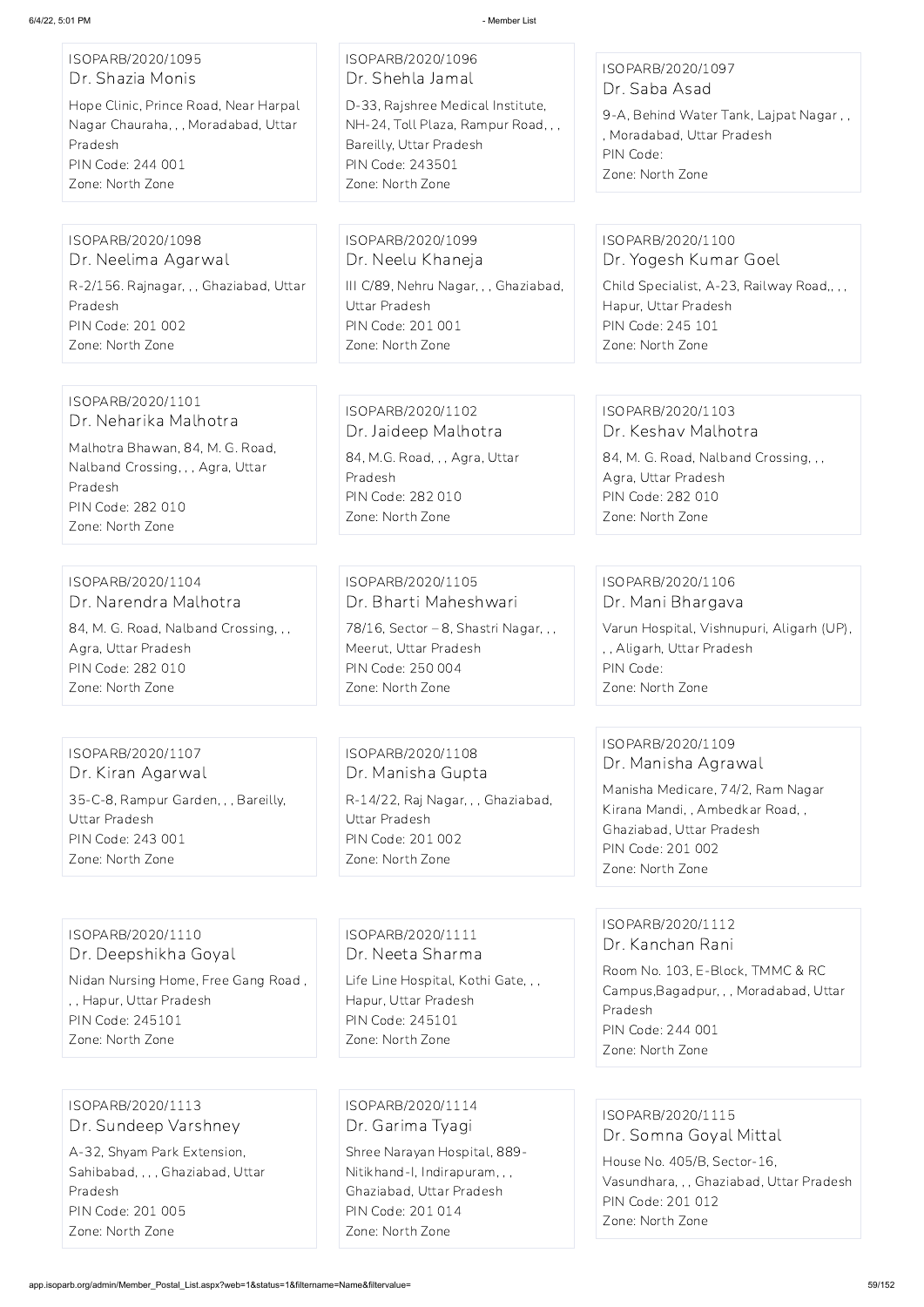ISOPARB/2020/1095
Dr. Shazia Monis
Hope Clinic, Prince Road, Near Harpal Nagar Chauraha, , , Moradabad, Uttar Pradesh
PIN Code: 244 001
Zone: North Zone

ISOPARB/2020/1096
Dr. Shehla Jamal
D-33, Rajshree Medical Institute, NH-24, Toll Plaza, Rampur Road, , , Bareilly, Uttar Pradesh
PIN Code: 243501
Zone: North Zone

ISOPARB/2020/1097
Dr. Saba Asad
9-A, Behind Water Tank, Lajpat Nagar , , , Moradabad, Uttar Pradesh
PIN Code:
Zone: North Zone

ISOPARB/2020/1098
Dr. Neelima Agarwal
R-2/156. Rajnagar, , , Ghaziabad, Uttar Pradesh
PIN Code: 201 002
Zone: North Zone

ISOPARB/2020/1099
Dr. Neelu Khaneja
III C/89, Nehru Nagar, , , Ghaziabad, Uttar Pradesh
PIN Code: 201 001
Zone: North Zone

ISOPARB/2020/1100
Dr. Yogesh Kumar Goel
Child Specialist, A-23, Railway Road,, , , Hapur, Uttar Pradesh
PIN Code: 245 101
Zone: North Zone

ISOPARB/2020/1101
Dr. Neharika Malhotra
Malhotra Bhawan, 84, M. G. Road, Nalband Crossing, , , Agra, Uttar Pradesh
PIN Code: 282 010
Zone: North Zone

ISOPARB/2020/1102
Dr. Jaideep Malhotra
84, M.G. Road, , , Agra, Uttar Pradesh
PIN Code: 282 010
Zone: North Zone

ISOPARB/2020/1103
Dr. Keshav Malhotra
84, M. G. Road, Nalband Crossing, , , Agra, Uttar Pradesh
PIN Code: 282 010
Zone: North Zone

ISOPARB/2020/1104
Dr. Narendra Malhotra
84, M. G. Road, Nalband Crossing, , , Agra, Uttar Pradesh
PIN Code: 282 010
Zone: North Zone

ISOPARB/2020/1105
Dr. Bharti Maheshwari
78/16, Sector – 8, Shastri Nagar, , , Meerut, Uttar Pradesh
PIN Code: 250 004
Zone: North Zone

ISOPARB/2020/1106
Dr. Mani Bhargava
Varun Hospital, Vishnupuri, Aligarh (UP), , , Aligarh, Uttar Pradesh
PIN Code:
Zone: North Zone

ISOPARB/2020/1107
Dr. Kiran Agarwal
35-C-8, Rampur Garden, , , Bareilly, Uttar Pradesh
PIN Code: 243 001
Zone: North Zone

ISOPARB/2020/1108
Dr. Manisha Gupta
R-14/22, Raj Nagar, , , Ghaziabad, Uttar Pradesh
PIN Code: 201 002
Zone: North Zone

ISOPARB/2020/1109
Dr. Manisha Agrawal
Manisha Medicare, 74/2, Ram Nagar Kirana Mandi, , Ambedkar Road, , Ghaziabad, Uttar Pradesh
PIN Code: 201 002
Zone: North Zone

ISOPARB/2020/1110
Dr. Deepshikha Goyal
Nidan Nursing Home, Free Gang Road , , , Hapur, Uttar Pradesh
PIN Code: 245101
Zone: North Zone

ISOPARB/2020/1111
Dr. Neeta Sharma
Life Line Hospital, Kothi Gate, , , Hapur, Uttar Pradesh
PIN Code: 245101
Zone: North Zone

ISOPARB/2020/1112
Dr. Kanchan Rani
Room No. 103, E-Block, TMMC & RC Campus,Bagadpur, , , Moradabad, Uttar Pradesh
PIN Code: 244 001
Zone: North Zone

ISOPARB/2020/1113
Dr. Sundeep Varshney
A-32, Shyam Park Extension, Sahibabad, , , , Ghaziabad, Uttar Pradesh
PIN Code: 201 005
Zone: North Zone

ISOPARB/2020/1114
Dr. Garima Tyagi
Shree Narayan Hospital, 889-Nitikhand-I, Indirapuram, , , Ghaziabad, Uttar Pradesh
PIN Code: 201 014
Zone: North Zone

ISOPARB/2020/1115
Dr. Somna Goyal Mittal
House No. 405/B, Sector-16, Vasundhara, , , Ghaziabad, Uttar Pradesh
PIN Code: 201 012
Zone: North Zone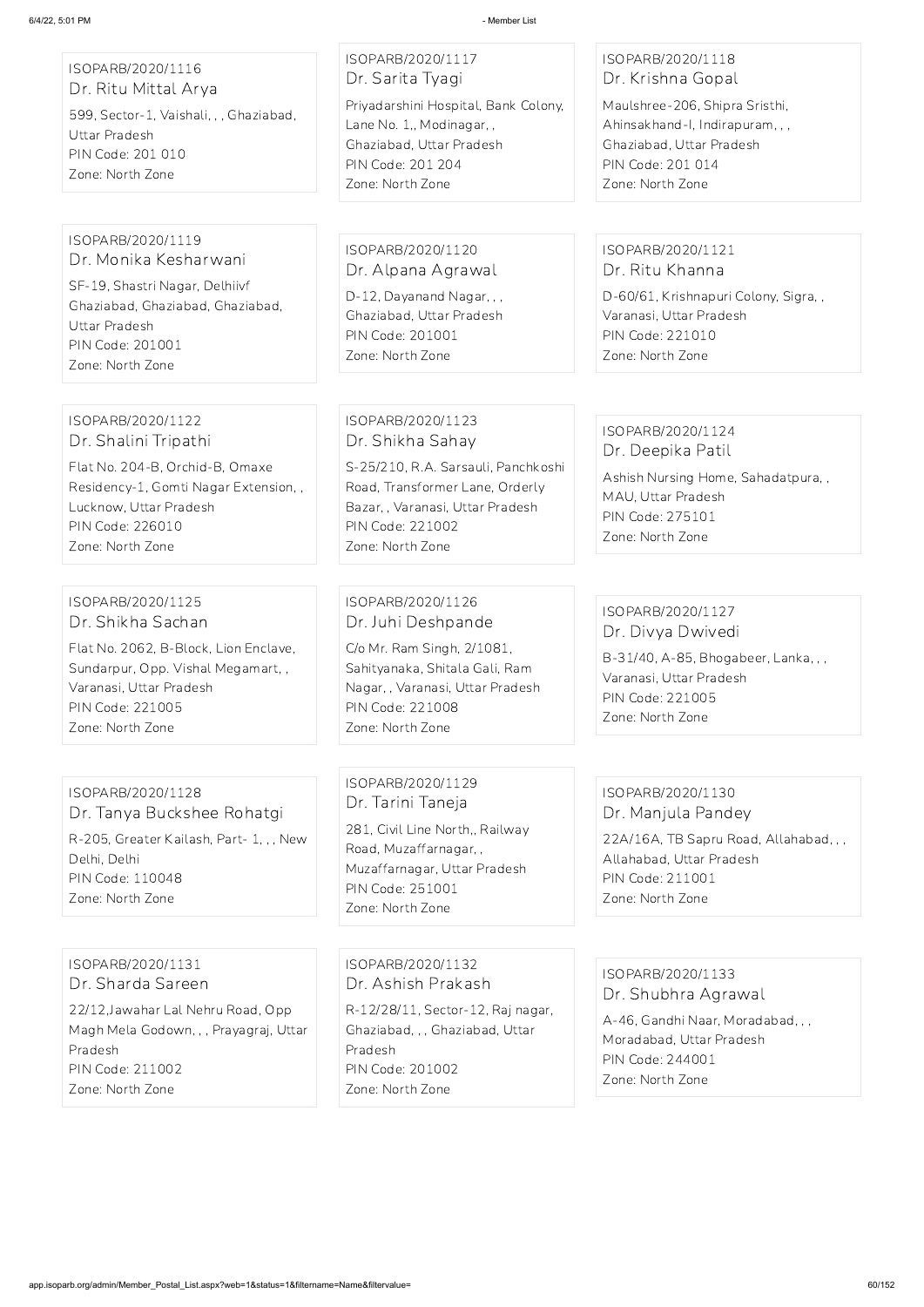ISOPARB/2020/1116
Dr. Ritu Mittal Arya
599, Sector-1, Vaishali, , , Ghaziabad, Uttar Pradesh
PIN Code: 201 010
Zone: North Zone

ISOPARB/2020/1117
Dr. Sarita Tyagi
Priyadarshini Hospital, Bank Colony, Lane No. 1,, Modinagar, , Ghaziabad, Uttar Pradesh
PIN Code: 201 204
Zone: North Zone

ISOPARB/2020/1118
Dr. Krishna Gopal
Maulshree-206, Shipra Sristhi, Ahinsakhand-I, Indirapuram, , , Ghaziabad, Uttar Pradesh
PIN Code: 201 014
Zone: North Zone

ISOPARB/2020/1119
Dr. Monika Kesharwani
SF-19, Shastri Nagar, Delhiivf Ghaziabad, Ghaziabad, Ghaziabad, Uttar Pradesh
PIN Code: 201001
Zone: North Zone

ISOPARB/2020/1120
Dr. Alpana Agrawal
D-12, Dayanand Nagar, , , Ghaziabad, Uttar Pradesh
PIN Code: 201001
Zone: North Zone

ISOPARB/2020/1121
Dr. Ritu Khanna
D-60/61, Krishnapuri Colony, Sigra, , Varanasi, Uttar Pradesh
PIN Code: 221010
Zone: North Zone

ISOPARB/2020/1122
Dr. Shalini Tripathi
Flat No. 204-B, Orchid-B, Omaxe Residency-1, Gomti Nagar Extension, , Lucknow, Uttar Pradesh
PIN Code: 226010
Zone: North Zone

ISOPARB/2020/1123
Dr. Shikha Sahay
S-25/210, R.A. Sarsauli, Panchkoshi Road, Transformer Lane, Orderly Bazar, , Varanasi, Uttar Pradesh
PIN Code: 221002
Zone: North Zone

ISOPARB/2020/1124
Dr. Deepika Patil
Ashish Nursing Home, Sahadatpura, , MAU, Uttar Pradesh
PIN Code: 275101
Zone: North Zone

ISOPARB/2020/1125
Dr. Shikha Sachan
Flat No. 2062, B-Block, Lion Enclave, Sundarpur, Opp. Vishal Megamart, , Varanasi, Uttar Pradesh
PIN Code: 221005
Zone: North Zone

ISOPARB/2020/1126
Dr. Juhi Deshpande
C/o Mr. Ram Singh, 2/1081, Sahityanaka, Shitala Gali, Ram Nagar, , Varanasi, Uttar Pradesh
PIN Code: 221008
Zone: North Zone

ISOPARB/2020/1127
Dr. Divya Dwivedi
B-31/40, A-85, Bhogabeer, Lanka, , , Varanasi, Uttar Pradesh
PIN Code: 221005
Zone: North Zone

ISOPARB/2020/1128
Dr. Tanya Buckshee Rohatgi
R-205, Greater Kailash, Part- 1, , , New Delhi, Delhi
PIN Code: 110048
Zone: North Zone

ISOPARB/2020/1129
Dr. Tarini Taneja
281, Civil Line North,, Railway Road, Muzaffarnagar, , Muzaffarnagar, Uttar Pradesh
PIN Code: 251001
Zone: North Zone

ISOPARB/2020/1130
Dr. Manjula Pandey
22A/16A, TB Sapru Road, Allahabad, , , Allahabad, Uttar Pradesh
PIN Code: 211001
Zone: North Zone

ISOPARB/2020/1131
Dr. Sharda Sareen
22/12,Jawahar Lal Nehru Road, Opp Magh Mela Godown, , , Prayagraj, Uttar Pradesh
PIN Code: 211002
Zone: North Zone

ISOPARB/2020/1132
Dr. Ashish Prakash
R-12/28/11, Sector-12, Raj nagar, Ghaziabad, , , Ghaziabad, Uttar Pradesh
PIN Code: 201002
Zone: North Zone

ISOPARB/2020/1133
Dr. Shubhra Agrawal
A-46, Gandhi Naar, Moradabad, , , Moradabad, Uttar Pradesh
PIN Code: 244001
Zone: North Zone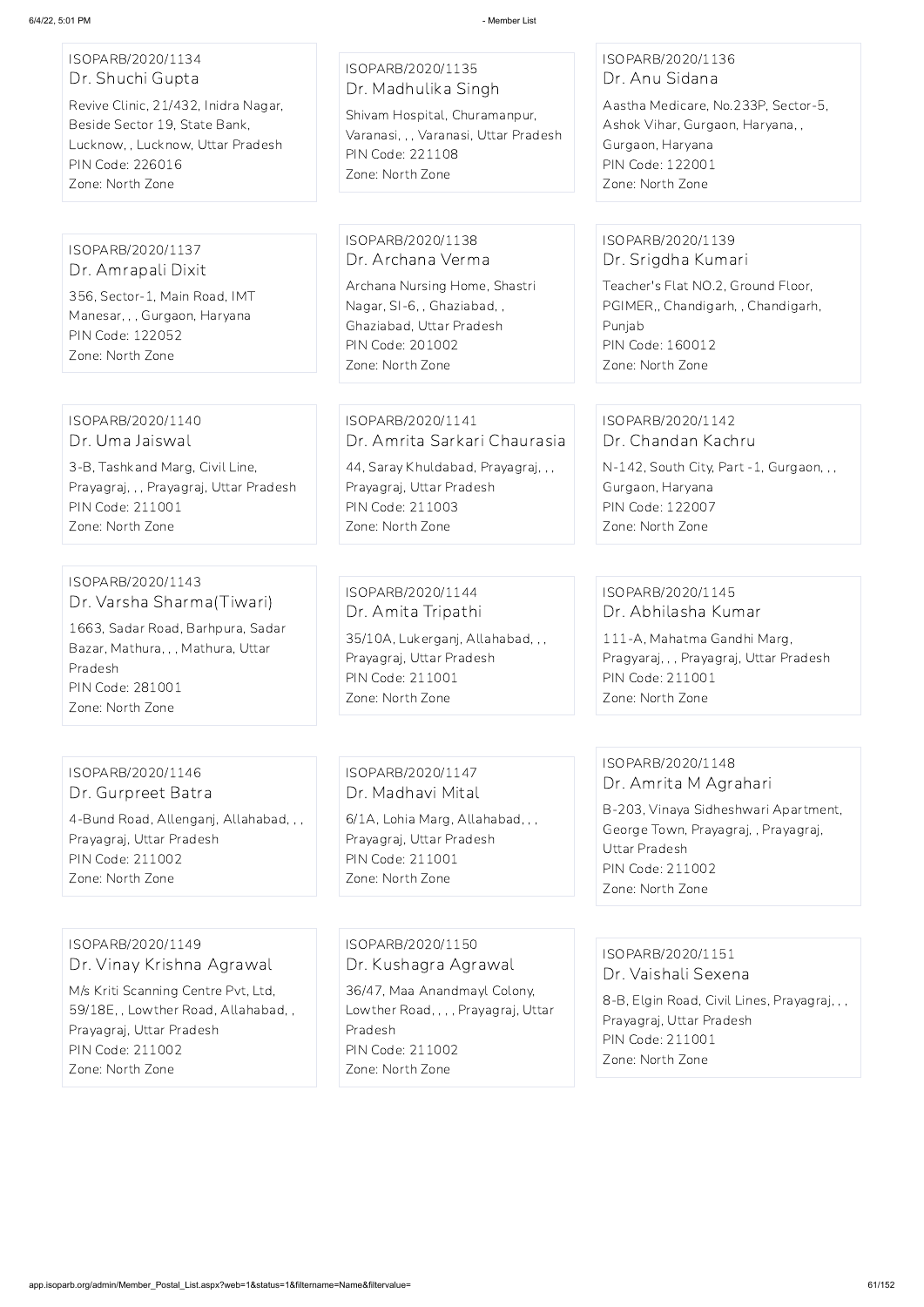ISOPARB/2020/1134
Dr. Shuchi Gupta
Revive Clinic, 21/432, Inidra Nagar, Beside Sector 19, State Bank, Lucknow, , Lucknow, Uttar Pradesh
PIN Code: 226016
Zone: North Zone

ISOPARB/2020/1135
Dr. Madhulika Singh
Shivam Hospital, Churamanpur, Varanasi, , , Varanasi, Uttar Pradesh
PIN Code: 221108
Zone: North Zone

ISOPARB/2020/1136
Dr. Anu Sidana
Aastha Medicare, No.233P, Sector-5, Ashok Vihar, Gurgaon, Haryana, , Gurgaon, Haryana
PIN Code: 122001
Zone: North Zone

ISOPARB/2020/1137
Dr. Amrapali Dixit
356, Sector-1, Main Road, IMT Manesar, , , Gurgaon, Haryana
PIN Code: 122052
Zone: North Zone

ISOPARB/2020/1138
Dr. Archana Verma
Archana Nursing Home, Shastri Nagar, SI-6, , Ghaziabad, , Ghaziabad, Uttar Pradesh
PIN Code: 201002
Zone: North Zone

ISOPARB/2020/1139
Dr. Srigdha Kumari
Teacher's Flat NO.2, Ground Floor, PGIMER,, Chandigarh, , Chandigarh, Punjab
PIN Code: 160012
Zone: North Zone

ISOPARB/2020/1140
Dr. Uma Jaiswal
3-B, Tashkand Marg, Civil Line, Prayagraj, , , Prayagraj, Uttar Pradesh
PIN Code: 211001
Zone: North Zone

ISOPARB/2020/1141
Dr. Amrita Sarkari Chaurasia
44, Saray Khuldabad, Prayagraj, , , Prayagraj, Uttar Pradesh
PIN Code: 211003
Zone: North Zone

ISOPARB/2020/1142
Dr. Chandan Kachru
N-142, South City, Part -1, Gurgaon, , , Gurgaon, Haryana
PIN Code: 122007
Zone: North Zone

ISOPARB/2020/1143
Dr. Varsha Sharma(Tiwari)
1663, Sadar Road, Barhpura, Sadar Bazar, Mathura, , , Mathura, Uttar Pradesh
PIN Code: 281001
Zone: North Zone

ISOPARB/2020/1144
Dr. Amita Tripathi
35/10A, Lukerganj, Allahabad, , , Prayagraj, Uttar Pradesh
PIN Code: 211001
Zone: North Zone

ISOPARB/2020/1145
Dr. Abhilasha Kumar
111-A, Mahatma Gandhi Marg, Pragyaraj, , , Prayagraj, Uttar Pradesh
PIN Code: 211001
Zone: North Zone

ISOPARB/2020/1146
Dr. Gurpreet Batra
4-Bund Road, Allenganj, Allahabad, , , Prayagraj, Uttar Pradesh
PIN Code: 211002
Zone: North Zone

ISOPARB/2020/1147
Dr. Madhavi Mital
6/1A, Lohia Marg, Allahabad, , , Prayagraj, Uttar Pradesh
PIN Code: 211001
Zone: North Zone

ISOPARB/2020/1148
Dr. Amrita M Agrahari
B-203, Vinaya Sidheshwari Apartment, George Town, Prayagraj, , Prayagraj, Uttar Pradesh
PIN Code: 211002
Zone: North Zone

ISOPARB/2020/1149
Dr. Vinay Krishna Agrawal
M/s Kriti Scanning Centre Pvt, Ltd, 59/18E, , Lowther Road, Allahabad, , Prayagraj, Uttar Pradesh
PIN Code: 211002
Zone: North Zone

ISOPARB/2020/1150
Dr. Kushagra Agrawal
36/47, Maa Anandmayl Colony, Lowther Road, , , , Prayagraj, Uttar Pradesh
PIN Code: 211002
Zone: North Zone

ISOPARB/2020/1151
Dr. Vaishali Sexena
8-B, Elgin Road, Civil Lines, Prayagraj, , , Prayagraj, Uttar Pradesh
PIN Code: 211001
Zone: North Zone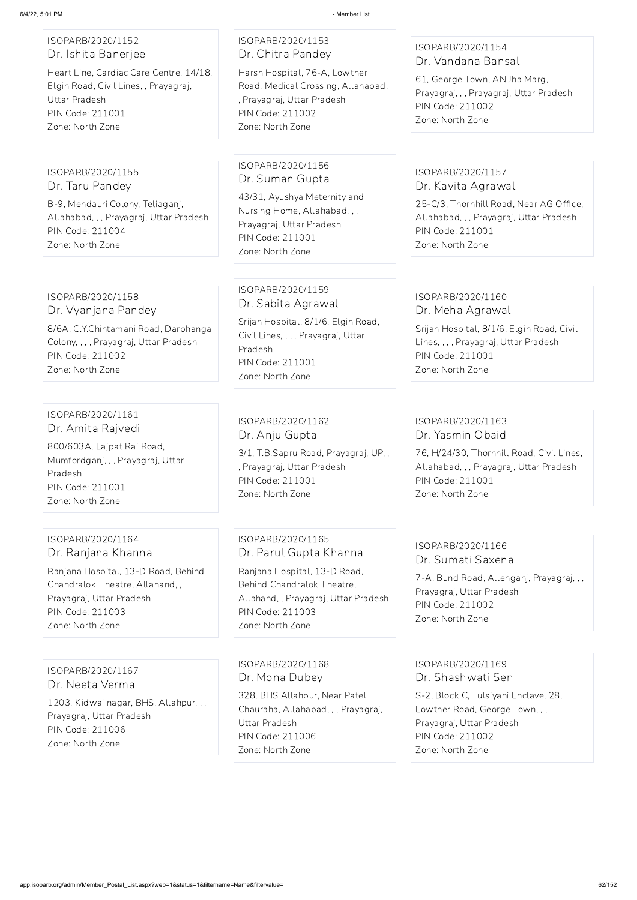ISOPARB/2020/1152
Dr. Ishita Banerjee
Heart Line, Cardiac Care Centre, 14/18, Elgin Road, Civil Lines, , Prayagraj, Uttar Pradesh
PIN Code: 211001
Zone: North Zone

ISOPARB/2020/1153
Dr. Chitra Pandey
Harsh Hospital, 76-A, Lowther Road, Medical Crossing, Allahabad, , Prayagraj, Uttar Pradesh
PIN Code: 211002
Zone: North Zone

ISOPARB/2020/1154
Dr. Vandana Bansal
61, George Town, AN Jha Marg, Prayagraj, , , Prayagraj, Uttar Pradesh
PIN Code: 211002
Zone: North Zone

ISOPARB/2020/1155
Dr. Taru Pandey
B-9, Mehdauri Colony, Teliaganj, Allahabad, , , Prayagraj, Uttar Pradesh
PIN Code: 211004
Zone: North Zone

ISOPARB/2020/1156
Dr. Suman Gupta
43/31, Ayushya Meternity and Nursing Home, Allahabad, , , Prayagraj, Uttar Pradesh
PIN Code: 211001
Zone: North Zone

ISOPARB/2020/1157
Dr. Kavita Agrawal
25-C/3, Thornhill Road, Near AG Office, Allahabad, , , Prayagraj, Uttar Pradesh
PIN Code: 211001
Zone: North Zone

ISOPARB/2020/1158
Dr. Vyanjana Pandey
8/6A, C.Y.Chintamani Road, Darbhanga Colony, , , , Prayagraj, Uttar Pradesh
PIN Code: 211002
Zone: North Zone

ISOPARB/2020/1159
Dr. Sabita Agrawal
Srijan Hospital, 8/1/6, Elgin Road, Civil Lines, , , , Prayagraj, Uttar Pradesh
PIN Code: 211001
Zone: North Zone

ISOPARB/2020/1160
Dr. Meha Agrawal
Srijan Hospital, 8/1/6, Elgin Road, Civil Lines, , , , Prayagraj, Uttar Pradesh
PIN Code: 211001
Zone: North Zone

ISOPARB/2020/1161
Dr. Amita Rajvedi
800/603A, Lajpat Rai Road, Mumfordganj, , , Prayagraj, Uttar Pradesh
PIN Code: 211001
Zone: North Zone

ISOPARB/2020/1162
Dr. Anju Gupta
3/1, T.B.Sapru Road, Prayagraj, UP, , , Prayagraj, Uttar Pradesh
PIN Code: 211001
Zone: North Zone

ISOPARB/2020/1163
Dr. Yasmin Obaid
76, H/24/30, Thornhill Road, Civil Lines, Allahabad, , , Prayagraj, Uttar Pradesh
PIN Code: 211001
Zone: North Zone

ISOPARB/2020/1164
Dr. Ranjana Khanna
Ranjana Hospital, 13-D Road, Behind Chandralok Theatre, Allahand, , Prayagraj, Uttar Pradesh
PIN Code: 211003
Zone: North Zone

ISOPARB/2020/1165
Dr. Parul Gupta Khanna
Ranjana Hospital, 13-D Road, Behind Chandralok Theatre, Allahand, , Prayagraj, Uttar Pradesh
PIN Code: 211003
Zone: North Zone

ISOPARB/2020/1166
Dr. Sumati Saxena
7-A, Bund Road, Allenganj, Prayagraj, , , Prayagraj, Uttar Pradesh
PIN Code: 211002
Zone: North Zone

ISOPARB/2020/1167
Dr. Neeta Verma
1203, Kidwai nagar, BHS, Allahpur, , , Prayagraj, Uttar Pradesh
PIN Code: 211006
Zone: North Zone

ISOPARB/2020/1168
Dr. Mona Dubey
328, BHS Allahpur, Near Patel Chauraha, Allahabad, , , Prayagraj, Uttar Pradesh
PIN Code: 211006
Zone: North Zone

ISOPARB/2020/1169
Dr. Shashwati Sen
S-2, Block C, Tulsiyani Enclave, 28, Lowther Road, George Town, , , Prayagraj, Uttar Pradesh
PIN Code: 211002
Zone: North Zone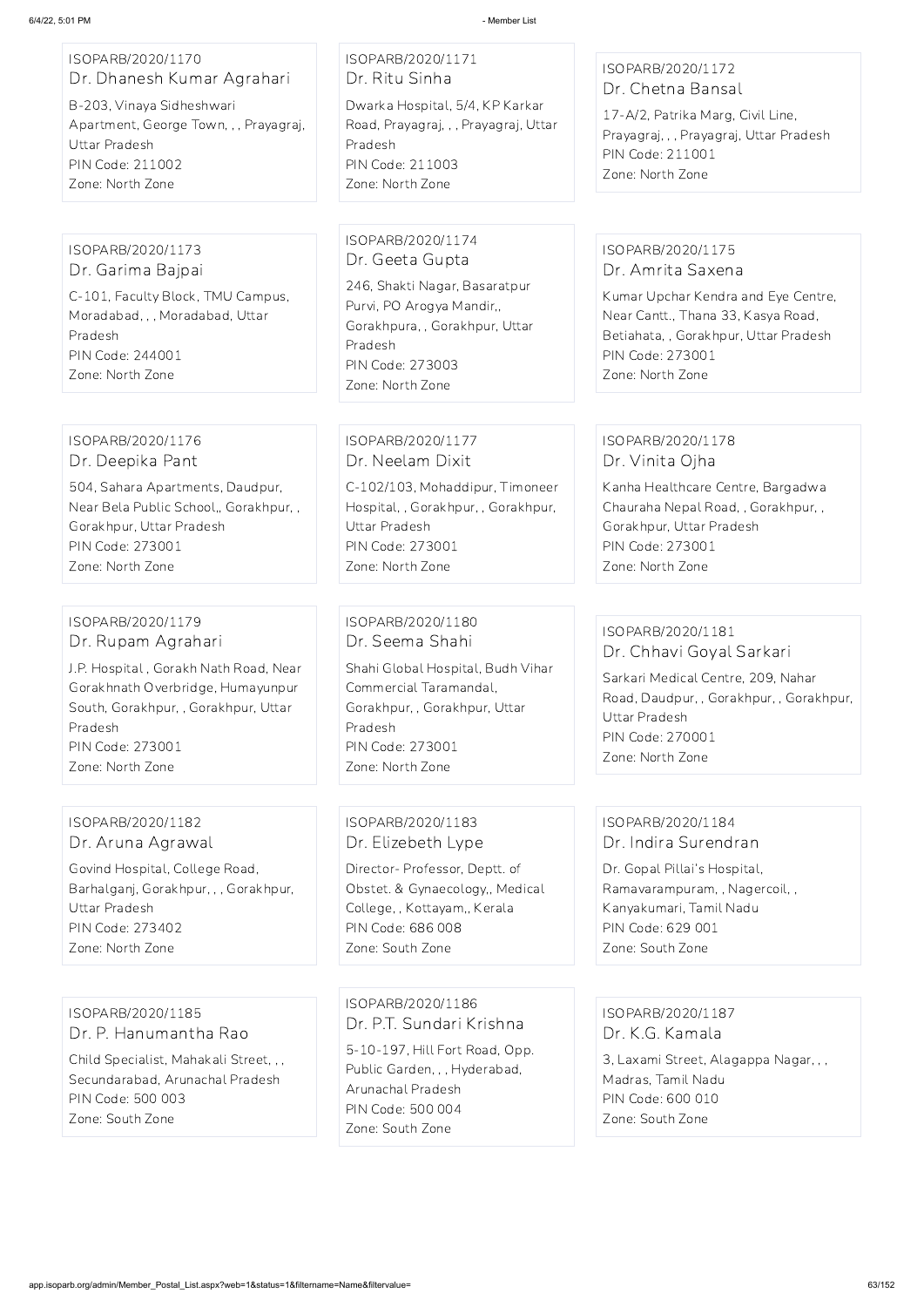ISOPARB/2020/1170
Dr. Dhanesh Kumar Agrahari
B-203, Vinaya Sidheshwari Apartment, George Town, , , Prayagraj, Uttar Pradesh
PIN Code: 211002
Zone: North Zone

ISOPARB/2020/1171
Dr. Ritu Sinha
Dwarka Hospital, 5/4, KP Karkar Road, Prayagraj, , , Prayagraj, Uttar Pradesh
PIN Code: 211003
Zone: North Zone

ISOPARB/2020/1172
Dr. Chetna Bansal
17-A/2, Patrika Marg, Civil Line, Prayagraj, , , Prayagraj, Uttar Pradesh
PIN Code: 211001
Zone: North Zone

ISOPARB/2020/1173
Dr. Garima Bajpai
C-101, Faculty Block, TMU Campus, Moradabad, , , Moradabad, Uttar Pradesh
PIN Code: 244001
Zone: North Zone

ISOPARB/2020/1174
Dr. Geeta Gupta
246, Shakti Nagar, Basaratpur Purvi, PO Arogya Mandir,, Gorakhpura, , Gorakhpur, Uttar Pradesh
PIN Code: 273003
Zone: North Zone

ISOPARB/2020/1175
Dr. Amrita Saxena
Kumar Upchar Kendra and Eye Centre, Near Cantt., Thana 33, Kasya Road, Betiahata, , Gorakhpur, Uttar Pradesh
PIN Code: 273001
Zone: North Zone

ISOPARB/2020/1176
Dr. Deepika Pant
504, Sahara Apartments, Daudpur, Near Bela Public School,, Gorakhpur, , Gorakhpur, Uttar Pradesh
PIN Code: 273001
Zone: North Zone

ISOPARB/2020/1177
Dr. Neelam Dixit
C-102/103, Mohaddipur, Timoneer Hospital, , Gorakhpur, , Gorakhpur, Uttar Pradesh
PIN Code: 273001
Zone: North Zone

ISOPARB/2020/1178
Dr. Vinita Ojha
Kanha Healthcare Centre, Bargadwa Chauraha Nepal Road, , Gorakhpur, , Gorakhpur, Uttar Pradesh
PIN Code: 273001
Zone: North Zone

ISOPARB/2020/1179
Dr. Rupam Agrahari
J.P. Hospital , Gorakh Nath Road, Near Gorakhnath Overbridge, Humayunpur South, Gorakhpur, , Gorakhpur, Uttar Pradesh
PIN Code: 273001
Zone: North Zone

ISOPARB/2020/1180
Dr. Seema Shahi
Shahi Global Hospital, Budh Vihar Commercial Taramandal, Gorakhpur, , Gorakhpur, Uttar Pradesh
PIN Code: 273001
Zone: North Zone

ISOPARB/2020/1181
Dr. Chhavi Goyal Sarkari
Sarkari Medical Centre, 209, Nahar Road, Daudpur, , Gorakhpur, , Gorakhpur, Uttar Pradesh
PIN Code: 270001
Zone: North Zone

ISOPARB/2020/1182
Dr. Aruna Agrawal
Govind Hospital, College Road, Barhalganj, Gorakhpur, , , Gorakhpur, Uttar Pradesh
PIN Code: 273402
Zone: North Zone

ISOPARB/2020/1183
Dr. Elizebeth Lype
Director- Professor, Deptt. of Obstet. & Gynaecology,, Medical College, , Kottayam,, Kerala
PIN Code: 686 008
Zone: South Zone

ISOPARB/2020/1184
Dr. Indira Surendran
Dr. Gopal Pillai's Hospital, Ramavarampuram, , Nagercoil, , Kanyakumari, Tamil Nadu
PIN Code: 629 001
Zone: South Zone

ISOPARB/2020/1185
Dr. P. Hanumantha Rao
Child Specialist, Mahakali Street, , , Secundarabad, Arunachal Pradesh
PIN Code: 500 003
Zone: South Zone

ISOPARB/2020/1186
Dr. P.T. Sundari Krishna
5-10-197, Hill Fort Road, Opp. Public Garden, , , Hyderabad, Arunachal Pradesh
PIN Code: 500 004
Zone: South Zone

ISOPARB/2020/1187
Dr. K.G. Kamala
3, Laxami Street, Alagappa Nagar, , , Madras, Tamil Nadu
PIN Code: 600 010
Zone: South Zone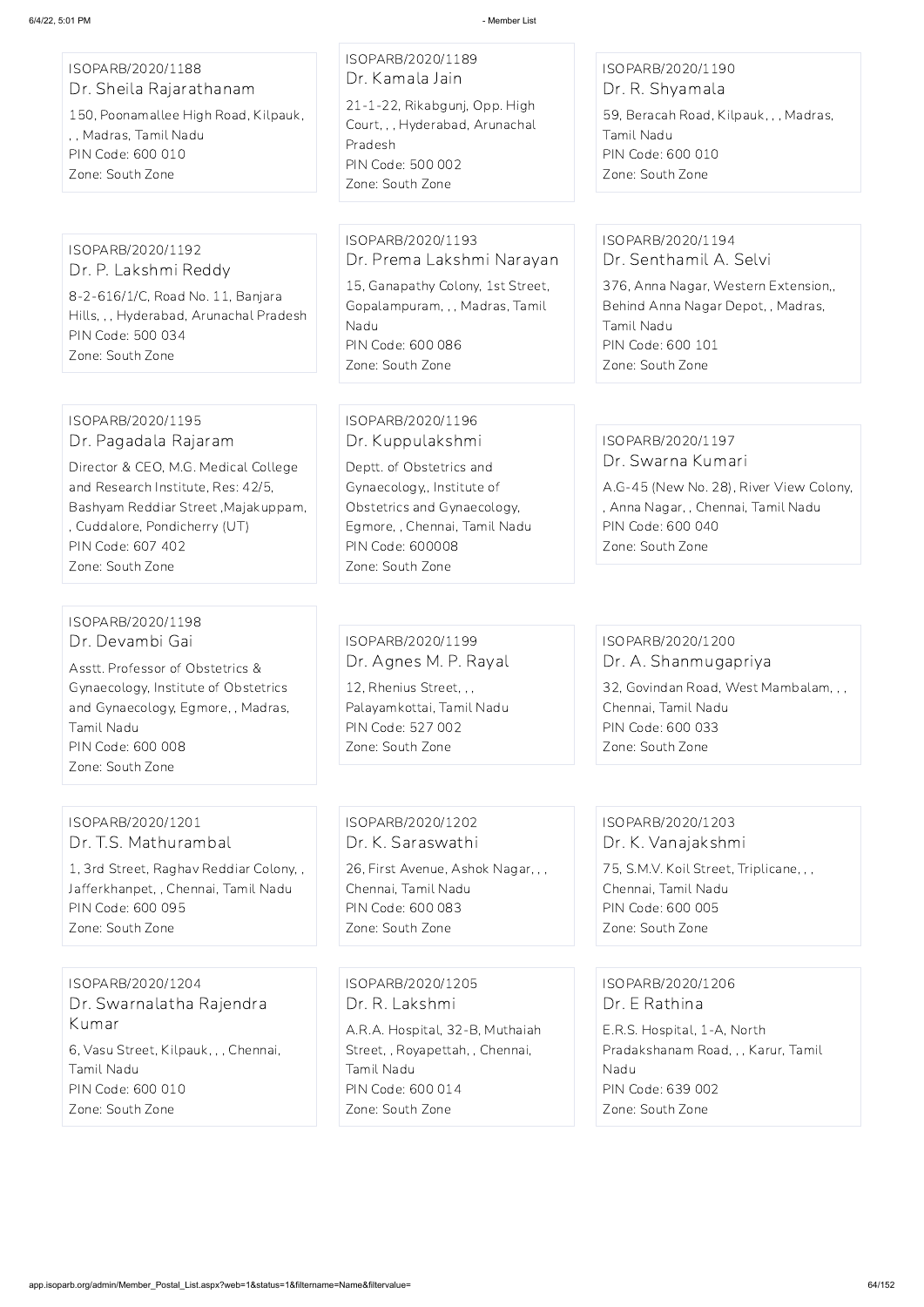ISOPARB/2020/1188
Dr. Sheila Rajarathanam
150, Poonamallee High Road, Kilpauk, , , Madras, Tamil Nadu
PIN Code: 600 010
Zone: South Zone

ISOPARB/2020/1189
Dr. Kamala Jain
21-1-22, Rikabgunj, Opp. High Court, , , Hyderabad, Arunachal Pradesh
PIN Code: 500 002
Zone: South Zone

ISOPARB/2020/1190
Dr. R. Shyamala
59, Beracah Road, Kilpauk, , , Madras, Tamil Nadu
PIN Code: 600 010
Zone: South Zone

ISOPARB/2020/1192
Dr. P. Lakshmi Reddy
8-2-616/1/C, Road No. 11, Banjara Hills, , , Hyderabad, Arunachal Pradesh
PIN Code: 500 034
Zone: South Zone

ISOPARB/2020/1193
Dr. Prema Lakshmi Narayan
15, Ganapathy Colony, 1st Street, Gopalampuram, , , Madras, Tamil Nadu
PIN Code: 600 086
Zone: South Zone

ISOPARB/2020/1194
Dr. Senthamil A. Selvi
376, Anna Nagar, Western Extension,, Behind Anna Nagar Depot, , Madras, Tamil Nadu
PIN Code: 600 101
Zone: South Zone

ISOPARB/2020/1195
Dr. Pagadala Rajaram
Director & CEO, M.G. Medical College and Research Institute, Res: 42/5, Bashyam Reddiar Street ,Majakuppam, , Cuddalore, Pondicherry (UT)
PIN Code: 607 402
Zone: South Zone

ISOPARB/2020/1196
Dr. Kuppulakshmi
Deptt. of Obstetrics and Gynaecology,, Institute of Obstetrics and Gynaecology, Egmore, , Chennai, Tamil Nadu
PIN Code: 600008
Zone: South Zone

ISOPARB/2020/1197
Dr. Swarna Kumari
A.G-45 (New No. 28), River View Colony, , Anna Nagar, , Chennai, Tamil Nadu
PIN Code: 600 040
Zone: South Zone

ISOPARB/2020/1198
Dr. Devambi Gai
Asstt. Professor of Obstetrics & Gynaecology, Institute of Obstetrics and Gynaecology, Egmore, , Madras, Tamil Nadu
PIN Code: 600 008
Zone: South Zone

ISOPARB/2020/1199
Dr. Agnes M. P. Rayal
12, Rhenius Street, , , Palayamkottai, Tamil Nadu
PIN Code: 527 002
Zone: South Zone

ISOPARB/2020/1200
Dr. A. Shanmugapriya
32, Govindan Road, West Mambalam, , , Chennai, Tamil Nadu
PIN Code: 600 033
Zone: South Zone

ISOPARB/2020/1201
Dr. T.S. Mathurambal
1, 3rd Street, Raghav Reddiar Colony, , Jafferkhanpet, , Chennai, Tamil Nadu
PIN Code: 600 095
Zone: South Zone

ISOPARB/2020/1202
Dr. K. Saraswathi
26, First Avenue, Ashok Nagar, , , Chennai, Tamil Nadu
PIN Code: 600 083
Zone: South Zone

ISOPARB/2020/1203
Dr. K. Vanajakshmi
75, S.M.V. Koil Street, Triplicane, , , Chennai, Tamil Nadu
PIN Code: 600 005
Zone: South Zone

ISOPARB/2020/1204
Dr. Swarnalatha Rajendra Kumar
6, Vasu Street, Kilpauk, , , Chennai, Tamil Nadu
PIN Code: 600 010
Zone: South Zone

ISOPARB/2020/1205
Dr. R. Lakshmi
A.R.A. Hospital, 32-B, Muthaiah Street, , Royapettah, , Chennai, Tamil Nadu
PIN Code: 600 014
Zone: South Zone

ISOPARB/2020/1206
Dr. E Rathina
E.R.S. Hospital, 1-A, North Pradakshanam Road, , , Karur, Tamil Nadu
PIN Code: 639 002
Zone: South Zone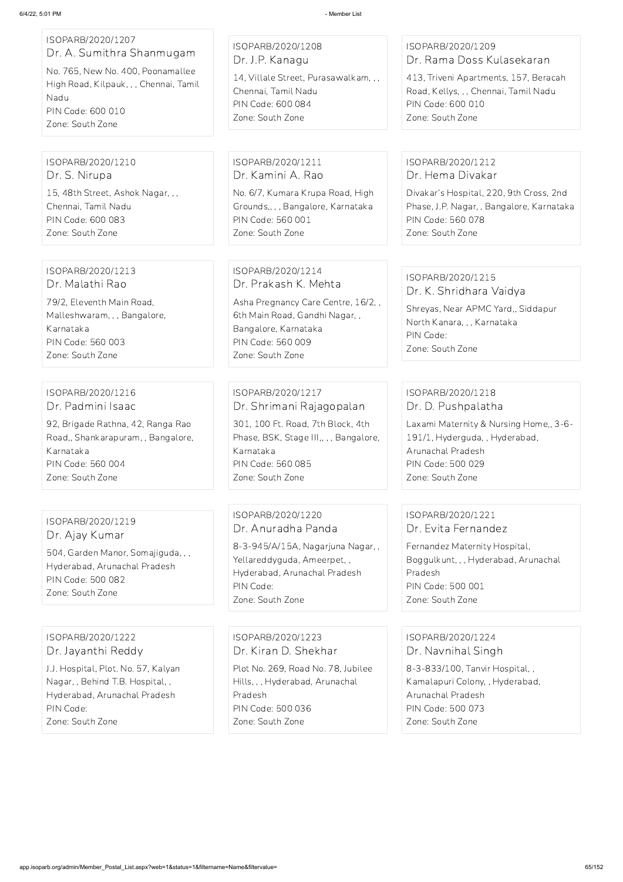ISOPARB/2020/1207
Dr. A. Sumithra Shanmugam
No. 765, New No. 400, Poonamallee High Road, Kilpauk, , , Chennai, Tamil Nadu
PIN Code: 600 010
Zone: South Zone

ISOPARB/2020/1208
Dr. J.P. Kanagu
14, Villale Street, Purasawalkam, , , Chennai, Tamil Nadu
PIN Code: 600 084
Zone: South Zone

ISOPARB/2020/1209
Dr. Rama Doss Kulasekaran
413, Triveni Apartments, 157, Beracah Road, Kellys, , , Chennai, Tamil Nadu
PIN Code: 600 010
Zone: South Zone

ISOPARB/2020/1210
Dr. S. Nirupa
15, 48th Street, Ashok Nagar, , , Chennai, Tamil Nadu
PIN Code: 600 083
Zone: South Zone

ISOPARB/2020/1211
Dr. Kamini A. Rao
No. 6/7, Kumara Krupa Road, High Grounds,, , , Bangalore, Karnataka
PIN Code: 560 001
Zone: South Zone

ISOPARB/2020/1212
Dr. Hema Divakar
Divakar's Hospital, 220, 9th Cross, 2nd Phase, J.P. Nagar, , Bangalore, Karnataka
PIN Code: 560 078
Zone: South Zone

ISOPARB/2020/1213
Dr. Malathi Rao
79/2, Eleventh Main Road, Malleshwaram, , , Bangalore, Karnataka
PIN Code: 560 003
Zone: South Zone

ISOPARB/2020/1214
Dr. Prakash K. Mehta
Asha Pregnancy Care Centre, 16/2, , 6th Main Road, Gandhi Nagar, , Bangalore, Karnataka
PIN Code: 560 009
Zone: South Zone

ISOPARB/2020/1215
Dr. K. Shridhara Vaidya
Shreyas, Near APMC Yard,, Siddapur North Kanara, , , Karnataka
PIN Code:
Zone: South Zone

ISOPARB/2020/1216
Dr. Padmini Isaac
92, Brigade Rathna, 42, Ranga Rao Road,, Shankarapuram, , Bangalore, Karnataka
PIN Code: 560 004
Zone: South Zone

ISOPARB/2020/1217
Dr. Shrimani Rajagopalan
301, 100 Ft. Road, 7th Block, 4th Phase, BSK, Stage III,, , , Bangalore, Karnataka
PIN Code: 560 085
Zone: South Zone

ISOPARB/2020/1218
Dr. D. Pushpalatha
Laxami Maternity & Nursing Home,, 3-6-191/1, Hyderguda, , Hyderabad, Arunachal Pradesh
PIN Code: 500 029
Zone: South Zone

ISOPARB/2020/1219
Dr. Ajay Kumar
504, Garden Manor, Somajiguda, , , Hyderabad, Arunachal Pradesh
PIN Code: 500 082
Zone: South Zone

ISOPARB/2020/1220
Dr. Anuradha Panda
8-3-945/A/15A, Nagarjuna Nagar, , Yellareddyguda, Ameerpet, , Hyderabad, Arunachal Pradesh
PIN Code:
Zone: South Zone

ISOPARB/2020/1221
Dr. Evita Fernandez
Fernandez Maternity Hospital, Boggulkunt, , , Hyderabad, Arunachal Pradesh
PIN Code: 500 001
Zone: South Zone

ISOPARB/2020/1222
Dr. Jayanthi Reddy
J.J. Hospital, Plot. No. 57, Kalyan Nagar, , Behind T.B. Hospital, , Hyderabad, Arunachal Pradesh
PIN Code:
Zone: South Zone

ISOPARB/2020/1223
Dr. Kiran D. Shekhar
Plot No. 269, Road No. 78, Jubilee Hills, , , Hyderabad, Arunachal Pradesh
PIN Code: 500 036
Zone: South Zone

ISOPARB/2020/1224
Dr. Navnihal Singh
8-3-833/100, Tanvir Hospital, , Kamalapuri Colony, , Hyderabad, Arunachal Pradesh
PIN Code: 500 073
Zone: South Zone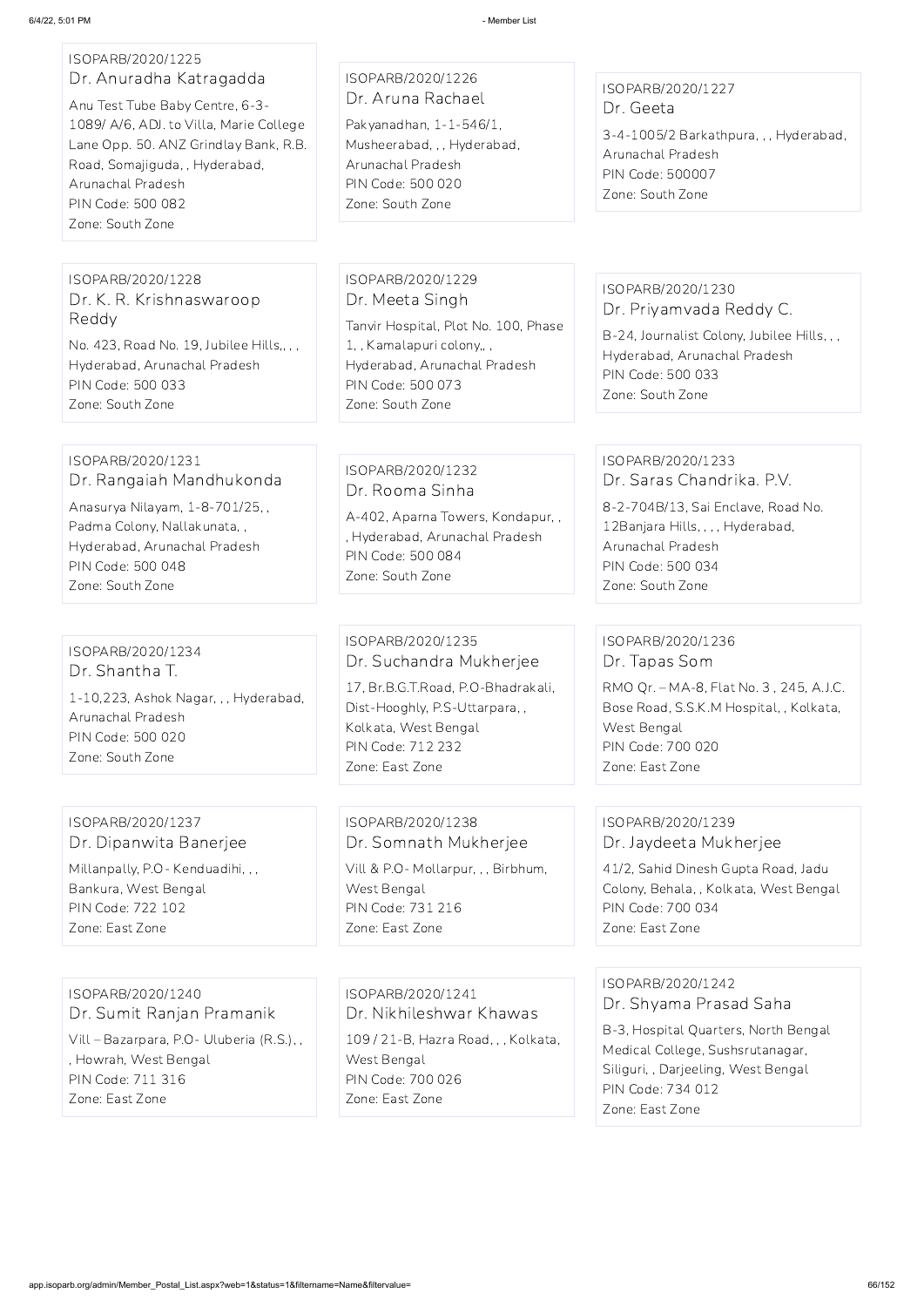ISOPARB/2020/1225
**Dr. Anuradha Katragadda**
Anu Test Tube Baby Centre, 6-3-1089/ A/6, ADJ. to Villa, Marie College Lane Opp. 50. ANZ Grindlay Bank, R.B. Road, Somajiguda, , Hyderabad, Arunachal Pradesh
PIN Code: 500 082
Zone: South Zone

ISOPARB/2020/1226
**Dr. Aruna Rachael**
Pakyanadhan, 1-1-546/1, Musheerabad, , , Hyderabad, Arunachal Pradesh
PIN Code: 500 020
Zone: South Zone

ISOPARB/2020/1227
**Dr. Geeta**
3-4-1005/2 Barkathpura, , , Hyderabad, Arunachal Pradesh
PIN Code: 500007
Zone: South Zone

ISOPARB/2020/1228
**Dr. K. R. Krishnaswaroop Reddy**
No. 423, Road No. 19, Jubilee Hills,, , , Hyderabad, Arunachal Pradesh
PIN Code: 500 033
Zone: South Zone

ISOPARB/2020/1229
**Dr. Meeta Singh**
Tanvir Hospital, Plot No. 100, Phase 1, , Kamalapuri colony,, , Hyderabad, Arunachal Pradesh
PIN Code: 500 073
Zone: South Zone

ISOPARB/2020/1230
**Dr. Priyamvada Reddy C.**
B-24, Journalist Colony, Jubilee Hills, , , Hyderabad, Arunachal Pradesh
PIN Code: 500 033
Zone: South Zone

ISOPARB/2020/1231
**Dr. Rangaiah Mandhukonda**
Anasurya Nilayam, 1-8-701/25, , Padma Colony, Nallakunata, , Hyderabad, Arunachal Pradesh
PIN Code: 500 048
Zone: South Zone

ISOPARB/2020/1232
**Dr. Rooma Sinha**
A-402, Aparna Towers, Kondapur, , , Hyderabad, Arunachal Pradesh
PIN Code: 500 084
Zone: South Zone

ISOPARB/2020/1233
**Dr. Saras Chandrika. P.V.**
8-2-704B/13, Sai Enclave, Road No. 12Banjara Hills, , , , Hyderabad, Arunachal Pradesh
PIN Code: 500 034
Zone: South Zone

ISOPARB/2020/1234
**Dr. Shantha T.**
1-10,223, Ashok Nagar, , , Hyderabad, Arunachal Pradesh
PIN Code: 500 020
Zone: South Zone

ISOPARB/2020/1235
**Dr. Suchandra Mukherjee**
17, Br.B.G.T.Road, P.O-Bhadrakali, Dist-Hooghly, P.S-Uttarpara, , Kolkata, West Bengal
PIN Code: 712 232
Zone: East Zone

ISOPARB/2020/1236
**Dr. Tapas Som**
RMO Qr. – MA-8, Flat No. 3 , 245, A.J.C. Bose Road, S.S.K.M Hospital, , Kolkata, West Bengal
PIN Code: 700 020
Zone: East Zone

ISOPARB/2020/1237
**Dr. Dipanwita Banerjee**
Millanpally, P.O- Kenduadihi, , , Bankura, West Bengal
PIN Code: 722 102
Zone: East Zone

ISOPARB/2020/1238
**Dr. Somnath Mukherjee**
Vill & P.O- Mollarpur, , , Birbhum, West Bengal
PIN Code: 731 216
Zone: East Zone

ISOPARB/2020/1239
**Dr. Jaydeeta Mukherjee**
41/2, Sahid Dinesh Gupta Road, Jadu Colony, Behala, , Kolkata, West Bengal
PIN Code: 700 034
Zone: East Zone

ISOPARB/2020/1240
**Dr. Sumit Ranjan Pramanik**
Vill – Bazarpara, P.O- Uluberia (R.S.), , , Howrah, West Bengal
PIN Code: 711 316
Zone: East Zone

ISOPARB/2020/1241
**Dr. Nikhileshwar Khawas**
109 / 21-B, Hazra Road, , , Kolkata, West Bengal
PIN Code: 700 026
Zone: East Zone

ISOPARB/2020/1242
**Dr. Shyama Prasad Saha**
B-3, Hospital Quarters, North Bengal Medical College, Sushsrutanagar, Siliguri, , Darjeeling, West Bengal
PIN Code: 734 012
Zone: East Zone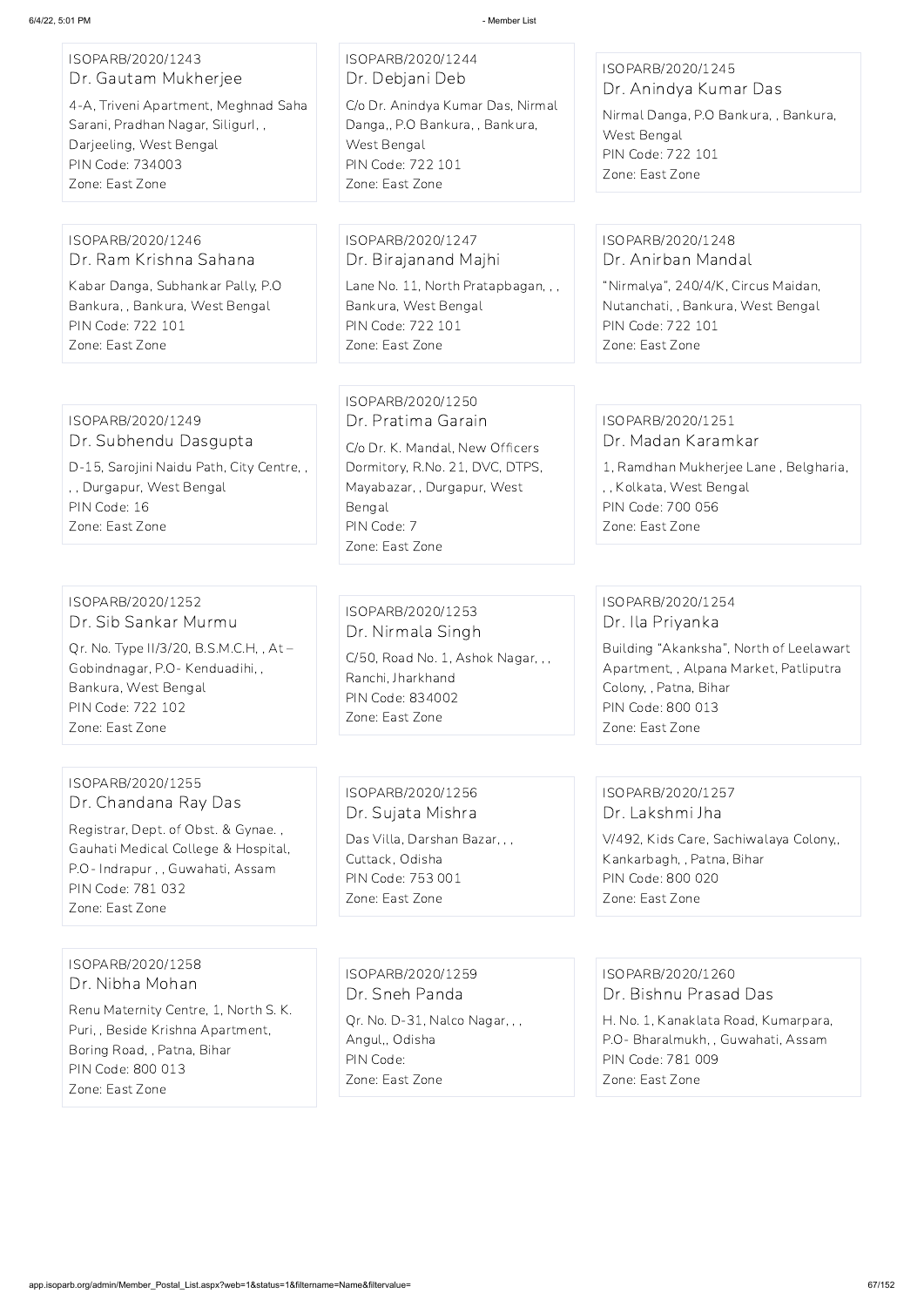ISOPARB/2020/1243
Dr. Gautam Mukherjee
4-A, Triveni Apartment, Meghnad Saha Sarani, Pradhan Nagar, Siligurl, , Darjeeling, West Bengal
PIN Code: 734003
Zone: East Zone

ISOPARB/2020/1244
Dr. Debjani Deb
C/o Dr. Anindya Kumar Das, Nirmal Danga,, P.O Bankura, , Bankura, West Bengal
PIN Code: 722 101
Zone: East Zone

ISOPARB/2020/1245
Dr. Anindya Kumar Das
Nirmal Danga, P.O Bankura, , Bankura, West Bengal
PIN Code: 722 101
Zone: East Zone

ISOPARB/2020/1246
Dr. Ram Krishna Sahana
Kabar Danga, Subhankar Pally, P.O Bankura, , Bankura, West Bengal
PIN Code: 722 101
Zone: East Zone

ISOPARB/2020/1247
Dr. Birajanand Majhi
Lane No. 11, North Pratapbagan, , , Bankura, West Bengal
PIN Code: 722 101
Zone: East Zone

ISOPARB/2020/1248
Dr. Anirban Mandal
"Nirmalya", 240/4/K, Circus Maidan, Nutanchati, , Bankura, West Bengal
PIN Code: 722 101
Zone: East Zone

ISOPARB/2020/1249
Dr. Subhendu Dasgupta
D-15, Sarojini Naidu Path, City Centre, , , , Durgapur, West Bengal
PIN Code: 16
Zone: East Zone

ISOPARB/2020/1250
Dr. Pratima Garain
C/o Dr. K. Mandal, New Officers Dormitory, R.No. 21, DVC, DTPS, Mayabazar, , Durgapur, West Bengal
PIN Code: 7
Zone: East Zone

ISOPARB/2020/1251
Dr. Madan Karamkar
1, Ramdhan Mukherjee Lane , Belgharia, , , Kolkata, West Bengal
PIN Code: 700 056
Zone: East Zone

ISOPARB/2020/1252
Dr. Sib Sankar Murmu
Qr. No. Type II/3/20, B.S.M.C.H, , At – Gobindnagar, P.O- Kenduadihi, , Bankura, West Bengal
PIN Code: 722 102
Zone: East Zone

ISOPARB/2020/1253
Dr. Nirmala Singh
C/50, Road No. 1, Ashok Nagar, , , Ranchi, Jharkhand
PIN Code: 834002
Zone: East Zone

ISOPARB/2020/1254
Dr. Ila Priyanka
Building "Akanksha", North of Leelawart Apartment, , Alpana Market, Patliputra Colony, , Patna, Bihar
PIN Code: 800 013
Zone: East Zone

ISOPARB/2020/1255
Dr. Chandana Ray Das
Registrar, Dept. of Obst. & Gynae. , Gauhati Medical College & Hospital, P.O- Indrapur , , Guwahati, Assam
PIN Code: 781 032
Zone: East Zone

ISOPARB/2020/1256
Dr. Sujata Mishra
Das Villa, Darshan Bazar, , , Cuttack, Odisha
PIN Code: 753 001
Zone: East Zone

ISOPARB/2020/1257
Dr. Lakshmi Jha
V/492, Kids Care, Sachiwalaya Colony,, Kankarbagh, , Patna, Bihar
PIN Code: 800 020
Zone: East Zone

ISOPARB/2020/1258
Dr. Nibha Mohan
Renu Maternity Centre, 1, North S. K. Puri, , Beside Krishna Apartment, Boring Road, , Patna, Bihar
PIN Code: 800 013
Zone: East Zone

ISOPARB/2020/1259
Dr. Sneh Panda
Qr. No. D-31, Nalco Nagar, , , Angul,, Odisha
PIN Code:
Zone: East Zone

ISOPARB/2020/1260
Dr. Bishnu Prasad Das
H. No. 1, Kanaklata Road, Kumarpara, P.O- Bharalmukh, , Guwahati, Assam
PIN Code: 781 009
Zone: East Zone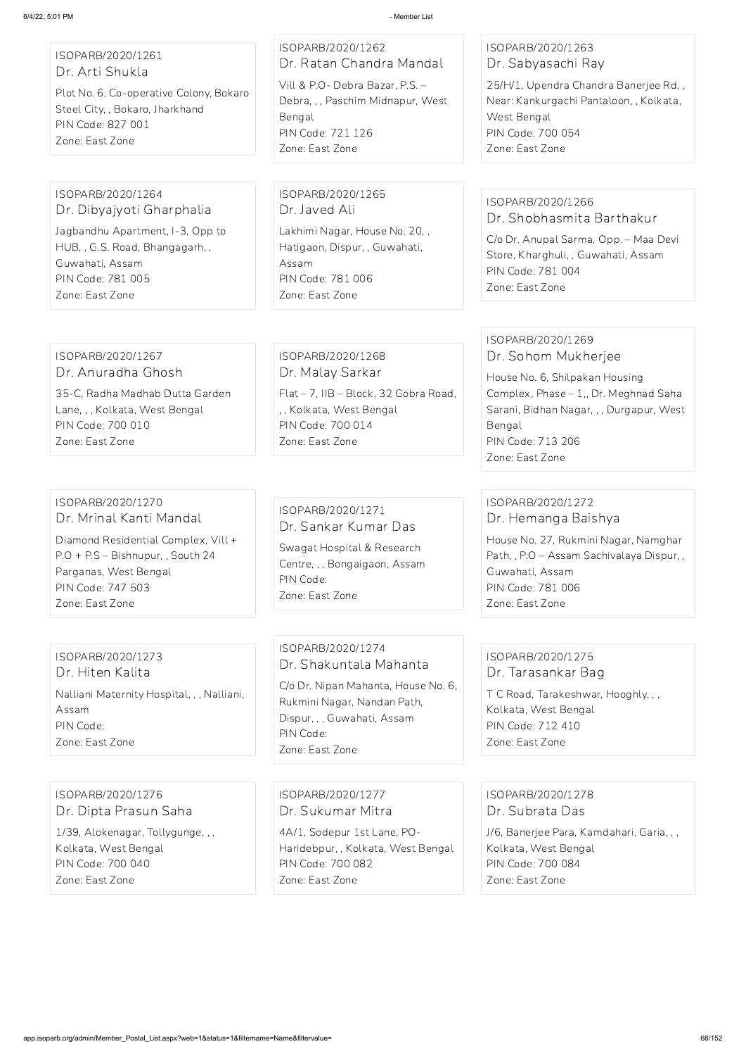ISOPARB/2020/1261
Dr. Arti Shukla
Plot No. 6, Co-operative Colony, Bokaro Steel City, , Bokaro, Jharkhand
PIN Code: 827 001
Zone: East Zone

ISOPARB/2020/1262
Dr. Ratan Chandra Mandal
Vill & P.O- Debra Bazar, P.S. – Debra, , , Paschim Midnapur, West Bengal
PIN Code: 721 126
Zone: East Zone

ISOPARB/2020/1263
Dr. Sabyasachi Ray
25/H/1, Upendra Chandra Banerjee Rd, , Near: Kankurgachi Pantaloon, , Kolkata, West Bengal
PIN Code: 700 054
Zone: East Zone

ISOPARB/2020/1264
Dr. Dibyajyoti Gharphalia
Jagbandhu Apartment, I-3, Opp to HUB, , G.S. Road, Bhangagarh, , Guwahati, Assam
PIN Code: 781 005
Zone: East Zone

ISOPARB/2020/1265
Dr. Javed Ali
Lakhimi Nagar, House No. 20, , Hatigaon, Dispur, , Guwahati, Assam
PIN Code: 781 006
Zone: East Zone

ISOPARB/2020/1266
Dr. Shobhasmita Barthakur
C/o Dr. Anupal Sarma, Opp. – Maa Devi Store, Kharghuli, , Guwahati, Assam
PIN Code: 781 004
Zone: East Zone

ISOPARB/2020/1267
Dr. Anuradha Ghosh
35-C, Radha Madhab Dutta Garden Lane, , , Kolkata, West Bengal
PIN Code: 700 010
Zone: East Zone

ISOPARB/2020/1268
Dr. Malay Sarkar
Flat – 7, IIB – Block, 32 Gobra Road, , , Kolkata, West Bengal
PIN Code: 700 014
Zone: East Zone

ISOPARB/2020/1269
Dr. Sohom Mukherjee
House No. 6, Shilpakan Housing Complex, Phase – 1,, Dr. Meghnad Saha Sarani, Bidhan Nagar, , , Durgapur, West Bengal
PIN Code: 713 206
Zone: East Zone

ISOPARB/2020/1270
Dr. Mrinal Kanti Mandal
Diamond Residential Complex, Vill + P.O + P.S – Bishnupur, , South 24 Parganas, West Bengal
PIN Code: 747 503
Zone: East Zone

ISOPARB/2020/1271
Dr. Sankar Kumar Das
Swagat Hospital & Research Centre, , , Bongaigaon, Assam
PIN Code:
Zone: East Zone

ISOPARB/2020/1272
Dr. Hemanga Baishya
House No. 27, Rukmini Nagar, Namghar Path, , P.O – Assam Sachivalaya Dispur, , Guwahati, Assam
PIN Code: 781 006
Zone: East Zone

ISOPARB/2020/1273
Dr. Hiten Kalita
Nalliani Maternity Hospital, , , Nalliani, Assam
PIN Code:
Zone: East Zone

ISOPARB/2020/1274
Dr. Shakuntala Mahanta
C/o Dr. Nipan Mahanta, House No. 6, Rukmini Nagar, Nandan Path, Dispur, , , Guwahati, Assam
PIN Code:
Zone: East Zone

ISOPARB/2020/1275
Dr. Tarasankar Bag
T C Road, Tarakeshwar, Hooghly, , , Kolkata, West Bengal
PIN Code: 712 410
Zone: East Zone

ISOPARB/2020/1276
Dr. Dipta Prasun Saha
1/39, Alokenagar, Tollygunge, , , Kolkata, West Bengal
PIN Code: 700 040
Zone: East Zone

ISOPARB/2020/1277
Dr. Sukumar Mitra
4A/1, Sodepur 1st Lane, PO-Haridebpur, , Kolkata, West Bengal
PIN Code: 700 082
Zone: East Zone

ISOPARB/2020/1278
Dr. Subrata Das
J/6, Banerjee Para, Kamdahari, Garia, , , Kolkata, West Bengal
PIN Code: 700 084
Zone: East Zone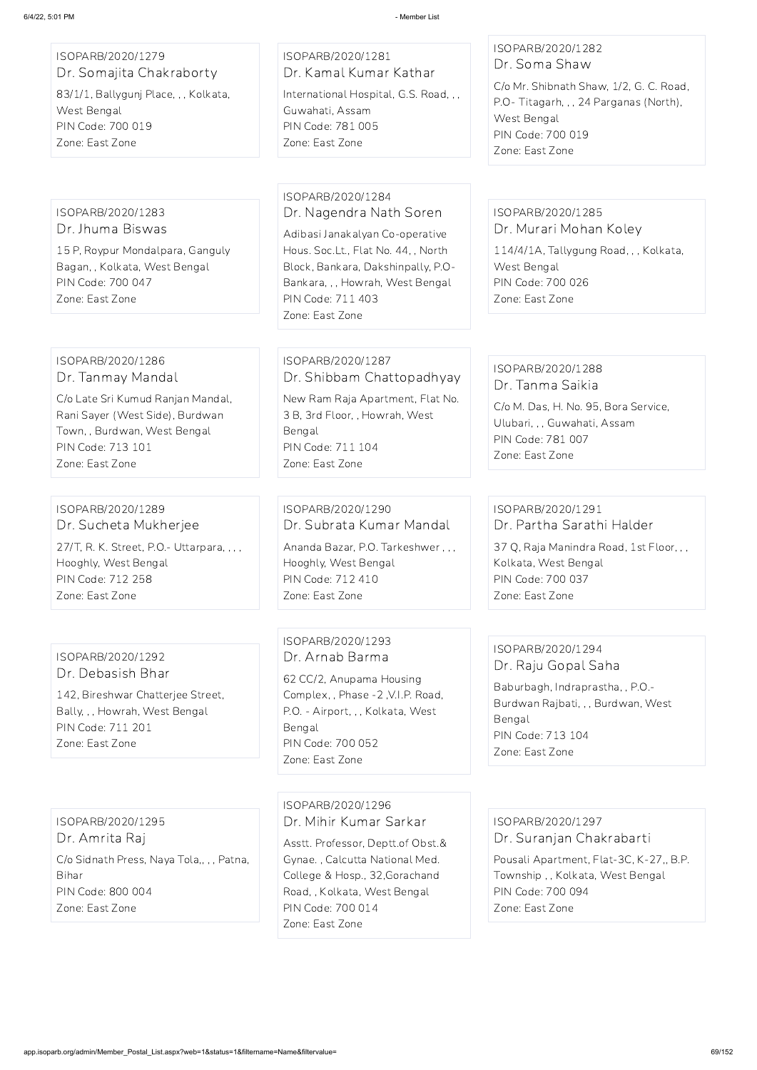ISOPARB/2020/1279
Dr. Somajita Chakraborty
83/1/1, Ballygunj Place, , , Kolkata, West Bengal
PIN Code: 700 019
Zone: East Zone

ISOPARB/2020/1281
Dr. Kamal Kumar Kathar
International Hospital, G.S. Road, , , Guwahati, Assam
PIN Code: 781 005
Zone: East Zone

ISOPARB/2020/1282
Dr. Soma Shaw
C/o Mr. Shibnath Shaw, 1/2, G. C. Road, P.O- Titagarh, , , 24 Parganas (North), West Bengal
PIN Code: 700 019
Zone: East Zone

ISOPARB/2020/1283
Dr. Jhuma Biswas
15 P, Roypur Mondalpara, Ganguly Bagan, , Kolkata, West Bengal
PIN Code: 700 047
Zone: East Zone

ISOPARB/2020/1284
Dr. Nagendra Nath Soren
Adibasi Janakalyan Co-operative Hous. Soc.Lt., Flat No. 44, , North Block, Bankara, Dakshinpally, P.O- Bankara, , , Howrah, West Bengal
PIN Code: 711 403
Zone: East Zone

ISOPARB/2020/1285
Dr. Murari Mohan Koley
114/4/1A, Tallygung Road, , , Kolkata, West Bengal
PIN Code: 700 026
Zone: East Zone

ISOPARB/2020/1286
Dr. Tanmay Mandal
C/o Late Sri Kumud Ranjan Mandal, Rani Sayer (West Side), Burdwan Town, , Burdwan, West Bengal
PIN Code: 713 101
Zone: East Zone

ISOPARB/2020/1287
Dr. Shibbam Chattopadhyay
New Ram Raja Apartment, Flat No. 3 B, 3rd Floor, , Howrah, West Bengal
PIN Code: 711 104
Zone: East Zone

ISOPARB/2020/1288
Dr. Tanma Saikia
C/o M. Das, H. No. 95, Bora Service, Ulubari, , , Guwahati, Assam
PIN Code: 781 007
Zone: East Zone

ISOPARB/2020/1289
Dr. Sucheta Mukherjee
27/T, R. K. Street, P.O.- Uttarpara, , , , Hooghly, West Bengal
PIN Code: 712 258
Zone: East Zone

ISOPARB/2020/1290
Dr. Subrata Kumar Mandal
Ananda Bazar, P.O. Tarkeshwer , , , Hooghly, West Bengal
PIN Code: 712 410
Zone: East Zone

ISOPARB/2020/1291
Dr. Partha Sarathi Halder
37 Q, Raja Manindra Road, 1st Floor, , , Kolkata, West Bengal
PIN Code: 700 037
Zone: East Zone

ISOPARB/2020/1292
Dr. Debasish Bhar
142, Bireshwar Chatterjee Street, Bally, , , Howrah, West Bengal
PIN Code: 711 201
Zone: East Zone

ISOPARB/2020/1293
Dr. Arnab Barma
62 CC/2, Anupama Housing Complex, , Phase -2 ,V.I.P. Road, P.O. - Airport, , , Kolkata, West Bengal
PIN Code: 700 052
Zone: East Zone

ISOPARB/2020/1294
Dr. Raju Gopal Saha
Baburbagh, Indraprastha, , P.O.- Burdwan Rajbati, , , Burdwan, West Bengal
PIN Code: 713 104
Zone: East Zone

ISOPARB/2020/1295
Dr. Amrita Raj
C/o Sidnath Press, Naya Tola,, , , Patna, Bihar
PIN Code: 800 004
Zone: East Zone

ISOPARB/2020/1296
Dr. Mihir Kumar Sarkar
Asstt. Professor, Deptt.of Obst.& Gynae. , Calcutta National Med. College & Hosp., 32,Gorachand Road, , Kolkata, West Bengal
PIN Code: 700 014
Zone: East Zone

ISOPARB/2020/1297
Dr. Suranjan Chakrabarti
Pousali Apartment, Flat-3C, K-27,, B.P. Township , , Kolkata, West Bengal
PIN Code: 700 094
Zone: East Zone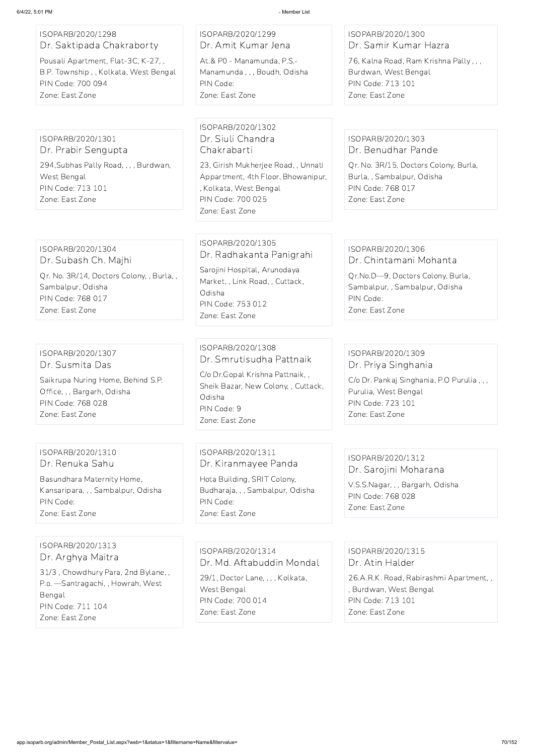ISOPARB/2020/1298
Dr. Saktipada Chakraborty
Pousali Apartment, Flat-3C, K-27, , B.P. Township , , Kolkata, West Bengal
PIN Code: 700 094
Zone: East Zone

ISOPARB/2020/1299
Dr. Amit Kumar Jena
At.& P0 - Manamunda, P.S.- Manamunda , , , Boudh, Odisha
PIN Code:
Zone: East Zone

ISOPARB/2020/1300
Dr. Samir Kumar Hazra
76, Kalna Road, Ram Krishna Pally , , , Burdwan, West Bengal
PIN Code: 713 101
Zone: East Zone

ISOPARB/2020/1301
Dr. Prabir Sengupta
294,Subhas Pally Road, , , , Burdwan, West Bengal
PIN Code: 713 101
Zone: East Zone

ISOPARB/2020/1302
Dr. Siuli Chandra Chakrabarti
23, Girish Mukherjee Road, , Unnati Appartment, 4th Floor, Bhowanipur, , Kolkata, West Bengal
PIN Code: 700 025
Zone: East Zone

ISOPARB/2020/1303
Dr. Benudhar Pande
Qr. No. 3R/15, Doctors Colony, Burla, Burla, , Sambalpur, Odisha
PIN Code: 768 017
Zone: East Zone

ISOPARB/2020/1304
Dr. Subash Ch. Majhi
Qr. No. 3R/14, Doctors Colony, , Burla, , Sambalpur, Odisha
PIN Code: 768 017
Zone: East Zone

ISOPARB/2020/1305
Dr. Radhakanta Panigrahi
Sarojini Hospital, Arunodaya Market, , Link Road, , Cuttack, Odisha
PIN Code: 753 012
Zone: East Zone

ISOPARB/2020/1306
Dr. Chintamani Mohanta
Qr.No.D—9, Doctors Colony, Burla, Sambalpur, , Sambalpur, Odisha
PIN Code:
Zone: East Zone

ISOPARB/2020/1307
Dr. Susmita Das
Saikrupa Nuring Home, Behind S.P. Office, , , Bargarh, Odisha
PIN Code: 768 028
Zone: East Zone

ISOPARB/2020/1308
Dr. Smrutisudha Pattnaik
C/o Dr.Gopal Krishna Pattnaik, , Sheik Bazar, New Colony, , Cuttack, Odisha
PIN Code: 9
Zone: East Zone

ISOPARB/2020/1309
Dr. Priya Singhania
C/o Dr. Pankaj Singhania, P.O Purulia , , , Purulia, West Bengal
PIN Code: 723 101
Zone: East Zone

ISOPARB/2020/1310
Dr. Renuka Sahu
Basundhara Maternity Home, Kansaripara, , , Sambalpur, Odisha
PIN Code:
Zone: East Zone

ISOPARB/2020/1311
Dr. Kiranmayee Panda
Hota Building, SRIT Colony, Budharaja, , , Sambalpur, Odisha
PIN Code:
Zone: East Zone

ISOPARB/2020/1312
Dr. Sarojini Moharana
V.S.S.Nagar, , , Bargarh, Odisha
PIN Code: 768 028
Zone: East Zone

ISOPARB/2020/1313
Dr. Arghya Maitra
31/3 , Chowdhury Para, 2nd Bylane, , P.o. —Santragachi, , Howrah, West Bengal
PIN Code: 711 104
Zone: East Zone

ISOPARB/2020/1314
Dr. Md. Aftabuddin Mondal
29/1, Doctor Lane, , , , Kolkata, West Bengal
PIN Code: 700 014
Zone: East Zone

ISOPARB/2020/1315
Dr. Atin Halder
26.A.R.K. Road, Rabirashmi Apartment, , , Burdwan, West Bengal
PIN Code: 713 101
Zone: East Zone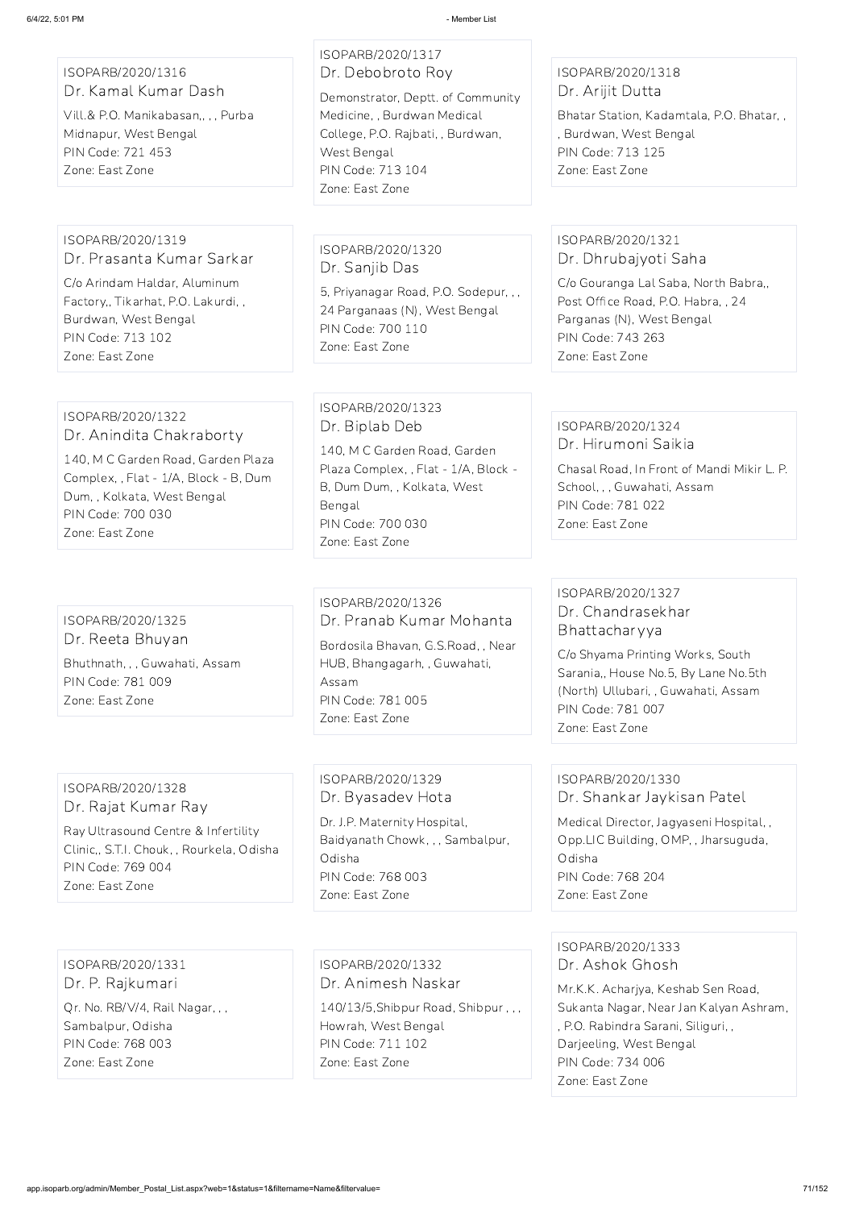ISOPARB/2020/1316
### Dr. Kamal Kumar Dash
Vill.& P.O. Manikabasan,, , , Purba Midnapur, West Bengal
PIN Code: 721 453
Zone: East Zone

ISOPARB/2020/1317
### Dr. Debobroto Roy
Demonstrator, Deptt. of Community Medicine, , Burdwan Medical College, P.O. Rajbati, , Burdwan, West Bengal
PIN Code: 713 104
Zone: East Zone

ISOPARB/2020/1318
### Dr. Arijit Dutta
Bhatar Station, Kadamtala, P.O. Bhatar, , , Burdwan, West Bengal
PIN Code: 713 125
Zone: East Zone

ISOPARB/2020/1319
### Dr. Prasanta Kumar Sarkar
C/o Arindam Haldar, Aluminum Factory,, Tikarhat, P.O. Lakurdi, , Burdwan, West Bengal
PIN Code: 713 102
Zone: East Zone

ISOPARB/2020/1320
### Dr. Sanjib Das
5, Priyanagar Road, P.O. Sodepur, , , 24 Parganaas (N), West Bengal
PIN Code: 700 110
Zone: East Zone

ISOPARB/2020/1321
### Dr. Dhrubajyoti Saha
C/o Gouranga Lal Saba, North Babra,, Post Office Road, P.O. Habra, , 24 Parganas (N), West Bengal
PIN Code: 743 263
Zone: East Zone

ISOPARB/2020/1322
### Dr. Anindita Chakraborty
140, M C Garden Road, Garden Plaza Complex, , Flat - 1/A, Block - B, Dum Dum, , Kolkata, West Bengal
PIN Code: 700 030
Zone: East Zone

ISOPARB/2020/1323
### Dr. Biplab Deb
140, M C Garden Road, Garden Plaza Complex, , Flat - 1/A, Block - B, Dum Dum, , Kolkata, West Bengal
PIN Code: 700 030
Zone: East Zone

ISOPARB/2020/1324
### Dr. Hirumoni Saikia
Chasal Road, In Front of Mandi Mikir L. P. School, , , Guwahati, Assam
PIN Code: 781 022
Zone: East Zone

ISOPARB/2020/1325
### Dr. Reeta Bhuyan
Bhuthnath, , , Guwahati, Assam
PIN Code: 781 009
Zone: East Zone

ISOPARB/2020/1326
### Dr. Pranab Kumar Mohanta
Bordosila Bhavan, G.S.Road, , Near HUB, Bhangagarh, , Guwahati, Assam
PIN Code: 781 005
Zone: East Zone

ISOPARB/2020/1327
### Dr. Chandrasekhar Bhattacharyya
C/o Shyama Printing Works, South Sarania,, House No.5, By Lane No.5th (North) Ullubari, , Guwahati, Assam
PIN Code: 781 007
Zone: East Zone

ISOPARB/2020/1328
### Dr. Rajat Kumar Ray
Ray Ultrasound Centre & Infertility Clinic,, S.T.I. Chouk, , Rourkela, Odisha
PIN Code: 769 004
Zone: East Zone

ISOPARB/2020/1329
### Dr. Byasadev Hota
Dr. J.P. Maternity Hospital, Baidyanath Chowk, , , Sambalpur, Odisha
PIN Code: 768 003
Zone: East Zone

ISOPARB/2020/1330
### Dr. Shankar Jaykisan Patel
Medical Director, Jagyaseni Hospital, , Opp.LIC Building, OMP, , Jharsuguda, Odisha
PIN Code: 768 204
Zone: East Zone

ISOPARB/2020/1331
### Dr. P. Rajkumari
Qr. No. RB/V/4, Rail Nagar, , , Sambalpur, Odisha
PIN Code: 768 003
Zone: East Zone

ISOPARB/2020/1332
### Dr. Animesh Naskar
140/13/5,Shibpur Road, Shibpur , , , Howrah, West Bengal
PIN Code: 711 102
Zone: East Zone

ISOPARB/2020/1333
### Dr. Ashok Ghosh
Mr.K.K. Acharjya, Keshab Sen Road, Sukanta Nagar, Near Jan Kalyan Ashram, , P.O. Rabindra Sarani, Siliguri, , Darjeeling, West Bengal
PIN Code: 734 006
Zone: East Zone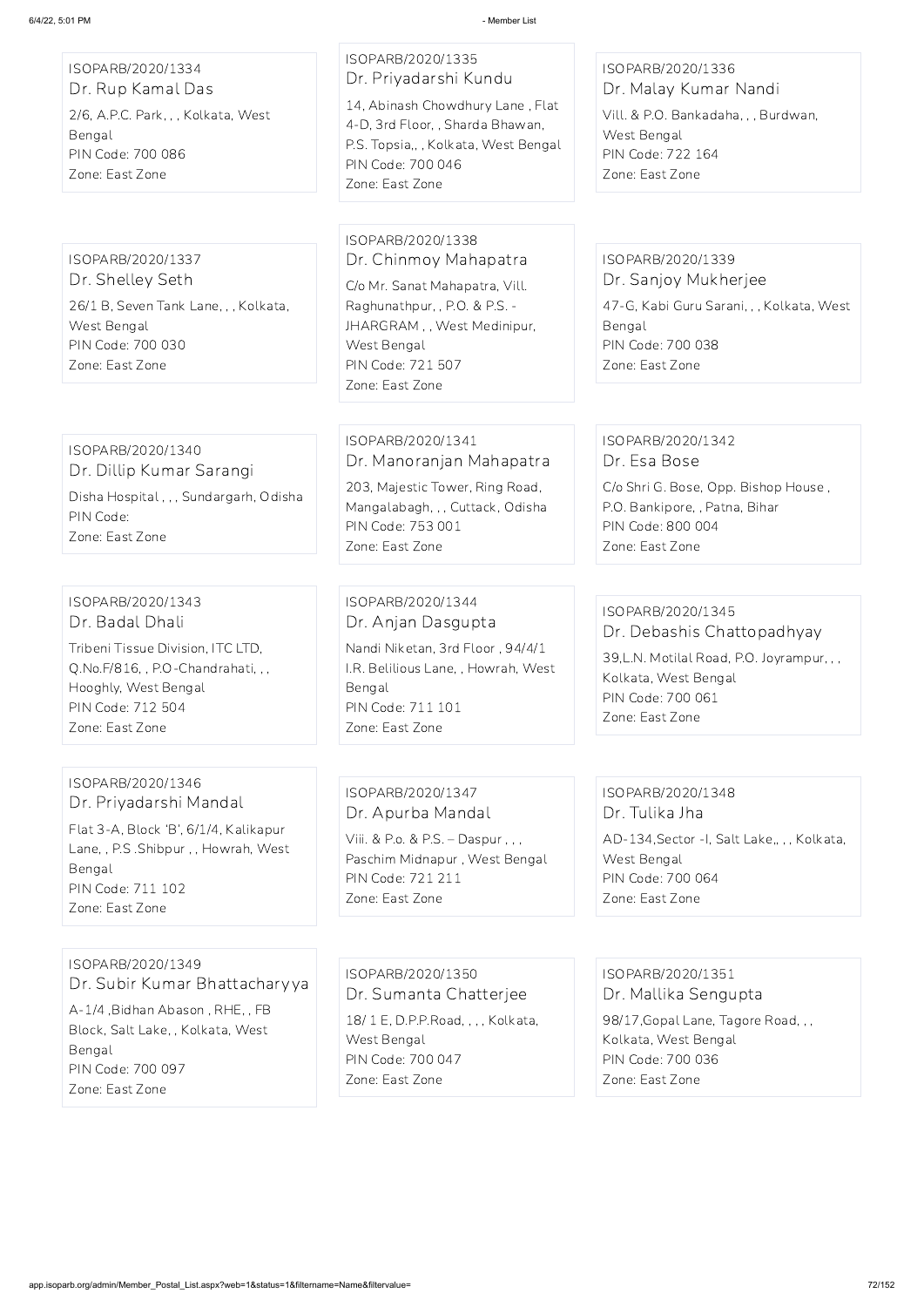ISOPARB/2020/1334
Dr. Rup Kamal Das
2/6, A.P.C. Park, , , Kolkata, West Bengal
PIN Code: 700 086
Zone: East Zone

ISOPARB/2020/1335
Dr. Priyadarshi Kundu
14, Abinash Chowdhury Lane , Flat 4-D, 3rd Floor, , Sharda Bhawan, P.S. Topsia,, , Kolkata, West Bengal
PIN Code: 700 046
Zone: East Zone

ISOPARB/2020/1336
Dr. Malay Kumar Nandi
Vill. & P.O. Bankadaha, , , Burdwan, West Bengal
PIN Code: 722 164
Zone: East Zone

ISOPARB/2020/1337
Dr. Shelley Seth
26/1 B, Seven Tank Lane, , , Kolkata, West Bengal
PIN Code: 700 030
Zone: East Zone

ISOPARB/2020/1338
Dr. Chinmoy Mahapatra
C/o Mr. Sanat Mahapatra, Vill. Raghunathpur, , P.O. & P.S. - JHARGRAM , , West Medinipur, West Bengal
PIN Code: 721 507
Zone: East Zone

ISOPARB/2020/1339
Dr. Sanjoy Mukherjee
47-G, Kabi Guru Sarani, , , Kolkata, West Bengal
PIN Code: 700 038
Zone: East Zone

ISOPARB/2020/1340
Dr. Dillip Kumar Sarangi
Disha Hospital , , , Sundargarh, Odisha
PIN Code:
Zone: East Zone

ISOPARB/2020/1341
Dr. Manoranjan Mahapatra
203, Majestic Tower, Ring Road, Mangalabagh, , , Cuttack, Odisha
PIN Code: 753 001
Zone: East Zone

ISOPARB/2020/1342
Dr. Esa Bose
C/o Shri G. Bose, Opp. Bishop House , P.O. Bankipore, , Patna, Bihar
PIN Code: 800 004
Zone: East Zone

ISOPARB/2020/1343
Dr. Badal Dhali
Tribeni Tissue Division, ITC LTD, Q.No.F/816, , P.O-Chandrahati, , , Hooghly, West Bengal
PIN Code: 712 504
Zone: East Zone

ISOPARB/2020/1344
Dr. Anjan Dasgupta
Nandi Niketan, 3rd Floor , 94/4/1 I.R. Belilious Lane, , Howrah, West Bengal
PIN Code: 711 101
Zone: East Zone

ISOPARB/2020/1345
Dr. Debashis Chattopadhyay
39,L.N. Motilal Road, P.O. Joyrampur, , , Kolkata, West Bengal
PIN Code: 700 061
Zone: East Zone

ISOPARB/2020/1346
Dr. Priyadarshi Mandal
Flat 3-A, Block 'B', 6/1/4, Kalikapur Lane, , P.S .Shibpur , , Howrah, West Bengal
PIN Code: 711 102
Zone: East Zone

ISOPARB/2020/1347
Dr. Apurba Mandal
Viii. & P.o. & P.S. – Daspur , , , Paschim Midnapur , West Bengal
PIN Code: 721 211
Zone: East Zone

ISOPARB/2020/1348
Dr. Tulika Jha
AD-134,Sector -I, Salt Lake,, , , Kolkata, West Bengal
PIN Code: 700 064
Zone: East Zone

ISOPARB/2020/1349
Dr. Subir Kumar Bhattacharyya
A-1/4 ,Bidhan Abason , RHE, , FB Block, Salt Lake, , Kolkata, West Bengal
PIN Code: 700 097
Zone: East Zone

ISOPARB/2020/1350
Dr. Sumanta Chatterjee
18/ 1 E, D.P.P.Road, , , , Kolkata, West Bengal
PIN Code: 700 047
Zone: East Zone

ISOPARB/2020/1351
Dr. Mallika Sengupta
98/17,Gopal Lane, Tagore Road, , , Kolkata, West Bengal
PIN Code: 700 036
Zone: East Zone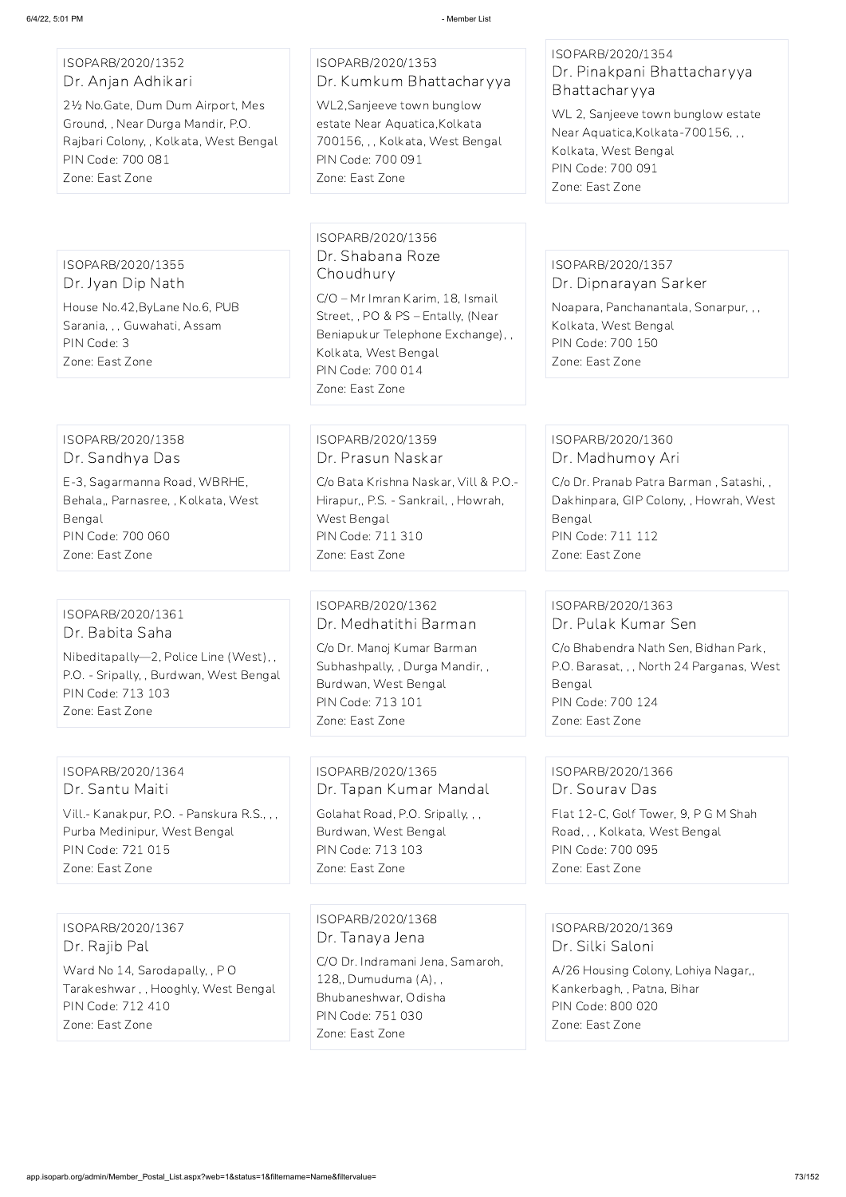ISOPARB/2020/1352
Dr. Anjan Adhikari

2½ No.Gate, Dum Dum Airport, Mes Ground, , Near Durga Mandir, P.O. Rajbari Colony, , Kolkata, West Bengal
PIN Code: 700 081
Zone: East Zone

ISOPARB/2020/1353
Dr. Kumkum Bhattacharyya

WL2,Sanjeeve town bunglow estate Near Aquatica,Kolkata 700156, , , Kolkata, West Bengal
PIN Code: 700 091
Zone: East Zone

ISOPARB/2020/1354
Dr. Pinakpani Bhattacharyya Bhattacharyya

WL 2, Sanjeeve town bunglow estate Near Aquatica,Kolkata-700156, , , Kolkata, West Bengal
PIN Code: 700 091
Zone: East Zone

ISOPARB/2020/1355
Dr. Jyan Dip Nath

House No.42,ByLane No.6, PUB Sarania, , , Guwahati, Assam
PIN Code: 3
Zone: East Zone

ISOPARB/2020/1356
Dr. Shabana Roze Choudhury

C/O – Mr Imran Karim, 18, Ismail Street, , PO & PS – Entally, (Near Beniapukur Telephone Exchange), , Kolkata, West Bengal
PIN Code: 700 014
Zone: East Zone

ISOPARB/2020/1357
Dr. Dipnarayan Sarker

Noapara, Panchanantala, Sonarpur, , , Kolkata, West Bengal
PIN Code: 700 150
Zone: East Zone

ISOPARB/2020/1358
Dr. Sandhya Das

E-3, Sagarmanna Road, WBRHE, Behala,, Parnasree, , Kolkata, West Bengal
PIN Code: 700 060
Zone: East Zone

ISOPARB/2020/1359
Dr. Prasun Naskar

C/o Bata Krishna Naskar, Vill & P.O.- Hirapur,, P.S. - Sankrail, , Howrah, West Bengal
PIN Code: 711 310
Zone: East Zone

ISOPARB/2020/1360
Dr. Madhumoy Ari

C/o Dr. Pranab Patra Barman , Satashi, , Dakhinpara, GIP Colony, , Howrah, West Bengal
PIN Code: 711 112
Zone: East Zone

ISOPARB/2020/1361
Dr. Babita Saha

Nibeditapally—2, Police Line (West), , P.O. - Sripally, , Burdwan, West Bengal
PIN Code: 713 103
Zone: East Zone

ISOPARB/2020/1362
Dr. Medhatithi Barman

C/o Dr. Manoj Kumar Barman Subhashpally, , Durga Mandir, , Burdwan, West Bengal
PIN Code: 713 101
Zone: East Zone

ISOPARB/2020/1363
Dr. Pulak Kumar Sen

C/o Bhabendra Nath Sen, Bidhan Park, P.O. Barasat, , , North 24 Parganas, West Bengal
PIN Code: 700 124
Zone: East Zone

ISOPARB/2020/1364
Dr. Santu Maiti

Vill.- Kanakpur, P.O. - Panskura R.S., , , Purba Medinipur, West Bengal
PIN Code: 721 015
Zone: East Zone

ISOPARB/2020/1365
Dr. Tapan Kumar Mandal

Golahat Road, P.O. Sripally, , , Burdwan, West Bengal
PIN Code: 713 103
Zone: East Zone

ISOPARB/2020/1366
Dr. Sourav Das

Flat 12-C, Golf Tower, 9, P G M Shah Road, , , Kolkata, West Bengal
PIN Code: 700 095
Zone: East Zone

ISOPARB/2020/1367
Dr. Rajib Pal

Ward No 14, Sarodapally, , P O Tarakeshwar , , Hooghly, West Bengal
PIN Code: 712 410
Zone: East Zone

ISOPARB/2020/1368
Dr. Tanaya Jena

C/O Dr. Indramani Jena, Samaroh, 128,, Dumuduma (A), , Bhubaneshwar, Odisha
PIN Code: 751 030
Zone: East Zone

ISOPARB/2020/1369
Dr. Silki Saloni

A/26 Housing Colony, Lohiya Nagar,, Kankerbagh, , Patna, Bihar
PIN Code: 800 020
Zone: East Zone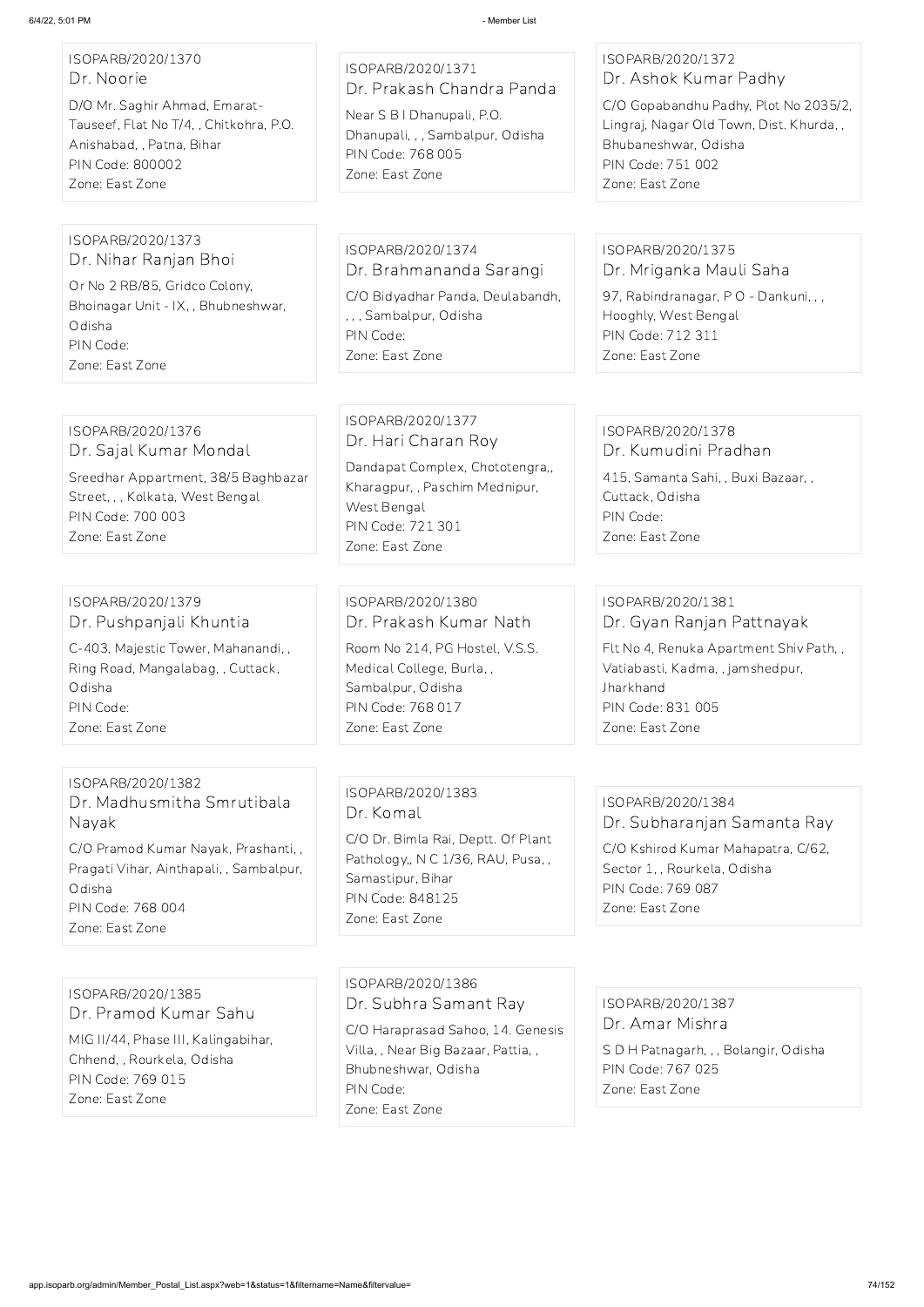ISOPARB/2020/1370
Dr. Noorie
D/O Mr. Saghir Ahmad, Emarat-Tauseef, Flat No T/4, , Chitkohra, P.O. Anishabad, , Patna, Bihar
PIN Code: 800002
Zone: East Zone

ISOPARB/2020/1371
Dr. Prakash Chandra Panda
Near S B I Dhanupali, P.O. Dhanupali, , , Sambalpur, Odisha
PIN Code: 768 005
Zone: East Zone

ISOPARB/2020/1372
Dr. Ashok Kumar Padhy
C/O Gopabandhu Padhy, Plot No 2035/2, Lingraj, Nagar Old Town, Dist. Khurda, , Bhubaneshwar, Odisha
PIN Code: 751 002
Zone: East Zone

ISOPARB/2020/1373
Dr. Nihar Ranjan Bhoi
Or No 2 RB/85, Gridco Colony, Bhoinagar Unit - IX, , Bhubneshwar, Odisha
PIN Code:
Zone: East Zone

ISOPARB/2020/1374
Dr. Brahmananda Sarangi
C/O Bidyadhar Panda, Deulabandh, , , , Sambalpur, Odisha
PIN Code:
Zone: East Zone

ISOPARB/2020/1375
Dr. Mriganka Mauli Saha
97, Rabindranagar, P O - Dankuni, , , Hooghly, West Bengal
PIN Code: 712 311
Zone: East Zone

ISOPARB/2020/1376
Dr. Sajal Kumar Mondal
Sreedhar Appartment, 38/5 Baghbazar Street, , , Kolkata, West Bengal
PIN Code: 700 003
Zone: East Zone

ISOPARB/2020/1377
Dr. Hari Charan Roy
Dandapat Complex, Chototengra,, Kharagpur, , Paschim Mednipur, West Bengal
PIN Code: 721 301
Zone: East Zone

ISOPARB/2020/1378
Dr. Kumudini Pradhan
415, Samanta Sahi, , Buxi Bazaar, , Cuttack, Odisha
PIN Code:
Zone: East Zone

ISOPARB/2020/1379
Dr. Pushpanjali Khuntia
C-403, Majestic Tower, Mahanandi, , Ring Road, Mangalabag, , Cuttack, Odisha
PIN Code:
Zone: East Zone

ISOPARB/2020/1380
Dr. Prakash Kumar Nath
Room No 214, PG Hostel, V.S.S. Medical College, Burla, , Sambalpur, Odisha
PIN Code: 768 017
Zone: East Zone

ISOPARB/2020/1381
Dr. Gyan Ranjan Pattnayak
Flt No 4, Renuka Apartment Shiv Path, , Vatiabasti, Kadma, , jamshedpur, Jharkhand
PIN Code: 831 005
Zone: East Zone

ISOPARB/2020/1382
Dr. Madhusmitha Smrutibala Nayak
C/O Pramod Kumar Nayak, Prashanti, , Pragati Vihar, Ainthapali, , Sambalpur, Odisha
PIN Code: 768 004
Zone: East Zone

ISOPARB/2020/1383
Dr. Komal
C/O Dr. Bimla Rai, Deptt. Of Plant Pathology,, N C 1/36, RAU, Pusa, , Samastipur, Bihar
PIN Code: 848125
Zone: East Zone

ISOPARB/2020/1384
Dr. Subharanjan Samanta Ray
C/O Kshirod Kumar Mahapatra, C/62, Sector 1, , Rourkela, Odisha
PIN Code: 769 087
Zone: East Zone

ISOPARB/2020/1385
Dr. Pramod Kumar Sahu
MIG II/44, Phase III, Kalingabihar, Chhend, , Rourkela, Odisha
PIN Code: 769 015
Zone: East Zone

ISOPARB/2020/1386
Dr. Subhra Samant Ray
C/O Haraprasad Sahoo, 14. Genesis Villa, , Near Big Bazaar, Pattia, , Bhubneshwar, Odisha
PIN Code:
Zone: East Zone

ISOPARB/2020/1387
Dr. Amar Mishra
S D H Patnagarh, , , Bolangir, Odisha
PIN Code: 767 025
Zone: East Zone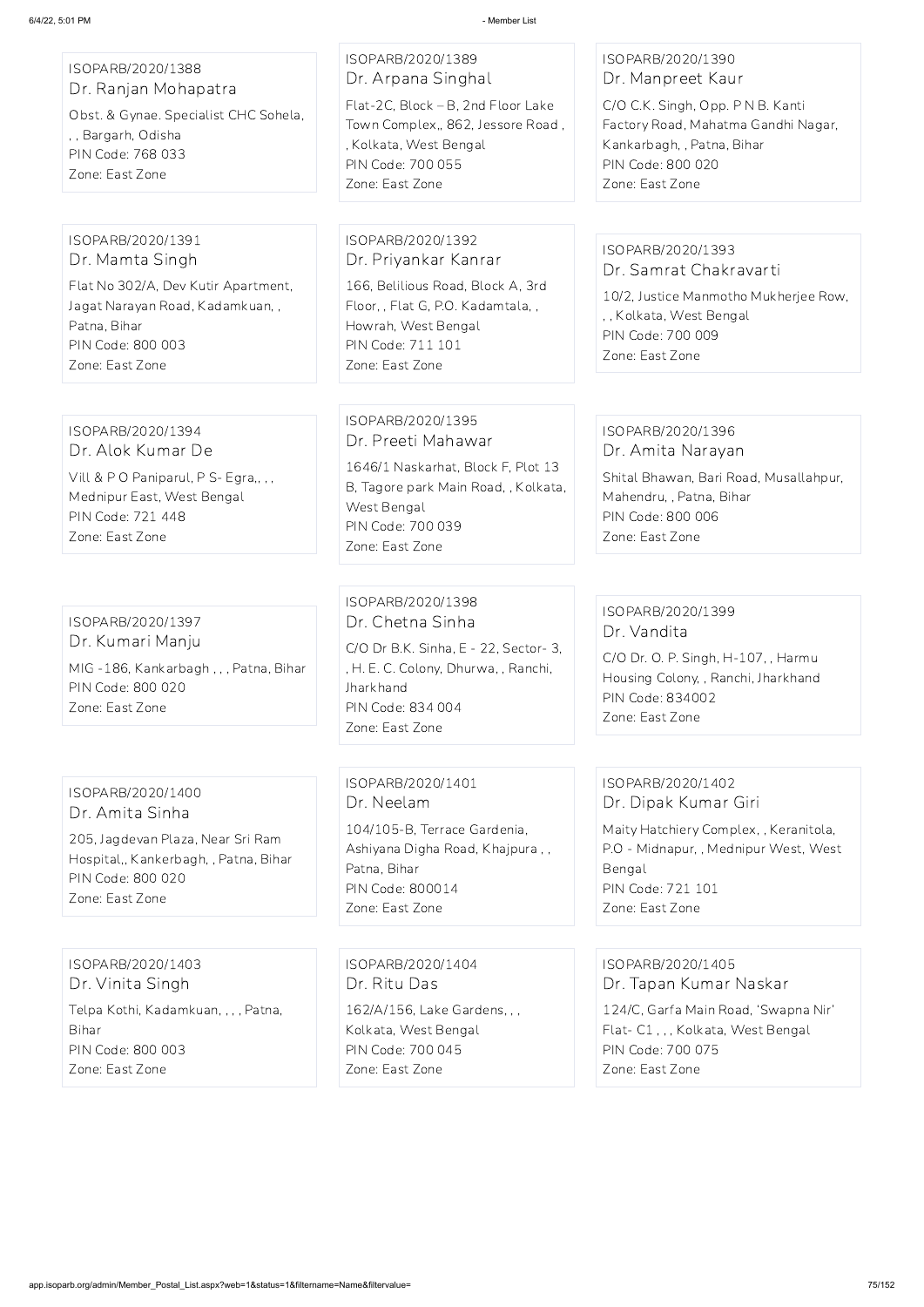ISOPARB/2020/1388
Dr. Ranjan Mohapatra
Obst. & Gynae. Specialist CHC Sohela, , , Bargarh, Odisha
PIN Code: 768 033
Zone: East Zone

ISOPARB/2020/1389
Dr. Arpana Singhal
Flat-2C, Block – B, 2nd Floor Lake Town Complex,, 862, Jessore Road , , Kolkata, West Bengal
PIN Code: 700 055
Zone: East Zone

ISOPARB/2020/1390
Dr. Manpreet Kaur
C/O C.K. Singh, Opp. P N B. Kanti Factory Road, Mahatma Gandhi Nagar, Kankarbagh, , Patna, Bihar
PIN Code: 800 020
Zone: East Zone

ISOPARB/2020/1391
Dr. Mamta Singh
Flat No 302/A, Dev Kutir Apartment, Jagat Narayan Road, Kadamkuan, , Patna, Bihar
PIN Code: 800 003
Zone: East Zone

ISOPARB/2020/1392
Dr. Priyankar Kanrar
166, Belilious Road, Block A, 3rd Floor, , Flat G, P.O. Kadamtala, , Howrah, West Bengal
PIN Code: 711 101
Zone: East Zone

ISOPARB/2020/1393
Dr. Samrat Chakravarti
10/2, Justice Manmotho Mukherjee Row, , , Kolkata, West Bengal
PIN Code: 700 009
Zone: East Zone

ISOPARB/2020/1394
Dr. Alok Kumar De
Vill & P O Paniparul, P S- Egra,, , , Mednipur East, West Bengal
PIN Code: 721 448
Zone: East Zone

ISOPARB/2020/1395
Dr. Preeti Mahawar
1646/1 Naskarhat, Block F, Plot 13 B, Tagore park Main Road, , Kolkata, West Bengal
PIN Code: 700 039
Zone: East Zone

ISOPARB/2020/1396
Dr. Amita Narayan
Shital Bhawan, Bari Road, Musallahpur, Mahendru, , Patna, Bihar
PIN Code: 800 006
Zone: East Zone

ISOPARB/2020/1397
Dr. Kumari Manju
MIG -186, Kankarbagh , , , Patna, Bihar
PIN Code: 800 020
Zone: East Zone

ISOPARB/2020/1398
Dr. Chetna Sinha
C/O Dr B.K. Sinha, E - 22, Sector- 3, , H. E. C. Colony, Dhurwa, , Ranchi, Jharkhand
PIN Code: 834 004
Zone: East Zone

ISOPARB/2020/1399
Dr. Vandita
C/O Dr. O. P. Singh, H-107, , Harmu Housing Colony, , Ranchi, Jharkhand
PIN Code: 834002
Zone: East Zone

ISOPARB/2020/1400
Dr. Amita Sinha
205, Jagdevan Plaza, Near Sri Ram Hospital,, Kankerbagh, , Patna, Bihar
PIN Code: 800 020
Zone: East Zone

ISOPARB/2020/1401
Dr. Neelam
104/105-B, Terrace Gardenia, Ashiyana Digha Road, Khajpura , , Patna, Bihar
PIN Code: 800014
Zone: East Zone

ISOPARB/2020/1402
Dr. Dipak Kumar Giri
Maity Hatchiery Complex, , Keranitola, P.O - Midnapur, , Mednipur West, West Bengal
PIN Code: 721 101
Zone: East Zone

ISOPARB/2020/1403
Dr. Vinita Singh
Telpa Kothi, Kadamkuan, , , , Patna, Bihar
PIN Code: 800 003
Zone: East Zone

ISOPARB/2020/1404
Dr. Ritu Das
162/A/156, Lake Gardens, , , Kolkata, West Bengal
PIN Code: 700 045
Zone: East Zone

ISOPARB/2020/1405
Dr. Tapan Kumar Naskar
124/C, Garfa Main Road, 'Swapna Nir' Flat- C1 , , , Kolkata, West Bengal
PIN Code: 700 075
Zone: East Zone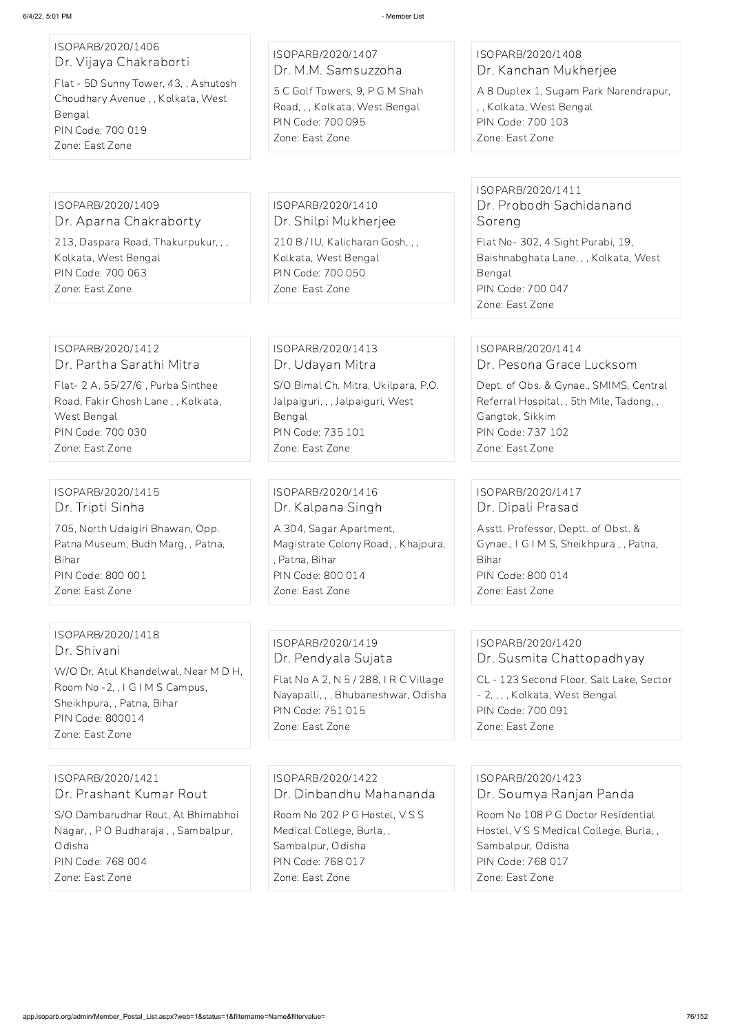ISOPARB/2020/1406
Dr. Vijaya Chakraborti
Flat - 5D Sunny Tower, 43, , Ashutosh Choudhary Avenue , , Kolkata, West Bengal
PIN Code: 700 019
Zone: East Zone

ISOPARB/2020/1407
Dr. M.M. Samsuzzoha
5 C Golf Towers, 9, P G M Shah Road, , , Kolkata, West Bengal
PIN Code: 700 095
Zone: East Zone

ISOPARB/2020/1408
Dr. Kanchan Mukherjee
A 8 Duplex 1, Sugam Park Narendrapur, , , Kolkata, West Bengal
PIN Code: 700 103
Zone: East Zone

ISOPARB/2020/1409
Dr. Aparna Chakraborty
213, Daspara Road, Thakurpukur, , , Kolkata, West Bengal
PIN Code: 700 063
Zone: East Zone

ISOPARB/2020/1410
Dr. Shilpi Mukherjee
210 B / IU, Kalicharan Gosh, , , Kolkata, West Bengal
PIN Code: 700 050
Zone: East Zone

ISOPARB/2020/1411
Dr. Probodh Sachidanand Soreng
Flat No- 302, 4 Sight Purabi, 19, Baishnabghata Lane, , , Kolkata, West Bengal
PIN Code: 700 047
Zone: East Zone

ISOPARB/2020/1412
Dr. Partha Sarathi Mitra
Flat- 2 A, 55/27/6 , Purba Sinthee Road, Fakir Ghosh Lane , , Kolkata, West Bengal
PIN Code: 700 030
Zone: East Zone

ISOPARB/2020/1413
Dr. Udayan Mitra
S/O Bimal Ch. Mitra, Ukilpara, P.O. Jalpaiguri, , , Jalpaiguri, West Bengal
PIN Code: 735 101
Zone: East Zone

ISOPARB/2020/1414
Dr. Pesona Grace Lucksom
Dept. of Obs. & Gynae., SMIMS, Central Referral Hospital, , 5th Mile, Tadong, , Gangtok, Sikkim
PIN Code: 737 102
Zone: East Zone

ISOPARB/2020/1415
Dr. Tripti Sinha
705, North Udaigiri Bhawan, Opp. Patna Museum, Budh Marg, , Patna, Bihar
PIN Code: 800 001
Zone: East Zone

ISOPARB/2020/1416
Dr. Kalpana Singh
A 304, Sagar Apartment, Magistrate Colony Road, , Khajpura, , Patna, Bihar
PIN Code: 800 014
Zone: East Zone

ISOPARB/2020/1417
Dr. Dipali Prasad
Asstt. Professor, Deptt. of Obst. & Gynae., I G I M S, Sheikhpura , , Patna, Bihar
PIN Code: 800 014
Zone: East Zone

ISOPARB/2020/1418
Dr. Shivani
W/O Dr. Atul Khandelwal, Near M D H, Room No -2, , I G I M S Campus, Sheikhpura, , Patna, Bihar
PIN Code: 800014
Zone: East Zone

ISOPARB/2020/1419
Dr. Pendyala Sujata
Flat No A 2, N 5 / 288, I R C Village Nayapalli, , , Bhubaneshwar, Odisha
PIN Code: 751 015
Zone: East Zone

ISOPARB/2020/1420
Dr. Susmita Chattopadhyay
CL - 123 Second Floor, Salt Lake, Sector - 2, , , , Kolkata, West Bengal
PIN Code: 700 091
Zone: East Zone

ISOPARB/2020/1421
Dr. Prashant Kumar Rout
S/O Dambarudhar Rout, At Bhimabhoi Nagar, , P O Budharaja , , Sambalpur, Odisha
PIN Code: 768 004
Zone: East Zone

ISOPARB/2020/1422
Dr. Dinbandhu Mahananda
Room No 202 P G Hostel, V S S Medical College, Burla, , Sambalpur, Odisha
PIN Code: 768 017
Zone: East Zone

ISOPARB/2020/1423
Dr. Soumya Ranjan Panda
Room No 108 P G Doctor Residential Hostel, V S S Medical College, Burla, , Sambalpur, Odisha
PIN Code: 768 017
Zone: East Zone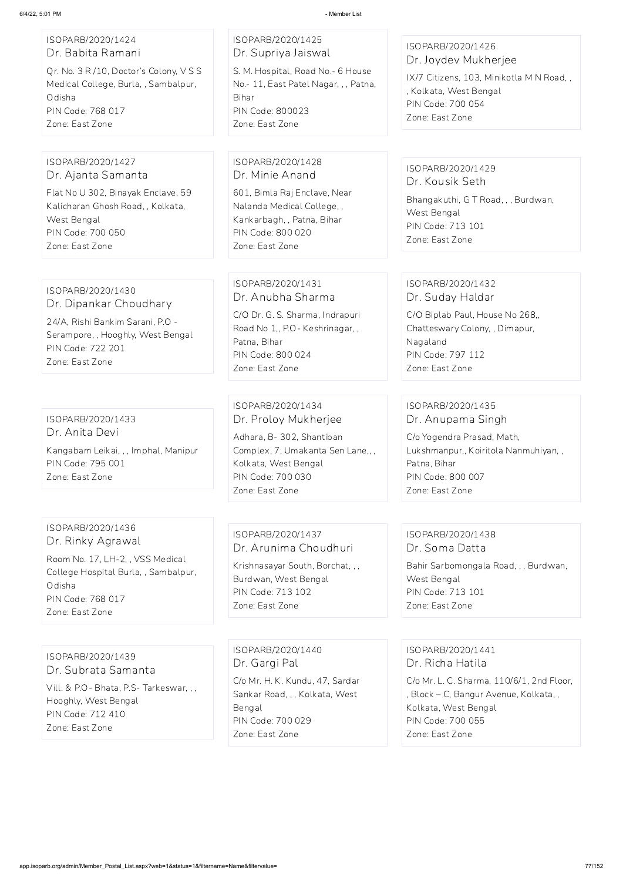ISOPARB/2020/1424
Dr. Babita Ramani
Qr. No. 3 R /10, Doctor's Colony, V S S Medical College, Burla, , Sambalpur, Odisha
PIN Code: 768 017
Zone: East Zone

ISOPARB/2020/1425
Dr. Supriya Jaiswal
S. M. Hospital, Road No.- 6 House No.- 11, East Patel Nagar, , , Patna, Bihar
PIN Code: 800023
Zone: East Zone

ISOPARB/2020/1426
Dr. Joydev Mukherjee
IX/7 Citizens, 103, Minikotla M N Road, , , Kolkata, West Bengal
PIN Code: 700 054
Zone: East Zone

ISOPARB/2020/1427
Dr. Ajanta Samanta
Flat No U 302, Binayak Enclave, 59 Kalicharan Ghosh Road, , Kolkata, West Bengal
PIN Code: 700 050
Zone: East Zone

ISOPARB/2020/1428
Dr. Minie Anand
601, Bimla Raj Enclave, Near Nalanda Medical College, , Kankarbagh, , Patna, Bihar
PIN Code: 800 020
Zone: East Zone

ISOPARB/2020/1429
Dr. Kousik Seth
Bhangakuthi, G T Road, , , Burdwan, West Bengal
PIN Code: 713 101
Zone: East Zone

ISOPARB/2020/1430
Dr. Dipankar Choudhary
24/A, Rishi Bankim Sarani, P.O - Serampore, , Hooghly, West Bengal
PIN Code: 722 201
Zone: East Zone

ISOPARB/2020/1431
Dr. Anubha Sharma
C/O Dr. G. S. Sharma, Indrapuri Road No 1,, P.O- Keshrinagar, , Patna, Bihar
PIN Code: 800 024
Zone: East Zone

ISOPARB/2020/1432
Dr. Suday Haldar
C/O Biplab Paul, House No 268,, Chatteswary Colony, , Dimapur, Nagaland
PIN Code: 797 112
Zone: East Zone

ISOPARB/2020/1433
Dr. Anita Devi
Kangabam Leikai, , , Imphal, Manipur
PIN Code: 795 001
Zone: East Zone

ISOPARB/2020/1434
Dr. Proloy Mukherjee
Adhara, B- 302, Shantiban Complex, 7, Umakanta Sen Lane,, , Kolkata, West Bengal
PIN Code: 700 030
Zone: East Zone

ISOPARB/2020/1435
Dr. Anupama Singh
C/o Yogendra Prasad, Math, Lukshmanpur,, Koiritola Nanmuhiyan, , Patna, Bihar
PIN Code: 800 007
Zone: East Zone

ISOPARB/2020/1436
Dr. Rinky Agrawal
Room No. 17, LH-2, , VSS Medical College Hospital Burla, , Sambalpur, Odisha
PIN Code: 768 017
Zone: East Zone

ISOPARB/2020/1437
Dr. Arunima Choudhuri
Krishnasayar South, Borchat, , , Burdwan, West Bengal
PIN Code: 713 102
Zone: East Zone

ISOPARB/2020/1438
Dr. Soma Datta
Bahir Sarbomongala Road, , , Burdwan, West Bengal
PIN Code: 713 101
Zone: East Zone

ISOPARB/2020/1439
Dr. Subrata Samanta
Vill. & P.O- Bhata, P.S- Tarkeswar, , , Hooghly, West Bengal
PIN Code: 712 410
Zone: East Zone

ISOPARB/2020/1440
Dr. Gargi Pal
C/o Mr. H. K. Kundu, 47, Sardar Sankar Road, , , Kolkata, West Bengal
PIN Code: 700 029
Zone: East Zone

ISOPARB/2020/1441
Dr. Richa Hatila
C/o Mr. L. C. Sharma, 110/6/1, 2nd Floor, , Block – C, Bangur Avenue, Kolkata, , Kolkata, West Bengal
PIN Code: 700 055
Zone: East Zone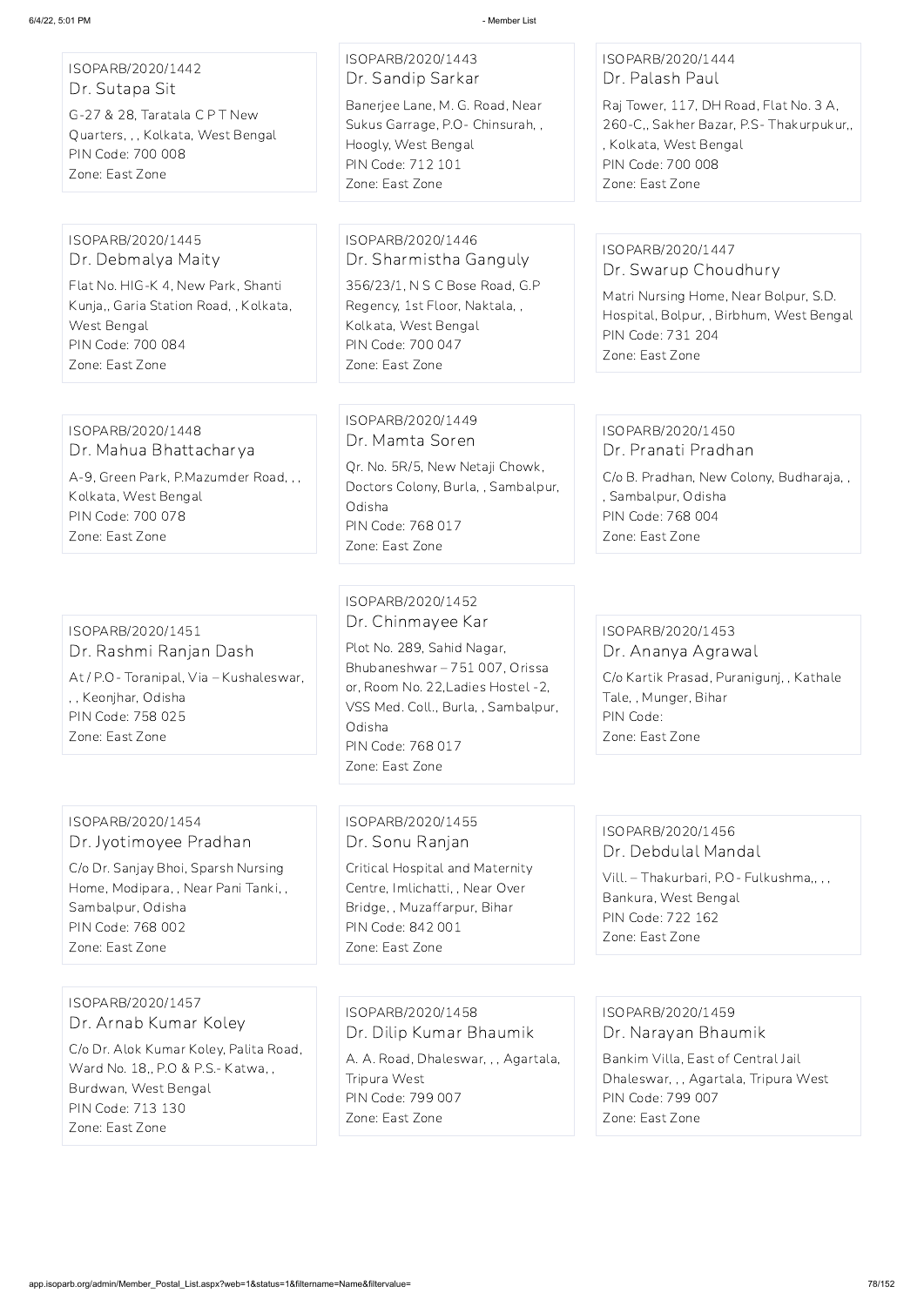ISOPARB/2020/1442
Dr. Sutapa Sit
G-27 & 28, Taratala C P T New Quarters, , , Kolkata, West Bengal
PIN Code: 700 008
Zone: East Zone

ISOPARB/2020/1443
Dr. Sandip Sarkar
Banerjee Lane, M. G. Road, Near Sukus Garrage, P.O- Chinsurah, , Hoogly, West Bengal
PIN Code: 712 101
Zone: East Zone

ISOPARB/2020/1444
Dr. Palash Paul
Raj Tower, 117, DH Road, Flat No. 3 A, 260-C,, Sakher Bazar, P.S- Thakurpukur,, , Kolkata, West Bengal
PIN Code: 700 008
Zone: East Zone

ISOPARB/2020/1445
Dr. Debmalya Maity
Flat No. HIG-K 4, New Park, Shanti Kunja,, Garia Station Road, , Kolkata, West Bengal
PIN Code: 700 084
Zone: East Zone

ISOPARB/2020/1446
Dr. Sharmistha Ganguly
356/23/1, N S C Bose Road, G.P Regency, 1st Floor, Naktala, , Kolkata, West Bengal
PIN Code: 700 047
Zone: East Zone

ISOPARB/2020/1447
Dr. Swarup Choudhury
Matri Nursing Home, Near Bolpur, S.D. Hospital, Bolpur, , Birbhum, West Bengal
PIN Code: 731 204
Zone: East Zone

ISOPARB/2020/1448
Dr. Mahua Bhattacharya
A-9, Green Park, P.Mazumder Road, , , Kolkata, West Bengal
PIN Code: 700 078
Zone: East Zone

ISOPARB/2020/1449
Dr. Mamta Soren
Qr. No. 5R/5, New Netaji Chowk, Doctors Colony, Burla, , Sambalpur, Odisha
PIN Code: 768 017
Zone: East Zone

ISOPARB/2020/1450
Dr. Pranati Pradhan
C/o B. Pradhan, New Colony, Budharaja, , , Sambalpur, Odisha
PIN Code: 768 004
Zone: East Zone

ISOPARB/2020/1451
Dr. Rashmi Ranjan Dash
At / P.O- Toranipal, Via – Kushaleswar, , , Keonjhar, Odisha
PIN Code: 758 025
Zone: East Zone

ISOPARB/2020/1452
Dr. Chinmayee Kar
Plot No. 289, Sahid Nagar, Bhubaneshwar – 751 007, Orissa or, Room No. 22,Ladies Hostel -2, VSS Med. Coll., Burla, , Sambalpur, Odisha
PIN Code: 768 017
Zone: East Zone

ISOPARB/2020/1453
Dr. Ananya Agrawal
C/o Kartik Prasad, Puranigunj, , Kathale Tale, , Munger, Bihar
PIN Code:
Zone: East Zone

ISOPARB/2020/1454
Dr. Jyotimoyee Pradhan
C/o Dr. Sanjay Bhoi, Sparsh Nursing Home, Modipara, , Near Pani Tanki, , Sambalpur, Odisha
PIN Code: 768 002
Zone: East Zone

ISOPARB/2020/1455
Dr. Sonu Ranjan
Critical Hospital and Maternity Centre, Imlichatti, , Near Over Bridge, , Muzaffarpur, Bihar
PIN Code: 842 001
Zone: East Zone

ISOPARB/2020/1456
Dr. Debdulal Mandal
Vill. – Thakurbari, P.O- Fulkushma,, , , Bankura, West Bengal
PIN Code: 722 162
Zone: East Zone

ISOPARB/2020/1457
Dr. Arnab Kumar Koley
C/o Dr. Alok Kumar Koley, Palita Road, Ward No. 18,, P.O & P.S.- Katwa, , Burdwan, West Bengal
PIN Code: 713 130
Zone: East Zone

ISOPARB/2020/1458
Dr. Dilip Kumar Bhaumik
A. A. Road, Dhaleswar, , , Agartala, Tripura West
PIN Code: 799 007
Zone: East Zone

ISOPARB/2020/1459
Dr. Narayan Bhaumik
Bankim Villa, East of Central Jail Dhaleswar, , , Agartala, Tripura West
PIN Code: 799 007
Zone: East Zone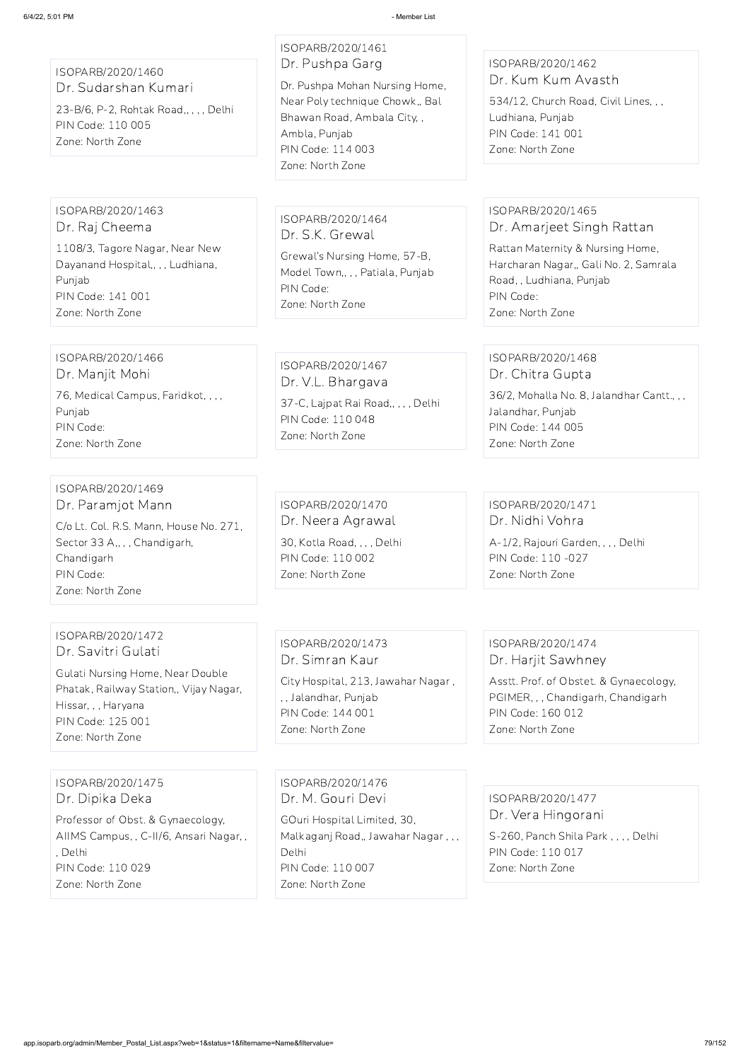ISOPARB/2020/1460
Dr. Sudarshan Kumari
23-B/6, P-2, Rohtak Road,, , , , Delhi
PIN Code: 110 005
Zone: North Zone

ISOPARB/2020/1461
Dr. Pushpa Garg
Dr. Pushpa Mohan Nursing Home, Near Poly technique Chowk,, Bal Bhawan Road, Ambala City, , Ambla, Punjab
PIN Code: 114 003
Zone: North Zone

ISOPARB/2020/1462
Dr. Kum Kum Avasth
534/12, Church Road, Civil Lines, , , Ludhiana, Punjab
PIN Code: 141 001
Zone: North Zone

ISOPARB/2020/1463
Dr. Raj Cheema
1108/3, Tagore Nagar, Near New Dayanand Hospital,, , , Ludhiana, Punjab
PIN Code: 141 001
Zone: North Zone

ISOPARB/2020/1464
Dr. S.K. Grewal
Grewal's Nursing Home, 57-B, Model Town,, , , Patiala, Punjab
PIN Code:
Zone: North Zone

ISOPARB/2020/1465
Dr. Amarjeet Singh Rattan
Rattan Maternity & Nursing Home, Harcharan Nagar,, Gali No. 2, Samrala Road, , Ludhiana, Punjab
PIN Code:
Zone: North Zone

ISOPARB/2020/1466
Dr. Manjit Mohi
76, Medical Campus, Faridkot, , , , Punjab
PIN Code:
Zone: North Zone

ISOPARB/2020/1467
Dr. V.L. Bhargava
37-C, Lajpat Rai Road,, , , , Delhi
PIN Code: 110 048
Zone: North Zone

ISOPARB/2020/1468
Dr. Chitra Gupta
36/2, Mohalla No. 8, Jalandhar Cantt., , , Jalandhar, Punjab
PIN Code: 144 005
Zone: North Zone

ISOPARB/2020/1469
Dr. Paramjot Mann
C/o Lt. Col. R.S. Mann, House No. 271, Sector 33 A,, , , Chandigarh, Chandigarh
PIN Code:
Zone: North Zone

ISOPARB/2020/1470
Dr. Neera Agrawal
30, Kotla Road, , , , Delhi
PIN Code: 110 002
Zone: North Zone

ISOPARB/2020/1471
Dr. Nidhi Vohra
A-1/2, Rajouri Garden, , , , Delhi
PIN Code: 110 -027
Zone: North Zone

ISOPARB/2020/1472
Dr. Savitri Gulati
Gulati Nursing Home, Near Double Phatak, Railway Station,, Vijay Nagar, Hissar, , , Haryana
PIN Code: 125 001
Zone: North Zone

ISOPARB/2020/1473
Dr. Simran Kaur
City Hospital, 213, Jawahar Nagar , , , Jalandhar, Punjab
PIN Code: 144 001
Zone: North Zone

ISOPARB/2020/1474
Dr. Harjit Sawhney
Asstt. Prof. of Obstet. & Gynaecology, PGIMER, , , Chandigarh, Chandigarh
PIN Code: 160 012
Zone: North Zone

ISOPARB/2020/1475
Dr. Dipika Deka
Professor of Obst. & Gynaecology, AIIMS Campus, , C-II/6, Ansari Nagar, , , Delhi
PIN Code: 110 029
Zone: North Zone

ISOPARB/2020/1476
Dr. M. Gouri Devi
GOuri Hospital Limited, 30, Malkaganj Road,, Jawahar Nagar , , , Delhi
PIN Code: 110 007
Zone: North Zone

ISOPARB/2020/1477
Dr. Vera Hingorani
S-260, Panch Shila Park , , , , Delhi
PIN Code: 110 017
Zone: North Zone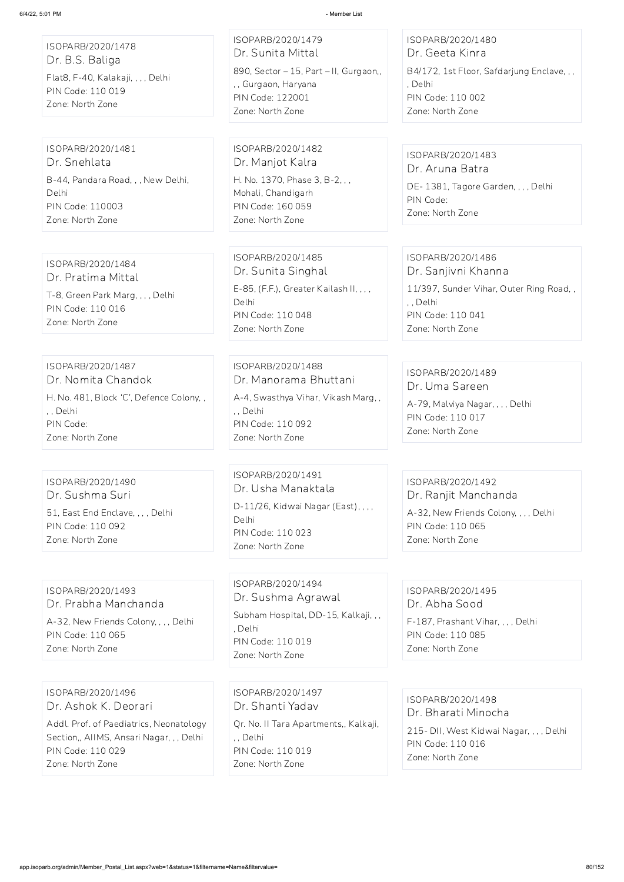ISOPARB/2020/1478
Dr. B.S. Baliga
Flat8, F-40, Kalakaji, , , , Delhi
PIN Code: 110 019
Zone: North Zone

ISOPARB/2020/1479
Dr. Sunita Mittal
890, Sector – 15, Part – II, Gurgaon,, , , Gurgaon, Haryana
PIN Code: 122001
Zone: North Zone

ISOPARB/2020/1480
Dr. Geeta Kinra
B4/172, 1st Floor, Safdarjung Enclave, , , , Delhi
PIN Code: 110 002
Zone: North Zone

ISOPARB/2020/1481
Dr. Snehlata
B-44, Pandara Road, , , New Delhi, Delhi
PIN Code: 110003
Zone: North Zone

ISOPARB/2020/1482
Dr. Manjot Kalra
H. No. 1370, Phase 3, B-2, , , Mohali, Chandigarh
PIN Code: 160 059
Zone: North Zone

ISOPARB/2020/1483
Dr. Aruna Batra
DE- 1381, Tagore Garden, , , , Delhi
PIN Code:
Zone: North Zone

ISOPARB/2020/1484
Dr. Pratima Mittal
T-8, Green Park Marg, , , , Delhi
PIN Code: 110 016
Zone: North Zone

ISOPARB/2020/1485
Dr. Sunita Singhal
E-85, (F.F.), Greater Kailash II, , , , Delhi
PIN Code: 110 048
Zone: North Zone

ISOPARB/2020/1486
Dr. Sanjivni Khanna
11/397, Sunder Vihar, Outer Ring Road, , , , Delhi
PIN Code: 110 041
Zone: North Zone

ISOPARB/2020/1487
Dr. Nomita Chandok
H. No. 481, Block 'C', Defence Colony, , , , Delhi
PIN Code:
Zone: North Zone

ISOPARB/2020/1488
Dr. Manorama Bhuttani
A-4, Swasthya Vihar, Vikash Marg, , , , Delhi
PIN Code: 110 092
Zone: North Zone

ISOPARB/2020/1489
Dr. Uma Sareen
A-79, Malviya Nagar, , , , Delhi
PIN Code: 110 017
Zone: North Zone

ISOPARB/2020/1490
Dr. Sushma Suri
51, East End Enclave, , , , Delhi
PIN Code: 110 092
Zone: North Zone

ISOPARB/2020/1491
Dr. Usha Manaktala
D-11/26, Kidwai Nagar (East), , , , Delhi
PIN Code: 110 023
Zone: North Zone

ISOPARB/2020/1492
Dr. Ranjit Manchanda
A-32, New Friends Colony, , , , Delhi
PIN Code: 110 065
Zone: North Zone

ISOPARB/2020/1493
Dr. Prabha Manchanda
A-32, New Friends Colony, , , , Delhi
PIN Code: 110 065
Zone: North Zone

ISOPARB/2020/1494
Dr. Sushma Agrawal
Subham Hospital, DD-15, Kalkaji, , , , Delhi
PIN Code: 110 019
Zone: North Zone

ISOPARB/2020/1495
Dr. Abha Sood
F-187, Prashant Vihar, , , , Delhi
PIN Code: 110 085
Zone: North Zone

ISOPARB/2020/1496
Dr. Ashok K. Deorari
Addl. Prof. of Paediatrics, Neonatology Section,, AIIMS, Ansari Nagar, , , Delhi
PIN Code: 110 029
Zone: North Zone

ISOPARB/2020/1497
Dr. Shanti Yadav
Qr. No. II Tara Apartments,, Kalkaji, , , Delhi
PIN Code: 110 019
Zone: North Zone

ISOPARB/2020/1498
Dr. Bharati Minocha
215- DII, West Kidwai Nagar, , , , Delhi
PIN Code: 110 016
Zone: North Zone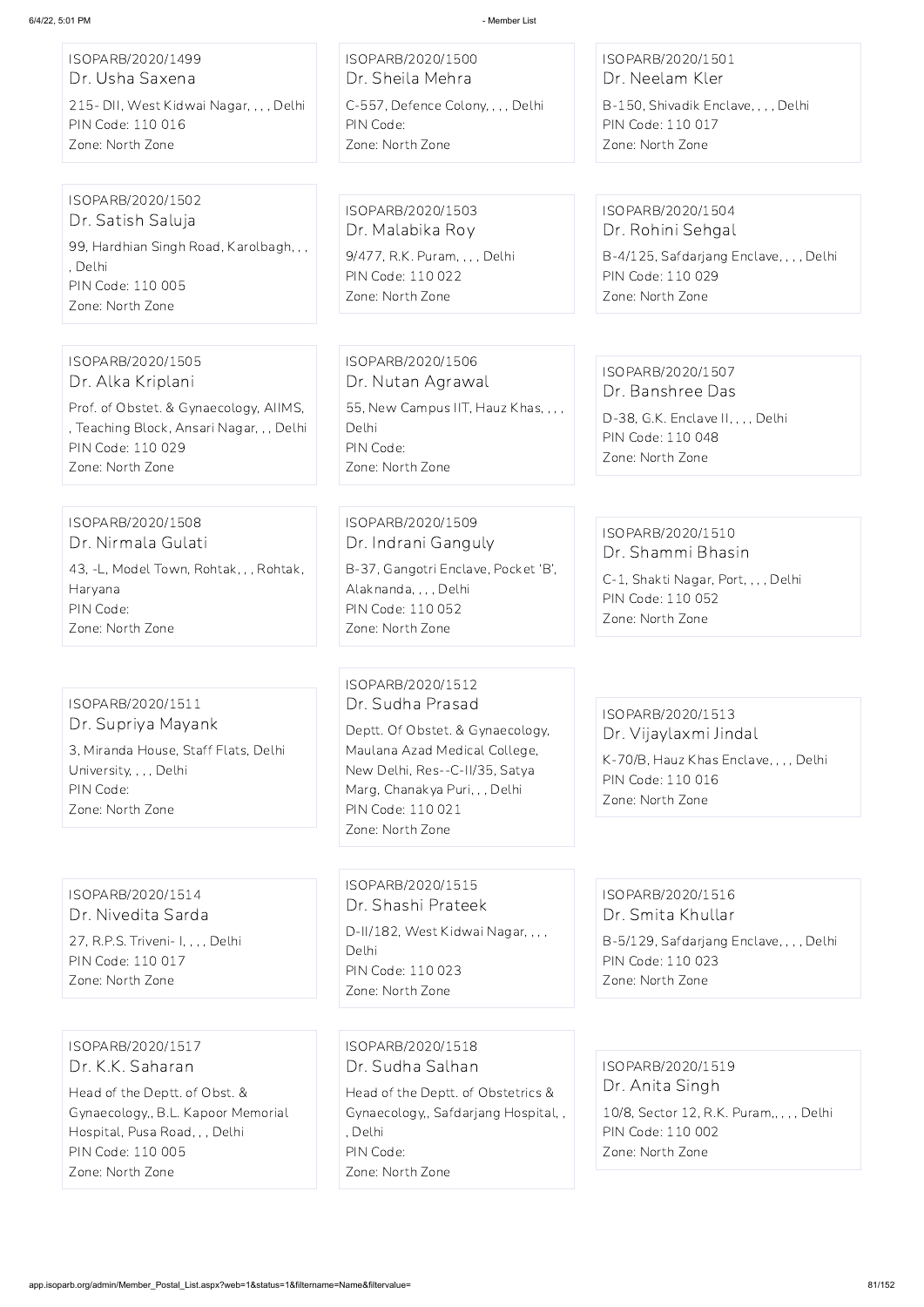ISOPARB/2020/1499
Dr. Usha Saxena
215- DII, West Kidwai Nagar, , , , Delhi
PIN Code: 110 016
Zone: North Zone

ISOPARB/2020/1500
Dr. Sheila Mehra
C-557, Defence Colony, , , , Delhi
PIN Code:
Zone: North Zone

ISOPARB/2020/1501
Dr. Neelam Kler
B-150, Shivadik Enclave, , , , Delhi
PIN Code: 110 017
Zone: North Zone

ISOPARB/2020/1502
Dr. Satish Saluja
99, Hardhian Singh Road, Karolbagh, , , , Delhi
PIN Code: 110 005
Zone: North Zone

ISOPARB/2020/1503
Dr. Malabika Roy
9/477, R.K. Puram, , , , Delhi
PIN Code: 110 022
Zone: North Zone

ISOPARB/2020/1504
Dr. Rohini Sehgal
B-4/125, Safdarjang Enclave, , , , Delhi
PIN Code: 110 029
Zone: North Zone

ISOPARB/2020/1505
Dr. Alka Kriplani
Prof. of Obstet. & Gynaecology, AIIMS, , Teaching Block, Ansari Nagar, , , Delhi
PIN Code: 110 029
Zone: North Zone

ISOPARB/2020/1506
Dr. Nutan Agrawal
55, New Campus IIT, Hauz Khas, , , , Delhi
PIN Code:
Zone: North Zone

ISOPARB/2020/1507
Dr. Banshree Das
D-38, G.K. Enclave II, , , , Delhi
PIN Code: 110 048
Zone: North Zone

ISOPARB/2020/1508
Dr. Nirmala Gulati
43, -L, Model Town, Rohtak, , , Rohtak, Haryana
PIN Code:
Zone: North Zone

ISOPARB/2020/1509
Dr. Indrani Ganguly
B-37, Gangotri Enclave, Pocket 'B', Alaknanda, , , , Delhi
PIN Code: 110 052
Zone: North Zone

ISOPARB/2020/1510
Dr. Shammi Bhasin
C-1, Shakti Nagar, Port, , , , Delhi
PIN Code: 110 052
Zone: North Zone

ISOPARB/2020/1511
Dr. Supriya Mayank
3, Miranda House, Staff Flats, Delhi University, , , , Delhi
PIN Code:
Zone: North Zone

ISOPARB/2020/1512
Dr. Sudha Prasad
Deptt. Of Obstet. & Gynaecology, Maulana Azad Medical College, New Delhi, Res--C-II/35, Satya Marg, Chanakya Puri, , , Delhi
PIN Code: 110 021
Zone: North Zone

ISOPARB/2020/1513
Dr. Vijaylaxmi Jindal
K-70/B, Hauz Khas Enclave, , , , Delhi
PIN Code: 110 016
Zone: North Zone

ISOPARB/2020/1514
Dr. Nivedita Sarda
27, R.P.S. Triveni- I, , , , Delhi
PIN Code: 110 017
Zone: North Zone

ISOPARB/2020/1515
Dr. Shashi Prateek
D-II/182, West Kidwai Nagar, , , , Delhi
PIN Code: 110 023
Zone: North Zone

ISOPARB/2020/1516
Dr. Smita Khullar
B-5/129, Safdarjang Enclave, , , , Delhi
PIN Code: 110 023
Zone: North Zone

ISOPARB/2020/1517
Dr. K.K. Saharan
Head of the Deptt. of Obst. & Gynaecology,, B.L. Kapoor Memorial Hospital, Pusa Road, , , Delhi
PIN Code: 110 005
Zone: North Zone

ISOPARB/2020/1518
Dr. Sudha Salhan
Head of the Deptt. of Obstetrics & Gynaecology,, Safdarjang Hospital, , , Delhi
PIN Code:
Zone: North Zone

ISOPARB/2020/1519
Dr. Anita Singh
10/8, Sector 12, R.K. Puram,, , , , Delhi
PIN Code: 110 002
Zone: North Zone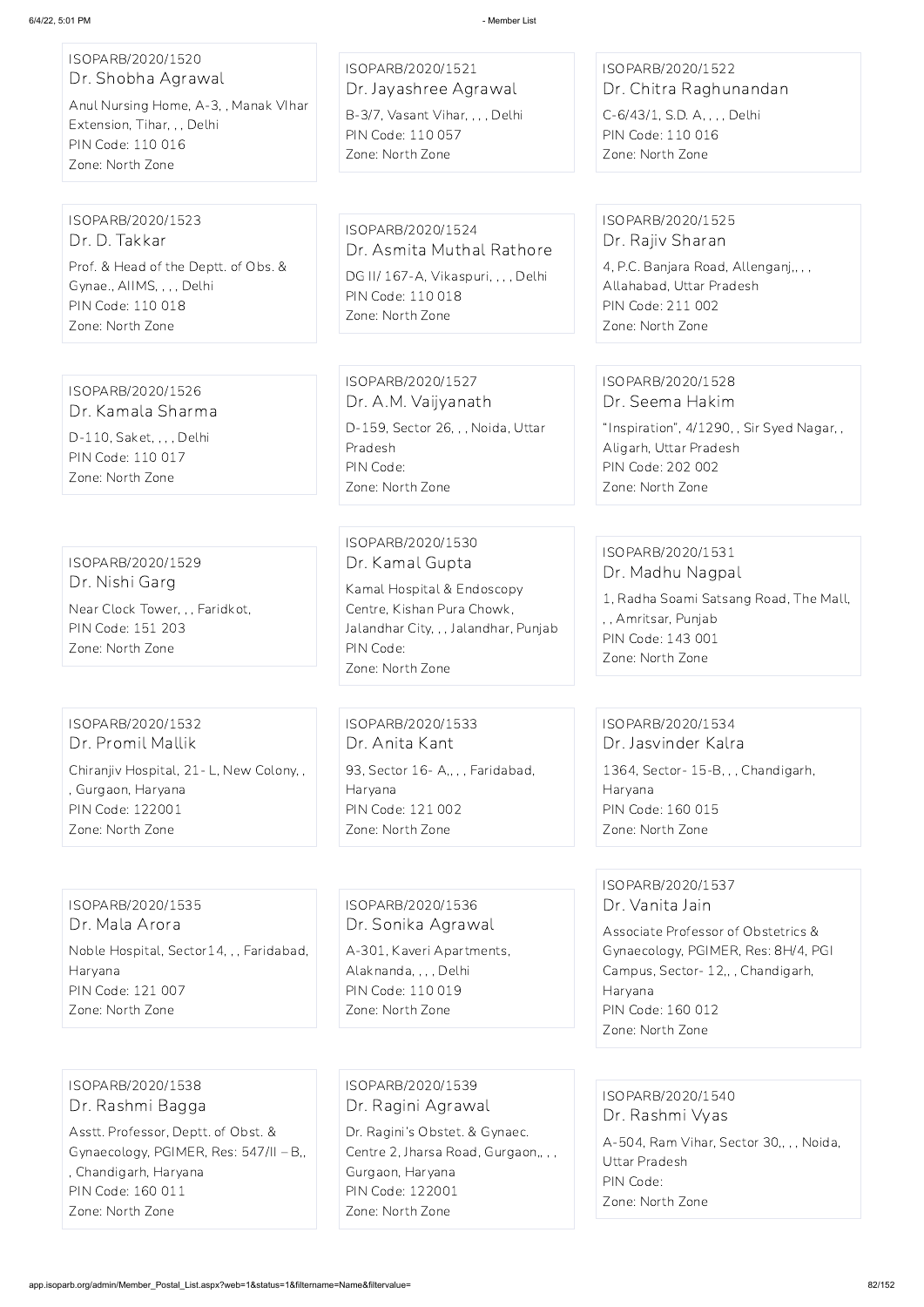ISOPARB/2020/1520
Dr. Shobha Agrawal
Anul Nursing Home, A-3, , Manak VIhar Extension, Tihar, , , Delhi
PIN Code: 110 016
Zone: North Zone

ISOPARB/2020/1521
Dr. Jayashree Agrawal
B-3/7, Vasant Vihar, , , , Delhi
PIN Code: 110 057
Zone: North Zone

ISOPARB/2020/1522
Dr. Chitra Raghunandan
C-6/43/1, S.D. A, , , , Delhi
PIN Code: 110 016
Zone: North Zone

ISOPARB/2020/1523
Dr. D. Takkar
Prof. & Head of the Deptt. of Obs. & Gynae., AIIMS, , , , Delhi
PIN Code: 110 018
Zone: North Zone

ISOPARB/2020/1524
Dr. Asmita Muthal Rathore
DG II/ 167-A, Vikaspuri, , , , Delhi
PIN Code: 110 018
Zone: North Zone

ISOPARB/2020/1525
Dr. Rajiv Sharan
4, P.C. Banjara Road, Allenganj,, , , Allahabad, Uttar Pradesh
PIN Code: 211 002
Zone: North Zone

ISOPARB/2020/1526
Dr. Kamala Sharma
D-110, Saket, , , , Delhi
PIN Code: 110 017
Zone: North Zone

ISOPARB/2020/1527
Dr. A.M. Vaijyanath
D-159, Sector 26, , , Noida, Uttar Pradesh
PIN Code:
Zone: North Zone

ISOPARB/2020/1528
Dr. Seema Hakim
"Inspiration", 4/1290, , Sir Syed Nagar, , Aligarh, Uttar Pradesh
PIN Code: 202 002
Zone: North Zone

ISOPARB/2020/1529
Dr. Nishi Garg
Near Clock Tower, , , Faridkot,
PIN Code: 151 203
Zone: North Zone

ISOPARB/2020/1530
Dr. Kamal Gupta
Kamal Hospital & Endoscopy Centre, Kishan Pura Chowk, Jalandhar City, , , Jalandhar, Punjab
PIN Code:
Zone: North Zone

ISOPARB/2020/1531
Dr. Madhu Nagpal
1, Radha Soami Satsang Road, The Mall, , , Amritsar, Punjab
PIN Code: 143 001
Zone: North Zone

ISOPARB/2020/1532
Dr. Promil Mallik
Chiranjiv Hospital, 21- L, New Colony, , , Gurgaon, Haryana
PIN Code: 122001
Zone: North Zone

ISOPARB/2020/1533
Dr. Anita Kant
93, Sector 16- A,, , , Faridabad, Haryana
PIN Code: 121 002
Zone: North Zone

ISOPARB/2020/1534
Dr. Jasvinder Kalra
1364, Sector- 15-B, , , Chandigarh, Haryana
PIN Code: 160 015
Zone: North Zone

ISOPARB/2020/1535
Dr. Mala Arora
Noble Hospital, Sector14, , , Faridabad, Haryana
PIN Code: 121 007
Zone: North Zone

ISOPARB/2020/1536
Dr. Sonika Agrawal
A-301, Kaveri Apartments, Alaknanda, , , , Delhi
PIN Code: 110 019
Zone: North Zone

ISOPARB/2020/1537
Dr. Vanita Jain
Associate Professor of Obstetrics & Gynaecology, PGIMER, Res: 8H/4, PGI Campus, Sector- 12,, , Chandigarh, Haryana
PIN Code: 160 012
Zone: North Zone

ISOPARB/2020/1538
Dr. Rashmi Bagga
Asstt. Professor, Deptt. of Obst. & Gynaecology, PGIMER, Res: 547/II – B,, , Chandigarh, Haryana
PIN Code: 160 011
Zone: North Zone

ISOPARB/2020/1539
Dr. Ragini Agrawal
Dr. Ragini's Obstet. & Gynaec. Centre 2, Jharsa Road, Gurgaon,, , , Gurgaon, Haryana
PIN Code: 122001
Zone: North Zone

ISOPARB/2020/1540
Dr. Rashmi Vyas
A-504, Ram Vihar, Sector 30,, , , Noida, Uttar Pradesh
PIN Code:
Zone: North Zone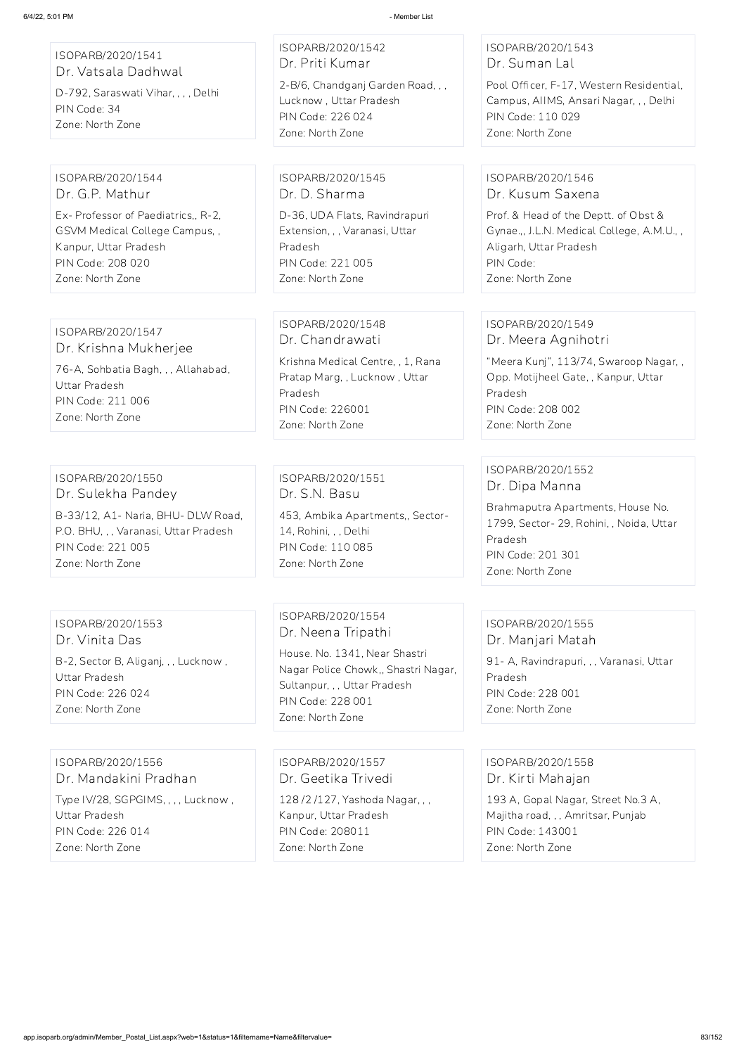ISOPARB/2020/1541
Dr. Vatsala Dadhwal
D-792, Saraswati Vihar, , , , Delhi
PIN Code: 34
Zone: North Zone

ISOPARB/2020/1542
Dr. Priti Kumar
2-B/6, Chandganj Garden Road, , , Lucknow , Uttar Pradesh
PIN Code: 226 024
Zone: North Zone

ISOPARB/2020/1543
Dr. Suman Lal
Pool Officer, F-17, Western Residential, Campus, AIIMS, Ansari Nagar, , , Delhi
PIN Code: 110 029
Zone: North Zone

ISOPARB/2020/1544
Dr. G.P. Mathur
Ex- Professor of Paediatrics,, R-2, GSVM Medical College Campus, , Kanpur, Uttar Pradesh
PIN Code: 208 020
Zone: North Zone

ISOPARB/2020/1545
Dr. D. Sharma
D-36, UDA Flats, Ravindrapuri Extension, , , Varanasi, Uttar Pradesh
PIN Code: 221 005
Zone: North Zone

ISOPARB/2020/1546
Dr. Kusum Saxena
Prof. & Head of the Deptt. of Obst & Gynae.,, J.L.N. Medical College, A.M.U., , Aligarh, Uttar Pradesh
PIN Code:
Zone: North Zone

ISOPARB/2020/1547
Dr. Krishna Mukherjee
76-A, Sohbatia Bagh, , , Allahabad, Uttar Pradesh
PIN Code: 211 006
Zone: North Zone

ISOPARB/2020/1548
Dr. Chandrawati
Krishna Medical Centre, , 1, Rana Pratap Marg, , Lucknow , Uttar Pradesh
PIN Code: 226001
Zone: North Zone

ISOPARB/2020/1549
Dr. Meera Agnihotri
"Meera Kunj", 113/74, Swaroop Nagar, , Opp. Motijheel Gate, , Kanpur, Uttar Pradesh
PIN Code: 208 002
Zone: North Zone

ISOPARB/2020/1550
Dr. Sulekha Pandey
B-33/12, A1- Naria, BHU- DLW Road, P.O. BHU, , , Varanasi, Uttar Pradesh
PIN Code: 221 005
Zone: North Zone

ISOPARB/2020/1551
Dr. S.N. Basu
453, Ambika Apartments,, Sector-14, Rohini, , , Delhi
PIN Code: 110 085
Zone: North Zone

ISOPARB/2020/1552
Dr. Dipa Manna
Brahmaputra Apartments, House No. 1799, Sector- 29, Rohini, , Noida, Uttar Pradesh
PIN Code: 201 301
Zone: North Zone

ISOPARB/2020/1553
Dr. Vinita Das
B-2, Sector B, Aliganj, , , Lucknow , Uttar Pradesh
PIN Code: 226 024
Zone: North Zone

ISOPARB/2020/1554
Dr. Neena Tripathi
House. No. 1341, Near Shastri Nagar Police Chowk,, Shastri Nagar, Sultanpur, , , Uttar Pradesh
PIN Code: 228 001
Zone: North Zone

ISOPARB/2020/1555
Dr. Manjari Matah
91- A, Ravindrapuri, , , Varanasi, Uttar Pradesh
PIN Code: 228 001
Zone: North Zone

ISOPARB/2020/1556
Dr. Mandakini Pradhan
Type IV/28, SGPGIMS, , , , Lucknow , Uttar Pradesh
PIN Code: 226 014
Zone: North Zone

ISOPARB/2020/1557
Dr. Geetika Trivedi
128 /2 /127, Yashoda Nagar, , , Kanpur, Uttar Pradesh
PIN Code: 208011
Zone: North Zone

ISOPARB/2020/1558
Dr. Kirti Mahajan
193 A, Gopal Nagar, Street No.3 A, Majitha road, , , Amritsar, Punjab
PIN Code: 143001
Zone: North Zone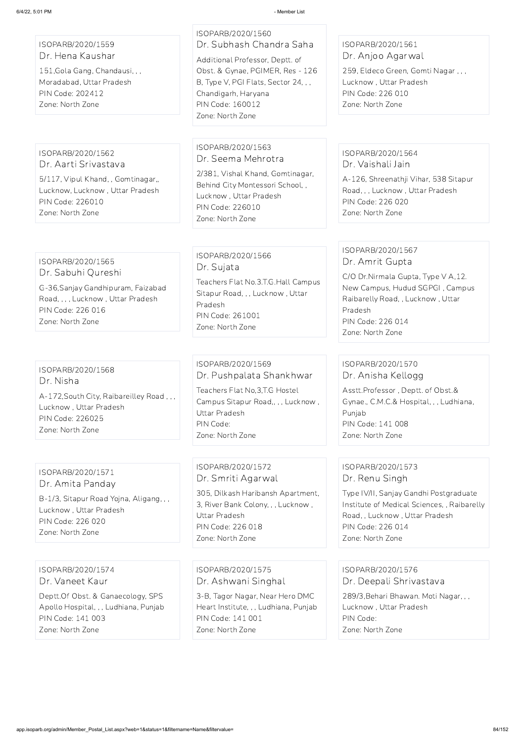ISOPARB/2020/1559
Dr. Hena Kaushar
151,Gola Gang, Chandausi, , ,
Moradabad, Uttar Pradesh
PIN Code: 202412
Zone: North Zone

ISOPARB/2020/1560
Dr. Subhash Chandra Saha
Additional Professor, Deptt. of Obst. & Gynae, PGIMER, Res - 126 B, Type V, PGI Flats, Sector 24, , , Chandigarh, Haryana
PIN Code: 160012
Zone: North Zone

ISOPARB/2020/1561
Dr. Anjoo Agarwal
259, Eldeco Green, Gomti Nagar , , ,
Lucknow , Uttar Pradesh
PIN Code: 226 010
Zone: North Zone

ISOPARB/2020/1562
Dr. Aarti Srivastava
5/117, Vipul Khand, , Gomtinagar,,
Lucknow, Lucknow , Uttar Pradesh
PIN Code: 226010
Zone: North Zone

ISOPARB/2020/1563
Dr. Seema Mehrotra
2/381, Vishal Khand, Gomtinagar, Behind City Montessori School, ,
Lucknow , Uttar Pradesh
PIN Code: 226010
Zone: North Zone

ISOPARB/2020/1564
Dr. Vaishali Jain
A-126, Shreenathji Vihar, 538 Sitapur Road, , , Lucknow , Uttar Pradesh
PIN Code: 226 020
Zone: North Zone

ISOPARB/2020/1565
Dr. Sabuhi Qureshi
G-36,Sanjay Gandhipuram, Faizabad Road, , , , Lucknow , Uttar Pradesh
PIN Code: 226 016
Zone: North Zone

ISOPARB/2020/1566
Dr. Sujata
Teachers Flat No.3.T.G.Hall Campus Sitapur Road, , , Lucknow , Uttar Pradesh
PIN Code: 261001
Zone: North Zone

ISOPARB/2020/1567
Dr. Amrit Gupta
C/O Dr.Nirmala Gupta, Type V A,12. New Campus, Hudud SGPGI , Campus Raibarelly Road, , Lucknow , Uttar Pradesh
PIN Code: 226 014
Zone: North Zone

ISOPARB/2020/1568
Dr. Nisha
A-172,South City, Raibareilley Road , , ,
Lucknow , Uttar Pradesh
PIN Code: 226025
Zone: North Zone

ISOPARB/2020/1569
Dr. Pushpalata Shankhwar
Teachers Flat No,3,T.G Hostel Campus Sitapur Road,, , , Lucknow , Uttar Pradesh
PIN Code:
Zone: North Zone

ISOPARB/2020/1570
Dr. Anisha Kellogg
Asstt.Professor , Deptt. of Obst.& Gynae., C.M.C.& Hospital, , , Ludhiana, Punjab
PIN Code: 141 008
Zone: North Zone

ISOPARB/2020/1571
Dr. Amita Panday
B-1/3, Sitapur Road Yojna, Aligang, , ,
Lucknow , Uttar Pradesh
PIN Code: 226 020
Zone: North Zone

ISOPARB/2020/1572
Dr. Smriti Agarwal
305, Dilkash Haribansh Apartment, 3, River Bank Colony, , , Lucknow , Uttar Pradesh
PIN Code: 226 018
Zone: North Zone

ISOPARB/2020/1573
Dr. Renu Singh
Type IV/II, Sanjay Gandhi Postgraduate Institute of Medical Sciences, , Raibarelly Road, , Lucknow , Uttar Pradesh
PIN Code: 226 014
Zone: North Zone

ISOPARB/2020/1574
Dr. Vaneet Kaur
Deptt.Of Obst. & Ganaecology, SPS Apollo Hospital, , , Ludhiana, Punjab
PIN Code: 141 003
Zone: North Zone

ISOPARB/2020/1575
Dr. Ashwani Singhal
3-B, Tagor Nagar, Near Hero DMC Heart Institute, , , Ludhiana, Punjab
PIN Code: 141 001
Zone: North Zone

ISOPARB/2020/1576
Dr. Deepali Shrivastava
289/3,Behari Bhawan. Moti Nagar, , ,
Lucknow , Uttar Pradesh
PIN Code:
Zone: North Zone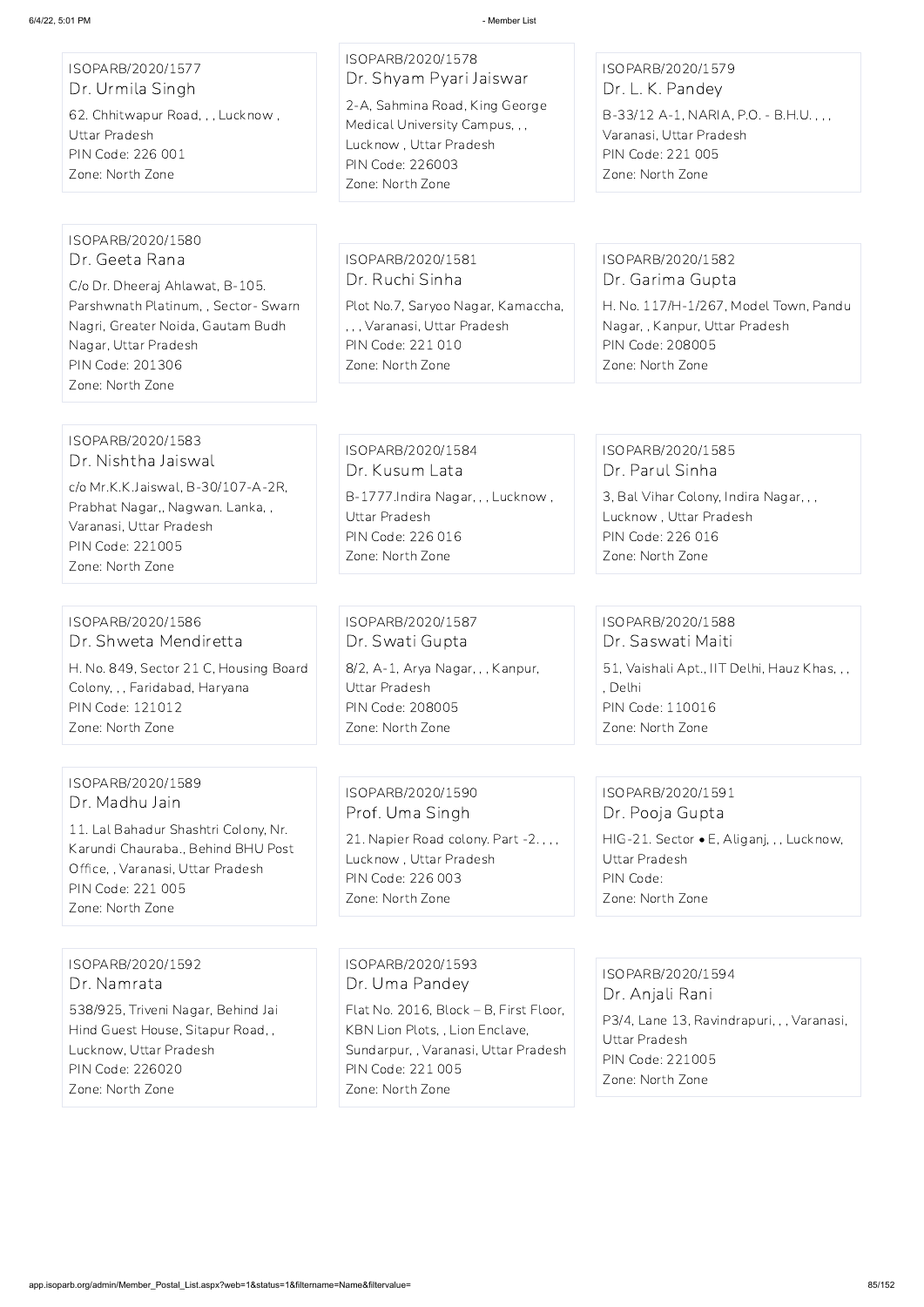ISOPARB/2020/1577
Dr. Urmila Singh
62. Chhitwapur Road, , , Lucknow , Uttar Pradesh
PIN Code: 226 001
Zone: North Zone

ISOPARB/2020/1578
Dr. Shyam Pyari Jaiswar
2-A, Sahmina Road, King George Medical University Campus, , , Lucknow , Uttar Pradesh
PIN Code: 226003
Zone: North Zone

ISOPARB/2020/1579
Dr. L. K. Pandey
B-33/12 A-1, NARIA, P.O. - B.H.U. , , , Varanasi, Uttar Pradesh
PIN Code: 221 005
Zone: North Zone

ISOPARB/2020/1580
Dr. Geeta Rana
C/o Dr. Dheeraj Ahlawat, B-105. Parshwnath Platinum, , Sector- Swarn Nagri, Greater Noida, Gautam Budh Nagar, Uttar Pradesh
PIN Code: 201306
Zone: North Zone

ISOPARB/2020/1581
Dr. Ruchi Sinha
Plot No.7, Saryoo Nagar, Kamaccha, , , , Varanasi, Uttar Pradesh
PIN Code: 221 010
Zone: North Zone

ISOPARB/2020/1582
Dr. Garima Gupta
H. No. 117/H-1/267, Model Town, Pandu Nagar, , Kanpur, Uttar Pradesh
PIN Code: 208005
Zone: North Zone

ISOPARB/2020/1583
Dr. Nishtha Jaiswal
c/o Mr.K.K.Jaiswal, B-30/107-A-2R, Prabhat Nagar,, Nagwan. Lanka, , Varanasi, Uttar Pradesh
PIN Code: 221005
Zone: North Zone

ISOPARB/2020/1584
Dr. Kusum Lata
B-1777.Indira Nagar, , , Lucknow , Uttar Pradesh
PIN Code: 226 016
Zone: North Zone

ISOPARB/2020/1585
Dr. Parul Sinha
3, Bal Vihar Colony, Indira Nagar, , , Lucknow , Uttar Pradesh
PIN Code: 226 016
Zone: North Zone

ISOPARB/2020/1586
Dr. Shweta Mendiretta
H. No. 849, Sector 21 C, Housing Board Colony, , , Faridabad, Haryana
PIN Code: 121012
Zone: North Zone

ISOPARB/2020/1587
Dr. Swati Gupta
8/2, A-1, Arya Nagar, , , Kanpur, Uttar Pradesh
PIN Code: 208005
Zone: North Zone

ISOPARB/2020/1588
Dr. Saswati Maiti
51, Vaishali Apt., IIT Delhi, Hauz Khas, , , , Delhi
PIN Code: 110016
Zone: North Zone

ISOPARB/2020/1589
Dr. Madhu Jain
11. Lal Bahadur Shashtri Colony, Nr. Karundi Chauraba., Behind BHU Post Office, , Varanasi, Uttar Pradesh
PIN Code: 221 005
Zone: North Zone

ISOPARB/2020/1590
Prof. Uma Singh
21. Napier Road colony. Part -2. , , , Lucknow , Uttar Pradesh
PIN Code: 226 003
Zone: North Zone

ISOPARB/2020/1591
Dr. Pooja Gupta
HIG-21. Sector • E, Aliganj, , , Lucknow, Uttar Pradesh
PIN Code:
Zone: North Zone

ISOPARB/2020/1592
Dr. Namrata
538/925, Triveni Nagar, Behind Jai Hind Guest House, Sitapur Road, , Lucknow, Uttar Pradesh
PIN Code: 226020
Zone: North Zone

ISOPARB/2020/1593
Dr. Uma Pandey
Flat No. 2016, Block – B, First Floor, KBN Lion Plots, , Lion Enclave, Sundarpur, , Varanasi, Uttar Pradesh
PIN Code: 221 005
Zone: North Zone

ISOPARB/2020/1594
Dr. Anjali Rani
P3/4, Lane 13, Ravindrapuri, , , Varanasi, Uttar Pradesh
PIN Code: 221005
Zone: North Zone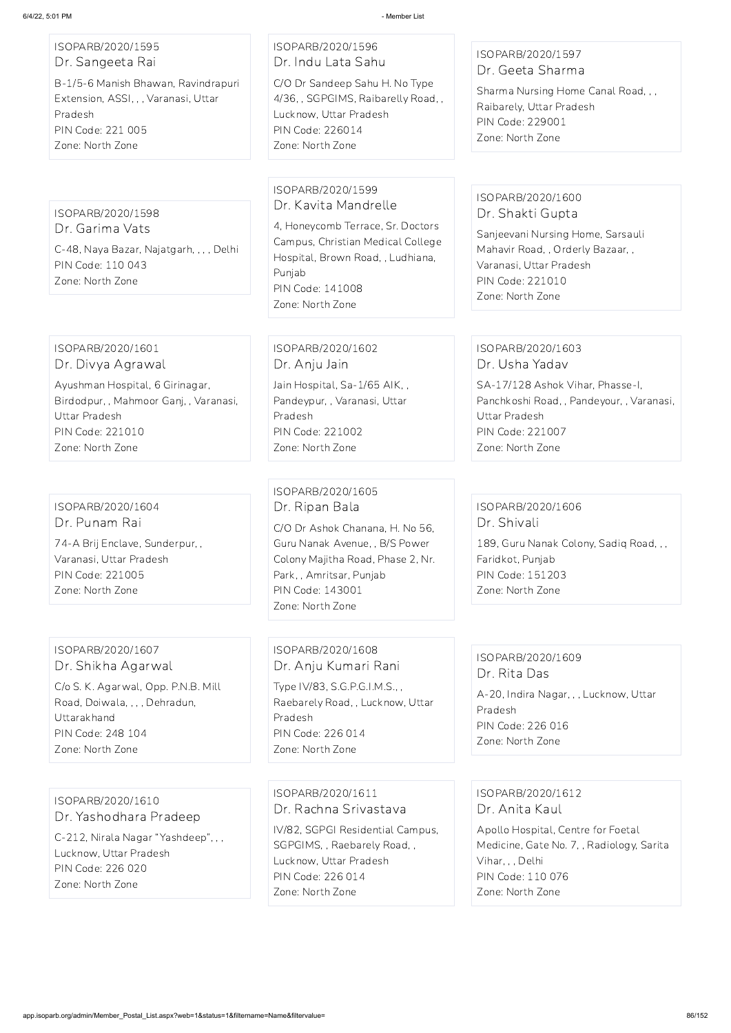ISOPARB/2020/1595
Dr. Sangeeta Rai
B-1/5-6 Manish Bhawan, Ravindrapuri Extension, ASSI, , , Varanasi, Uttar Pradesh
PIN Code: 221 005
Zone: North Zone

ISOPARB/2020/1596
Dr. Indu Lata Sahu
C/O Dr Sandeep Sahu H. No Type 4/36, , SGPGIMS, Raibarelly Road, , Lucknow, Uttar Pradesh
PIN Code: 226014
Zone: North Zone

ISOPARB/2020/1597
Dr. Geeta Sharma
Sharma Nursing Home Canal Road, , , Raibarely, Uttar Pradesh
PIN Code: 229001
Zone: North Zone

ISOPARB/2020/1598
Dr. Garima Vats
C-48, Naya Bazar, Najatgarh, , , , Delhi
PIN Code: 110 043
Zone: North Zone

ISOPARB/2020/1599
Dr. Kavita Mandrelle
4, Honeycomb Terrace, Sr. Doctors Campus, Christian Medical College Hospital, Brown Road, , Ludhiana, Punjab
PIN Code: 141008
Zone: North Zone

ISOPARB/2020/1600
Dr. Shakti Gupta
Sanjeevani Nursing Home, Sarsauli Mahavir Road, , Orderly Bazaar, , Varanasi, Uttar Pradesh
PIN Code: 221010
Zone: North Zone

ISOPARB/2020/1601
Dr. Divya Agrawal
Ayushman Hospital, 6 Girinagar, Birdodpur, , Mahmoor Ganj, , Varanasi, Uttar Pradesh
PIN Code: 221010
Zone: North Zone

ISOPARB/2020/1602
Dr. Anju Jain
Jain Hospital, Sa-1/65 AIK, , Pandeypur, , Varanasi, Uttar Pradesh
PIN Code: 221002
Zone: North Zone

ISOPARB/2020/1603
Dr. Usha Yadav
SA-17/128 Ashok Vihar, Phasse-I, Panchkoshi Road, , Pandeyour, , Varanasi, Uttar Pradesh
PIN Code: 221007
Zone: North Zone

ISOPARB/2020/1604
Dr. Punam Rai
74-A Brij Enclave, Sunderpur, , Varanasi, Uttar Pradesh
PIN Code: 221005
Zone: North Zone

ISOPARB/2020/1605
Dr. Ripan Bala
C/O Dr Ashok Chanana, H. No 56, Guru Nanak Avenue, , B/S Power Colony Majitha Road, Phase 2, Nr. Park, , Amritsar, Punjab
PIN Code: 143001
Zone: North Zone

ISOPARB/2020/1606
Dr. Shivali
189, Guru Nanak Colony, Sadiq Road, , , Faridkot, Punjab
PIN Code: 151203
Zone: North Zone

ISOPARB/2020/1607
Dr. Shikha Agarwal
C/o S. K. Agarwal, Opp. P.N.B. Mill Road, Doiwala, , , , Dehradun, Uttarakhand
PIN Code: 248 104
Zone: North Zone

ISOPARB/2020/1608
Dr. Anju Kumari Rani
Type IV/83, S.G.P.G.I.M.S., , Raebarely Road, , Lucknow, Uttar Pradesh
PIN Code: 226 014
Zone: North Zone

ISOPARB/2020/1609
Dr. Rita Das
A-20, Indira Nagar, , , Lucknow, Uttar Pradesh
PIN Code: 226 016
Zone: North Zone

ISOPARB/2020/1610
Dr. Yashodhara Pradeep
C-212, Nirala Nagar "Yashdeep", , , Lucknow, Uttar Pradesh
PIN Code: 226 020
Zone: North Zone

ISOPARB/2020/1611
Dr. Rachna Srivastava
IV/82, SGPGI Residential Campus, SGPGIMS, , Raebarely Road, , Lucknow, Uttar Pradesh
PIN Code: 226 014
Zone: North Zone

ISOPARB/2020/1612
Dr. Anita Kaul
Apollo Hospital, Centre for Foetal Medicine, Gate No. 7, , Radiology, Sarita Vihar, , , Delhi
PIN Code: 110 076
Zone: North Zone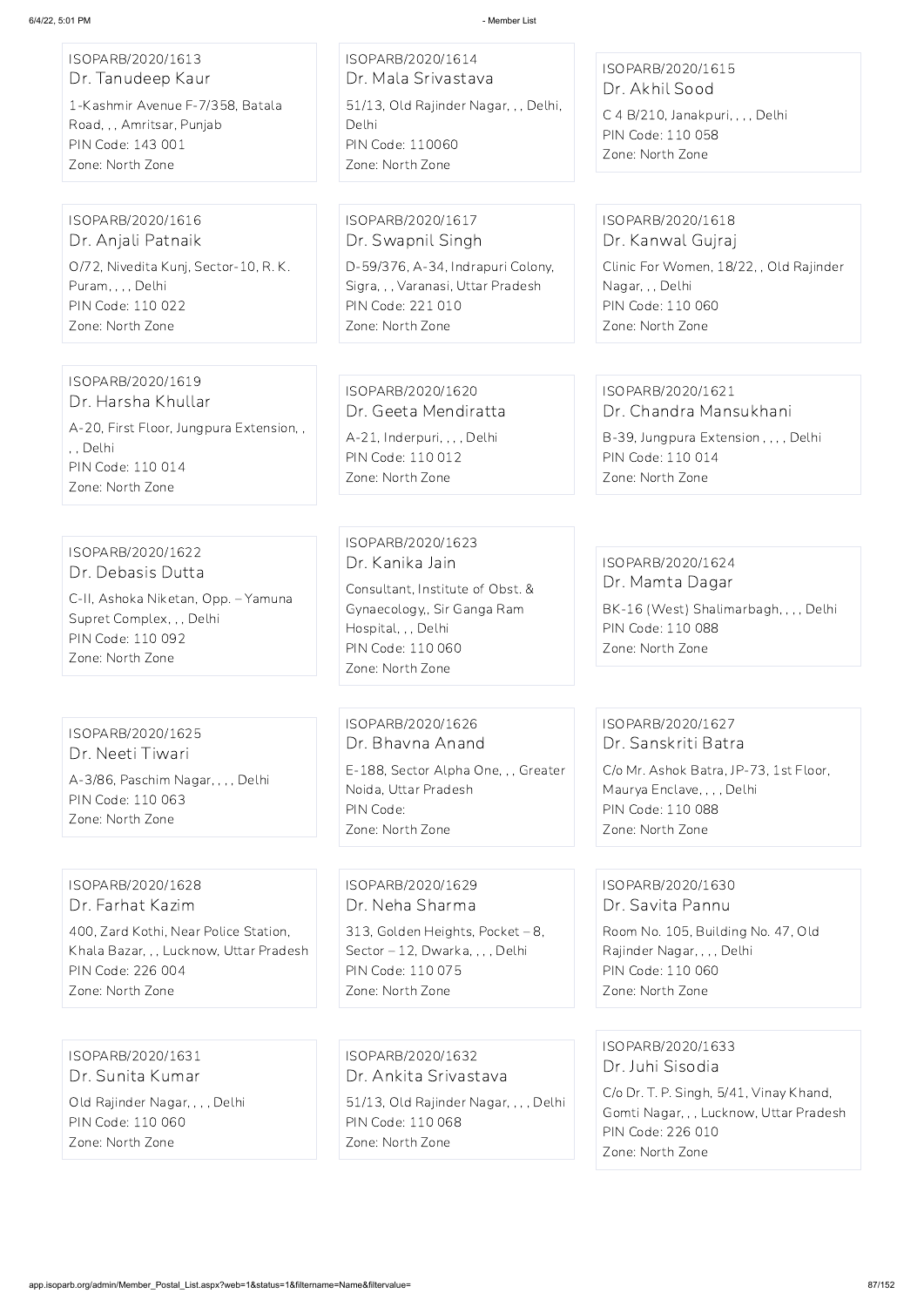ISOPARB/2020/1613
Dr. Tanudeep Kaur
1-Kashmir Avenue F-7/358, Batala Road, , , Amritsar, Punjab
PIN Code: 143 001
Zone: North Zone

ISOPARB/2020/1614
Dr. Mala Srivastava
51/13, Old Rajinder Nagar, , , Delhi, Delhi
PIN Code: 110060
Zone: North Zone

ISOPARB/2020/1615
Dr. Akhil Sood
C 4 B/210, Janakpuri, , , , Delhi
PIN Code: 110 058
Zone: North Zone

ISOPARB/2020/1616
Dr. Anjali Patnaik
O/72, Nivedita Kunj, Sector-10, R. K. Puram, , , , Delhi
PIN Code: 110 022
Zone: North Zone

ISOPARB/2020/1617
Dr. Swapnil Singh
D-59/376, A-34, Indrapuri Colony, Sigra, , , Varanasi, Uttar Pradesh
PIN Code: 221 010
Zone: North Zone

ISOPARB/2020/1618
Dr. Kanwal Gujraj
Clinic For Women, 18/22, , Old Rajinder Nagar, , , Delhi
PIN Code: 110 060
Zone: North Zone

ISOPARB/2020/1619
Dr. Harsha Khullar
A-20, First Floor, Jungpura Extension, , , , Delhi
PIN Code: 110 014
Zone: North Zone

ISOPARB/2020/1620
Dr. Geeta Mendiratta
A-21, Inderpuri, , , , Delhi
PIN Code: 110 012
Zone: North Zone

ISOPARB/2020/1621
Dr. Chandra Mansukhani
B-39, Jungpura Extension , , , , Delhi
PIN Code: 110 014
Zone: North Zone

ISOPARB/2020/1622
Dr. Debasis Dutta
C-II, Ashoka Niketan, Opp. – Yamuna Supret Complex, , , Delhi
PIN Code: 110 092
Zone: North Zone

ISOPARB/2020/1623
Dr. Kanika Jain
Consultant, Institute of Obst. & Gynaecology,, Sir Ganga Ram Hospital, , , Delhi
PIN Code: 110 060
Zone: North Zone

ISOPARB/2020/1624
Dr. Mamta Dagar
BK-16 (West) Shalimarbagh, , , , Delhi
PIN Code: 110 088
Zone: North Zone

ISOPARB/2020/1625
Dr. Neeti Tiwari
A-3/86, Paschim Nagar, , , , Delhi
PIN Code: 110 063
Zone: North Zone

ISOPARB/2020/1626
Dr. Bhavna Anand
E-188, Sector Alpha One, , , Greater Noida, Uttar Pradesh
PIN Code:
Zone: North Zone

ISOPARB/2020/1627
Dr. Sanskriti Batra
C/o Mr. Ashok Batra, JP-73, 1st Floor, Maurya Enclave, , , , Delhi
PIN Code: 110 088
Zone: North Zone

ISOPARB/2020/1628
Dr. Farhat Kazim
400, Zard Kothi, Near Police Station, Khala Bazar, , , Lucknow, Uttar Pradesh
PIN Code: 226 004
Zone: North Zone

ISOPARB/2020/1629
Dr. Neha Sharma
313, Golden Heights, Pocket – 8, Sector – 12, Dwarka, , , , Delhi
PIN Code: 110 075
Zone: North Zone

ISOPARB/2020/1630
Dr. Savita Pannu
Room No. 105, Building No. 47, Old Rajinder Nagar, , , , Delhi
PIN Code: 110 060
Zone: North Zone

ISOPARB/2020/1631
Dr. Sunita Kumar
Old Rajinder Nagar, , , , Delhi
PIN Code: 110 060
Zone: North Zone

ISOPARB/2020/1632
Dr. Ankita Srivastava
51/13, Old Rajinder Nagar, , , , Delhi
PIN Code: 110 068
Zone: North Zone

ISOPARB/2020/1633
Dr. Juhi Sisodia
C/o Dr. T. P. Singh, 5/41, Vinay Khand, Gomti Nagar, , , Lucknow, Uttar Pradesh
PIN Code: 226 010
Zone: North Zone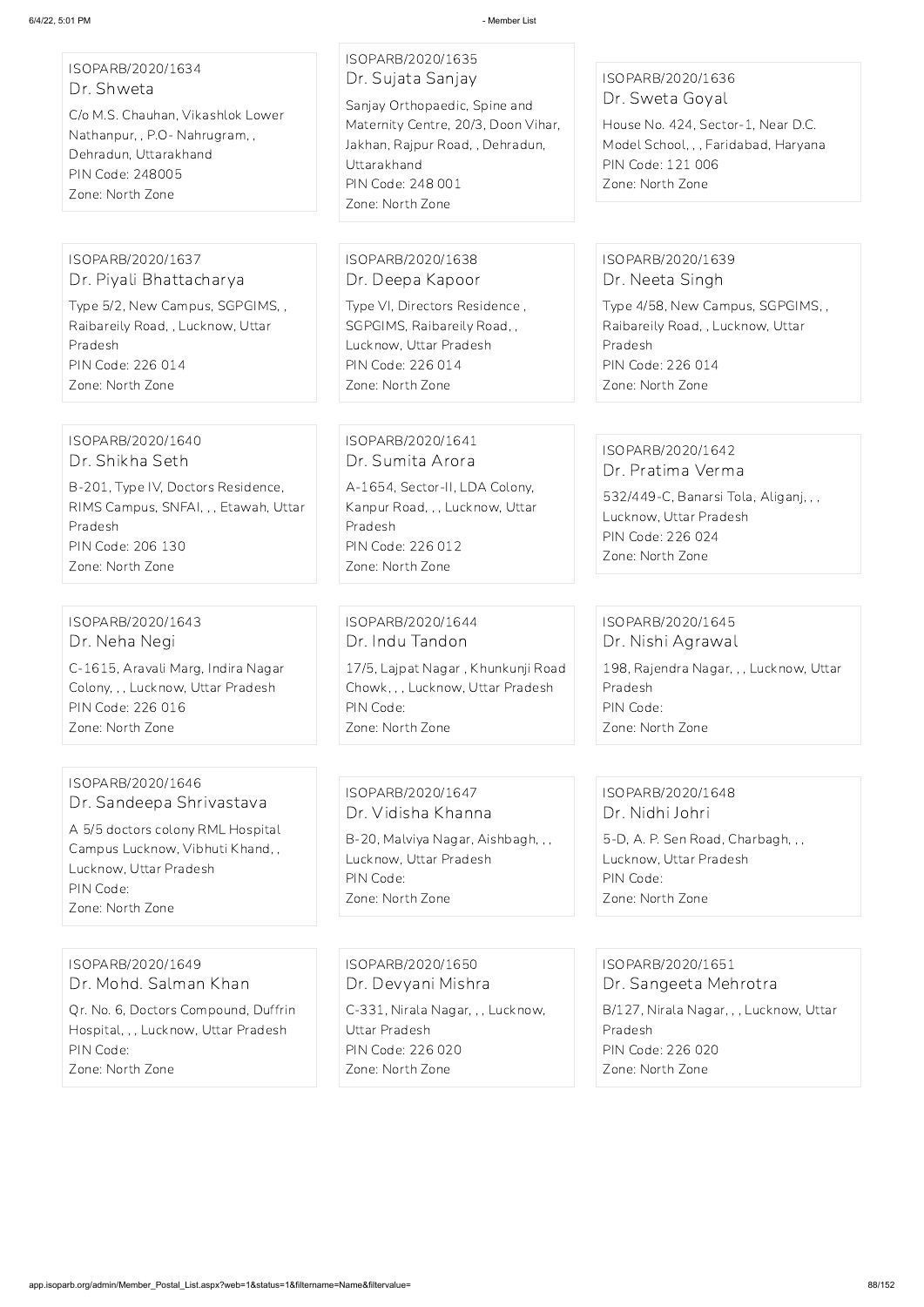ISOPARB/2020/1634
Dr. Shweta
C/o M.S. Chauhan, Vikashlok Lower Nathanpur, , P.O- Nahrugram, , Dehradun, Uttarakhand
PIN Code: 248005
Zone: North Zone

ISOPARB/2020/1635
Dr. Sujata Sanjay
Sanjay Orthopaedic, Spine and Maternity Centre, 20/3, Doon Vihar, Jakhan, Rajpur Road, , Dehradun, Uttarakhand
PIN Code: 248 001
Zone: North Zone

ISOPARB/2020/1636
Dr. Sweta Goyal
House No. 424, Sector-1, Near D.C. Model School, , , Faridabad, Haryana
PIN Code: 121 006
Zone: North Zone

ISOPARB/2020/1637
Dr. Piyali Bhattacharya
Type 5/2, New Campus, SGPGIMS, , Raibareily Road, , Lucknow, Uttar Pradesh
PIN Code: 226 014
Zone: North Zone

ISOPARB/2020/1638
Dr. Deepa Kapoor
Type VI, Directors Residence , SGPGIMS, Raibareily Road, , Lucknow, Uttar Pradesh
PIN Code: 226 014
Zone: North Zone

ISOPARB/2020/1639
Dr. Neeta Singh
Type 4/58, New Campus, SGPGIMS, , Raibareily Road, , Lucknow, Uttar Pradesh
PIN Code: 226 014
Zone: North Zone

ISOPARB/2020/1640
Dr. Shikha Seth
B-201, Type IV, Doctors Residence, RIMS Campus, SNFAI, , , Etawah, Uttar Pradesh
PIN Code: 206 130
Zone: North Zone

ISOPARB/2020/1641
Dr. Sumita Arora
A-1654, Sector-II, LDA Colony, Kanpur Road, , , Lucknow, Uttar Pradesh
PIN Code: 226 012
Zone: North Zone

ISOPARB/2020/1642
Dr. Pratima Verma
532/449-C, Banarsi Tola, Aliganj, , , Lucknow, Uttar Pradesh
PIN Code: 226 024
Zone: North Zone

ISOPARB/2020/1643
Dr. Neha Negi
C-1615, Aravali Marg, Indira Nagar Colony, , , Lucknow, Uttar Pradesh
PIN Code: 226 016
Zone: North Zone

ISOPARB/2020/1644
Dr. Indu Tandon
17/5, Lajpat Nagar , Khunkunji Road Chowk, , , Lucknow, Uttar Pradesh
PIN Code:
Zone: North Zone

ISOPARB/2020/1645
Dr. Nishi Agrawal
198, Rajendra Nagar, , , Lucknow, Uttar Pradesh
PIN Code:
Zone: North Zone

ISOPARB/2020/1646
Dr. Sandeepa Shrivastava
A 5/5 doctors colony RML Hospital Campus Lucknow, Vibhuti Khand, , Lucknow, Uttar Pradesh
PIN Code:
Zone: North Zone

ISOPARB/2020/1647
Dr. Vidisha Khanna
B-20, Malviya Nagar, Aishbagh, , , Lucknow, Uttar Pradesh
PIN Code:
Zone: North Zone

ISOPARB/2020/1648
Dr. Nidhi Johri
5-D, A. P. Sen Road, Charbagh, , , Lucknow, Uttar Pradesh
PIN Code:
Zone: North Zone

ISOPARB/2020/1649
Dr. Mohd. Salman Khan
Qr. No. 6, Doctors Compound, Duffrin Hospital, , , Lucknow, Uttar Pradesh
PIN Code:
Zone: North Zone

ISOPARB/2020/1650
Dr. Devyani Mishra
C-331, Nirala Nagar, , , Lucknow, Uttar Pradesh
PIN Code: 226 020
Zone: North Zone

ISOPARB/2020/1651
Dr. Sangeeta Mehrotra
B/127, Nirala Nagar, , , Lucknow, Uttar Pradesh
PIN Code: 226 020
Zone: North Zone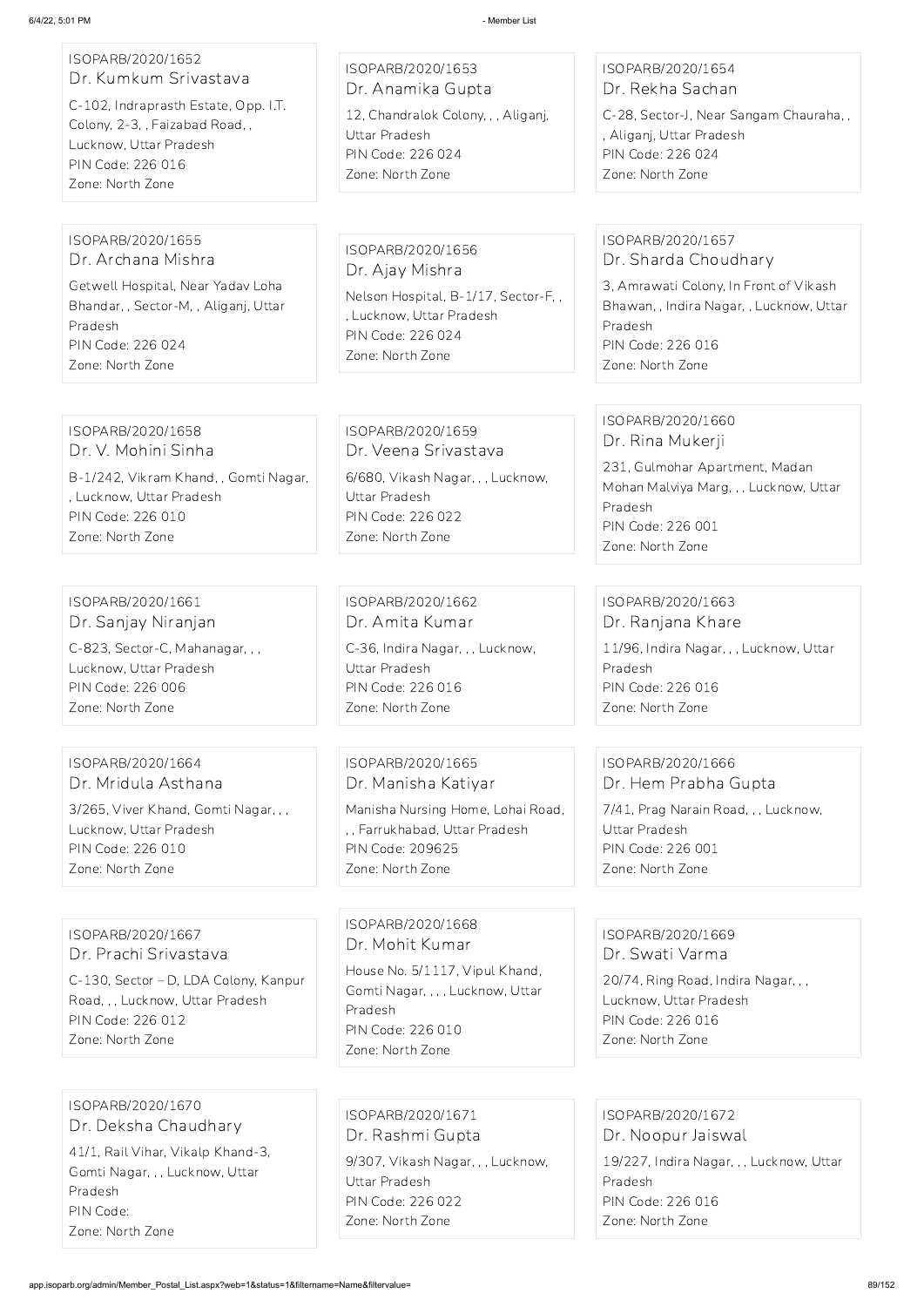ISOPARB/2020/1652
Dr. Kumkum Srivastava
C-102, Indraprasth Estate, Opp. I.T. Colony, 2-3, , Faizabad Road, , Lucknow, Uttar Pradesh
PIN Code: 226 016
Zone: North Zone

ISOPARB/2020/1653
Dr. Anamika Gupta
12, Chandralok Colony, , , Aliganj, Uttar Pradesh
PIN Code: 226 024
Zone: North Zone

ISOPARB/2020/1654
Dr. Rekha Sachan
C-28, Sector-J, Near Sangam Chauraha, , , Aliganj, Uttar Pradesh
PIN Code: 226 024
Zone: North Zone

ISOPARB/2020/1655
Dr. Archana Mishra
Getwell Hospital, Near Yadav Loha Bhandar, , Sector-M, , Aliganj, Uttar Pradesh
PIN Code: 226 024
Zone: North Zone

ISOPARB/2020/1656
Dr. Ajay Mishra
Nelson Hospital, B-1/17, Sector-F, , , Lucknow, Uttar Pradesh
PIN Code: 226 024
Zone: North Zone

ISOPARB/2020/1657
Dr. Sharda Choudhary
3, Amrawati Colony, In Front of Vikash Bhawan, , Indira Nagar, , Lucknow, Uttar Pradesh
PIN Code: 226 016
Zone: North Zone

ISOPARB/2020/1658
Dr. V. Mohini Sinha
B-1/242, Vikram Khand, , Gomti Nagar, , Lucknow, Uttar Pradesh
PIN Code: 226 010
Zone: North Zone

ISOPARB/2020/1659
Dr. Veena Srivastava
6/680, Vikash Nagar, , , Lucknow, Uttar Pradesh
PIN Code: 226 022
Zone: North Zone

ISOPARB/2020/1660
Dr. Rina Mukerji
231, Gulmohar Apartment, Madan Mohan Malviya Marg, , , Lucknow, Uttar Pradesh
PIN Code: 226 001
Zone: North Zone

ISOPARB/2020/1661
Dr. Sanjay Niranjan
C-823, Sector-C, Mahanagar, , , Lucknow, Uttar Pradesh
PIN Code: 226 006
Zone: North Zone

ISOPARB/2020/1662
Dr. Amita Kumar
C-36, Indira Nagar, , , Lucknow, Uttar Pradesh
PIN Code: 226 016
Zone: North Zone

ISOPARB/2020/1663
Dr. Ranjana Khare
11/96, Indira Nagar, , , Lucknow, Uttar Pradesh
PIN Code: 226 016
Zone: North Zone

ISOPARB/2020/1664
Dr. Mridula Asthana
3/265, Viver Khand, Gomti Nagar, , , Lucknow, Uttar Pradesh
PIN Code: 226 010
Zone: North Zone

ISOPARB/2020/1665
Dr. Manisha Katiyar
Manisha Nursing Home, Lohai Road, , , Farrukhabad, Uttar Pradesh
PIN Code: 209625
Zone: North Zone

ISOPARB/2020/1666
Dr. Hem Prabha Gupta
7/41, Prag Narain Road, , , Lucknow, Uttar Pradesh
PIN Code: 226 001
Zone: North Zone

ISOPARB/2020/1667
Dr. Prachi Srivastava
C-130, Sector – D, LDA Colony, Kanpur Road, , , Lucknow, Uttar Pradesh
PIN Code: 226 012
Zone: North Zone

ISOPARB/2020/1668
Dr. Mohit Kumar
House No. 5/1117, Vipul Khand, Gomti Nagar, , , , Lucknow, Uttar Pradesh
PIN Code: 226 010
Zone: North Zone

ISOPARB/2020/1669
Dr. Swati Varma
20/74, Ring Road, Indira Nagar, , , Lucknow, Uttar Pradesh
PIN Code: 226 016
Zone: North Zone

ISOPARB/2020/1670
Dr. Deksha Chaudhary
41/1, Rail Vihar, Vikalp Khand-3, Gomti Nagar, , , Lucknow, Uttar Pradesh
PIN Code:
Zone: North Zone

ISOPARB/2020/1671
Dr. Rashmi Gupta
9/307, Vikash Nagar, , , Lucknow, Uttar Pradesh
PIN Code: 226 022
Zone: North Zone

ISOPARB/2020/1672
Dr. Noopur Jaiswal
19/227, Indira Nagar, , , Lucknow, Uttar Pradesh
PIN Code: 226 016
Zone: North Zone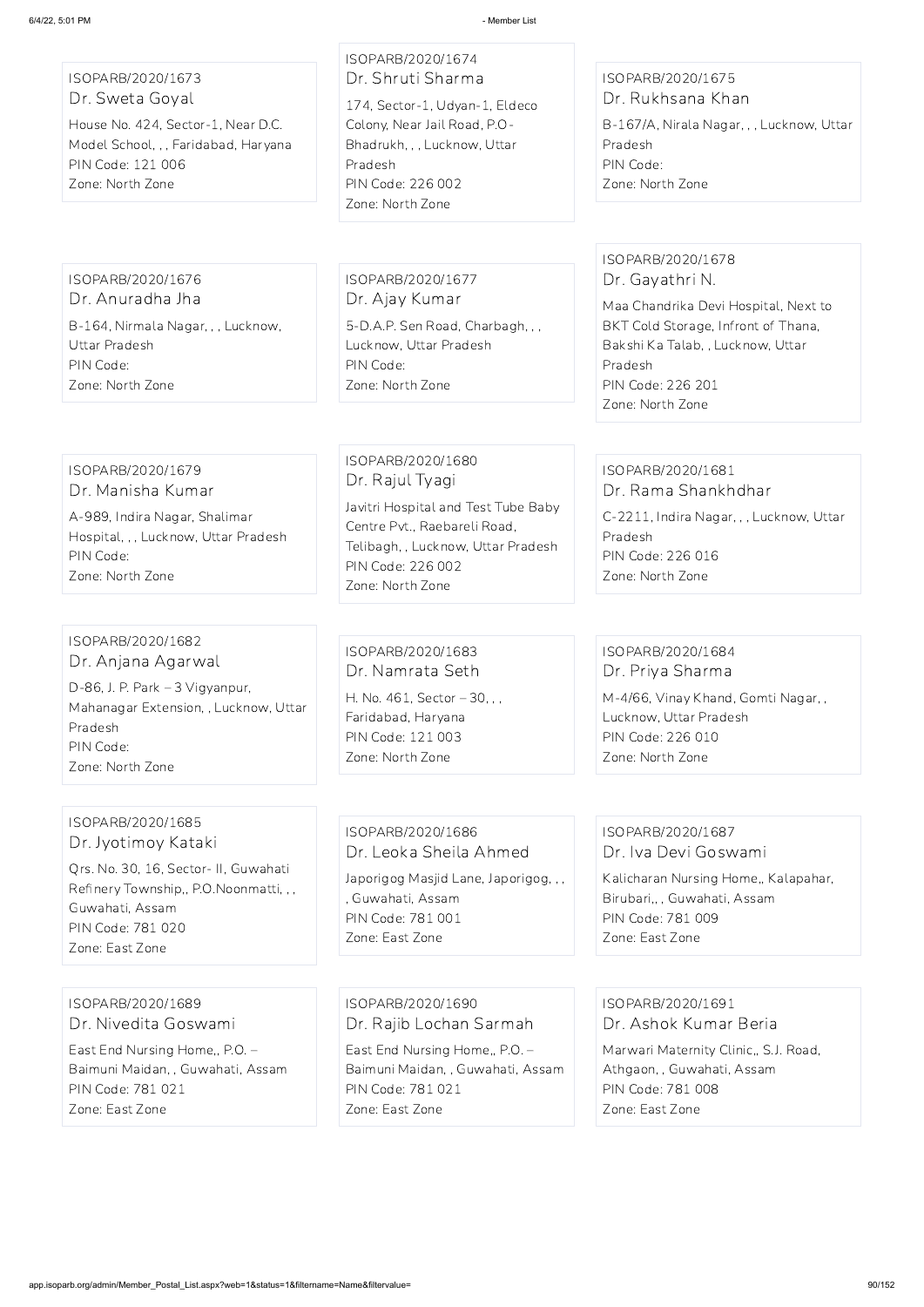ISOPARB/2020/1673
Dr. Sweta Goyal
House No. 424, Sector-1, Near D.C. Model School, , , Faridabad, Haryana
PIN Code: 121 006
Zone: North Zone

ISOPARB/2020/1674
Dr. Shruti Sharma
174, Sector-1, Udyan-1, Eldeco Colony, Near Jail Road, P.O- Bhadrukh, , , Lucknow, Uttar Pradesh
PIN Code: 226 002
Zone: North Zone

ISOPARB/2020/1675
Dr. Rukhsana Khan
B-167/A, Nirala Nagar, , , Lucknow, Uttar Pradesh
PIN Code:
Zone: North Zone

ISOPARB/2020/1676
Dr. Anuradha Jha
B-164, Nirmala Nagar, , , Lucknow, Uttar Pradesh
PIN Code:
Zone: North Zone

ISOPARB/2020/1677
Dr. Ajay Kumar
5-D.A.P. Sen Road, Charbagh, , , Lucknow, Uttar Pradesh
PIN Code:
Zone: North Zone

ISOPARB/2020/1678
Dr. Gayathri N.
Maa Chandrika Devi Hospital, Next to BKT Cold Storage, Infront of Thana, Bakshi Ka Talab, , Lucknow, Uttar Pradesh
PIN Code: 226 201
Zone: North Zone

ISOPARB/2020/1679
Dr. Manisha Kumar
A-989, Indira Nagar, Shalimar Hospital, , , Lucknow, Uttar Pradesh
PIN Code:
Zone: North Zone

ISOPARB/2020/1680
Dr. Rajul Tyagi
Javitri Hospital and Test Tube Baby Centre Pvt., Raebareli Road, Telibagh, , Lucknow, Uttar Pradesh
PIN Code: 226 002
Zone: North Zone

ISOPARB/2020/1681
Dr. Rama Shankhdhar
C-2211, Indira Nagar, , , Lucknow, Uttar Pradesh
PIN Code: 226 016
Zone: North Zone

ISOPARB/2020/1682
Dr. Anjana Agarwal
D-86, J. P. Park – 3 Vigyanpur, Mahanagar Extension, , Lucknow, Uttar Pradesh
PIN Code:
Zone: North Zone

ISOPARB/2020/1683
Dr. Namrata Seth
H. No. 461, Sector – 30, , , Faridabad, Haryana
PIN Code: 121 003
Zone: North Zone

ISOPARB/2020/1684
Dr. Priya Sharma
M-4/66, Vinay Khand, Gomti Nagar, , Lucknow, Uttar Pradesh
PIN Code: 226 010
Zone: North Zone

ISOPARB/2020/1685
Dr. Jyotimoy Kataki
Qrs. No. 30, 16, Sector- II, Guwahati Refinery Township,, P.O.Noonmatti, , , Guwahati, Assam
PIN Code: 781 020
Zone: East Zone

ISOPARB/2020/1686
Dr. Leoka Sheila Ahmed
Japorigog Masjid Lane, Japorigog, , , , Guwahati, Assam
PIN Code: 781 001
Zone: East Zone

ISOPARB/2020/1687
Dr. Iva Devi Goswami
Kalicharan Nursing Home,, Kalapahar, Birubari,, , Guwahati, Assam
PIN Code: 781 009
Zone: East Zone

ISOPARB/2020/1689
Dr. Nivedita Goswami
East End Nursing Home,, P.O. – Baimuni Maidan, , Guwahati, Assam
PIN Code: 781 021
Zone: East Zone

ISOPARB/2020/1690
Dr. Rajib Lochan Sarmah
East End Nursing Home,, P.O. – Baimuni Maidan, , Guwahati, Assam
PIN Code: 781 021
Zone: East Zone

ISOPARB/2020/1691
Dr. Ashok Kumar Beria
Marwari Maternity Clinic,, S.J. Road, Athgaon, , Guwahati, Assam
PIN Code: 781 008
Zone: East Zone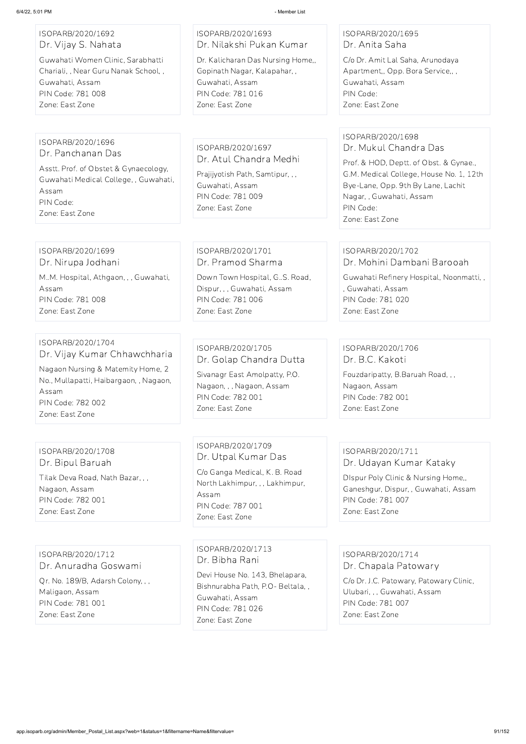ISOPARB/2020/1692
### Dr. Vijay S. Nahata
Guwahati Women Clinic, Sarabhatti Chariali, , Near Guru Nanak School, , Guwahati, Assam
PIN Code: 781 008
Zone: East Zone

ISOPARB/2020/1693
### Dr. Nilakshi Pukan Kumar
Dr. Kalicharan Das Nursing Home,, Gopinath Nagar, Kalapahar, , Guwahati, Assam
PIN Code: 781 016
Zone: East Zone

ISOPARB/2020/1695
### Dr. Anita Saha
C/o Dr. Amit Lal Saha, Arunodaya Apartment,, Opp. Bora Service,, , Guwahati, Assam
PIN Code:
Zone: East Zone

ISOPARB/2020/1696
### Dr. Panchanan Das
Asstt. Prof. of Obstet & Gynaecology, Guwahati Medical College, , Guwahati, Assam
PIN Code:
Zone: East Zone

ISOPARB/2020/1697
### Dr. Atul Chandra Medhi
Prajijyotish Path, Samtipur, , , Guwahati, Assam
PIN Code: 781 009
Zone: East Zone

ISOPARB/2020/1698
### Dr. Mukul Chandra Das
Prof. & HOD, Deptt. of Obst. & Gynae., G.M. Medical College, House No. 1, 12th Bye-Lane, Opp. 9th By Lane, Lachit Nagar, , Guwahati, Assam
PIN Code:
Zone: East Zone

ISOPARB/2020/1699
### Dr. Nirupa Jodhani
M..M. Hospital, Athgaon, , , Guwahati, Assam
PIN Code: 781 008
Zone: East Zone

ISOPARB/2020/1701
### Dr. Pramod Sharma
Down Town Hospital, G..S. Road, Dispur, , , Guwahati, Assam
PIN Code: 781 006
Zone: East Zone

ISOPARB/2020/1702
### Dr. Mohini Dambani Barooah
Guwahati Refinery Hospital, Noonmatti, , , Guwahati, Assam
PIN Code: 781 020
Zone: East Zone

ISOPARB/2020/1704
### Dr. Vijay Kumar Chhawchharia
Nagaon Nursing & Matemity Home, 2 No., Mullapatti, Haibargaon, , Nagaon, Assam
PIN Code: 782 002
Zone: East Zone

ISOPARB/2020/1705
### Dr. Golap Chandra Dutta
Sivanagr East Amolpatty, P.O. Nagaon, , , Nagaon, Assam
PIN Code: 782 001
Zone: East Zone

ISOPARB/2020/1706
### Dr. B.C. Kakoti
Fouzdaripatty, B.Baruah Road, , , Nagaon, Assam
PIN Code: 782 001
Zone: East Zone

ISOPARB/2020/1708
### Dr. Bipul Baruah
Tilak Deva Road, Nath Bazar, , , Nagaon, Assam
PIN Code: 782 001
Zone: East Zone

ISOPARB/2020/1709
### Dr. Utpal Kumar Das
C/o Ganga Medical, K. B. Road North Lakhimpur, , , Lakhimpur, Assam
PIN Code: 787 001
Zone: East Zone

ISOPARB/2020/1711
### Dr. Udayan Kumar Kataky
DIspur Poly Clinic & Nursing Home,, Ganeshgur, Dispur, , Guwahati, Assam
PIN Code: 781 007
Zone: East Zone

ISOPARB/2020/1712
### Dr. Anuradha Goswami
Qr. No. 189/B, Adarsh Colony, , , Maligaon, Assam
PIN Code: 781 001
Zone: East Zone

ISOPARB/2020/1713
### Dr. Bibha Rani
Devi House No. 143, Bhelapara, Bishnurabha Path, P.O- Beltala, , Guwahati, Assam
PIN Code: 781 026
Zone: East Zone

ISOPARB/2020/1714
### Dr. Chapala Patowary
C/o Dr. J.C. Patowary, Patowary Clinic, Ulubari, , , Guwahati, Assam
PIN Code: 781 007
Zone: East Zone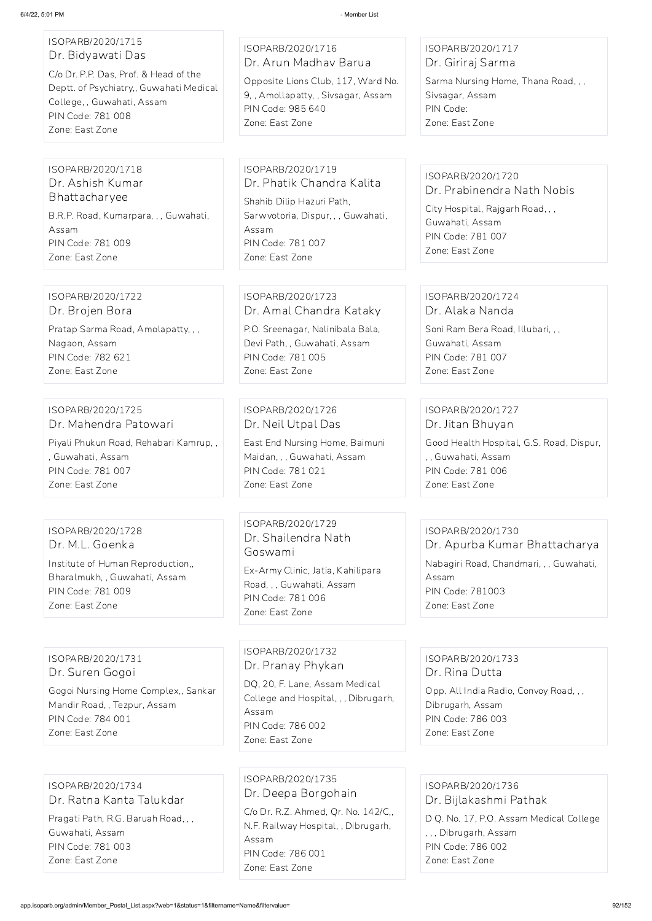ISOPARB/2020/1715
Dr. Bidyawati Das
C/o Dr. P.P. Das, Prof. & Head of the Deptt. of Psychiatry,, Guwahati Medical College, , Guwahati, Assam
PIN Code: 781 008
Zone: East Zone

ISOPARB/2020/1716
Dr. Arun Madhav Barua
Opposite Lions Club, 117, Ward No. 9, , Amollapatty, , Sivsagar, Assam
PIN Code: 985 640
Zone: East Zone

ISOPARB/2020/1717
Dr. Giriraj Sarma
Sarma Nursing Home, Thana Road, , , Sivsagar, Assam
PIN Code:
Zone: East Zone

ISOPARB/2020/1718
Dr. Ashish Kumar Bhattacharyee
B.R.P. Road, Kumarpara, , , Guwahati, Assam
PIN Code: 781 009
Zone: East Zone

ISOPARB/2020/1719
Dr. Phatik Chandra Kalita
Shahib Dilip Hazuri Path, Sarwvotoria, Dispur, , , Guwahati, Assam
PIN Code: 781 007
Zone: East Zone

ISOPARB/2020/1720
Dr. Prabinendra Nath Nobis
City Hospital, Rajgarh Road, , , Guwahati, Assam
PIN Code: 781 007
Zone: East Zone

ISOPARB/2020/1722
Dr. Brojen Bora
Pratap Sarma Road, Amolapatty, , , Nagaon, Assam
PIN Code: 782 621
Zone: East Zone

ISOPARB/2020/1723
Dr. Amal Chandra Kataky
P.O. Sreenagar, Nalinibala Bala, Devi Path, , Guwahati, Assam
PIN Code: 781 005
Zone: East Zone

ISOPARB/2020/1724
Dr. Alaka Nanda
Soni Ram Bera Road, Illubari, , , Guwahati, Assam
PIN Code: 781 007
Zone: East Zone

ISOPARB/2020/1725
Dr. Mahendra Patowari
Piyali Phukun Road, Rehabari Kamrup, , , Guwahati, Assam
PIN Code: 781 007
Zone: East Zone

ISOPARB/2020/1726
Dr. Neil Utpal Das
East End Nursing Home, Baimuni Maidan, , , Guwahati, Assam
PIN Code: 781 021
Zone: East Zone

ISOPARB/2020/1727
Dr. Jitan Bhuyan
Good Health Hospital, G.S. Road, Dispur, , , Guwahati, Assam
PIN Code: 781 006
Zone: East Zone

ISOPARB/2020/1728
Dr. M.L. Goenka
Institute of Human Reproduction,, Bharalmukh, , Guwahati, Assam
PIN Code: 781 009
Zone: East Zone

ISOPARB/2020/1729
Dr. Shailendra Nath Goswami
Ex-Army Clinic, Jatia, Kahilipara Road, , , Guwahati, Assam
PIN Code: 781 006
Zone: East Zone

ISOPARB/2020/1730
Dr. Apurba Kumar Bhattacharya
Nabagiri Road, Chandmari, , , Guwahati, Assam
PIN Code: 781003
Zone: East Zone

ISOPARB/2020/1731
Dr. Suren Gogoi
Gogoi Nursing Home Complex,, Sankar Mandir Road, , Tezpur, Assam
PIN Code: 784 001
Zone: East Zone

ISOPARB/2020/1732
Dr. Pranay Phykan
DQ, 20, F. Lane, Assam Medical College and Hospital, , , Dibrugarh, Assam
PIN Code: 786 002
Zone: East Zone

ISOPARB/2020/1733
Dr. Rina Dutta
Opp. All India Radio, Convoy Road, , , Dibrugarh, Assam
PIN Code: 786 003
Zone: East Zone

ISOPARB/2020/1734
Dr. Ratna Kanta Talukdar
Pragati Path, R.G. Baruah Road, , , Guwahati, Assam
PIN Code: 781 003
Zone: East Zone

ISOPARB/2020/1735
Dr. Deepa Borgohain
C/o Dr. R.Z. Ahmed, Qr. No. 142/C,, N.F. Railway Hospital, , Dibrugarh, Assam
PIN Code: 786 001
Zone: East Zone

ISOPARB/2020/1736
Dr. Bijlakashmi Pathak
D Q. No. 17, P.O. Assam Medical College , , , Dibrugarh, Assam
PIN Code: 786 002
Zone: East Zone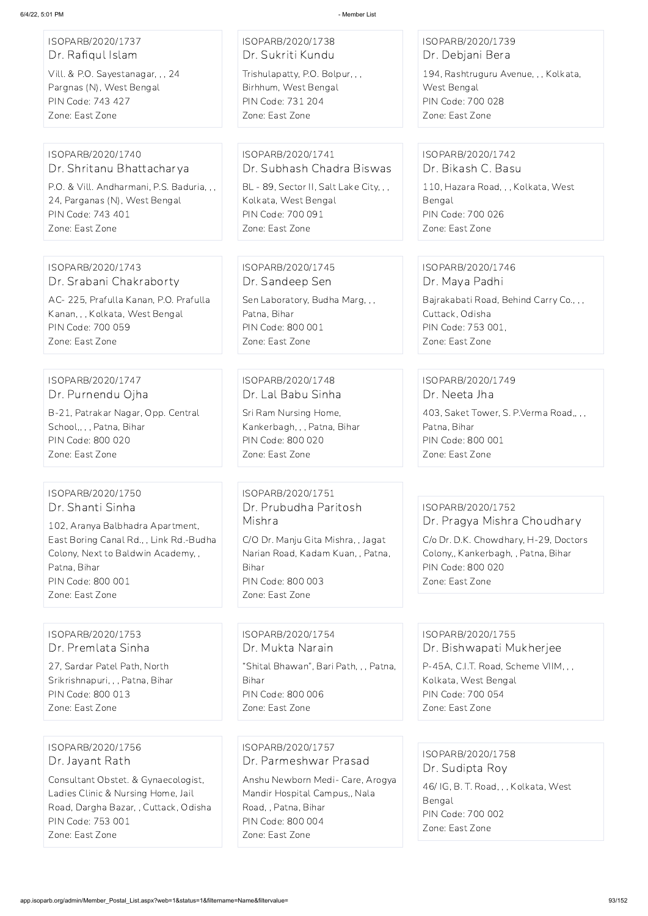ISOPARB/2020/1737
Dr. Rafiqul Islam
Vill. & P.O. Sayestanagar, , , 24 Pargnas (N), West Bengal
PIN Code: 743 427
Zone: East Zone

ISOPARB/2020/1738
Dr. Sukriti Kundu
Trishulapatty, P.O. Bolpur, , , Birhhum, West Bengal
PIN Code: 731 204
Zone: East Zone

ISOPARB/2020/1739
Dr. Debjani Bera
194, Rashtruguru Avenue, , , Kolkata, West Bengal
PIN Code: 700 028
Zone: East Zone

ISOPARB/2020/1740
Dr. Shritanu Bhattacharya
P.O. & Vill. Andharmani, P.S. Baduria, , , 24, Parganas (N), West Bengal
PIN Code: 743 401
Zone: East Zone

ISOPARB/2020/1741
Dr. Subhash Chadra Biswas
BL - 89, Sector II, Salt Lake City, , , Kolkata, West Bengal
PIN Code: 700 091
Zone: East Zone

ISOPARB/2020/1742
Dr. Bikash C. Basu
110, Hazara Road, , , Kolkata, West Bengal
PIN Code: 700 026
Zone: East Zone

ISOPARB/2020/1743
Dr. Srabani Chakraborty
AC- 225, Prafulla Kanan, P.O. Prafulla Kanan, , , Kolkata, West Bengal
PIN Code: 700 059
Zone: East Zone

ISOPARB/2020/1745
Dr. Sandeep Sen
Sen Laboratory, Budha Marg, , , Patna, Bihar
PIN Code: 800 001
Zone: East Zone

ISOPARB/2020/1746
Dr. Maya Padhi
Bajrakabati Road, Behind Carry Co., , , Cuttack, Odisha
PIN Code: 753 001,
Zone: East Zone

ISOPARB/2020/1747
Dr. Purnendu Ojha
B-21, Patrakar Nagar, Opp. Central School,, , , Patna, Bihar
PIN Code: 800 020
Zone: East Zone

ISOPARB/2020/1748
Dr. Lal Babu Sinha
Sri Ram Nursing Home, Kankerbagh, , , Patna, Bihar
PIN Code: 800 020
Zone: East Zone

ISOPARB/2020/1749
Dr. Neeta Jha
403, Saket Tower, S. P.Verma Road,, , , Patna, Bihar
PIN Code: 800 001
Zone: East Zone

ISOPARB/2020/1750
Dr. Shanti Sinha
102, Aranya Balbhadra Apartment, East Boring Canal Rd., , Link Rd.-Budha Colony, Next to Baldwin Academy, , Patna, Bihar
PIN Code: 800 001
Zone: East Zone

ISOPARB/2020/1751
Dr. Prubudha Paritosh Mishra
C/O Dr. Manju Gita Mishra, , Jagat Narian Road, Kadam Kuan, , Patna, Bihar
PIN Code: 800 003
Zone: East Zone

ISOPARB/2020/1752
Dr. Pragya Mishra Choudhary
C/o Dr. D.K. Chowdhary, H-29, Doctors Colony,, Kankerbagh, , Patna, Bihar
PIN Code: 800 020
Zone: East Zone

ISOPARB/2020/1753
Dr. Premlata Sinha
27, Sardar Patel Path, North Srikrishnapuri, , , Patna, Bihar
PIN Code: 800 013
Zone: East Zone

ISOPARB/2020/1754
Dr. Mukta Narain
"Shital Bhawan", Bari Path, , , Patna, Bihar
PIN Code: 800 006
Zone: East Zone

ISOPARB/2020/1755
Dr. Bishwapati Mukherjee
P-45A, C.I.T. Road, Scheme VIIM, , , Kolkata, West Bengal
PIN Code: 700 054
Zone: East Zone

ISOPARB/2020/1756
Dr. Jayant Rath
Consultant Obstet. & Gynaecologist, Ladies Clinic & Nursing Home, Jail Road, Dargha Bazar, , Cuttack, Odisha
PIN Code: 753 001
Zone: East Zone

ISOPARB/2020/1757
Dr. Parmeshwar Prasad
Anshu Newborn Medi- Care, Arogya Mandir Hospital Campus,, Nala Road, , Patna, Bihar
PIN Code: 800 004
Zone: East Zone

ISOPARB/2020/1758
Dr. Sudipta Roy
46/ IG, B. T. Road, , , Kolkata, West Bengal
PIN Code: 700 002
Zone: East Zone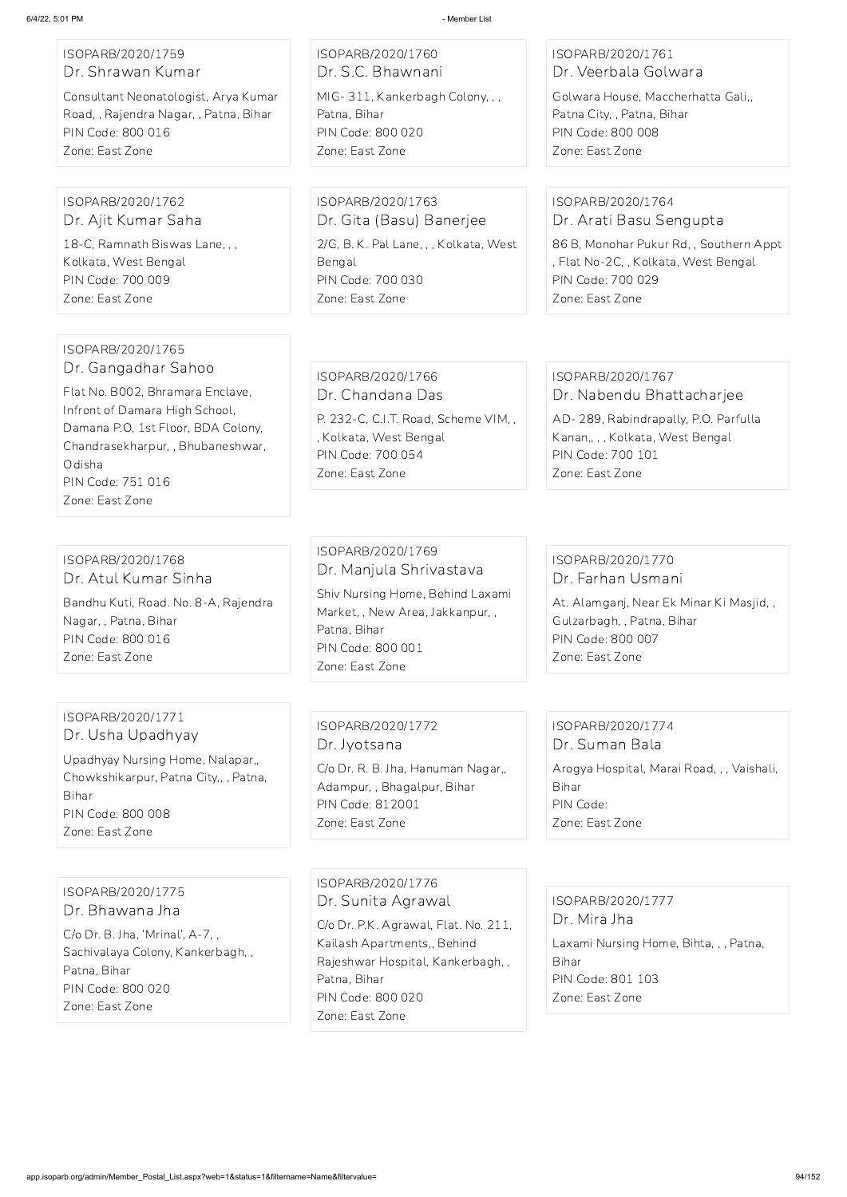ISOPARB/2020/1759
Dr. Shrawan Kumar
Consultant Neonatologist, Arya Kumar Road, , Rajendra Nagar, , Patna, Bihar
PIN Code: 800 016
Zone: East Zone

ISOPARB/2020/1760
Dr. S.C. Bhawnani
MIG- 311, Kankerbagh Colony, , , Patna, Bihar
PIN Code: 800 020
Zone: East Zone

ISOPARB/2020/1761
Dr. Veerbala Golwara
Golwara House, Maccherhatta Gali,, Patna City, , Patna, Bihar
PIN Code: 800 008
Zone: East Zone

ISOPARB/2020/1762
Dr. Ajit Kumar Saha
18-C, Ramnath Biswas Lane, , , Kolkata, West Bengal
PIN Code: 700 009
Zone: East Zone

ISOPARB/2020/1763
Dr. Gita (Basu) Banerjee
2/G, B. K. Pal Lane, , , Kolkata, West Bengal
PIN Code: 700 030
Zone: East Zone

ISOPARB/2020/1764
Dr. Arati Basu Sengupta
86 B, Monohar Pukur Rd, , Southern Appt , Flat No-2C, , Kolkata, West Bengal
PIN Code: 700 029
Zone: East Zone

ISOPARB/2020/1765
Dr. Gangadhar Sahoo
Flat No. B002, Bhramara Enclave, Infront of Damara High School, Damana P.O, 1st Floor, BDA Colony, Chandrasekharpur, , Bhubaneshwar, Odisha
PIN Code: 751 016
Zone: East Zone

ISOPARB/2020/1766
Dr. Chandana Das
P. 232-C, C.I.T. Road, Scheme VIM, , , Kolkata, West Bengal
PIN Code: 700 054
Zone: East Zone

ISOPARB/2020/1767
Dr. Nabendu Bhattacharjee
AD- 289, Rabindrapally, P.O. Parfulla Kanan,, , , Kolkata, West Bengal
PIN Code: 700 101
Zone: East Zone

ISOPARB/2020/1768
Dr. Atul Kumar Sinha
Bandhu Kuti, Road. No. 8-A, Rajendra Nagar, , Patna, Bihar
PIN Code: 800 016
Zone: East Zone

ISOPARB/2020/1769
Dr. Manjula Shrivastava
Shiv Nursing Home, Behind Laxami Market, , New Area, Jakkanpur, , Patna, Bihar
PIN Code: 800 001
Zone: East Zone

ISOPARB/2020/1770
Dr. Farhan Usmani
At. Alamganj, Near Ek Minar Ki Masjid, , Gulzarbagh, , Patna, Bihar
PIN Code: 800 007
Zone: East Zone

ISOPARB/2020/1771
Dr. Usha Upadhyay
Upadhyay Nursing Home, Nalapar,, Chowkshikarpur, Patna City,, , Patna, Bihar
PIN Code: 800 008
Zone: East Zone

ISOPARB/2020/1772
Dr. Jyotsana
C/o Dr. R. B. Jha, Hanuman Nagar,, Adampur, , Bhagalpur, Bihar
PIN Code: 812001
Zone: East Zone

ISOPARB/2020/1774
Dr. Suman Bala
Arogya Hospital, Marai Road, , , Vaishali, Bihar
PIN Code:
Zone: East Zone

ISOPARB/2020/1775
Dr. Bhawana Jha
C/o Dr. B. Jha, 'Mrinal', A-7, , Sachivalaya Colony, Kankerbagh, , Patna, Bihar
PIN Code: 800 020
Zone: East Zone

ISOPARB/2020/1776
Dr. Sunita Agrawal
C/o Dr. P.K. Agrawal, Flat. No. 211, Kailash Apartments,, Behind Rajeshwar Hospital, Kankerbagh, , Patna, Bihar
PIN Code: 800 020
Zone: East Zone

ISOPARB/2020/1777
Dr. Mira Jha
Laxami Nursing Home, Bihta, , , Patna, Bihar
PIN Code: 801 103
Zone: East Zone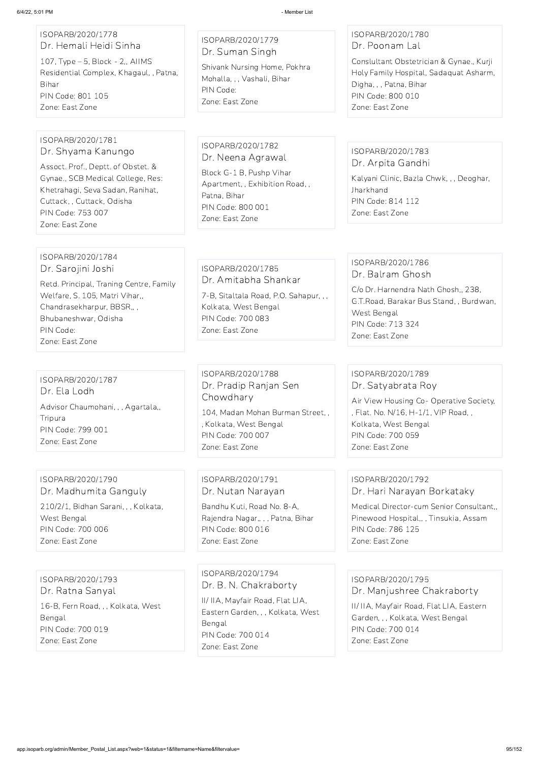ISOPARB/2020/1778
Dr. Hemali Heidi Sinha
107, Type – 5, Block - 2,, AIIMS Residential Complex, Khagaul, , Patna, Bihar
PIN Code: 801 105
Zone: East Zone

ISOPARB/2020/1779
Dr. Suman Singh
Shivank Nursing Home, Pokhra Mohalla, , , Vashali, Bihar
PIN Code:
Zone: East Zone

ISOPARB/2020/1780
Dr. Poonam Lal
Conslultant Obstetrician & Gynae., Kurji Holy Family Hospital, Sadaquat Asharm, Digha, , , Patna, Bihar
PIN Code: 800 010
Zone: East Zone

ISOPARB/2020/1781
Dr. Shyama Kanungo
Assoct. Prof., Deptt. of Obstet. & Gynae., SCB Medical College, Res: Khetrahagi, Seva Sadan, Ranihat, Cuttack, , Cuttack, Odisha
PIN Code: 753 007
Zone: East Zone

ISOPARB/2020/1782
Dr. Neena Agrawal
Block G-1 B, Pushp Vihar Apartment, , Exhibition Road, , Patna, Bihar
PIN Code: 800 001
Zone: East Zone

ISOPARB/2020/1783
Dr. Arpita Gandhi
Kalyani Clinic, Bazla Chwk, , , Deoghar, Jharkhand
PIN Code: 814 112
Zone: East Zone

ISOPARB/2020/1784
Dr. Sarojini Joshi
Retd. Principal, Traning Centre, Family Welfare, S. 105, Matri Vihar,, Chandrasekharpur, BBSR,, , Bhubaneshwar, Odisha
PIN Code:
Zone: East Zone

ISOPARB/2020/1785
Dr. Amitabha Shankar
7-B, Sitaltala Road, P.O. Sahapur, , , Kolkata, West Bengal
PIN Code: 700 083
Zone: East Zone

ISOPARB/2020/1786
Dr. Balram Ghosh
C/o Dr. Harnendra Nath Ghosh,, 238, G.T.Road, Barakar Bus Stand, , Burdwan, West Bengal
PIN Code: 713 324
Zone: East Zone

ISOPARB/2020/1787
Dr. Ela Lodh
Advisor Chaumohani, , , Agartala,, Tripura
PIN Code: 799 001
Zone: East Zone

ISOPARB/2020/1788
Dr. Pradip Ranjan Sen Chowdhary
104, Madan Mohan Burman Street, , , Kolkata, West Bengal
PIN Code: 700 007
Zone: East Zone

ISOPARB/2020/1789
Dr. Satyabrata Roy
Air View Housing Co- Operative Society, , Flat. No. N/16, H-1/1, VIP Road, , Kolkata, West Bengal
PIN Code: 700 059
Zone: East Zone

ISOPARB/2020/1790
Dr. Madhumita Ganguly
210/2/1, Bidhan Sarani, , , Kolkata, West Bengal
PIN Code: 700 006
Zone: East Zone

ISOPARB/2020/1791
Dr. Nutan Narayan
Bandhu Kuti, Road No. 8-A, Rajendra Nagar,, , , Patna, Bihar
PIN Code: 800 016
Zone: East Zone

ISOPARB/2020/1792
Dr. Hari Narayan Borkataky
Medical Director-cum Senior Consultant,, Pinewood Hospital,, , Tinsukia, Assam
PIN Code: 786 125
Zone: East Zone

ISOPARB/2020/1793
Dr. Ratna Sanyal
16-B, Fern Road, , , Kolkata, West Bengal
PIN Code: 700 019
Zone: East Zone

ISOPARB/2020/1794
Dr. B. N. Chakraborty
II/ IIA, Mayfair Road, Flat LIA, Eastern Garden, , , Kolkata, West Bengal
PIN Code: 700 014
Zone: East Zone

ISOPARB/2020/1795
Dr. Manjushree Chakraborty
II/ IIA, Mayfair Road, Flat LIA, Eastern Garden, , , Kolkata, West Bengal
PIN Code: 700 014
Zone: East Zone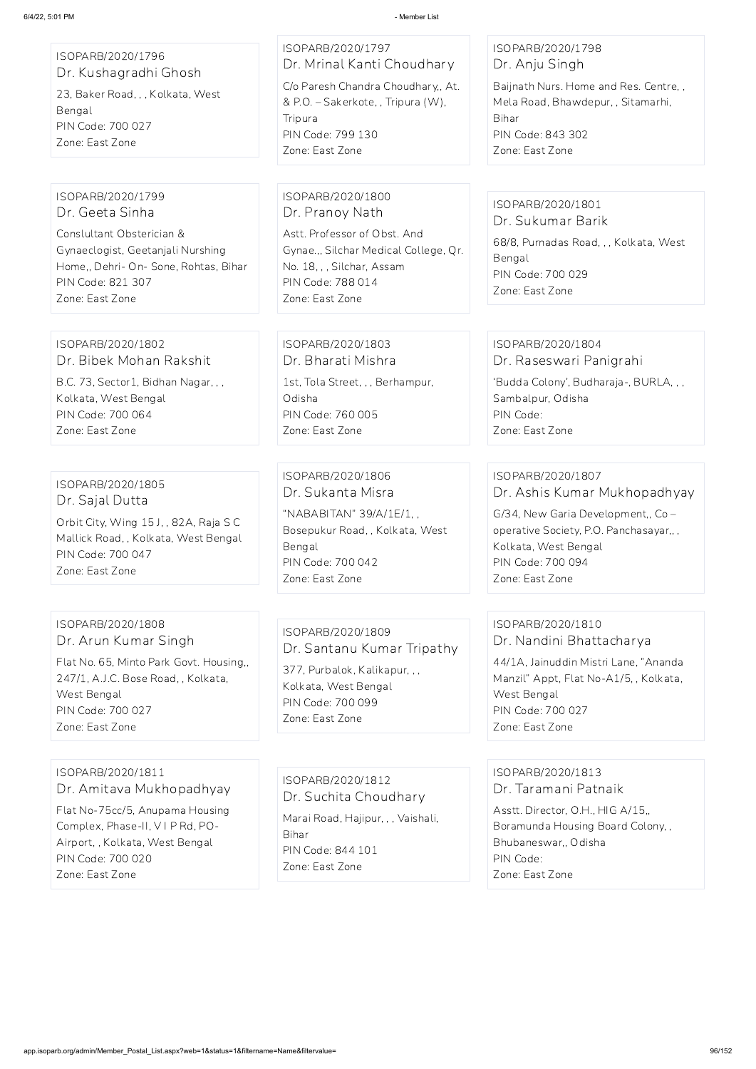ISOPARB/2020/1796
Dr. Kushagradhi Ghosh
23, Baker Road, , , Kolkata, West Bengal
PIN Code: 700 027
Zone: East Zone

ISOPARB/2020/1797
Dr. Mrinal Kanti Choudhary
C/o Paresh Chandra Choudhary,, At. & P.O. – Sakerkote, , Tripura (W), Tripura
PIN Code: 799 130
Zone: East Zone

ISOPARB/2020/1798
Dr. Anju Singh
Baijnath Nurs. Home and Res. Centre, , Mela Road, Bhawdepur, , Sitamarhi, Bihar
PIN Code: 843 302
Zone: East Zone

ISOPARB/2020/1799
Dr. Geeta Sinha
Conslultant Obsterician & Gynaeclogist, Geetanjali Nurshing Home,, Dehri- On- Sone, Rohtas, Bihar
PIN Code: 821 307
Zone: East Zone

ISOPARB/2020/1800
Dr. Pranoy Nath
Astt. Professor of Obst. And Gynae.,, Silchar Medical College, Qr. No. 18, , , Silchar, Assam
PIN Code: 788 014
Zone: East Zone

ISOPARB/2020/1801
Dr. Sukumar Barik
68/8, Purnadas Road, , , Kolkata, West Bengal
PIN Code: 700 029
Zone: East Zone

ISOPARB/2020/1802
Dr. Bibek Mohan Rakshit
B.C. 73, Sector1, Bidhan Nagar, , , Kolkata, West Bengal
PIN Code: 700 064
Zone: East Zone

ISOPARB/2020/1803
Dr. Bharati Mishra
1st, Tola Street, , , Berhampur, Odisha
PIN Code: 760 005
Zone: East Zone

ISOPARB/2020/1804
Dr. Raseswari Panigrahi
'Budda Colony', Budharaja-, BURLA, , , Sambalpur, Odisha
PIN Code:
Zone: East Zone

ISOPARB/2020/1805
Dr. Sajal Dutta
Orbit City, Wing 15 J, , 82A, Raja S C Mallick Road, , Kolkata, West Bengal
PIN Code: 700 047
Zone: East Zone

ISOPARB/2020/1806
Dr. Sukanta Misra
"NABABITAN" 39/A/1E/1, , Bosepukur Road, , Kolkata, West Bengal
PIN Code: 700 042
Zone: East Zone

ISOPARB/2020/1807
Dr. Ashis Kumar Mukhopadhyay
G/34, New Garia Development,, Co – operative Society, P.O. Panchasayar,, , Kolkata, West Bengal
PIN Code: 700 094
Zone: East Zone

ISOPARB/2020/1808
Dr. Arun Kumar Singh
Flat No. 65, Minto Park Govt. Housing,, 247/1, A.J.C. Bose Road, , Kolkata, West Bengal
PIN Code: 700 027
Zone: East Zone

ISOPARB/2020/1809
Dr. Santanu Kumar Tripathy
377, Purbalok, Kalikapur, , , Kolkata, West Bengal
PIN Code: 700 099
Zone: East Zone

ISOPARB/2020/1810
Dr. Nandini Bhattacharya
44/1A, Jainuddin Mistri Lane, "Ananda Manzil" Appt, Flat No-A1/5, , Kolkata, West Bengal
PIN Code: 700 027
Zone: East Zone

ISOPARB/2020/1811
Dr. Amitava Mukhopadhyay
Flat No-75cc/5, Anupama Housing Complex, Phase-II, V I P Rd, PO-Airport, , Kolkata, West Bengal
PIN Code: 700 020
Zone: East Zone

ISOPARB/2020/1812
Dr. Suchita Choudhary
Marai Road, Hajipur, , , Vaishali, Bihar
PIN Code: 844 101
Zone: East Zone

ISOPARB/2020/1813
Dr. Taramani Patnaik
Asstt. Director, O.H., HIG A/15,, Boramunda Housing Board Colony, , Bhubaneswar,, Odisha
PIN Code:
Zone: East Zone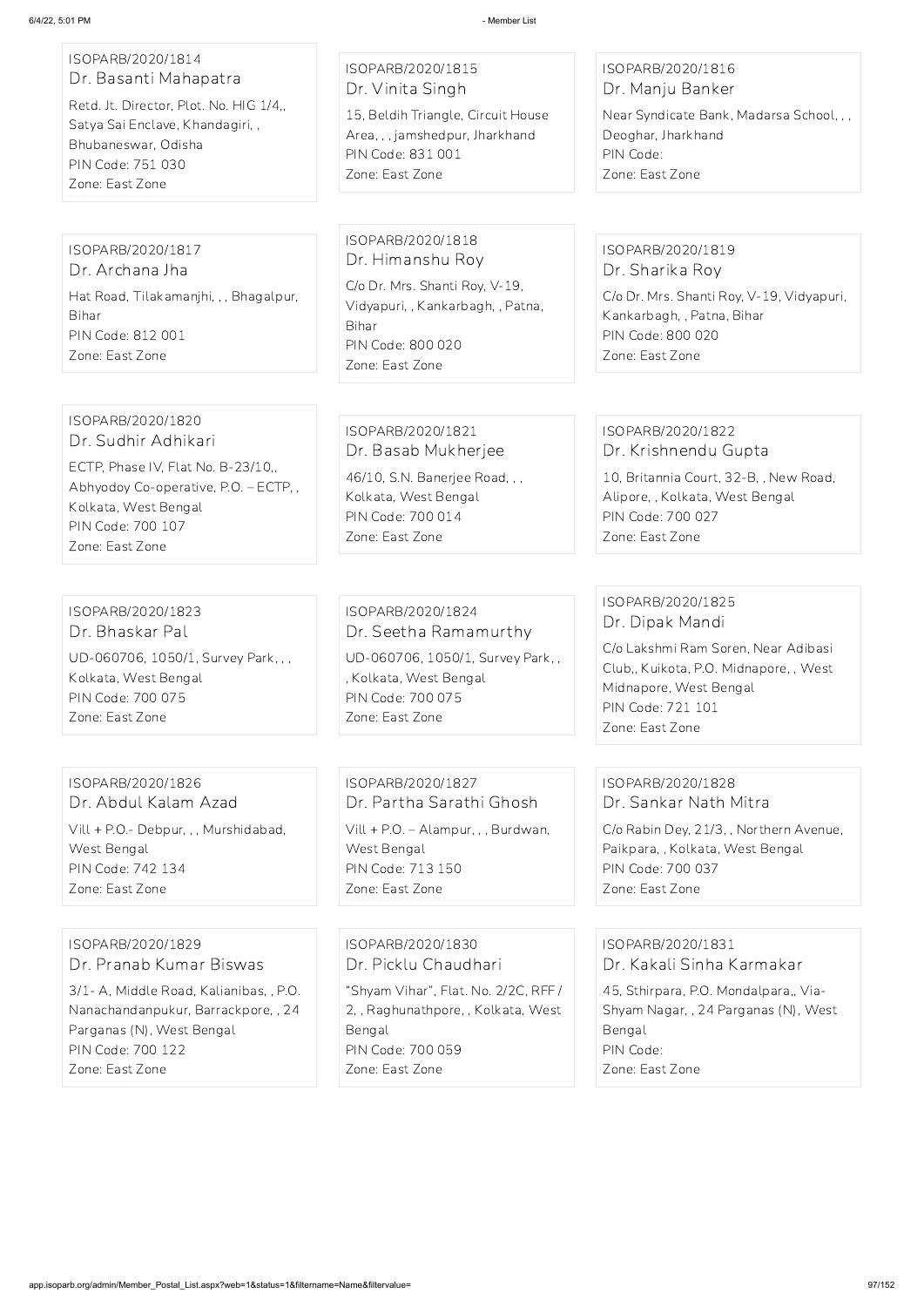ISOPARB/2020/1814
Dr. Basanti Mahapatra
Retd. Jt. Director, Plot. No. HIG 1/4,, Satya Sai Enclave, Khandagiri, , Bhubaneswar, Odisha
PIN Code: 751 030
Zone: East Zone

ISOPARB/2020/1815
Dr. Vinita Singh
15, Beldih Triangle, Circuit House Area, , , jamshedpur, Jharkhand
PIN Code: 831 001
Zone: East Zone

ISOPARB/2020/1816
Dr. Manju Banker
Near Syndicate Bank, Madarsa School, , , Deoghar, Jharkhand
PIN Code:
Zone: East Zone

ISOPARB/2020/1817
Dr. Archana Jha
Hat Road, Tilakamanjhi, , , Bhagalpur, Bihar
PIN Code: 812 001
Zone: East Zone

ISOPARB/2020/1818
Dr. Himanshu Roy
C/o Dr. Mrs. Shanti Roy, V-19, Vidyapuri, , Kankarbagh, , Patna, Bihar
PIN Code: 800 020
Zone: East Zone

ISOPARB/2020/1819
Dr. Sharika Roy
C/o Dr. Mrs. Shanti Roy, V-19, Vidyapuri, Kankarbagh, , Patna, Bihar
PIN Code: 800 020
Zone: East Zone

ISOPARB/2020/1820
Dr. Sudhir Adhikari
ECTP, Phase IV, Flat No. B-23/10,, Abhyodoy Co-operative, P.O. – ECTP, , Kolkata, West Bengal
PIN Code: 700 107
Zone: East Zone

ISOPARB/2020/1821
Dr. Basab Mukherjee
46/10, S.N. Banerjee Road, , , Kolkata, West Bengal
PIN Code: 700 014
Zone: East Zone

ISOPARB/2020/1822
Dr. Krishnendu Gupta
10, Britannia Court, 32-B, , New Road, Alipore, , Kolkata, West Bengal
PIN Code: 700 027
Zone: East Zone

ISOPARB/2020/1823
Dr. Bhaskar Pal
UD-060706, 1050/1, Survey Park, , , Kolkata, West Bengal
PIN Code: 700 075
Zone: East Zone

ISOPARB/2020/1824
Dr. Seetha Ramamurthy
UD-060706, 1050/1, Survey Park, , , Kolkata, West Bengal
PIN Code: 700 075
Zone: East Zone

ISOPARB/2020/1825
Dr. Dipak Mandi
C/o Lakshmi Ram Soren, Near Adibasi Club,, Kuikota, P.O. Midnapore, , West Midnapore, West Bengal
PIN Code: 721 101
Zone: East Zone

ISOPARB/2020/1826
Dr. Abdul Kalam Azad
Vill + P.O.- Debpur, , , Murshidabad, West Bengal
PIN Code: 742 134
Zone: East Zone

ISOPARB/2020/1827
Dr. Partha Sarathi Ghosh
Vill + P.O. – Alampur, , , Burdwan, West Bengal
PIN Code: 713 150
Zone: East Zone

ISOPARB/2020/1828
Dr. Sankar Nath Mitra
C/o Rabin Dey, 21/3, , Northern Avenue, Paikpara, , Kolkata, West Bengal
PIN Code: 700 037
Zone: East Zone

ISOPARB/2020/1829
Dr. Pranab Kumar Biswas
3/1- A, Middle Road, Kalianibas, , P.O. Nanachandanpukur, Barrackpore, , 24 Parganas (N), West Bengal
PIN Code: 700 122
Zone: East Zone

ISOPARB/2020/1830
Dr. Picklu Chaudhari
"Shyam Vihar", Flat. No. 2/2C, RFF / 2, , Raghunathpore, , Kolkata, West Bengal
PIN Code: 700 059
Zone: East Zone

ISOPARB/2020/1831
Dr. Kakali Sinha Karmakar
45, Sthirpara, P.O. Mondalpara,, Via-Shyam Nagar, , 24 Parganas (N), West Bengal
PIN Code:
Zone: East Zone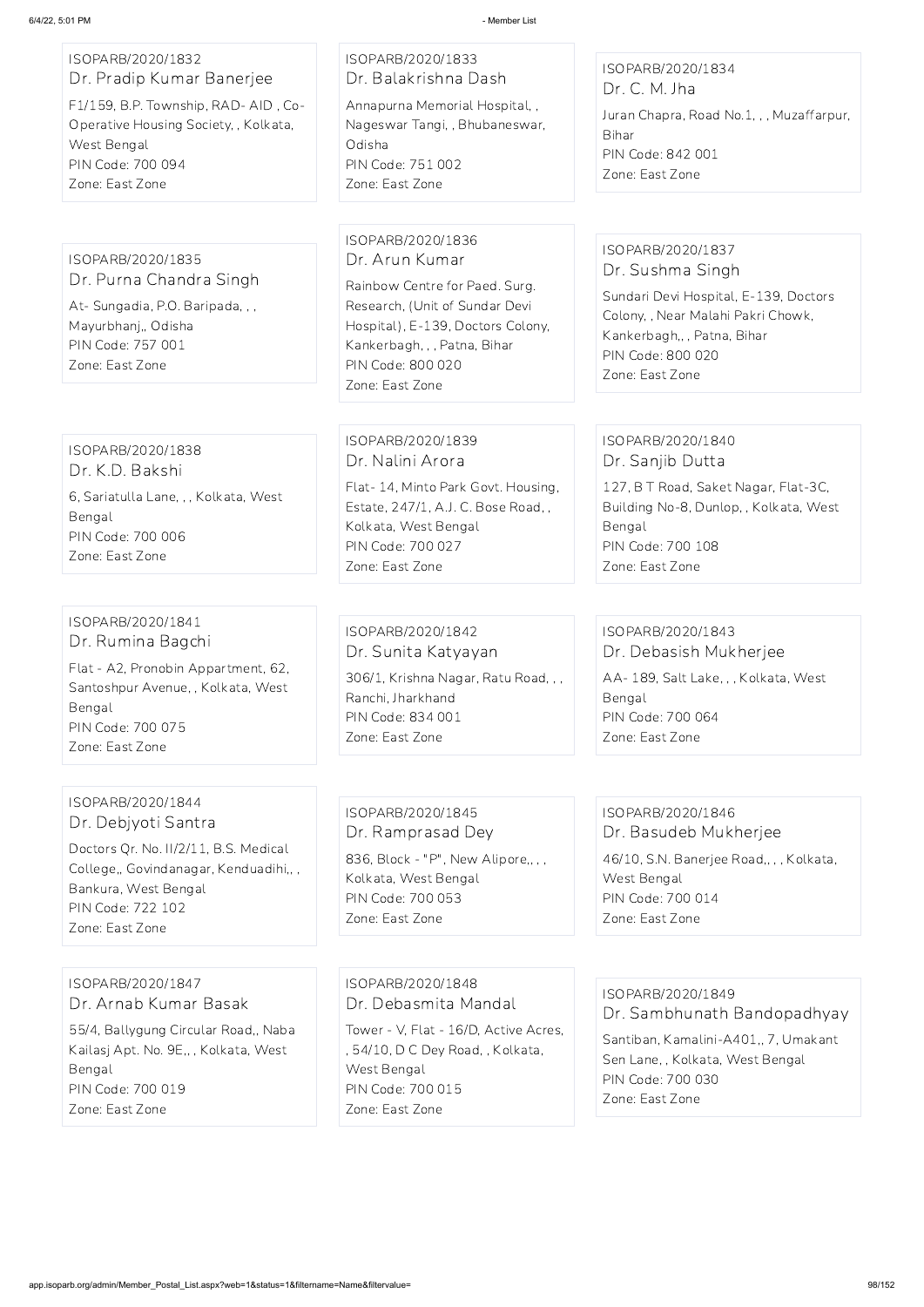ISOPARB/2020/1832
Dr. Pradip Kumar Banerjee
F1/159, B.P. Township, RAD- AID , Co-Operative Housing Society, , Kolkata, West Bengal
PIN Code: 700 094
Zone: East Zone

ISOPARB/2020/1833
Dr. Balakrishna Dash
Annapurna Memorial Hospital, , Nageswar Tangi, , Bhubaneswar, Odisha
PIN Code: 751 002
Zone: East Zone

ISOPARB/2020/1834
Dr. C. M. Jha
Juran Chapra, Road No.1, , , Muzaffarpur, Bihar
PIN Code: 842 001
Zone: East Zone

ISOPARB/2020/1835
Dr. Purna Chandra Singh
At- Sungadia, P.O. Baripada, , , Mayurbhanj,, Odisha
PIN Code: 757 001
Zone: East Zone

ISOPARB/2020/1836
Dr. Arun Kumar
Rainbow Centre for Paed. Surg. Research, (Unit of Sundar Devi Hospital), E-139, Doctors Colony, Kankerbagh, , , Patna, Bihar
PIN Code: 800 020
Zone: East Zone

ISOPARB/2020/1837
Dr. Sushma Singh
Sundari Devi Hospital, E-139, Doctors Colony, , Near Malahi Pakri Chowk, Kankerbagh,, , Patna, Bihar
PIN Code: 800 020
Zone: East Zone

ISOPARB/2020/1838
Dr. K.D. Bakshi
6, Sariatulla Lane, , , Kolkata, West Bengal
PIN Code: 700 006
Zone: East Zone

ISOPARB/2020/1839
Dr. Nalini Arora
Flat- 14, Minto Park Govt. Housing, Estate, 247/1, A.J. C. Bose Road, , Kolkata, West Bengal
PIN Code: 700 027
Zone: East Zone

ISOPARB/2020/1840
Dr. Sanjib Dutta
127, B T Road, Saket Nagar, Flat-3C, Building No-8, Dunlop, , Kolkata, West Bengal
PIN Code: 700 108
Zone: East Zone

ISOPARB/2020/1841
Dr. Rumina Bagchi
Flat - A2, Pronobin Appartment, 62, Santoshpur Avenue, , Kolkata, West Bengal
PIN Code: 700 075
Zone: East Zone

ISOPARB/2020/1842
Dr. Sunita Katyayan
306/1, Krishna Nagar, Ratu Road, , , Ranchi, Jharkhand
PIN Code: 834 001
Zone: East Zone

ISOPARB/2020/1843
Dr. Debasish Mukherjee
AA- 189, Salt Lake, , , Kolkata, West Bengal
PIN Code: 700 064
Zone: East Zone

ISOPARB/2020/1844
Dr. Debjyoti Santra
Doctors Qr. No. II/2/11, B.S. Medical College,, Govindanagar, Kenduadihi,, , Bankura, West Bengal
PIN Code: 722 102
Zone: East Zone

ISOPARB/2020/1845
Dr. Ramprasad Dey
836, Block - "P", New Alipore,, , , Kolkata, West Bengal
PIN Code: 700 053
Zone: East Zone

ISOPARB/2020/1846
Dr. Basudeb Mukherjee
46/10, S.N. Banerjee Road,, , , Kolkata, West Bengal
PIN Code: 700 014
Zone: East Zone

ISOPARB/2020/1847
Dr. Arnab Kumar Basak
55/4, Ballygung Circular Road,, Naba Kailasj Apt. No. 9E,, , Kolkata, West Bengal
PIN Code: 700 019
Zone: East Zone

ISOPARB/2020/1848
Dr. Debasmita Mandal
Tower - V, Flat - 16/D, Active Acres, , 54/10, D C Dey Road, , Kolkata, West Bengal
PIN Code: 700 015
Zone: East Zone

ISOPARB/2020/1849
Dr. Sambhunath Bandopadhyay
Santiban, Kamalini-A401,, 7, Umakant Sen Lane, , Kolkata, West Bengal
PIN Code: 700 030
Zone: East Zone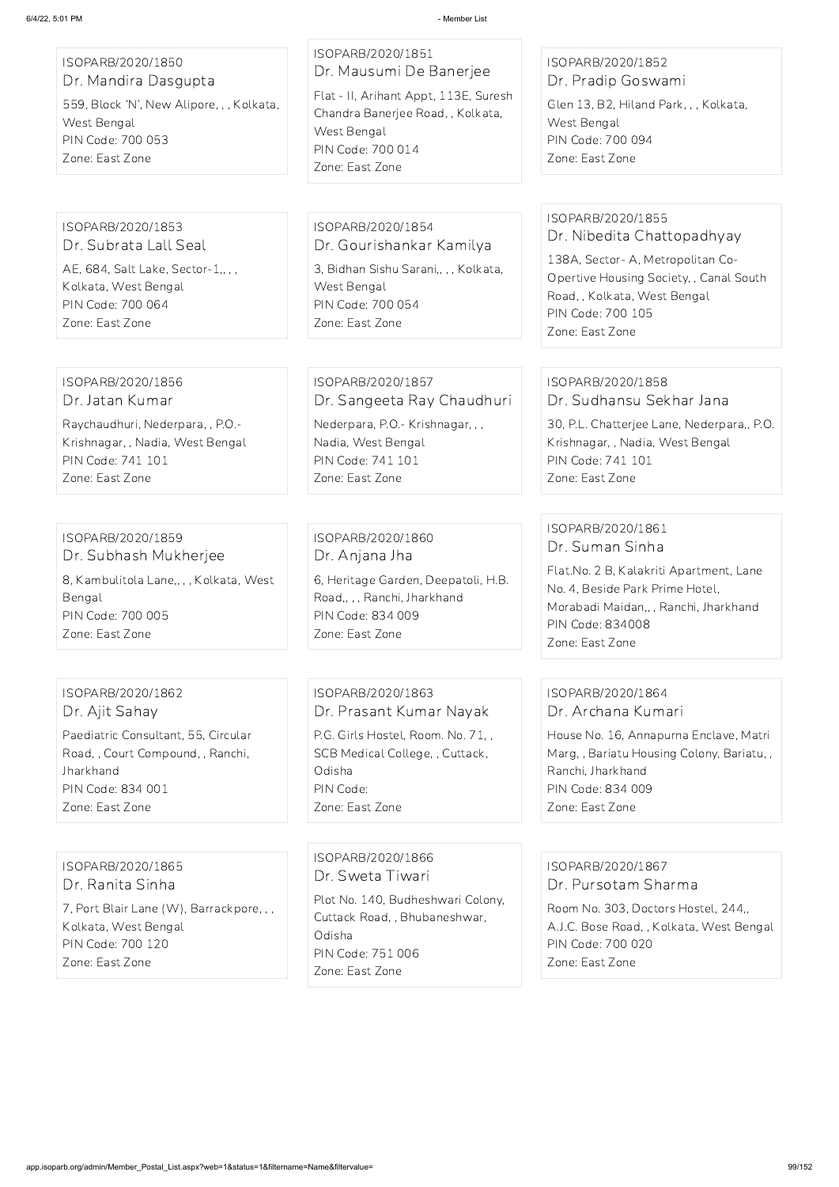ISOPARB/2020/1850
Dr. Mandira Dasgupta
559, Block 'N', New Alipore, , , Kolkata, West Bengal
PIN Code: 700 053
Zone: East Zone

ISOPARB/2020/1851
Dr. Mausumi De Banerjee
Flat - II, Arihant Appt, 113E, Suresh Chandra Banerjee Road, , Kolkata, West Bengal
PIN Code: 700 014
Zone: East Zone

ISOPARB/2020/1852
Dr. Pradip Goswami
Glen 13, B2, Hiland Park, , , Kolkata, West Bengal
PIN Code: 700 094
Zone: East Zone

ISOPARB/2020/1853
Dr. Subrata Lall Seal
AE, 684, Salt Lake, Sector-1,, , , Kolkata, West Bengal
PIN Code: 700 064
Zone: East Zone

ISOPARB/2020/1854
Dr. Gourishankar Kamilya
3, Bidhan Sishu Sarani,, , , Kolkata, West Bengal
PIN Code: 700 054
Zone: East Zone

ISOPARB/2020/1855
Dr. Nibedita Chattopadhyay
138A, Sector- A, Metropolitan Co-Opertive Housing Society, , Canal South Road, , Kolkata, West Bengal
PIN Code: 700 105
Zone: East Zone

ISOPARB/2020/1856
Dr. Jatan Kumar
Raychaudhuri, Nederpara, , P.O.- Krishnagar, , Nadia, West Bengal
PIN Code: 741 101
Zone: East Zone

ISOPARB/2020/1857
Dr. Sangeeta Ray Chaudhuri
Nederpara, P.O.- Krishnagar, , , Nadia, West Bengal
PIN Code: 741 101
Zone: East Zone

ISOPARB/2020/1858
Dr. Sudhansu Sekhar Jana
30, P.L. Chatterjee Lane, Nederpara,, P.O. Krishnagar, , Nadia, West Bengal
PIN Code: 741 101
Zone: East Zone

ISOPARB/2020/1859
Dr. Subhash Mukherjee
8, Kambulitola Lane,, , , Kolkata, West Bengal
PIN Code: 700 005
Zone: East Zone

ISOPARB/2020/1860
Dr. Anjana Jha
6, Heritage Garden, Deepatoli, H.B. Road,, , , Ranchi, Jharkhand
PIN Code: 834 009
Zone: East Zone

ISOPARB/2020/1861
Dr. Suman Sinha
Flat.No. 2 B, Kalakriti Apartment, Lane No. 4, Beside Park Prime Hotel, Morabadi Maidan,, , Ranchi, Jharkhand
PIN Code: 834008
Zone: East Zone

ISOPARB/2020/1862
Dr. Ajit Sahay
Paediatric Consultant, 55, Circular Road, , Court Compound, , Ranchi, Jharkhand
PIN Code: 834 001
Zone: East Zone

ISOPARB/2020/1863
Dr. Prasant Kumar Nayak
P.G. Girls Hostel, Room. No. 71, , SCB Medical College, , Cuttack, Odisha
PIN Code:
Zone: East Zone

ISOPARB/2020/1864
Dr. Archana Kumari
House No. 16, Annapurna Enclave, Matri Marg, , Bariatu Housing Colony, Bariatu, , Ranchi, Jharkhand
PIN Code: 834 009
Zone: East Zone

ISOPARB/2020/1865
Dr. Ranita Sinha
7, Port Blair Lane (W), Barrackpore, , , Kolkata, West Bengal
PIN Code: 700 120
Zone: East Zone

ISOPARB/2020/1866
Dr. Sweta Tiwari
Plot No. 140, Budheshwari Colony, Cuttack Road, , Bhubaneshwar, Odisha
PIN Code: 751 006
Zone: East Zone

ISOPARB/2020/1867
Dr. Pursotam Sharma
Room No. 303, Doctors Hostel, 244,, A.J.C. Bose Road, , Kolkata, West Bengal
PIN Code: 700 020
Zone: East Zone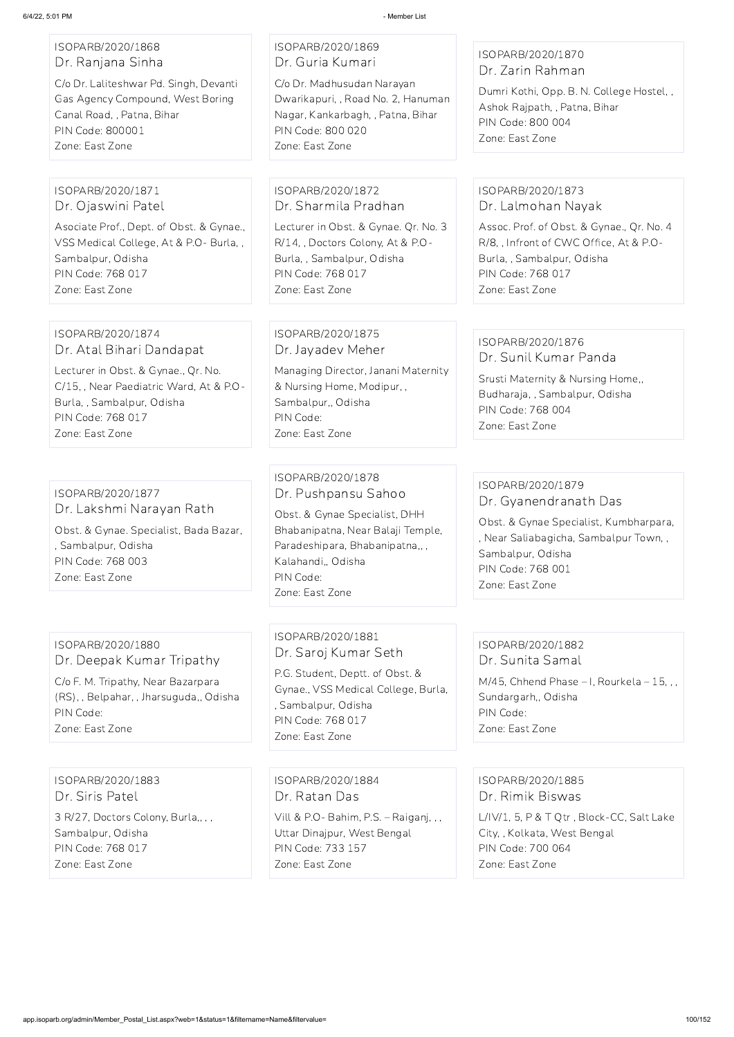ISOPARB/2020/1868
Dr. Ranjana Sinha
C/o Dr. Laliteshwar Pd. Singh, Devanti Gas Agency Compound, West Boring Canal Road, , Patna, Bihar
PIN Code: 800001
Zone: East Zone

ISOPARB/2020/1869
Dr. Guria Kumari
C/o Dr. Madhusudan Narayan Dwarikapuri, , Road No. 2, Hanuman Nagar, Kankarbagh, , Patna, Bihar
PIN Code: 800 020
Zone: East Zone

ISOPARB/2020/1870
Dr. Zarin Rahman
Dumri Kothi, Opp. B. N. College Hostel, , Ashok Rajpath, , Patna, Bihar
PIN Code: 800 004
Zone: East Zone

ISOPARB/2020/1871
Dr. Ojaswini Patel
Asociate Prof., Dept. of Obst. & Gynae., VSS Medical College, At & P.O- Burla, , Sambalpur, Odisha
PIN Code: 768 017
Zone: East Zone

ISOPARB/2020/1872
Dr. Sharmila Pradhan
Lecturer in Obst. & Gynae. Qr. No. 3 R/14, , Doctors Colony, At & P.O- Burla, , Sambalpur, Odisha
PIN Code: 768 017
Zone: East Zone

ISOPARB/2020/1873
Dr. Lalmohan Nayak
Assoc. Prof. of Obst. & Gynae., Qr. No. 4 R/8, , Infront of CWC Office, At & P.O- Burla, , Sambalpur, Odisha
PIN Code: 768 017
Zone: East Zone

ISOPARB/2020/1874
Dr. Atal Bihari Dandapat
Lecturer in Obst. & Gynae., Qr. No. C/15, , Near Paediatric Ward, At & P.O- Burla, , Sambalpur, Odisha
PIN Code: 768 017
Zone: East Zone

ISOPARB/2020/1875
Dr. Jayadev Meher
Managing Director, Janani Maternity & Nursing Home, Modipur, , Sambalpur,, Odisha
PIN Code:
Zone: East Zone

ISOPARB/2020/1876
Dr. Sunil Kumar Panda
Srusti Maternity & Nursing Home,, Budharaja, , Sambalpur, Odisha
PIN Code: 768 004
Zone: East Zone

ISOPARB/2020/1877
Dr. Lakshmi Narayan Rath
Obst. & Gynae. Specialist, Bada Bazar, , Sambalpur, Odisha
PIN Code: 768 003
Zone: East Zone

ISOPARB/2020/1878
Dr. Pushpansu Sahoo
Obst. & Gynae Specialist, DHH Bhabanipatna, Near Balaji Temple, Paradeshipara, Bhabanipatna,, , Kalahandi,, Odisha
PIN Code:
Zone: East Zone

ISOPARB/2020/1879
Dr. Gyanendranath Das
Obst. & Gynae Specialist, Kumbharpara, , Near Saliabagicha, Sambalpur Town, , Sambalpur, Odisha
PIN Code: 768 001
Zone: East Zone

ISOPARB/2020/1880
Dr. Deepak Kumar Tripathy
C/o F. M. Tripathy, Near Bazarpara (RS), , Belpahar, , Jharsuguda,, Odisha
PIN Code:
Zone: East Zone

ISOPARB/2020/1881
Dr. Saroj Kumar Seth
P.G. Student, Deptt. of Obst. & Gynae., VSS Medical College, Burla, , Sambalpur, Odisha
PIN Code: 768 017
Zone: East Zone

ISOPARB/2020/1882
Dr. Sunita Samal
M/45, Chhend Phase – I, Rourkela – 15, , , Sundargarh,, Odisha
PIN Code:
Zone: East Zone

ISOPARB/2020/1883
Dr. Siris Patel
3 R/27, Doctors Colony, Burla,, , , Sambalpur, Odisha
PIN Code: 768 017
Zone: East Zone

ISOPARB/2020/1884
Dr. Ratan Das
Vill & P.O- Bahim, P.S. – Raiganj, , , Uttar Dinajpur, West Bengal
PIN Code: 733 157
Zone: East Zone

ISOPARB/2020/1885
Dr. Rimik Biswas
L/IV/1, 5, P & T Qtr , Block-CC, Salt Lake City, , Kolkata, West Bengal
PIN Code: 700 064
Zone: East Zone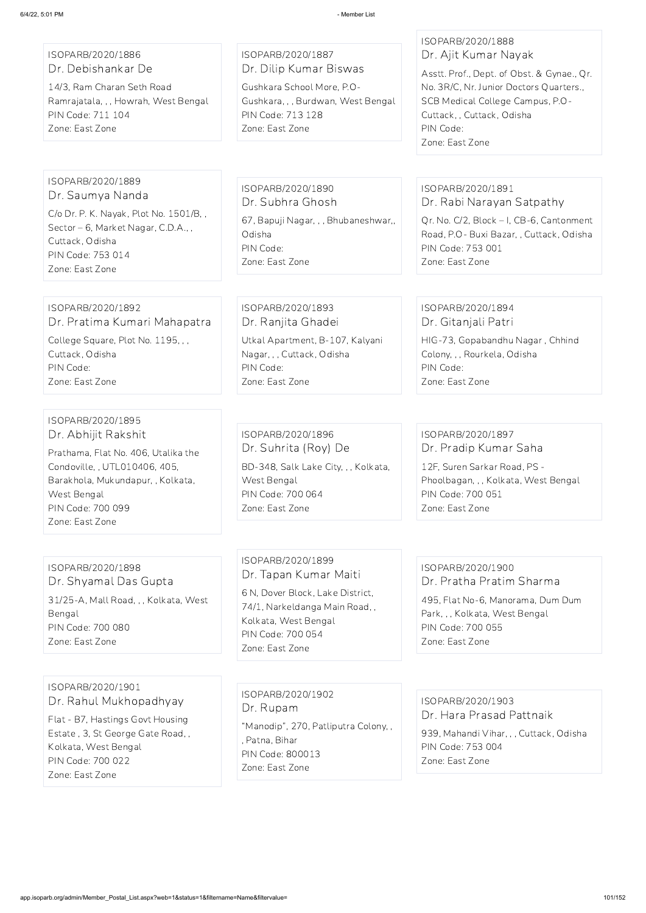ISOPARB/2020/1886
Dr. Debishankar De
14/3, Ram Charan Seth Road Ramrajatala, , , Howrah, West Bengal
PIN Code: 711 104
Zone: East Zone

ISOPARB/2020/1887
Dr. Dilip Kumar Biswas
Gushkara School More, P.O- Gushkara, , , Burdwan, West Bengal
PIN Code: 713 128
Zone: East Zone

ISOPARB/2020/1888
Dr. Ajit Kumar Nayak
Asstt. Prof., Dept. of Obst. & Gynae., Qr. No. 3R/C, Nr. Junior Doctors Quarters., SCB Medical College Campus, P.O- Cuttack, , Cuttack, Odisha
PIN Code:
Zone: East Zone

ISOPARB/2020/1889
Dr. Saumya Nanda
C/o Dr. P. K. Nayak, Plot No. 1501/B, , Sector – 6, Market Nagar, C.D.A., , Cuttack, Odisha
PIN Code: 753 014
Zone: East Zone

ISOPARB/2020/1890
Dr. Subhra Ghosh
67, Bapuji Nagar, , , Bhubaneshwar,, Odisha
PIN Code:
Zone: East Zone

ISOPARB/2020/1891
Dr. Rabi Narayan Satpathy
Qr. No. C/2, Block – I, CB-6, Cantonment Road, P.O- Buxi Bazar, , Cuttack, Odisha
PIN Code: 753 001
Zone: East Zone

ISOPARB/2020/1892
Dr. Pratima Kumari Mahapatra
College Square, Plot No. 1195, , , Cuttack, Odisha
PIN Code:
Zone: East Zone

ISOPARB/2020/1893
Dr. Ranjita Ghadei
Utkal Apartment, B-107, Kalyani Nagar, , , Cuttack, Odisha
PIN Code:
Zone: East Zone

ISOPARB/2020/1894
Dr. Gitanjali Patri
HIG-73, Gopabandhu Nagar , Chhind Colony, , , Rourkela, Odisha
PIN Code:
Zone: East Zone

ISOPARB/2020/1895
Dr. Abhijit Rakshit
Prathama, Flat No. 406, Utalika the Condoville, , UTL010406, 405, Barakhola, Mukundapur, , Kolkata, West Bengal
PIN Code: 700 099
Zone: East Zone

ISOPARB/2020/1896
Dr. Suhrita (Roy) De
BD-348, Salk Lake City, , , Kolkata, West Bengal
PIN Code: 700 064
Zone: East Zone

ISOPARB/2020/1897
Dr. Pradip Kumar Saha
12F, Suren Sarkar Road, PS - Phoolbagan, , , Kolkata, West Bengal
PIN Code: 700 051
Zone: East Zone

ISOPARB/2020/1898
Dr. Shyamal Das Gupta
31/25-A, Mall Road, , , Kolkata, West Bengal
PIN Code: 700 080
Zone: East Zone

ISOPARB/2020/1899
Dr. Tapan Kumar Maiti
6 N, Dover Block, Lake District, 74/1, Narkeldanga Main Road, , Kolkata, West Bengal
PIN Code: 700 054
Zone: East Zone

ISOPARB/2020/1900
Dr. Pratha Pratim Sharma
495, Flat No-6, Manorama, Dum Dum Park, , , Kolkata, West Bengal
PIN Code: 700 055
Zone: East Zone

ISOPARB/2020/1901
Dr. Rahul Mukhopadhyay
Flat - B7, Hastings Govt Housing Estate , 3, St George Gate Road, , Kolkata, West Bengal
PIN Code: 700 022
Zone: East Zone

ISOPARB/2020/1902
Dr. Rupam
"Manodip", 270, Patliputra Colony, , , Patna, Bihar
PIN Code: 800013
Zone: East Zone

ISOPARB/2020/1903
Dr. Hara Prasad Pattnaik
939, Mahandi Vihar, , , Cuttack, Odisha
PIN Code: 753 004
Zone: East Zone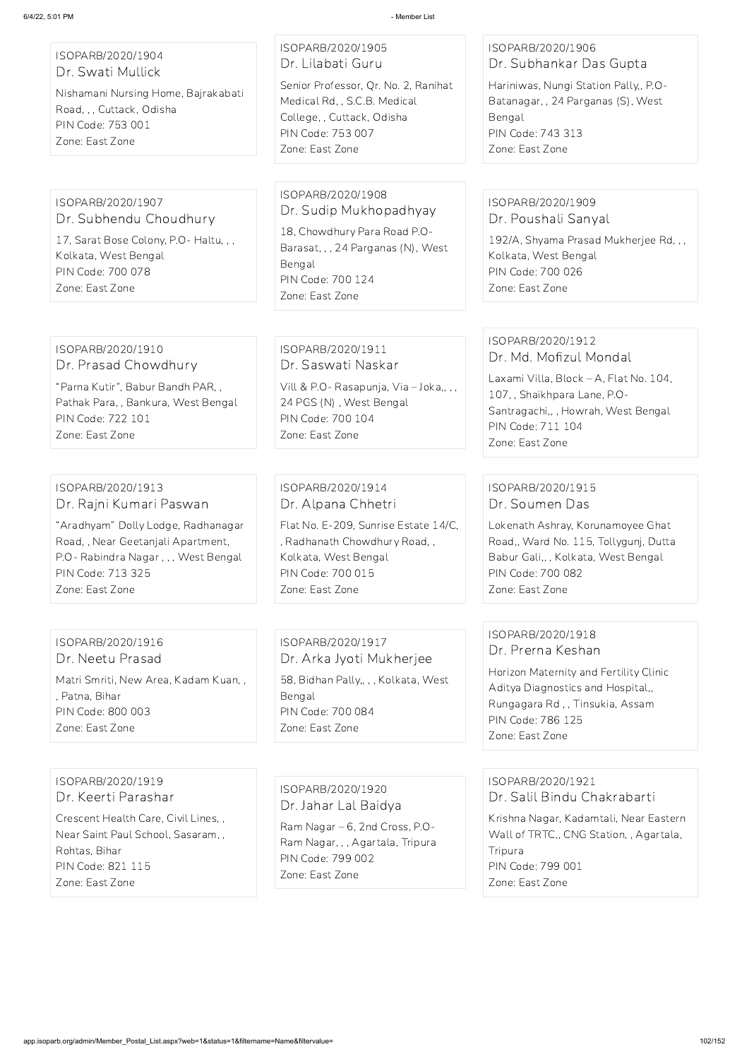ISOPARB/2020/1904
Dr. Swati Mullick
Nishamani Nursing Home, Bajrakabati Road, , , Cuttack, Odisha
PIN Code: 753 001
Zone: East Zone

ISOPARB/2020/1905
Dr. Lilabati Guru
Senior Professor, Qr. No. 2, Ranihat Medical Rd, , S.C.B. Medical College, , Cuttack, Odisha
PIN Code: 753 007
Zone: East Zone

ISOPARB/2020/1906
Dr. Subhankar Das Gupta
Hariniwas, Nungi Station Pally,, P.O-Batanagar, , 24 Parganas (S), West Bengal
PIN Code: 743 313
Zone: East Zone

ISOPARB/2020/1907
Dr. Subhendu Choudhury
17, Sarat Bose Colony, P.O- Haltu, , , Kolkata, West Bengal
PIN Code: 700 078
Zone: East Zone

ISOPARB/2020/1908
Dr. Sudip Mukhopadhyay
18, Chowdhury Para Road P.O-Barasat, , , 24 Parganas (N), West Bengal
PIN Code: 700 124
Zone: East Zone

ISOPARB/2020/1909
Dr. Poushali Sanyal
192/A, Shyama Prasad Mukherjee Rd, , , Kolkata, West Bengal
PIN Code: 700 026
Zone: East Zone

ISOPARB/2020/1910
Dr. Prasad Chowdhury
"Parna Kutir", Babur Bandh PAR, , Pathak Para, , Bankura, West Bengal
PIN Code: 722 101
Zone: East Zone

ISOPARB/2020/1911
Dr. Saswati Naskar
Vill & P.O- Rasapunja, Via – Joka,, , , 24 PGS (N) , West Bengal
PIN Code: 700 104
Zone: East Zone

ISOPARB/2020/1912
Dr. Md. Mofizul Mondal
Laxami Villa, Block – A, Flat No. 104, 107, , Shaikhpara Lane, P.O-Santragachi,, , Howrah, West Bengal
PIN Code: 711 104
Zone: East Zone

ISOPARB/2020/1913
Dr. Rajni Kumari Paswan
"Aradhyam" Dolly Lodge, Radhanagar Road, , Near Geetanjali Apartment, P.O- Rabindra Nagar , , , West Bengal
PIN Code: 713 325
Zone: East Zone

ISOPARB/2020/1914
Dr. Alpana Chhetri
Flat No. E-209, Sunrise Estate 14/C, , Radhanath Chowdhury Road, , Kolkata, West Bengal
PIN Code: 700 015
Zone: East Zone

ISOPARB/2020/1915
Dr. Soumen Das
Lokenath Ashray, Korunamoyee Ghat Road,, Ward No. 115, Tollygunj, Dutta Babur Gali,, , Kolkata, West Bengal
PIN Code: 700 082
Zone: East Zone

ISOPARB/2020/1916
Dr. Neetu Prasad
Matri Smriti, New Area, Kadam Kuan, , , Patna, Bihar
PIN Code: 800 003
Zone: East Zone

ISOPARB/2020/1917
Dr. Arka Jyoti Mukherjee
58, Bidhan Pally,, , , Kolkata, West Bengal
PIN Code: 700 084
Zone: East Zone

ISOPARB/2020/1918
Dr. Prerna Keshan
Horizon Maternity and Fertility Clinic Aditya Diagnostics and Hospital,, Rungagara Rd , , Tinsukia, Assam
PIN Code: 786 125
Zone: East Zone

ISOPARB/2020/1919
Dr. Keerti Parashar
Crescent Health Care, Civil Lines, , Near Saint Paul School, Sasaram, , Rohtas, Bihar
PIN Code: 821 115
Zone: East Zone

ISOPARB/2020/1920
Dr. Jahar Lal Baidya
Ram Nagar – 6, 2nd Cross, P.O-Ram Nagar, , , Agartala, Tripura
PIN Code: 799 002
Zone: East Zone

ISOPARB/2020/1921
Dr. Salil Bindu Chakrabarti
Krishna Nagar, Kadamtali, Near Eastern Wall of TRTC,, CNG Station, , Agartala, Tripura
PIN Code: 799 001
Zone: East Zone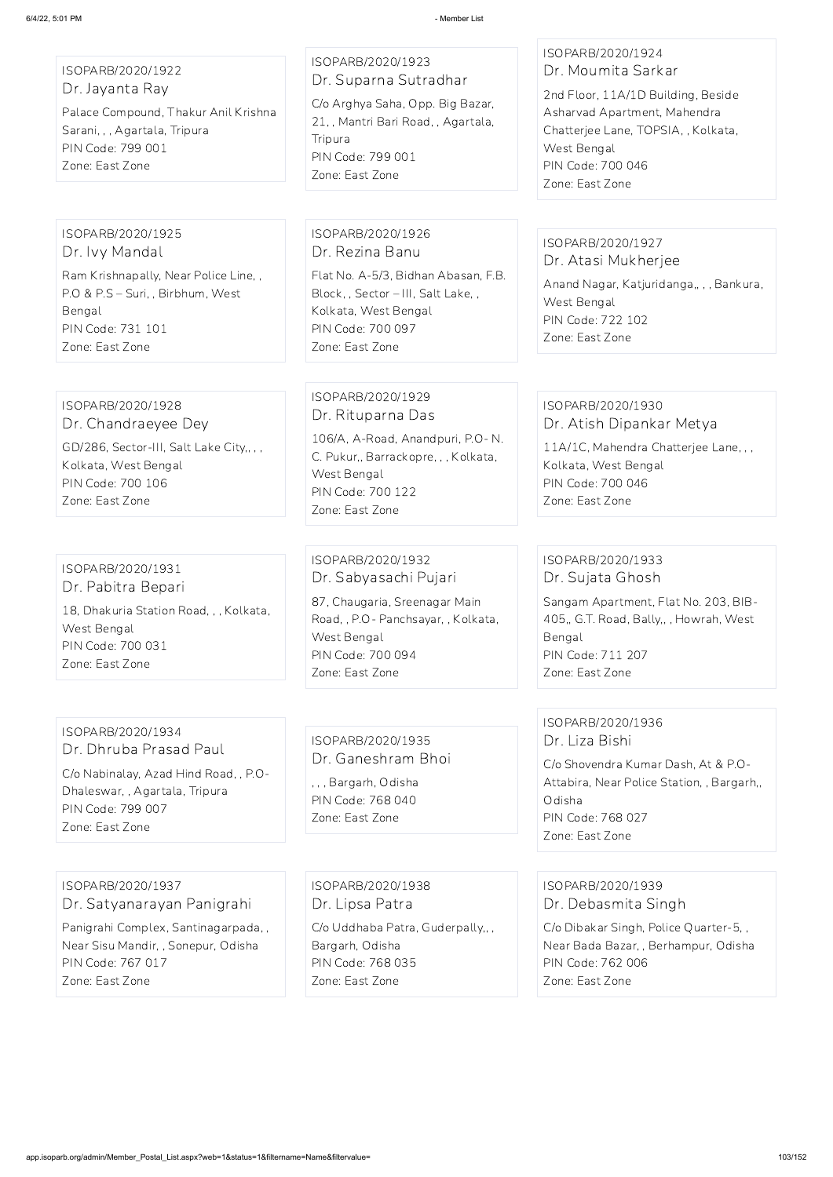ISOPARB/2020/1922
Dr. Jayanta Ray
Palace Compound, Thakur Anil Krishna Sarani, , , Agartala, Tripura
PIN Code: 799 001
Zone: East Zone

ISOPARB/2020/1923
Dr. Suparna Sutradhar
C/o Arghya Saha, Opp. Big Bazar, 21, , Mantri Bari Road, , Agartala, Tripura
PIN Code: 799 001
Zone: East Zone

ISOPARB/2020/1924
Dr. Moumita Sarkar
2nd Floor, 11A/1D Building, Beside Asharvad Apartment, Mahendra Chatterjee Lane, TOPSIA, , Kolkata, West Bengal
PIN Code: 700 046
Zone: East Zone

ISOPARB/2020/1925
Dr. Ivy Mandal
Ram Krishnapally, Near Police Line, , P.O & P.S – Suri, , Birbhum, West Bengal
PIN Code: 731 101
Zone: East Zone

ISOPARB/2020/1926
Dr. Rezina Banu
Flat No. A-5/3, Bidhan Abasan, F.B. Block, , Sector – III, Salt Lake, , Kolkata, West Bengal
PIN Code: 700 097
Zone: East Zone

ISOPARB/2020/1927
Dr. Atasi Mukherjee
Anand Nagar, Katjuridanga,, , , Bankura, West Bengal
PIN Code: 722 102
Zone: East Zone

ISOPARB/2020/1928
Dr. Chandraeyee Dey
GD/286, Sector-III, Salt Lake City,, , , Kolkata, West Bengal
PIN Code: 700 106
Zone: East Zone

ISOPARB/2020/1929
Dr. Rituparna Das
106/A, A-Road, Anandpuri, P.O- N. C. Pukur,, Barrackopre, , , Kolkata, West Bengal
PIN Code: 700 122
Zone: East Zone

ISOPARB/2020/1930
Dr. Atish Dipankar Metya
11A/1C, Mahendra Chatterjee Lane, , , Kolkata, West Bengal
PIN Code: 700 046
Zone: East Zone

ISOPARB/2020/1931
Dr. Pabitra Bepari
18, Dhakuria Station Road, , , Kolkata, West Bengal
PIN Code: 700 031
Zone: East Zone

ISOPARB/2020/1932
Dr. Sabyasachi Pujari
87, Chaugaria, Sreenagar Main Road, , P.O- Panchsayar, , Kolkata, West Bengal
PIN Code: 700 094
Zone: East Zone

ISOPARB/2020/1933
Dr. Sujata Ghosh
Sangam Apartment, Flat No. 203, BIB-405,, G.T. Road, Bally,, , Howrah, West Bengal
PIN Code: 711 207
Zone: East Zone

ISOPARB/2020/1934
Dr. Dhruba Prasad Paul
C/o Nabinalay, Azad Hind Road, , P.O-Dhaleswar, , Agartala, Tripura
PIN Code: 799 007
Zone: East Zone

ISOPARB/2020/1935
Dr. Ganeshram Bhoi
, , , Bargarh, Odisha
PIN Code: 768 040
Zone: East Zone

ISOPARB/2020/1936
Dr. Liza Bishi
C/o Shovendra Kumar Dash, At & P.O-Attabira, Near Police Station, , Bargarh,, Odisha
PIN Code: 768 027
Zone: East Zone

ISOPARB/2020/1937
Dr. Satyanarayan Panigrahi
Panigrahi Complex, Santinagarpada, , Near Sisu Mandir, , Sonepur, Odisha
PIN Code: 767 017
Zone: East Zone

ISOPARB/2020/1938
Dr. Lipsa Patra
C/o Uddhaba Patra, Guderpally,, , Bargarh, Odisha
PIN Code: 768 035
Zone: East Zone

ISOPARB/2020/1939
Dr. Debasmita Singh
C/o Dibakar Singh, Police Quarter-5, , Near Bada Bazar, , Berhampur, Odisha
PIN Code: 762 006
Zone: East Zone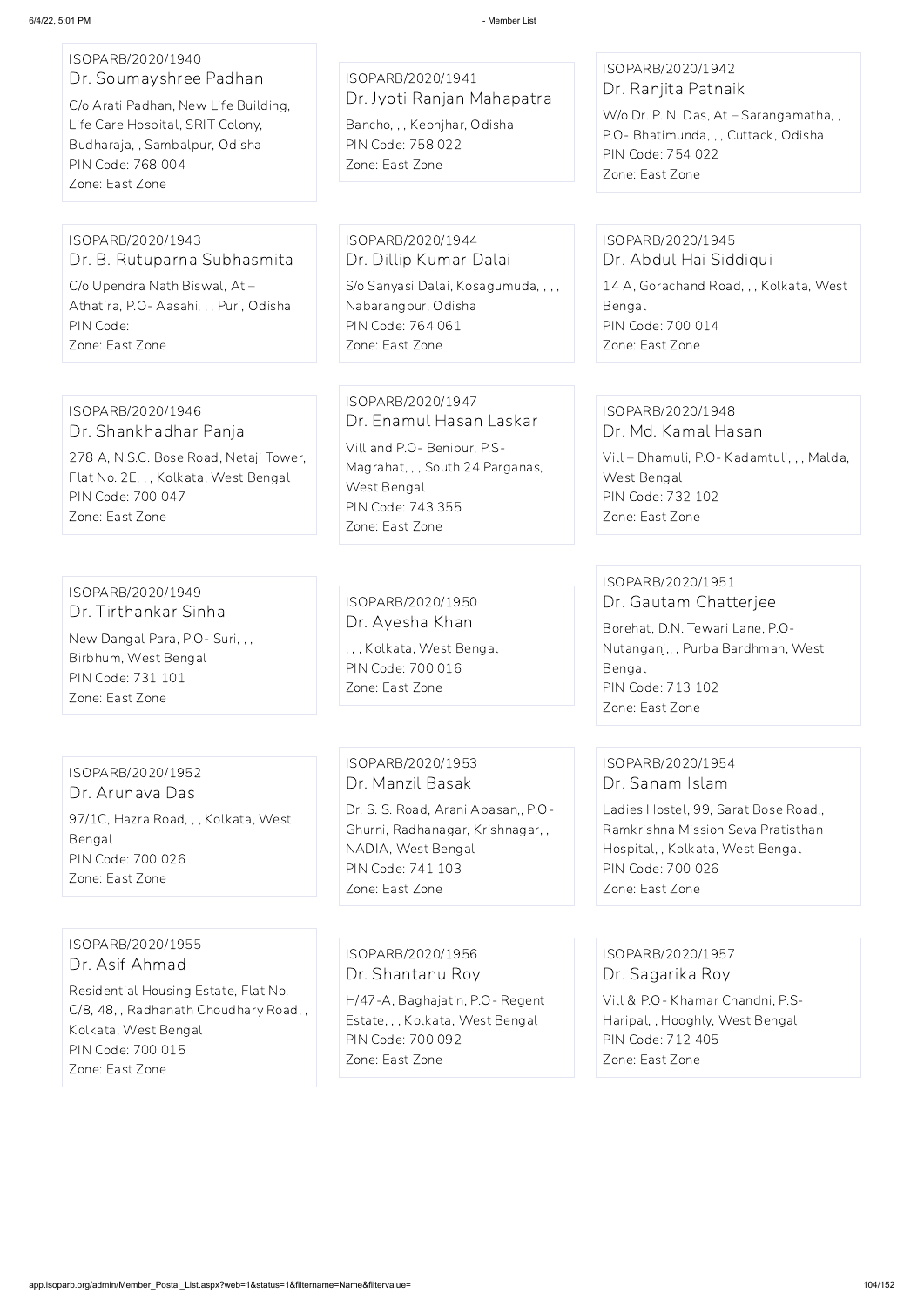ISOPARB/2020/1940
Dr. Soumayshree Padhan
C/o Arati Padhan, New Life Building, Life Care Hospital, SRIT Colony, Budharaja, , Sambalpur, Odisha
PIN Code: 768 004
Zone: East Zone

ISOPARB/2020/1941
Dr. Jyoti Ranjan Mahapatra
Bancho, , , Keonjhar, Odisha
PIN Code: 758 022
Zone: East Zone

ISOPARB/2020/1942
Dr. Ranjita Patnaik
W/o Dr. P. N. Das, At – Sarangamatha, , P.O- Bhatimunda, , , Cuttack, Odisha
PIN Code: 754 022
Zone: East Zone

ISOPARB/2020/1943
Dr. B. Rutuparna Subhasmita
C/o Upendra Nath Biswal, At – Athatira, P.O- Aasahi, , , Puri, Odisha
PIN Code:
Zone: East Zone

ISOPARB/2020/1944
Dr. Dillip Kumar Dalai
S/o Sanyasi Dalai, Kosagumuda, , , , Nabarangpur, Odisha
PIN Code: 764 061
Zone: East Zone

ISOPARB/2020/1945
Dr. Abdul Hai Siddiqui
14 A, Gorachand Road, , , Kolkata, West Bengal
PIN Code: 700 014
Zone: East Zone

ISOPARB/2020/1946
Dr. Shankhadhar Panja
278 A, N.S.C. Bose Road, Netaji Tower, Flat No. 2E, , , Kolkata, West Bengal
PIN Code: 700 047
Zone: East Zone

ISOPARB/2020/1947
Dr. Enamul Hasan Laskar
Vill and P.O- Benipur, P.S- Magrahat, , , South 24 Parganas, West Bengal
PIN Code: 743 355
Zone: East Zone

ISOPARB/2020/1948
Dr. Md. Kamal Hasan
Vill – Dhamuli, P.O- Kadamtuli, , , Malda, West Bengal
PIN Code: 732 102
Zone: East Zone

ISOPARB/2020/1949
Dr. Tirthankar Sinha
New Dangal Para, P.O- Suri, , , Birbhum, West Bengal
PIN Code: 731 101
Zone: East Zone

ISOPARB/2020/1950
Dr. Ayesha Khan
, , , Kolkata, West Bengal
PIN Code: 700 016
Zone: East Zone

ISOPARB/2020/1951
Dr. Gautam Chatterjee
Borehat, D.N. Tewari Lane, P.O- Nutanganj,, , Purba Bardhman, West Bengal
PIN Code: 713 102
Zone: East Zone

ISOPARB/2020/1952
Dr. Arunava Das
97/1C, Hazra Road, , , Kolkata, West Bengal
PIN Code: 700 026
Zone: East Zone

ISOPARB/2020/1953
Dr. Manzil Basak
Dr. S. S. Road, Arani Abasan,, P.O- Ghurni, Radhanagar, Krishnagar, , NADIA, West Bengal
PIN Code: 741 103
Zone: East Zone

ISOPARB/2020/1954
Dr. Sanam Islam
Ladies Hostel, 99, Sarat Bose Road,, Ramkrishna Mission Seva Pratisthan Hospital, , Kolkata, West Bengal
PIN Code: 700 026
Zone: East Zone

ISOPARB/2020/1955
Dr. Asif Ahmad
Residential Housing Estate, Flat No. C/8, 48, , Radhanath Choudhary Road, , Kolkata, West Bengal
PIN Code: 700 015
Zone: East Zone

ISOPARB/2020/1956
Dr. Shantanu Roy
H/47-A, Baghajatin, P.O- Regent Estate, , , Kolkata, West Bengal
PIN Code: 700 092
Zone: East Zone

ISOPARB/2020/1957
Dr. Sagarika Roy
Vill & P.O- Khamar Chandni, P.S- Haripal, , Hooghly, West Bengal
PIN Code: 712 405
Zone: East Zone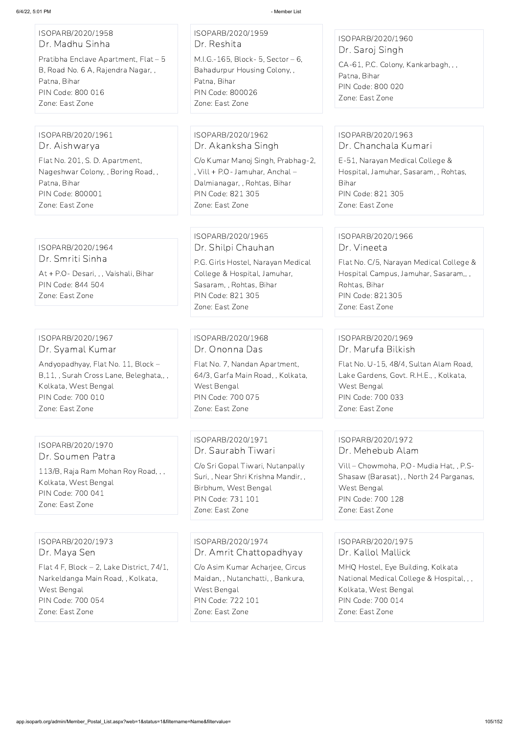ISOPARB/2020/1958
Dr. Madhu Sinha
Pratibha Enclave Apartment, Flat – 5 B, Road No. 6 A, Rajendra Nagar, , Patna, Bihar
PIN Code: 800 016
Zone: East Zone

ISOPARB/2020/1959
Dr. Reshita
M.I.G.-165, Block- 5, Sector – 6, Bahadurpur Housing Colony, , Patna, Bihar
PIN Code: 800026
Zone: East Zone

ISOPARB/2020/1960
Dr. Saroj Singh
CA-61, P.C. Colony, Kankarbagh, , , Patna, Bihar
PIN Code: 800 020
Zone: East Zone

ISOPARB/2020/1961
Dr. Aishwarya
Flat No. 201, S. D. Apartment, Nageshwar Colony, , Boring Road, , Patna, Bihar
PIN Code: 800001
Zone: East Zone

ISOPARB/2020/1962
Dr. Akanksha Singh
C/o Kumar Manoj Singh, Prabhag-2, , Vill + P.O - Jamuhar, Anchal – Dalmianagar, , Rohtas, Bihar
PIN Code: 821 305
Zone: East Zone

ISOPARB/2020/1963
Dr. Chanchala Kumari
E-51, Narayan Medical College & Hospital, Jamuhar, Sasaram, , Rohtas, Bihar
PIN Code: 821 305
Zone: East Zone

ISOPARB/2020/1964
Dr. Smriti Sinha
At + P.O- Desari, , , Vaishali, Bihar
PIN Code: 844 504
Zone: East Zone

ISOPARB/2020/1965
Dr. Shilpi Chauhan
P.G. Girls Hostel, Narayan Medical College & Hospital, Jamuhar, Sasaram, , Rohtas, Bihar
PIN Code: 821 305
Zone: East Zone

ISOPARB/2020/1966
Dr. Vineeta
Flat No. C/5, Narayan Medical College & Hospital Campus, Jamuhar, Sasaram,, , Rohtas, Bihar
PIN Code: 821305
Zone: East Zone

ISOPARB/2020/1967
Dr. Syamal Kumar
Andyopadhyay, Flat No. 11, Block – B,11, , Surah Cross Lane, Beleghata,, , Kolkata, West Bengal
PIN Code: 700 010
Zone: East Zone

ISOPARB/2020/1968
Dr. Ononna Das
Flat No. 7, Nandan Apartment, 64/3, Garfa Main Road, , Kolkata, West Bengal
PIN Code: 700 075
Zone: East Zone

ISOPARB/2020/1969
Dr. Marufa Bilkish
Flat No. U-15, 48/4, Sultan Alam Road, Lake Gardens, Govt. R.H.E., , Kolkata, West Bengal
PIN Code: 700 033
Zone: East Zone

ISOPARB/2020/1970
Dr. Soumen Patra
113/B, Raja Ram Mohan Roy Road, , , Kolkata, West Bengal
PIN Code: 700 041
Zone: East Zone

ISOPARB/2020/1971
Dr. Saurabh Tiwari
C/o Sri Gopal Tiwari, Nutanpally Suri, , Near Shri Krishna Mandir, , Birbhum, West Bengal
PIN Code: 731 101
Zone: East Zone

ISOPARB/2020/1972
Dr. Mehebub Alam
Vill – Chowmoha, P.O - Mudia Hat, , P.S- Shasaw (Barasat), , North 24 Parganas, West Bengal
PIN Code: 700 128
Zone: East Zone

ISOPARB/2020/1973
Dr. Maya Sen
Flat 4 F, Block – 2, Lake District, 74/1, Narkeldanga Main Road, , Kolkata, West Bengal
PIN Code: 700 054
Zone: East Zone

ISOPARB/2020/1974
Dr. Amrit Chattopadhyay
C/o Asim Kumar Acharjee, Circus Maidan, , Nutanchatti, , Bankura, West Bengal
PIN Code: 722 101
Zone: East Zone

ISOPARB/2020/1975
Dr. Kallol Mallick
MHQ Hostel, Eye Building, Kolkata National Medical College & Hospital, , , Kolkata, West Bengal
PIN Code: 700 014
Zone: East Zone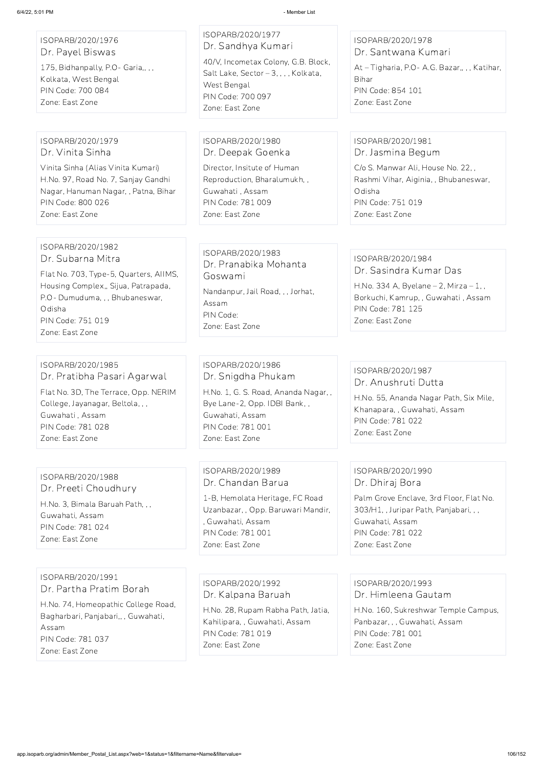ISOPARB/2020/1976
Dr. Payel Biswas
175, Bidhanpally, P.O- Garia,, , ,
Kolkata, West Bengal
PIN Code: 700 084
Zone: East Zone

ISOPARB/2020/1977
Dr. Sandhya Kumari
40/V, Incometax Colony, G.B. Block, Salt Lake, Sector – 3, , , , Kolkata, West Bengal
PIN Code: 700 097
Zone: East Zone

ISOPARB/2020/1978
Dr. Santwana Kumari
At – Tigharia, P.O- A.G. Bazar,, , , Katihar, Bihar
PIN Code: 854 101
Zone: East Zone

ISOPARB/2020/1979
Dr. Vinita Sinha
Vinita Sinha (Alias Vinita Kumari) H.No. 97, Road No. 7, Sanjay Gandhi Nagar, Hanuman Nagar, , Patna, Bihar
PIN Code: 800 026
Zone: East Zone

ISOPARB/2020/1980
Dr. Deepak Goenka
Director, Insitute of Human Reproduction, Bharalumukh, , Guwahati , Assam
PIN Code: 781 009
Zone: East Zone

ISOPARB/2020/1981
Dr. Jasmina Begum
C/o S. Manwar Ali, House No. 22, , Rashmi Vihar, Aiginia, , Bhubaneswar, Odisha
PIN Code: 751 019
Zone: East Zone

ISOPARB/2020/1982
Dr. Subarna Mitra
Flat No. 703, Type-5, Quarters, AIIMS, Housing Complex,, Sijua, Patrapada, P.O- Dumuduma, , , Bhubaneswar, Odisha
PIN Code: 751 019
Zone: East Zone

ISOPARB/2020/1983
Dr. Pranabika Mohanta Goswami
Nandanpur, Jail Road, , , Jorhat, Assam
PIN Code:
Zone: East Zone

ISOPARB/2020/1984
Dr. Sasindra Kumar Das
H.No. 334 A, Byelane – 2, Mirza – 1, , Borkuchi, Kamrup, , Guwahati , Assam
PIN Code: 781 125
Zone: East Zone

ISOPARB/2020/1985
Dr. Pratibha Pasari Agarwal
Flat No. 3D, The Terrace, Opp. NERIM College, Jayanagar, Beltola, , , Guwahati , Assam
PIN Code: 781 028
Zone: East Zone

ISOPARB/2020/1986
Dr. Snigdha Phukam
H.No. 1, G. S. Road, Ananda Nagar, , Bye Lane-2, Opp. IDBI Bank, , Guwahati, Assam
PIN Code: 781 001
Zone: East Zone

ISOPARB/2020/1987
Dr. Anushruti Dutta
H.No. 55, Ananda Nagar Path, Six Mile, Khanapara, , Guwahati, Assam
PIN Code: 781 022
Zone: East Zone

ISOPARB/2020/1988
Dr. Preeti Choudhury
H.No. 3, Bimala Baruah Path, , , Guwahati, Assam
PIN Code: 781 024
Zone: East Zone

ISOPARB/2020/1989
Dr. Chandan Barua
1-B, Hemolata Heritage, FC Road Uzanbazar, , Opp. Baruwari Mandir, , Guwahati, Assam
PIN Code: 781 001
Zone: East Zone

ISOPARB/2020/1990
Dr. Dhiraj Bora
Palm Grove Enclave, 3rd Floor, Flat No. 303/H1, , Juripar Path, Panjabari, , , Guwahati, Assam
PIN Code: 781 022
Zone: East Zone

ISOPARB/2020/1991
Dr. Partha Pratim Borah
H.No. 74, Homeopathic College Road, Bagharbari, Panjabari,, , Guwahati, Assam
PIN Code: 781 037
Zone: East Zone

ISOPARB/2020/1992
Dr. Kalpana Baruah
H.No. 28, Rupam Rabha Path, Jatia, Kahilipara, , Guwahati, Assam
PIN Code: 781 019
Zone: East Zone

ISOPARB/2020/1993
Dr. Himleena Gautam
H.No. 160, Sukreshwar Temple Campus, Panbazar, , , Guwahati, Assam
PIN Code: 781 001
Zone: East Zone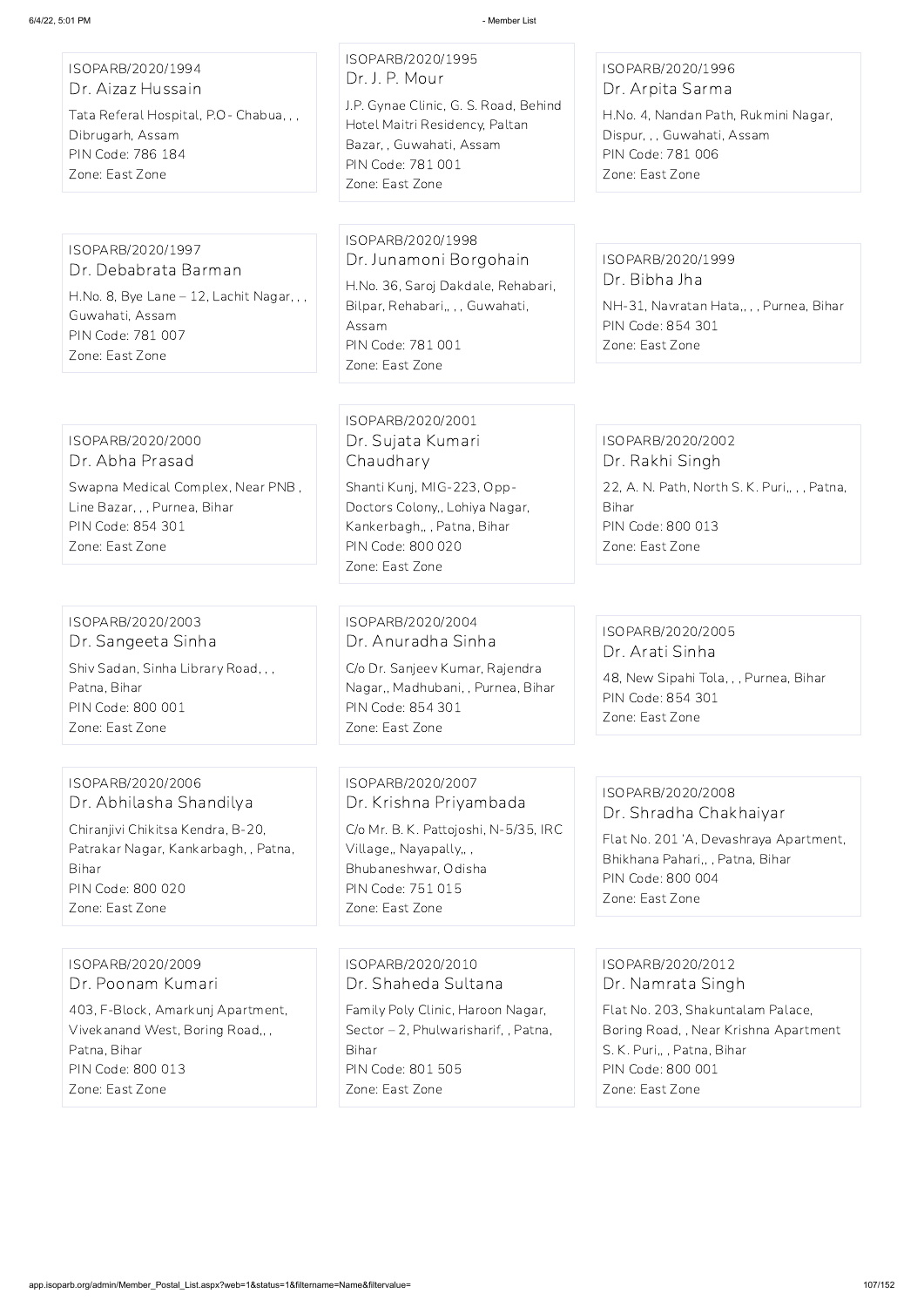ISOPARB/2020/1994
Dr. Aizaz Hussain
Tata Referal Hospital, P.O - Chabua, , ,
Dibrugarh, Assam
PIN Code: 786 184
Zone: East Zone

ISOPARB/2020/1995
Dr. J. P. Mour
J.P. Gynae Clinic, G. S. Road, Behind Hotel Maitri Residency, Paltan Bazar, , Guwahati, Assam
PIN Code: 781 001
Zone: East Zone

ISOPARB/2020/1996
Dr. Arpita Sarma
H.No. 4, Nandan Path, Rukmini Nagar, Dispur, , , Guwahati, Assam
PIN Code: 781 006
Zone: East Zone

ISOPARB/2020/1997
Dr. Debabrata Barman
H.No. 8, Bye Lane – 12, Lachit Nagar, , ,
Guwahati, Assam
PIN Code: 781 007
Zone: East Zone

ISOPARB/2020/1998
Dr. Junamoni Borgohain
H.No. 36, Saroj Dakdale, Rehabari, Bilpar, Rehabari,, , , Guwahati, Assam
PIN Code: 781 001
Zone: East Zone

ISOPARB/2020/1999
Dr. Bibha Jha
NH-31, Navratan Hata,, , , Purnea, Bihar
PIN Code: 854 301
Zone: East Zone

ISOPARB/2020/2000
Dr. Abha Prasad
Swapna Medical Complex, Near PNB , Line Bazar, , , Purnea, Bihar
PIN Code: 854 301
Zone: East Zone

ISOPARB/2020/2001
Dr. Sujata Kumari Chaudhary
Shanti Kunj, MIG-223, Opp-Doctors Colony,, Lohiya Nagar, Kankerbagh,, , Patna, Bihar
PIN Code: 800 020
Zone: East Zone

ISOPARB/2020/2002
Dr. Rakhi Singh
22, A. N. Path, North S. K. Puri,, , , Patna, Bihar
PIN Code: 800 013
Zone: East Zone

ISOPARB/2020/2003
Dr. Sangeeta Sinha
Shiv Sadan, Sinha Library Road, , ,
Patna, Bihar
PIN Code: 800 001
Zone: East Zone

ISOPARB/2020/2004
Dr. Anuradha Sinha
C/o Dr. Sanjeev Kumar, Rajendra Nagar,, Madhubani, , Purnea, Bihar
PIN Code: 854 301
Zone: East Zone

ISOPARB/2020/2005
Dr. Arati Sinha
48, New Sipahi Tola, , , Purnea, Bihar
PIN Code: 854 301
Zone: East Zone

ISOPARB/2020/2006
Dr. Abhilasha Shandilya
Chiranjivi Chikitsa Kendra, B-20, Patrakar Nagar, Kankarbagh, , Patna, Bihar
PIN Code: 800 020
Zone: East Zone

ISOPARB/2020/2007
Dr. Krishna Priyambada
C/o Mr. B. K. Pattojoshi, N-5/35, IRC Village,, Nayapally,, ,
Bhubaneshwar, Odisha
PIN Code: 751 015
Zone: East Zone

ISOPARB/2020/2008
Dr. Shradha Chakhaiyar
Flat No. 201 'A, Devashraya Apartment, Bhikhana Pahari,, , Patna, Bihar
PIN Code: 800 004
Zone: East Zone

ISOPARB/2020/2009
Dr. Poonam Kumari
403, F-Block, Amarkunj Apartment, Vivekanand West, Boring Road,, ,
Patna, Bihar
PIN Code: 800 013
Zone: East Zone

ISOPARB/2020/2010
Dr. Shaheda Sultana
Family Poly Clinic, Haroon Nagar, Sector – 2, Phulwarisharif, , Patna, Bihar
PIN Code: 801 505
Zone: East Zone

ISOPARB/2020/2012
Dr. Namrata Singh
Flat No. 203, Shakuntalam Palace, Boring Road, , Near Krishna Apartment S. K. Puri,, , Patna, Bihar
PIN Code: 800 001
Zone: East Zone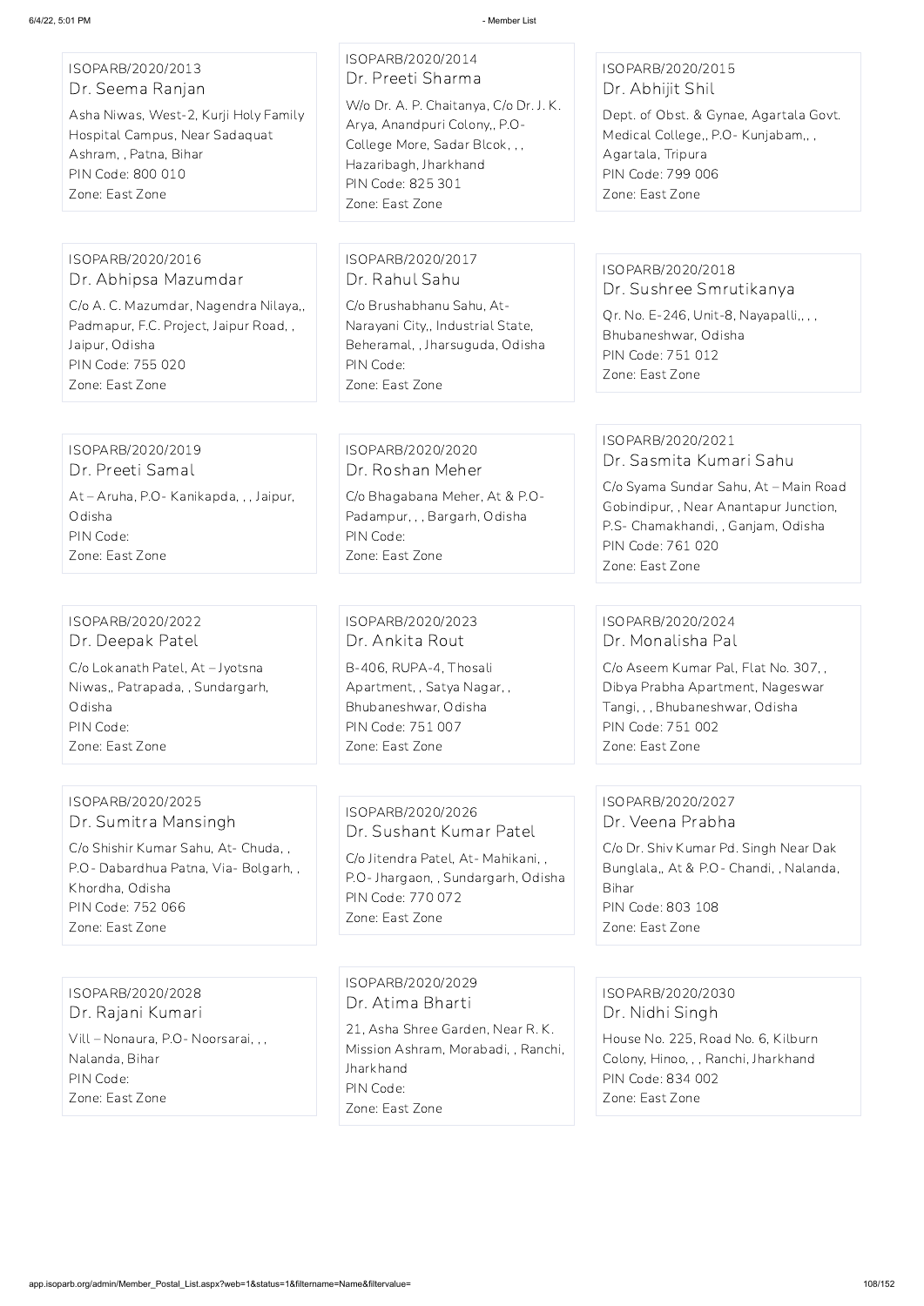ISOPARB/2020/2013
Dr. Seema Ranjan
Asha Niwas, West-2, Kurji Holy Family Hospital Campus, Near Sadaquat Ashram, , Patna, Bihar
PIN Code: 800 010
Zone: East Zone

ISOPARB/2020/2014
Dr. Preeti Sharma
W/o Dr. A. P. Chaitanya, C/o Dr. J. K. Arya, Anandpuri Colony,, P.O- College More, Sadar Blcok, , , Hazaribagh, Jharkhand
PIN Code: 825 301
Zone: East Zone

ISOPARB/2020/2015
Dr. Abhijit Shil
Dept. of Obst. & Gynae, Agartala Govt. Medical College,, P.O- Kunjabam,, , Agartala, Tripura
PIN Code: 799 006
Zone: East Zone

ISOPARB/2020/2016
Dr. Abhipsa Mazumdar
C/o A. C. Mazumdar, Nagendra Nilaya,, Padmapur, F.C. Project, Jaipur Road, , Jaipur, Odisha
PIN Code: 755 020
Zone: East Zone

ISOPARB/2020/2017
Dr. Rahul Sahu
C/o Brushabhanu Sahu, At- Narayani City,, Industrial State, Beheramal, , Jharsuguda, Odisha
PIN Code:
Zone: East Zone

ISOPARB/2020/2018
Dr. Sushree Smrutikanya
Qr. No. E-246, Unit-8, Nayapalli,, , , Bhubaneshwar, Odisha
PIN Code: 751 012
Zone: East Zone

ISOPARB/2020/2019
Dr. Preeti Samal
At – Aruha, P.O- Kanikapda, , , Jaipur, Odisha
PIN Code:
Zone: East Zone

ISOPARB/2020/2020
Dr. Roshan Meher
C/o Bhagabana Meher, At & P.O- Padampur, , , Bargarh, Odisha
PIN Code:
Zone: East Zone

ISOPARB/2020/2021
Dr. Sasmita Kumari Sahu
C/o Syama Sundar Sahu, At – Main Road Gobindipur, , Near Anantapur Junction, P.S- Chamakhandi, , Ganjam, Odisha
PIN Code: 761 020
Zone: East Zone

ISOPARB/2020/2022
Dr. Deepak Patel
C/o Lokanath Patel, At – Jyotsna Niwas,, Patrapada, , Sundargarh, Odisha
PIN Code:
Zone: East Zone

ISOPARB/2020/2023
Dr. Ankita Rout
B-406, RUPA-4, Thosali Apartment, , Satya Nagar, , Bhubaneshwar, Odisha
PIN Code: 751 007
Zone: East Zone

ISOPARB/2020/2024
Dr. Monalisha Pal
C/o Aseem Kumar Pal, Flat No. 307, , Dibya Prabha Apartment, Nageswar Tangi, , , Bhubaneshwar, Odisha
PIN Code: 751 002
Zone: East Zone

ISOPARB/2020/2025
Dr. Sumitra Mansingh
C/o Shishir Kumar Sahu, At- Chuda, , P.O- Dabardhua Patna, Via- Bolgarh, , Khordha, Odisha
PIN Code: 752 066
Zone: East Zone

ISOPARB/2020/2026
Dr. Sushant Kumar Patel
C/o Jitendra Patel, At- Mahikani, , P.O- Jhargaon, , Sundargarh, Odisha
PIN Code: 770 072
Zone: East Zone

ISOPARB/2020/2027
Dr. Veena Prabha
C/o Dr. Shiv Kumar Pd. Singh Near Dak Bunglala,, At & P.O- Chandi, , Nalanda, Bihar
PIN Code: 803 108
Zone: East Zone

ISOPARB/2020/2028
Dr. Rajani Kumari
Vill – Nonaura, P.O- Noorsarai, , , Nalanda, Bihar
PIN Code:
Zone: East Zone

ISOPARB/2020/2029
Dr. Atima Bharti
21, Asha Shree Garden, Near R. K. Mission Ashram, Morabadi, , Ranchi, Jharkhand
PIN Code:
Zone: East Zone

ISOPARB/2020/2030
Dr. Nidhi Singh
House No. 225, Road No. 6, Kilburn Colony, Hinoo, , , Ranchi, Jharkhand
PIN Code: 834 002
Zone: East Zone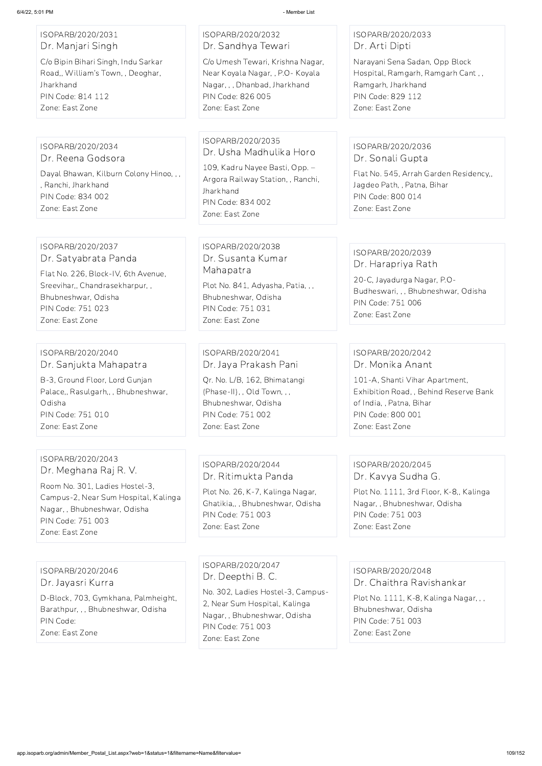ISOPARB/2020/2031
Dr. Manjari Singh
C/o Bipin Bihari Singh, Indu Sarkar Road,, William's Town, , Deoghar, Jharkhand
PIN Code: 814 112
Zone: East Zone

ISOPARB/2020/2032
Dr. Sandhya Tewari
C/o Umesh Tewari, Krishna Nagar, Near Koyala Nagar, , P.O- Koyala Nagar, , , Dhanbad, Jharkhand
PIN Code: 826 005
Zone: East Zone

ISOPARB/2020/2033
Dr. Arti Dipti
Narayani Sena Sadan, Opp Block Hospital, Ramgarh, Ramgarh Cant , , Ramgarh, Jharkhand
PIN Code: 829 112
Zone: East Zone

ISOPARB/2020/2034
Dr. Reena Godsora
Dayal Bhawan, Kilburn Colony Hinoo, , , , Ranchi, Jharkhand
PIN Code: 834 002
Zone: East Zone

ISOPARB/2020/2035
Dr. Usha Madhulika Horo
109, Kadru Nayee Basti, Opp. – Argora Railway Station, , Ranchi, Jharkhand
PIN Code: 834 002
Zone: East Zone

ISOPARB/2020/2036
Dr. Sonali Gupta
Flat No. 545, Arrah Garden Residency,, Jagdeo Path, , Patna, Bihar
PIN Code: 800 014
Zone: East Zone

ISOPARB/2020/2037
Dr. Satyabrata Panda
Flat No. 226, Block-IV, 6th Avenue, Sreevihar,, Chandrasekharpur, , Bhubneshwar, Odisha
PIN Code: 751 023
Zone: East Zone

ISOPARB/2020/2038
Dr. Susanta Kumar Mahapatra
Plot No. 841, Adyasha, Patia, , , Bhubneshwar, Odisha
PIN Code: 751 031
Zone: East Zone

ISOPARB/2020/2039
Dr. Harapriya Rath
20-C, Jayadurga Nagar, P.O- Budheswari, , , Bhubneshwar, Odisha
PIN Code: 751 006
Zone: East Zone

ISOPARB/2020/2040
Dr. Sanjukta Mahapatra
B-3, Ground Floor, Lord Gunjan Palace,, Rasulgarh,, , Bhubneshwar, Odisha
PIN Code: 751 010
Zone: East Zone

ISOPARB/2020/2041
Dr. Jaya Prakash Pani
Qr. No. L/B, 162, Bhimatangi (Phase-II), , Old Town, , , Bhubneshwar, Odisha
PIN Code: 751 002
Zone: East Zone

ISOPARB/2020/2042
Dr. Monika Anant
101-A, Shanti Vihar Apartment, Exhibition Road, , Behind Reserve Bank of India, , Patna, Bihar
PIN Code: 800 001
Zone: East Zone

ISOPARB/2020/2043
Dr. Meghana Raj R. V.
Room No. 301, Ladies Hostel-3, Campus-2, Near Sum Hospital, Kalinga Nagar, , Bhubneshwar, Odisha
PIN Code: 751 003
Zone: East Zone

ISOPARB/2020/2044
Dr. Ritimukta Panda
Plot No. 26, K-7, Kalinga Nagar, Ghatikia,, , Bhubneshwar, Odisha
PIN Code: 751 003
Zone: East Zone

ISOPARB/2020/2045
Dr. Kavya Sudha G.
Plot No. 1111, 3rd Floor, K-8,, Kalinga Nagar, , Bhubneshwar, Odisha
PIN Code: 751 003
Zone: East Zone

ISOPARB/2020/2046
Dr. Jayasri Kurra
D-Block, 703, Gymkhana, Palmheight, Barathpur, , , Bhubneshwar, Odisha
PIN Code:
Zone: East Zone

ISOPARB/2020/2047
Dr. Deepthi B. C.
No. 302, Ladies Hostel-3, Campus-2, Near Sum Hospital, Kalinga Nagar, , Bhubneshwar, Odisha
PIN Code: 751 003
Zone: East Zone

ISOPARB/2020/2048
Dr. Chaithra Ravishankar
Plot No. 1111, K-8, Kalinga Nagar, , , Bhubneshwar, Odisha
PIN Code: 751 003
Zone: East Zone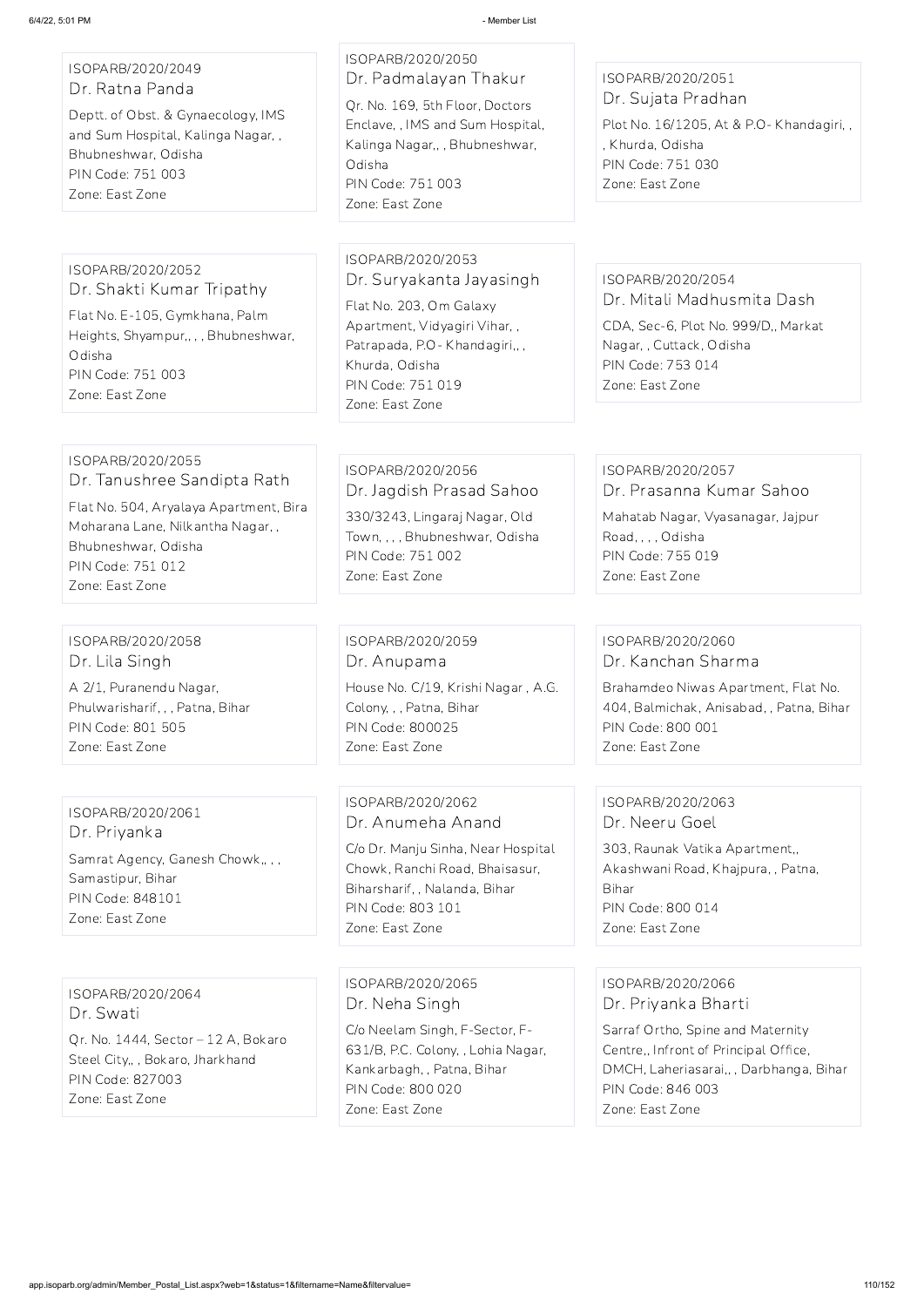ISOPARB/2020/2049
Dr. Ratna Panda
Deptt. of Obst. & Gynaecology, IMS and Sum Hospital, Kalinga Nagar, , Bhubneshwar, Odisha
PIN Code: 751 003
Zone: East Zone

ISOPARB/2020/2050
Dr. Padmalayan Thakur
Qr. No. 169, 5th Floor, Doctors Enclave, , IMS and Sum Hospital, Kalinga Nagar,, , Bhubneshwar, Odisha
PIN Code: 751 003
Zone: East Zone

ISOPARB/2020/2051
Dr. Sujata Pradhan
Plot No. 16/1205, At & P.O- Khandagiri, , , Khurda, Odisha
PIN Code: 751 030
Zone: East Zone

ISOPARB/2020/2052
Dr. Shakti Kumar Tripathy
Flat No. E-105, Gymkhana, Palm Heights, Shyampur,, , , Bhubneshwar, Odisha
PIN Code: 751 003
Zone: East Zone

ISOPARB/2020/2053
Dr. Suryakanta Jayasingh
Flat No. 203, Om Galaxy Apartment, Vidyagiri Vihar, , Patrapada, P.O- Khandagiri,, , Khurda, Odisha
PIN Code: 751 019
Zone: East Zone

ISOPARB/2020/2054
Dr. Mitali Madhusmita Dash
CDA, Sec-6, Plot No. 999/D,, Markat Nagar, , Cuttack, Odisha
PIN Code: 753 014
Zone: East Zone

ISOPARB/2020/2055
Dr. Tanushree Sandipta Rath
Flat No. 504, Aryalaya Apartment, Bira Moharana Lane, Nilkantha Nagar, , Bhubneshwar, Odisha
PIN Code: 751 012
Zone: East Zone

ISOPARB/2020/2056
Dr. Jagdish Prasad Sahoo
330/3243, Lingaraj Nagar, Old Town, , , , Bhubneshwar, Odisha
PIN Code: 751 002
Zone: East Zone

ISOPARB/2020/2057
Dr. Prasanna Kumar Sahoo
Mahatab Nagar, Vyasanagar, Jajpur Road, , , , Odisha
PIN Code: 755 019
Zone: East Zone

ISOPARB/2020/2058
Dr. Lila Singh
A 2/1, Puranendu Nagar, Phulwarisharif, , , Patna, Bihar
PIN Code: 801 505
Zone: East Zone

ISOPARB/2020/2059
Dr. Anupama
House No. C/19, Krishi Nagar , A.G. Colony, , , Patna, Bihar
PIN Code: 800025
Zone: East Zone

ISOPARB/2020/2060
Dr. Kanchan Sharma
Brahamdeo Niwas Apartment, Flat No. 404, Balmichak, Anisabad, , Patna, Bihar
PIN Code: 800 001
Zone: East Zone

ISOPARB/2020/2061
Dr. Priyanka
Samrat Agency, Ganesh Chowk,, , , Samastipur, Bihar
PIN Code: 848101
Zone: East Zone

ISOPARB/2020/2062
Dr. Anumeha Anand
C/o Dr. Manju Sinha, Near Hospital Chowk, Ranchi Road, Bhaisasur, Biharsharif, , Nalanda, Bihar
PIN Code: 803 101
Zone: East Zone

ISOPARB/2020/2063
Dr. Neeru Goel
303, Raunak Vatika Apartment,, Akashwani Road, Khajpura, , Patna, Bihar
PIN Code: 800 014
Zone: East Zone

ISOPARB/2020/2064
Dr. Swati
Qr. No. 1444, Sector – 12 A, Bokaro Steel City,, , Bokaro, Jharkhand
PIN Code: 827003
Zone: East Zone

ISOPARB/2020/2065
Dr. Neha Singh
C/o Neelam Singh, F-Sector, F-631/B, P.C. Colony, , Lohia Nagar, Kankarbagh, , Patna, Bihar
PIN Code: 800 020
Zone: East Zone

ISOPARB/2020/2066
Dr. Priyanka Bharti
Sarraf Ortho, Spine and Maternity Centre,, Infront of Principal Office, DMCH, Laheriasarai,, , Darbhanga, Bihar
PIN Code: 846 003
Zone: East Zone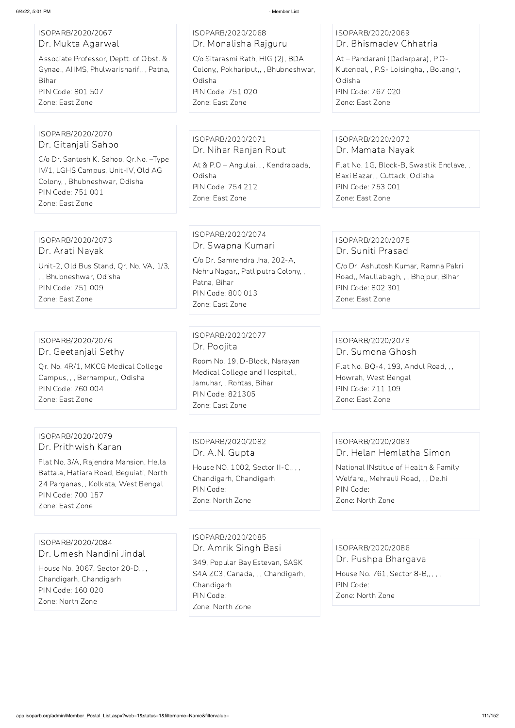ISOPARB/2020/2067
Dr. Mukta Agarwal
Associate Professor, Deptt. of Obst. & Gynae., AIIMS, Phulwarisharif,, , Patna, Bihar
PIN Code: 801 507
Zone: East Zone

ISOPARB/2020/2068
Dr. Monalisha Rajguru
C/o Sitarasmi Rath, HIG (2), BDA Colony,, Pokhariput,, , Bhubneshwar, Odisha
PIN Code: 751 020
Zone: East Zone

ISOPARB/2020/2069
Dr. Bhismadev Chhatria
At – Pandarani (Dadarpara), P.O- Kutenpal, , P.S- Loisingha, , Bolangir, Odisha
PIN Code: 767 020
Zone: East Zone

ISOPARB/2020/2070
Dr. Gitanjali Sahoo
C/o Dr. Santosh K. Sahoo, Qr.No. –Type IV/1, LGHS Campus, Unit-IV, Old AG Colony, , Bhubneshwar, Odisha
PIN Code: 751 001
Zone: East Zone

ISOPARB/2020/2071
Dr. Nihar Ranjan Rout
At & P.O – Angulai, , , Kendrapada, Odisha
PIN Code: 754 212
Zone: East Zone

ISOPARB/2020/2072
Dr. Mamata Nayak
Flat No. 1G, Block-B, Swastik Enclave, , Baxi Bazar, , Cuttack, Odisha
PIN Code: 753 001
Zone: East Zone

ISOPARB/2020/2073
Dr. Arati Nayak
Unit-2, Old Bus Stand, Qr. No. VA, 1/3, , , Bhubneshwar, Odisha
PIN Code: 751 009
Zone: East Zone

ISOPARB/2020/2074
Dr. Swapna Kumari
C/o Dr. Samrendra Jha, 202-A, Nehru Nagar,, Patliputra Colony, , Patna, Bihar
PIN Code: 800 013
Zone: East Zone

ISOPARB/2020/2075
Dr. Suniti Prasad
C/o Dr. Ashutosh Kumar, Ramna Pakri Road,, Maullabagh, , , Bhojpur, Bihar
PIN Code: 802 301
Zone: East Zone

ISOPARB/2020/2076
Dr. Geetanjali Sethy
Qr. No. 4R/1, MKCG Medical College Campus, , , Berhampur,, Odisha
PIN Code: 760 004
Zone: East Zone

ISOPARB/2020/2077
Dr. Poojita
Room No. 19, D-Block, Narayan Medical College and Hospital,, Jamuhar, , Rohtas, Bihar
PIN Code: 821305
Zone: East Zone

ISOPARB/2020/2078
Dr. Sumona Ghosh
Flat No. BQ-4, 193, Andul Road, , , Howrah, West Bengal
PIN Code: 711 109
Zone: East Zone

ISOPARB/2020/2079
Dr. Prithwish Karan
Flat No. 3/A, Rajendra Mansion, Hella Battala, Hatiara Road, Beguiati, North 24 Parganas, , Kolkata, West Bengal
PIN Code: 700 157
Zone: East Zone

ISOPARB/2020/2082
Dr. A.N. Gupta
House NO. 1002, Sector II-C,, , , Chandigarh, Chandigarh
PIN Code:
Zone: North Zone

ISOPARB/2020/2083
Dr. Helan Hemlatha Simon
National INstitue of Health & Family Welfare,, Mehrauli Road, , , Delhi
PIN Code:
Zone: North Zone

ISOPARB/2020/2084
Dr. Umesh Nandini Jindal
House No. 3067, Sector 20-D, , , Chandigarh, Chandigarh
PIN Code: 160 020
Zone: North Zone

ISOPARB/2020/2085
Dr. Amrik Singh Basi
349, Popular Bay Estevan, SASK S4A ZC3, Canada, , , Chandigarh, Chandigarh
PIN Code:
Zone: North Zone

ISOPARB/2020/2086
Dr. Pushpa Bhargava
House No. 761, Sector 8-B,, , , ,
PIN Code:
Zone: North Zone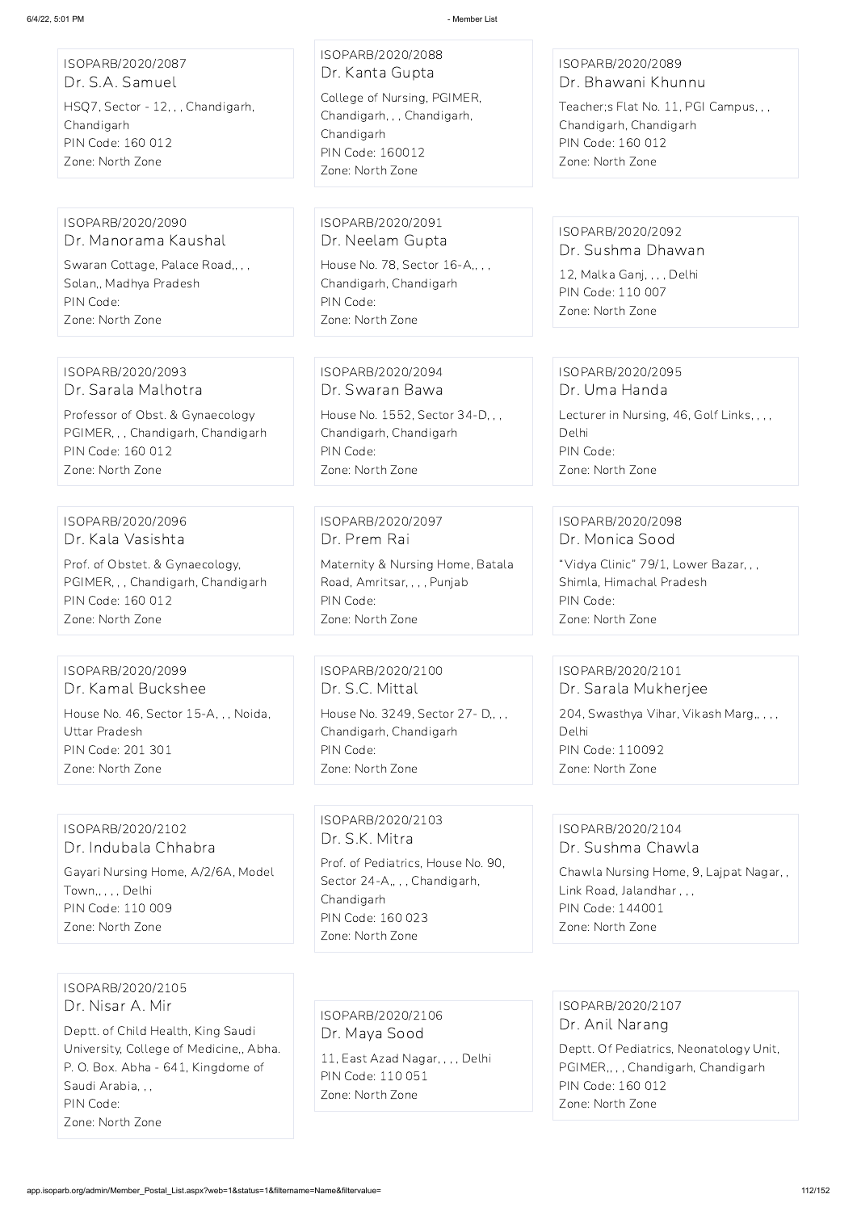ISOPARB/2020/2087
Dr. S.A. Samuel
HSQ7, Sector - 12, , , Chandigarh, Chandigarh
PIN Code: 160 012
Zone: North Zone

ISOPARB/2020/2088
Dr. Kanta Gupta
College of Nursing, PGIMER, Chandigarh, , , Chandigarh, Chandigarh
PIN Code: 160012
Zone: North Zone

ISOPARB/2020/2089
Dr. Bhawani Khunnu
Teacher;s Flat No. 11, PGI Campus, , , Chandigarh, Chandigarh
PIN Code: 160 012
Zone: North Zone

ISOPARB/2020/2090
Dr. Manorama Kaushal
Swaran Cottage, Palace Road,, , , Solan,, Madhya Pradesh
PIN Code:
Zone: North Zone

ISOPARB/2020/2091
Dr. Neelam Gupta
House No. 78, Sector 16-A,, , , Chandigarh, Chandigarh
PIN Code:
Zone: North Zone

ISOPARB/2020/2092
Dr. Sushma Dhawan
12, Malka Ganj, , , , Delhi
PIN Code: 110 007
Zone: North Zone

ISOPARB/2020/2093
Dr. Sarala Malhotra
Professor of Obst. & Gynaecology PGIMER, , , Chandigarh, Chandigarh
PIN Code: 160 012
Zone: North Zone

ISOPARB/2020/2094
Dr. Swaran Bawa
House No. 1552, Sector 34-D, , , Chandigarh, Chandigarh
PIN Code:
Zone: North Zone

ISOPARB/2020/2095
Dr. Uma Handa
Lecturer in Nursing, 46, Golf Links, , , , Delhi
PIN Code:
Zone: North Zone

ISOPARB/2020/2096
Dr. Kala Vasishta
Prof. of Obstet. & Gynaecology, PGIMER, , , Chandigarh, Chandigarh
PIN Code: 160 012
Zone: North Zone

ISOPARB/2020/2097
Dr. Prem Rai
Maternity & Nursing Home, Batala Road, Amritsar, , , , Punjab
PIN Code:
Zone: North Zone

ISOPARB/2020/2098
Dr. Monica Sood
"Vidya Clinic" 79/1, Lower Bazar, , , Shimla, Himachal Pradesh
PIN Code:
Zone: North Zone

ISOPARB/2020/2099
Dr. Kamal Buckshee
House No. 46, Sector 15-A, , , Noida, Uttar Pradesh
PIN Code: 201 301
Zone: North Zone

ISOPARB/2020/2100
Dr. S.C. Mittal
House No. 3249, Sector 27- D,, , , Chandigarh, Chandigarh
PIN Code:
Zone: North Zone

ISOPARB/2020/2101
Dr. Sarala Mukherjee
204, Swasthya Vihar, Vikash Marg,, , , , Delhi
PIN Code: 110092
Zone: North Zone

ISOPARB/2020/2102
Dr. Indubala Chhabra
Gayari Nursing Home, A/2/6A, Model Town,, , , , Delhi
PIN Code: 110 009
Zone: North Zone

ISOPARB/2020/2103
Dr. S.K. Mitra
Prof. of Pediatrics, House No. 90, Sector 24-A,, , , Chandigarh, Chandigarh
PIN Code: 160 023
Zone: North Zone

ISOPARB/2020/2104
Dr. Sushma Chawla
Chawla Nursing Home, 9, Lajpat Nagar, , Link Road, Jalandhar , , ,
PIN Code: 144001
Zone: North Zone

ISOPARB/2020/2105
Dr. Nisar A. Mir
Deptt. of Child Health, King Saudi University, College of Medicine,, Abha. P. O. Box. Abha - 641, Kingdome of Saudi Arabia, , ,
PIN Code:
Zone: North Zone

ISOPARB/2020/2106
Dr. Maya Sood
11, East Azad Nagar, , , , Delhi
PIN Code: 110 051
Zone: North Zone

ISOPARB/2020/2107
Dr. Anil Narang
Deptt. Of Pediatrics, Neonatology Unit, PGIMER,, , , Chandigarh, Chandigarh
PIN Code: 160 012
Zone: North Zone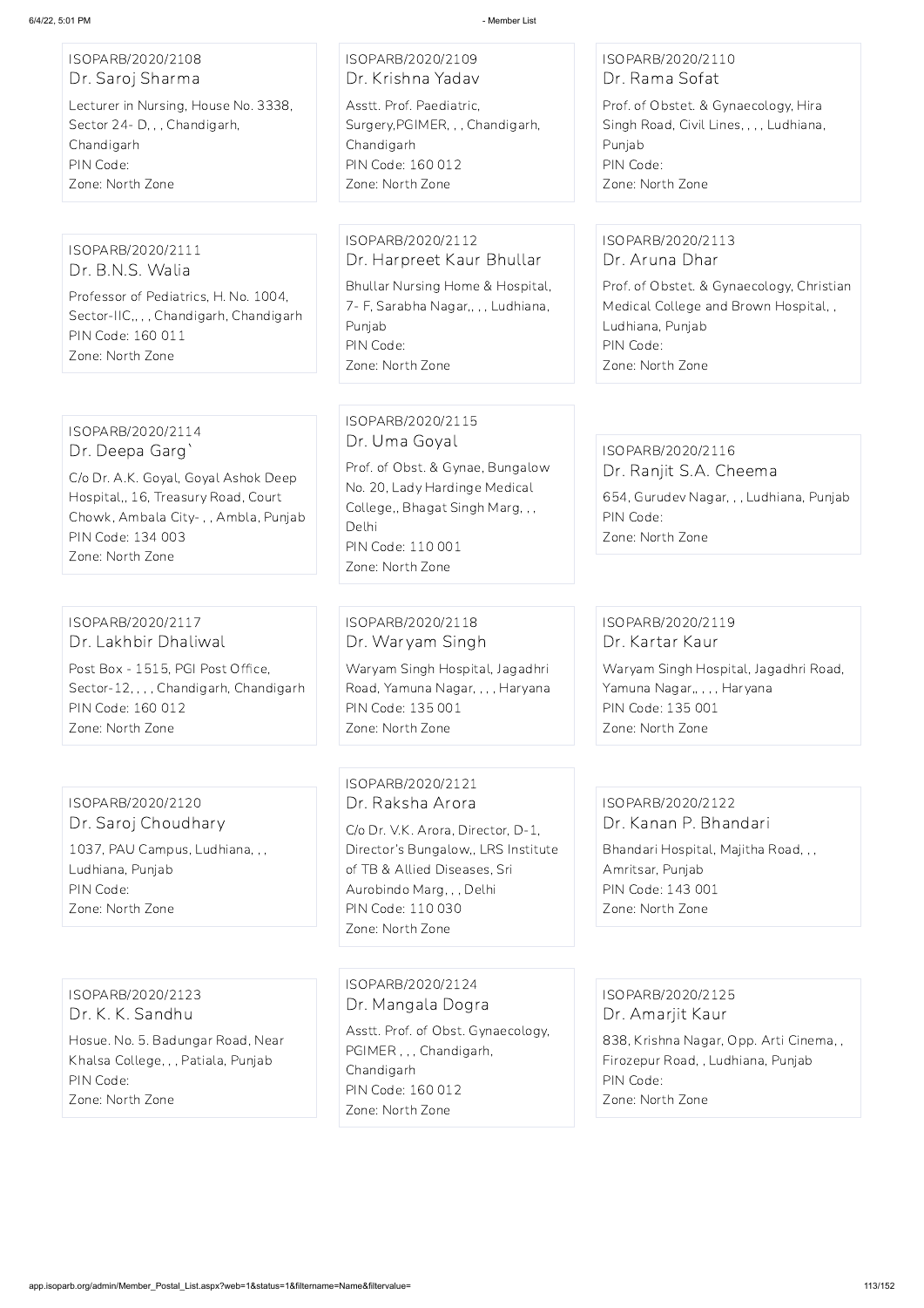ISOPARB/2020/2108
Dr. Saroj Sharma
Lecturer in Nursing, House No. 3338, Sector 24- D, , , Chandigarh, Chandigarh
PIN Code:
Zone: North Zone

ISOPARB/2020/2109
Dr. Krishna Yadav
Asstt. Prof. Paediatric, Surgery,PGIMER, , , Chandigarh, Chandigarh
PIN Code: 160 012
Zone: North Zone

ISOPARB/2020/2110
Dr. Rama Sofat
Prof. of Obstet. & Gynaecology, Hira Singh Road, Civil Lines, , , , Ludhiana, Punjab
PIN Code:
Zone: North Zone

ISOPARB/2020/2111
Dr. B.N.S. Walia
Professor of Pediatrics, H. No. 1004, Sector-IIC,, , , Chandigarh, Chandigarh
PIN Code: 160 011
Zone: North Zone

ISOPARB/2020/2112
Dr. Harpreet Kaur Bhullar
Bhullar Nursing Home & Hospital, 7- F, Sarabha Nagar,, , , Ludhiana, Punjab
PIN Code:
Zone: North Zone

ISOPARB/2020/2113
Dr. Aruna Dhar
Prof. of Obstet. & Gynaecology, Christian Medical College and Brown Hospital, , Ludhiana, Punjab
PIN Code:
Zone: North Zone

ISOPARB/2020/2114
Dr. Deepa Garg`
C/o Dr. A.K. Goyal, Goyal Ashok Deep Hospital,, 16, Treasury Road, Court Chowk, Ambala City- , , Ambla, Punjab
PIN Code: 134 003
Zone: North Zone

ISOPARB/2020/2115
Dr. Uma Goyal
Prof. of Obst. & Gynae, Bungalow No. 20, Lady Hardinge Medical College,, Bhagat Singh Marg, , , Delhi
PIN Code: 110 001
Zone: North Zone

ISOPARB/2020/2116
Dr. Ranjit S.A. Cheema
654, Gurudev Nagar, , , Ludhiana, Punjab
PIN Code:
Zone: North Zone

ISOPARB/2020/2117
Dr. Lakhbir Dhaliwal
Post Box - 1515, PGI Post Office, Sector-12, , , , Chandigarh, Chandigarh
PIN Code: 160 012
Zone: North Zone

ISOPARB/2020/2118
Dr. Waryam Singh
Waryam Singh Hospital, Jagadhri Road, Yamuna Nagar, , , , Haryana
PIN Code: 135 001
Zone: North Zone

ISOPARB/2020/2119
Dr. Kartar Kaur
Waryam Singh Hospital, Jagadhri Road, Yamuna Nagar,, , , , Haryana
PIN Code: 135 001
Zone: North Zone

ISOPARB/2020/2120
Dr. Saroj Choudhary
1037, PAU Campus, Ludhiana, , , Ludhiana, Punjab
PIN Code:
Zone: North Zone

ISOPARB/2020/2121
Dr. Raksha Arora
C/o Dr. V.K. Arora, Director, D-1, Director's Bungalow,, LRS Institute of TB & Allied Diseases, Sri Aurobindo Marg, , , Delhi
PIN Code: 110 030
Zone: North Zone

ISOPARB/2020/2122
Dr. Kanan P. Bhandari
Bhandari Hospital, Majitha Road, , , Amritsar, Punjab
PIN Code: 143 001
Zone: North Zone

ISOPARB/2020/2123
Dr. K. K. Sandhu
Hosue. No. 5. Badungar Road, Near Khalsa College, , , Patiala, Punjab
PIN Code:
Zone: North Zone

ISOPARB/2020/2124
Dr. Mangala Dogra
Asstt. Prof. of Obst. Gynaecology, PGIMER , , , Chandigarh, Chandigarh
PIN Code: 160 012
Zone: North Zone

ISOPARB/2020/2125
Dr. Amarjit Kaur
838, Krishna Nagar, Opp. Arti Cinema, , Firozepur Road, , Ludhiana, Punjab
PIN Code:
Zone: North Zone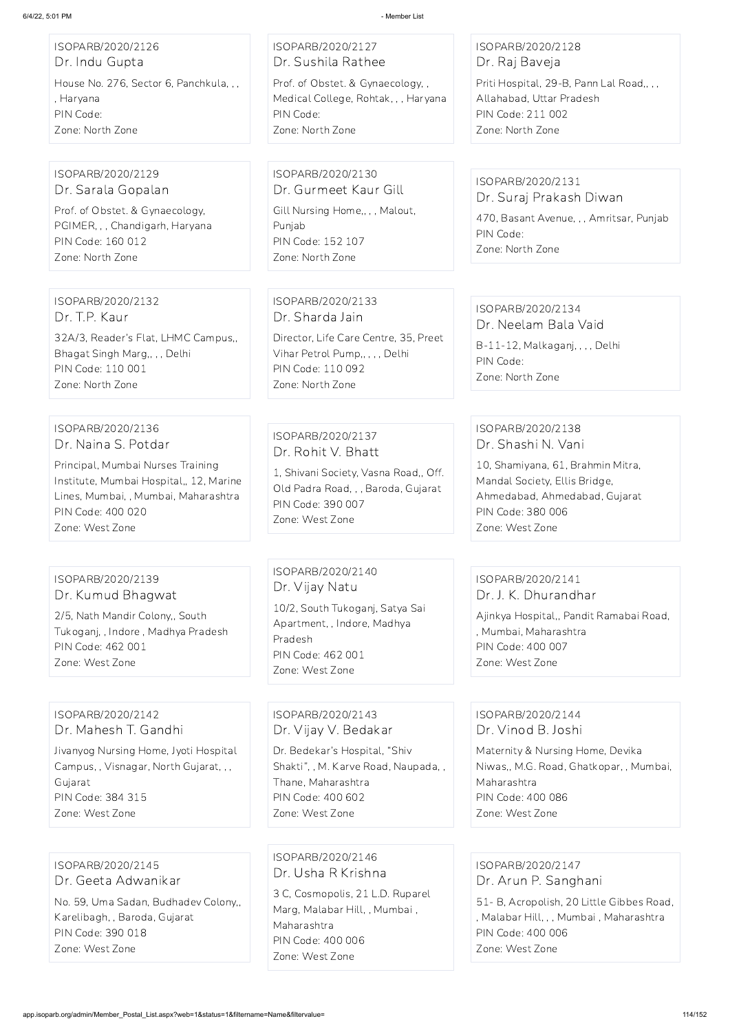ISOPARB/2020/2126
Dr. Indu Gupta
House No. 276, Sector 6, Panchkula, , , , Haryana
PIN Code:
Zone: North Zone

ISOPARB/2020/2127
Dr. Sushila Rathee
Prof. of Obstet. & Gynaecology, , Medical College, Rohtak, , , Haryana
PIN Code:
Zone: North Zone

ISOPARB/2020/2128
Dr. Raj Baveja
Priti Hospital, 29-B, Pann Lal Road,, , , Allahabad, Uttar Pradesh
PIN Code: 211 002
Zone: North Zone

ISOPARB/2020/2129
Dr. Sarala Gopalan
Prof. of Obstet. & Gynaecology, PGIMER, , , Chandigarh, Haryana
PIN Code: 160 012
Zone: North Zone

ISOPARB/2020/2130
Dr. Gurmeet Kaur Gill
Gill Nursing Home,, , , Malout, Punjab
PIN Code: 152 107
Zone: North Zone

ISOPARB/2020/2131
Dr. Suraj Prakash Diwan
470, Basant Avenue, , , Amritsar, Punjab
PIN Code:
Zone: North Zone

ISOPARB/2020/2132
Dr. T.P. Kaur
32A/3, Reader's Flat, LHMC Campus,, Bhagat Singh Marg,, , , Delhi
PIN Code: 110 001
Zone: North Zone

ISOPARB/2020/2133
Dr. Sharda Jain
Director, Life Care Centre, 35, Preet Vihar Petrol Pump,, , , , Delhi
PIN Code: 110 092
Zone: North Zone

ISOPARB/2020/2134
Dr. Neelam Bala Vaid
B-11-12, Malkaganj, , , , Delhi
PIN Code:
Zone: North Zone

ISOPARB/2020/2136
Dr. Naina S. Potdar
Principal, Mumbai Nurses Training Institute, Mumbai Hospital,, 12, Marine Lines, Mumbai, , Mumbai, Maharashtra
PIN Code: 400 020
Zone: West Zone

ISOPARB/2020/2137
Dr. Rohit V. Bhatt
1, Shivani Society, Vasna Road,, Off. Old Padra Road, , , Baroda, Gujarat
PIN Code: 390 007
Zone: West Zone

ISOPARB/2020/2138
Dr. Shashi N. Vani
10, Shamiyana, 61, Brahmin Mitra, Mandal Society, Ellis Bridge, Ahmedabad, Ahmedabad, Gujarat
PIN Code: 380 006
Zone: West Zone

ISOPARB/2020/2139
Dr. Kumud Bhagwat
2/5, Nath Mandir Colony,, South Tukoganj, , Indore , Madhya Pradesh
PIN Code: 462 001
Zone: West Zone

ISOPARB/2020/2140
Dr. Vijay Natu
10/2, South Tukoganj, Satya Sai Apartment, , Indore, Madhya Pradesh
PIN Code: 462 001
Zone: West Zone

ISOPARB/2020/2141
Dr. J. K. Dhurandhar
Ajinkya Hospital,, Pandit Ramabai Road, , Mumbai, Maharashtra
PIN Code: 400 007
Zone: West Zone

ISOPARB/2020/2142
Dr. Mahesh T. Gandhi
Jivanyog Nursing Home, Jyoti Hospital Campus, , Visnagar, North Gujarat, , , Gujarat
PIN Code: 384 315
Zone: West Zone

ISOPARB/2020/2143
Dr. Vijay V. Bedakar
Dr. Bedekar's Hospital, "Shiv Shakti", , M. Karve Road, Naupada, , Thane, Maharashtra
PIN Code: 400 602
Zone: West Zone

ISOPARB/2020/2144
Dr. Vinod B. Joshi
Maternity & Nursing Home, Devika Niwas,, M.G. Road, Ghatkopar, , Mumbai, Maharashtra
PIN Code: 400 086
Zone: West Zone

ISOPARB/2020/2145
Dr. Geeta Adwanikar
No. 59, Uma Sadan, Budhadev Colony,, Karelibagh, , Baroda, Gujarat
PIN Code: 390 018
Zone: West Zone

ISOPARB/2020/2146
Dr. Usha R Krishna
3 C, Cosmopolis, 21 L.D. Ruparel Marg, Malabar Hill, , Mumbai , Maharashtra
PIN Code: 400 006
Zone: West Zone

ISOPARB/2020/2147
Dr. Arun P. Sanghani
51- B, Acropolish, 20 Little Gibbes Road, , Malabar Hill, , , Mumbai , Maharashtra
PIN Code: 400 006
Zone: West Zone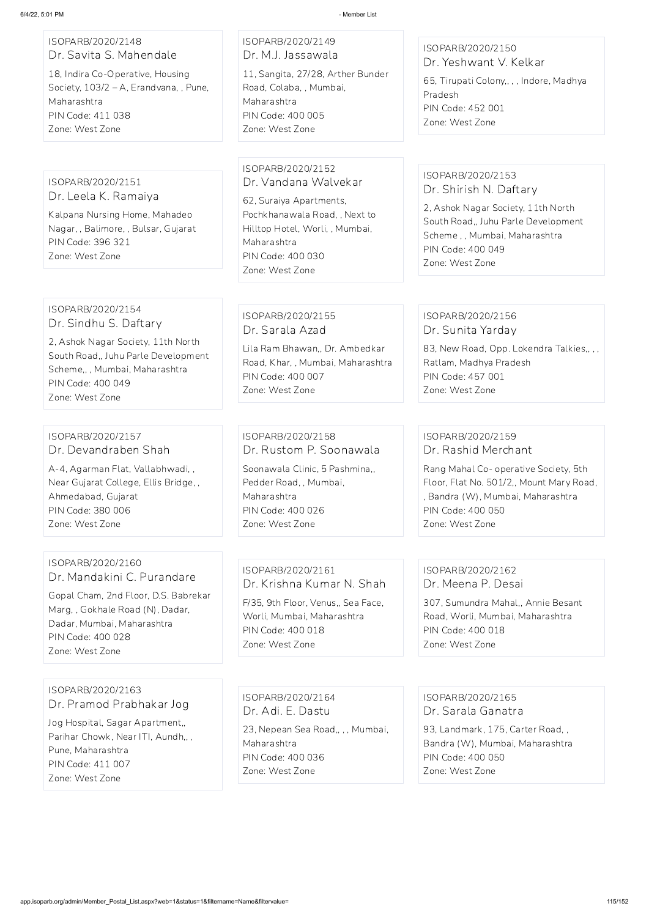ISOPARB/2020/2148
Dr. Savita S. Mahendale

18, Indira Co-Operative, Housing Society, 103/2 – A, Erandvana, , Pune, Maharashtra
PIN Code: 411 038
Zone: West Zone

ISOPARB/2020/2149
Dr. M.J. Jassawala

11, Sangita, 27/28, Arther Bunder Road, Colaba, , Mumbai, Maharashtra
PIN Code: 400 005
Zone: West Zone

ISOPARB/2020/2150
Dr. Yeshwant V. Kelkar

65, Tirupati Colony,, , , Indore, Madhya Pradesh
PIN Code: 452 001
Zone: West Zone

ISOPARB/2020/2151
Dr. Leela K. Ramaiya

Kalpana Nursing Home, Mahadeo Nagar, , Balimore, , Bulsar, Gujarat
PIN Code: 396 321
Zone: West Zone

ISOPARB/2020/2152
Dr. Vandana Walvekar

62, Suraiya Apartments, Pochkhanawala Road, , Next to Hilltop Hotel, Worli, , Mumbai, Maharashtra
PIN Code: 400 030
Zone: West Zone

ISOPARB/2020/2153
Dr. Shirish N. Daftary

2, Ashok Nagar Society, 11th North South Road,, Juhu Parle Development Scheme , , Mumbai, Maharashtra
PIN Code: 400 049
Zone: West Zone

ISOPARB/2020/2154
Dr. Sindhu S. Daftary

2, Ashok Nagar Society, 11th North South Road,, Juhu Parle Development Scheme,, , Mumbai, Maharashtra
PIN Code: 400 049
Zone: West Zone

ISOPARB/2020/2155
Dr. Sarala Azad

Lila Ram Bhawan,, Dr. Ambedkar Road, Khar, , Mumbai, Maharashtra
PIN Code: 400 007
Zone: West Zone

ISOPARB/2020/2156
Dr. Sunita Yarday

83, New Road, Opp. Lokendra Talkies,, , , Ratlam, Madhya Pradesh
PIN Code: 457 001
Zone: West Zone

ISOPARB/2020/2157
Dr. Devandraben Shah

A-4, Agarman Flat, Vallabhwadi, , Near Gujarat College, Ellis Bridge, , Ahmedabad, Gujarat
PIN Code: 380 006
Zone: West Zone

ISOPARB/2020/2158
Dr. Rustom P. Soonawala

Soonawala Clinic, 5 Pashmina,, Pedder Road, , Mumbai, Maharashtra
PIN Code: 400 026
Zone: West Zone

ISOPARB/2020/2159
Dr. Rashid Merchant

Rang Mahal Co- operative Society, 5th Floor, Flat No. 501/2,, Mount Mary Road, , Bandra (W), Mumbai, Maharashtra
PIN Code: 400 050
Zone: West Zone

ISOPARB/2020/2160
Dr. Mandakini C. Purandare

Gopal Cham, 2nd Floor, D.S. Babrekar Marg, , Gokhale Road (N), Dadar, Dadar, Mumbai, Maharashtra
PIN Code: 400 028
Zone: West Zone

ISOPARB/2020/2161
Dr. Krishna Kumar N. Shah

F/35, 9th Floor, Venus,, Sea Face, Worli, Mumbai, Maharashtra
PIN Code: 400 018
Zone: West Zone

ISOPARB/2020/2162
Dr. Meena P. Desai

307, Sumundra Mahal,, Annie Besant Road, Worli, Mumbai, Maharashtra
PIN Code: 400 018
Zone: West Zone

ISOPARB/2020/2163
Dr. Pramod Prabhakar Jog

Jog Hospital, Sagar Apartment,, Parihar Chowk, Near ITI, Aundh,, , Pune, Maharashtra
PIN Code: 411 007
Zone: West Zone

ISOPARB/2020/2164
Dr. Adi. E. Dastu

23, Nepean Sea Road,, , , Mumbai, Maharashtra
PIN Code: 400 036
Zone: West Zone

ISOPARB/2020/2165
Dr. Sarala Ganatra

93, Landmark, 175, Carter Road, , Bandra (W), Mumbai, Maharashtra
PIN Code: 400 050
Zone: West Zone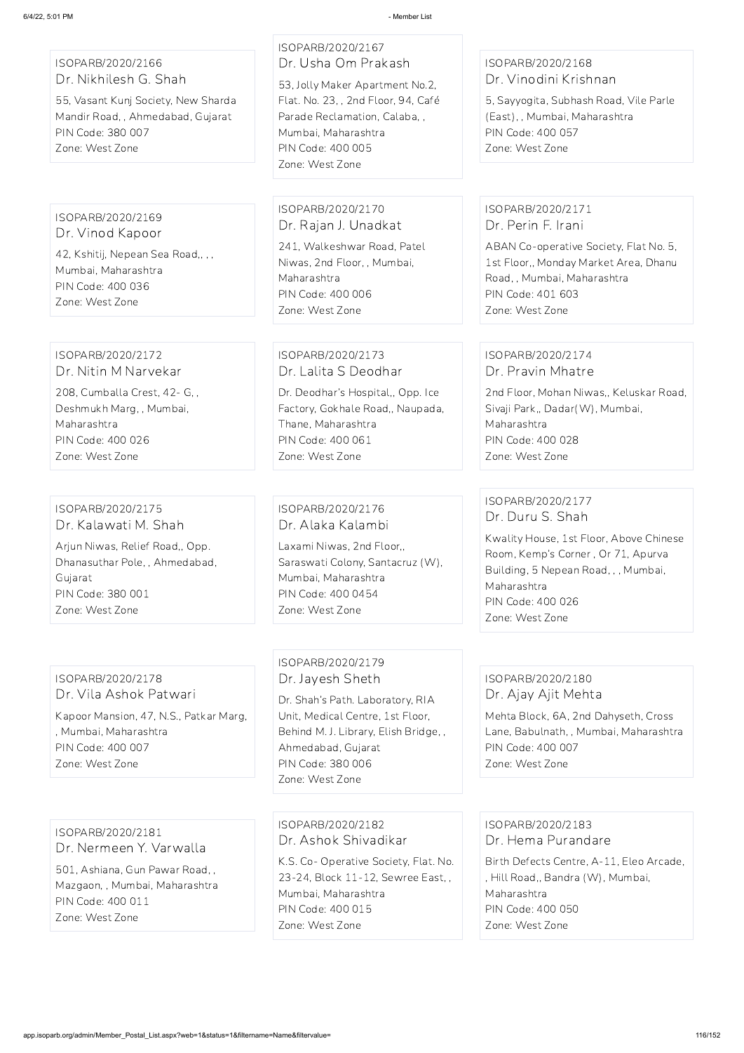ISOPARB/2020/2166
Dr. Nikhilesh G. Shah
55, Vasant Kunj Society, New Sharda Mandir Road, , Ahmedabad, Gujarat
PIN Code: 380 007
Zone: West Zone

ISOPARB/2020/2167
Dr. Usha Om Prakash
53, Jolly Maker Apartment No.2, Flat. No. 23, , 2nd Floor, 94, Café Parade Reclamation, Calaba, , Mumbai, Maharashtra
PIN Code: 400 005
Zone: West Zone

ISOPARB/2020/2168
Dr. Vinodini Krishnan
5, Sayyogita, Subhash Road, Vile Parle (East), , Mumbai, Maharashtra
PIN Code: 400 057
Zone: West Zone

ISOPARB/2020/2169
Dr. Vinod Kapoor
42, Kshitij, Nepean Sea Road,, , ,
Mumbai, Maharashtra
PIN Code: 400 036
Zone: West Zone

ISOPARB/2020/2170
Dr. Rajan J. Unadkat
241, Walkeshwar Road, Patel Niwas, 2nd Floor, , Mumbai, Maharashtra
PIN Code: 400 006
Zone: West Zone

ISOPARB/2020/2171
Dr. Perin F. Irani
ABAN Co-operative Society, Flat No. 5, 1st Floor,, Monday Market Area, Dhanu Road, , Mumbai, Maharashtra
PIN Code: 401 603
Zone: West Zone

ISOPARB/2020/2172
Dr. Nitin M Narvekar
208, Cumballa Crest, 42- G, , Deshmukh Marg, , Mumbai, Maharashtra
PIN Code: 400 026
Zone: West Zone

ISOPARB/2020/2173
Dr. Lalita S Deodhar
Dr. Deodhar's Hospital,, Opp. Ice Factory, Gokhale Road,, Naupada, Thane, Maharashtra
PIN Code: 400 061
Zone: West Zone

ISOPARB/2020/2174
Dr. Pravin Mhatre
2nd Floor, Mohan Niwas,, Keluskar Road, Sivaji Park,, Dadar(W), Mumbai, Maharashtra
PIN Code: 400 028
Zone: West Zone

ISOPARB/2020/2175
Dr. Kalawati M. Shah
Arjun Niwas, Relief Road,, Opp. Dhanasuthar Pole, , Ahmedabad, Gujarat
PIN Code: 380 001
Zone: West Zone

ISOPARB/2020/2176
Dr. Alaka Kalambi
Laxami Niwas, 2nd Floor,, Saraswati Colony, Santacruz (W), Mumbai, Maharashtra
PIN Code: 400 0454
Zone: West Zone

ISOPARB/2020/2177
Dr. Duru S. Shah
Kwality House, 1st Floor, Above Chinese Room, Kemp's Corner , Or 71, Apurva Building, 5 Nepean Road, , , Mumbai, Maharashtra
PIN Code: 400 026
Zone: West Zone

ISOPARB/2020/2178
Dr. Vila Ashok Patwari
Kapoor Mansion, 47, N.S., Patkar Marg, , Mumbai, Maharashtra
PIN Code: 400 007
Zone: West Zone

ISOPARB/2020/2179
Dr. Jayesh Sheth
Dr. Shah's Path. Laboratory, RIA Unit, Medical Centre, 1st Floor, Behind M. J. Library, Elish Bridge, , Ahmedabad, Gujarat
PIN Code: 380 006
Zone: West Zone

ISOPARB/2020/2180
Dr. Ajay Ajit Mehta
Mehta Block, 6A, 2nd Dahyseth, Cross Lane, Babulnath, , Mumbai, Maharashtra
PIN Code: 400 007
Zone: West Zone

ISOPARB/2020/2181
Dr. Nermeen Y. Varwalla
501, Ashiana, Gun Pawar Road, , Mazgaon, , Mumbai, Maharashtra
PIN Code: 400 011
Zone: West Zone

ISOPARB/2020/2182
Dr. Ashok Shivadikar
K.S. Co- Operative Society, Flat. No. 23-24, Block 11-12, Sewree East, , Mumbai, Maharashtra
PIN Code: 400 015
Zone: West Zone

ISOPARB/2020/2183
Dr. Hema Purandare
Birth Defects Centre, A-11, Eleo Arcade, , Hill Road,, Bandra (W), Mumbai, Maharashtra
PIN Code: 400 050
Zone: West Zone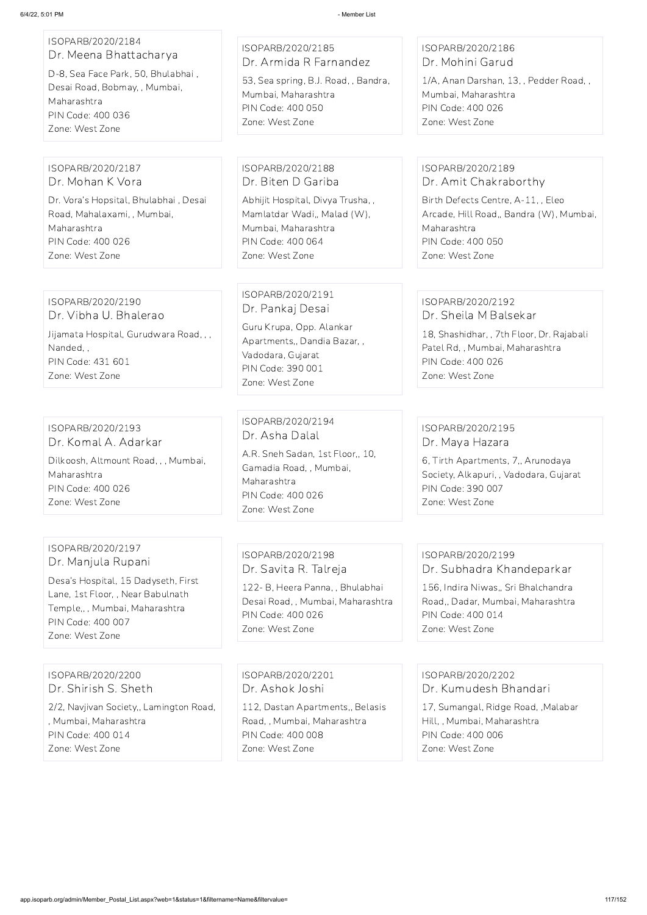ISOPARB/2020/2184
Dr. Meena Bhattacharya
D-8, Sea Face Park, 50, Bhulabhai , Desai Road, Bobmay, , Mumbai, Maharashtra
PIN Code: 400 036
Zone: West Zone

ISOPARB/2020/2185
Dr. Armida R Farnandez
53, Sea spring, B.J. Road, , Bandra, Mumbai, Maharashtra
PIN Code: 400 050
Zone: West Zone

ISOPARB/2020/2186
Dr. Mohini Garud
1/A, Anan Darshan, 13, , Pedder Road, , Mumbai, Maharashtra
PIN Code: 400 026
Zone: West Zone

ISOPARB/2020/2187
Dr. Mohan K Vora
Dr. Vora's Hopsital, Bhulabhai , Desai Road, Mahalaxami, , Mumbai, Maharashtra
PIN Code: 400 026
Zone: West Zone

ISOPARB/2020/2188
Dr. Biten D Gariba
Abhijit Hospital, Divya Trusha, , Mamlatdar Wadi,, Malad (W), Mumbai, Maharashtra
PIN Code: 400 064
Zone: West Zone

ISOPARB/2020/2189
Dr. Amit Chakraborthy
Birth Defects Centre, A-11, , Eleo Arcade, Hill Road,, Bandra (W), Mumbai, Maharashtra
PIN Code: 400 050
Zone: West Zone

ISOPARB/2020/2190
Dr. Vibha U. Bhalerao
Jijamata Hospital, Gurudwara Road, , , Nanded, ,
PIN Code: 431 601
Zone: West Zone

ISOPARB/2020/2191
Dr. Pankaj Desai
Guru Krupa, Opp. Alankar Apartments,, Dandia Bazar, , Vadodara, Gujarat
PIN Code: 390 001
Zone: West Zone

ISOPARB/2020/2192
Dr. Sheila M Balsekar
18, Shashidhar, , 7th Floor, Dr. Rajabali Patel Rd, , Mumbai, Maharashtra
PIN Code: 400 026
Zone: West Zone

ISOPARB/2020/2193
Dr. Komal A. Adarkar
Dilkoosh, Altmount Road, , , Mumbai, Maharashtra
PIN Code: 400 026
Zone: West Zone

ISOPARB/2020/2194
Dr. Asha Dalal
A.R. Sneh Sadan, 1st Floor,, 10, Gamadia Road, , Mumbai, Maharashtra
PIN Code: 400 026
Zone: West Zone

ISOPARB/2020/2195
Dr. Maya Hazara
6, Tirth Apartments, 7,, Arunodaya Society, Alkapuri, , Vadodara, Gujarat
PIN Code: 390 007
Zone: West Zone

ISOPARB/2020/2197
Dr. Manjula Rupani
Desa's Hospital, 15 Dadyseth, First Lane, 1st Floor, , Near Babulnath Temple,, , Mumbai, Maharashtra
PIN Code: 400 007
Zone: West Zone

ISOPARB/2020/2198
Dr. Savita R. Talreja
122- B, Heera Panna, , Bhulabhai Desai Road, , Mumbai, Maharashtra
PIN Code: 400 026
Zone: West Zone

ISOPARB/2020/2199
Dr. Subhadra Khandeparkar
156, Indira Niwas,, Sri Bhalchandra Road,, Dadar, Mumbai, Maharashtra
PIN Code: 400 014
Zone: West Zone

ISOPARB/2020/2200
Dr. Shirish S. Sheth
2/2, Navjivan Society,, Lamington Road, , Mumbai, Maharashtra
PIN Code: 400 014
Zone: West Zone

ISOPARB/2020/2201
Dr. Ashok Joshi
112, Dastan Apartments,, Belasis Road, , Mumbai, Maharashtra
PIN Code: 400 008
Zone: West Zone

ISOPARB/2020/2202
Dr. Kumudesh Bhandari
17, Sumangal, Ridge Road, ,Malabar Hill, , Mumbai, Maharashtra
PIN Code: 400 006
Zone: West Zone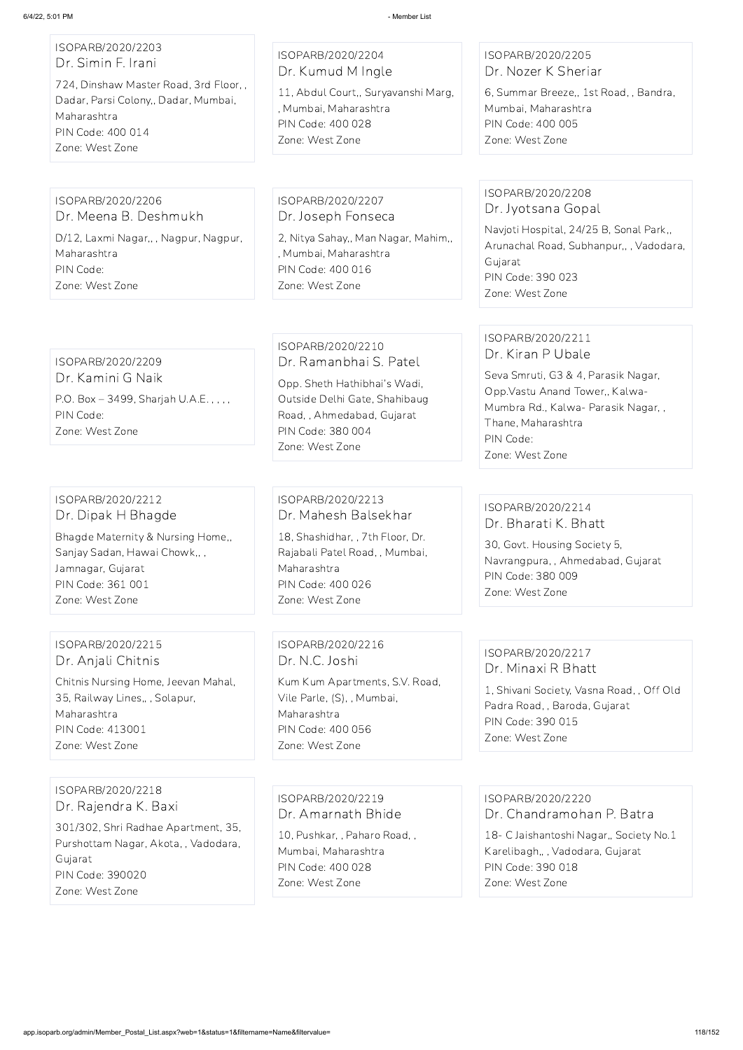ISOPARB/2020/2203
Dr. Simin F. Irani
724, Dinshaw Master Road, 3rd Floor, , Dadar, Parsi Colony,, Dadar, Mumbai, Maharashtra
PIN Code: 400 014
Zone: West Zone

ISOPARB/2020/2204
Dr. Kumud M Ingle
11, Abdul Court,, Suryavanshi Marg, , Mumbai, Maharashtra
PIN Code: 400 028
Zone: West Zone

ISOPARB/2020/2205
Dr. Nozer K Sheriar
6, Summar Breeze,, 1st Road, , Bandra, Mumbai, Maharashtra
PIN Code: 400 005
Zone: West Zone

ISOPARB/2020/2206
Dr. Meena B. Deshmukh
D/12, Laxmi Nagar,, , Nagpur, Nagpur, Maharashtra
PIN Code:
Zone: West Zone

ISOPARB/2020/2207
Dr. Joseph Fonseca
2, Nitya Sahay,, Man Nagar, Mahim,, , Mumbai, Maharashtra
PIN Code: 400 016
Zone: West Zone

ISOPARB/2020/2208
Dr. Jyotsana Gopal
Navjoti Hospital, 24/25 B, Sonal Park,, Arunachal Road, Subhanpur,, , Vadodara, Gujarat
PIN Code: 390 023
Zone: West Zone

ISOPARB/2020/2209
Dr. Kamini G Naik
P.O. Box – 3499, Sharjah U.A.E. , , , ,
PIN Code:
Zone: West Zone

ISOPARB/2020/2210
Dr. Ramanbhai S. Patel
Opp. Sheth Hathibhai's Wadi, Outside Delhi Gate, Shahibaug Road, , Ahmedabad, Gujarat
PIN Code: 380 004
Zone: West Zone

ISOPARB/2020/2211
Dr. Kiran P Ubale
Seva Smruti, G3 & 4, Parasik Nagar, Opp.Vastu Anand Tower,, Kalwa-Mumbra Rd., Kalwa- Parasik Nagar, , Thane, Maharashtra
PIN Code:
Zone: West Zone

ISOPARB/2020/2212
Dr. Dipak H Bhagde
Bhagde Maternity & Nursing Home,, Sanjay Sadan, Hawai Chowk,, , Jamnagar, Gujarat
PIN Code: 361 001
Zone: West Zone

ISOPARB/2020/2213
Dr. Mahesh Balsekhar
18, Shashidhar, , 7th Floor, Dr. Rajabali Patel Road, , Mumbai, Maharashtra
PIN Code: 400 026
Zone: West Zone

ISOPARB/2020/2214
Dr. Bharati K. Bhatt
30, Govt. Housing Society 5, Navrangpura, , Ahmedabad, Gujarat
PIN Code: 380 009
Zone: West Zone

ISOPARB/2020/2215
Dr. Anjali Chitnis
Chitnis Nursing Home, Jeevan Mahal, 35, Railway Lines,, , Solapur, Maharashtra
PIN Code: 413001
Zone: West Zone

ISOPARB/2020/2216
Dr. N.C. Joshi
Kum Kum Apartments, S.V. Road, Vile Parle, (S), , Mumbai, Maharashtra
PIN Code: 400 056
Zone: West Zone

ISOPARB/2020/2217
Dr. Minaxi R Bhatt
1, Shivani Society, Vasna Road, , Off Old Padra Road, , Baroda, Gujarat
PIN Code: 390 015
Zone: West Zone

ISOPARB/2020/2218
Dr. Rajendra K. Baxi
301/302, Shri Radhae Apartment, 35, Purshottam Nagar, Akota, , Vadodara, Gujarat
PIN Code: 390020
Zone: West Zone

ISOPARB/2020/2219
Dr. Amarnath Bhide
10, Pushkar, , Paharo Road, , Mumbai, Maharashtra
PIN Code: 400 028
Zone: West Zone

ISOPARB/2020/2220
Dr. Chandramohan P. Batra
18- C Jaishantoshi Nagar,, Society No.1 Karelibagh,, , Vadodara, Gujarat
PIN Code: 390 018
Zone: West Zone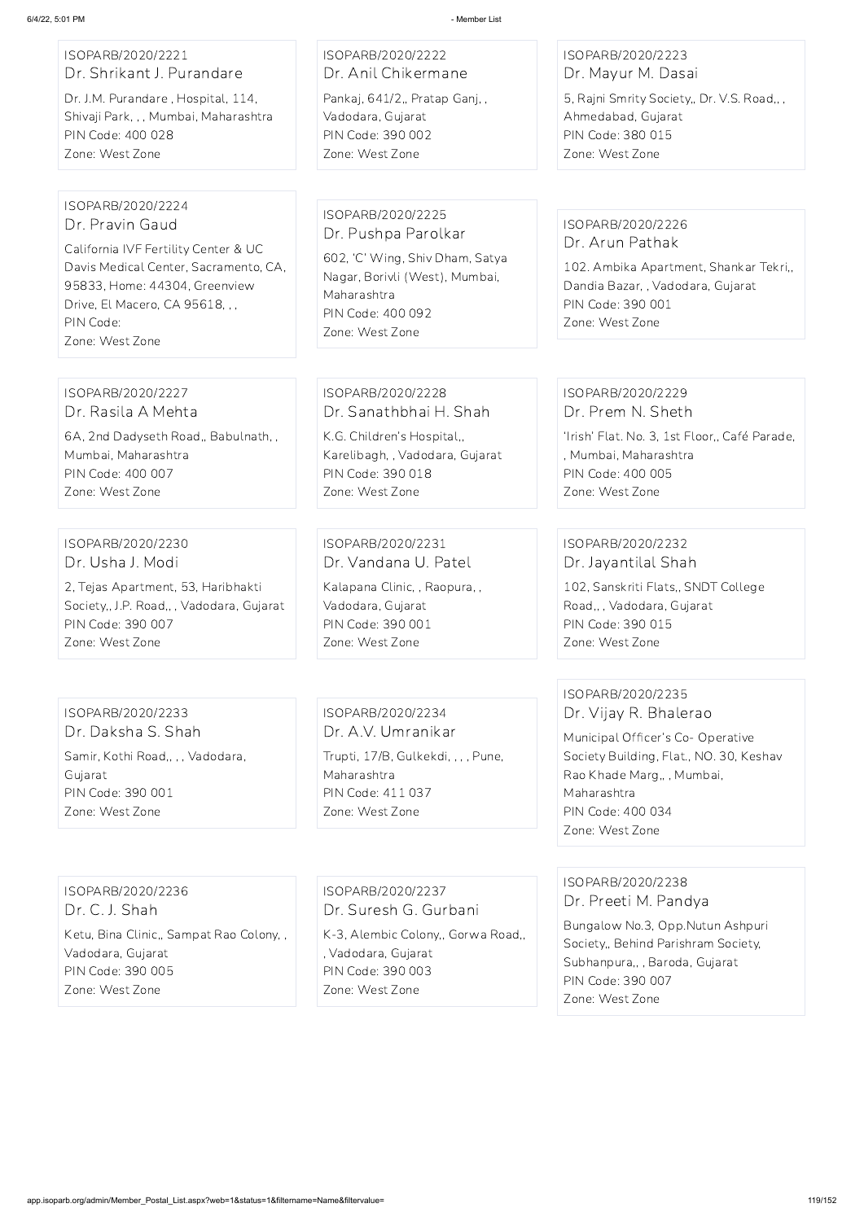ISOPARB/2020/2221
Dr. Shrikant J. Purandare
Dr. J.M. Purandare , Hospital, 114, Shivaji Park, , , Mumbai, Maharashtra
PIN Code: 400 028
Zone: West Zone

ISOPARB/2020/2222
Dr. Anil Chikermane
Pankaj, 641/2,, Pratap Ganj, , Vadodara, Gujarat
PIN Code: 390 002
Zone: West Zone

ISOPARB/2020/2223
Dr. Mayur M. Dasai
5, Rajni Smrity Society,, Dr. V.S. Road,, , Ahmedabad, Gujarat
PIN Code: 380 015
Zone: West Zone

ISOPARB/2020/2224
Dr. Pravin Gaud
California IVF Fertility Center & UC Davis Medical Center, Sacramento, CA, 95833, Home: 44304, Greenview Drive, El Macero, CA 95618, , ,
PIN Code:
Zone: West Zone

ISOPARB/2020/2225
Dr. Pushpa Parolkar
602, 'C' Wing, Shiv Dham, Satya Nagar, Borivli (West), Mumbai, Maharashtra
PIN Code: 400 092
Zone: West Zone

ISOPARB/2020/2226
Dr. Arun Pathak
102. Ambika Apartment, Shankar Tekri,, Dandia Bazar, , Vadodara, Gujarat
PIN Code: 390 001
Zone: West Zone

ISOPARB/2020/2227
Dr. Rasila A Mehta
6A, 2nd Dadyseth Road,, Babulnath, , Mumbai, Maharashtra
PIN Code: 400 007
Zone: West Zone

ISOPARB/2020/2228
Dr. Sanathbhai H. Shah
K.G. Children's Hospital,, Karelibagh, , Vadodara, Gujarat
PIN Code: 390 018
Zone: West Zone

ISOPARB/2020/2229
Dr. Prem N. Sheth
'Irish' Flat. No. 3, 1st Floor,, Café Parade, , Mumbai, Maharashtra
PIN Code: 400 005
Zone: West Zone

ISOPARB/2020/2230
Dr. Usha J. Modi
2, Tejas Apartment, 53, Haribhakti Society,, J.P. Road,, , Vadodara, Gujarat
PIN Code: 390 007
Zone: West Zone

ISOPARB/2020/2231
Dr. Vandana U. Patel
Kalapana Clinic, , Raopura, , Vadodara, Gujarat
PIN Code: 390 001
Zone: West Zone

ISOPARB/2020/2232
Dr. Jayantilal Shah
102, Sanskriti Flats,, SNDT College Road,, , Vadodara, Gujarat
PIN Code: 390 015
Zone: West Zone

ISOPARB/2020/2233
Dr. Daksha S. Shah
Samir, Kothi Road,, , , Vadodara, Gujarat
PIN Code: 390 001
Zone: West Zone

ISOPARB/2020/2234
Dr. A.V. Umranikar
Trupti, 17/B, Gulkekdi, , , , Pune, Maharashtra
PIN Code: 411 037
Zone: West Zone

ISOPARB/2020/2235
Dr. Vijay R. Bhalerao
Municipal Officer's Co- Operative Society Building, Flat., NO. 30, Keshav Rao Khade Marg,, , Mumbai, Maharashtra
PIN Code: 400 034
Zone: West Zone

ISOPARB/2020/2236
Dr. C. J. Shah
Ketu, Bina Clinic,, Sampat Rao Colony, , Vadodara, Gujarat
PIN Code: 390 005
Zone: West Zone

ISOPARB/2020/2237
Dr. Suresh G. Gurbani
K-3, Alembic Colony,, Gorwa Road,, , Vadodara, Gujarat
PIN Code: 390 003
Zone: West Zone

ISOPARB/2020/2238
Dr. Preeti M. Pandya
Bungalow No.3, Opp.Nutun Ashpuri Society,, Behind Parishram Society, Subhanpura,, , Baroda, Gujarat
PIN Code: 390 007
Zone: West Zone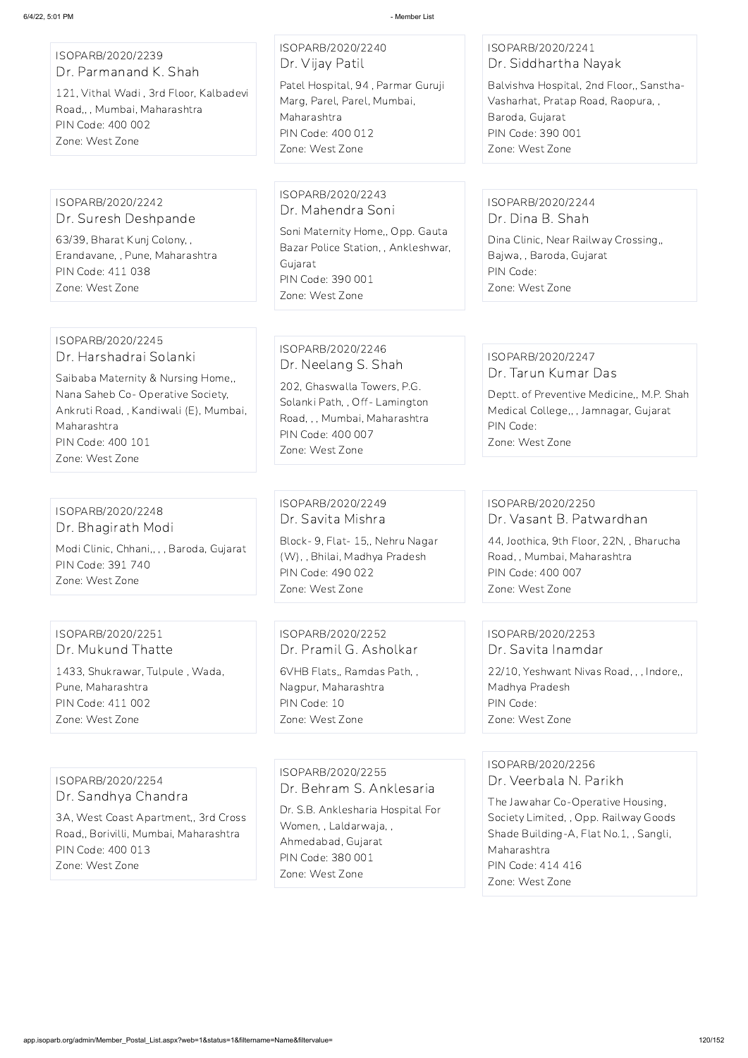ISOPARB/2020/2239
Dr. Parmanand K. Shah
121, Vithal Wadi , 3rd Floor, Kalbadevi Road,, , Mumbai, Maharashtra
PIN Code: 400 002
Zone: West Zone

ISOPARB/2020/2240
Dr. Vijay Patil
Patel Hospital, 94 , Parmar Guruji Marg, Parel, Parel, Mumbai, Maharashtra
PIN Code: 400 012
Zone: West Zone

ISOPARB/2020/2241
Dr. Siddhartha Nayak
Balvishva Hospital, 2nd Floor,, Sanstha-Vasharhat, Pratap Road, Raopura, , Baroda, Gujarat
PIN Code: 390 001
Zone: West Zone

ISOPARB/2020/2242
Dr. Suresh Deshpande
63/39, Bharat Kunj Colony, , Erandavane, , Pune, Maharashtra
PIN Code: 411 038
Zone: West Zone

ISOPARB/2020/2243
Dr. Mahendra Soni
Soni Maternity Home,, Opp. Gauta Bazar Police Station, , Ankleshwar, Gujarat
PIN Code: 390 001
Zone: West Zone

ISOPARB/2020/2244
Dr. Dina B. Shah
Dina Clinic, Near Railway Crossing,, Bajwa, , Baroda, Gujarat
PIN Code:
Zone: West Zone

ISOPARB/2020/2245
Dr. Harshadrai Solanki
Saibaba Maternity & Nursing Home,, Nana Saheb Co- Operative Society, Ankruti Road, , Kandiwali (E), Mumbai, Maharashtra
PIN Code: 400 101
Zone: West Zone

ISOPARB/2020/2246
Dr. Neelang S. Shah
202, Ghaswalla Towers, P.G. Solanki Path, , Off- Lamington Road, , , Mumbai, Maharashtra
PIN Code: 400 007
Zone: West Zone

ISOPARB/2020/2247
Dr. Tarun Kumar Das
Deptt. of Preventive Medicine,, M.P. Shah Medical College,, , Jamnagar, Gujarat
PIN Code:
Zone: West Zone

ISOPARB/2020/2248
Dr. Bhagirath Modi
Modi Clinic, Chhani,, , , Baroda, Gujarat
PIN Code: 391 740
Zone: West Zone

ISOPARB/2020/2249
Dr. Savita Mishra
Block- 9, Flat- 15,, Nehru Nagar (W), , Bhilai, Madhya Pradesh
PIN Code: 490 022
Zone: West Zone

ISOPARB/2020/2250
Dr. Vasant B. Patwardhan
44, Joothica, 9th Floor, 22N, , Bharucha Road, , Mumbai, Maharashtra
PIN Code: 400 007
Zone: West Zone

ISOPARB/2020/2251
Dr. Mukund Thatte
1433, Shukrawar, Tulpule , Wada, Pune, Maharashtra
PIN Code: 411 002
Zone: West Zone

ISOPARB/2020/2252
Dr. Pramil G. Asholkar
6VHB Flats,, Ramdas Path, , Nagpur, Maharashtra
PIN Code: 10
Zone: West Zone

ISOPARB/2020/2253
Dr. Savita Inamdar
22/10, Yeshwant Nivas Road, , , Indore,, Madhya Pradesh
PIN Code:
Zone: West Zone

ISOPARB/2020/2254
Dr. Sandhya Chandra
3A, West Coast Apartment,, 3rd Cross Road,, Borivilli, Mumbai, Maharashtra
PIN Code: 400 013
Zone: West Zone

ISOPARB/2020/2255
Dr. Behram S. Anklesaria
Dr. S.B. Anklesharia Hospital For Women, , Laldarwaja, , Ahmedabad, Gujarat
PIN Code: 380 001
Zone: West Zone

ISOPARB/2020/2256
Dr. Veerbala N. Parikh
The Jawahar Co-Operative Housing, Society Limited, , Opp. Railway Goods Shade Building-A, Flat No.1, , Sangli, Maharashtra
PIN Code: 414 416
Zone: West Zone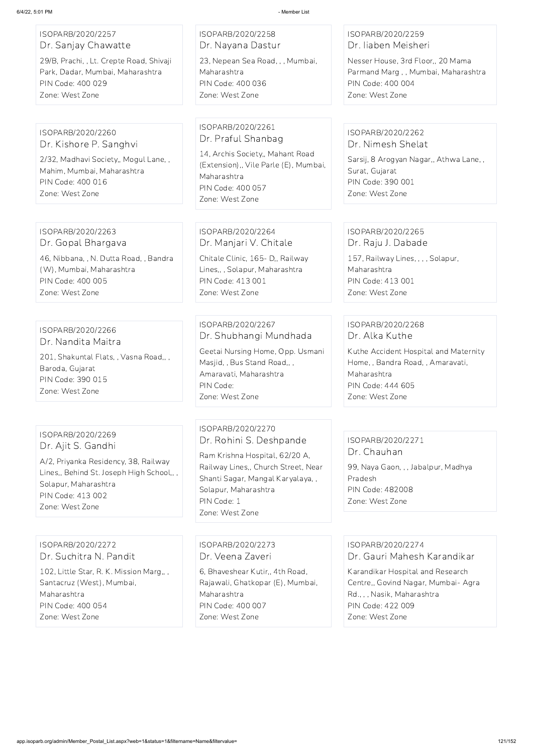ISOPARB/2020/2257
Dr. Sanjay Chawatte
29/B, Prachi, , Lt. Crepte Road, Shivaji Park, Dadar, Mumbai, Maharashtra
PIN Code: 400 029
Zone: West Zone

ISOPARB/2020/2258
Dr. Nayana Dastur
23, Nepean Sea Road, , , Mumbai, Maharashtra
PIN Code: 400 036
Zone: West Zone

ISOPARB/2020/2259
Dr. Iiaben Meisheri
Nesser House, 3rd Floor,, 20 Mama Parmand Marg , , Mumbai, Maharashtra
PIN Code: 400 004
Zone: West Zone

ISOPARB/2020/2260
Dr. Kishore P. Sanghvi
2/32, Madhavi Society,, Mogul Lane, , Mahim, Mumbai, Maharashtra
PIN Code: 400 016
Zone: West Zone

ISOPARB/2020/2261
Dr. Praful Shanbag
14, Archis Society,, Mahant Road (Extension),, Vile Parle (E), Mumbai, Maharashtra
PIN Code: 400 057
Zone: West Zone

ISOPARB/2020/2262
Dr. Nimesh Shelat
Sarsij, 8 Arogyan Nagar,, Athwa Lane, , Surat, Gujarat
PIN Code: 390 001
Zone: West Zone

ISOPARB/2020/2263
Dr. Gopal Bhargava
46, Nibbana, , N. Dutta Road, , Bandra (W), Mumbai, Maharashtra
PIN Code: 400 005
Zone: West Zone

ISOPARB/2020/2264
Dr. Manjari V. Chitale
Chitale Clinic, 165- D,, Railway Lines,, , Solapur, Maharashtra
PIN Code: 413 001
Zone: West Zone

ISOPARB/2020/2265
Dr. Raju J. Dabade
157, Railway Lines, , , , Solapur, Maharashtra
PIN Code: 413 001
Zone: West Zone

ISOPARB/2020/2266
Dr. Nandita Maitra
201, Shakuntal Flats, , Vasna Road,, , Baroda, Gujarat
PIN Code: 390 015
Zone: West Zone

ISOPARB/2020/2267
Dr. Shubhangi Mundhada
Geetai Nursing Home, Opp. Usmani Masjid, , Bus Stand Road,, , Amaravati, Maharashtra
PIN Code:
Zone: West Zone

ISOPARB/2020/2268
Dr. Alka Kuthe
Kuthe Accident Hospital and Maternity Home, , Bandra Road, , Amaravati, Maharashtra
PIN Code: 444 605
Zone: West Zone

ISOPARB/2020/2269
Dr. Ajit S. Gandhi
A/2, Priyanka Residency, 38, Railway Lines,, Behind St. Joseph High School,, , Solapur, Maharashtra
PIN Code: 413 002
Zone: West Zone

ISOPARB/2020/2270
Dr. Rohini S. Deshpande
Ram Krishna Hospital, 62/20 A, Railway Lines,, Church Street, Near Shanti Sagar, Mangal Karyalaya, , Solapur, Maharashtra
PIN Code: 1
Zone: West Zone

ISOPARB/2020/2271
Dr. Chauhan
99, Naya Gaon, , , Jabalpur, Madhya Pradesh
PIN Code: 482008
Zone: West Zone

ISOPARB/2020/2272
Dr. Suchitra N. Pandit
102, Little Star, R. K. Mission Marg,, , Santacruz (West), Mumbai, Maharashtra
PIN Code: 400 054
Zone: West Zone

ISOPARB/2020/2273
Dr. Veena Zaveri
6, Bhaveshear Kutir,, 4th Road, Rajawali, Ghatkopar (E), Mumbai, Maharashtra
PIN Code: 400 007
Zone: West Zone

ISOPARB/2020/2274
Dr. Gauri Mahesh Karandikar
Karandikar Hospital and Research Centre,, Govind Nagar, Mumbai- Agra Rd., , , Nasik, Maharashtra
PIN Code: 422 009
Zone: West Zone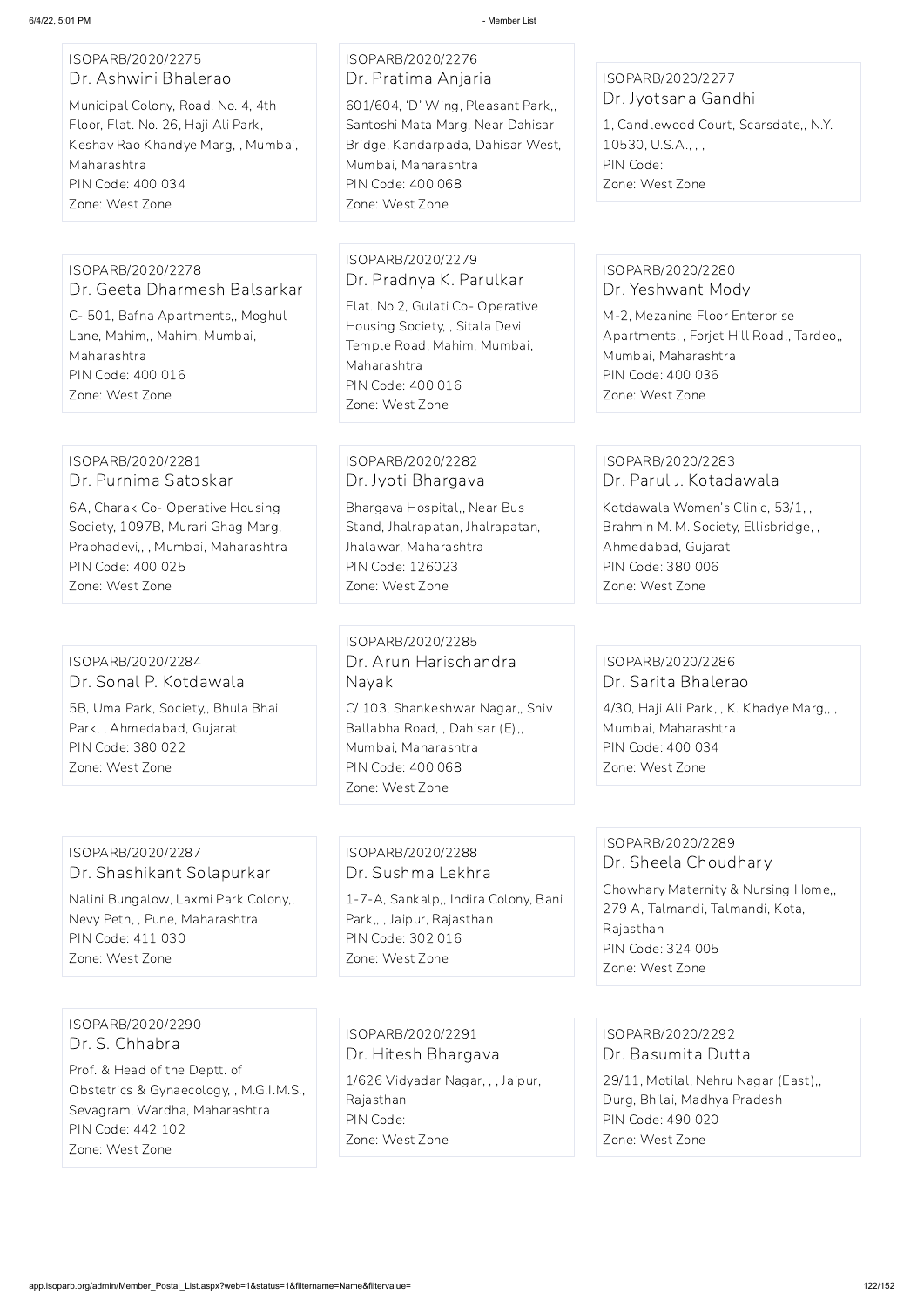ISOPARB/2020/2275
Dr. Ashwini Bhalerao
Municipal Colony, Road. No. 4, 4th Floor, Flat. No. 26, Haji Ali Park, Keshav Rao Khandye Marg, , Mumbai, Maharashtra
PIN Code: 400 034
Zone: West Zone

ISOPARB/2020/2276
Dr. Pratima Anjaria
601/604, 'D' Wing, Pleasant Park,, Santoshi Mata Marg, Near Dahisar Bridge, Kandarpada, Dahisar West, Mumbai, Maharashtra
PIN Code: 400 068
Zone: West Zone

ISOPARB/2020/2277
Dr. Jyotsana Gandhi
1, Candlewood Court, Scarsdate,, N.Y. 10530, U.S.A., , ,
PIN Code:
Zone: West Zone

ISOPARB/2020/2278
Dr. Geeta Dharmesh Balsarkar
C- 501, Bafna Apartments,, Moghul Lane, Mahim,, Mahim, Mumbai, Maharashtra
PIN Code: 400 016
Zone: West Zone

ISOPARB/2020/2279
Dr. Pradnya K. Parulkar
Flat. No.2, Gulati Co- Operative Housing Society, , Sitala Devi Temple Road, Mahim, Mumbai, Maharashtra
PIN Code: 400 016
Zone: West Zone

ISOPARB/2020/2280
Dr. Yeshwant Mody
M-2, Mezanine Floor Enterprise Apartments, , Forjet Hill Road,, Tardeo,, Mumbai, Maharashtra
PIN Code: 400 036
Zone: West Zone

ISOPARB/2020/2281
Dr. Purnima Satoskar
6A, Charak Co- Operative Housing Society, 1097B, Murari Ghag Marg, Prabhadevi,, , Mumbai, Maharashtra
PIN Code: 400 025
Zone: West Zone

ISOPARB/2020/2282
Dr. Jyoti Bhargava
Bhargava Hospital,, Near Bus Stand, Jhalrapatan, Jhalrapatan, Jhalawar, Maharashtra
PIN Code: 126023
Zone: West Zone

ISOPARB/2020/2283
Dr. Parul J. Kotadawala
Kotdawala Women's Clinic, 53/1, , Brahmin M. M. Society, Ellisbridge, , Ahmedabad, Gujarat
PIN Code: 380 006
Zone: West Zone

ISOPARB/2020/2284
Dr. Sonal P. Kotdawala
5B, Uma Park, Society,, Bhula Bhai Park, , Ahmedabad, Gujarat
PIN Code: 380 022
Zone: West Zone

ISOPARB/2020/2285
Dr. Arun Harischandra Nayak
C/ 103, Shankeshwar Nagar,, Shiv Ballabha Road, , Dahisar (E),, Mumbai, Maharashtra
PIN Code: 400 068
Zone: West Zone

ISOPARB/2020/2286
Dr. Sarita Bhalerao
4/30, Haji Ali Park, , K. Khadye Marg,, , Mumbai, Maharashtra
PIN Code: 400 034
Zone: West Zone

ISOPARB/2020/2287
Dr. Shashikant Solapurkar
Nalini Bungalow, Laxmi Park Colony,, Nevy Peth, , Pune, Maharashtra
PIN Code: 411 030
Zone: West Zone

ISOPARB/2020/2288
Dr. Sushma Lekhra
1-7-A, Sankalp,, Indira Colony, Bani Park,, , Jaipur, Rajasthan
PIN Code: 302 016
Zone: West Zone

ISOPARB/2020/2289
Dr. Sheela Choudhary
Chowhary Maternity & Nursing Home,, 279 A, Talmandi, Talmandi, Kota, Rajasthan
PIN Code: 324 005
Zone: West Zone

ISOPARB/2020/2290
Dr. S. Chhabra
Prof. & Head of the Deptt. of Obstetrics & Gynaecology, , M.G.I.M.S., Sevagram, Wardha, Maharashtra
PIN Code: 442 102
Zone: West Zone

ISOPARB/2020/2291
Dr. Hitesh Bhargava
1/626 Vidyadar Nagar, , , Jaipur, Rajasthan
PIN Code:
Zone: West Zone

ISOPARB/2020/2292
Dr. Basumita Dutta
29/11, Motilal, Nehru Nagar (East),, Durg, Bhilai, Madhya Pradesh
PIN Code: 490 020
Zone: West Zone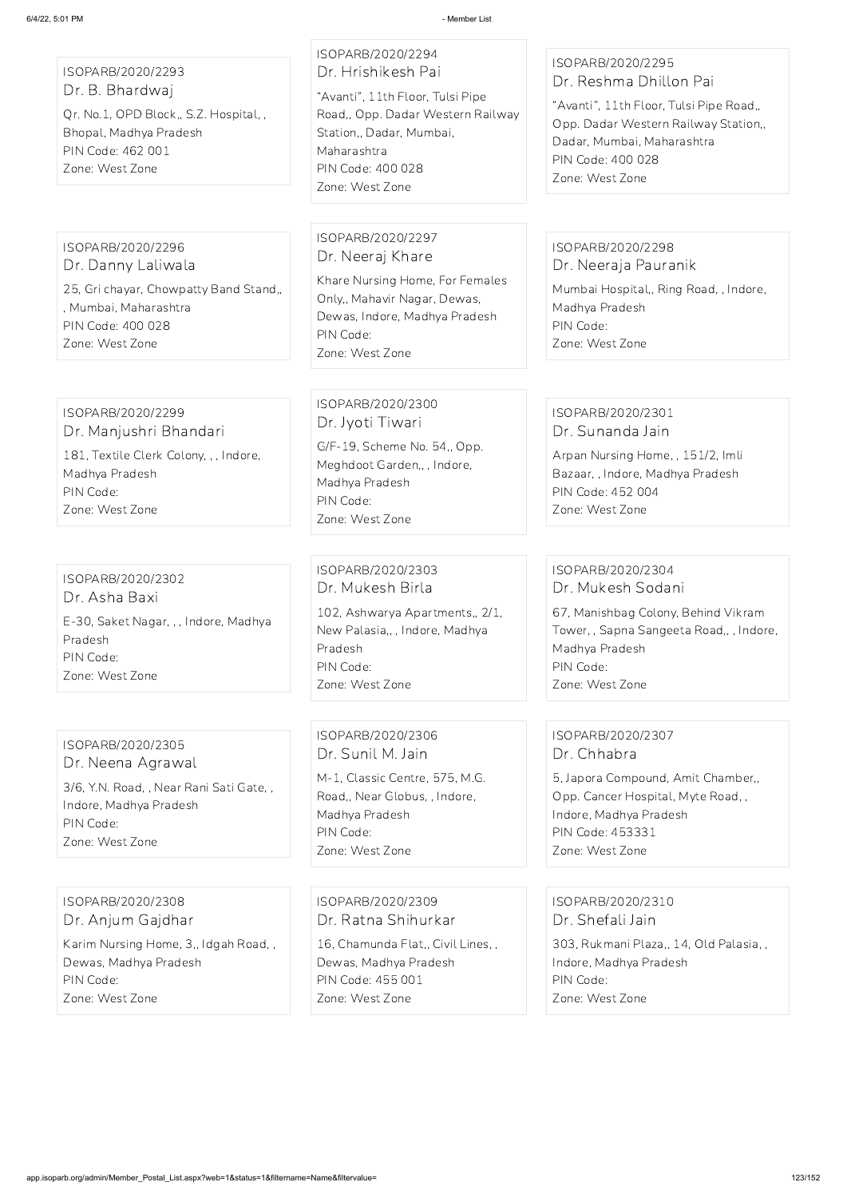ISOPARB/2020/2293
Dr. B. Bhardwaj
Qr. No.1, OPD Block,, S.Z. Hospital, ,
Bhopal, Madhya Pradesh
PIN Code: 462 001
Zone: West Zone

ISOPARB/2020/2294
Dr. Hrishikesh Pai
"Avanti", 11th Floor, Tulsi Pipe Road,, Opp. Dadar Western Railway Station,, Dadar, Mumbai, Maharashtra
PIN Code: 400 028
Zone: West Zone

ISOPARB/2020/2295
Dr. Reshma Dhillon Pai
"Avanti", 11th Floor, Tulsi Pipe Road,, Opp. Dadar Western Railway Station,, Dadar, Mumbai, Maharashtra
PIN Code: 400 028
Zone: West Zone

ISOPARB/2020/2296
Dr. Danny Laliwala
25, Gri chayar, Chowpatty Band Stand,, , Mumbai, Maharashtra
PIN Code: 400 028
Zone: West Zone

ISOPARB/2020/2297
Dr. Neeraj Khare
Khare Nursing Home, For Females Only,, Mahavir Nagar, Dewas, Dewas, Indore, Madhya Pradesh
PIN Code:
Zone: West Zone

ISOPARB/2020/2298
Dr. Neeraja Pauranik
Mumbai Hospital,, Ring Road, , Indore, Madhya Pradesh
PIN Code:
Zone: West Zone

ISOPARB/2020/2299
Dr. Manjushri Bhandari
181, Textile Clerk Colony, , , Indore, Madhya Pradesh
PIN Code:
Zone: West Zone

ISOPARB/2020/2300
Dr. Jyoti Tiwari
G/F-19, Scheme No. 54,, Opp. Meghdoot Garden,, , Indore, Madhya Pradesh
PIN Code:
Zone: West Zone

ISOPARB/2020/2301
Dr. Sunanda Jain
Arpan Nursing Home, , 151/2, Imli Bazaar, , Indore, Madhya Pradesh
PIN Code: 452 004
Zone: West Zone

ISOPARB/2020/2302
Dr. Asha Baxi
E-30, Saket Nagar, , , Indore, Madhya Pradesh
PIN Code:
Zone: West Zone

ISOPARB/2020/2303
Dr. Mukesh Birla
102, Ashwarya Apartments,, 2/1, New Palasia,, , Indore, Madhya Pradesh
PIN Code:
Zone: West Zone

ISOPARB/2020/2304
Dr. Mukesh Sodani
67, Manishbag Colony, Behind Vikram Tower, , Sapna Sangeeta Road,, , Indore, Madhya Pradesh
PIN Code:
Zone: West Zone

ISOPARB/2020/2305
Dr. Neena Agrawal
3/6, Y.N. Road, , Near Rani Sati Gate, , Indore, Madhya Pradesh
PIN Code:
Zone: West Zone

ISOPARB/2020/2306
Dr. Sunil M. Jain
M-1, Classic Centre, 575, M.G. Road,, Near Globus, , Indore, Madhya Pradesh
PIN Code:
Zone: West Zone

ISOPARB/2020/2307
Dr. Chhabra
5, Japora Compound, Amit Chamber,, Opp. Cancer Hospital, Myte Road, , Indore, Madhya Pradesh
PIN Code: 453331
Zone: West Zone

ISOPARB/2020/2308
Dr. Anjum Gajdhar
Karim Nursing Home, 3,, Idgah Road, , Dewas, Madhya Pradesh
PIN Code:
Zone: West Zone

ISOPARB/2020/2309
Dr. Ratna Shihurkar
16, Chamunda Flat,, Civil Lines, , Dewas, Madhya Pradesh
PIN Code: 455 001
Zone: West Zone

ISOPARB/2020/2310
Dr. Shefali Jain
303, Rukmani Plaza,, 14, Old Palasia, , Indore, Madhya Pradesh
PIN Code:
Zone: West Zone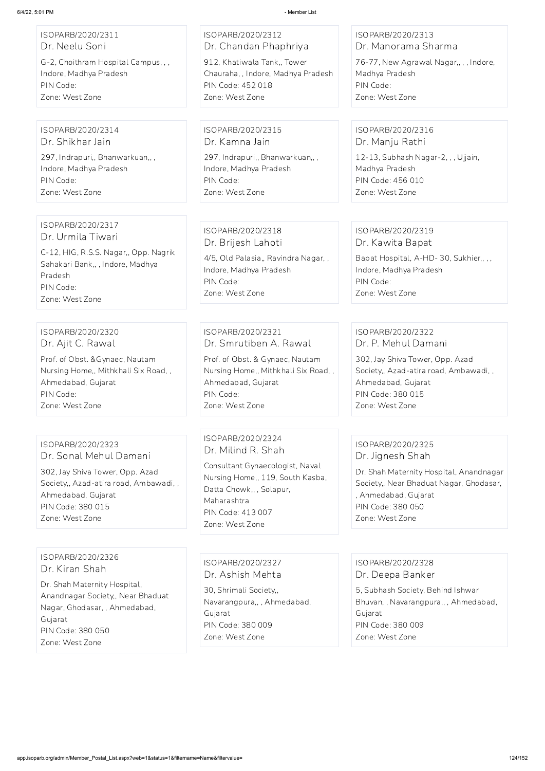ISOPARB/2020/2311
Dr. Neelu Soni
G-2, Choithram Hospital Campus, , ,
Indore, Madhya Pradesh
PIN Code:
Zone: West Zone

ISOPARB/2020/2312
Dr. Chandan Phaphriya
912, Khatiwala Tank,, Tower
Chauraha, , Indore, Madhya Pradesh
PIN Code: 452 018
Zone: West Zone

ISOPARB/2020/2313
Dr. Manorama Sharma
76-77, New Agrawal Nagar,, , , Indore,
Madhya Pradesh
PIN Code:
Zone: West Zone

ISOPARB/2020/2314
Dr. Shikhar Jain
297, Indrapuri,, Bhanwarkuan,, ,
Indore, Madhya Pradesh
PIN Code:
Zone: West Zone

ISOPARB/2020/2315
Dr. Kamna Jain
297, Indrapuri,, Bhanwarkuan,, ,
Indore, Madhya Pradesh
PIN Code:
Zone: West Zone

ISOPARB/2020/2316
Dr. Manju Rathi
12-13, Subhash Nagar-2, , , Ujjain,
Madhya Pradesh
PIN Code: 456 010
Zone: West Zone

ISOPARB/2020/2317
Dr. Urmila Tiwari
C-12, HIG, R.S.S. Nagar,, Opp. Nagrik
Sahakari Bank,, , Indore, Madhya
Pradesh
PIN Code:
Zone: West Zone

ISOPARB/2020/2318
Dr. Brijesh Lahoti
4/5, Old Palasia,, Ravindra Nagar, ,
Indore, Madhya Pradesh
PIN Code:
Zone: West Zone

ISOPARB/2020/2319
Dr. Kawita Bapat
Bapat Hospital, A-HD- 30, Sukhier,, , ,
Indore, Madhya Pradesh
PIN Code:
Zone: West Zone

ISOPARB/2020/2320
Dr. Ajit C. Rawal
Prof. of Obst. &Gynaec, Nautam
Nursing Home,, Mithkhali Six Road, ,
Ahmedabad, Gujarat
PIN Code:
Zone: West Zone

ISOPARB/2020/2321
Dr. Smrutiben A. Rawal
Prof. of Obst. & Gynaec, Nautam
Nursing Home,, Mithkhali Six Road, ,
Ahmedabad, Gujarat
PIN Code:
Zone: West Zone

ISOPARB/2020/2322
Dr. P. Mehul Damani
302, Jay Shiva Tower, Opp. Azad
Society,, Azad-atira road, Ambawadi, ,
Ahmedabad, Gujarat
PIN Code: 380 015
Zone: West Zone

ISOPARB/2020/2323
Dr. Sonal Mehul Damani
302, Jay Shiva Tower, Opp. Azad
Society,, Azad-atira road, Ambawadi, ,
Ahmedabad, Gujarat
PIN Code: 380 015
Zone: West Zone

ISOPARB/2020/2324
Dr. Milind R. Shah
Consultant Gynaecologist, Naval
Nursing Home,, 119, South Kasba,
Datta Chowk,, , Solapur,
Maharashtra
PIN Code: 413 007
Zone: West Zone

ISOPARB/2020/2325
Dr. Jignesh Shah
Dr. Shah Maternity Hospital, Anandnagar
Society,, Near Bhaduat Nagar, Ghodasar,
, Ahmedabad, Gujarat
PIN Code: 380 050
Zone: West Zone

ISOPARB/2020/2326
Dr. Kiran Shah
Dr. Shah Maternity Hospital,
Anandnagar Society,, Near Bhaduat
Nagar, Ghodasar, , Ahmedabad,
Gujarat
PIN Code: 380 050
Zone: West Zone

ISOPARB/2020/2327
Dr. Ashish Mehta
30, Shrimali Society,,
Navarangpura,, , Ahmedabad,
Gujarat
PIN Code: 380 009
Zone: West Zone

ISOPARB/2020/2328
Dr. Deepa Banker
5, Subhash Society, Behind Ishwar
Bhuvan, , Navarangpura,, , Ahmedabad,
Gujarat
PIN Code: 380 009
Zone: West Zone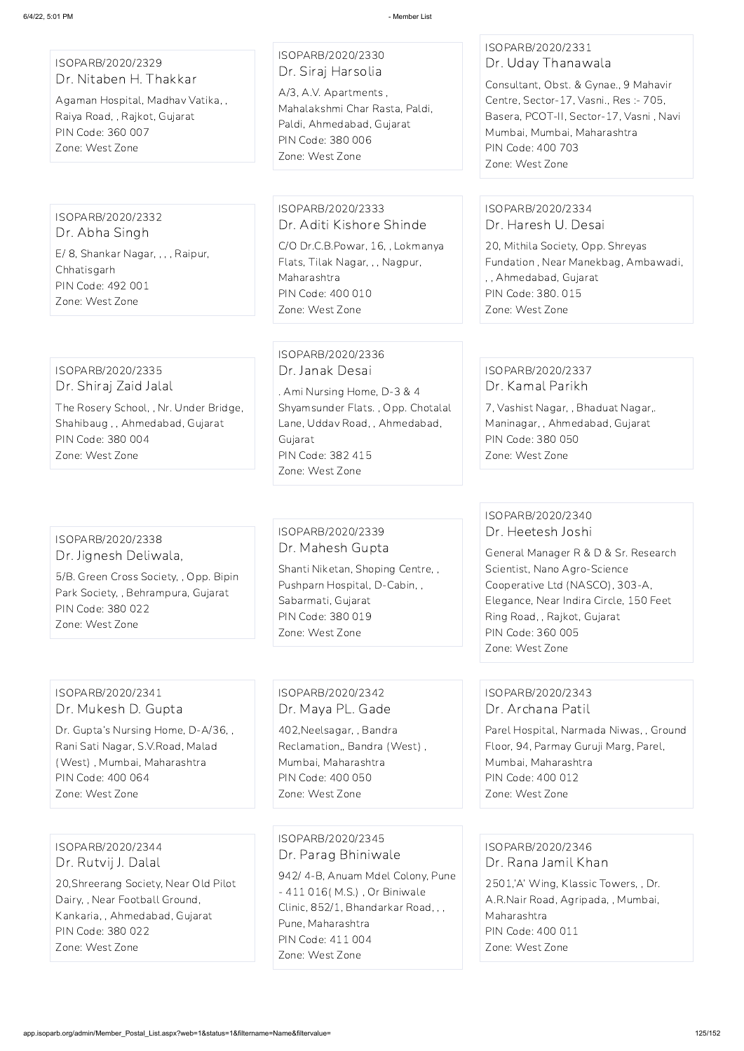ISOPARB/2020/2329
Dr. Nitaben H. Thakkar
Agaman Hospital, Madhav Vatika, , Raiya Road, , Rajkot, Gujarat
PIN Code: 360 007
Zone: West Zone

ISOPARB/2020/2330
Dr. Siraj Harsolia
A/3, A.V. Apartments , Mahalakshmi Char Rasta, Paldi, Paldi, Ahmedabad, Gujarat
PIN Code: 380 006
Zone: West Zone

ISOPARB/2020/2331
Dr. Uday Thanawala
Consultant, Obst. & Gynae., 9 Mahavir Centre, Sector-17, Vasni., Res :- 705, Basera, PCOT-II, Sector-17, Vasni , Navi Mumbai, Mumbai, Maharashtra
PIN Code: 400 703
Zone: West Zone

ISOPARB/2020/2332
Dr. Abha Singh
E/ 8, Shankar Nagar, , , , Raipur, Chhatisgarh
PIN Code: 492 001
Zone: West Zone

ISOPARB/2020/2333
Dr. Aditi Kishore Shinde
C/O Dr.C.B.Powar, 16, , Lokmanya Flats, Tilak Nagar, , , Nagpur, Maharashtra
PIN Code: 400 010
Zone: West Zone

ISOPARB/2020/2334
Dr. Haresh U. Desai
20, Mithila Society, Opp. Shreyas Fundation , Near Manekbag, Ambawadi, , , Ahmedabad, Gujarat
PIN Code: 380. 015
Zone: West Zone

ISOPARB/2020/2335
Dr. Shiraj Zaid Jalal
The Rosery School, , Nr. Under Bridge, Shahibaug , , Ahmedabad, Gujarat
PIN Code: 380 004
Zone: West Zone

ISOPARB/2020/2336
Dr. Janak Desai
. Ami Nursing Home, D-3 & 4 Shyamsunder Flats. , Opp. Chotalal Lane, Uddav Road, , Ahmedabad, Gujarat
PIN Code: 382 415
Zone: West Zone

ISOPARB/2020/2337
Dr. Kamal Parikh
7, Vashist Nagar, , Bhaduat Nagar,. Maninagar, , Ahmedabad, Gujarat
PIN Code: 380 050
Zone: West Zone

ISOPARB/2020/2338
Dr. Jignesh Deliwala,
5/B. Green Cross Society, , Opp. Bipin Park Society, , Behrampura, Gujarat
PIN Code: 380 022
Zone: West Zone

ISOPARB/2020/2339
Dr. Mahesh Gupta
Shanti Niketan, Shoping Centre, , Pushparn Hospital, D-Cabin, , Sabarmati, Gujarat
PIN Code: 380 019
Zone: West Zone

ISOPARB/2020/2340
Dr. Heetesh Joshi
General Manager R & D & Sr. Research Scientist, Nano Agro-Science Cooperative Ltd (NASCO), 303-A, Elegance, Near Indira Circle, 150 Feet Ring Road, , Rajkot, Gujarat
PIN Code: 360 005
Zone: West Zone

ISOPARB/2020/2341
Dr. Mukesh D. Gupta
Dr. Gupta's Nursing Home, D-A/36, , Rani Sati Nagar, S.V.Road, Malad (West) , Mumbai, Maharashtra
PIN Code: 400 064
Zone: West Zone

ISOPARB/2020/2342
Dr. Maya PL. Gade
402,Neelsagar, , Bandra Reclamation,, Bandra (West) , Mumbai, Maharashtra
PIN Code: 400 050
Zone: West Zone

ISOPARB/2020/2343
Dr. Archana Patil
Parel Hospital, Narmada Niwas, , Ground Floor, 94, Parmay Guruji Marg, Parel, Mumbai, Maharashtra
PIN Code: 400 012
Zone: West Zone

ISOPARB/2020/2344
Dr. Rutvij J. Dalal
20,Shreerang Society, Near Old Pilot Dairy, , Near Football Ground, Kankaria, , Ahmedabad, Gujarat
PIN Code: 380 022
Zone: West Zone

ISOPARB/2020/2345
Dr. Parag Bhiniwale
942/ 4-B, Anuam Mdel Colony, Pune - 411 016( M.S.) , Or Biniwale Clinic, 852/1, Bhandarkar Road, , , Pune, Maharashtra
PIN Code: 411 004
Zone: West Zone

ISOPARB/2020/2346
Dr. Rana Jamil Khan
2501,'A' Wing, Klassic Towers, , Dr. A.R.Nair Road, Agripada, , Mumbai, Maharashtra
PIN Code: 400 011
Zone: West Zone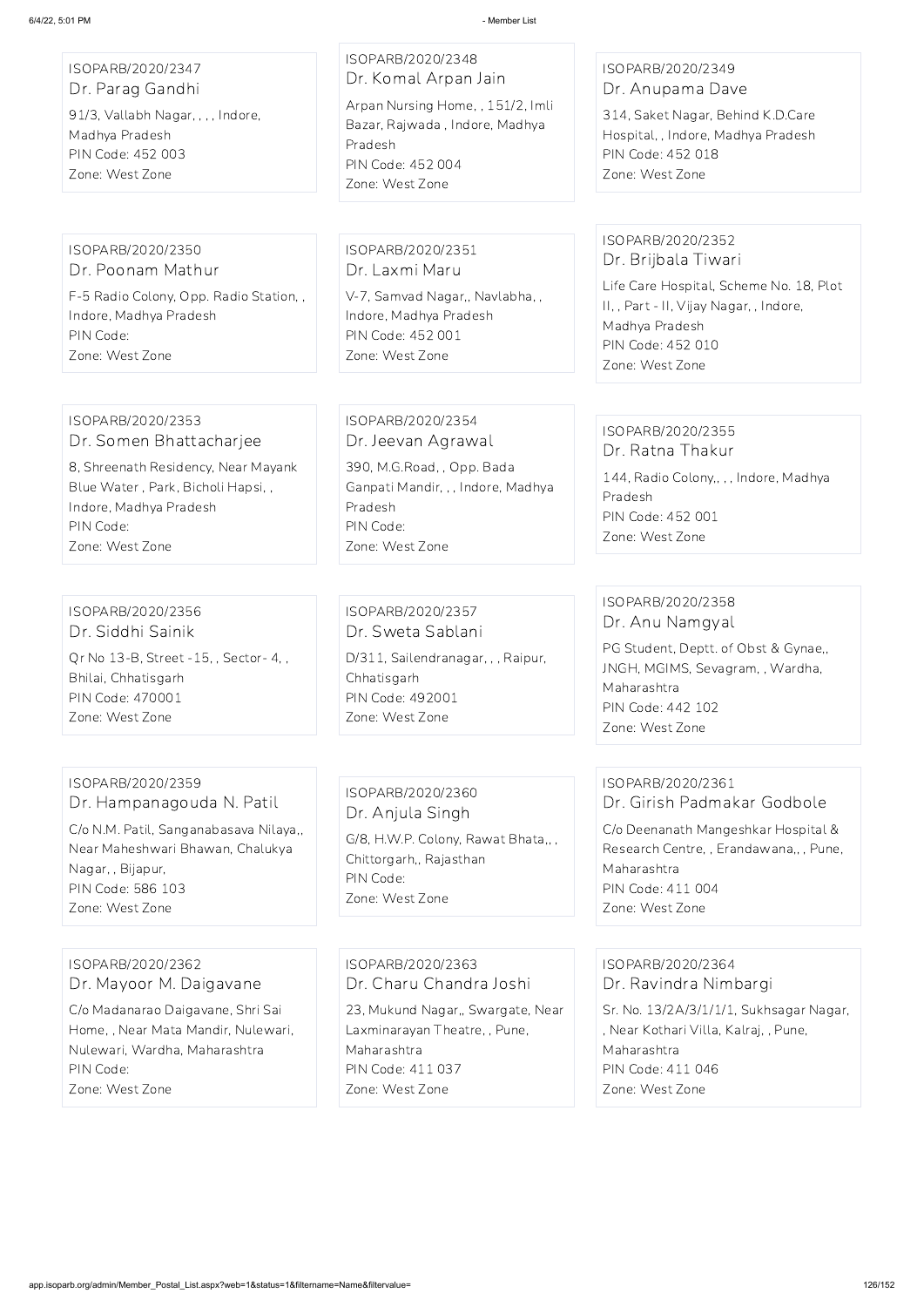ISOPARB/2020/2347
Dr. Parag Gandhi
91/3, Vallabh Nagar, , , , Indore, Madhya Pradesh
PIN Code: 452 003
Zone: West Zone

ISOPARB/2020/2348
Dr. Komal Arpan Jain
Arpan Nursing Home, , 151/2, Imli Bazar, Rajwada , Indore, Madhya Pradesh
PIN Code: 452 004
Zone: West Zone

ISOPARB/2020/2349
Dr. Anupama Dave
314, Saket Nagar, Behind K.D.Care Hospital, , Indore, Madhya Pradesh
PIN Code: 452 018
Zone: West Zone

ISOPARB/2020/2350
Dr. Poonam Mathur
F-5 Radio Colony, Opp. Radio Station, , Indore, Madhya Pradesh
PIN Code:
Zone: West Zone

ISOPARB/2020/2351
Dr. Laxmi Maru
V-7, Samvad Nagar,, Navlabha, , Indore, Madhya Pradesh
PIN Code: 452 001
Zone: West Zone

ISOPARB/2020/2352
Dr. Brijbala Tiwari
Life Care Hospital, Scheme No. 18, Plot II, , Part - II, Vijay Nagar, , Indore, Madhya Pradesh
PIN Code: 452 010
Zone: West Zone

ISOPARB/2020/2353
Dr. Somen Bhattacharjee
8, Shreenath Residency, Near Mayank Blue Water , Park, Bicholi Hapsi, , Indore, Madhya Pradesh
PIN Code:
Zone: West Zone

ISOPARB/2020/2354
Dr. Jeevan Agrawal
390, M.G.Road, , Opp. Bada Ganpati Mandir, , , Indore, Madhya Pradesh
PIN Code:
Zone: West Zone

ISOPARB/2020/2355
Dr. Ratna Thakur
144, Radio Colony,, , , Indore, Madhya Pradesh
PIN Code: 452 001
Zone: West Zone

ISOPARB/2020/2356
Dr. Siddhi Sainik
Qr No 13-B, Street -15, , Sector- 4, , Bhilai, Chhatisgarh
PIN Code: 470001
Zone: West Zone

ISOPARB/2020/2357
Dr. Sweta Sablani
D/311, Sailendranagar, , , Raipur, Chhatisgarh
PIN Code: 492001
Zone: West Zone

ISOPARB/2020/2358
Dr. Anu Namgyal
PG Student, Deptt. of Obst & Gynae,, JNGH, MGIMS, Sevagram, , Wardha, Maharashtra
PIN Code: 442 102
Zone: West Zone

ISOPARB/2020/2359
Dr. Hampanagouda N. Patil
C/o N.M. Patil, Sanganabasava Nilaya,, Near Maheshwari Bhawan, Chalukya Nagar, , Bijapur,
PIN Code: 586 103
Zone: West Zone

ISOPARB/2020/2360
Dr. Anjula Singh
G/8, H.W.P. Colony, Rawat Bhata,, , Chittorgarh,, Rajasthan
PIN Code:
Zone: West Zone

ISOPARB/2020/2361
Dr. Girish Padmakar Godbole
C/o Deenanath Mangeshkar Hospital & Research Centre, , Erandawana,, , Pune, Maharashtra
PIN Code: 411 004
Zone: West Zone

ISOPARB/2020/2362
Dr. Mayoor M. Daigavane
C/o Madanarao Daigavane, Shri Sai Home, , Near Mata Mandir, Nulewari, Nulewari, Wardha, Maharashtra
PIN Code:
Zone: West Zone

ISOPARB/2020/2363
Dr. Charu Chandra Joshi
23, Mukund Nagar,, Swargate, Near Laxminarayan Theatre, , Pune, Maharashtra
PIN Code: 411 037
Zone: West Zone

ISOPARB/2020/2364
Dr. Ravindra Nimbargi
Sr. No. 13/2A/3/1/1/1, Sukhsagar Nagar, , Near Kothari Villa, Kalraj, , Pune, Maharashtra
PIN Code: 411 046
Zone: West Zone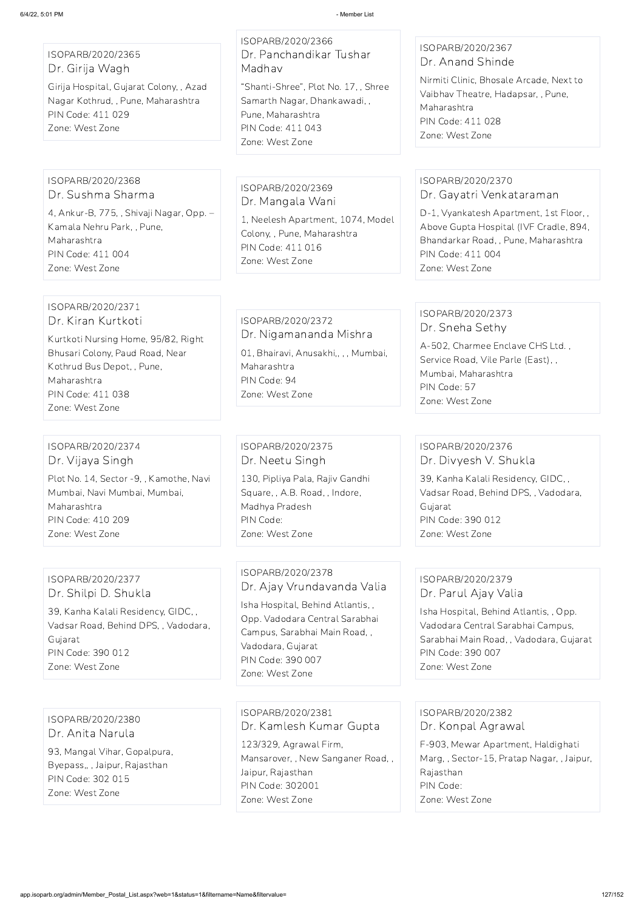ISOPARB/2020/2365
### Dr. Girija Wagh
Girija Hospital, Gujarat Colony, , Azad Nagar Kothrud, , Pune, Maharashtra
PIN Code: 411 029
Zone: West Zone

ISOPARB/2020/2366
### Dr. Panchandikar Tushar Madhav
"Shanti-Shree", Plot No. 17, , Shree Samarth Nagar, Dhankawadi, , Pune, Maharashtra
PIN Code: 411 043
Zone: West Zone

ISOPARB/2020/2367
### Dr. Anand Shinde
Nirmiti Clinic, Bhosale Arcade, Next to Vaibhav Theatre, Hadapsar, , Pune, Maharashtra
PIN Code: 411 028
Zone: West Zone

ISOPARB/2020/2368
### Dr. Sushma Sharma
4, Ankur-B, 775, , Shivaji Nagar, Opp. – Kamala Nehru Park, , Pune, Maharashtra
PIN Code: 411 004
Zone: West Zone

ISOPARB/2020/2369
### Dr. Mangala Wani
1, Neelesh Apartment, 1074, Model Colony, , Pune, Maharashtra
PIN Code: 411 016
Zone: West Zone

ISOPARB/2020/2370
### Dr. Gayatri Venkataraman
D-1, Vyankatesh Apartment, 1st Floor, , Above Gupta Hospital (IVF Cradle, 894, Bhandarkar Road, , Pune, Maharashtra
PIN Code: 411 004
Zone: West Zone

ISOPARB/2020/2371
### Dr. Kiran Kurtkoti
Kurtkoti Nursing Home, 95/82, Right Bhusari Colony, Paud Road, Near Kothrud Bus Depot, , Pune, Maharashtra
PIN Code: 411 038
Zone: West Zone

ISOPARB/2020/2372
### Dr. Nigamananda Mishra
01, Bhairavi, Anusakhi,, , , Mumbai, Maharashtra
PIN Code: 94
Zone: West Zone

ISOPARB/2020/2373
### Dr. Sneha Sethy
A-502, Charmee Enclave CHS Ltd. , Service Road, Vile Parle (East), , Mumbai, Maharashtra
PIN Code: 57
Zone: West Zone

ISOPARB/2020/2374
### Dr. Vijaya Singh
Plot No. 14, Sector -9, , Kamothe, Navi Mumbai, Navi Mumbai, Mumbai, Maharashtra
PIN Code: 410 209
Zone: West Zone

ISOPARB/2020/2375
### Dr. Neetu Singh
130, Pipliya Pala, Rajiv Gandhi Square, , A.B. Road, , Indore, Madhya Pradesh
PIN Code:
Zone: West Zone

ISOPARB/2020/2376
### Dr. Divyesh V. Shukla
39, Kanha Kalali Residency, GIDC, , Vadsar Road, Behind DPS, , Vadodara, Gujarat
PIN Code: 390 012
Zone: West Zone

ISOPARB/2020/2377
### Dr. Shilpi D. Shukla
39, Kanha Kalali Residency, GIDC, , Vadsar Road, Behind DPS, , Vadodara, Gujarat
PIN Code: 390 012
Zone: West Zone

ISOPARB/2020/2378
### Dr. Ajay Vrundavanda Valia
Isha Hospital, Behind Atlantis, , Opp. Vadodara Central Sarabhai Campus, Sarabhai Main Road, , Vadodara, Gujarat
PIN Code: 390 007
Zone: West Zone

ISOPARB/2020/2379
### Dr. Parul Ajay Valia
Isha Hospital, Behind Atlantis, , Opp. Vadodara Central Sarabhai Campus, Sarabhai Main Road, , Vadodara, Gujarat
PIN Code: 390 007
Zone: West Zone

ISOPARB/2020/2380
### Dr. Anita Narula
93, Mangal Vihar, Gopalpura, Byepass,, , Jaipur, Rajasthan
PIN Code: 302 015
Zone: West Zone

ISOPARB/2020/2381
### Dr. Kamlesh Kumar Gupta
123/329, Agrawal Firm, Mansarover, , New Sanganer Road, , Jaipur, Rajasthan
PIN Code: 302001
Zone: West Zone

ISOPARB/2020/2382
### Dr. Konpal Agrawal
F-903, Mewar Apartment, Haldighati Marg, , Sector-15, Pratap Nagar, , Jaipur, Rajasthan
PIN Code:
Zone: West Zone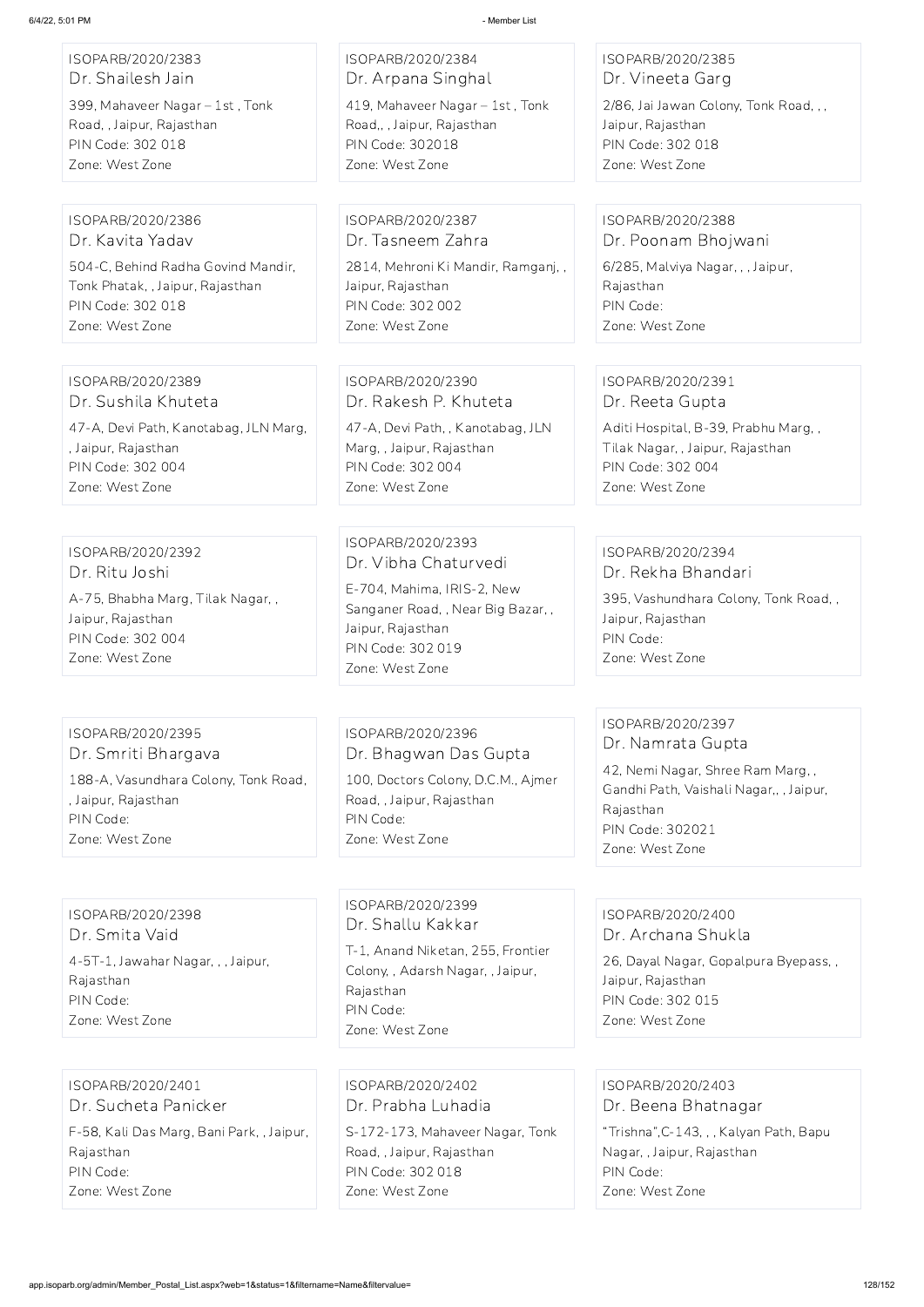ISOPARB/2020/2383
Dr. Shailesh Jain
399, Mahaveer Nagar – 1st , Tonk Road, , Jaipur, Rajasthan
PIN Code: 302 018
Zone: West Zone

ISOPARB/2020/2384
Dr. Arpana Singhal
419, Mahaveer Nagar – 1st , Tonk Road,, , Jaipur, Rajasthan
PIN Code: 302018
Zone: West Zone

ISOPARB/2020/2385
Dr. Vineeta Garg
2/86, Jai Jawan Colony, Tonk Road, , , Jaipur, Rajasthan
PIN Code: 302 018
Zone: West Zone

ISOPARB/2020/2386
Dr. Kavita Yadav
504-C, Behind Radha Govind Mandir, Tonk Phatak, , Jaipur, Rajasthan
PIN Code: 302 018
Zone: West Zone

ISOPARB/2020/2387
Dr. Tasneem Zahra
2814, Mehroni Ki Mandir, Ramganj, , Jaipur, Rajasthan
PIN Code: 302 002
Zone: West Zone

ISOPARB/2020/2388
Dr. Poonam Bhojwani
6/285, Malviya Nagar, , , Jaipur, Rajasthan
PIN Code:
Zone: West Zone

ISOPARB/2020/2389
Dr. Sushila Khuteta
47-A, Devi Path, Kanotabag, JLN Marg, , Jaipur, Rajasthan
PIN Code: 302 004
Zone: West Zone

ISOPARB/2020/2390
Dr. Rakesh P. Khuteta
47-A, Devi Path, , Kanotabag, JLN Marg, , Jaipur, Rajasthan
PIN Code: 302 004
Zone: West Zone

ISOPARB/2020/2391
Dr. Reeta Gupta
Aditi Hospital, B-39, Prabhu Marg, , Tilak Nagar, , Jaipur, Rajasthan
PIN Code: 302 004
Zone: West Zone

ISOPARB/2020/2392
Dr. Ritu Joshi
A-75, Bhabha Marg, Tilak Nagar, , Jaipur, Rajasthan
PIN Code: 302 004
Zone: West Zone

ISOPARB/2020/2393
Dr. Vibha Chaturvedi
E-704, Mahima, IRIS-2, New Sanganer Road, , Near Big Bazar, , Jaipur, Rajasthan
PIN Code: 302 019
Zone: West Zone

ISOPARB/2020/2394
Dr. Rekha Bhandari
395, Vashundhara Colony, Tonk Road, , Jaipur, Rajasthan
PIN Code:
Zone: West Zone

ISOPARB/2020/2395
Dr. Smriti Bhargava
188-A, Vasundhara Colony, Tonk Road, , Jaipur, Rajasthan
PIN Code:
Zone: West Zone

ISOPARB/2020/2396
Dr. Bhagwan Das Gupta
100, Doctors Colony, D.C.M., Ajmer Road, , Jaipur, Rajasthan
PIN Code:
Zone: West Zone

ISOPARB/2020/2397
Dr. Namrata Gupta
42, Nemi Nagar, Shree Ram Marg, , Gandhi Path, Vaishali Nagar,, , Jaipur, Rajasthan
PIN Code: 302021
Zone: West Zone

ISOPARB/2020/2398
Dr. Smita Vaid
4-5T-1, Jawahar Nagar, , , Jaipur, Rajasthan
PIN Code:
Zone: West Zone

ISOPARB/2020/2399
Dr. Shallu Kakkar
T-1, Anand Niketan, 255, Frontier Colony, , Adarsh Nagar, , Jaipur, Rajasthan
PIN Code:
Zone: West Zone

ISOPARB/2020/2400
Dr. Archana Shukla
26, Dayal Nagar, Gopalpura Byepass, , Jaipur, Rajasthan
PIN Code: 302 015
Zone: West Zone

ISOPARB/2020/2401
Dr. Sucheta Panicker
F-58, Kali Das Marg, Bani Park, , Jaipur, Rajasthan
PIN Code:
Zone: West Zone

ISOPARB/2020/2402
Dr. Prabha Luhadia
S-172-173, Mahaveer Nagar, Tonk Road, , Jaipur, Rajasthan
PIN Code: 302 018
Zone: West Zone

ISOPARB/2020/2403
Dr. Beena Bhatnagar
"Trishna",C-143, , , Kalyan Path, Bapu Nagar, , Jaipur, Rajasthan
PIN Code:
Zone: West Zone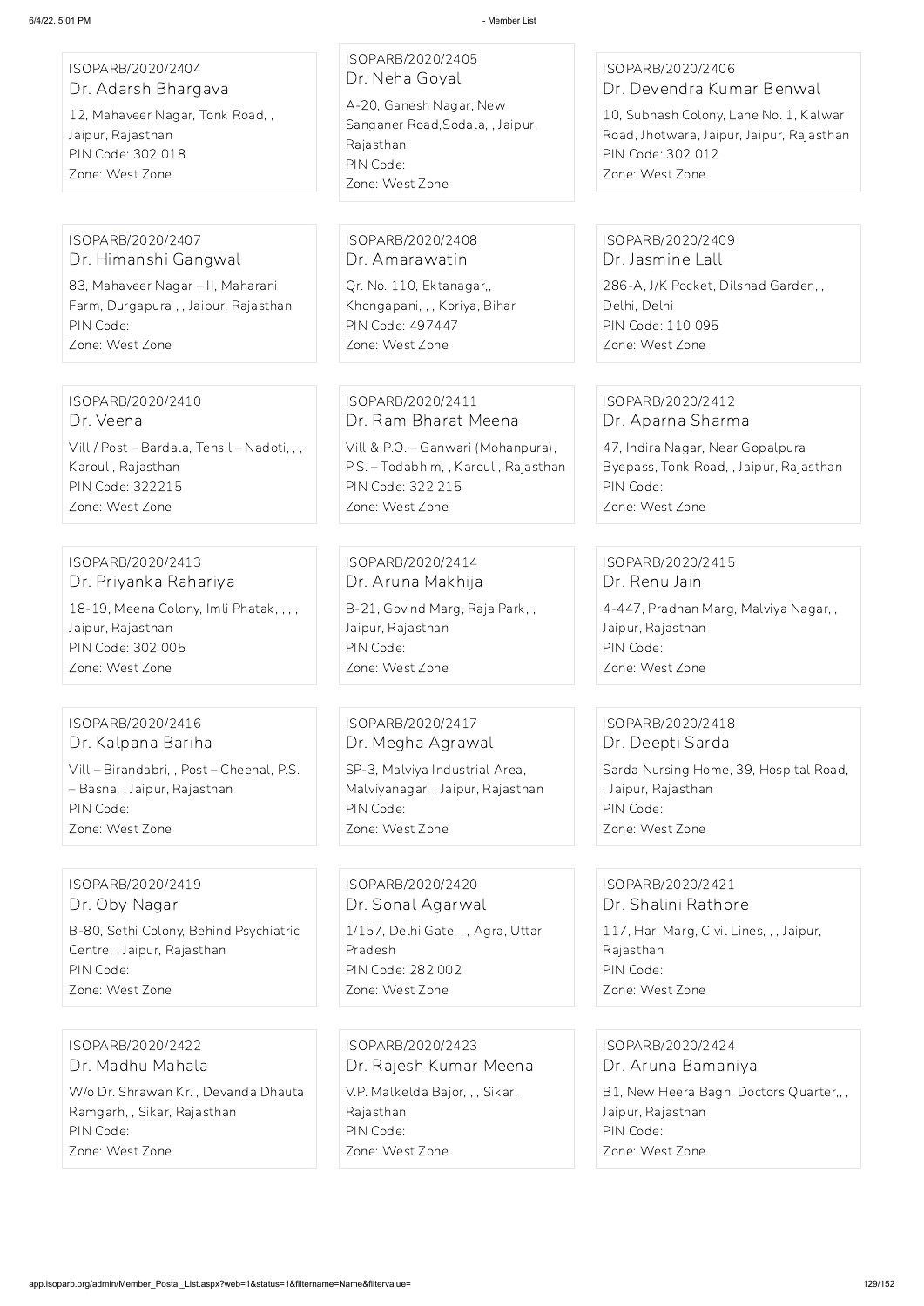ISOPARB/2020/2404
Dr. Adarsh Bhargava
12, Mahaveer Nagar, Tonk Road, ,
Jaipur, Rajasthan
PIN Code: 302 018
Zone: West Zone

ISOPARB/2020/2405
Dr. Neha Goyal
A-20, Ganesh Nagar, New Sanganer Road,Sodala, , Jaipur, Rajasthan
PIN Code:
Zone: West Zone

ISOPARB/2020/2406
Dr. Devendra Kumar Benwal
10, Subhash Colony, Lane No. 1, Kalwar Road, Jhotwara, Jaipur, Jaipur, Rajasthan
PIN Code: 302 012
Zone: West Zone

ISOPARB/2020/2407
Dr. Himanshi Gangwal
83, Mahaveer Nagar – II, Maharani Farm, Durgapura , , Jaipur, Rajasthan
PIN Code:
Zone: West Zone

ISOPARB/2020/2408
Dr. Amarawatin
Qr. No. 110, Ektanagar,, Khongapani, , , Koriya, Bihar
PIN Code: 497447
Zone: West Zone

ISOPARB/2020/2409
Dr. Jasmine Lall
286-A, J/K Pocket, Dilshad Garden, ,
Delhi, Delhi
PIN Code: 110 095
Zone: West Zone

ISOPARB/2020/2410
Dr. Veena
Vill / Post – Bardala, Tehsil – Nadoti, , ,
Karouli, Rajasthan
PIN Code: 322215
Zone: West Zone

ISOPARB/2020/2411
Dr. Ram Bharat Meena
Vill & P.O. – Ganwari (Mohanpura), P.S. – Todabhim, , Karouli, Rajasthan
PIN Code: 322 215
Zone: West Zone

ISOPARB/2020/2412
Dr. Aparna Sharma
47, Indira Nagar, Near Gopalpura Byepass, Tonk Road, , Jaipur, Rajasthan
PIN Code:
Zone: West Zone

ISOPARB/2020/2413
Dr. Priyanka Rahariya
18-19, Meena Colony, Imli Phatak, , , ,
Jaipur, Rajasthan
PIN Code: 302 005
Zone: West Zone

ISOPARB/2020/2414
Dr. Aruna Makhija
B-21, Govind Marg, Raja Park, ,
Jaipur, Rajasthan
PIN Code:
Zone: West Zone

ISOPARB/2020/2415
Dr. Renu Jain
4-447, Pradhan Marg, Malviya Nagar, ,
Jaipur, Rajasthan
PIN Code:
Zone: West Zone

ISOPARB/2020/2416
Dr. Kalpana Bariha
Vill – Birandabri, , Post – Cheenal, P.S. – Basna, , Jaipur, Rajasthan
PIN Code:
Zone: West Zone

ISOPARB/2020/2417
Dr. Megha Agrawal
SP-3, Malviya Industrial Area, Malviyanagar, , Jaipur, Rajasthan
PIN Code:
Zone: West Zone

ISOPARB/2020/2418
Dr. Deepti Sarda
Sarda Nursing Home, 39, Hospital Road, , Jaipur, Rajasthan
PIN Code:
Zone: West Zone

ISOPARB/2020/2419
Dr. Oby Nagar
B-80, Sethi Colony, Behind Psychiatric Centre, , Jaipur, Rajasthan
PIN Code:
Zone: West Zone

ISOPARB/2020/2420
Dr. Sonal Agarwal
1/157, Delhi Gate, , , Agra, Uttar Pradesh
PIN Code: 282 002
Zone: West Zone

ISOPARB/2020/2421
Dr. Shalini Rathore
117, Hari Marg, Civil Lines, , , Jaipur, Rajasthan
PIN Code:
Zone: West Zone

ISOPARB/2020/2422
Dr. Madhu Mahala
W/o Dr. Shrawan Kr. , Devanda Dhauta Ramgarh, , Sikar, Rajasthan
PIN Code:
Zone: West Zone

ISOPARB/2020/2423
Dr. Rajesh Kumar Meena
V.P. Malkelda Bajor, , , Sikar, Rajasthan
PIN Code:
Zone: West Zone

ISOPARB/2020/2424
Dr. Aruna Bamaniya
B1, New Heera Bagh, Doctors Quarter,, ,
Jaipur, Rajasthan
PIN Code:
Zone: West Zone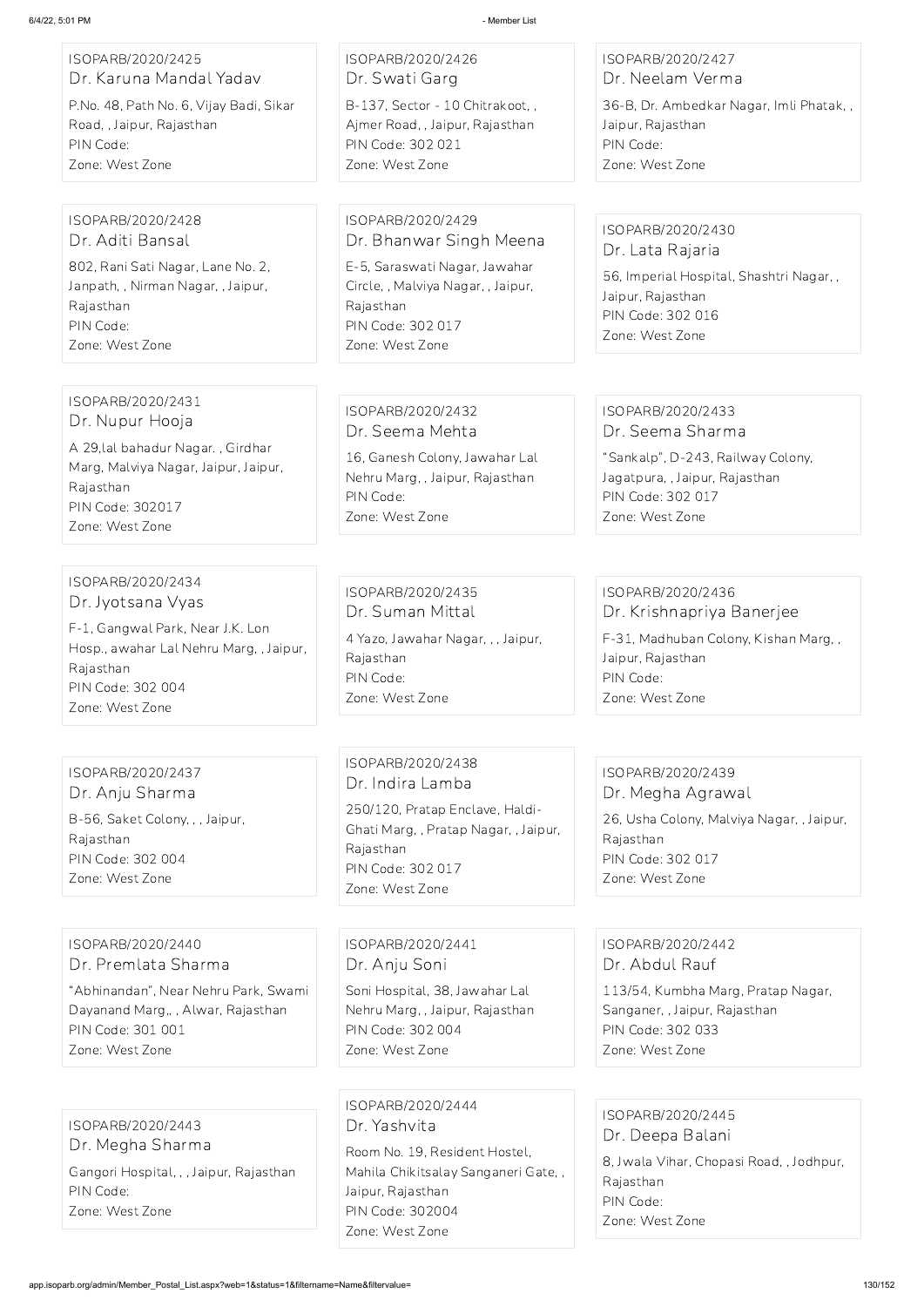ISOPARB/2020/2425
Dr. Karuna Mandal Yadav
P.No. 48, Path No. 6, Vijay Badi, Sikar Road, , Jaipur, Rajasthan
PIN Code:
Zone: West Zone

ISOPARB/2020/2426
Dr. Swati Garg
B-137, Sector - 10 Chitrakoot, , Ajmer Road, , Jaipur, Rajasthan
PIN Code: 302 021
Zone: West Zone

ISOPARB/2020/2427
Dr. Neelam Verma
36-B, Dr. Ambedkar Nagar, Imli Phatak, , Jaipur, Rajasthan
PIN Code:
Zone: West Zone

ISOPARB/2020/2428
Dr. Aditi Bansal
802, Rani Sati Nagar, Lane No. 2, Janpath, , Nirman Nagar, , Jaipur, Rajasthan
PIN Code:
Zone: West Zone

ISOPARB/2020/2429
Dr. Bhanwar Singh Meena
E-5, Saraswati Nagar, Jawahar Circle, , Malviya Nagar, , Jaipur, Rajasthan
PIN Code: 302 017
Zone: West Zone

ISOPARB/2020/2430
Dr. Lata Rajaria
56, Imperial Hospital, Shashtri Nagar, , Jaipur, Rajasthan
PIN Code: 302 016
Zone: West Zone

ISOPARB/2020/2431
Dr. Nupur Hooja
A 29,lal bahadur Nagar. , Girdhar Marg, Malviya Nagar, Jaipur, Jaipur, Rajasthan
PIN Code: 302017
Zone: West Zone

ISOPARB/2020/2432
Dr. Seema Mehta
16, Ganesh Colony, Jawahar Lal Nehru Marg, , Jaipur, Rajasthan
PIN Code:
Zone: West Zone

ISOPARB/2020/2433
Dr. Seema Sharma
"Sankalp", D-243, Railway Colony, Jagatpura, , Jaipur, Rajasthan
PIN Code: 302 017
Zone: West Zone

ISOPARB/2020/2434
Dr. Jyotsana Vyas
F-1, Gangwal Park, Near J.K. Lon Hosp., awahar Lal Nehru Marg, , Jaipur, Rajasthan
PIN Code: 302 004
Zone: West Zone

ISOPARB/2020/2435
Dr. Suman Mittal
4 Yazo, Jawahar Nagar, , , Jaipur, Rajasthan
PIN Code:
Zone: West Zone

ISOPARB/2020/2436
Dr. Krishnapriya Banerjee
F-31, Madhuban Colony, Kishan Marg, , Jaipur, Rajasthan
PIN Code:
Zone: West Zone

ISOPARB/2020/2437
Dr. Anju Sharma
B-56, Saket Colony, , , Jaipur, Rajasthan
PIN Code: 302 004
Zone: West Zone

ISOPARB/2020/2438
Dr. Indira Lamba
250/120, Pratap Enclave, Haldi-Ghati Marg, , Pratap Nagar, , Jaipur, Rajasthan
PIN Code: 302 017
Zone: West Zone

ISOPARB/2020/2439
Dr. Megha Agrawal
26, Usha Colony, Malviya Nagar, , Jaipur, Rajasthan
PIN Code: 302 017
Zone: West Zone

ISOPARB/2020/2440
Dr. Premlata Sharma
"Abhinandan", Near Nehru Park, Swami Dayanand Marg,, , Alwar, Rajasthan
PIN Code: 301 001
Zone: West Zone

ISOPARB/2020/2441
Dr. Anju Soni
Soni Hospital, 38, Jawahar Lal Nehru Marg, , Jaipur, Rajasthan
PIN Code: 302 004
Zone: West Zone

ISOPARB/2020/2442
Dr. Abdul Rauf
113/54, Kumbha Marg, Pratap Nagar, Sanganer, , Jaipur, Rajasthan
PIN Code: 302 033
Zone: West Zone

ISOPARB/2020/2443
Dr. Megha Sharma
Gangori Hospital, , , Jaipur, Rajasthan
PIN Code:
Zone: West Zone

ISOPARB/2020/2444
Dr. Yashvita
Room No. 19, Resident Hostel, Mahila Chikitsalay Sanganeri Gate, , Jaipur, Rajasthan
PIN Code: 302004
Zone: West Zone

ISOPARB/2020/2445
Dr. Deepa Balani
8, Jwala Vihar, Chopasi Road, , Jodhpur, Rajasthan
PIN Code:
Zone: West Zone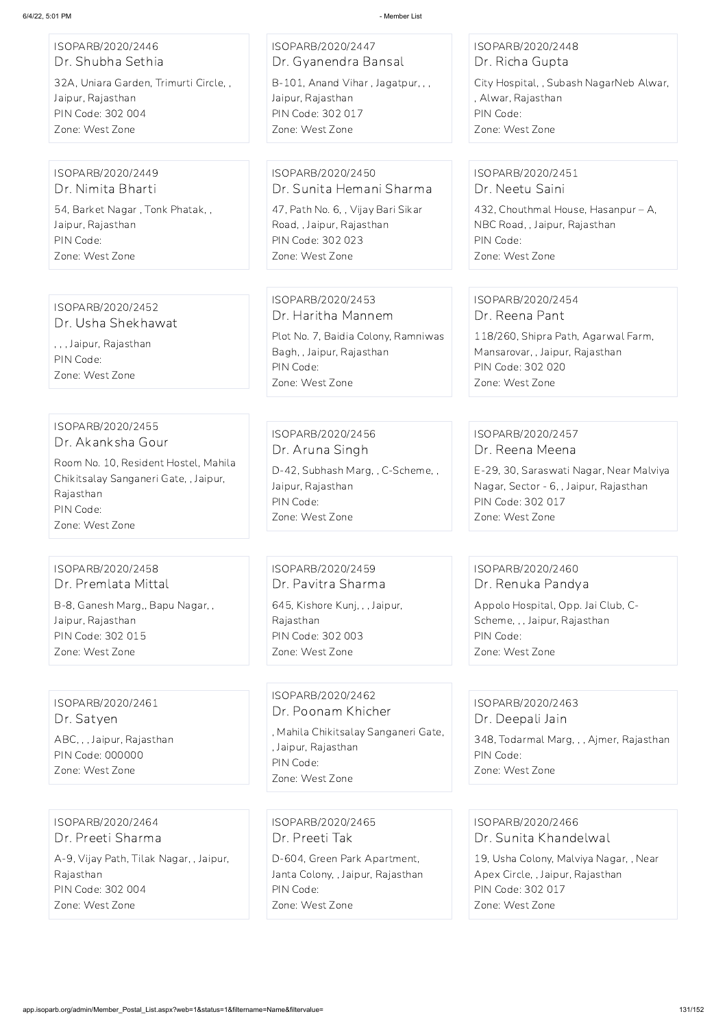ISOPARB/2020/2446
Dr. Shubha Sethia
32A, Uniara Garden, Trimurti Circle, ,
Jaipur, Rajasthan
PIN Code: 302 004
Zone: West Zone

ISOPARB/2020/2447
Dr. Gyanendra Bansal
B-101, Anand Vihar , Jagatpur, , ,
Jaipur, Rajasthan
PIN Code: 302 017
Zone: West Zone

ISOPARB/2020/2448
Dr. Richa Gupta
City Hospital, , Subash NagarNeb Alwar,
, Alwar, Rajasthan
PIN Code:
Zone: West Zone

ISOPARB/2020/2449
Dr. Nimita Bharti
54, Barket Nagar , Tonk Phatak, ,
Jaipur, Rajasthan
PIN Code:
Zone: West Zone

ISOPARB/2020/2450
Dr. Sunita Hemani Sharma
47, Path No. 6, , Vijay Bari Sikar
Road, , Jaipur, Rajasthan
PIN Code: 302 023
Zone: West Zone

ISOPARB/2020/2451
Dr. Neetu Saini
432, Chouthmal House, Hasanpur – A,
NBC Road, , Jaipur, Rajasthan
PIN Code:
Zone: West Zone

ISOPARB/2020/2452
Dr. Usha Shekhawat
, , , Jaipur, Rajasthan
PIN Code:
Zone: West Zone

ISOPARB/2020/2453
Dr. Haritha Mannem
Plot No. 7, Baidia Colony, Ramniwas
Bagh, , Jaipur, Rajasthan
PIN Code:
Zone: West Zone

ISOPARB/2020/2454
Dr. Reena Pant
118/260, Shipra Path, Agarwal Farm,
Mansarovar, , Jaipur, Rajasthan
PIN Code: 302 020
Zone: West Zone

ISOPARB/2020/2455
Dr. Akanksha Gour
Room No. 10, Resident Hostel, Mahila
Chikitsalay Sanganeri Gate, , Jaipur,
Rajasthan
PIN Code:
Zone: West Zone

ISOPARB/2020/2456
Dr. Aruna Singh
D-42, Subhash Marg, , C-Scheme, ,
Jaipur, Rajasthan
PIN Code:
Zone: West Zone

ISOPARB/2020/2457
Dr. Reena Meena
E-29, 30, Saraswati Nagar, Near Malviya
Nagar, Sector - 6, , Jaipur, Rajasthan
PIN Code: 302 017
Zone: West Zone

ISOPARB/2020/2458
Dr. Premlata Mittal
B-8, Ganesh Marg,, Bapu Nagar, ,
Jaipur, Rajasthan
PIN Code: 302 015
Zone: West Zone

ISOPARB/2020/2459
Dr. Pavitra Sharma
645, Kishore Kunj, , , Jaipur,
Rajasthan
PIN Code: 302 003
Zone: West Zone

ISOPARB/2020/2460
Dr. Renuka Pandya
Appolo Hospital, Opp. Jai Club, C-
Scheme, , , Jaipur, Rajasthan
PIN Code:
Zone: West Zone

ISOPARB/2020/2461
Dr. Satyen
ABC, , , Jaipur, Rajasthan
PIN Code: 000000
Zone: West Zone

ISOPARB/2020/2462
Dr. Poonam Khicher
, Mahila Chikitsalay Sanganeri Gate,
, Jaipur, Rajasthan
PIN Code:
Zone: West Zone

ISOPARB/2020/2463
Dr. Deepali Jain
348, Todarmal Marg, , , Ajmer, Rajasthan
PIN Code:
Zone: West Zone

ISOPARB/2020/2464
Dr. Preeti Sharma
A-9, Vijay Path, Tilak Nagar, , Jaipur,
Rajasthan
PIN Code: 302 004
Zone: West Zone

ISOPARB/2020/2465
Dr. Preeti Tak
D-604, Green Park Apartment,
Janta Colony, , Jaipur, Rajasthan
PIN Code:
Zone: West Zone

ISOPARB/2020/2466
Dr. Sunita Khandelwal
19, Usha Colony, Malviya Nagar, , Near
Apex Circle, , Jaipur, Rajasthan
PIN Code: 302 017
Zone: West Zone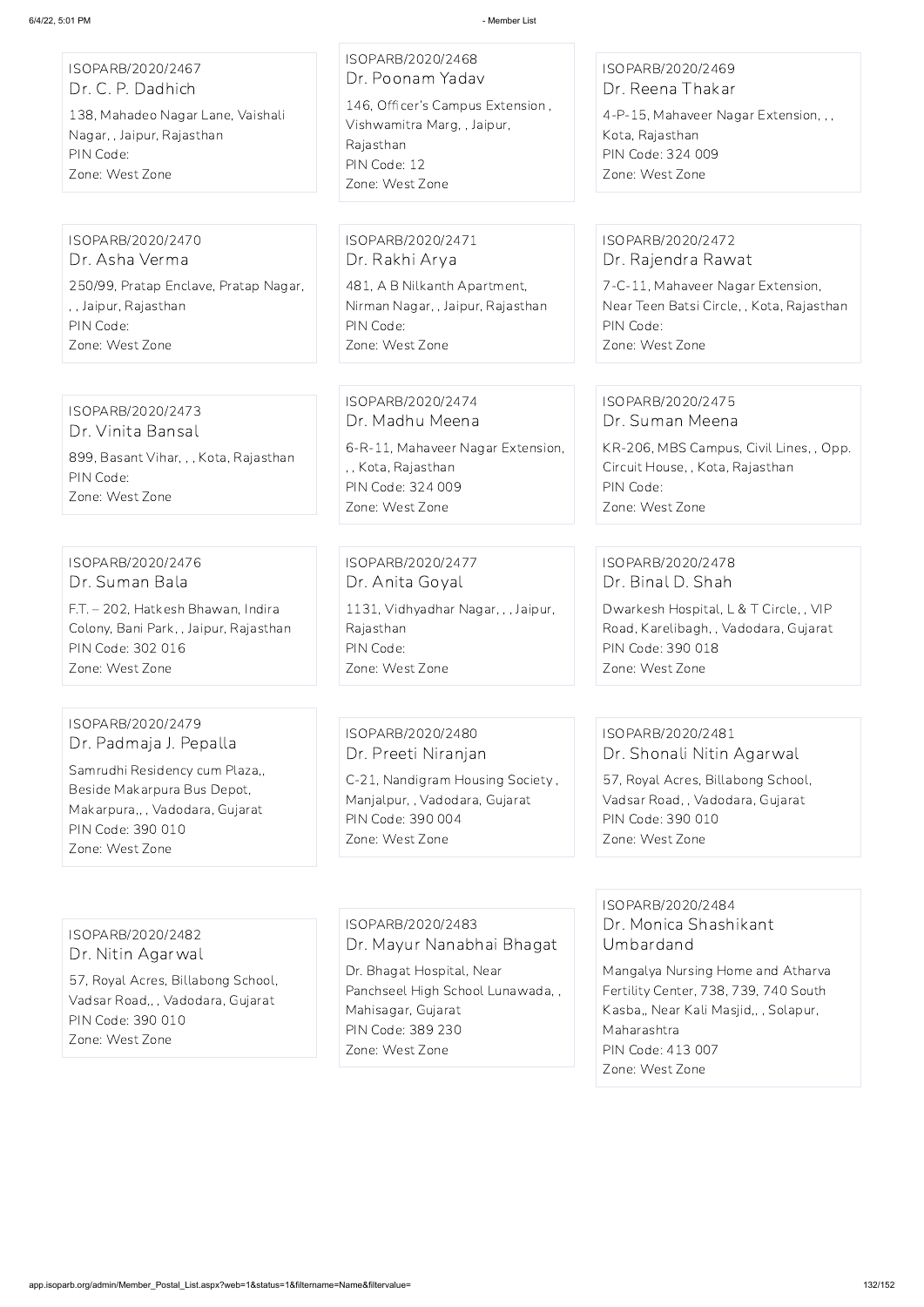ISOPARB/2020/2467
Dr. C. P. Dadhich
138, Mahadeo Nagar Lane, Vaishali Nagar, , Jaipur, Rajasthan
PIN Code:
Zone: West Zone

ISOPARB/2020/2468
Dr. Poonam Yadav
146, Officer's Campus Extension , Vishwamitra Marg, , Jaipur, Rajasthan
PIN Code: 12
Zone: West Zone

ISOPARB/2020/2469
Dr. Reena Thakar
4-P-15, Mahaveer Nagar Extension, , , Kota, Rajasthan
PIN Code: 324 009
Zone: West Zone

ISOPARB/2020/2470
Dr. Asha Verma
250/99, Pratap Enclave, Pratap Nagar, , , Jaipur, Rajasthan
PIN Code:
Zone: West Zone

ISOPARB/2020/2471
Dr. Rakhi Arya
481, A B Nilkanth Apartment, Nirman Nagar, , Jaipur, Rajasthan
PIN Code:
Zone: West Zone

ISOPARB/2020/2472
Dr. Rajendra Rawat
7-C-11, Mahaveer Nagar Extension, Near Teen Batsi Circle, , Kota, Rajasthan
PIN Code:
Zone: West Zone

ISOPARB/2020/2473
Dr. Vinita Bansal
899, Basant Vihar, , , Kota, Rajasthan
PIN Code:
Zone: West Zone

ISOPARB/2020/2474
Dr. Madhu Meena
6-R-11, Mahaveer Nagar Extension, , , Kota, Rajasthan
PIN Code: 324 009
Zone: West Zone

ISOPARB/2020/2475
Dr. Suman Meena
KR-206, MBS Campus, Civil Lines, , Opp. Circuit House, , Kota, Rajasthan
PIN Code:
Zone: West Zone

ISOPARB/2020/2476
Dr. Suman Bala
F.T. – 202, Hatkesh Bhawan, Indira Colony, Bani Park, , Jaipur, Rajasthan
PIN Code: 302 016
Zone: West Zone

ISOPARB/2020/2477
Dr. Anita Goyal
1131, Vidhyadhar Nagar, , , Jaipur, Rajasthan
PIN Code:
Zone: West Zone

ISOPARB/2020/2478
Dr. Binal D. Shah
Dwarkesh Hospital, L & T Circle, , VIP Road, Karelibagh, , Vadodara, Gujarat
PIN Code: 390 018
Zone: West Zone

ISOPARB/2020/2479
Dr. Padmaja J. Pepalla
Samrudhi Residency cum Plaza,, Beside Makarpura Bus Depot, Makarpura,, , Vadodara, Gujarat
PIN Code: 390 010
Zone: West Zone

ISOPARB/2020/2480
Dr. Preeti Niranjan
C-21, Nandigram Housing Society , Manjalpur, , Vadodara, Gujarat
PIN Code: 390 004
Zone: West Zone

ISOPARB/2020/2481
Dr. Shonali Nitin Agarwal
57, Royal Acres, Billabong School, Vadsar Road, , Vadodara, Gujarat
PIN Code: 390 010
Zone: West Zone

ISOPARB/2020/2482
Dr. Nitin Agarwal
57, Royal Acres, Billabong School, Vadsar Road,, , Vadodara, Gujarat
PIN Code: 390 010
Zone: West Zone

ISOPARB/2020/2483
Dr. Mayur Nanabhai Bhagat
Dr. Bhagat Hospital, Near Panchseel High School Lunawada, , Mahisagar, Gujarat
PIN Code: 389 230
Zone: West Zone

ISOPARB/2020/2484
Dr. Monica Shashikant Umbardand
Mangalya Nursing Home and Atharva Fertility Center, 738, 739, 740 South Kasba,, Near Kali Masjid,, , Solapur, Maharashtra
PIN Code: 413 007
Zone: West Zone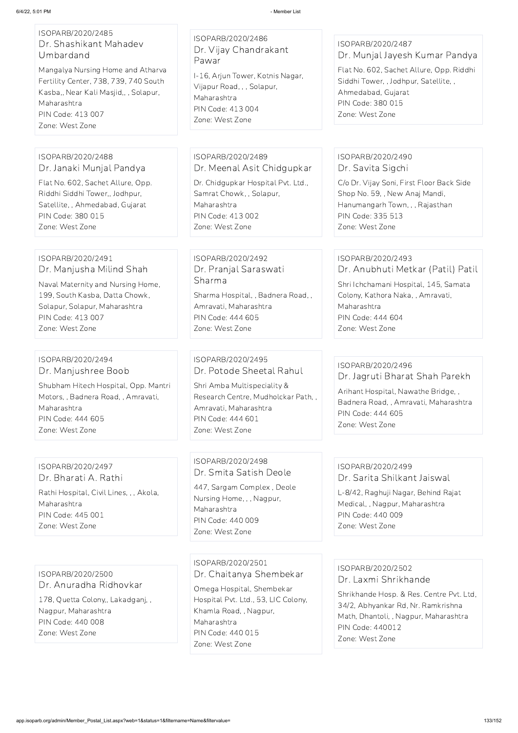ISOPARB/2020/2485
### Dr. Shashikant Mahadev Umbardand

Mangalya Nursing Home and Atharva Fertility Center, 738, 739, 740 South Kasba,, Near Kali Masjid,, , Solapur, Maharashtra
PIN Code: 413 007
Zone: West Zone

ISOPARB/2020/2486
### Dr. Vijay Chandrakant Pawar

I-16, Arjun Tower, Kotnis Nagar, Vijapur Road, , , Solapur, Maharashtra
PIN Code: 413 004
Zone: West Zone

ISOPARB/2020/2487
### Dr. Munjal Jayesh Kumar Pandya

Flat No. 602, Sachet Allure, Opp. Riddhi Siddhi Tower, , Jodhpur, Satellite, , Ahmedabad, Gujarat
PIN Code: 380 015
Zone: West Zone

ISOPARB/2020/2488
### Dr. Janaki Munjal Pandya

Flat No. 602, Sachet Allure, Opp. Riddhi Siddhi Tower,, Jodhpur, Satellite, , Ahmedabad, Gujarat
PIN Code: 380 015
Zone: West Zone

ISOPARB/2020/2489
### Dr. Meenal Asit Chidgupkar

Dr. Chidgupkar Hospital Pvt. Ltd., Samrat Chowk, , Solapur, Maharashtra
PIN Code: 413 002
Zone: West Zone

ISOPARB/2020/2490
### Dr. Savita Sigchi

C/o Dr. Vijay Soni, First Floor Back Side Shop No. 59, , New Anaj Mandi, Hanumangarh Town, , , Rajasthan
PIN Code: 335 513
Zone: West Zone

ISOPARB/2020/2491
### Dr. Manjusha Milind Shah

Naval Maternity and Nursing Home, 199, South Kasba, Datta Chowk, Solapur, Solapur, Maharashtra
PIN Code: 413 007
Zone: West Zone

ISOPARB/2020/2492
### Dr. Pranjal Saraswati Sharma

Sharma Hospital, , Badnera Road, , Amravati, Maharashtra
PIN Code: 444 605
Zone: West Zone

ISOPARB/2020/2493
### Dr. Anubhuti Metkar (Patil) Patil

Shri Ichchamani Hospital, 145, Samata Colony, Kathora Naka, , Amravati, Maharashtra
PIN Code: 444 604
Zone: West Zone

ISOPARB/2020/2494
### Dr. Manjushree Boob

Shubham Hitech Hospital, Opp. Mantri Motors, , Badnera Road, , Amravati, Maharashtra
PIN Code: 444 605
Zone: West Zone

ISOPARB/2020/2495
### Dr. Potode Sheetal Rahul

Shri Amba Multispeciality & Research Centre, Mudholckar Path, , Amravati, Maharashtra
PIN Code: 444 601
Zone: West Zone

ISOPARB/2020/2496
### Dr. Jagruti Bharat Shah Parekh

Arihant Hospital, Nawathe Bridge, , Badnera Road, , Amravati, Maharashtra
PIN Code: 444 605
Zone: West Zone

ISOPARB/2020/2497
### Dr. Bharati A. Rathi

Rathi Hospital, Civil Lines, , , Akola, Maharashtra
PIN Code: 445 001
Zone: West Zone

ISOPARB/2020/2498
### Dr. Smita Satish Deole

447, Sargam Complex , Deole Nursing Home, , , Nagpur, Maharashtra
PIN Code: 440 009
Zone: West Zone

ISOPARB/2020/2499
### Dr. Sarita Shilkant Jaiswal

L-8/42, Raghuji Nagar, Behind Rajat Medical, , Nagpur, Maharashtra
PIN Code: 440 009
Zone: West Zone

ISOPARB/2020/2500
### Dr. Anuradha Ridhovkar

178, Quetta Colony,, Lakadganj, , Nagpur, Maharashtra
PIN Code: 440 008
Zone: West Zone

ISOPARB/2020/2501
### Dr. Chaitanya Shembekar

Omega Hospital, Shembekar Hospital Pvt. Ltd., 53, LIC Colony, Khamla Road, , Nagpur, Maharashtra
PIN Code: 440 015
Zone: West Zone

ISOPARB/2020/2502
### Dr. Laxmi Shrikhande

Shrikhande Hosp. & Res. Centre Pvt. Ltd, 34/2, Abhyankar Rd, Nr. Ramkrishna Math, Dhantoli, , Nagpur, Maharashtra
PIN Code: 440012
Zone: West Zone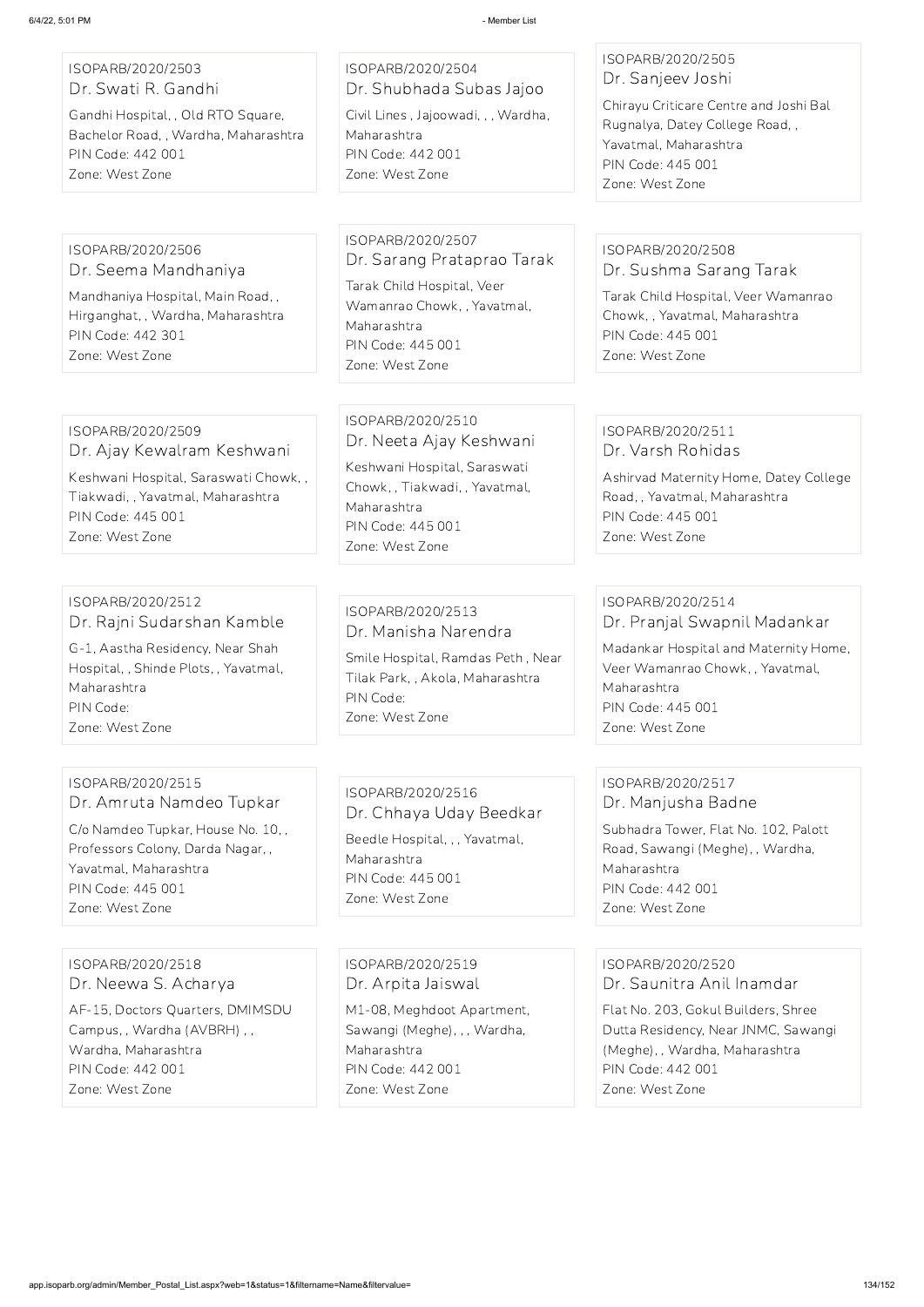ISOPARB/2020/2503
Dr. Swati R. Gandhi
Gandhi Hospital, , Old RTO Square, Bachelor Road, , Wardha, Maharashtra
PIN Code: 442 001
Zone: West Zone

ISOPARB/2020/2504
Dr. Shubhada Subas Jajoo
Civil Lines , Jajoowadi, , , Wardha, Maharashtra
PIN Code: 442 001
Zone: West Zone

ISOPARB/2020/2505
Dr. Sanjeev Joshi
Chirayu Criticare Centre and Joshi Bal Rugnalya, Datey College Road, , Yavatmal, Maharashtra
PIN Code: 445 001
Zone: West Zone

ISOPARB/2020/2506
Dr. Seema Mandhaniya
Mandhaniya Hospital, Main Road, , Hirganghat, , Wardha, Maharashtra
PIN Code: 442 301
Zone: West Zone

ISOPARB/2020/2507
Dr. Sarang Prataprao Tarak
Tarak Child Hospital, Veer Wamanrao Chowk, , Yavatmal, Maharashtra
PIN Code: 445 001
Zone: West Zone

ISOPARB/2020/2508
Dr. Sushma Sarang Tarak
Tarak Child Hospital, Veer Wamanrao Chowk, , Yavatmal, Maharashtra
PIN Code: 445 001
Zone: West Zone

ISOPARB/2020/2509
Dr. Ajay Kewalram Keshwani
Keshwani Hospital, Saraswati Chowk, , Tiakwadi, , Yavatmal, Maharashtra
PIN Code: 445 001
Zone: West Zone

ISOPARB/2020/2510
Dr. Neeta Ajay Keshwani
Keshwani Hospital, Saraswati Chowk, , Tiakwadi, , Yavatmal, Maharashtra
PIN Code: 445 001
Zone: West Zone

ISOPARB/2020/2511
Dr. Varsh Rohidas
Ashirvad Maternity Home, Datey College Road, , Yavatmal, Maharashtra
PIN Code: 445 001
Zone: West Zone

ISOPARB/2020/2512
Dr. Rajni Sudarshan Kamble
G-1, Aastha Residency, Near Shah Hospital, , Shinde Plots, , Yavatmal, Maharashtra
PIN Code:
Zone: West Zone

ISOPARB/2020/2513
Dr. Manisha Narendra
Smile Hospital, Ramdas Peth , Near Tilak Park, , Akola, Maharashtra
PIN Code:
Zone: West Zone

ISOPARB/2020/2514
Dr. Pranjal Swapnil Madankar
Madankar Hospital and Maternity Home, Veer Wamanrao Chowk, , Yavatmal, Maharashtra
PIN Code: 445 001
Zone: West Zone

ISOPARB/2020/2515
Dr. Amruta Namdeo Tupkar
C/o Namdeo Tupkar, House No. 10, , Professors Colony, Darda Nagar, , Yavatmal, Maharashtra
PIN Code: 445 001
Zone: West Zone

ISOPARB/2020/2516
Dr. Chhaya Uday Beedkar
Beedle Hospital, , , Yavatmal, Maharashtra
PIN Code: 445 001
Zone: West Zone

ISOPARB/2020/2517
Dr. Manjusha Badne
Subhadra Tower, Flat No. 102, Palott Road, Sawangi (Meghe), , Wardha, Maharashtra
PIN Code: 442 001
Zone: West Zone

ISOPARB/2020/2518
Dr. Neewa S. Acharya
AF-15, Doctors Quarters, DMIMSDU Campus, , Wardha (AVBRH) , , Wardha, Maharashtra
PIN Code: 442 001
Zone: West Zone

ISOPARB/2020/2519
Dr. Arpita Jaiswal
M1-08, Meghdoot Apartment, Sawangi (Meghe), , , Wardha, Maharashtra
PIN Code: 442 001
Zone: West Zone

ISOPARB/2020/2520
Dr. Saunitra Anil Inamdar
Flat No. 203, Gokul Builders, Shree Dutta Residency, Near JNMC, Sawangi (Meghe), , Wardha, Maharashtra
PIN Code: 442 001
Zone: West Zone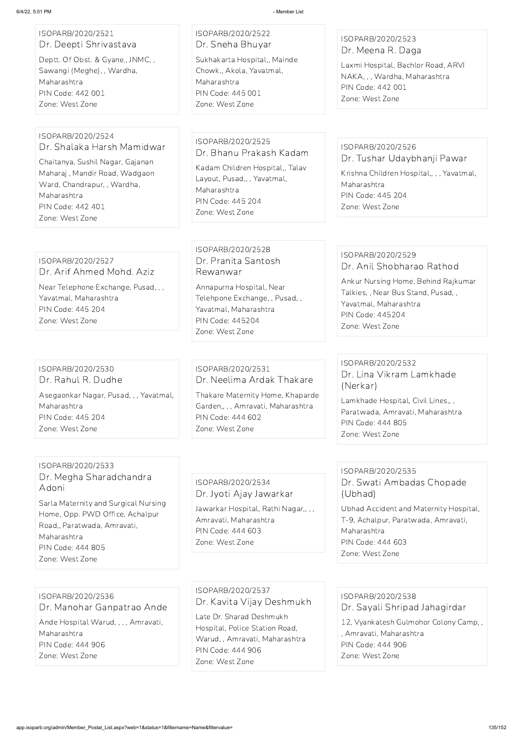ISOPARB/2020/2521
Dr. Deepti Shrivastava
Deptt. Of Obst. & Gyane., JNMC, , Sawangi (Meghe), , Wardha, Maharashtra
PIN Code: 442 001
Zone: West Zone

ISOPARB/2020/2522
Dr. Sneha Bhuyar
Sukhakarta Hospital,, Mainde Chowk,, Akola, Yavatmal, Maharashtra
PIN Code: 445 001
Zone: West Zone

ISOPARB/2020/2523
Dr. Meena R. Daga
Laxmi Hospital, Bachlor Road, ARVI NAKA, , , Wardha, Maharashtra
PIN Code: 442 001
Zone: West Zone

ISOPARB/2020/2524
Dr. Shalaka Harsh Mamidwar
Chaitanya, Sushil Nagar, Gajanan Maharaj , Mandir Road, Wadgaon Ward, Chandrapur, , Wardha, Maharashtra
PIN Code: 442 401
Zone: West Zone

ISOPARB/2020/2525
Dr. Bhanu Prakash Kadam
Kadam Children Hospital,, Talav Layout, Pusad,, , Yavatmal, Maharashtra
PIN Code: 445 204
Zone: West Zone

ISOPARB/2020/2526
Dr. Tushar Udaybhanji Pawar
Krishna Children Hospital,, , , Yavatmal, Maharashtra
PIN Code: 445 204
Zone: West Zone

ISOPARB/2020/2527
Dr. Arif Ahmed Mohd. Aziz
Near Telephone Exchange, Pusad, , , Yavatmal, Maharashtra
PIN Code: 445 204
Zone: West Zone

ISOPARB/2020/2528
Dr. Pranita Santosh Rewanwar
Annapurna Hospital, Near Telehpone Exchange, , Pusad, , Yavatmal, Maharashtra
PIN Code: 445204
Zone: West Zone

ISOPARB/2020/2529
Dr. Anil Shobharao Rathod
Ankur Nursing Home, Behind Rajkumar Talkies, , Near Bus Stand, Pusad, , Yavatmal, Maharashtra
PIN Code: 445204
Zone: West Zone

ISOPARB/2020/2530
Dr. Rahul R. Dudhe
Asegaonkar Nagar, Pusad, , , Yavatmal, Maharashtra
PIN Code: 445 204
Zone: West Zone

ISOPARB/2020/2531
Dr. Neelima Ardak Thakare
Thakare Maternity Home, Khaparde Garden,, , , Amravati, Maharashtra
PIN Code: 444 602
Zone: West Zone

ISOPARB/2020/2532
Dr. Lina Vikram Lamkhade (Nerkar)
Lamkhade Hospital, Civil Lines,, , Paratwada, Amravati, Maharashtra
PIN Code: 444 805
Zone: West Zone

ISOPARB/2020/2533
Dr. Megha Sharadchandra Adoni
Sarla Maternity and Surgical Nursing Home, Opp. PWD Office, Achalpur Road,, Paratwada, Amravati, Maharashtra
PIN Code: 444 805
Zone: West Zone

ISOPARB/2020/2534
Dr. Jyoti Ajay Jawarkar
Jawarkar Hospital, Rathi Nagar,, , , Amravati, Maharashtra
PIN Code: 444 603
Zone: West Zone

ISOPARB/2020/2535
Dr. Swati Ambadas Chopade (Ubhad)
Ubhad Accident and Maternity Hospital, T-9, Achalpur, Paratwada, Amravati, Maharashtra
PIN Code: 444 603
Zone: West Zone

ISOPARB/2020/2536
Dr. Manohar Ganpatrao Ande
Ande Hospital Warud, , , , Amravati, Maharashtra
PIN Code: 444 906
Zone: West Zone

ISOPARB/2020/2537
Dr. Kavita Vijay Deshmukh
Late Dr. Sharad Deshmukh Hospital, Police Station Road, Warud, , Amravati, Maharashtra
PIN Code: 444 906
Zone: West Zone

ISOPARB/2020/2538
Dr. Sayali Shripad Jahagirdar
12, Vyankatesh Gulmohor Colony Camp, , , Amravati, Maharashtra
PIN Code: 444 906
Zone: West Zone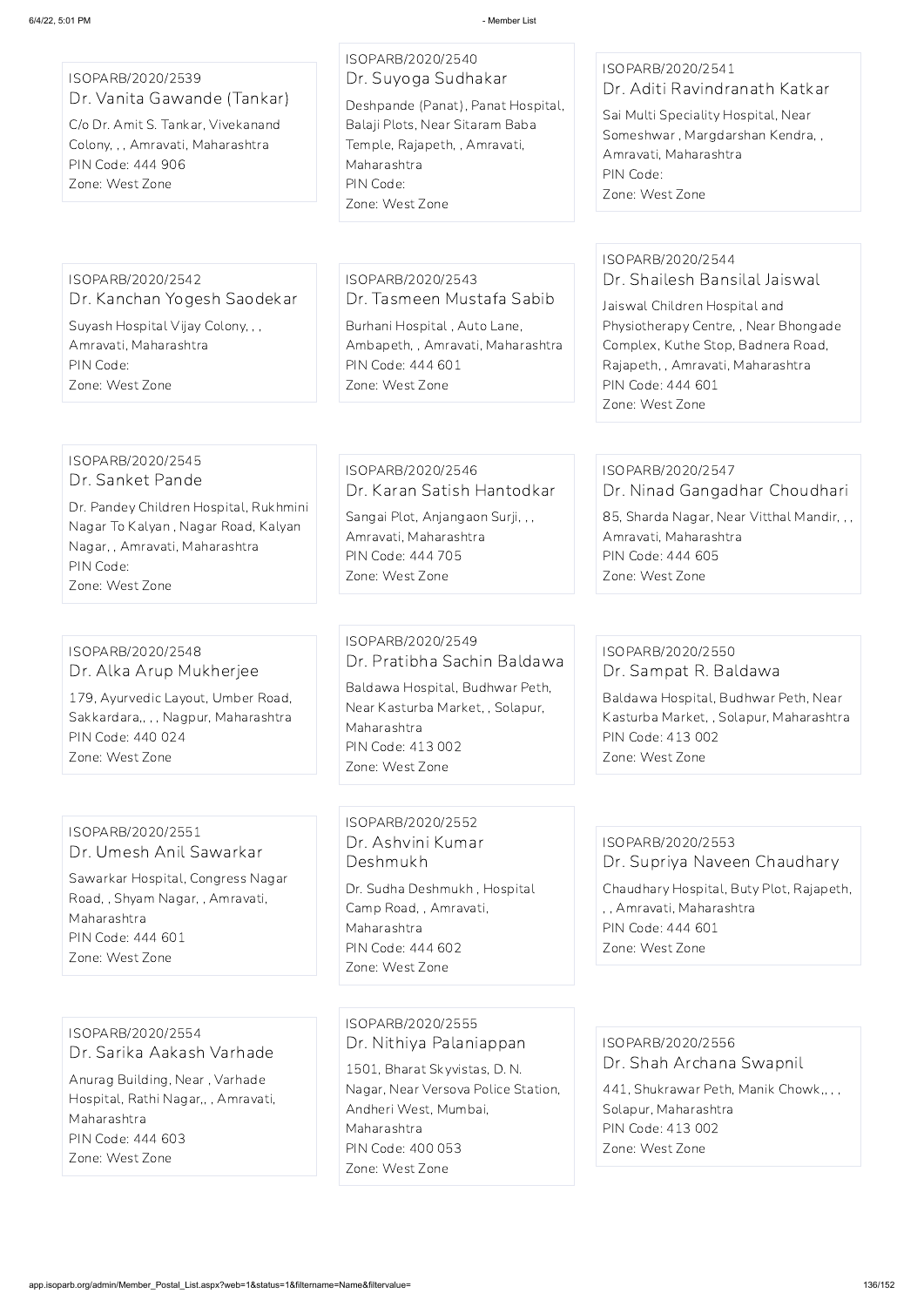ISOPARB/2020/2539
Dr. Vanita Gawande (Tankar)
C/o Dr. Amit S. Tankar, Vivekanand Colony, , , Amravati, Maharashtra
PIN Code: 444 906
Zone: West Zone

ISOPARB/2020/2540
Dr. Suyoga Sudhakar
Deshpande (Panat), Panat Hospital, Balaji Plots, Near Sitaram Baba Temple, Rajapeth, , Amravati, Maharashtra
PIN Code:
Zone: West Zone

ISOPARB/2020/2541
Dr. Aditi Ravindranath Katkar
Sai Multi Speciality Hospital, Near Someshwar , Margdarshan Kendra, , Amravati, Maharashtra
PIN Code:
Zone: West Zone

ISOPARB/2020/2542
Dr. Kanchan Yogesh Saodekar
Suyash Hospital Vijay Colony, , , Amravati, Maharashtra
PIN Code:
Zone: West Zone

ISOPARB/2020/2543
Dr. Tasmeen Mustafa Sabib
Burhani Hospital , Auto Lane, Ambapeth, , Amravati, Maharashtra
PIN Code: 444 601
Zone: West Zone

ISOPARB/2020/2544
Dr. Shailesh Bansilal Jaiswal
Jaiswal Children Hospital and Physiotherapy Centre, , Near Bhongade Complex, Kuthe Stop, Badnera Road, Rajapeth, , Amravati, Maharashtra
PIN Code: 444 601
Zone: West Zone

ISOPARB/2020/2545
Dr. Sanket Pande
Dr. Pandey Children Hospital, Rukhmini Nagar To Kalyan , Nagar Road, Kalyan Nagar, , Amravati, Maharashtra
PIN Code:
Zone: West Zone

ISOPARB/2020/2546
Dr. Karan Satish Hantodkar
Sangai Plot, Anjangaon Surji, , , Amravati, Maharashtra
PIN Code: 444 705
Zone: West Zone

ISOPARB/2020/2547
Dr. Ninad Gangadhar Choudhari
85, Sharda Nagar, Near Vitthal Mandir, , , Amravati, Maharashtra
PIN Code: 444 605
Zone: West Zone

ISOPARB/2020/2548
Dr. Alka Arup Mukherjee
179, Ayurvedic Layout, Umber Road, Sakkardara,, , , Nagpur, Maharashtra
PIN Code: 440 024
Zone: West Zone

ISOPARB/2020/2549
Dr. Pratibha Sachin Baldawa
Baldawa Hospital, Budhwar Peth, Near Kasturba Market, , Solapur, Maharashtra
PIN Code: 413 002
Zone: West Zone

ISOPARB/2020/2550
Dr. Sampat R. Baldawa
Baldawa Hospital, Budhwar Peth, Near Kasturba Market, , Solapur, Maharashtra
PIN Code: 413 002
Zone: West Zone

ISOPARB/2020/2551
Dr. Umesh Anil Sawarkar
Sawarkar Hospital, Congress Nagar Road, , Shyam Nagar, , Amravati, Maharashtra
PIN Code: 444 601
Zone: West Zone

ISOPARB/2020/2552
Dr. Ashvini Kumar Deshmukh
Dr. Sudha Deshmukh , Hospital Camp Road, , Amravati, Maharashtra
PIN Code: 444 602
Zone: West Zone

ISOPARB/2020/2553
Dr. Supriya Naveen Chaudhary
Chaudhary Hospital, Buty Plot, Rajapeth, , , Amravati, Maharashtra
PIN Code: 444 601
Zone: West Zone

ISOPARB/2020/2554
Dr. Sarika Aakash Varhade
Anurag Building, Near , Varhade Hospital, Rathi Nagar,, , Amravati, Maharashtra
PIN Code: 444 603
Zone: West Zone

ISOPARB/2020/2555
Dr. Nithiya Palaniappan
1501, Bharat Skyvistas, D. N. Nagar, Near Versova Police Station, Andheri West, Mumbai, Maharashtra
PIN Code: 400 053
Zone: West Zone

ISOPARB/2020/2556
Dr. Shah Archana Swapnil
441, Shukrawar Peth, Manik Chowk,, , , Solapur, Maharashtra
PIN Code: 413 002
Zone: West Zone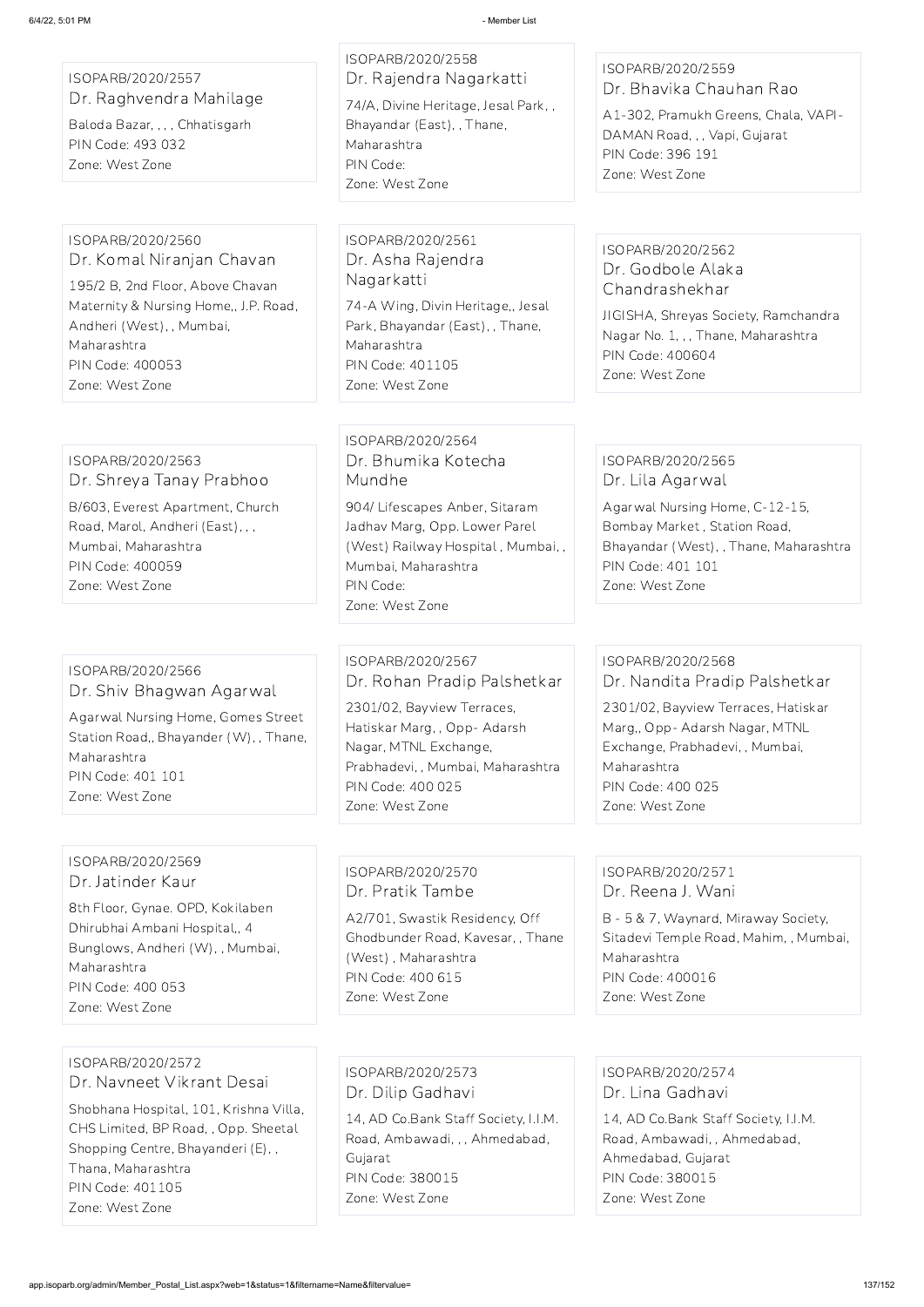ISOPARB/2020/2557
Dr. Raghvendra Mahilage
Baloda Bazar, , , , Chhatisgarh
PIN Code: 493 032
Zone: West Zone

ISOPARB/2020/2558
Dr. Rajendra Nagarkatti
74/A, Divine Heritage, Jesal Park, , Bhayandar (East), , Thane, Maharashtra
PIN Code:
Zone: West Zone

ISOPARB/2020/2559
Dr. Bhavika Chauhan Rao
A1-302, Pramukh Greens, Chala, VAPI-DAMAN Road, , , Vapi, Gujarat
PIN Code: 396 191
Zone: West Zone

ISOPARB/2020/2560
Dr. Komal Niranjan Chavan
195/2 B, 2nd Floor, Above Chavan Maternity & Nursing Home,, J.P. Road, Andheri (West), , Mumbai, Maharashtra
PIN Code: 400053
Zone: West Zone

ISOPARB/2020/2561
Dr. Asha Rajendra Nagarkatti
74-A Wing, Divin Heritage,, Jesal Park, Bhayandar (East), , Thane, Maharashtra
PIN Code: 401105
Zone: West Zone

ISOPARB/2020/2562
Dr. Godbole Alaka Chandrashekhar
JIGISHA, Shreyas Society, Ramchandra Nagar No. 1, , , Thane, Maharashtra
PIN Code: 400604
Zone: West Zone

ISOPARB/2020/2563
Dr. Shreya Tanay Prabhoo
B/603, Everest Apartment, Church Road, Marol, Andheri (East), , , Mumbai, Maharashtra
PIN Code: 400059
Zone: West Zone

ISOPARB/2020/2564
Dr. Bhumika Kotecha Mundhe
904/ Lifescapes Anber, Sitaram Jadhav Marg, Opp. Lower Parel (West) Railway Hospital , Mumbai, , Mumbai, Maharashtra
PIN Code:
Zone: West Zone

ISOPARB/2020/2565
Dr. Lila Agarwal
Agarwal Nursing Home, C-12-15, Bombay Market , Station Road, Bhayandar (West), , Thane, Maharashtra
PIN Code: 401 101
Zone: West Zone

ISOPARB/2020/2566
Dr. Shiv Bhagwan Agarwal
Agarwal Nursing Home, Gomes Street Station Road,, Bhayander (W), , Thane, Maharashtra
PIN Code: 401 101
Zone: West Zone

ISOPARB/2020/2567
Dr. Rohan Pradip Palshetkar
2301/02, Bayview Terraces, Hatiskar Marg, , Opp- Adarsh Nagar, MTNL Exchange, Prabhadevi, , Mumbai, Maharashtra
PIN Code: 400 025
Zone: West Zone

ISOPARB/2020/2568
Dr. Nandita Pradip Palshetkar
2301/02, Bayview Terraces, Hatiskar Marg,, Opp- Adarsh Nagar, MTNL Exchange, Prabhadevi, , Mumbai, Maharashtra
PIN Code: 400 025
Zone: West Zone

ISOPARB/2020/2569
Dr. Jatinder Kaur
8th Floor, Gynae. OPD, Kokilaben Dhirubhai Ambani Hospital,, 4 Bunglows, Andheri (W), , Mumbai, Maharashtra
PIN Code: 400 053
Zone: West Zone

ISOPARB/2020/2570
Dr. Pratik Tambe
A2/701, Swastik Residency, Off Ghodbunder Road, Kavesar, , Thane (West) , Maharashtra
PIN Code: 400 615
Zone: West Zone

ISOPARB/2020/2571
Dr. Reena J. Wani
B - 5 & 7, Waynard, Miraway Society, Sitadevi Temple Road, Mahim, , Mumbai, Maharashtra
PIN Code: 400016
Zone: West Zone

ISOPARB/2020/2572
Dr. Navneet Vikrant Desai
Shobhana Hospital, 101, Krishna Villa, CHS Limited, BP Road, , Opp. Sheetal Shopping Centre, Bhayanderi (E), , Thana, Maharashtra
PIN Code: 401105
Zone: West Zone

ISOPARB/2020/2573
Dr. Dilip Gadhavi
14, AD Co.Bank Staff Society, I.I.M. Road, Ambawadi, , , Ahmedabad, Gujarat
PIN Code: 380015
Zone: West Zone

ISOPARB/2020/2574
Dr. Lina Gadhavi
14, AD Co.Bank Staff Society, I.I.M. Road, Ambawadi, , Ahmedabad, Ahmedabad, Gujarat
PIN Code: 380015
Zone: West Zone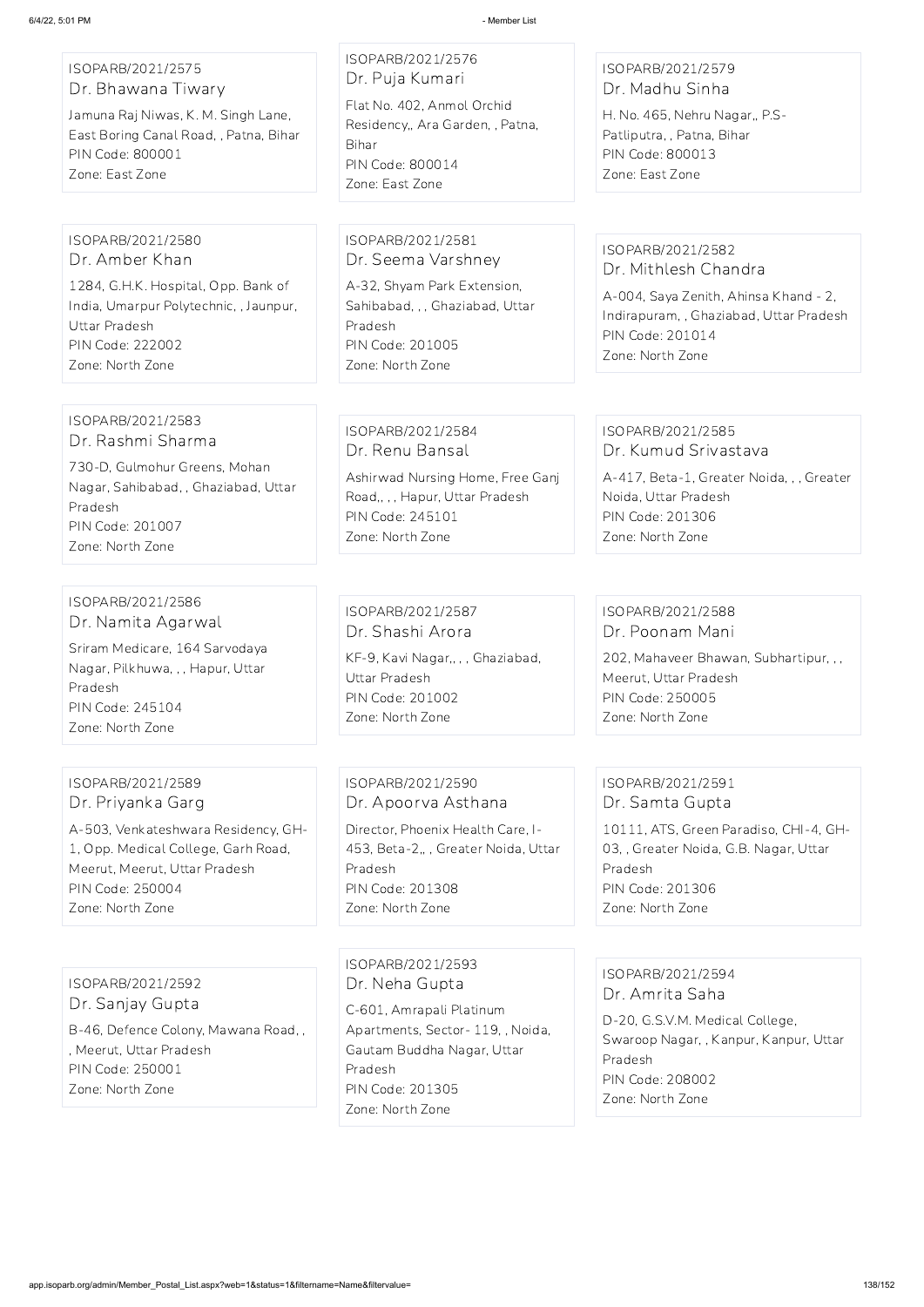ISOPARB/2021/2575
Dr. Bhawana Tiwary
Jamuna Raj Niwas, K. M. Singh Lane, East Boring Canal Road, , Patna, Bihar
PIN Code: 800001
Zone: East Zone

ISOPARB/2021/2576
Dr. Puja Kumari
Flat No. 402, Anmol Orchid Residency,, Ara Garden, , Patna, Bihar
PIN Code: 800014
Zone: East Zone

ISOPARB/2021/2579
Dr. Madhu Sinha
H. No. 465, Nehru Nagar,, P.S-Patliputra, , Patna, Bihar
PIN Code: 800013
Zone: East Zone

ISOPARB/2021/2580
Dr. Amber Khan
1284, G.H.K. Hospital, Opp. Bank of India, Umarpur Polytechnic, , Jaunpur, Uttar Pradesh
PIN Code: 222002
Zone: North Zone

ISOPARB/2021/2581
Dr. Seema Varshney
A-32, Shyam Park Extension, Sahibabad, , , Ghaziabad, Uttar Pradesh
PIN Code: 201005
Zone: North Zone

ISOPARB/2021/2582
Dr. Mithlesh Chandra
A-004, Saya Zenith, Ahinsa Khand - 2, Indirapuram, , Ghaziabad, Uttar Pradesh
PIN Code: 201014
Zone: North Zone

ISOPARB/2021/2583
Dr. Rashmi Sharma
730-D, Gulmohur Greens, Mohan Nagar, Sahibabad, , Ghaziabad, Uttar Pradesh
PIN Code: 201007
Zone: North Zone

ISOPARB/2021/2584
Dr. Renu Bansal
Ashirwad Nursing Home, Free Ganj Road,, , , Hapur, Uttar Pradesh
PIN Code: 245101
Zone: North Zone

ISOPARB/2021/2585
Dr. Kumud Srivastava
A-417, Beta-1, Greater Noida, , , Greater Noida, Uttar Pradesh
PIN Code: 201306
Zone: North Zone

ISOPARB/2021/2586
Dr. Namita Agarwal
Sriram Medicare, 164 Sarvodaya Nagar, Pilkhuwa, , , Hapur, Uttar Pradesh
PIN Code: 245104
Zone: North Zone

ISOPARB/2021/2587
Dr. Shashi Arora
KF-9, Kavi Nagar,, , , Ghaziabad, Uttar Pradesh
PIN Code: 201002
Zone: North Zone

ISOPARB/2021/2588
Dr. Poonam Mani
202, Mahaveer Bhawan, Subhartipur, , , Meerut, Uttar Pradesh
PIN Code: 250005
Zone: North Zone

ISOPARB/2021/2589
Dr. Priyanka Garg
A-503, Venkateshwara Residency, GH-1, Opp. Medical College, Garh Road, Meerut, Meerut, Uttar Pradesh
PIN Code: 250004
Zone: North Zone

ISOPARB/2021/2590
Dr. Apoorva Asthana
Director, Phoenix Health Care, I-453, Beta-2,, , Greater Noida, Uttar Pradesh
PIN Code: 201308
Zone: North Zone

ISOPARB/2021/2591
Dr. Samta Gupta
10111, ATS, Green Paradiso, CHI-4, GH-03, , Greater Noida, G.B. Nagar, Uttar Pradesh
PIN Code: 201306
Zone: North Zone

ISOPARB/2021/2592
Dr. Sanjay Gupta
B-46, Defence Colony, Mawana Road, , , Meerut, Uttar Pradesh
PIN Code: 250001
Zone: North Zone

ISOPARB/2021/2593
Dr. Neha Gupta
C-601, Amrapali Platinum Apartments, Sector- 119, , Noida, Gautam Buddha Nagar, Uttar Pradesh
PIN Code: 201305
Zone: North Zone

ISOPARB/2021/2594
Dr. Amrita Saha
D-20, G.S.V.M. Medical College, Swaroop Nagar, , Kanpur, Kanpur, Uttar Pradesh
PIN Code: 208002
Zone: North Zone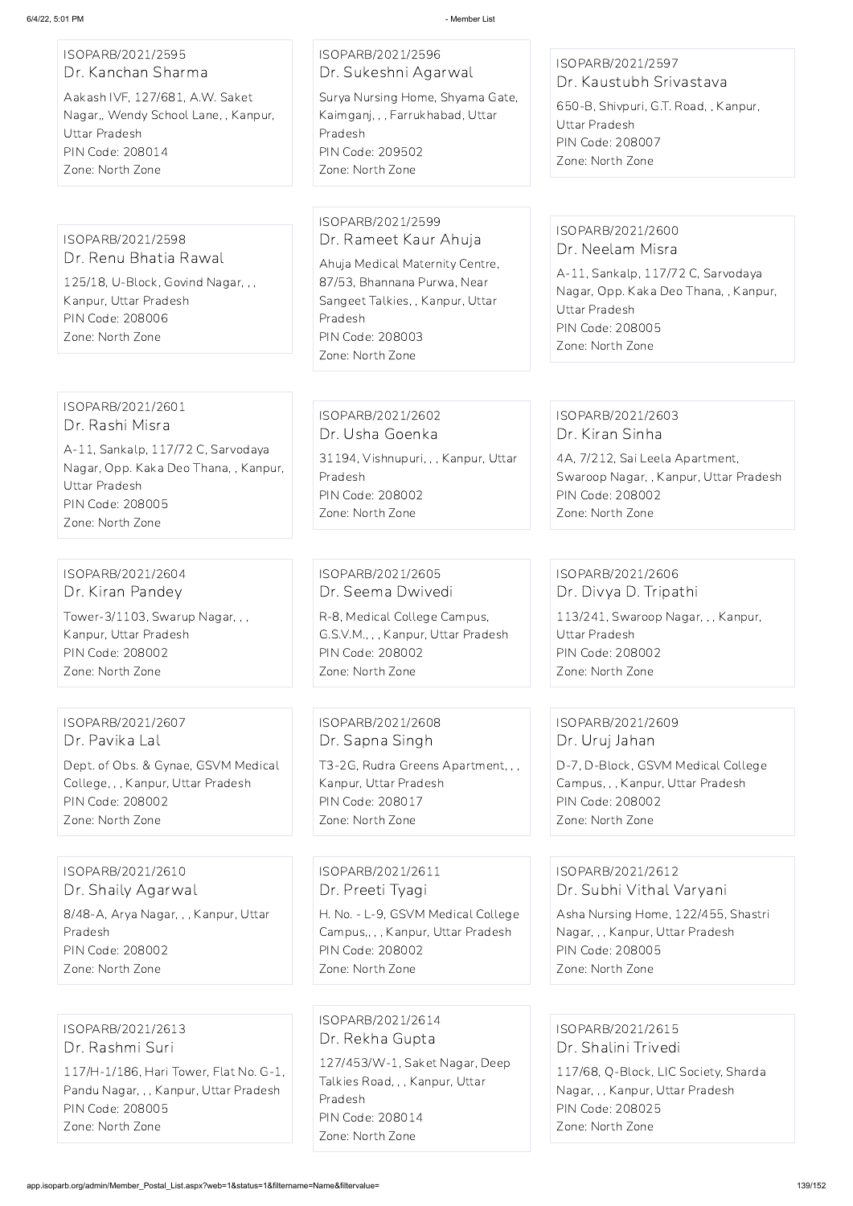ISOPARB/2021/2595
Dr. Kanchan Sharma
Aakash IVF, 127/681, A.W. Saket Nagar,, Wendy School Lane, , Kanpur, Uttar Pradesh
PIN Code: 208014
Zone: North Zone

ISOPARB/2021/2596
Dr. Sukeshni Agarwal
Surya Nursing Home, Shyama Gate, Kaimganj, , , Farrukhabad, Uttar Pradesh
PIN Code: 209502
Zone: North Zone

ISOPARB/2021/2597
Dr. Kaustubh Srivastava
650-B, Shivpuri, G.T. Road, , Kanpur, Uttar Pradesh
PIN Code: 208007
Zone: North Zone

ISOPARB/2021/2598
Dr. Renu Bhatia Rawal
125/18, U-Block, Govind Nagar, , , Kanpur, Uttar Pradesh
PIN Code: 208006
Zone: North Zone

ISOPARB/2021/2599
Dr. Rameet Kaur Ahuja
Ahuja Medical Maternity Centre, 87/53, Bhannana Purwa, Near Sangeet Talkies, , Kanpur, Uttar Pradesh
PIN Code: 208003
Zone: North Zone

ISOPARB/2021/2600
Dr. Neelam Misra
A-11, Sankalp, 117/72 C, Sarvodaya Nagar, Opp. Kaka Deo Thana, , Kanpur, Uttar Pradesh
PIN Code: 208005
Zone: North Zone

ISOPARB/2021/2601
Dr. Rashi Misra
A-11, Sankalp, 117/72 C, Sarvodaya Nagar, Opp. Kaka Deo Thana, , Kanpur, Uttar Pradesh
PIN Code: 208005
Zone: North Zone

ISOPARB/2021/2602
Dr. Usha Goenka
31194, Vishnupuri, , , Kanpur, Uttar Pradesh
PIN Code: 208002
Zone: North Zone

ISOPARB/2021/2603
Dr. Kiran Sinha
4A, 7/212, Sai Leela Apartment, Swaroop Nagar, , Kanpur, Uttar Pradesh
PIN Code: 208002
Zone: North Zone

ISOPARB/2021/2604
Dr. Kiran Pandey
Tower-3/1103, Swarup Nagar, , , Kanpur, Uttar Pradesh
PIN Code: 208002
Zone: North Zone

ISOPARB/2021/2605
Dr. Seema Dwivedi
R-8, Medical College Campus, G.S.V.M., , , Kanpur, Uttar Pradesh
PIN Code: 208002
Zone: North Zone

ISOPARB/2021/2606
Dr. Divya D. Tripathi
113/241, Swaroop Nagar, , , Kanpur, Uttar Pradesh
PIN Code: 208002
Zone: North Zone

ISOPARB/2021/2607
Dr. Pavika Lal
Dept. of Obs. & Gynae, GSVM Medical College, , , Kanpur, Uttar Pradesh
PIN Code: 208002
Zone: North Zone

ISOPARB/2021/2608
Dr. Sapna Singh
T3-2G, Rudra Greens Apartment, , , Kanpur, Uttar Pradesh
PIN Code: 208017
Zone: North Zone

ISOPARB/2021/2609
Dr. Uruj Jahan
D-7, D-Block, GSVM Medical College Campus, , , Kanpur, Uttar Pradesh
PIN Code: 208002
Zone: North Zone

ISOPARB/2021/2610
Dr. Shaily Agarwal
8/48-A, Arya Nagar, , , Kanpur, Uttar Pradesh
PIN Code: 208002
Zone: North Zone

ISOPARB/2021/2611
Dr. Preeti Tyagi
H. No. - L-9, GSVM Medical College Campus,, , , Kanpur, Uttar Pradesh
PIN Code: 208002
Zone: North Zone

ISOPARB/2021/2612
Dr. Subhi Vithal Varyani
Asha Nursing Home, 122/455, Shastri Nagar, , , Kanpur, Uttar Pradesh
PIN Code: 208005
Zone: North Zone

ISOPARB/2021/2613
Dr. Rashmi Suri
117/H-1/186, Hari Tower, Flat No. G-1, Pandu Nagar, , , Kanpur, Uttar Pradesh
PIN Code: 208005
Zone: North Zone

ISOPARB/2021/2614
Dr. Rekha Gupta
127/453/W-1, Saket Nagar, Deep Talkies Road, , , Kanpur, Uttar Pradesh
PIN Code: 208014
Zone: North Zone

ISOPARB/2021/2615
Dr. Shalini Trivedi
117/68, Q-Block, LIC Society, Sharda Nagar, , , Kanpur, Uttar Pradesh
PIN Code: 208025
Zone: North Zone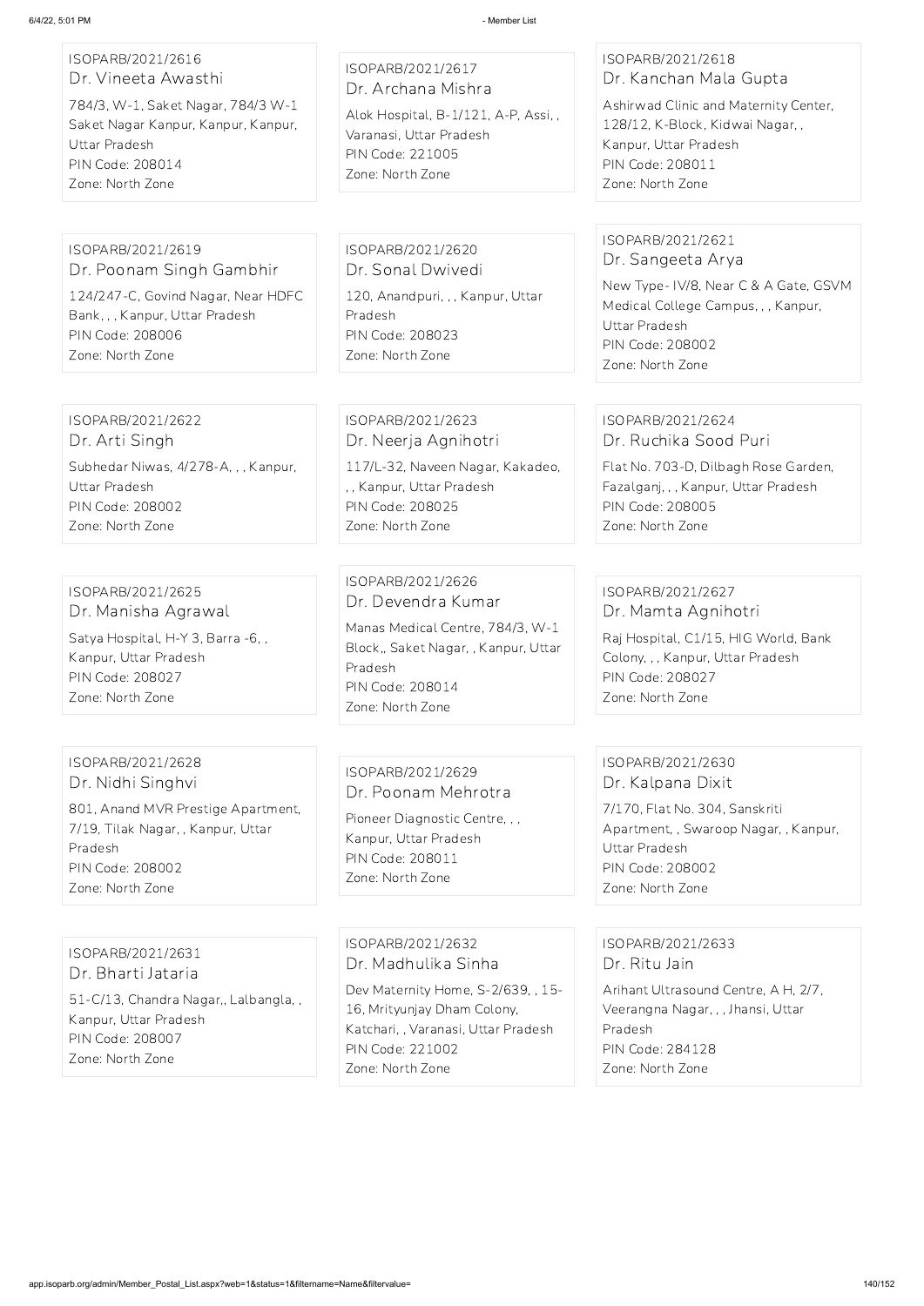ISOPARB/2021/2616
Dr. Vineeta Awasthi
784/3, W-1, Saket Nagar, 784/3 W-1 Saket Nagar Kanpur, Kanpur, Kanpur, Uttar Pradesh
PIN Code: 208014
Zone: North Zone

ISOPARB/2021/2617
Dr. Archana Mishra
Alok Hospital, B-1/121, A-P, Assi, , Varanasi, Uttar Pradesh
PIN Code: 221005
Zone: North Zone

ISOPARB/2021/2618
Dr. Kanchan Mala Gupta
Ashirwad Clinic and Maternity Center, 128/12, K-Block, Kidwai Nagar, , Kanpur, Uttar Pradesh
PIN Code: 208011
Zone: North Zone

ISOPARB/2021/2619
Dr. Poonam Singh Gambhir
124/247-C, Govind Nagar, Near HDFC Bank, , , Kanpur, Uttar Pradesh
PIN Code: 208006
Zone: North Zone

ISOPARB/2021/2620
Dr. Sonal Dwivedi
120, Anandpuri, , , Kanpur, Uttar Pradesh
PIN Code: 208023
Zone: North Zone

ISOPARB/2021/2621
Dr. Sangeeta Arya
New Type- IV/8, Near C & A Gate, GSVM Medical College Campus, , , Kanpur, Uttar Pradesh
PIN Code: 208002
Zone: North Zone

ISOPARB/2021/2622
Dr. Arti Singh
Subhedar Niwas, 4/278-A, , , Kanpur, Uttar Pradesh
PIN Code: 208002
Zone: North Zone

ISOPARB/2021/2623
Dr. Neerja Agnihotri
117/L-32, Naveen Nagar, Kakadeo, , , Kanpur, Uttar Pradesh
PIN Code: 208025
Zone: North Zone

ISOPARB/2021/2624
Dr. Ruchika Sood Puri
Flat No. 703-D, Dilbagh Rose Garden, Fazalganj, , , Kanpur, Uttar Pradesh
PIN Code: 208005
Zone: North Zone

ISOPARB/2021/2625
Dr. Manisha Agrawal
Satya Hospital, H-Y 3, Barra -6, , Kanpur, Uttar Pradesh
PIN Code: 208027
Zone: North Zone

ISOPARB/2021/2626
Dr. Devendra Kumar
Manas Medical Centre, 784/3, W-1 Block,, Saket Nagar, , Kanpur, Uttar Pradesh
PIN Code: 208014
Zone: North Zone

ISOPARB/2021/2627
Dr. Mamta Agnihotri
Raj Hospital, C1/15, HIG World, Bank Colony, , , Kanpur, Uttar Pradesh
PIN Code: 208027
Zone: North Zone

ISOPARB/2021/2628
Dr. Nidhi Singhvi
801, Anand MVR Prestige Apartment, 7/19, Tilak Nagar, , Kanpur, Uttar Pradesh
PIN Code: 208002
Zone: North Zone

ISOPARB/2021/2629
Dr. Poonam Mehrotra
Pioneer Diagnostic Centre, , , Kanpur, Uttar Pradesh
PIN Code: 208011
Zone: North Zone

ISOPARB/2021/2630
Dr. Kalpana Dixit
7/170, Flat No. 304, Sanskriti Apartment, , Swaroop Nagar, , Kanpur, Uttar Pradesh
PIN Code: 208002
Zone: North Zone

ISOPARB/2021/2631
Dr. Bharti Jataria
51-C/13, Chandra Nagar,, Lalbangla, , Kanpur, Uttar Pradesh
PIN Code: 208007
Zone: North Zone

ISOPARB/2021/2632
Dr. Madhulika Sinha
Dev Maternity Home, S-2/639, , 15-16, Mrityunjay Dham Colony, Katchari, , Varanasi, Uttar Pradesh
PIN Code: 221002
Zone: North Zone

ISOPARB/2021/2633
Dr. Ritu Jain
Arihant Ultrasound Centre, A H, 2/7, Veerangna Nagar, , , Jhansi, Uttar Pradesh
PIN Code: 284128
Zone: North Zone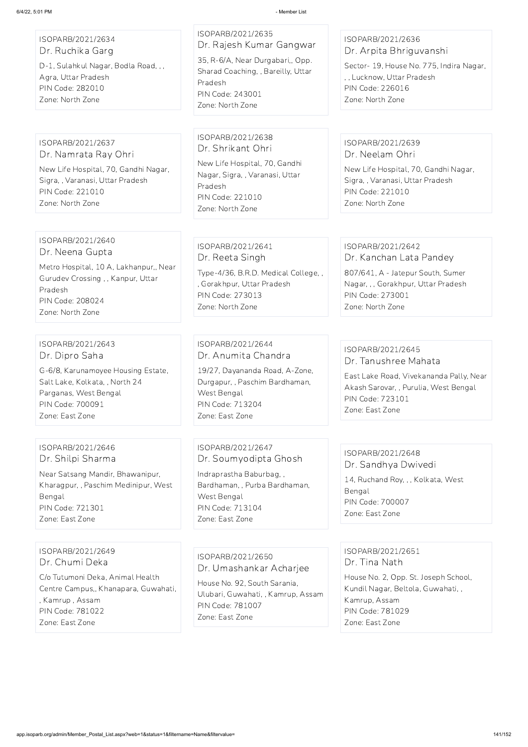ISOPARB/2021/2634
Dr. Ruchika Garg
D-1, Sulahkul Nagar, Bodla Road, , , Agra, Uttar Pradesh
PIN Code: 282010
Zone: North Zone

ISOPARB/2021/2635
Dr. Rajesh Kumar Gangwar
35, R-6/A, Near Durgabari,, Opp. Sharad Coaching, , Bareilly, Uttar Pradesh
PIN Code: 243001
Zone: North Zone

ISOPARB/2021/2636
Dr. Arpita Bhriguvanshi
Sector- 19, House No. 775, Indira Nagar, , , Lucknow, Uttar Pradesh
PIN Code: 226016
Zone: North Zone

ISOPARB/2021/2637
Dr. Namrata Ray Ohri
New Life Hospital, 70, Gandhi Nagar, Sigra, , Varanasi, Uttar Pradesh
PIN Code: 221010
Zone: North Zone

ISOPARB/2021/2638
Dr. Shrikant Ohri
New Life Hospital, 70, Gandhi Nagar, Sigra, , Varanasi, Uttar Pradesh
PIN Code: 221010
Zone: North Zone

ISOPARB/2021/2639
Dr. Neelam Ohri
New Life Hospital, 70, Gandhi Nagar, Sigra, , Varanasi, Uttar Pradesh
PIN Code: 221010
Zone: North Zone

ISOPARB/2021/2640
Dr. Neena Gupta
Metro Hospital, 10 A, Lakhanpur,, Near Gurudev Crossing , , Kanpur, Uttar Pradesh
PIN Code: 208024
Zone: North Zone

ISOPARB/2021/2641
Dr. Reeta Singh
Type-4/36, B.R.D. Medical College, , , Gorakhpur, Uttar Pradesh
PIN Code: 273013
Zone: North Zone

ISOPARB/2021/2642
Dr. Kanchan Lata Pandey
807/641, A - Jatepur South, Sumer Nagar, , , Gorakhpur, Uttar Pradesh
PIN Code: 273001
Zone: North Zone

ISOPARB/2021/2643
Dr. Dipro Saha
G-6/8, Karunamoyee Housing Estate, Salt Lake, Kolkata, , North 24 Parganas, West Bengal
PIN Code: 700091
Zone: East Zone

ISOPARB/2021/2644
Dr. Anumita Chandra
19/27, Dayananda Road, A-Zone, Durgapur, , Paschim Bardhaman, West Bengal
PIN Code: 713204
Zone: East Zone

ISOPARB/2021/2645
Dr. Tanushree Mahata
East Lake Road, Vivekananda Pally, Near Akash Sarovar, , Purulia, West Bengal
PIN Code: 723101
Zone: East Zone

ISOPARB/2021/2646
Dr. Shilpi Sharma
Near Satsang Mandir, Bhawanipur, Kharagpur, , Paschim Medinipur, West Bengal
PIN Code: 721301
Zone: East Zone

ISOPARB/2021/2647
Dr. Soumyodipta Ghosh
Indraprastha Baburbag, , Bardhaman, , Purba Bardhaman, West Bengal
PIN Code: 713104
Zone: East Zone

ISOPARB/2021/2648
Dr. Sandhya Dwivedi
14, Ruchand Roy, , , Kolkata, West Bengal
PIN Code: 700007
Zone: East Zone

ISOPARB/2021/2649
Dr. Chumi Deka
C/o Tutumoni Deka, Animal Health Centre Campus,, Khanapara, Guwahati, , Kamrup , Assam
PIN Code: 781022
Zone: East Zone

ISOPARB/2021/2650
Dr. Umashankar Acharjee
House No. 92, South Sarania, Ulubari, Guwahati, , Kamrup, Assam
PIN Code: 781007
Zone: East Zone

ISOPARB/2021/2651
Dr. Tina Nath
House No. 2, Opp. St. Joseph School, Kundil Nagar, Beltola, Guwahati, , Kamrup, Assam
PIN Code: 781029
Zone: East Zone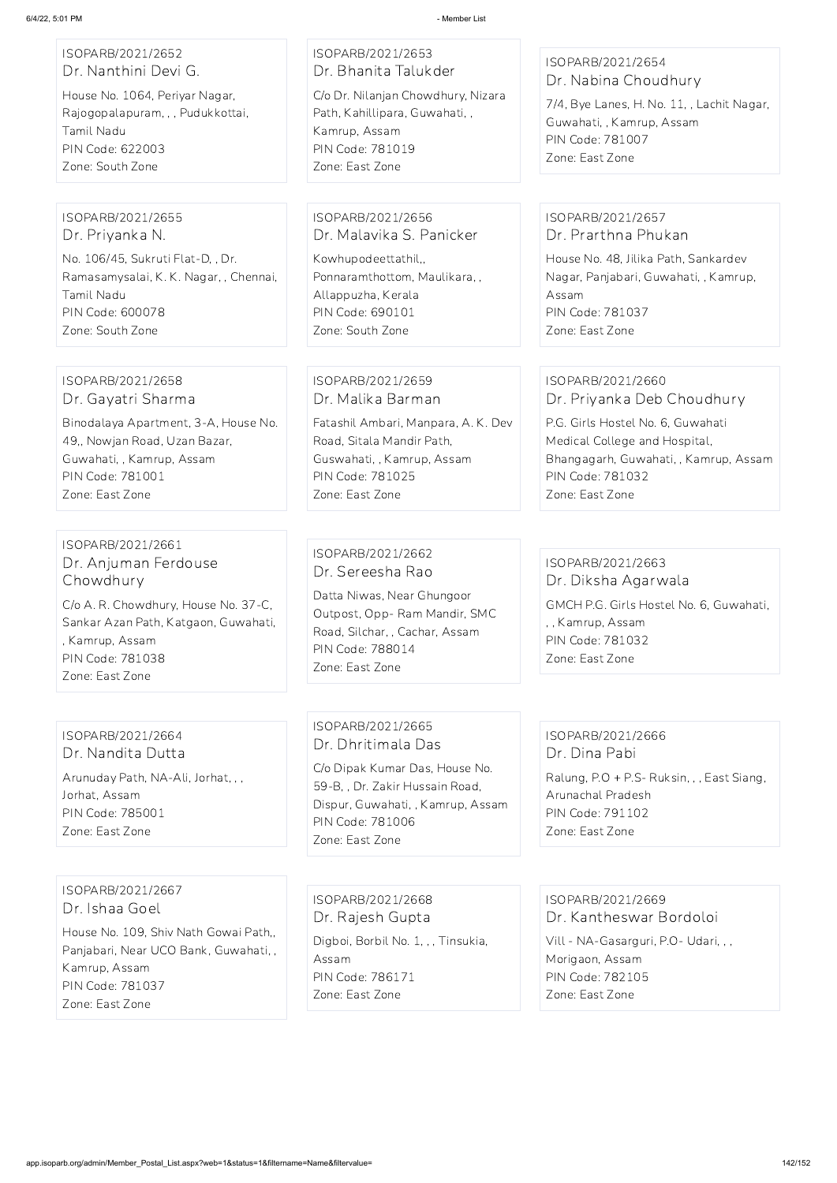ISOPARB/2021/2652
Dr. Nanthini Devi G.
House No. 1064, Periyar Nagar, Rajogopalapuram, , , Pudukkottai, Tamil Nadu
PIN Code: 622003
Zone: South Zone

ISOPARB/2021/2653
Dr. Bhanita Talukder
C/o Dr. Nilanjan Chowdhury, Nizara Path, Kahillipara, Guwahati, , Kamrup, Assam
PIN Code: 781019
Zone: East Zone

ISOPARB/2021/2654
Dr. Nabina Choudhury
7/4, Bye Lanes, H. No. 11, , Lachit Nagar, Guwahati, , Kamrup, Assam
PIN Code: 781007
Zone: East Zone

ISOPARB/2021/2655
Dr. Priyanka N.
No. 106/45, Sukruti Flat-D, , Dr. Ramasamysalai, K. K. Nagar, , Chennai, Tamil Nadu
PIN Code: 600078
Zone: South Zone

ISOPARB/2021/2656
Dr. Malavika S. Panicker
Kowhupodeettathil,, Ponnaramthottom, Maulikara, , Allappuzha, Kerala
PIN Code: 690101
Zone: South Zone

ISOPARB/2021/2657
Dr. Prarthna Phukan
House No. 48, Jilika Path, Sankardev Nagar, Panjabari, Guwahati, , Kamrup, Assam
PIN Code: 781037
Zone: East Zone

ISOPARB/2021/2658
Dr. Gayatri Sharma
Binodalaya Apartment, 3-A, House No. 49,, Nowjan Road, Uzan Bazar, Guwahati, , Kamrup, Assam
PIN Code: 781001
Zone: East Zone

ISOPARB/2021/2659
Dr. Malika Barman
Fatashil Ambari, Manpara, A. K. Dev Road, Sitala Mandir Path, Guswahati, , Kamrup, Assam
PIN Code: 781025
Zone: East Zone

ISOPARB/2021/2660
Dr. Priyanka Deb Choudhury
P.G. Girls Hostel No. 6, Guwahati Medical College and Hospital, Bhangagarh, Guwahati, , Kamrup, Assam
PIN Code: 781032
Zone: East Zone

ISOPARB/2021/2661
Dr. Anjuman Ferdouse Chowdhury
C/o A. R. Chowdhury, House No. 37-C, Sankar Azan Path, Katgaon, Guwahati, , Kamrup, Assam
PIN Code: 781038
Zone: East Zone

ISOPARB/2021/2662
Dr. Sereesha Rao
Datta Niwas, Near Ghungoor Outpost, Opp- Ram Mandir, SMC Road, Silchar, , Cachar, Assam
PIN Code: 788014
Zone: East Zone

ISOPARB/2021/2663
Dr. Diksha Agarwala
GMCH P.G. Girls Hostel No. 6, Guwahati, , , Kamrup, Assam
PIN Code: 781032
Zone: East Zone

ISOPARB/2021/2664
Dr. Nandita Dutta
Arunuday Path, NA-Ali, Jorhat, , , Jorhat, Assam
PIN Code: 785001
Zone: East Zone

ISOPARB/2021/2665
Dr. Dhritimala Das
C/o Dipak Kumar Das, House No. 59-B, , Dr. Zakir Hussain Road, Dispur, Guwahati, , Kamrup, Assam
PIN Code: 781006
Zone: East Zone

ISOPARB/2021/2666
Dr. Dina Pabi
Ralung, P.O + P.S- Ruksin, , , East Siang, Arunachal Pradesh
PIN Code: 791102
Zone: East Zone

ISOPARB/2021/2667
Dr. Ishaa Goel
House No. 109, Shiv Nath Gowai Path,, Panjabari, Near UCO Bank, Guwahati, , Kamrup, Assam
PIN Code: 781037
Zone: East Zone

ISOPARB/2021/2668
Dr. Rajesh Gupta
Digboi, Borbil No. 1, , , Tinsukia, Assam
PIN Code: 786171
Zone: East Zone

ISOPARB/2021/2669
Dr. Kantheswar Bordoloi
Vill - NA-Gasarguri, P.O- Udari, , , Morigaon, Assam
PIN Code: 782105
Zone: East Zone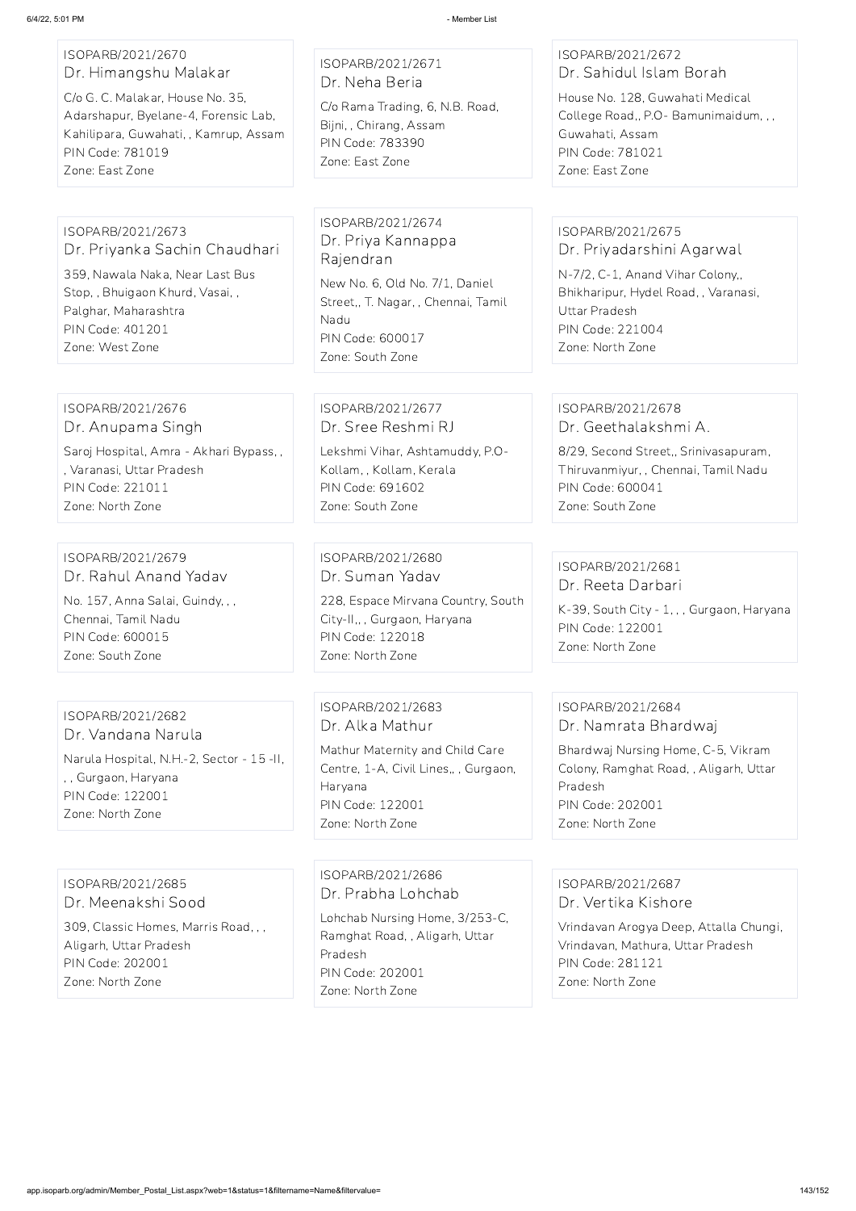ISOPARB/2021/2670
Dr. Himangshu Malakar
C/o G. C. Malakar, House No. 35, Adarshapur, Byelane-4, Forensic Lab, Kahilipara, Guwahati, , Kamrup, Assam
PIN Code: 781019
Zone: East Zone

ISOPARB/2021/2671
Dr. Neha Beria
C/o Rama Trading, 6, N.B. Road, Bijni, , Chirang, Assam
PIN Code: 783390
Zone: East Zone

ISOPARB/2021/2672
Dr. Sahidul Islam Borah
House No. 128, Guwahati Medical College Road,, P.O- Bamunimaidum, , , Guwahati, Assam
PIN Code: 781021
Zone: East Zone

ISOPARB/2021/2673
Dr. Priyanka Sachin Chaudhari
359, Nawala Naka, Near Last Bus Stop, , Bhuigaon Khurd, Vasai, , Palghar, Maharashtra
PIN Code: 401201
Zone: West Zone

ISOPARB/2021/2674
Dr. Priya Kannappa Rajendran
New No. 6, Old No. 7/1, Daniel Street,, T. Nagar, , Chennai, Tamil Nadu
PIN Code: 600017
Zone: South Zone

ISOPARB/2021/2675
Dr. Priyadarshini Agarwal
N-7/2, C-1, Anand Vihar Colony,, Bhikharipur, Hydel Road, , Varanasi, Uttar Pradesh
PIN Code: 221004
Zone: North Zone

ISOPARB/2021/2676
Dr. Anupama Singh
Saroj Hospital, Amra - Akhari Bypass, , , Varanasi, Uttar Pradesh
PIN Code: 221011
Zone: North Zone

ISOPARB/2021/2677
Dr. Sree Reshmi RJ
Lekshmi Vihar, Ashtamuddy, P.O- Kollam, , Kollam, Kerala
PIN Code: 691602
Zone: South Zone

ISOPARB/2021/2678
Dr. Geethalakshmi A.
8/29, Second Street,, Srinivasapuram, Thiruvanmiyur, , Chennai, Tamil Nadu
PIN Code: 600041
Zone: South Zone

ISOPARB/2021/2679
Dr. Rahul Anand Yadav
No. 157, Anna Salai, Guindy, , , Chennai, Tamil Nadu
PIN Code: 600015
Zone: South Zone

ISOPARB/2021/2680
Dr. Suman Yadav
228, Espace Mirvana Country, South City-II,, , Gurgaon, Haryana
PIN Code: 122018
Zone: North Zone

ISOPARB/2021/2681
Dr. Reeta Darbari
K-39, South City - 1, , , Gurgaon, Haryana
PIN Code: 122001
Zone: North Zone

ISOPARB/2021/2682
Dr. Vandana Narula
Narula Hospital, N.H.-2, Sector - 15 -II, , , Gurgaon, Haryana
PIN Code: 122001
Zone: North Zone

ISOPARB/2021/2683
Dr. Alka Mathur
Mathur Maternity and Child Care Centre, 1-A, Civil Lines,, , Gurgaon, Haryana
PIN Code: 122001
Zone: North Zone

ISOPARB/2021/2684
Dr. Namrata Bhardwaj
Bhardwaj Nursing Home, C-5, Vikram Colony, Ramghat Road, , Aligarh, Uttar Pradesh
PIN Code: 202001
Zone: North Zone

ISOPARB/2021/2685
Dr. Meenakshi Sood
309, Classic Homes, Marris Road, , , Aligarh, Uttar Pradesh
PIN Code: 202001
Zone: North Zone

ISOPARB/2021/2686
Dr. Prabha Lohchab
Lohchab Nursing Home, 3/253-C, Ramghat Road, , Aligarh, Uttar Pradesh
PIN Code: 202001
Zone: North Zone

ISOPARB/2021/2687
Dr. Vertika Kishore
Vrindavan Arogya Deep, Attalla Chungi, Vrindavan, Mathura, Uttar Pradesh
PIN Code: 281121
Zone: North Zone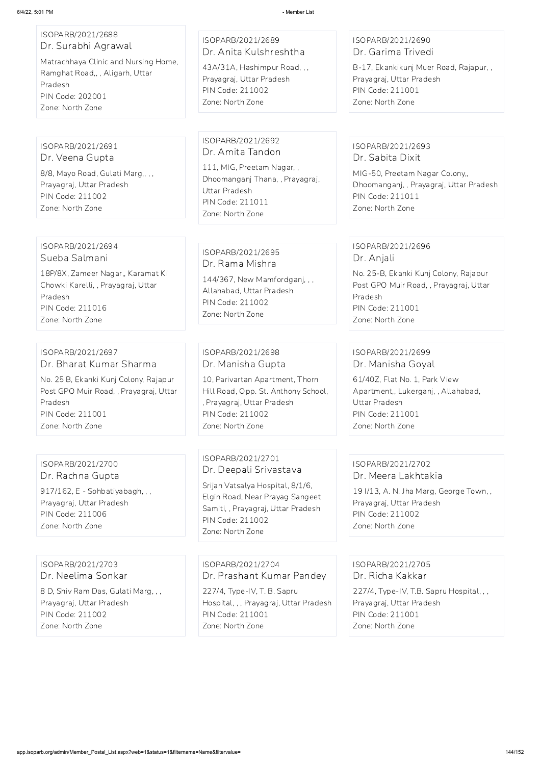ISOPARB/2021/2688
Dr. Surabhi Agrawal
Matrachhaya Clinic and Nursing Home, Ramghat Road,, , Aligarh, Uttar Pradesh
PIN Code: 202001
Zone: North Zone

ISOPARB/2021/2689
Dr. Anita Kulshreshtha
43A/31A, Hashimpur Road, , , Prayagraj, Uttar Pradesh
PIN Code: 211002
Zone: North Zone

ISOPARB/2021/2690
Dr. Garima Trivedi
B-17, Ekankikunj Muer Road, Rajapur, , Prayagraj, Uttar Pradesh
PIN Code: 211001
Zone: North Zone

ISOPARB/2021/2691
Dr. Veena Gupta
8/8, Mayo Road, Gulati Marg,, , , Prayagraj, Uttar Pradesh
PIN Code: 211002
Zone: North Zone

ISOPARB/2021/2692
Dr. Amita Tandon
111, MIG, Preetam Nagar, , Dhoomanganj Thana, , Prayagraj, Uttar Pradesh
PIN Code: 211011
Zone: North Zone

ISOPARB/2021/2693
Dr. Sabita Dixit
MIG-50, Preetam Nagar Colony,, Dhoomanganj, , Prayagraj, Uttar Pradesh
PIN Code: 211011
Zone: North Zone

ISOPARB/2021/2694
Sueba Salmani
18P/8X, Zameer Nagar,, Karamat Ki Chowki Karelli, , Prayagraj, Uttar Pradesh
PIN Code: 211016
Zone: North Zone

ISOPARB/2021/2695
Dr. Rama Mishra
144/367, New Mamfordganj, , , Allahabad, Uttar Pradesh
PIN Code: 211002
Zone: North Zone

ISOPARB/2021/2696
Dr. Anjali
No. 25-B, Ekanki Kunj Colony, Rajapur Post GPO Muir Road, , Prayagraj, Uttar Pradesh
PIN Code: 211001
Zone: North Zone

ISOPARB/2021/2697
Dr. Bharat Kumar Sharma
No. 25 B, Ekanki Kunj Colony, Rajapur Post GPO Muir Road, , Prayagraj, Uttar Pradesh
PIN Code: 211001
Zone: North Zone

ISOPARB/2021/2698
Dr. Manisha Gupta
10, Parivartan Apartment, Thorn Hill Road, Opp. St. Anthony School, , Prayagraj, Uttar Pradesh
PIN Code: 211002
Zone: North Zone

ISOPARB/2021/2699
Dr. Manisha Goyal
61/40Z, Flat No. 1, Park View Apartment,, Lukerganj, , Allahabad, Uttar Pradesh
PIN Code: 211001
Zone: North Zone

ISOPARB/2021/2700
Dr. Rachna Gupta
917/162, E - Sohbatiyabagh, , , Prayagraj, Uttar Pradesh
PIN Code: 211006
Zone: North Zone

ISOPARB/2021/2701
Dr. Deepali Srivastava
Srijan Vatsalya Hospital, 8/1/6, Elgin Road, Near Prayag Sangeet Samiti, , Prayagraj, Uttar Pradesh
PIN Code: 211002
Zone: North Zone

ISOPARB/2021/2702
Dr. Meera Lakhtakia
19 I/13, A. N. Jha Marg, George Town, , Prayagraj, Uttar Pradesh
PIN Code: 211002
Zone: North Zone

ISOPARB/2021/2703
Dr. Neelima Sonkar
8 D, Shiv Ram Das, Gulati Marg, , , Prayagraj, Uttar Pradesh
PIN Code: 211002
Zone: North Zone

ISOPARB/2021/2704
Dr. Prashant Kumar Pandey
227/4, Type-IV, T. B. Sapru Hospital, , , Prayagraj, Uttar Pradesh
PIN Code: 211001
Zone: North Zone

ISOPARB/2021/2705
Dr. Richa Kakkar
227/4, Type-IV, T.B. Sapru Hospital, , , Prayagraj, Uttar Pradesh
PIN Code: 211001
Zone: North Zone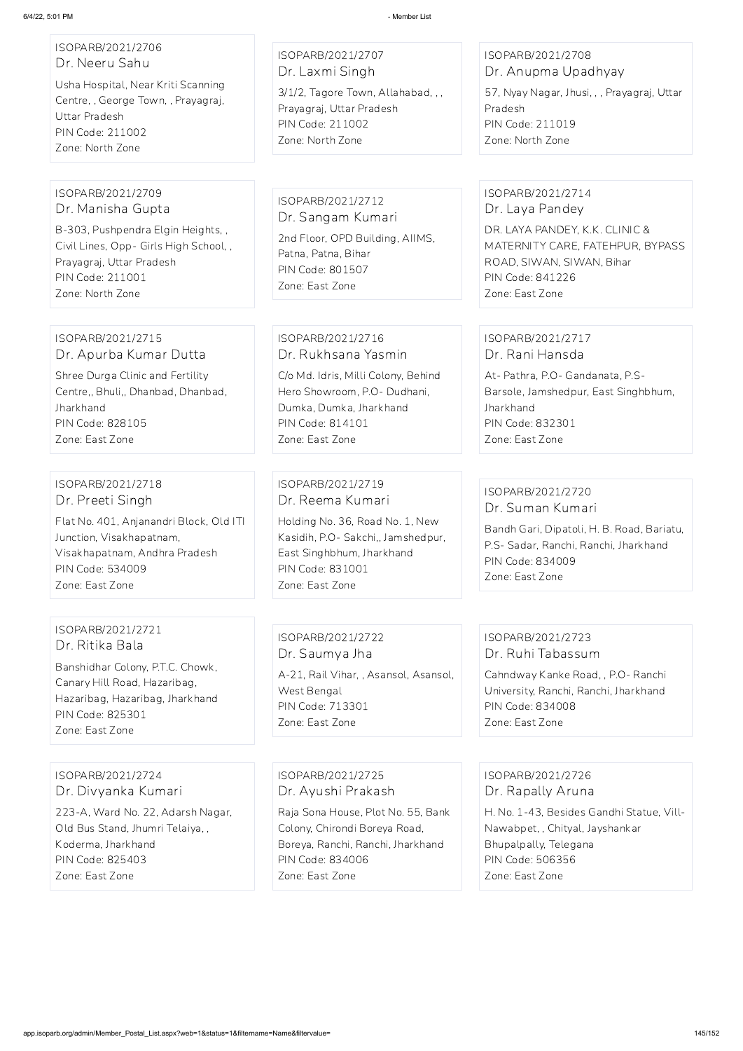ISOPARB/2021/2706
Dr. Neeru Sahu
Usha Hospital, Near Kriti Scanning Centre, , George Town, , Prayagraj, Uttar Pradesh
PIN Code: 211002
Zone: North Zone

ISOPARB/2021/2707
Dr. Laxmi Singh
3/1/2, Tagore Town, Allahabad, , , Prayagraj, Uttar Pradesh
PIN Code: 211002
Zone: North Zone

ISOPARB/2021/2708
Dr. Anupma Upadhyay
57, Nyay Nagar, Jhusi, , , Prayagraj, Uttar Pradesh
PIN Code: 211019
Zone: North Zone

ISOPARB/2021/2709
Dr. Manisha Gupta
B-303, Pushpendra Elgin Heights, , Civil Lines, Opp- Girls High School, , Prayagraj, Uttar Pradesh
PIN Code: 211001
Zone: North Zone

ISOPARB/2021/2712
Dr. Sangam Kumari
2nd Floor, OPD Building, AIIMS, Patna, Patna, Bihar
PIN Code: 801507
Zone: East Zone

ISOPARB/2021/2714
Dr. Laya Pandey
DR. LAYA PANDEY, K.K. CLINIC & MATERNITY CARE, FATEHPUR, BYPASS ROAD, SIWAN, SIWAN, Bihar
PIN Code: 841226
Zone: East Zone

ISOPARB/2021/2715
Dr. Apurba Kumar Dutta
Shree Durga Clinic and Fertility Centre,, Bhuli,, Dhanbad, Dhanbad, Jharkhand
PIN Code: 828105
Zone: East Zone

ISOPARB/2021/2716
Dr. Rukhsana Yasmin
C/o Md. Idris, Milli Colony, Behind Hero Showroom, P.O- Dudhani, Dumka, Dumka, Jharkhand
PIN Code: 814101
Zone: East Zone

ISOPARB/2021/2717
Dr. Rani Hansda
At- Pathra, P.O- Gandanata, P.S- Barsole, Jamshedpur, East Singhbhum, Jharkhand
PIN Code: 832301
Zone: East Zone

ISOPARB/2021/2718
Dr. Preeti Singh
Flat No. 401, Anjanandri Block, Old ITI Junction, Visakhapatnam, Visakhapatnam, Andhra Pradesh
PIN Code: 534009
Zone: East Zone

ISOPARB/2021/2719
Dr. Reema Kumari
Holding No. 36, Road No. 1, New Kasidih, P.O- Sakchi,, Jamshedpur, East Singhbhum, Jharkhand
PIN Code: 831001
Zone: East Zone

ISOPARB/2021/2720
Dr. Suman Kumari
Bandh Gari, Dipatoli, H. B. Road, Bariatu, P.S- Sadar, Ranchi, Ranchi, Jharkhand
PIN Code: 834009
Zone: East Zone

ISOPARB/2021/2721
Dr. Ritika Bala
Banshidhar Colony, P.T.C. Chowk, Canary Hill Road, Hazaribag, Hazaribag, Hazaribag, Jharkhand
PIN Code: 825301
Zone: East Zone

ISOPARB/2021/2722
Dr. Saumya Jha
A-21, Rail Vihar, , Asansol, Asansol, West Bengal
PIN Code: 713301
Zone: East Zone

ISOPARB/2021/2723
Dr. Ruhi Tabassum
Cahndway Kanke Road, , P.O- Ranchi University, Ranchi, Ranchi, Jharkhand
PIN Code: 834008
Zone: East Zone

ISOPARB/2021/2724
Dr. Divyanka Kumari
223-A, Ward No. 22, Adarsh Nagar, Old Bus Stand, Jhumri Telaiya, , Koderma, Jharkhand
PIN Code: 825403
Zone: East Zone

ISOPARB/2021/2725
Dr. Ayushi Prakash
Raja Sona House, Plot No. 55, Bank Colony, Chirondi Boreya Road, Boreya, Ranchi, Ranchi, Jharkhand
PIN Code: 834006
Zone: East Zone

ISOPARB/2021/2726
Dr. Rapally Aruna
H. No. 1-43, Besides Gandhi Statue, Vill- Nawabpet, , Chityal, Jayshankar Bhupalpally, Telegana
PIN Code: 506356
Zone: East Zone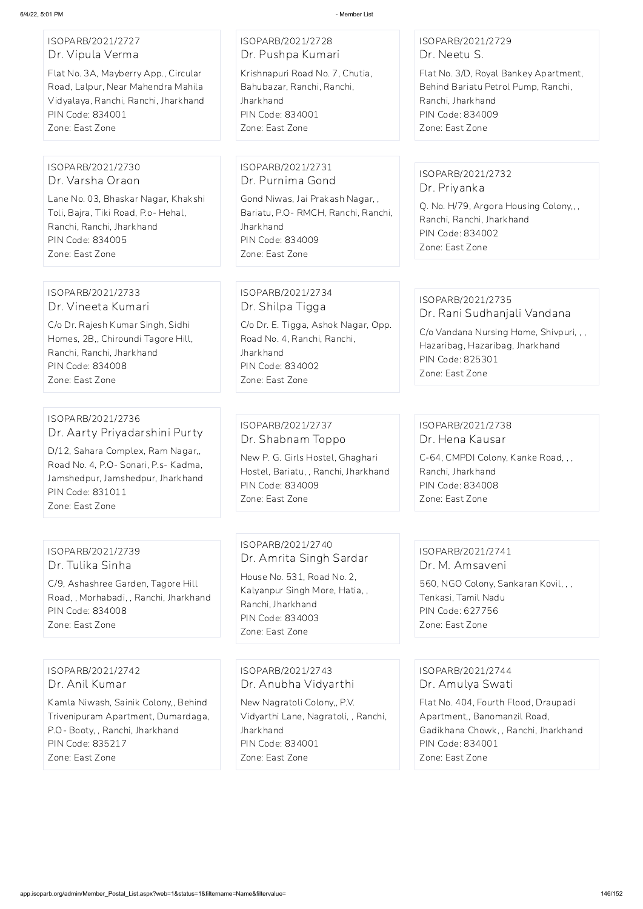ISOPARB/2021/2727
Dr. Vipula Verma
Flat No. 3A, Mayberry App., Circular Road, Lalpur, Near Mahendra Mahila Vidyalaya, Ranchi, Ranchi, Jharkhand
PIN Code: 834001
Zone: East Zone

ISOPARB/2021/2728
Dr. Pushpa Kumari
Krishnapuri Road No. 7, Chutia, Bahubazar, Ranchi, Ranchi, Jharkhand
PIN Code: 834001
Zone: East Zone

ISOPARB/2021/2729
Dr. Neetu S.
Flat No. 3/D, Royal Bankey Apartment, Behind Bariatu Petrol Pump, Ranchi, Ranchi, Jharkhand
PIN Code: 834009
Zone: East Zone

ISOPARB/2021/2730
Dr. Varsha Oraon
Lane No. 03, Bhaskar Nagar, Khakshi Toli, Bajra, Tiki Road, P.o- Hehal, Ranchi, Ranchi, Jharkhand
PIN Code: 834005
Zone: East Zone

ISOPARB/2021/2731
Dr. Purnima Gond
Gond Niwas, Jai Prakash Nagar, , Bariatu, P.O- RMCH, Ranchi, Ranchi, Jharkhand
PIN Code: 834009
Zone: East Zone

ISOPARB/2021/2732
Dr. Priyanka
Q. No. H/79, Argora Housing Colony,, , Ranchi, Ranchi, Jharkhand
PIN Code: 834002
Zone: East Zone

ISOPARB/2021/2733
Dr. Vineeta Kumari
C/o Dr. Rajesh Kumar Singh, Sidhi Homes, 2B,, Chiroundi Tagore Hill, Ranchi, Ranchi, Jharkhand
PIN Code: 834008
Zone: East Zone

ISOPARB/2021/2734
Dr. Shilpa Tigga
C/o Dr. E. Tigga, Ashok Nagar, Opp. Road No. 4, Ranchi, Ranchi, Jharkhand
PIN Code: 834002
Zone: East Zone

ISOPARB/2021/2735
Dr. Rani Sudhanjali Vandana
C/o Vandana Nursing Home, Shivpuri, , , Hazaribag, Hazaribag, Jharkhand
PIN Code: 825301
Zone: East Zone

ISOPARB/2021/2736
Dr. Aarty Priyadarshini Purty
D/12, Sahara Complex, Ram Nagar,, Road No. 4, P.O- Sonari, P.s- Kadma, Jamshedpur, Jamshedpur, Jharkhand
PIN Code: 831011
Zone: East Zone

ISOPARB/2021/2737
Dr. Shabnam Toppo
New P. G. Girls Hostel, Ghaghari Hostel, Bariatu, , Ranchi, Jharkhand
PIN Code: 834009
Zone: East Zone

ISOPARB/2021/2738
Dr. Hena Kausar
C-64, CMPDI Colony, Kanke Road, , , Ranchi, Jharkhand
PIN Code: 834008
Zone: East Zone

ISOPARB/2021/2739
Dr. Tulika Sinha
C/9, Ashashree Garden, Tagore Hill Road, , Morhabadi, , Ranchi, Jharkhand
PIN Code: 834008
Zone: East Zone

ISOPARB/2021/2740
Dr. Amrita Singh Sardar
House No. 531, Road No. 2, Kalyanpur Singh More, Hatia, , Ranchi, Jharkhand
PIN Code: 834003
Zone: East Zone

ISOPARB/2021/2741
Dr. M. Amsaveni
560, NGO Colony, Sankaran Kovil, , , Tenkasi, Tamil Nadu
PIN Code: 627756
Zone: East Zone

ISOPARB/2021/2742
Dr. Anil Kumar
Kamla Niwash, Sainik Colony,, Behind Trivenipuram Apartment, Dumardaga, P.O- Booty, , Ranchi, Jharkhand
PIN Code: 835217
Zone: East Zone

ISOPARB/2021/2743
Dr. Anubha Vidyarthi
New Nagratoli Colony,, P.V. Vidyarthi Lane, Nagratoli, , Ranchi, Jharkhand
PIN Code: 834001
Zone: East Zone

ISOPARB/2021/2744
Dr. Amulya Swati
Flat No. 404, Fourth Flood, Draupadi Apartment,, Banomanzil Road, Gadikhana Chowk, , Ranchi, Jharkhand
PIN Code: 834001
Zone: East Zone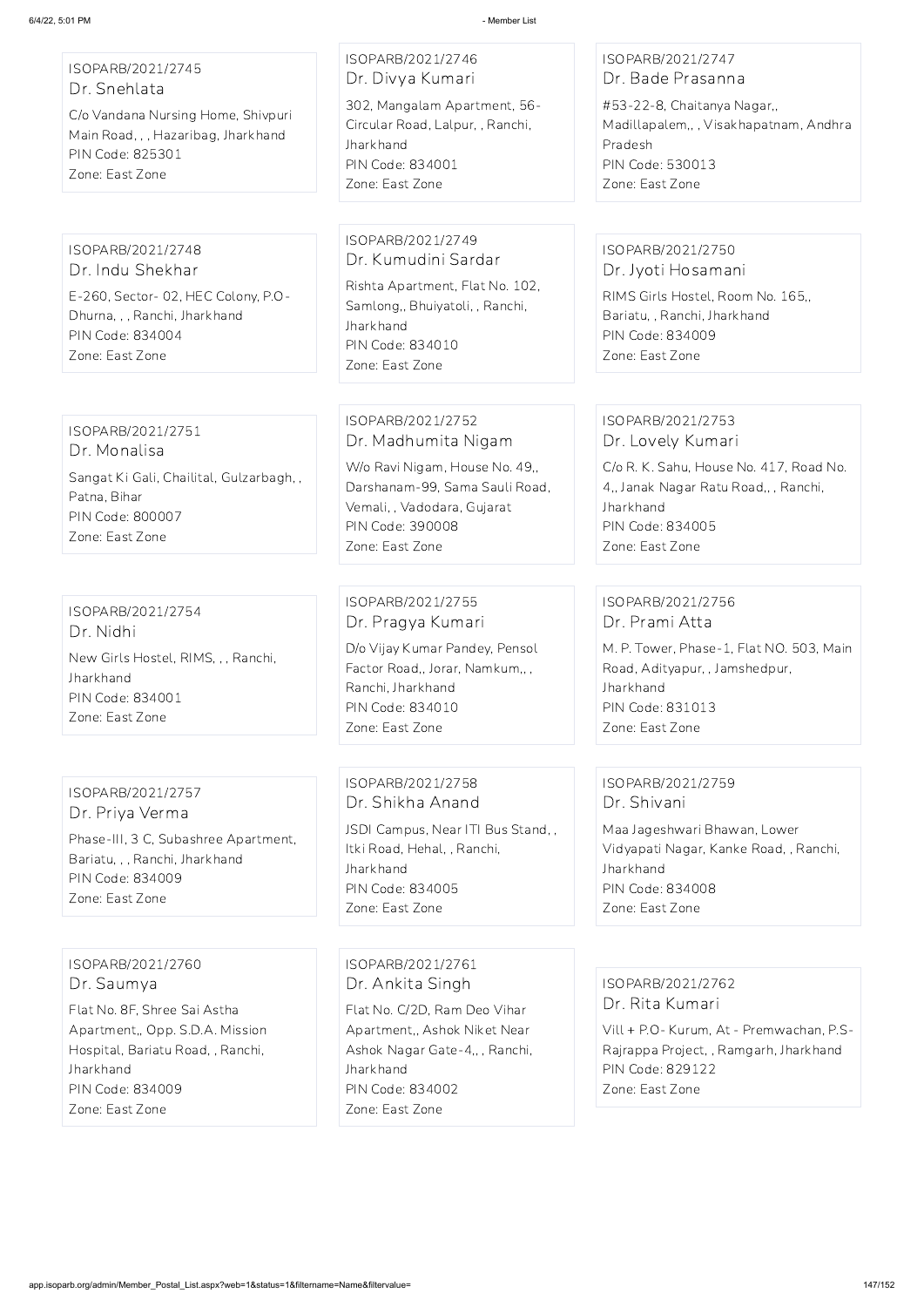ISOPARB/2021/2745
Dr. Snehlata
C/o Vandana Nursing Home, Shivpuri Main Road, , , Hazaribag, Jharkhand
PIN Code: 825301
Zone: East Zone

ISOPARB/2021/2746
Dr. Divya Kumari
302, Mangalam Apartment, 56-Circular Road, Lalpur, , Ranchi, Jharkhand
PIN Code: 834001
Zone: East Zone

ISOPARB/2021/2747
Dr. Bade Prasanna
#53-22-8, Chaitanya Nagar,, Madillapalem,, , Visakhapatnam, Andhra Pradesh
PIN Code: 530013
Zone: East Zone

ISOPARB/2021/2748
Dr. Indu Shekhar
E-260, Sector- 02, HEC Colony, P.O-Dhurna, , , Ranchi, Jharkhand
PIN Code: 834004
Zone: East Zone

ISOPARB/2021/2749
Dr. Kumudini Sardar
Rishta Apartment, Flat No. 102, Samlong,, Bhuiyatoli, , Ranchi, Jharkhand
PIN Code: 834010
Zone: East Zone

ISOPARB/2021/2750
Dr. Jyoti Hosamani
RIMS Girls Hostel, Room No. 165,, Bariatu, , Ranchi, Jharkhand
PIN Code: 834009
Zone: East Zone

ISOPARB/2021/2751
Dr. Monalisa
Sangat Ki Gali, Chailital, Gulzarbagh, , Patna, Bihar
PIN Code: 800007
Zone: East Zone

ISOPARB/2021/2752
Dr. Madhumita Nigam
W/o Ravi Nigam, House No. 49,, Darshanam-99, Sama Sauli Road, Vemali, , Vadodara, Gujarat
PIN Code: 390008
Zone: East Zone

ISOPARB/2021/2753
Dr. Lovely Kumari
C/o R. K. Sahu, House No. 417, Road No. 4,, Janak Nagar Ratu Road,, , Ranchi, Jharkhand
PIN Code: 834005
Zone: East Zone

ISOPARB/2021/2754
Dr. Nidhi
New Girls Hostel, RIMS, , , Ranchi, Jharkhand
PIN Code: 834001
Zone: East Zone

ISOPARB/2021/2755
Dr. Pragya Kumari
D/o Vijay Kumar Pandey, Pensol Factor Road,, Jorar, Namkum,, , Ranchi, Jharkhand
PIN Code: 834010
Zone: East Zone

ISOPARB/2021/2756
Dr. Prami Atta
M. P. Tower, Phase-1, Flat NO. 503, Main Road, Adityapur, , Jamshedpur, Jharkhand
PIN Code: 831013
Zone: East Zone

ISOPARB/2021/2757
Dr. Priya Verma
Phase-III, 3 C, Subashree Apartment, Bariatu, , , Ranchi, Jharkhand
PIN Code: 834009
Zone: East Zone

ISOPARB/2021/2758
Dr. Shikha Anand
JSDI Campus, Near ITI Bus Stand, , Itki Road, Hehal, , Ranchi, Jharkhand
PIN Code: 834005
Zone: East Zone

ISOPARB/2021/2759
Dr. Shivani
Maa Jageshwari Bhawan, Lower Vidyapati Nagar, Kanke Road, , Ranchi, Jharkhand
PIN Code: 834008
Zone: East Zone

ISOPARB/2021/2760
Dr. Saumya
Flat No. 8F, Shree Sai Astha Apartment,, Opp. S.D.A. Mission Hospital, Bariatu Road, , Ranchi, Jharkhand
PIN Code: 834009
Zone: East Zone

ISOPARB/2021/2761
Dr. Ankita Singh
Flat No. C/2D, Ram Deo Vihar Apartment,, Ashok Niket Near Ashok Nagar Gate-4,, , Ranchi, Jharkhand
PIN Code: 834002
Zone: East Zone

ISOPARB/2021/2762
Dr. Rita Kumari
Vill + P.O- Kurum, At - Premwachan, P.S-Rajrappa Project, , Ramgarh, Jharkhand
PIN Code: 829122
Zone: East Zone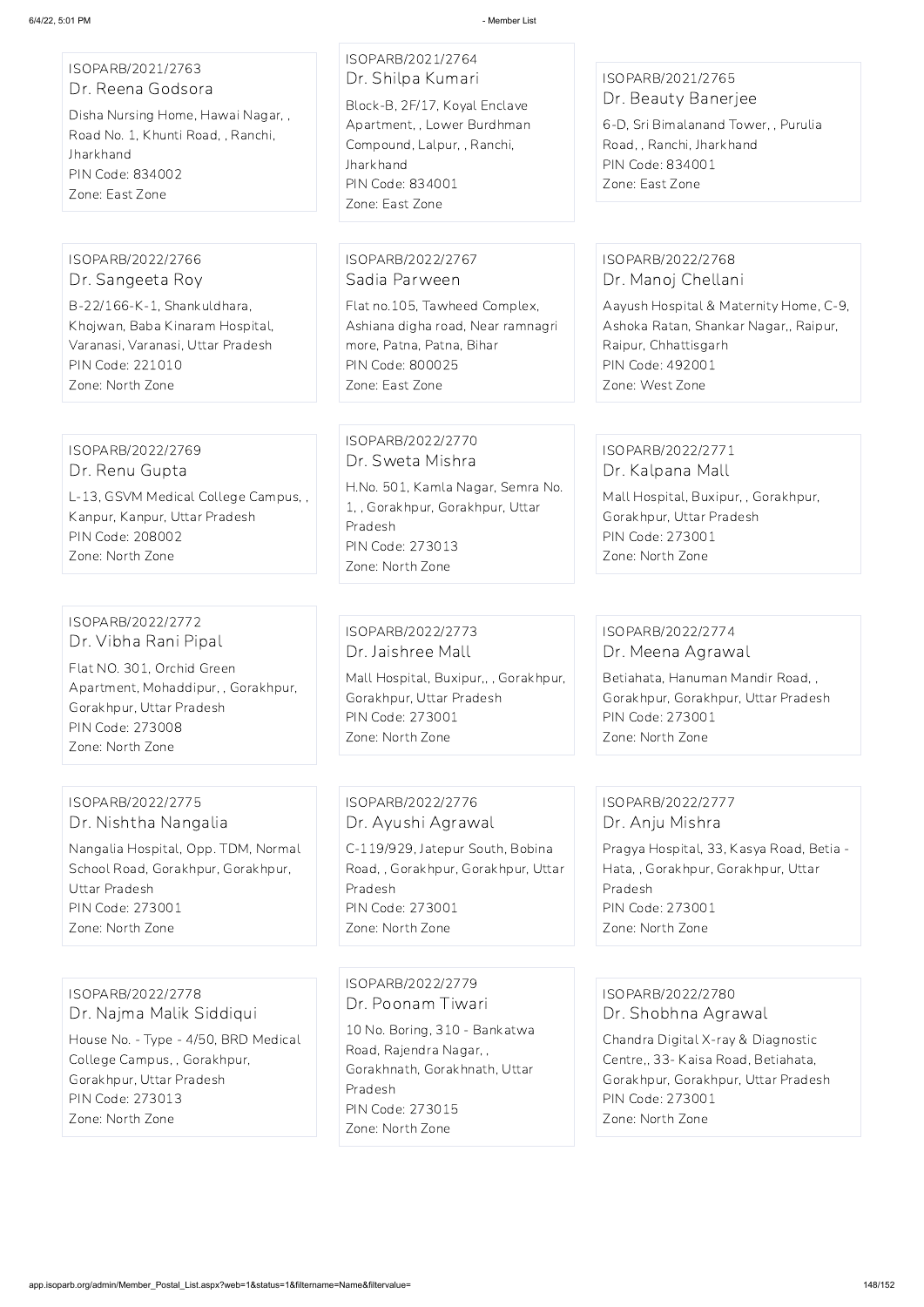ISOPARB/2021/2763
Dr. Reena Godsora
Disha Nursing Home, Hawai Nagar, , Road No. 1, Khunti Road, , Ranchi, Jharkhand
PIN Code: 834002
Zone: East Zone

ISOPARB/2021/2764
Dr. Shilpa Kumari
Block-B, 2F/17, Koyal Enclave Apartment, , Lower Burdhman Compound, Lalpur, , Ranchi, Jharkhand
PIN Code: 834001
Zone: East Zone

ISOPARB/2021/2765
Dr. Beauty Banerjee
6-D, Sri Bimalanand Tower, , Purulia Road, , Ranchi, Jharkhand
PIN Code: 834001
Zone: East Zone

ISOPARB/2022/2766
Dr. Sangeeta Roy
B-22/166-K-1, Shankuldhara, Khojwan, Baba Kinaram Hospital, Varanasi, Varanasi, Uttar Pradesh
PIN Code: 221010
Zone: North Zone

ISOPARB/2022/2767
Sadia Parween
Flat no.105, Tawheed Complex, Ashiana digha road, Near ramnagri more, Patna, Patna, Bihar
PIN Code: 800025
Zone: East Zone

ISOPARB/2022/2768
Dr. Manoj Chellani
Aayush Hospital & Maternity Home, C-9, Ashoka Ratan, Shankar Nagar,, Raipur, Raipur, Chhattisgarh
PIN Code: 492001
Zone: West Zone

ISOPARB/2022/2769
Dr. Renu Gupta
L-13, GSVM Medical College Campus, , Kanpur, Kanpur, Uttar Pradesh
PIN Code: 208002
Zone: North Zone

ISOPARB/2022/2770
Dr. Sweta Mishra
H.No. 501, Kamla Nagar, Semra No. 1, , Gorakhpur, Gorakhpur, Uttar Pradesh
PIN Code: 273013
Zone: North Zone

ISOPARB/2022/2771
Dr. Kalpana Mall
Mall Hospital, Buxipur, , Gorakhpur, Gorakhpur, Uttar Pradesh
PIN Code: 273001
Zone: North Zone

ISOPARB/2022/2772
Dr. Vibha Rani Pipal
Flat NO. 301, Orchid Green Apartment, Mohaddipur, , Gorakhpur, Gorakhpur, Uttar Pradesh
PIN Code: 273008
Zone: North Zone

ISOPARB/2022/2773
Dr. Jaishree Mall
Mall Hospital, Buxipur,, , Gorakhpur, Gorakhpur, Uttar Pradesh
PIN Code: 273001
Zone: North Zone

ISOPARB/2022/2774
Dr. Meena Agrawal
Betiahata, Hanuman Mandir Road, , Gorakhpur, Gorakhpur, Uttar Pradesh
PIN Code: 273001
Zone: North Zone

ISOPARB/2022/2775
Dr. Nishtha Nangalia
Nangalia Hospital, Opp. TDM, Normal School Road, Gorakhpur, Gorakhpur, Uttar Pradesh
PIN Code: 273001
Zone: North Zone

ISOPARB/2022/2776
Dr. Ayushi Agrawal
C-119/929, Jatepur South, Bobina Road, , Gorakhpur, Gorakhpur, Uttar Pradesh
PIN Code: 273001
Zone: North Zone

ISOPARB/2022/2777
Dr. Anju Mishra
Pragya Hospital, 33, Kasya Road, Betia - Hata, , Gorakhpur, Gorakhpur, Uttar Pradesh
PIN Code: 273001
Zone: North Zone

ISOPARB/2022/2778
Dr. Najma Malik Siddiqui
House No. - Type - 4/50, BRD Medical College Campus, , Gorakhpur, Gorakhpur, Uttar Pradesh
PIN Code: 273013
Zone: North Zone

ISOPARB/2022/2779
Dr. Poonam Tiwari
10 No. Boring, 310 - Bankatwa Road, Rajendra Nagar, , Gorakhnath, Gorakhnath, Uttar Pradesh
PIN Code: 273015
Zone: North Zone

ISOPARB/2022/2780
Dr. Shobhna Agrawal
Chandra Digital X-ray & Diagnostic Centre,, 33- Kaisa Road, Betiahata, Gorakhpur, Gorakhpur, Uttar Pradesh
PIN Code: 273001
Zone: North Zone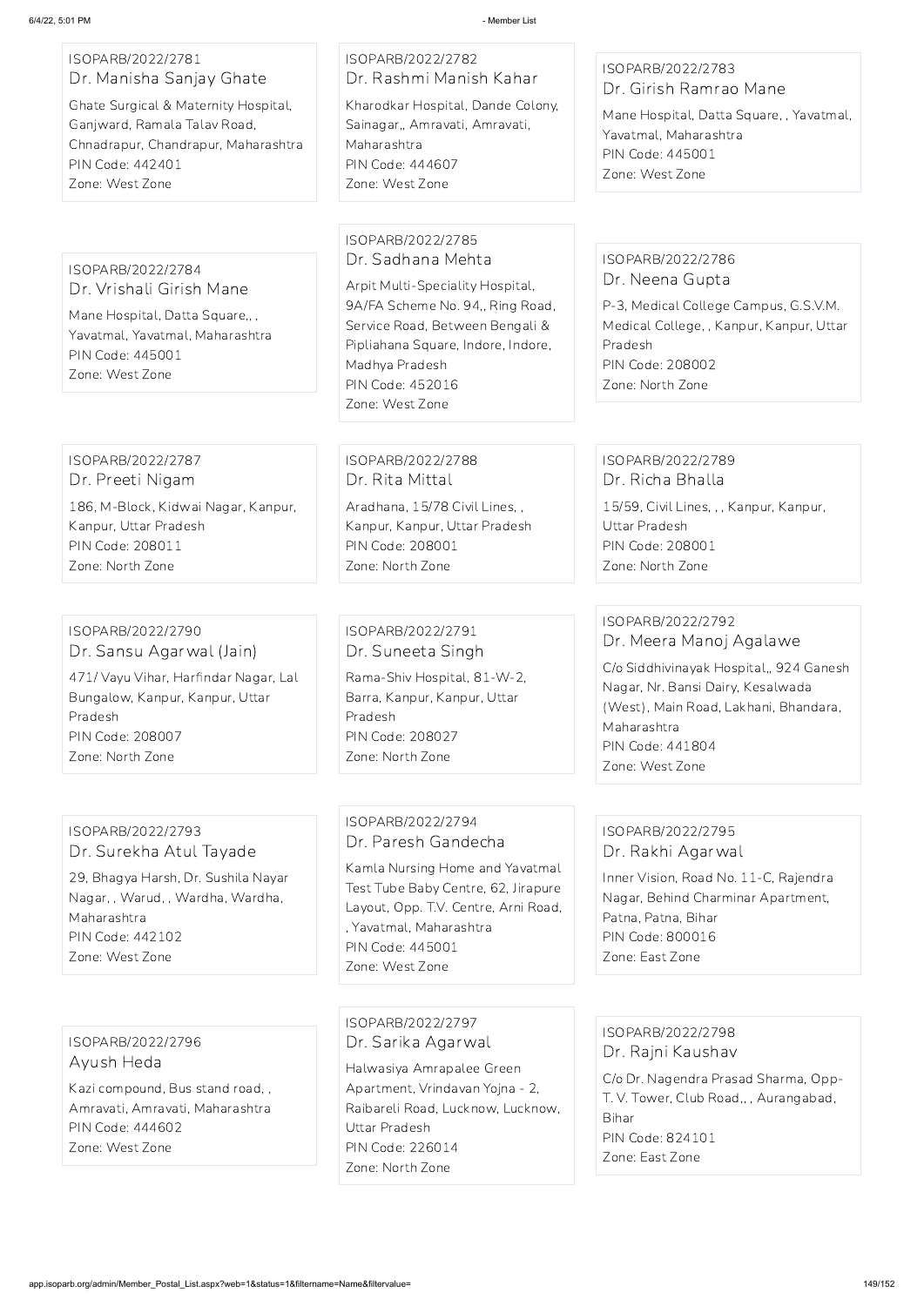ISOPARB/2022/2781
Dr. Manisha Sanjay Ghate
Ghate Surgical & Maternity Hospital, Ganjward, Ramala Talav Road, Chnadrapur, Chandrapur, Maharashtra
PIN Code: 442401
Zone: West Zone

ISOPARB/2022/2782
Dr. Rashmi Manish Kahar
Kharodkar Hospital, Dande Colony, Sainagar,, Amravati, Amravati, Maharashtra
PIN Code: 444607
Zone: West Zone

ISOPARB/2022/2783
Dr. Girish Ramrao Mane
Mane Hospital, Datta Square, , Yavatmal, Yavatmal, Maharashtra
PIN Code: 445001
Zone: West Zone

ISOPARB/2022/2784
Dr. Vrishali Girish Mane
Mane Hospital, Datta Square,, , Yavatmal, Yavatmal, Maharashtra
PIN Code: 445001
Zone: West Zone

ISOPARB/2022/2785
Dr. Sadhana Mehta
Arpit Multi-Speciality Hospital, 9A/FA Scheme No. 94,, Ring Road, Service Road, Between Bengali & Pipliahana Square, Indore, Indore, Madhya Pradesh
PIN Code: 452016
Zone: West Zone

ISOPARB/2022/2786
Dr. Neena Gupta
P-3, Medical College Campus, G.S.V.M. Medical College, , Kanpur, Kanpur, Uttar Pradesh
PIN Code: 208002
Zone: North Zone

ISOPARB/2022/2787
Dr. Preeti Nigam
186, M-Block, Kidwai Nagar, Kanpur, Kanpur, Uttar Pradesh
PIN Code: 208011
Zone: North Zone

ISOPARB/2022/2788
Dr. Rita Mittal
Aradhana, 15/78 Civil Lines, , Kanpur, Kanpur, Uttar Pradesh
PIN Code: 208001
Zone: North Zone

ISOPARB/2022/2789
Dr. Richa Bhalla
15/59, Civil Lines, , , Kanpur, Kanpur, Uttar Pradesh
PIN Code: 208001
Zone: North Zone

ISOPARB/2022/2790
Dr. Sansu Agarwal (Jain)
471/ Vayu Vihar, Harfindar Nagar, Lal Bungalow, Kanpur, Kanpur, Uttar Pradesh
PIN Code: 208007
Zone: North Zone

ISOPARB/2022/2791
Dr. Suneeta Singh
Rama-Shiv Hospital, 81-W-2, Barra, Kanpur, Kanpur, Uttar Pradesh
PIN Code: 208027
Zone: North Zone

ISOPARB/2022/2792
Dr. Meera Manoj Agalawe
C/o Siddhivinayak Hospital,, 924 Ganesh Nagar, Nr. Bansi Dairy, Kesalwada (West), Main Road, Lakhani, Bhandara, Maharashtra
PIN Code: 441804
Zone: West Zone

ISOPARB/2022/2793
Dr. Surekha Atul Tayade
29, Bhagya Harsh, Dr. Sushila Nayar Nagar, , Warud, , Wardha, Wardha, Maharashtra
PIN Code: 442102
Zone: West Zone

ISOPARB/2022/2794
Dr. Paresh Gandecha
Kamla Nursing Home and Yavatmal Test Tube Baby Centre, 62, Jirapure Layout, Opp. T.V. Centre, Arni Road, , Yavatmal, Maharashtra
PIN Code: 445001
Zone: West Zone

ISOPARB/2022/2795
Dr. Rakhi Agarwal
Inner Vision, Road No. 11-C, Rajendra Nagar, Behind Charminar Apartment, Patna, Patna, Bihar
PIN Code: 800016
Zone: East Zone

ISOPARB/2022/2796
Ayush Heda
Kazi compound, Bus stand road, , Amravati, Amravati, Maharashtra
PIN Code: 444602
Zone: West Zone

ISOPARB/2022/2797
Dr. Sarika Agarwal
Halwasiya Amrapalee Green Apartment, Vrindavan Yojna - 2, Raibareli Road, Lucknow, Lucknow, Uttar Pradesh
PIN Code: 226014
Zone: North Zone

ISOPARB/2022/2798
Dr. Rajni Kaushav
C/o Dr. Nagendra Prasad Sharma, Opp- T. V. Tower, Club Road,, , Aurangabad, Bihar
PIN Code: 824101
Zone: East Zone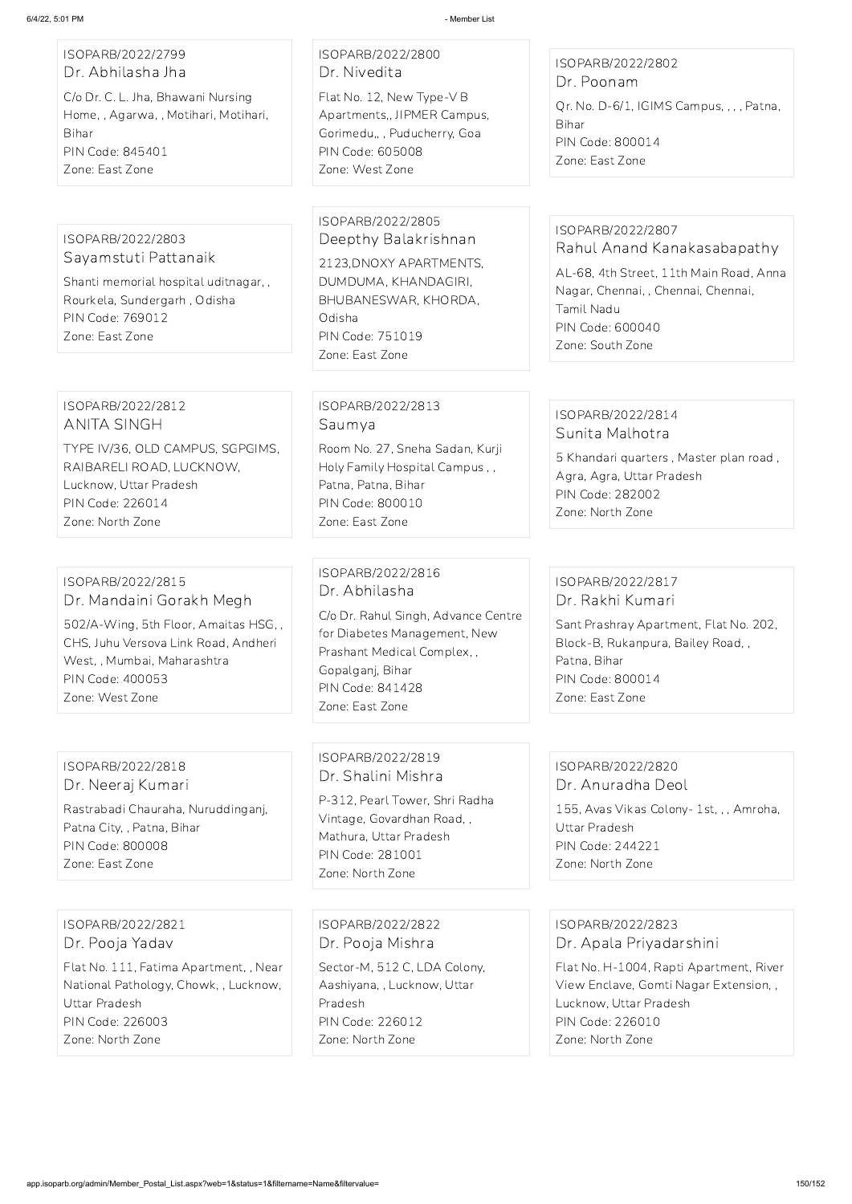ISOPARB/2022/2799
Dr. Abhilasha Jha
C/o Dr. C. L. Jha, Bhawani Nursing Home, , Agarwa, , Motihari, Motihari, Bihar
PIN Code: 845401
Zone: East Zone

ISOPARB/2022/2800
Dr. Nivedita
Flat No. 12, New Type-V B Apartments,, JIPMER Campus, Gorimedu,, , Puducherry, Goa
PIN Code: 605008
Zone: West Zone

ISOPARB/2022/2802
Dr. Poonam
Qr. No. D-6/1, IGIMS Campus, , , , Patna, Bihar
PIN Code: 800014
Zone: East Zone

ISOPARB/2022/2803
Sayamstuti Pattanaik
Shanti memorial hospital uditnagar, , Rourkela, Sundergarh , Odisha
PIN Code: 769012
Zone: East Zone

ISOPARB/2022/2805
Deepthy Balakrishnan
2123,DNOXY APARTMENTS, DUMDUMA, KHANDAGIRI, BHUBANESWAR, KHORDA, Odisha
PIN Code: 751019
Zone: East Zone

ISOPARB/2022/2807
Rahul Anand Kanakasabapathy
AL-68, 4th Street, 11th Main Road, Anna Nagar, Chennai, , Chennai, Chennai, Tamil Nadu
PIN Code: 600040
Zone: South Zone

ISOPARB/2022/2812
ANITA SINGH
TYPE IV/36, OLD CAMPUS, SGPGIMS, RAIBARELI ROAD, LUCKNOW, Lucknow, Uttar Pradesh
PIN Code: 226014
Zone: North Zone

ISOPARB/2022/2813
Saumya
Room No. 27, Sneha Sadan, Kurji Holy Family Hospital Campus , , Patna, Patna, Bihar
PIN Code: 800010
Zone: East Zone

ISOPARB/2022/2814
Sunita Malhotra
5 Khandari quarters , Master plan road , Agra, Agra, Uttar Pradesh
PIN Code: 282002
Zone: North Zone

ISOPARB/2022/2815
Dr. Mandaini Gorakh Megh
502/A-Wing, 5th Floor, Amaitas HSG, , CHS, Juhu Versova Link Road, Andheri West, , Mumbai, Maharashtra
PIN Code: 400053
Zone: West Zone

ISOPARB/2022/2816
Dr. Abhilasha
C/o Dr. Rahul Singh, Advance Centre for Diabetes Management, New Prashant Medical Complex, , Gopalganj, Bihar
PIN Code: 841428
Zone: East Zone

ISOPARB/2022/2817
Dr. Rakhi Kumari
Sant Prashray Apartment, Flat No. 202, Block-B, Rukanpura, Bailey Road, , Patna, Bihar
PIN Code: 800014
Zone: East Zone

ISOPARB/2022/2818
Dr. Neeraj Kumari
Rastrabadi Chauraha, Nuruddinganj, Patna City, , Patna, Bihar
PIN Code: 800008
Zone: East Zone

ISOPARB/2022/2819
Dr. Shalini Mishra
P-312, Pearl Tower, Shri Radha Vintage, Govardhan Road, , Mathura, Uttar Pradesh
PIN Code: 281001
Zone: North Zone

ISOPARB/2022/2820
Dr. Anuradha Deol
155, Avas Vikas Colony- 1st, , , Amroha, Uttar Pradesh
PIN Code: 244221
Zone: North Zone

ISOPARB/2022/2821
Dr. Pooja Yadav
Flat No. 111, Fatima Apartment, , Near National Pathology, Chowk, , Lucknow, Uttar Pradesh
PIN Code: 226003
Zone: North Zone

ISOPARB/2022/2822
Dr. Pooja Mishra
Sector-M, 512 C, LDA Colony, Aashiyana, , Lucknow, Uttar Pradesh
PIN Code: 226012
Zone: North Zone

ISOPARB/2022/2823
Dr. Apala Priyadarshini
Flat No. H-1004, Rapti Apartment, River View Enclave, Gomti Nagar Extension, , Lucknow, Uttar Pradesh
PIN Code: 226010
Zone: North Zone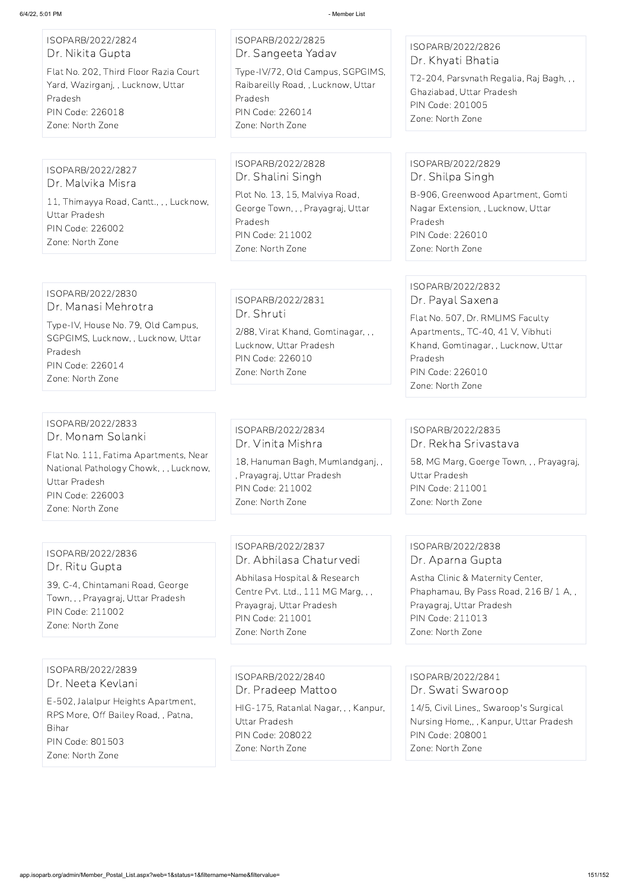ISOPARB/2022/2824
Dr. Nikita Gupta
Flat No. 202, Third Floor Razia Court Yard, Wazirganj, , Lucknow, Uttar Pradesh
PIN Code: 226018
Zone: North Zone

ISOPARB/2022/2825
Dr. Sangeeta Yadav
Type-IV/72, Old Campus, SGPGIMS, Raibareilly Road, , Lucknow, Uttar Pradesh
PIN Code: 226014
Zone: North Zone

ISOPARB/2022/2826
Dr. Khyati Bhatia
T2-204, Parsvnath Regalia, Raj Bagh, , , Ghaziabad, Uttar Pradesh
PIN Code: 201005
Zone: North Zone

ISOPARB/2022/2827
Dr. Malvika Misra
11, Thimayya Road, Cantt., , , Lucknow, Uttar Pradesh
PIN Code: 226002
Zone: North Zone

ISOPARB/2022/2828
Dr. Shalini Singh
Plot No. 13, 15, Malviya Road, George Town, , , Prayagraj, Uttar Pradesh
PIN Code: 211002
Zone: North Zone

ISOPARB/2022/2829
Dr. Shilpa Singh
B-906, Greenwood Apartment, Gomti Nagar Extension, , Lucknow, Uttar Pradesh
PIN Code: 226010
Zone: North Zone

ISOPARB/2022/2830
Dr. Manasi Mehrotra
Type-IV, House No. 79, Old Campus, SGPGIMS, Lucknow, , Lucknow, Uttar Pradesh
PIN Code: 226014
Zone: North Zone

ISOPARB/2022/2831
Dr. Shruti
2/88, Virat Khand, Gomtinagar, , , Lucknow, Uttar Pradesh
PIN Code: 226010
Zone: North Zone

ISOPARB/2022/2832
Dr. Payal Saxena
Flat No. 507, Dr. RMLIMS Faculty Apartments,, TC-40, 41 V, Vibhuti Khand, Gomtinagar, , Lucknow, Uttar Pradesh
PIN Code: 226010
Zone: North Zone

ISOPARB/2022/2833
Dr. Monam Solanki
Flat No. 111, Fatima Apartments, Near National Pathology Chowk, , , Lucknow, Uttar Pradesh
PIN Code: 226003
Zone: North Zone

ISOPARB/2022/2834
Dr. Vinita Mishra
18, Hanuman Bagh, Mumlandganj, , , Prayagraj, Uttar Pradesh
PIN Code: 211002
Zone: North Zone

ISOPARB/2022/2835
Dr. Rekha Srivastava
58, MG Marg, Goerge Town, , , Prayagraj, Uttar Pradesh
PIN Code: 211001
Zone: North Zone

ISOPARB/2022/2836
Dr. Ritu Gupta
39, C-4, Chintamani Road, George Town, , , Prayagraj, Uttar Pradesh
PIN Code: 211002
Zone: North Zone

ISOPARB/2022/2837
Dr. Abhilasa Chaturvedi
Abhilasa Hospital & Research Centre Pvt. Ltd., 111 MG Marg, , , Prayagraj, Uttar Pradesh
PIN Code: 211001
Zone: North Zone

ISOPARB/2022/2838
Dr. Aparna Gupta
Astha Clinic & Maternity Center, Phaphamau, By Pass Road, 216 B/ 1 A, , Prayagraj, Uttar Pradesh
PIN Code: 211013
Zone: North Zone

ISOPARB/2022/2839
Dr. Neeta Kevlani
E-502, Jalalpur Heights Apartment, RPS More, Off Bailey Road, , Patna, Bihar
PIN Code: 801503
Zone: North Zone

ISOPARB/2022/2840
Dr. Pradeep Mattoo
HIG-175, Ratanlal Nagar, , , Kanpur, Uttar Pradesh
PIN Code: 208022
Zone: North Zone

ISOPARB/2022/2841
Dr. Swati Swaroop
14/5, Civil Lines,, Swaroop's Surgical Nursing Home,, , Kanpur, Uttar Pradesh
PIN Code: 208001
Zone: North Zone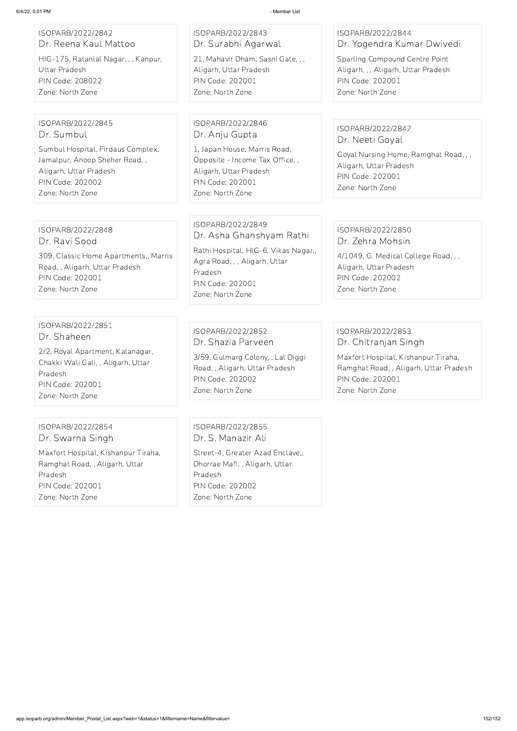ISOPARB/2022/2842
Dr. Reena Kaul Mattoo
HIG-175, Ratanlal Nagar, , , Kanpur, Uttar Pradesh
PIN Code: 208022
Zone: North Zone

ISOPARB/2022/2843
Dr. Surabhi Agarwal
21, Mahavir Dham, Sasni Gate, , , Aligarh, Uttar Pradesh
PIN Code: 202001
Zone: North Zone

ISOPARB/2022/2844
Dr. Yogendra Kumar Dwivedi
Sparling Compound Centre Point Aligarh, , , Aligarh, Uttar Pradesh
PIN Code: 202001
Zone: North Zone

ISOPARB/2022/2845
Dr. Sumbul
Sumbul Hospital, Firdaus Complex, Jamalpur, Anoop Sheher Road, , Aligarh, Uttar Pradesh
PIN Code: 202002
Zone: North Zone

ISOPARB/2022/2846
Dr. Anju Gupta
1, Japan House, Marris Road, Opposite - Income Tax Office, , Aligarh, Uttar Pradesh
PIN Code: 202001
Zone: North Zone

ISOPARB/2022/2847
Dr. Neeti Goyal
Goyal Nursing Home, Ramghat Road, , , Aligarh, Uttar Pradesh
PIN Code: 202001
Zone: North Zone

ISOPARB/2022/2848
Dr. Ravi Sood
309, Classic Home Apartments,, Marris Road, , Aligarh, Uttar Pradesh
PIN Code: 202001
Zone: North Zone

ISOPARB/2022/2849
Dr. Asha Ghanshyam Rathi
Rathi Hospital, HIG-6, Vikas Nagar,, Agra Road, , , Aligarh, Uttar Pradesh
PIN Code: 202001
Zone: North Zone

ISOPARB/2022/2850
Dr. Zehra Mohsin
4/1049, G. Medical College Road, , , Aligarh, Uttar Pradesh
PIN Code: 202002
Zone: North Zone

ISOPARB/2022/2851
Dr. Shaheen
2/2, Royal Apartment, Kalanagar, Chakki Wali Gali, , Aligarh, Uttar Pradesh
PIN Code: 202001
Zone: North Zone

ISOPARB/2022/2852
Dr. Shazia Parveen
3/59, Gulmarg Colony, , Lal Diggi Road, , Aligarh, Uttar Pradesh
PIN Code: 202002
Zone: North Zone

ISOPARB/2022/2853
Dr. Chitranjan Singh
Maxfort Hospital, Kishanpur Tiraha, Ramghat Road, , Aligarh, Uttar Pradesh
PIN Code: 202001
Zone: North Zone

ISOPARB/2022/2854
Dr. Swarna Singh
Maxfort Hospital, Kishanpur Tiraha, Ramghat Road, , Aligarh, Uttar Pradesh
PIN Code: 202001
Zone: North Zone

ISOPARB/2022/2855
Dr. S. Manazir Ali
Street-4, Greater Azad Enclave,, Dhorrae Mafi, , Aligarh, Uttar Pradesh
PIN Code: 202002
Zone: North Zone